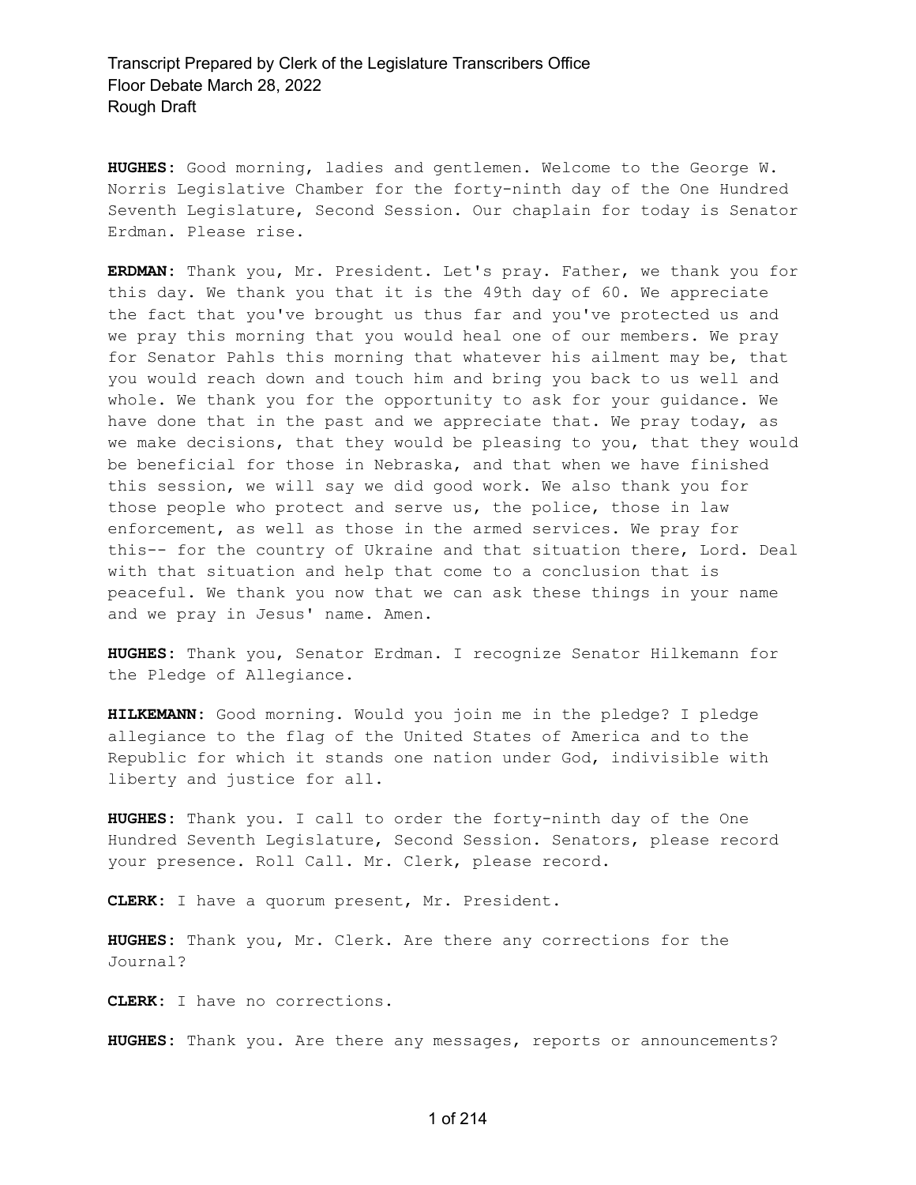Transcript Prepared by Clerk of the Legislature Transcribers Office
Floor Debate March 28, 2022
Rough Draft

**HUGHES:** Good morning, ladies and gentlemen. Welcome to the George W. Norris Legislative Chamber for the forty-ninth day of the One Hundred Seventh Legislature, Second Session. Our chaplain for today is Senator Erdman. Please rise.

**ERDMAN:** Thank you, Mr. President. Let's pray. Father, we thank you for this day. We thank you that it is the 49th day of 60. We appreciate the fact that you've brought us thus far and you've protected us and we pray this morning that you would heal one of our members. We pray for Senator Pahls this morning that whatever his ailment may be, that you would reach down and touch him and bring you back to us well and whole. We thank you for the opportunity to ask for your guidance. We have done that in the past and we appreciate that. We pray today, as we make decisions, that they would be pleasing to you, that they would be beneficial for those in Nebraska, and that when we have finished this session, we will say we did good work. We also thank you for those people who protect and serve us, the police, those in law enforcement, as well as those in the armed services. We pray for this-- for the country of Ukraine and that situation there, Lord. Deal with that situation and help that come to a conclusion that is peaceful. We thank you now that we can ask these things in your name and we pray in Jesus' name. Amen.

**HUGHES:** Thank you, Senator Erdman. I recognize Senator Hilkemann for the Pledge of Allegiance.

**HILKEMANN:** Good morning. Would you join me in the pledge? I pledge allegiance to the flag of the United States of America and to the Republic for which it stands one nation under God, indivisible with liberty and justice for all.

**HUGHES:** Thank you. I call to order the forty-ninth day of the One Hundred Seventh Legislature, Second Session. Senators, please record your presence. Roll Call. Mr. Clerk, please record.

**CLERK:** I have a quorum present, Mr. President.

**HUGHES:** Thank you, Mr. Clerk. Are there any corrections for the Journal?

**CLERK:** I have no corrections.

**HUGHES:** Thank you. Are there any messages, reports or announcements?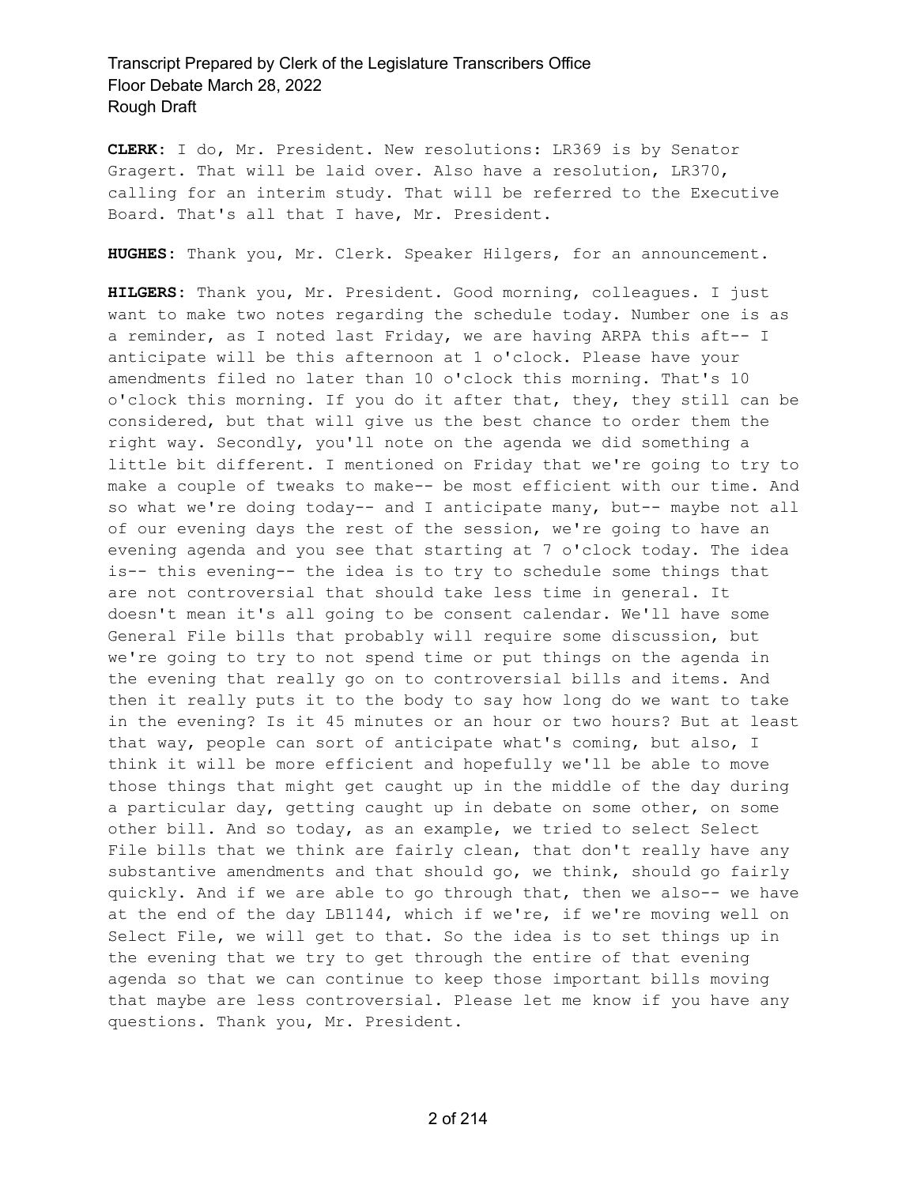**CLERK:** I do, Mr. President. New resolutions: LR369 is by Senator Gragert. That will be laid over. Also have a resolution, LR370, calling for an interim study. That will be referred to the Executive Board. That's all that I have, Mr. President.

**HUGHES:** Thank you, Mr. Clerk. Speaker Hilgers, for an announcement.

**HILGERS:** Thank you, Mr. President. Good morning, colleagues. I just want to make two notes regarding the schedule today. Number one is as a reminder, as I noted last Friday, we are having ARPA this aft-- I anticipate will be this afternoon at 1 o'clock. Please have your amendments filed no later than 10 o'clock this morning. That's 10 o'clock this morning. If you do it after that, they, they still can be considered, but that will give us the best chance to order them the right way. Secondly, you'll note on the agenda we did something a little bit different. I mentioned on Friday that we're going to try to make a couple of tweaks to make-- be most efficient with our time. And so what we're doing today-- and I anticipate many, but-- maybe not all of our evening days the rest of the session, we're going to have an evening agenda and you see that starting at 7 o'clock today. The idea is-- this evening-- the idea is to try to schedule some things that are not controversial that should take less time in general. It doesn't mean it's all going to be consent calendar. We'll have some General File bills that probably will require some discussion, but we're going to try to not spend time or put things on the agenda in the evening that really go on to controversial bills and items. And then it really puts it to the body to say how long do we want to take in the evening? Is it 45 minutes or an hour or two hours? But at least that way, people can sort of anticipate what's coming, but also, I think it will be more efficient and hopefully we'll be able to move those things that might get caught up in the middle of the day during a particular day, getting caught up in debate on some other, on some other bill. And so today, as an example, we tried to select Select File bills that we think are fairly clean, that don't really have any substantive amendments and that should go, we think, should go fairly quickly. And if we are able to go through that, then we also-- we have at the end of the day LB1144, which if we're, if we're moving well on Select File, we will get to that. So the idea is to set things up in the evening that we try to get through the entire of that evening agenda so that we can continue to keep those important bills moving that maybe are less controversial. Please let me know if you have any questions. Thank you, Mr. President.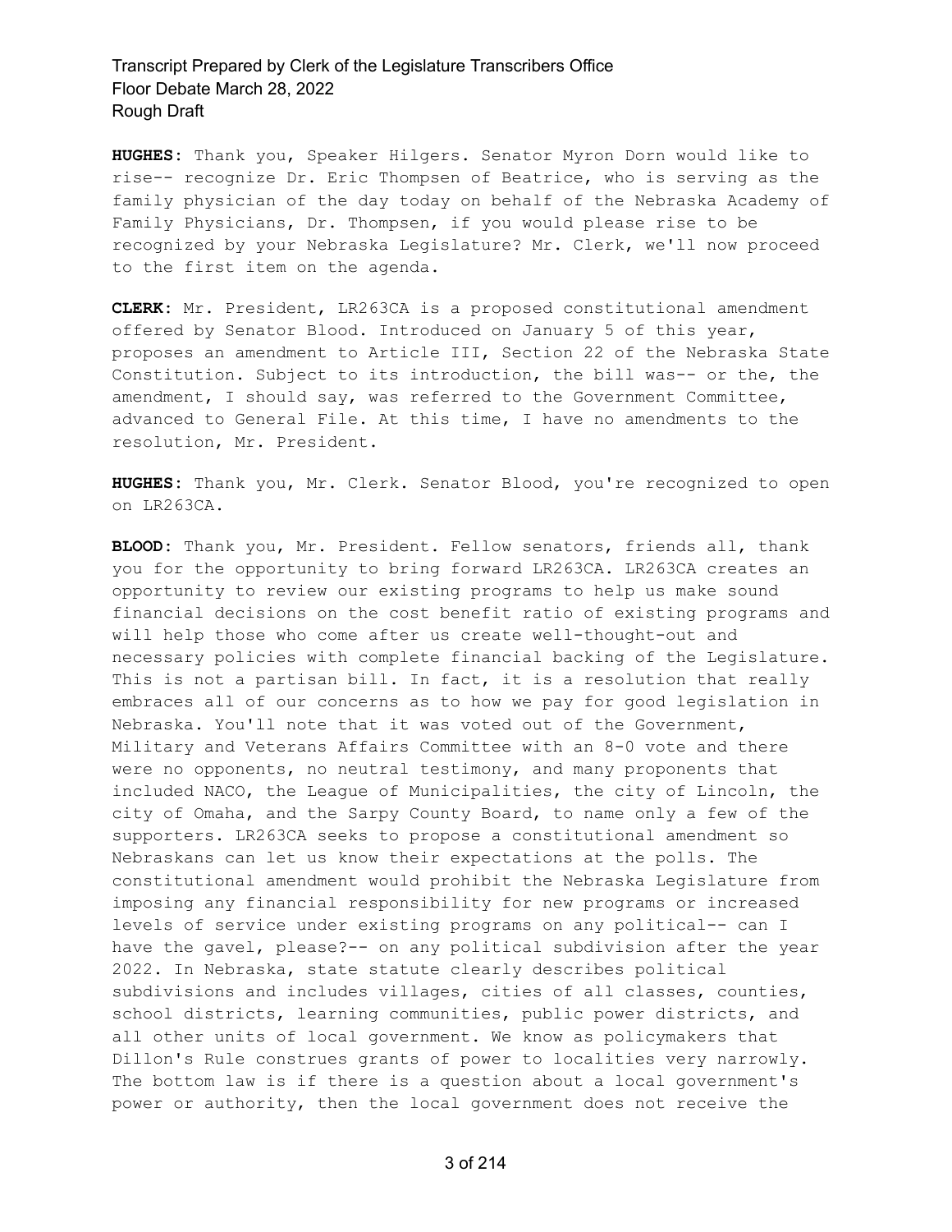**HUGHES:** Thank you, Speaker Hilgers. Senator Myron Dorn would like to rise-- recognize Dr. Eric Thompsen of Beatrice, who is serving as the family physician of the day today on behalf of the Nebraska Academy of Family Physicians, Dr. Thompsen, if you would please rise to be recognized by your Nebraska Legislature? Mr. Clerk, we'll now proceed to the first item on the agenda.

**CLERK:** Mr. President, LR263CA is a proposed constitutional amendment offered by Senator Blood. Introduced on January 5 of this year, proposes an amendment to Article III, Section 22 of the Nebraska State Constitution. Subject to its introduction, the bill was-- or the, the amendment, I should say, was referred to the Government Committee, advanced to General File. At this time, I have no amendments to the resolution, Mr. President.

**HUGHES:** Thank you, Mr. Clerk. Senator Blood, you're recognized to open on LR263CA.

**BLOOD:** Thank you, Mr. President. Fellow senators, friends all, thank you for the opportunity to bring forward LR263CA. LR263CA creates an opportunity to review our existing programs to help us make sound financial decisions on the cost benefit ratio of existing programs and will help those who come after us create well-thought-out and necessary policies with complete financial backing of the Legislature. This is not a partisan bill. In fact, it is a resolution that really embraces all of our concerns as to how we pay for good legislation in Nebraska. You'll note that it was voted out of the Government, Military and Veterans Affairs Committee with an 8-0 vote and there were no opponents, no neutral testimony, and many proponents that included NACO, the League of Municipalities, the city of Lincoln, the city of Omaha, and the Sarpy County Board, to name only a few of the supporters. LR263CA seeks to propose a constitutional amendment so Nebraskans can let us know their expectations at the polls. The constitutional amendment would prohibit the Nebraska Legislature from imposing any financial responsibility for new programs or increased levels of service under existing programs on any political-- can I have the gavel, please?-- on any political subdivision after the year 2022. In Nebraska, state statute clearly describes political subdivisions and includes villages, cities of all classes, counties, school districts, learning communities, public power districts, and all other units of local government. We know as policymakers that Dillon's Rule construes grants of power to localities very narrowly. The bottom law is if there is a question about a local government's power or authority, then the local government does not receive the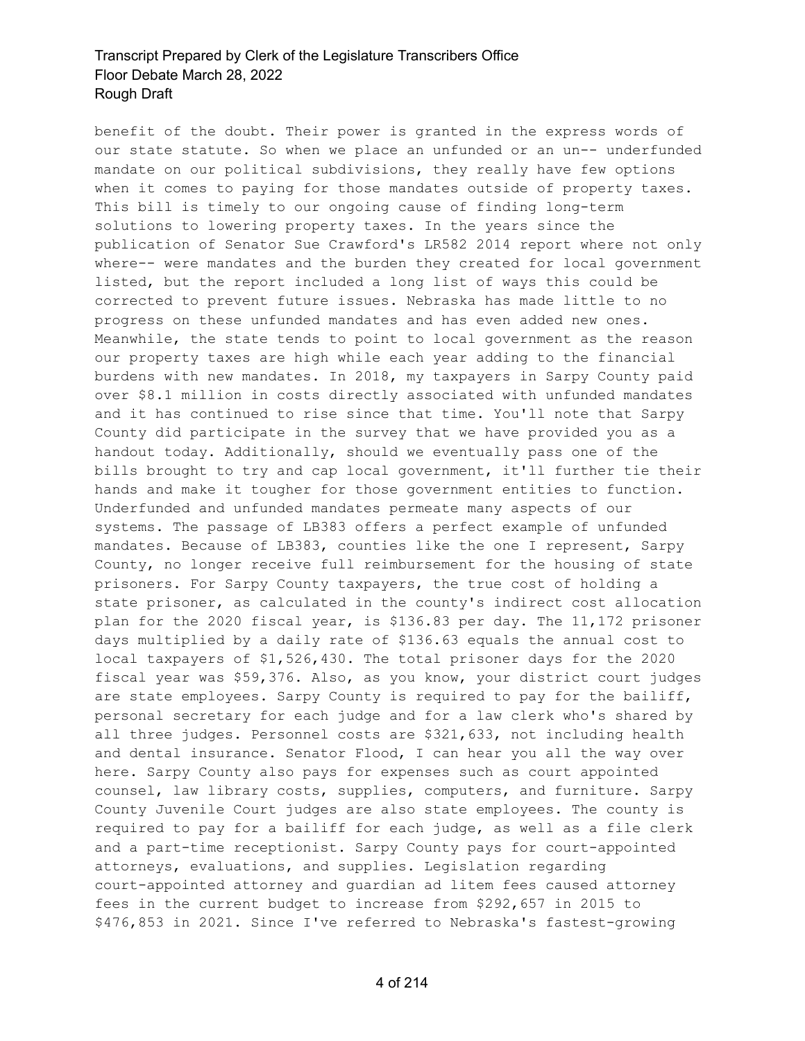benefit of the doubt. Their power is granted in the express words of our state statute. So when we place an unfunded or an un-- underfunded mandate on our political subdivisions, they really have few options when it comes to paying for those mandates outside of property taxes. This bill is timely to our ongoing cause of finding long-term solutions to lowering property taxes. In the years since the publication of Senator Sue Crawford's LR582 2014 report where not only where-- were mandates and the burden they created for local government listed, but the report included a long list of ways this could be corrected to prevent future issues. Nebraska has made little to no progress on these unfunded mandates and has even added new ones. Meanwhile, the state tends to point to local government as the reason our property taxes are high while each year adding to the financial burdens with new mandates. In 2018, my taxpayers in Sarpy County paid over $8.1 million in costs directly associated with unfunded mandates and it has continued to rise since that time. You'll note that Sarpy County did participate in the survey that we have provided you as a handout today. Additionally, should we eventually pass one of the bills brought to try and cap local government, it'll further tie their hands and make it tougher for those government entities to function. Underfunded and unfunded mandates permeate many aspects of our systems. The passage of LB383 offers a perfect example of unfunded mandates. Because of LB383, counties like the one I represent, Sarpy County, no longer receive full reimbursement for the housing of state prisoners. For Sarpy County taxpayers, the true cost of holding a state prisoner, as calculated in the county's indirect cost allocation plan for the 2020 fiscal year, is $136.83 per day. The 11,172 prisoner days multiplied by a daily rate of $136.63 equals the annual cost to local taxpayers of $1,526,430. The total prisoner days for the 2020 fiscal year was $59,376. Also, as you know, your district court judges are state employees. Sarpy County is required to pay for the bailiff, personal secretary for each judge and for a law clerk who's shared by all three judges. Personnel costs are $321,633, not including health and dental insurance. Senator Flood, I can hear you all the way over here. Sarpy County also pays for expenses such as court appointed counsel, law library costs, supplies, computers, and furniture. Sarpy County Juvenile Court judges are also state employees. The county is required to pay for a bailiff for each judge, as well as a file clerk and a part-time receptionist. Sarpy County pays for court-appointed attorneys, evaluations, and supplies. Legislation regarding court-appointed attorney and guardian ad litem fees caused attorney fees in the current budget to increase from $292,657 in 2015 to $476,853 in 2021. Since I've referred to Nebraska's fastest-growing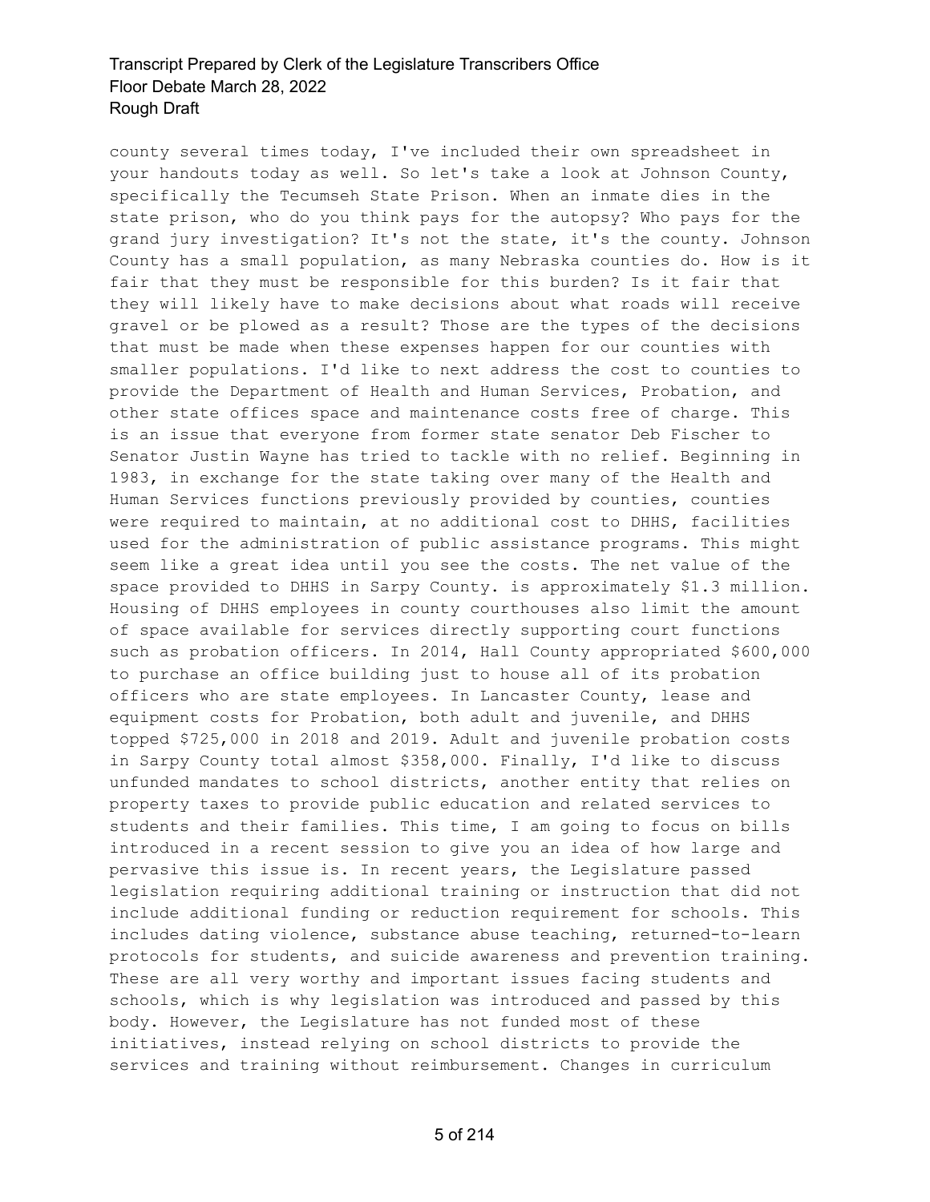county several times today, I've included their own spreadsheet in your handouts today as well. So let's take a look at Johnson County, specifically the Tecumseh State Prison. When an inmate dies in the state prison, who do you think pays for the autopsy? Who pays for the grand jury investigation? It's not the state, it's the county. Johnson County has a small population, as many Nebraska counties do. How is it fair that they must be responsible for this burden? Is it fair that they will likely have to make decisions about what roads will receive gravel or be plowed as a result? Those are the types of the decisions that must be made when these expenses happen for our counties with smaller populations. I'd like to next address the cost to counties to provide the Department of Health and Human Services, Probation, and other state offices space and maintenance costs free of charge. This is an issue that everyone from former state senator Deb Fischer to Senator Justin Wayne has tried to tackle with no relief. Beginning in 1983, in exchange for the state taking over many of the Health and Human Services functions previously provided by counties, counties were required to maintain, at no additional cost to DHHS, facilities used for the administration of public assistance programs. This might seem like a great idea until you see the costs. The net value of the space provided to DHHS in Sarpy County. is approximately $1.3 million. Housing of DHHS employees in county courthouses also limit the amount of space available for services directly supporting court functions such as probation officers. In 2014, Hall County appropriated $600,000 to purchase an office building just to house all of its probation officers who are state employees. In Lancaster County, lease and equipment costs for Probation, both adult and juvenile, and DHHS topped $725,000 in 2018 and 2019. Adult and juvenile probation costs in Sarpy County total almost $358,000. Finally, I'd like to discuss unfunded mandates to school districts, another entity that relies on property taxes to provide public education and related services to students and their families. This time, I am going to focus on bills introduced in a recent session to give you an idea of how large and pervasive this issue is. In recent years, the Legislature passed legislation requiring additional training or instruction that did not include additional funding or reduction requirement for schools. This includes dating violence, substance abuse teaching, returned-to-learn protocols for students, and suicide awareness and prevention training. These are all very worthy and important issues facing students and schools, which is why legislation was introduced and passed by this body. However, the Legislature has not funded most of these initiatives, instead relying on school districts to provide the services and training without reimbursement. Changes in curriculum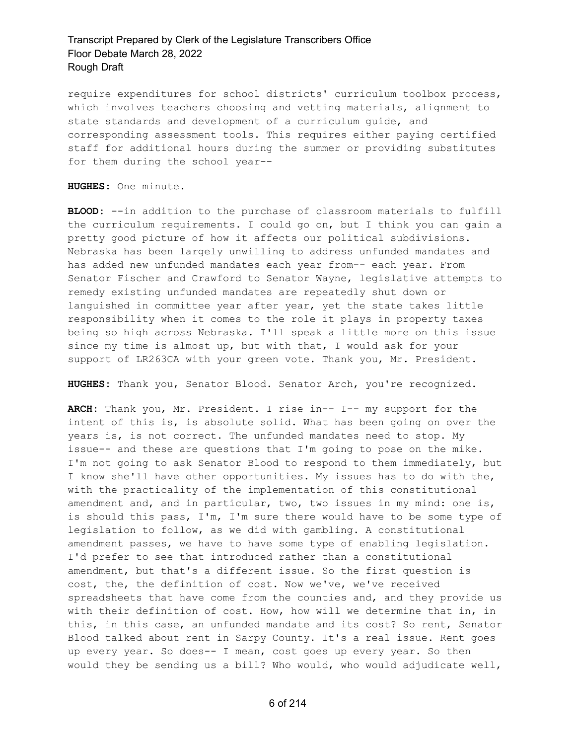require expenditures for school districts' curriculum toolbox process, which involves teachers choosing and vetting materials, alignment to state standards and development of a curriculum guide, and corresponding assessment tools. This requires either paying certified staff for additional hours during the summer or providing substitutes for them during the school year--

**HUGHES:** One minute.

**BLOOD:** --in addition to the purchase of classroom materials to fulfill the curriculum requirements. I could go on, but I think you can gain a pretty good picture of how it affects our political subdivisions. Nebraska has been largely unwilling to address unfunded mandates and has added new unfunded mandates each year from-- each year. From Senator Fischer and Crawford to Senator Wayne, legislative attempts to remedy existing unfunded mandates are repeatedly shut down or languished in committee year after year, yet the state takes little responsibility when it comes to the role it plays in property taxes being so high across Nebraska. I'll speak a little more on this issue since my time is almost up, but with that, I would ask for your support of LR263CA with your green vote. Thank you, Mr. President.

**HUGHES:** Thank you, Senator Blood. Senator Arch, you're recognized.

**ARCH:** Thank you, Mr. President. I rise in-- I-- my support for the intent of this is, is absolute solid. What has been going on over the years is, is not correct. The unfunded mandates need to stop. My issue-- and these are questions that I'm going to pose on the mike. I'm not going to ask Senator Blood to respond to them immediately, but I know she'll have other opportunities. My issues has to do with the, with the practicality of the implementation of this constitutional amendment and, and in particular, two, two issues in my mind: one is, is should this pass, I'm, I'm sure there would have to be some type of legislation to follow, as we did with gambling. A constitutional amendment passes, we have to have some type of enabling legislation. I'd prefer to see that introduced rather than a constitutional amendment, but that's a different issue. So the first question is cost, the, the definition of cost. Now we've, we've received spreadsheets that have come from the counties and, and they provide us with their definition of cost. How, how will we determine that in, in this, in this case, an unfunded mandate and its cost? So rent, Senator Blood talked about rent in Sarpy County. It's a real issue. Rent goes up every year. So does-- I mean, cost goes up every year. So then would they be sending us a bill? Who would, who would adjudicate well,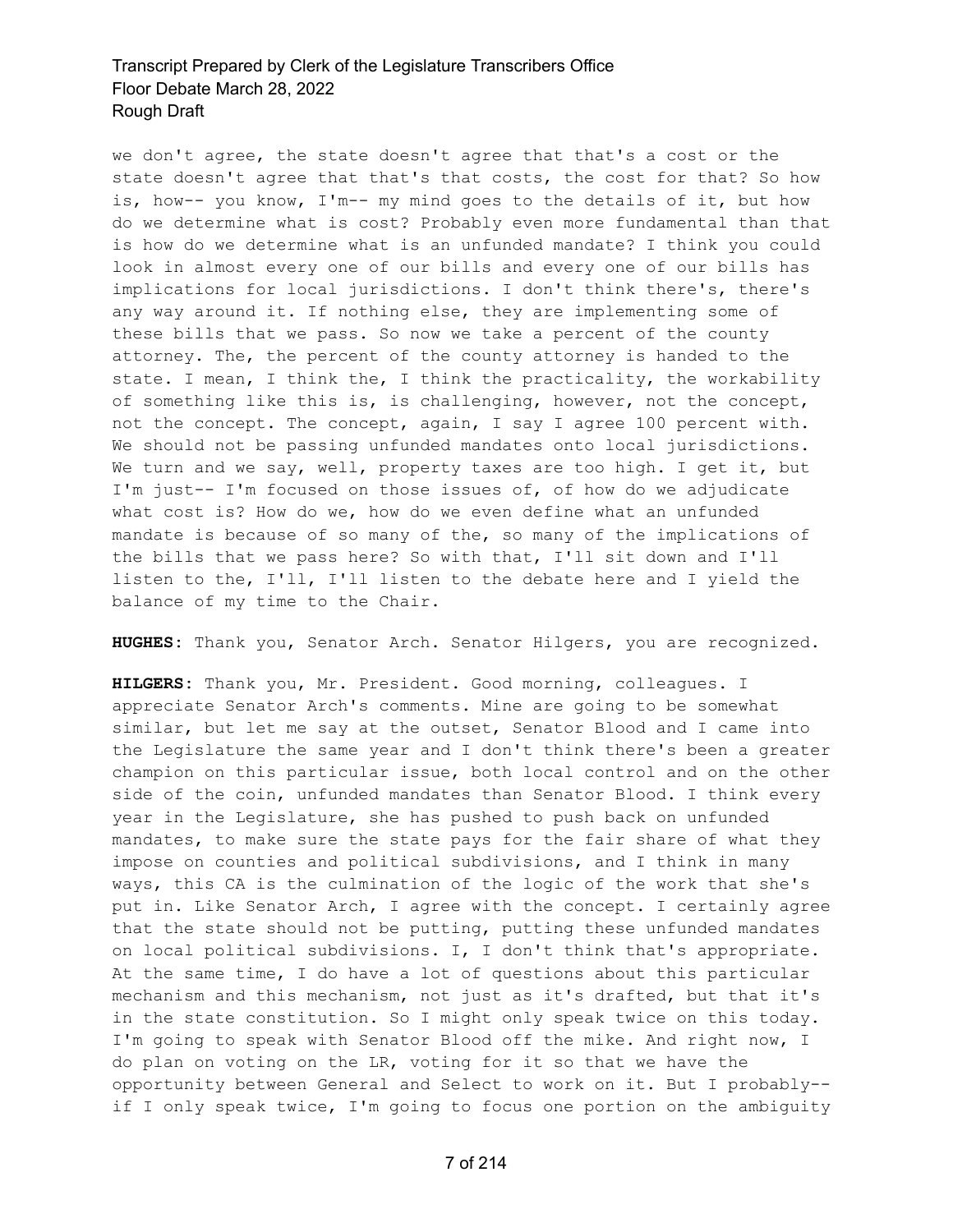we don't agree, the state doesn't agree that that's a cost or the state doesn't agree that that's that costs, the cost for that? So how is, how-- you know, I'm-- my mind goes to the details of it, but how do we determine what is cost? Probably even more fundamental than that is how do we determine what is an unfunded mandate? I think you could look in almost every one of our bills and every one of our bills has implications for local jurisdictions. I don't think there's, there's any way around it. If nothing else, they are implementing some of these bills that we pass. So now we take a percent of the county attorney. The, the percent of the county attorney is handed to the state. I mean, I think the, I think the practicality, the workability of something like this is, is challenging, however, not the concept, not the concept. The concept, again, I say I agree 100 percent with. We should not be passing unfunded mandates onto local jurisdictions. We turn and we say, well, property taxes are too high. I get it, but I'm just-- I'm focused on those issues of, of how do we adjudicate what cost is? How do we, how do we even define what an unfunded mandate is because of so many of the, so many of the implications of the bills that we pass here? So with that, I'll sit down and I'll listen to the, I'll, I'll listen to the debate here and I yield the balance of my time to the Chair.

**HUGHES**: Thank you, Senator Arch. Senator Hilgers, you are recognized.

**HILGERS**: Thank you, Mr. President. Good morning, colleagues. I appreciate Senator Arch's comments. Mine are going to be somewhat similar, but let me say at the outset, Senator Blood and I came into the Legislature the same year and I don't think there's been a greater champion on this particular issue, both local control and on the other side of the coin, unfunded mandates than Senator Blood. I think every year in the Legislature, she has pushed to push back on unfunded mandates, to make sure the state pays for the fair share of what they impose on counties and political subdivisions, and I think in many ways, this CA is the culmination of the logic of the work that she's put in. Like Senator Arch, I agree with the concept. I certainly agree that the state should not be putting, putting these unfunded mandates on local political subdivisions. I, I don't think that's appropriate. At the same time, I do have a lot of questions about this particular mechanism and this mechanism, not just as it's drafted, but that it's in the state constitution. So I might only speak twice on this today. I'm going to speak with Senator Blood off the mike. And right now, I do plan on voting on the LR, voting for it so that we have the opportunity between General and Select to work on it. But I probably-- if I only speak twice, I'm going to focus one portion on the ambiguity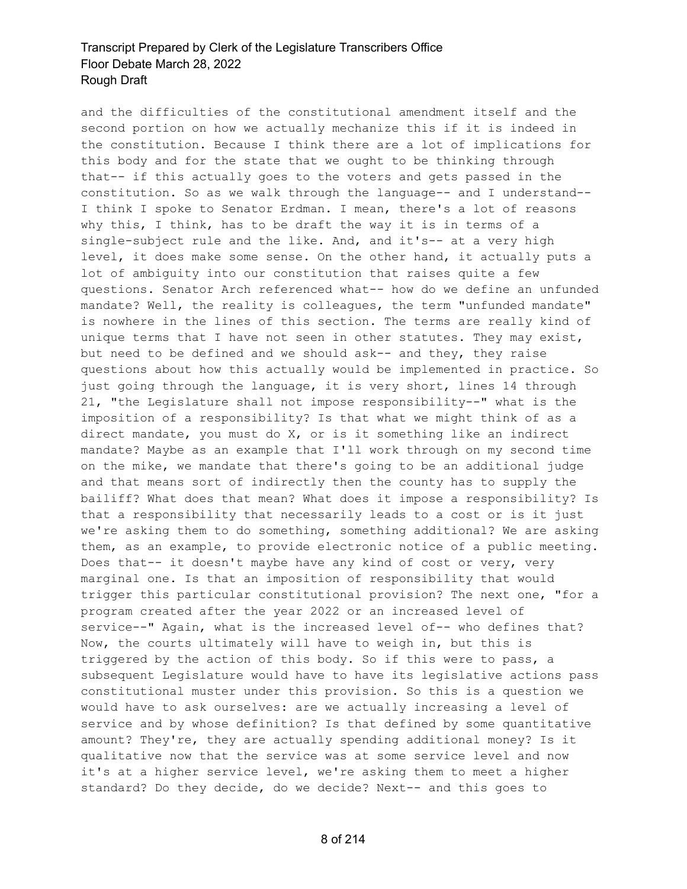and the difficulties of the constitutional amendment itself and the second portion on how we actually mechanize this if it is indeed in the constitution. Because I think there are a lot of implications for this body and for the state that we ought to be thinking through that-- if this actually goes to the voters and gets passed in the constitution. So as we walk through the language-- and I understand-- I think I spoke to Senator Erdman. I mean, there's a lot of reasons why this, I think, has to be draft the way it is in terms of a single-subject rule and the like. And, and it's-- at a very high level, it does make some sense. On the other hand, it actually puts a lot of ambiguity into our constitution that raises quite a few questions. Senator Arch referenced what-- how do we define an unfunded mandate? Well, the reality is colleagues, the term "unfunded mandate" is nowhere in the lines of this section. The terms are really kind of unique terms that I have not seen in other statutes. They may exist, but need to be defined and we should ask-- and they, they raise questions about how this actually would be implemented in practice. So just going through the language, it is very short, lines 14 through 21, "the Legislature shall not impose responsibility--" what is the imposition of a responsibility? Is that what we might think of as a direct mandate, you must do X, or is it something like an indirect mandate? Maybe as an example that I'll work through on my second time on the mike, we mandate that there's going to be an additional judge and that means sort of indirectly then the county has to supply the bailiff? What does that mean? What does it impose a responsibility? Is that a responsibility that necessarily leads to a cost or is it just we're asking them to do something, something additional? We are asking them, as an example, to provide electronic notice of a public meeting. Does that-- it doesn't maybe have any kind of cost or very, very marginal one. Is that an imposition of responsibility that would trigger this particular constitutional provision? The next one, "for a program created after the year 2022 or an increased level of service--" Again, what is the increased level of-- who defines that? Now, the courts ultimately will have to weigh in, but this is triggered by the action of this body. So if this were to pass, a subsequent Legislature would have to have its legislative actions pass constitutional muster under this provision. So this is a question we would have to ask ourselves: are we actually increasing a level of service and by whose definition? Is that defined by some quantitative amount? They're, they are actually spending additional money? Is it qualitative now that the service was at some service level and now it's at a higher service level, we're asking them to meet a higher standard? Do they decide, do we decide? Next-- and this goes to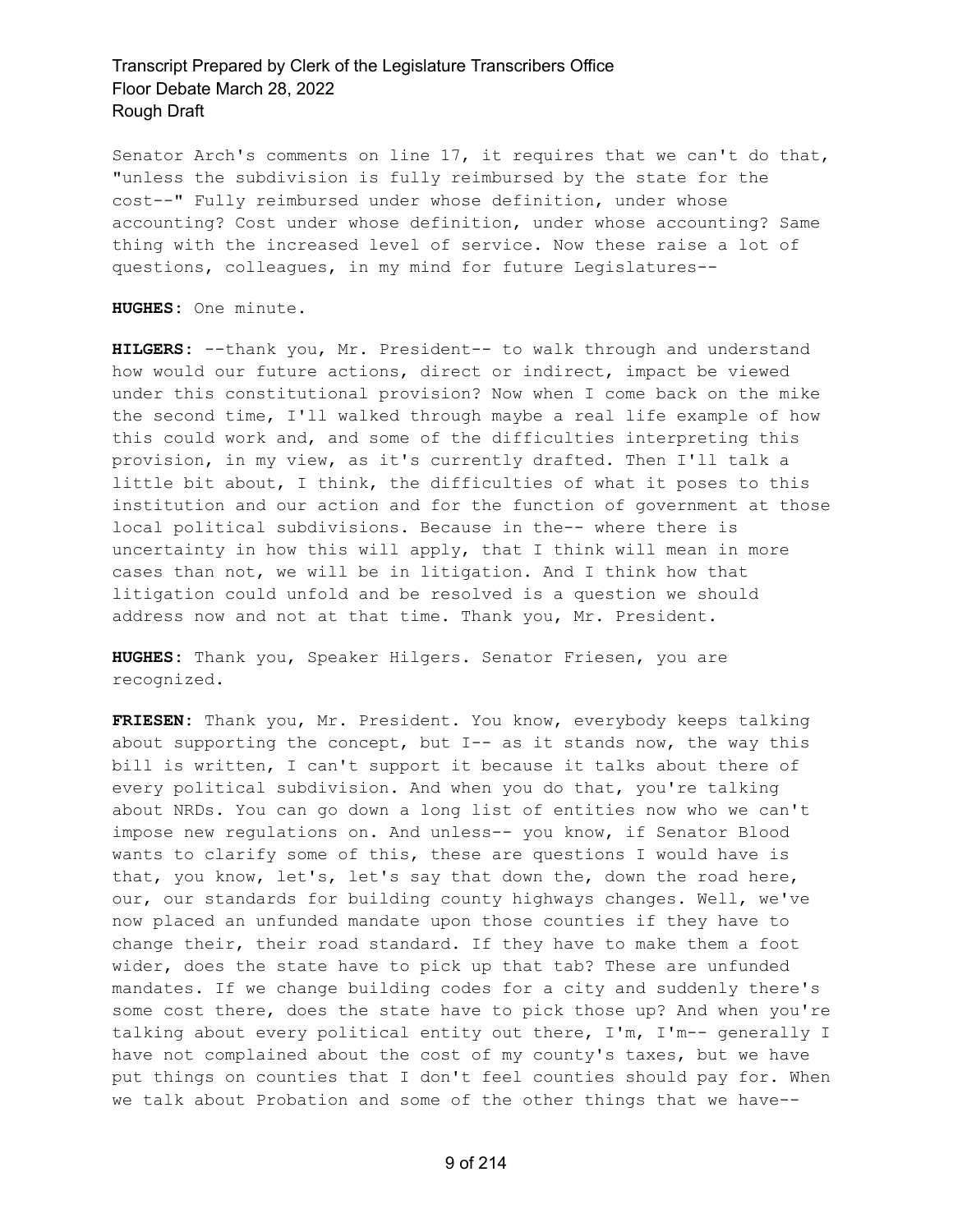Senator Arch's comments on line 17, it requires that we can't do that, "unless the subdivision is fully reimbursed by the state for the cost--" Fully reimbursed under whose definition, under whose accounting? Cost under whose definition, under whose accounting? Same thing with the increased level of service. Now these raise a lot of questions, colleagues, in my mind for future Legislatures--

**HUGHES:** One minute.

**HILGERS:** --thank you, Mr. President-- to walk through and understand how would our future actions, direct or indirect, impact be viewed under this constitutional provision? Now when I come back on the mike the second time, I'll walked through maybe a real life example of how this could work and, and some of the difficulties interpreting this provision, in my view, as it's currently drafted. Then I'll talk a little bit about, I think, the difficulties of what it poses to this institution and our action and for the function of government at those local political subdivisions. Because in the-- where there is uncertainty in how this will apply, that I think will mean in more cases than not, we will be in litigation. And I think how that litigation could unfold and be resolved is a question we should address now and not at that time. Thank you, Mr. President.

**HUGHES:** Thank you, Speaker Hilgers. Senator Friesen, you are recognized.

**FRIESEN:** Thank you, Mr. President. You know, everybody keeps talking about supporting the concept, but I-- as it stands now, the way this bill is written, I can't support it because it talks about there of every political subdivision. And when you do that, you're talking about NRDs. You can go down a long list of entities now who we can't impose new regulations on. And unless-- you know, if Senator Blood wants to clarify some of this, these are questions I would have is that, you know, let's, let's say that down the, down the road here, our, our standards for building county highways changes. Well, we've now placed an unfunded mandate upon those counties if they have to change their, their road standard. If they have to make them a foot wider, does the state have to pick up that tab? These are unfunded mandates. If we change building codes for a city and suddenly there's some cost there, does the state have to pick those up? And when you're talking about every political entity out there, I'm, I'm-- generally I have not complained about the cost of my county's taxes, but we have put things on counties that I don't feel counties should pay for. When we talk about Probation and some of the other things that we have--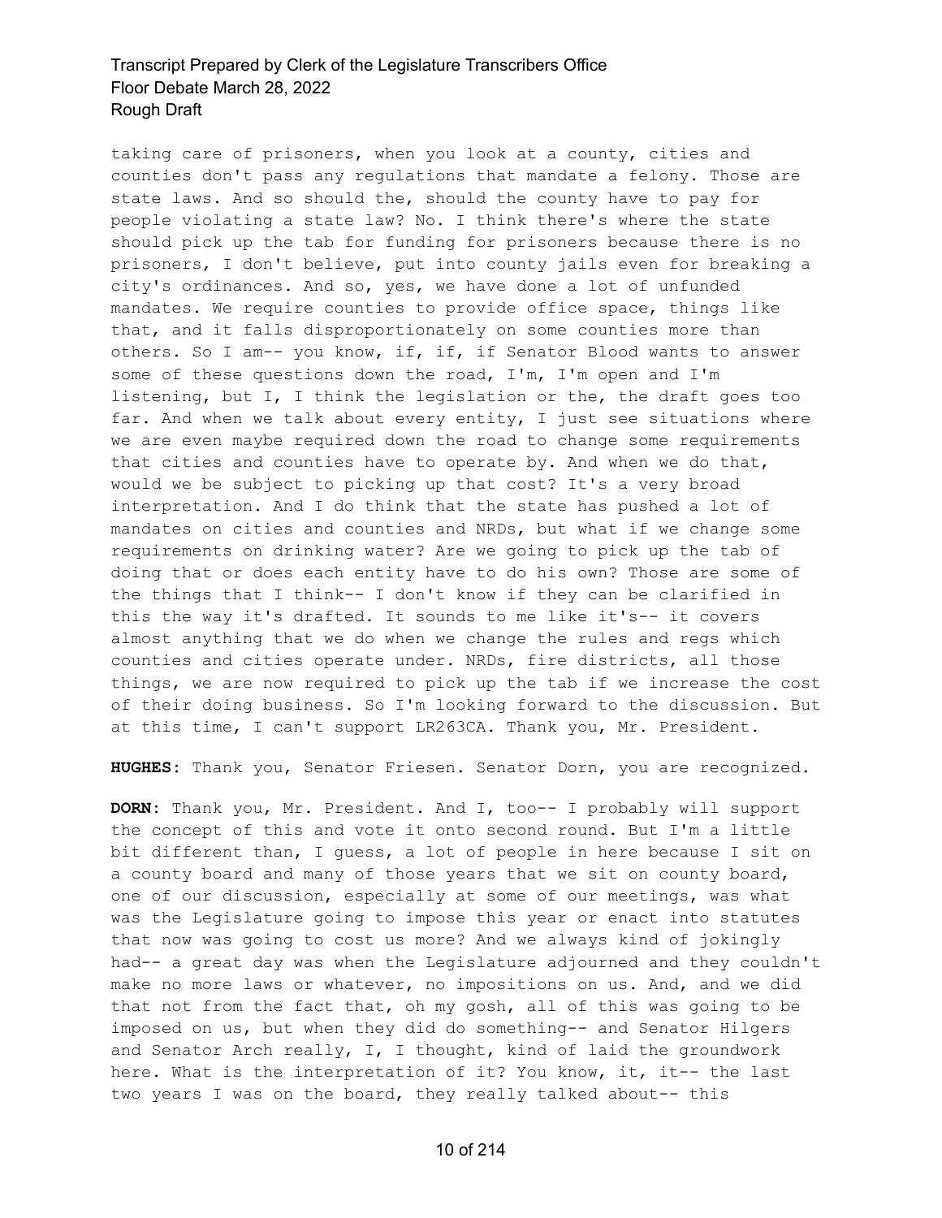taking care of prisoners, when you look at a county, cities and counties don't pass any regulations that mandate a felony. Those are state laws. And so should the, should the county have to pay for people violating a state law? No. I think there's where the state should pick up the tab for funding for prisoners because there is no prisoners, I don't believe, put into county jails even for breaking a city's ordinances. And so, yes, we have done a lot of unfunded mandates. We require counties to provide office space, things like that, and it falls disproportionately on some counties more than others. So I am-- you know, if, if, if Senator Blood wants to answer some of these questions down the road, I'm, I'm open and I'm listening, but I, I think the legislation or the, the draft goes too far. And when we talk about every entity, I just see situations where we are even maybe required down the road to change some requirements that cities and counties have to operate by. And when we do that, would we be subject to picking up that cost? It's a very broad interpretation. And I do think that the state has pushed a lot of mandates on cities and counties and NRDs, but what if we change some requirements on drinking water? Are we going to pick up the tab of doing that or does each entity have to do his own? Those are some of the things that I think-- I don't know if they can be clarified in this the way it's drafted. It sounds to me like it's-- it covers almost anything that we do when we change the rules and regs which counties and cities operate under. NRDs, fire districts, all those things, we are now required to pick up the tab if we increase the cost of their doing business. So I'm looking forward to the discussion. But at this time, I can't support LR263CA. Thank you, Mr. President.

**HUGHES:** Thank you, Senator Friesen. Senator Dorn, you are recognized.

**DORN:** Thank you, Mr. President. And I, too-- I probably will support the concept of this and vote it onto second round. But I'm a little bit different than, I guess, a lot of people in here because I sit on a county board and many of those years that we sit on county board, one of our discussion, especially at some of our meetings, was what was the Legislature going to impose this year or enact into statutes that now was going to cost us more? And we always kind of jokingly had-- a great day was when the Legislature adjourned and they couldn't make no more laws or whatever, no impositions on us. And, and we did that not from the fact that, oh my gosh, all of this was going to be imposed on us, but when they did do something-- and Senator Hilgers and Senator Arch really, I, I thought, kind of laid the groundwork here. What is the interpretation of it? You know, it, it-- the last two years I was on the board, they really talked about-- this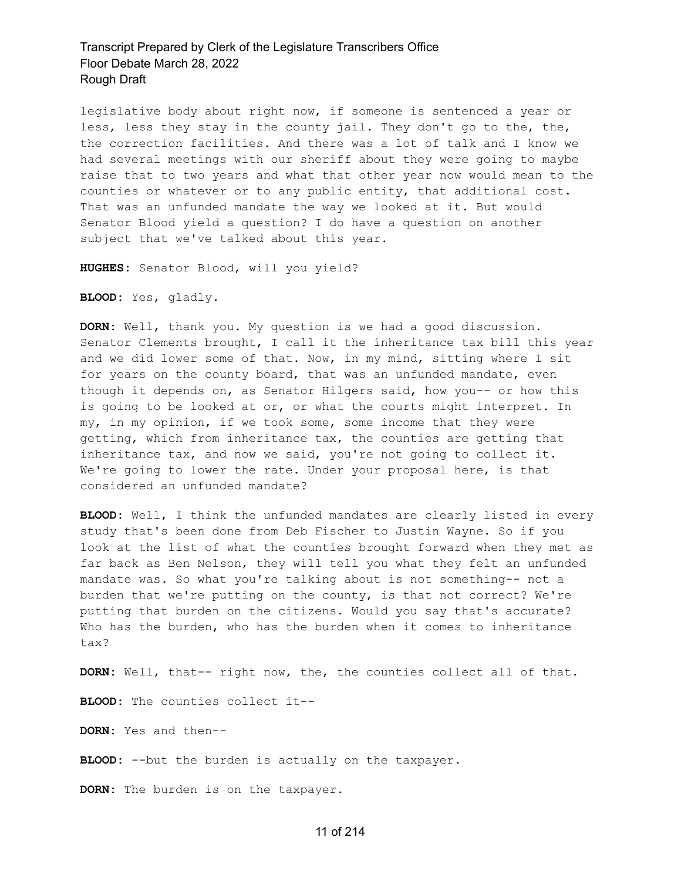legislative body about right now, if someone is sentenced a year or less, less they stay in the county jail. They don't go to the, the, the correction facilities. And there was a lot of talk and I know we had several meetings with our sheriff about they were going to maybe raise that to two years and what that other year now would mean to the counties or whatever or to any public entity, that additional cost. That was an unfunded mandate the way we looked at it. But would Senator Blood yield a question? I do have a question on another subject that we've talked about this year.

**HUGHES:** Senator Blood, will you yield?

**BLOOD:** Yes, gladly.

**DORN:** Well, thank you. My question is we had a good discussion. Senator Clements brought, I call it the inheritance tax bill this year and we did lower some of that. Now, in my mind, sitting where I sit for years on the county board, that was an unfunded mandate, even though it depends on, as Senator Hilgers said, how you-- or how this is going to be looked at or, or what the courts might interpret. In my, in my opinion, if we took some, some income that they were getting, which from inheritance tax, the counties are getting that inheritance tax, and now we said, you're not going to collect it. We're going to lower the rate. Under your proposal here, is that considered an unfunded mandate?

**BLOOD:** Well, I think the unfunded mandates are clearly listed in every study that's been done from Deb Fischer to Justin Wayne. So if you look at the list of what the counties brought forward when they met as far back as Ben Nelson, they will tell you what they felt an unfunded mandate was. So what you're talking about is not something-- not a burden that we're putting on the county, is that not correct? We're putting that burden on the citizens. Would you say that's accurate? Who has the burden, who has the burden when it comes to inheritance tax?

**DORN:** Well, that-- right now, the, the counties collect all of that.

**BLOOD:** The counties collect it--

**DORN:** Yes and then--

**BLOOD:** --but the burden is actually on the taxpayer.

**DORN:** The burden is on the taxpayer.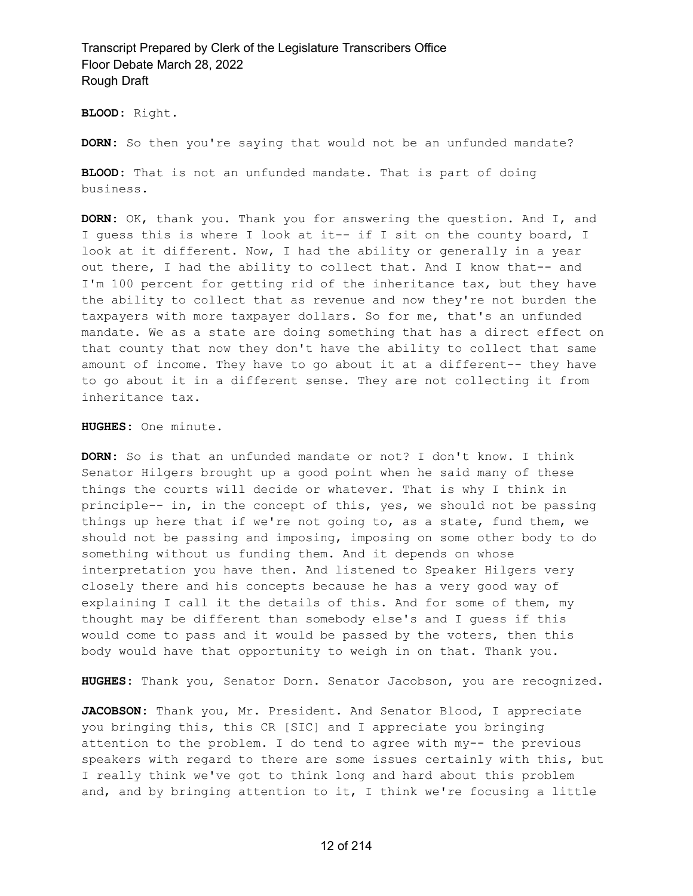**BLOOD:** Right.

**DORN:** So then you're saying that would not be an unfunded mandate?

**BLOOD:** That is not an unfunded mandate. That is part of doing business.

**DORN:** OK, thank you. Thank you for answering the question. And I, and I guess this is where I look at it-- if I sit on the county board, I look at it different. Now, I had the ability or generally in a year out there, I had the ability to collect that. And I know that-- and I'm 100 percent for getting rid of the inheritance tax, but they have the ability to collect that as revenue and now they're not burden the taxpayers with more taxpayer dollars. So for me, that's an unfunded mandate. We as a state are doing something that has a direct effect on that county that now they don't have the ability to collect that same amount of income. They have to go about it at a different-- they have to go about it in a different sense. They are not collecting it from inheritance tax.

**HUGHES:** One minute.

**DORN:** So is that an unfunded mandate or not? I don't know. I think Senator Hilgers brought up a good point when he said many of these things the courts will decide or whatever. That is why I think in principle-- in, in the concept of this, yes, we should not be passing things up here that if we're not going to, as a state, fund them, we should not be passing and imposing, imposing on some other body to do something without us funding them. And it depends on whose interpretation you have then. And listened to Speaker Hilgers very closely there and his concepts because he has a very good way of explaining I call it the details of this. And for some of them, my thought may be different than somebody else's and I guess if this would come to pass and it would be passed by the voters, then this body would have that opportunity to weigh in on that. Thank you.

**HUGHES:** Thank you, Senator Dorn. Senator Jacobson, you are recognized.

**JACOBSON:** Thank you, Mr. President. And Senator Blood, I appreciate you bringing this, this CR [SIC] and I appreciate you bringing attention to the problem. I do tend to agree with my-- the previous speakers with regard to there are some issues certainly with this, but I really think we've got to think long and hard about this problem and, and by bringing attention to it, I think we're focusing a little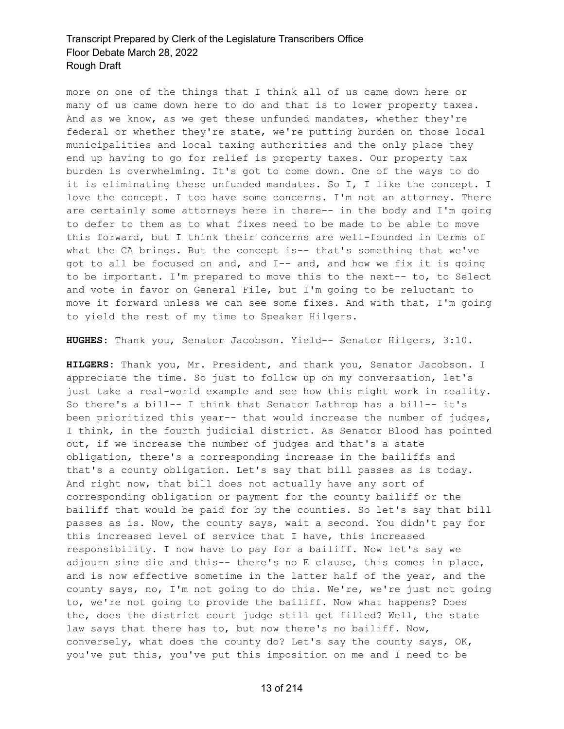more on one of the things that I think all of us came down here or many of us came down here to do and that is to lower property taxes. And as we know, as we get these unfunded mandates, whether they're federal or whether they're state, we're putting burden on those local municipalities and local taxing authorities and the only place they end up having to go for relief is property taxes. Our property tax burden is overwhelming. It's got to come down. One of the ways to do it is eliminating these unfunded mandates. So I, I like the concept. I love the concept. I too have some concerns. I'm not an attorney. There are certainly some attorneys here in there-- in the body and I'm going to defer to them as to what fixes need to be made to be able to move this forward, but I think their concerns are well-founded in terms of what the CA brings. But the concept is-- that's something that we've got to all be focused on and, and I-- and, and how we fix it is going to be important. I'm prepared to move this to the next-- to, to Select and vote in favor on General File, but I'm going to be reluctant to move it forward unless we can see some fixes. And with that, I'm going to yield the rest of my time to Speaker Hilgers.

**HUGHES:** Thank you, Senator Jacobson. Yield-- Senator Hilgers, 3:10.

**HILGERS:** Thank you, Mr. President, and thank you, Senator Jacobson. I appreciate the time. So just to follow up on my conversation, let's just take a real-world example and see how this might work in reality. So there's a bill-- I think that Senator Lathrop has a bill-- it's been prioritized this year-- that would increase the number of judges, I think, in the fourth judicial district. As Senator Blood has pointed out, if we increase the number of judges and that's a state obligation, there's a corresponding increase in the bailiffs and that's a county obligation. Let's say that bill passes as is today. And right now, that bill does not actually have any sort of corresponding obligation or payment for the county bailiff or the bailiff that would be paid for by the counties. So let's say that bill passes as is. Now, the county says, wait a second. You didn't pay for this increased level of service that I have, this increased responsibility. I now have to pay for a bailiff. Now let's say we adjourn sine die and this-- there's no E clause, this comes in place, and is now effective sometime in the latter half of the year, and the county says, no, I'm not going to do this. We're, we're just not going to, we're not going to provide the bailiff. Now what happens? Does the, does the district court judge still get filled? Well, the state law says that there has to, but now there's no bailiff. Now, conversely, what does the county do? Let's say the county says, OK, you've put this, you've put this imposition on me and I need to be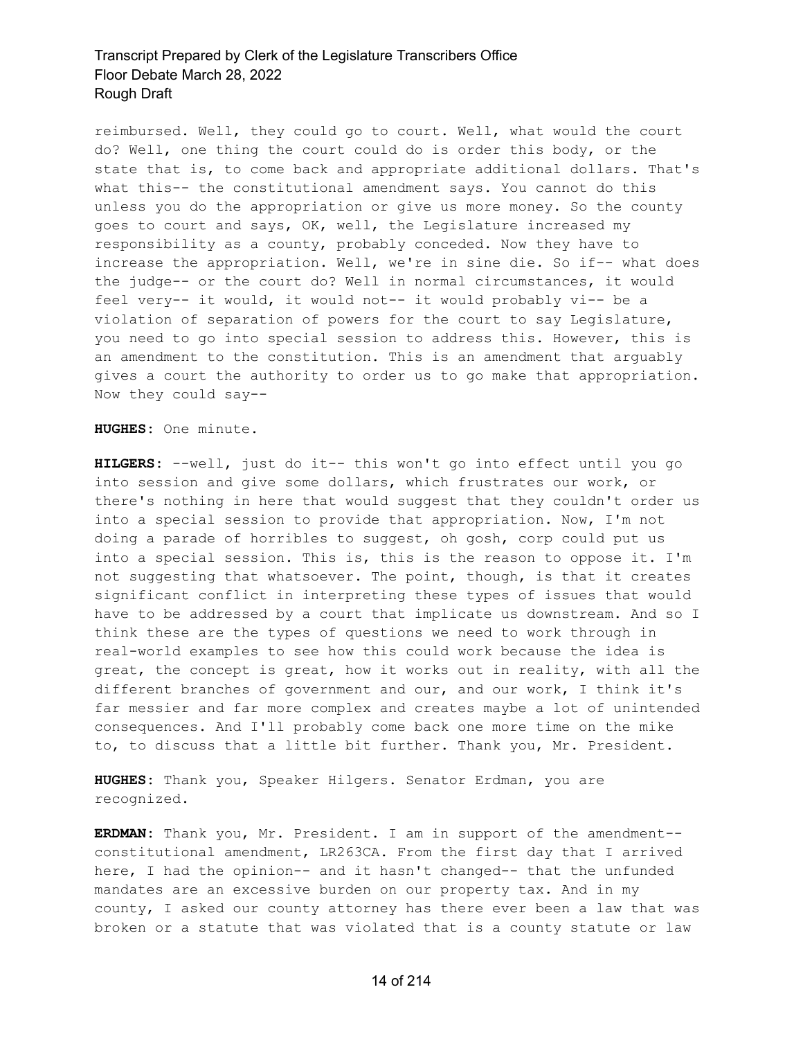reimbursed. Well, they could go to court. Well, what would the court do? Well, one thing the court could do is order this body, or the state that is, to come back and appropriate additional dollars. That's what this-- the constitutional amendment says. You cannot do this unless you do the appropriation or give us more money. So the county goes to court and says, OK, well, the Legislature increased my responsibility as a county, probably conceded. Now they have to increase the appropriation. Well, we're in sine die. So if-- what does the judge-- or the court do? Well in normal circumstances, it would feel very-- it would, it would not-- it would probably vi-- be a violation of separation of powers for the court to say Legislature, you need to go into special session to address this. However, this is an amendment to the constitution. This is an amendment that arguably gives a court the authority to order us to go make that appropriation. Now they could say--

**HUGHES:** One minute.

**HILGERS:** --well, just do it-- this won't go into effect until you go into session and give some dollars, which frustrates our work, or there's nothing in here that would suggest that they couldn't order us into a special session to provide that appropriation. Now, I'm not doing a parade of horribles to suggest, oh gosh, corp could put us into a special session. This is, this is the reason to oppose it. I'm not suggesting that whatsoever. The point, though, is that it creates significant conflict in interpreting these types of issues that would have to be addressed by a court that implicate us downstream. And so I think these are the types of questions we need to work through in real-world examples to see how this could work because the idea is great, the concept is great, how it works out in reality, with all the different branches of government and our, and our work, I think it's far messier and far more complex and creates maybe a lot of unintended consequences. And I'll probably come back one more time on the mike to, to discuss that a little bit further. Thank you, Mr. President.

**HUGHES:** Thank you, Speaker Hilgers. Senator Erdman, you are recognized.

**ERDMAN:** Thank you, Mr. President. I am in support of the amendment-- constitutional amendment, LR263CA. From the first day that I arrived here, I had the opinion-- and it hasn't changed-- that the unfunded mandates are an excessive burden on our property tax. And in my county, I asked our county attorney has there ever been a law that was broken or a statute that was violated that is a county statute or law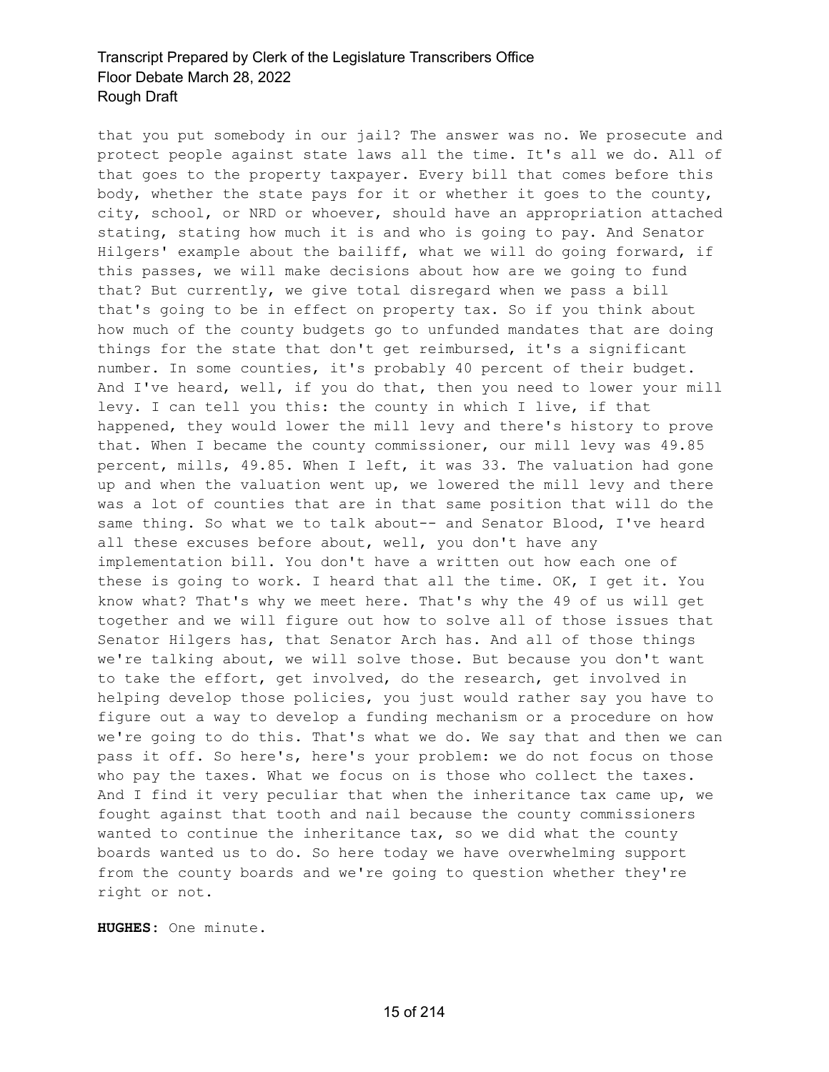that you put somebody in our jail? The answer was no. We prosecute and protect people against state laws all the time. It's all we do. All of that goes to the property taxpayer. Every bill that comes before this body, whether the state pays for it or whether it goes to the county, city, school, or NRD or whoever, should have an appropriation attached stating, stating how much it is and who is going to pay. And Senator Hilgers' example about the bailiff, what we will do going forward, if this passes, we will make decisions about how are we going to fund that? But currently, we give total disregard when we pass a bill that's going to be in effect on property tax. So if you think about how much of the county budgets go to unfunded mandates that are doing things for the state that don't get reimbursed, it's a significant number. In some counties, it's probably 40 percent of their budget. And I've heard, well, if you do that, then you need to lower your mill levy. I can tell you this: the county in which I live, if that happened, they would lower the mill levy and there's history to prove that. When I became the county commissioner, our mill levy was 49.85 percent, mills, 49.85. When I left, it was 33. The valuation had gone up and when the valuation went up, we lowered the mill levy and there was a lot of counties that are in that same position that will do the same thing. So what we to talk about-- and Senator Blood, I've heard all these excuses before about, well, you don't have any implementation bill. You don't have a written out how each one of these is going to work. I heard that all the time. OK, I get it. You know what? That's why we meet here. That's why the 49 of us will get together and we will figure out how to solve all of those issues that Senator Hilgers has, that Senator Arch has. And all of those things we're talking about, we will solve those. But because you don't want to take the effort, get involved, do the research, get involved in helping develop those policies, you just would rather say you have to figure out a way to develop a funding mechanism or a procedure on how we're going to do this. That's what we do. We say that and then we can pass it off. So here's, here's your problem: we do not focus on those who pay the taxes. What we focus on is those who collect the taxes. And I find it very peculiar that when the inheritance tax came up, we fought against that tooth and nail because the county commissioners wanted to continue the inheritance tax, so we did what the county boards wanted us to do. So here today we have overwhelming support from the county boards and we're going to question whether they're right or not.

**HUGHES:** One minute.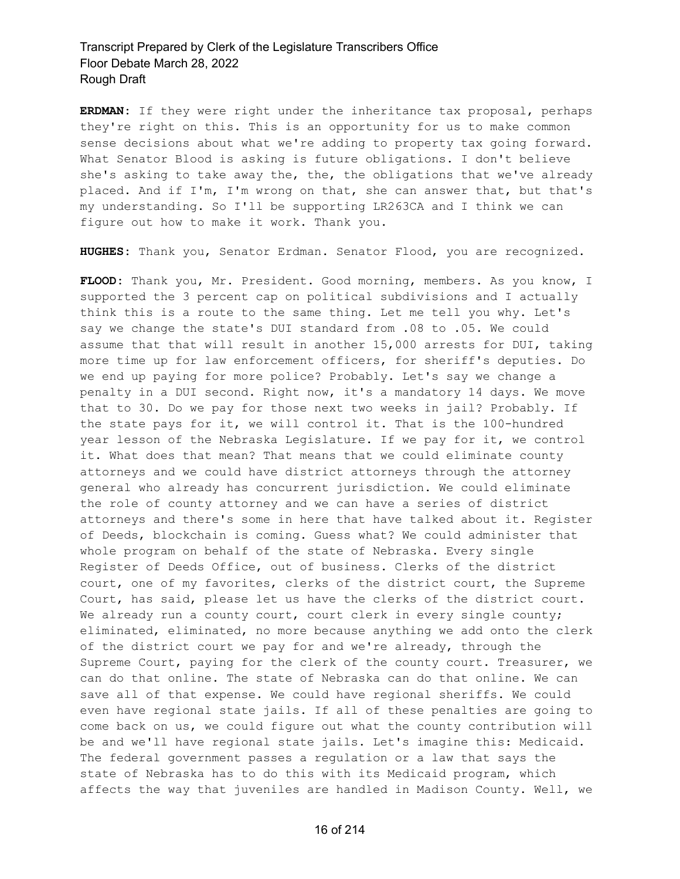**ERDMAN:** If they were right under the inheritance tax proposal, perhaps they're right on this. This is an opportunity for us to make common sense decisions about what we're adding to property tax going forward. What Senator Blood is asking is future obligations. I don't believe she's asking to take away the, the, the obligations that we've already placed. And if I'm, I'm wrong on that, she can answer that, but that's my understanding. So I'll be supporting LR263CA and I think we can figure out how to make it work. Thank you.

**HUGHES:** Thank you, Senator Erdman. Senator Flood, you are recognized.

**FLOOD:** Thank you, Mr. President. Good morning, members. As you know, I supported the 3 percent cap on political subdivisions and I actually think this is a route to the same thing. Let me tell you why. Let's say we change the state's DUI standard from .08 to .05. We could assume that that will result in another 15,000 arrests for DUI, taking more time up for law enforcement officers, for sheriff's deputies. Do we end up paying for more police? Probably. Let's say we change a penalty in a DUI second. Right now, it's a mandatory 14 days. We move that to 30. Do we pay for those next two weeks in jail? Probably. If the state pays for it, we will control it. That is the 100-hundred year lesson of the Nebraska Legislature. If we pay for it, we control it. What does that mean? That means that we could eliminate county attorneys and we could have district attorneys through the attorney general who already has concurrent jurisdiction. We could eliminate the role of county attorney and we can have a series of district attorneys and there's some in here that have talked about it. Register of Deeds, blockchain is coming. Guess what? We could administer that whole program on behalf of the state of Nebraska. Every single Register of Deeds Office, out of business. Clerks of the district court, one of my favorites, clerks of the district court, the Supreme Court, has said, please let us have the clerks of the district court. We already run a county court, court clerk in every single county; eliminated, eliminated, no more because anything we add onto the clerk of the district court we pay for and we're already, through the Supreme Court, paying for the clerk of the county court. Treasurer, we can do that online. The state of Nebraska can do that online. We can save all of that expense. We could have regional sheriffs. We could even have regional state jails. If all of these penalties are going to come back on us, we could figure out what the county contribution will be and we'll have regional state jails. Let's imagine this: Medicaid. The federal government passes a regulation or a law that says the state of Nebraska has to do this with its Medicaid program, which affects the way that juveniles are handled in Madison County. Well, we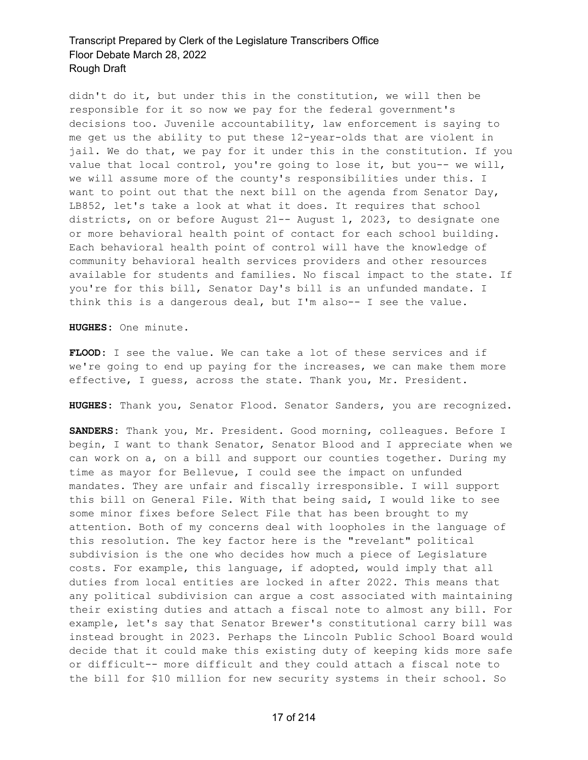didn't do it, but under this in the constitution, we will then be responsible for it so now we pay for the federal government's decisions too. Juvenile accountability, law enforcement is saying to me get us the ability to put these 12-year-olds that are violent in jail. We do that, we pay for it under this in the constitution. If you value that local control, you're going to lose it, but you-- we will, we will assume more of the county's responsibilities under this. I want to point out that the next bill on the agenda from Senator Day, LB852, let's take a look at what it does. It requires that school districts, on or before August 21-- August 1, 2023, to designate one or more behavioral health point of contact for each school building. Each behavioral health point of control will have the knowledge of community behavioral health services providers and other resources available for students and families. No fiscal impact to the state. If you're for this bill, Senator Day's bill is an unfunded mandate. I think this is a dangerous deal, but I'm also-- I see the value.

**HUGHES:** One minute.

**FLOOD:** I see the value. We can take a lot of these services and if we're going to end up paying for the increases, we can make them more effective, I guess, across the state. Thank you, Mr. President.

**HUGHES:** Thank you, Senator Flood. Senator Sanders, you are recognized.

**SANDERS:** Thank you, Mr. President. Good morning, colleagues. Before I begin, I want to thank Senator, Senator Blood and I appreciate when we can work on a, on a bill and support our counties together. During my time as mayor for Bellevue, I could see the impact on unfunded mandates. They are unfair and fiscally irresponsible. I will support this bill on General File. With that being said, I would like to see some minor fixes before Select File that has been brought to my attention. Both of my concerns deal with loopholes in the language of this resolution. The key factor here is the "revelant" political subdivision is the one who decides how much a piece of Legislature costs. For example, this language, if adopted, would imply that all duties from local entities are locked in after 2022. This means that any political subdivision can argue a cost associated with maintaining their existing duties and attach a fiscal note to almost any bill. For example, let's say that Senator Brewer's constitutional carry bill was instead brought in 2023. Perhaps the Lincoln Public School Board would decide that it could make this existing duty of keeping kids more safe or difficult-- more difficult and they could attach a fiscal note to the bill for $10 million for new security systems in their school. So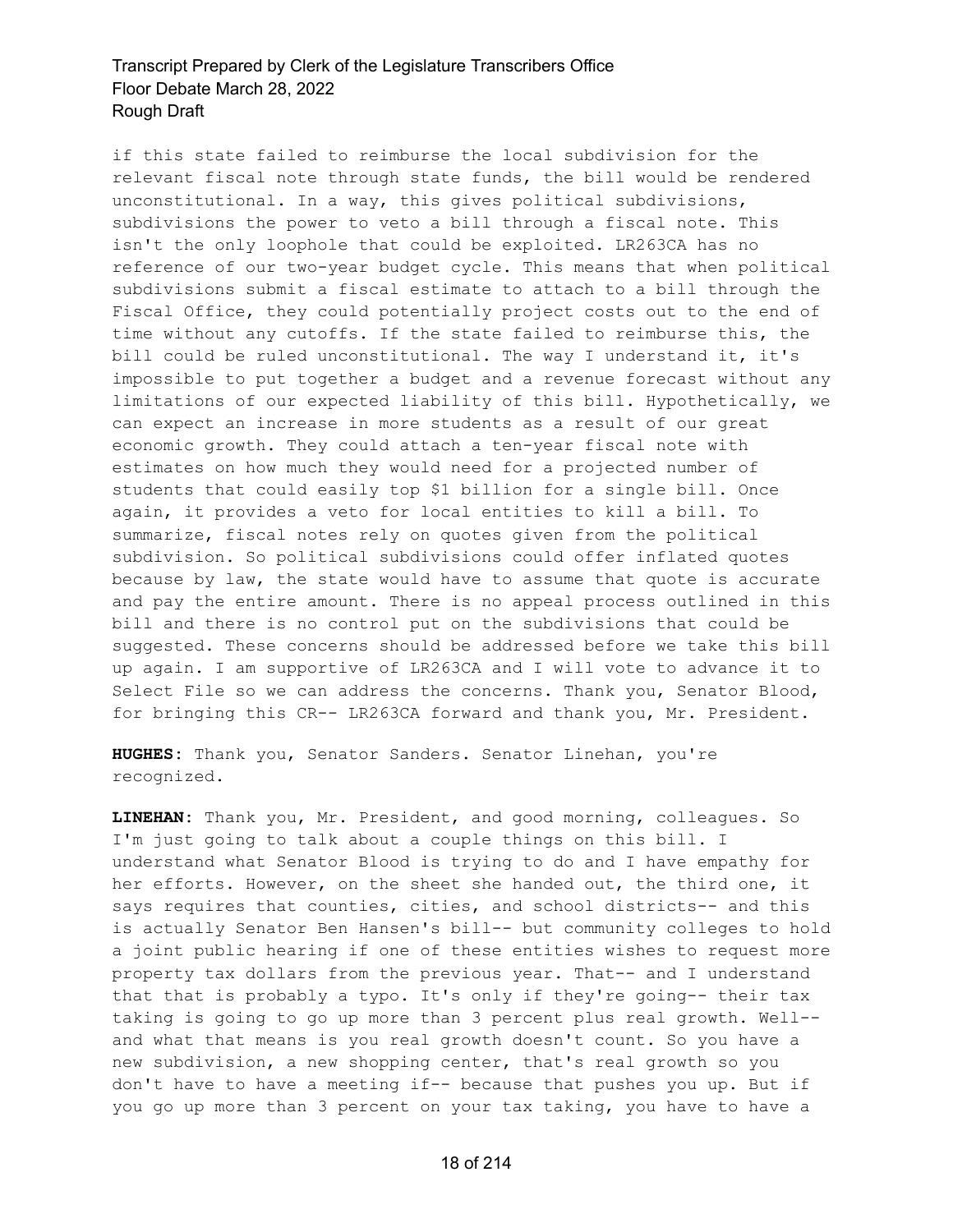if this state failed to reimburse the local subdivision for the relevant fiscal note through state funds, the bill would be rendered unconstitutional. In a way, this gives political subdivisions, subdivisions the power to veto a bill through a fiscal note. This isn't the only loophole that could be exploited. LR263CA has no reference of our two-year budget cycle. This means that when political subdivisions submit a fiscal estimate to attach to a bill through the Fiscal Office, they could potentially project costs out to the end of time without any cutoffs. If the state failed to reimburse this, the bill could be ruled unconstitutional. The way I understand it, it's impossible to put together a budget and a revenue forecast without any limitations of our expected liability of this bill. Hypothetically, we can expect an increase in more students as a result of our great economic growth. They could attach a ten-year fiscal note with estimates on how much they would need for a projected number of students that could easily top $1 billion for a single bill. Once again, it provides a veto for local entities to kill a bill. To summarize, fiscal notes rely on quotes given from the political subdivision. So political subdivisions could offer inflated quotes because by law, the state would have to assume that quote is accurate and pay the entire amount. There is no appeal process outlined in this bill and there is no control put on the subdivisions that could be suggested. These concerns should be addressed before we take this bill up again. I am supportive of LR263CA and I will vote to advance it to Select File so we can address the concerns. Thank you, Senator Blood, for bringing this CR-- LR263CA forward and thank you, Mr. President.

**HUGHES:** Thank you, Senator Sanders. Senator Linehan, you're recognized.

**LINEHAN:** Thank you, Mr. President, and good morning, colleagues. So I'm just going to talk about a couple things on this bill. I understand what Senator Blood is trying to do and I have empathy for her efforts. However, on the sheet she handed out, the third one, it says requires that counties, cities, and school districts-- and this is actually Senator Ben Hansen's bill-- but community colleges to hold a joint public hearing if one of these entities wishes to request more property tax dollars from the previous year. That-- and I understand that that is probably a typo. It's only if they're going-- their tax taking is going to go up more than 3 percent plus real growth. Well-- and what that means is you real growth doesn't count. So you have a new subdivision, a new shopping center, that's real growth so you don't have to have a meeting if-- because that pushes you up. But if you go up more than 3 percent on your tax taking, you have to have a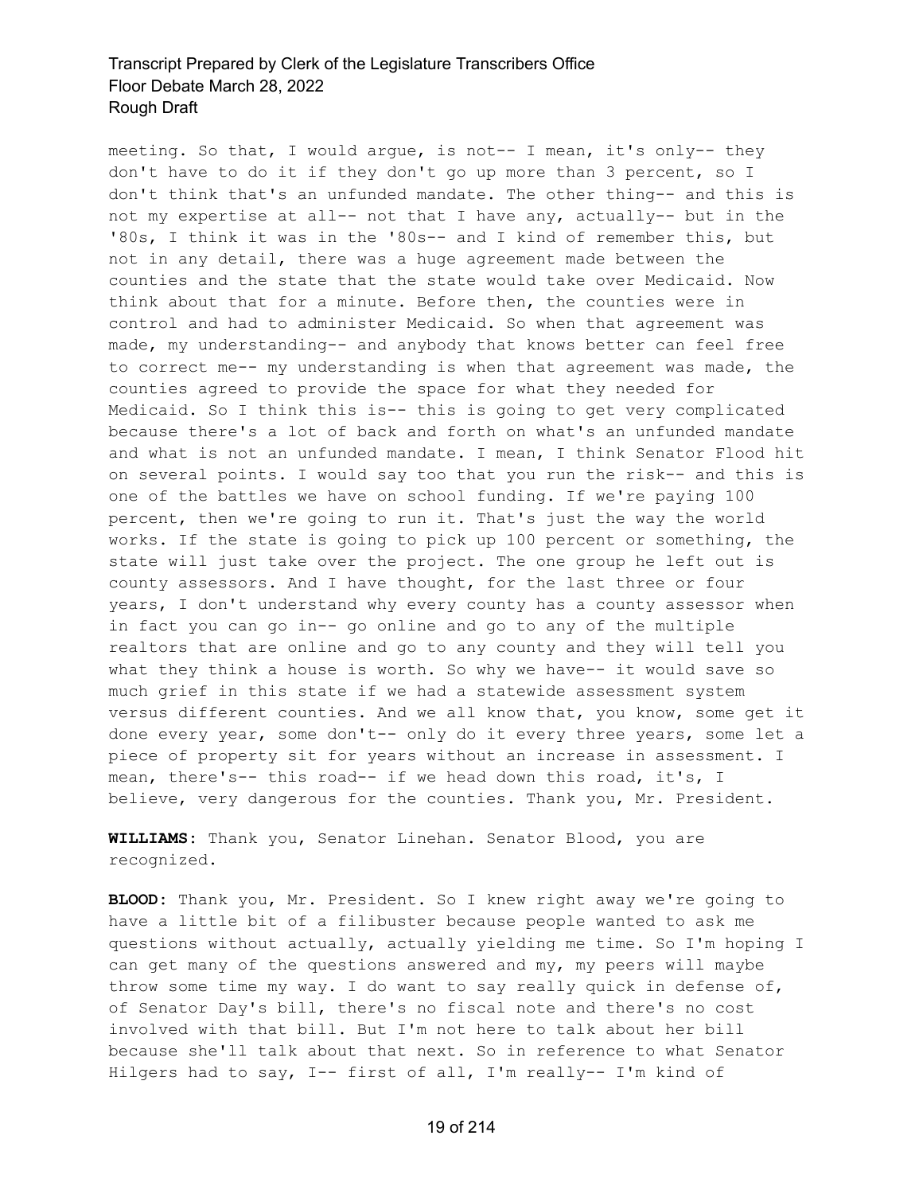meeting. So that, I would argue, is not-- I mean, it's only-- they don't have to do it if they don't go up more than 3 percent, so I don't think that's an unfunded mandate. The other thing-- and this is not my expertise at all-- not that I have any, actually-- but in the '80s, I think it was in the '80s-- and I kind of remember this, but not in any detail, there was a huge agreement made between the counties and the state that the state would take over Medicaid. Now think about that for a minute. Before then, the counties were in control and had to administer Medicaid. So when that agreement was made, my understanding-- and anybody that knows better can feel free to correct me-- my understanding is when that agreement was made, the counties agreed to provide the space for what they needed for Medicaid. So I think this is-- this is going to get very complicated because there's a lot of back and forth on what's an unfunded mandate and what is not an unfunded mandate. I mean, I think Senator Flood hit on several points. I would say too that you run the risk-- and this is one of the battles we have on school funding. If we're paying 100 percent, then we're going to run it. That's just the way the world works. If the state is going to pick up 100 percent or something, the state will just take over the project. The one group he left out is county assessors. And I have thought, for the last three or four years, I don't understand why every county has a county assessor when in fact you can go in-- go online and go to any of the multiple realtors that are online and go to any county and they will tell you what they think a house is worth. So why we have-- it would save so much grief in this state if we had a statewide assessment system versus different counties. And we all know that, you know, some get it done every year, some don't-- only do it every three years, some let a piece of property sit for years without an increase in assessment. I mean, there's-- this road-- if we head down this road, it's, I believe, very dangerous for the counties. Thank you, Mr. President.

**WILLIAMS:** Thank you, Senator Linehan. Senator Blood, you are recognized.

**BLOOD:** Thank you, Mr. President. So I knew right away we're going to have a little bit of a filibuster because people wanted to ask me questions without actually, actually yielding me time. So I'm hoping I can get many of the questions answered and my, my peers will maybe throw some time my way. I do want to say really quick in defense of, of Senator Day's bill, there's no fiscal note and there's no cost involved with that bill. But I'm not here to talk about her bill because she'll talk about that next. So in reference to what Senator Hilgers had to say, I-- first of all, I'm really-- I'm kind of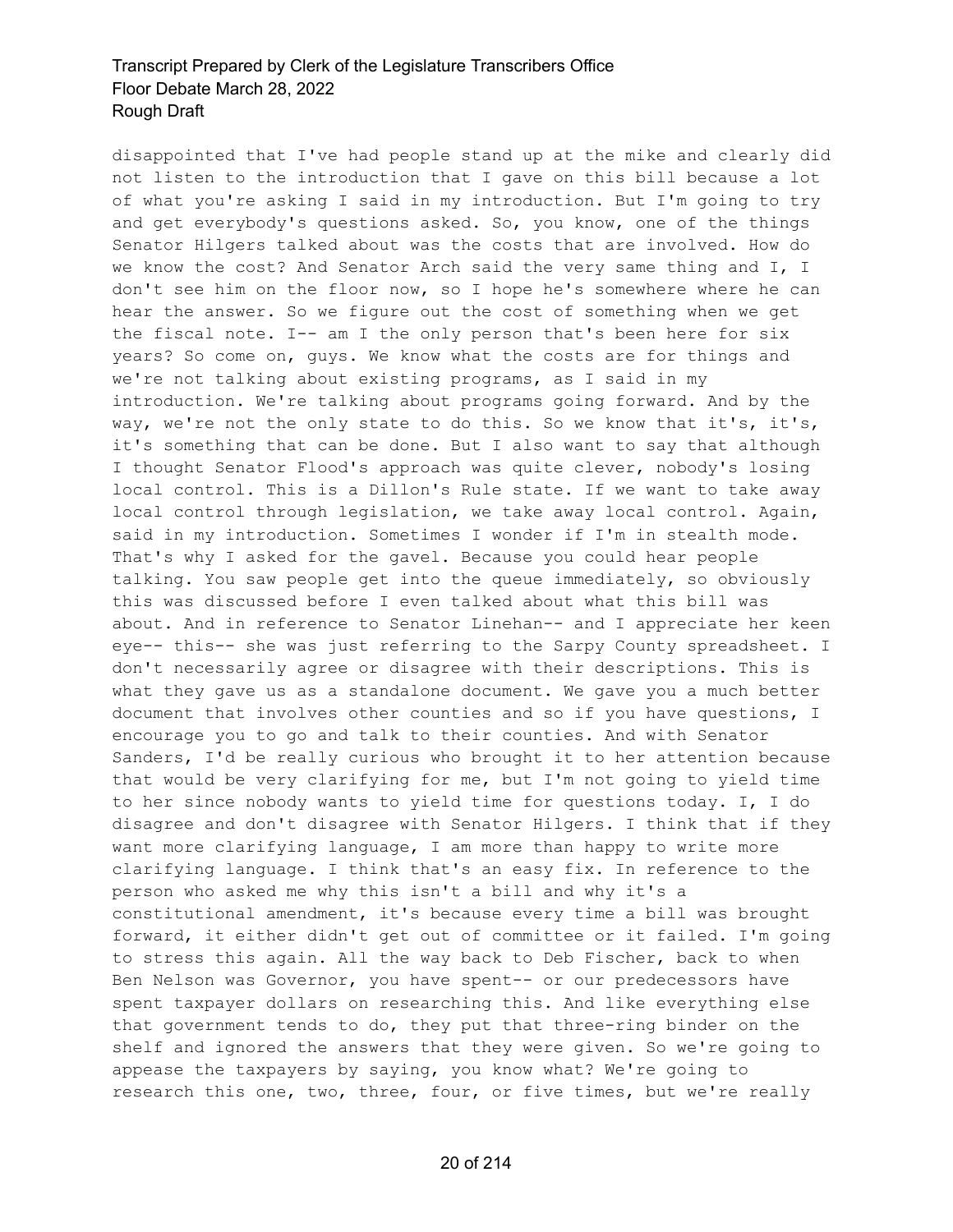disappointed that I've had people stand up at the mike and clearly did not listen to the introduction that I gave on this bill because a lot of what you're asking I said in my introduction. But I'm going to try and get everybody's questions asked. So, you know, one of the things Senator Hilgers talked about was the costs that are involved. How do we know the cost? And Senator Arch said the very same thing and I, I don't see him on the floor now, so I hope he's somewhere where he can hear the answer. So we figure out the cost of something when we get the fiscal note. I-- am I the only person that's been here for six years? So come on, guys. We know what the costs are for things and we're not talking about existing programs, as I said in my introduction. We're talking about programs going forward. And by the way, we're not the only state to do this. So we know that it's, it's, it's something that can be done. But I also want to say that although I thought Senator Flood's approach was quite clever, nobody's losing local control. This is a Dillon's Rule state. If we want to take away local control through legislation, we take away local control. Again, said in my introduction. Sometimes I wonder if I'm in stealth mode. That's why I asked for the gavel. Because you could hear people talking. You saw people get into the queue immediately, so obviously this was discussed before I even talked about what this bill was about. And in reference to Senator Linehan-- and I appreciate her keen eye-- this-- she was just referring to the Sarpy County spreadsheet. I don't necessarily agree or disagree with their descriptions. This is what they gave us as a standalone document. We gave you a much better document that involves other counties and so if you have questions, I encourage you to go and talk to their counties. And with Senator Sanders, I'd be really curious who brought it to her attention because that would be very clarifying for me, but I'm not going to yield time to her since nobody wants to yield time for questions today. I, I do disagree and don't disagree with Senator Hilgers. I think that if they want more clarifying language, I am more than happy to write more clarifying language. I think that's an easy fix. In reference to the person who asked me why this isn't a bill and why it's a constitutional amendment, it's because every time a bill was brought forward, it either didn't get out of committee or it failed. I'm going to stress this again. All the way back to Deb Fischer, back to when Ben Nelson was Governor, you have spent-- or our predecessors have spent taxpayer dollars on researching this. And like everything else that government tends to do, they put that three-ring binder on the shelf and ignored the answers that they were given. So we're going to appease the taxpayers by saying, you know what? We're going to research this one, two, three, four, or five times, but we're really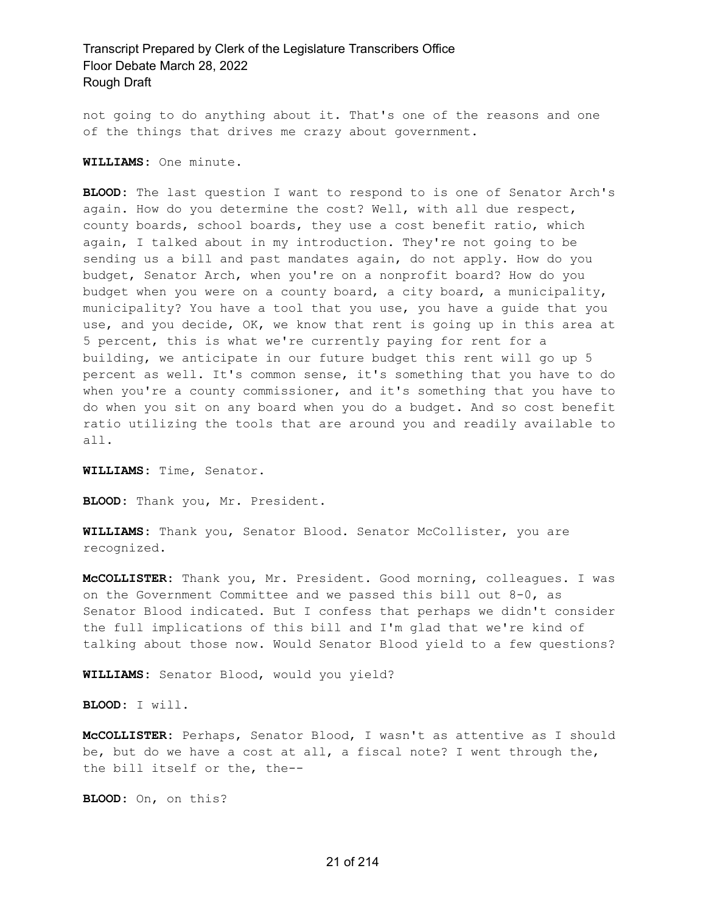not going to do anything about it. That's one of the reasons and one of the things that drives me crazy about government.

**WILLIAMS:** One minute.

**BLOOD:** The last question I want to respond to is one of Senator Arch's again. How do you determine the cost? Well, with all due respect, county boards, school boards, they use a cost benefit ratio, which again, I talked about in my introduction. They're not going to be sending us a bill and past mandates again, do not apply. How do you budget, Senator Arch, when you're on a nonprofit board? How do you budget when you were on a county board, a city board, a municipality, municipality? You have a tool that you use, you have a guide that you use, and you decide, OK, we know that rent is going up in this area at 5 percent, this is what we're currently paying for rent for a building, we anticipate in our future budget this rent will go up 5 percent as well. It's common sense, it's something that you have to do when you're a county commissioner, and it's something that you have to do when you sit on any board when you do a budget. And so cost benefit ratio utilizing the tools that are around you and readily available to all.

**WILLIAMS:** Time, Senator.

**BLOOD:** Thank you, Mr. President.

**WILLIAMS:** Thank you, Senator Blood. Senator McCollister, you are recognized.

**McCOLLISTER:** Thank you, Mr. President. Good morning, colleagues. I was on the Government Committee and we passed this bill out 8-0, as Senator Blood indicated. But I confess that perhaps we didn't consider the full implications of this bill and I'm glad that we're kind of talking about those now. Would Senator Blood yield to a few questions?

**WILLIAMS:** Senator Blood, would you yield?

**BLOOD:** I will.

**McCOLLISTER:** Perhaps, Senator Blood, I wasn't as attentive as I should be, but do we have a cost at all, a fiscal note? I went through the, the bill itself or the, the--

**BLOOD:** On, on this?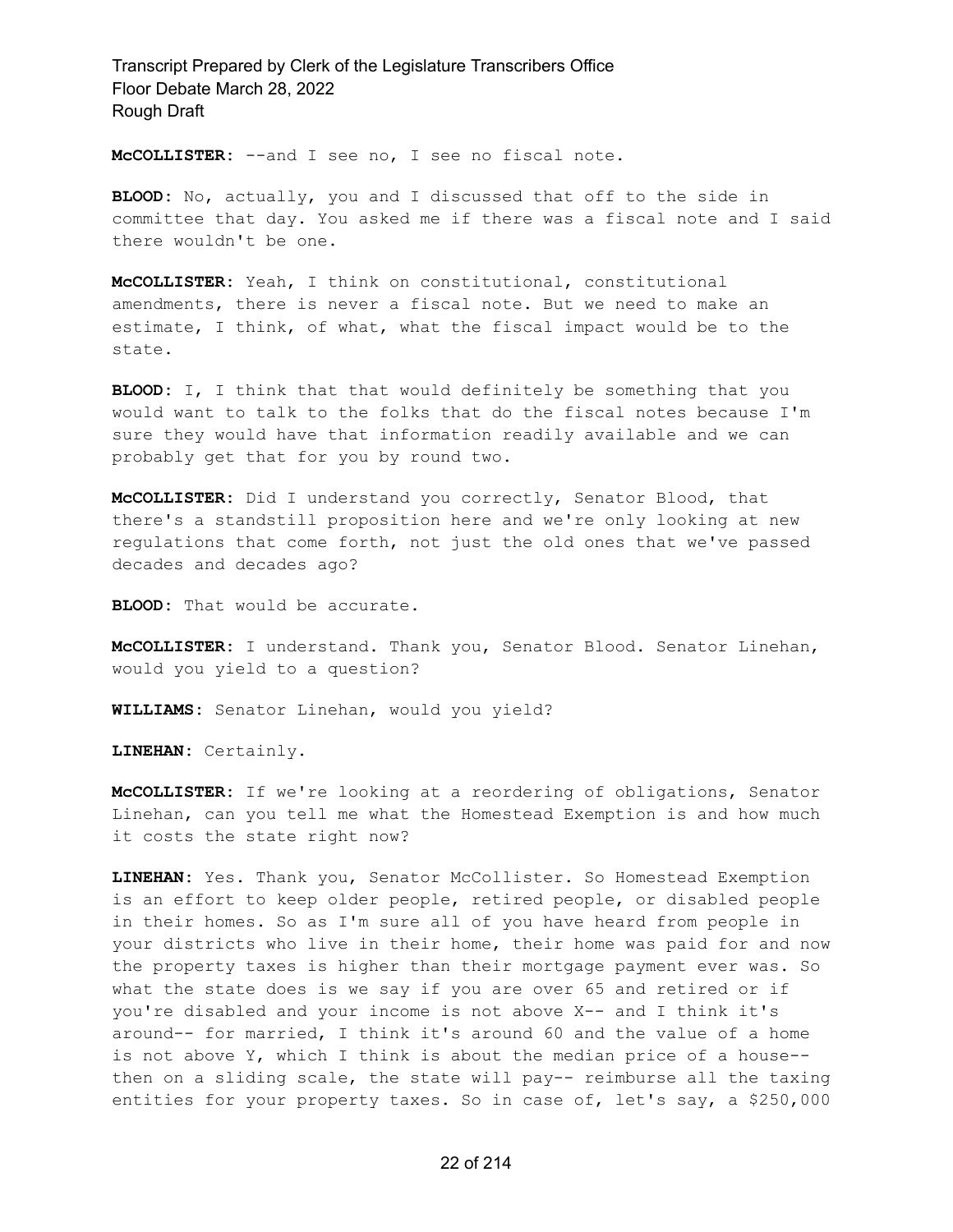**McCOLLISTER:** --and I see no, I see no fiscal note.

**BLOOD:** No, actually, you and I discussed that off to the side in committee that day. You asked me if there was a fiscal note and I said there wouldn't be one.

**McCOLLISTER:** Yeah, I think on constitutional, constitutional amendments, there is never a fiscal note. But we need to make an estimate, I think, of what, what the fiscal impact would be to the state.

**BLOOD:** I, I think that that would definitely be something that you would want to talk to the folks that do the fiscal notes because I'm sure they would have that information readily available and we can probably get that for you by round two.

**McCOLLISTER:** Did I understand you correctly, Senator Blood, that there's a standstill proposition here and we're only looking at new regulations that come forth, not just the old ones that we've passed decades and decades ago?

**BLOOD:** That would be accurate.

**McCOLLISTER:** I understand. Thank you, Senator Blood. Senator Linehan, would you yield to a question?

**WILLIAMS:** Senator Linehan, would you yield?

**LINEHAN:** Certainly.

**McCOLLISTER:** If we're looking at a reordering of obligations, Senator Linehan, can you tell me what the Homestead Exemption is and how much it costs the state right now?

**LINEHAN:** Yes. Thank you, Senator McCollister. So Homestead Exemption is an effort to keep older people, retired people, or disabled people in their homes. So as I'm sure all of you have heard from people in your districts who live in their home, their home was paid for and now the property taxes is higher than their mortgage payment ever was. So what the state does is we say if you are over 65 and retired or if you're disabled and your income is not above X-- and I think it's around-- for married, I think it's around 60 and the value of a home is not above Y, which I think is about the median price of a house-- then on a sliding scale, the state will pay-- reimburse all the taxing entities for your property taxes. So in case of, let's say, a $250,000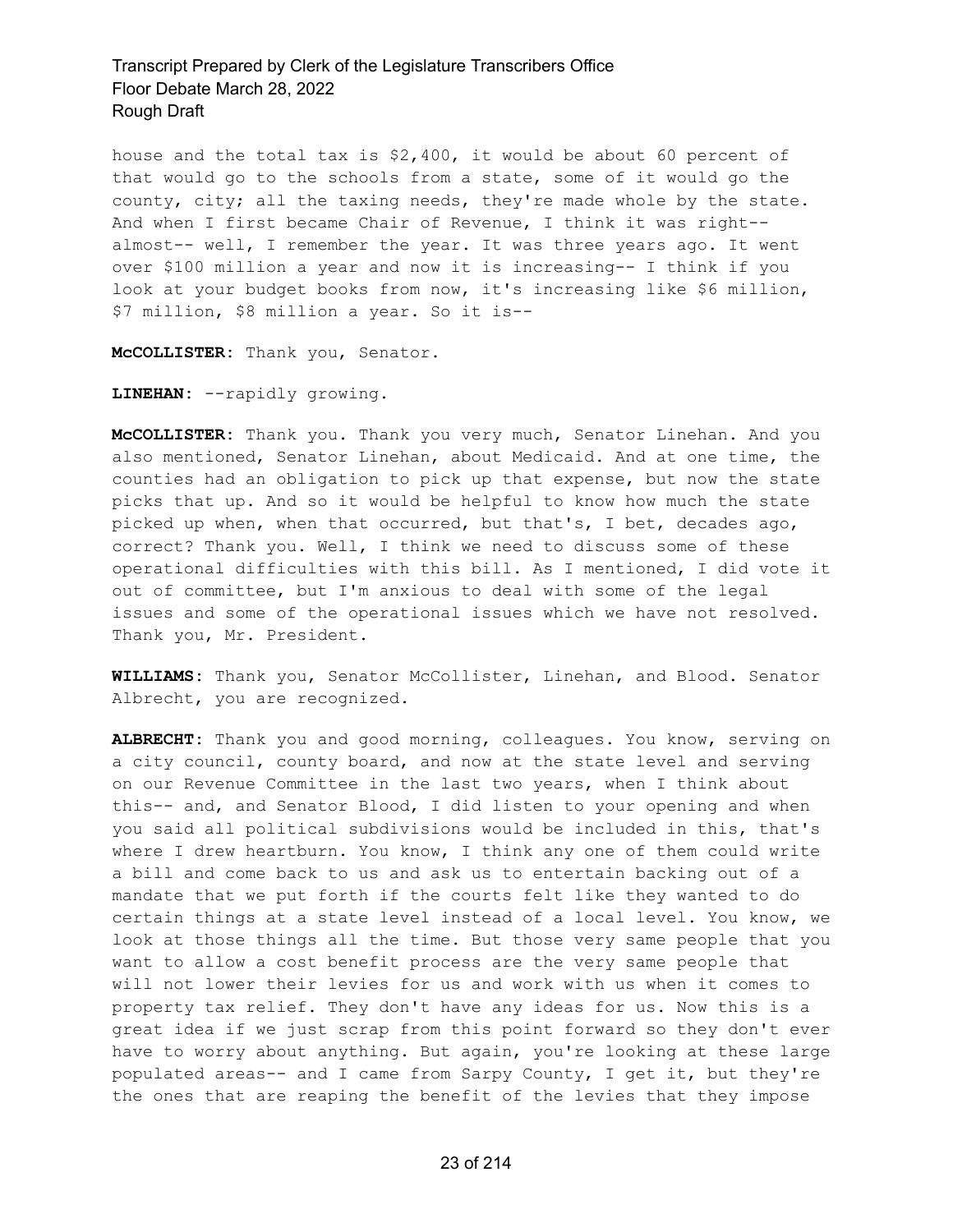house and the total tax is $2,400, it would be about 60 percent of that would go to the schools from a state, some of it would go the county, city; all the taxing needs, they're made whole by the state. And when I first became Chair of Revenue, I think it was right-- almost-- well, I remember the year. It was three years ago. It went over $100 million a year and now it is increasing-- I think if you look at your budget books from now, it's increasing like $6 million, $7 million, $8 million a year. So it is--

**McCOLLISTER:** Thank you, Senator.

**LINEHAN:** --rapidly growing.

**McCOLLISTER:** Thank you. Thank you very much, Senator Linehan. And you also mentioned, Senator Linehan, about Medicaid. And at one time, the counties had an obligation to pick up that expense, but now the state picks that up. And so it would be helpful to know how much the state picked up when, when that occurred, but that's, I bet, decades ago, correct? Thank you. Well, I think we need to discuss some of these operational difficulties with this bill. As I mentioned, I did vote it out of committee, but I'm anxious to deal with some of the legal issues and some of the operational issues which we have not resolved. Thank you, Mr. President.

**WILLIAMS:** Thank you, Senator McCollister, Linehan, and Blood. Senator Albrecht, you are recognized.

**ALBRECHT:** Thank you and good morning, colleagues. You know, serving on a city council, county board, and now at the state level and serving on our Revenue Committee in the last two years, when I think about this-- and, and Senator Blood, I did listen to your opening and when you said all political subdivisions would be included in this, that's where I drew heartburn. You know, I think any one of them could write a bill and come back to us and ask us to entertain backing out of a mandate that we put forth if the courts felt like they wanted to do certain things at a state level instead of a local level. You know, we look at those things all the time. But those very same people that you want to allow a cost benefit process are the very same people that will not lower their levies for us and work with us when it comes to property tax relief. They don't have any ideas for us. Now this is a great idea if we just scrap from this point forward so they don't ever have to worry about anything. But again, you're looking at these large populated areas-- and I came from Sarpy County, I get it, but they're the ones that are reaping the benefit of the levies that they impose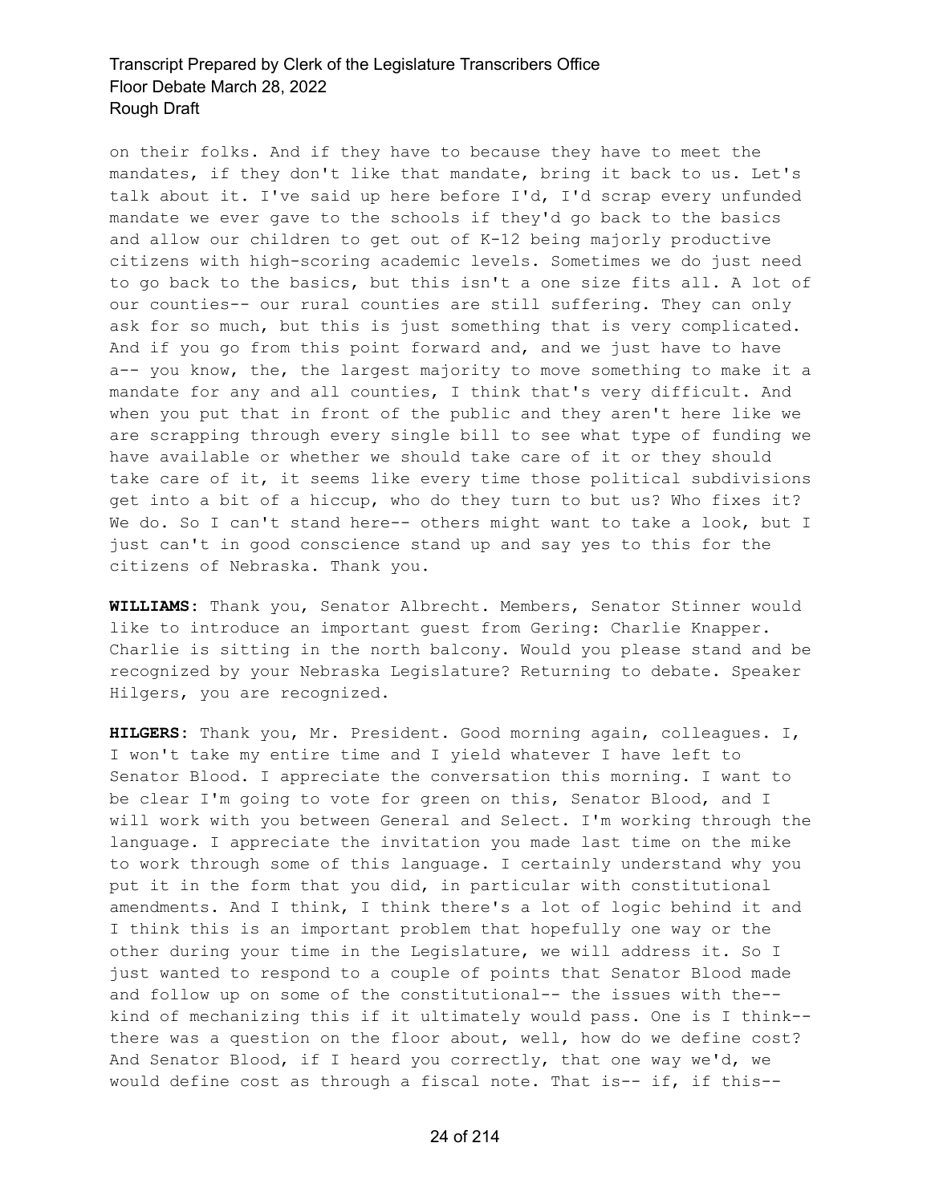on their folks. And if they have to because they have to meet the mandates, if they don't like that mandate, bring it back to us. Let's talk about it. I've said up here before I'd, I'd scrap every unfunded mandate we ever gave to the schools if they'd go back to the basics and allow our children to get out of K-12 being majorly productive citizens with high-scoring academic levels. Sometimes we do just need to go back to the basics, but this isn't a one size fits all. A lot of our counties-- our rural counties are still suffering. They can only ask for so much, but this is just something that is very complicated. And if you go from this point forward and, and we just have to have a-- you know, the, the largest majority to move something to make it a mandate for any and all counties, I think that's very difficult. And when you put that in front of the public and they aren't here like we are scrapping through every single bill to see what type of funding we have available or whether we should take care of it or they should take care of it, it seems like every time those political subdivisions get into a bit of a hiccup, who do they turn to but us? Who fixes it? We do. So I can't stand here-- others might want to take a look, but I just can't in good conscience stand up and say yes to this for the citizens of Nebraska. Thank you.

**WILLIAMS:** Thank you, Senator Albrecht. Members, Senator Stinner would like to introduce an important guest from Gering: Charlie Knapper. Charlie is sitting in the north balcony. Would you please stand and be recognized by your Nebraska Legislature? Returning to debate. Speaker Hilgers, you are recognized.

**HILGERS:** Thank you, Mr. President. Good morning again, colleagues. I, I won't take my entire time and I yield whatever I have left to Senator Blood. I appreciate the conversation this morning. I want to be clear I'm going to vote for green on this, Senator Blood, and I will work with you between General and Select. I'm working through the language. I appreciate the invitation you made last time on the mike to work through some of this language. I certainly understand why you put it in the form that you did, in particular with constitutional amendments. And I think, I think there's a lot of logic behind it and I think this is an important problem that hopefully one way or the other during your time in the Legislature, we will address it. So I just wanted to respond to a couple of points that Senator Blood made and follow up on some of the constitutional-- the issues with the-- kind of mechanizing this if it ultimately would pass. One is I think-- there was a question on the floor about, well, how do we define cost? And Senator Blood, if I heard you correctly, that one way we'd, we would define cost as through a fiscal note. That is-- if, if this--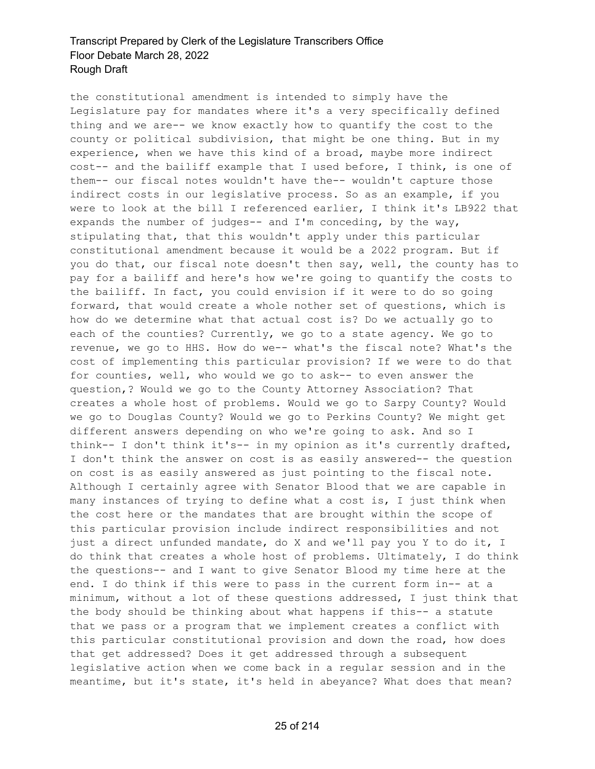the constitutional amendment is intended to simply have the Legislature pay for mandates where it's a very specifically defined thing and we are-- we know exactly how to quantify the cost to the county or political subdivision, that might be one thing. But in my experience, when we have this kind of a broad, maybe more indirect cost-- and the bailiff example that I used before, I think, is one of them-- our fiscal notes wouldn't have the-- wouldn't capture those indirect costs in our legislative process. So as an example, if you were to look at the bill I referenced earlier, I think it's LB922 that expands the number of judges-- and I'm conceding, by the way, stipulating that, that this wouldn't apply under this particular constitutional amendment because it would be a 2022 program. But if you do that, our fiscal note doesn't then say, well, the county has to pay for a bailiff and here's how we're going to quantify the costs to the bailiff. In fact, you could envision if it were to do so going forward, that would create a whole nother set of questions, which is how do we determine what that actual cost is? Do we actually go to each of the counties? Currently, we go to a state agency. We go to revenue, we go to HHS. How do we-- what's the fiscal note? What's the cost of implementing this particular provision? If we were to do that for counties, well, who would we go to ask-- to even answer the question,? Would we go to the County Attorney Association? That creates a whole host of problems. Would we go to Sarpy County? Would we go to Douglas County? Would we go to Perkins County? We might get different answers depending on who we're going to ask. And so I think-- I don't think it's-- in my opinion as it's currently drafted, I don't think the answer on cost is as easily answered-- the question on cost is as easily answered as just pointing to the fiscal note. Although I certainly agree with Senator Blood that we are capable in many instances of trying to define what a cost is, I just think when the cost here or the mandates that are brought within the scope of this particular provision include indirect responsibilities and not just a direct unfunded mandate, do X and we'll pay you Y to do it, I do think that creates a whole host of problems. Ultimately, I do think the questions-- and I want to give Senator Blood my time here at the end. I do think if this were to pass in the current form in-- at a minimum, without a lot of these questions addressed, I just think that the body should be thinking about what happens if this-- a statute that we pass or a program that we implement creates a conflict with this particular constitutional provision and down the road, how does that get addressed? Does it get addressed through a subsequent legislative action when we come back in a regular session and in the meantime, but it's state, it's held in abeyance? What does that mean?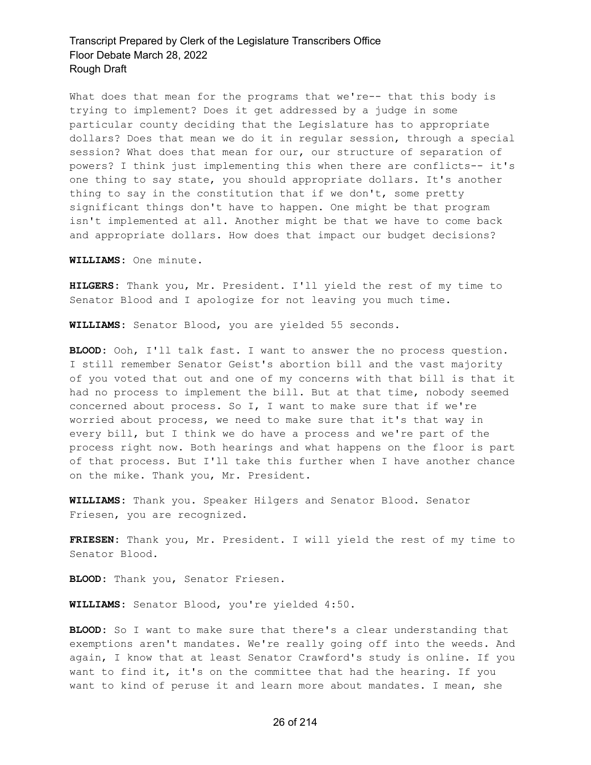What does that mean for the programs that we're-- that this body is trying to implement? Does it get addressed by a judge in some particular county deciding that the Legislature has to appropriate dollars? Does that mean we do it in regular session, through a special session? What does that mean for our, our structure of separation of powers? I think just implementing this when there are conflicts-- it's one thing to say state, you should appropriate dollars. It's another thing to say in the constitution that if we don't, some pretty significant things don't have to happen. One might be that program isn't implemented at all. Another might be that we have to come back and appropriate dollars. How does that impact our budget decisions?

**WILLIAMS:** One minute.

**HILGERS:** Thank you, Mr. President. I'll yield the rest of my time to Senator Blood and I apologize for not leaving you much time.

**WILLIAMS:** Senator Blood, you are yielded 55 seconds.

**BLOOD:** Ooh, I'll talk fast. I want to answer the no process question. I still remember Senator Geist's abortion bill and the vast majority of you voted that out and one of my concerns with that bill is that it had no process to implement the bill. But at that time, nobody seemed concerned about process. So I, I want to make sure that if we're worried about process, we need to make sure that it's that way in every bill, but I think we do have a process and we're part of the process right now. Both hearings and what happens on the floor is part of that process. But I'll take this further when I have another chance on the mike. Thank you, Mr. President.

**WILLIAMS:** Thank you. Speaker Hilgers and Senator Blood. Senator Friesen, you are recognized.

**FRIESEN:** Thank you, Mr. President. I will yield the rest of my time to Senator Blood.

**BLOOD:** Thank you, Senator Friesen.

**WILLIAMS:** Senator Blood, you're yielded 4:50.

**BLOOD:** So I want to make sure that there's a clear understanding that exemptions aren't mandates. We're really going off into the weeds. And again, I know that at least Senator Crawford's study is online. If you want to find it, it's on the committee that had the hearing. If you want to kind of peruse it and learn more about mandates. I mean, she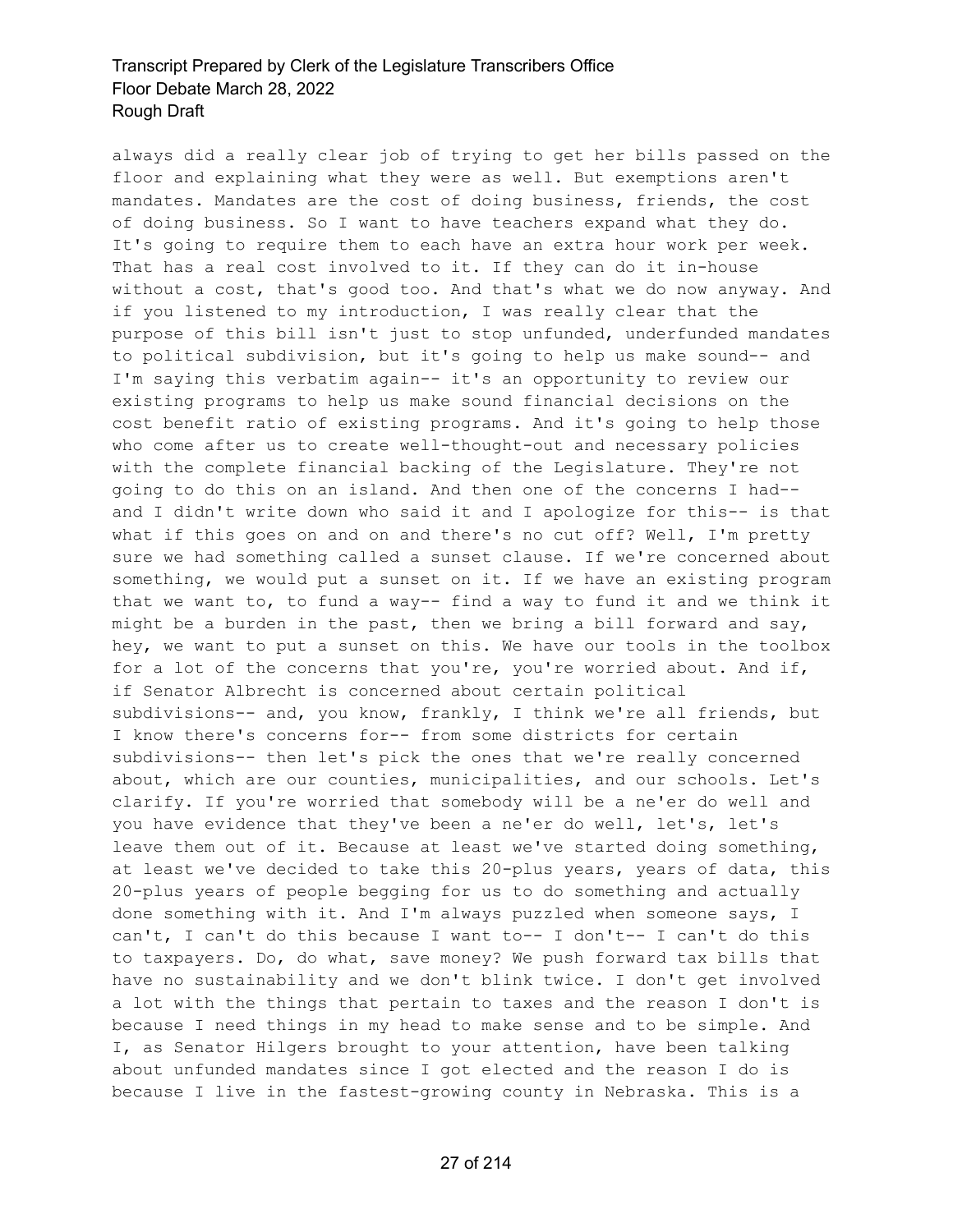always did a really clear job of trying to get her bills passed on the floor and explaining what they were as well. But exemptions aren't mandates. Mandates are the cost of doing business, friends, the cost of doing business. So I want to have teachers expand what they do. It's going to require them to each have an extra hour work per week. That has a real cost involved to it. If they can do it in-house without a cost, that's good too. And that's what we do now anyway. And if you listened to my introduction, I was really clear that the purpose of this bill isn't just to stop unfunded, underfunded mandates to political subdivision, but it's going to help us make sound-- and I'm saying this verbatim again-- it's an opportunity to review our existing programs to help us make sound financial decisions on the cost benefit ratio of existing programs. And it's going to help those who come after us to create well-thought-out and necessary policies with the complete financial backing of the Legislature. They're not going to do this on an island. And then one of the concerns I had-- and I didn't write down who said it and I apologize for this-- is that what if this goes on and on and there's no cut off? Well, I'm pretty sure we had something called a sunset clause. If we're concerned about something, we would put a sunset on it. If we have an existing program that we want to, to fund a way-- find a way to fund it and we think it might be a burden in the past, then we bring a bill forward and say, hey, we want to put a sunset on this. We have our tools in the toolbox for a lot of the concerns that you're, you're worried about. And if, if Senator Albrecht is concerned about certain political subdivisions-- and, you know, frankly, I think we're all friends, but I know there's concerns for-- from some districts for certain subdivisions-- then let's pick the ones that we're really concerned about, which are our counties, municipalities, and our schools. Let's clarify. If you're worried that somebody will be a ne'er do well and you have evidence that they've been a ne'er do well, let's, let's leave them out of it. Because at least we've started doing something, at least we've decided to take this 20-plus years, years of data, this 20-plus years of people begging for us to do something and actually done something with it. And I'm always puzzled when someone says, I can't, I can't do this because I want to-- I don't-- I can't do this to taxpayers. Do, do what, save money? We push forward tax bills that have no sustainability and we don't blink twice. I don't get involved a lot with the things that pertain to taxes and the reason I don't is because I need things in my head to make sense and to be simple. And I, as Senator Hilgers brought to your attention, have been talking about unfunded mandates since I got elected and the reason I do is because I live in the fastest-growing county in Nebraska. This is a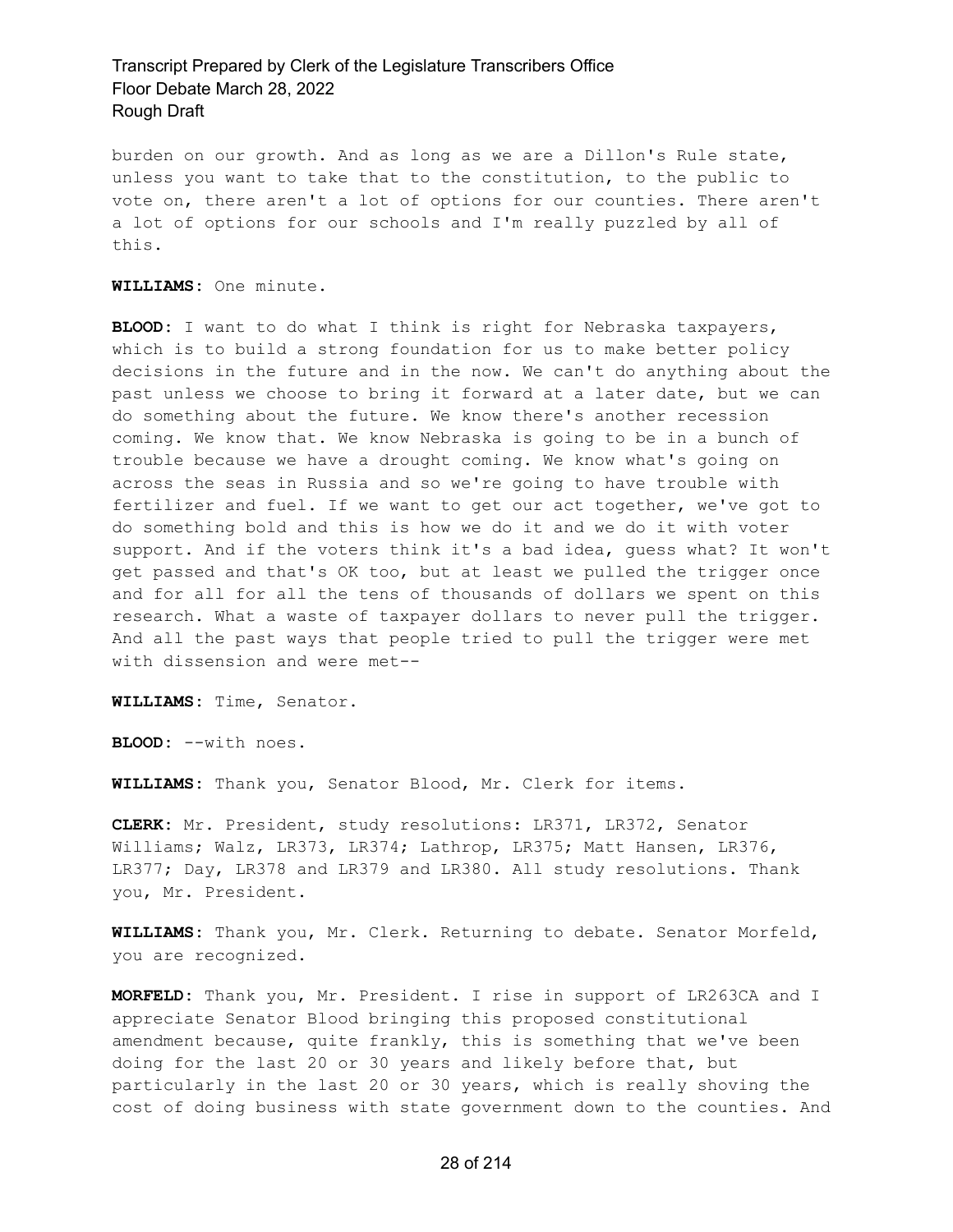burden on our growth. And as long as we are a Dillon's Rule state, unless you want to take that to the constitution, to the public to vote on, there aren't a lot of options for our counties. There aren't a lot of options for our schools and I'm really puzzled by all of this.

**WILLIAMS:** One minute.

**BLOOD:** I want to do what I think is right for Nebraska taxpayers, which is to build a strong foundation for us to make better policy decisions in the future and in the now. We can't do anything about the past unless we choose to bring it forward at a later date, but we can do something about the future. We know there's another recession coming. We know that. We know Nebraska is going to be in a bunch of trouble because we have a drought coming. We know what's going on across the seas in Russia and so we're going to have trouble with fertilizer and fuel. If we want to get our act together, we've got to do something bold and this is how we do it and we do it with voter support. And if the voters think it's a bad idea, guess what? It won't get passed and that's OK too, but at least we pulled the trigger once and for all for all the tens of thousands of dollars we spent on this research. What a waste of taxpayer dollars to never pull the trigger. And all the past ways that people tried to pull the trigger were met with dissension and were met--

**WILLIAMS:** Time, Senator.

**BLOOD:** --with noes.

**WILLIAMS:** Thank you, Senator Blood, Mr. Clerk for items.

**CLERK:** Mr. President, study resolutions: LR371, LR372, Senator Williams; Walz, LR373, LR374; Lathrop, LR375; Matt Hansen, LR376, LR377; Day, LR378 and LR379 and LR380. All study resolutions. Thank you, Mr. President.

**WILLIAMS:** Thank you, Mr. Clerk. Returning to debate. Senator Morfeld, you are recognized.

**MORFELD:** Thank you, Mr. President. I rise in support of LR263CA and I appreciate Senator Blood bringing this proposed constitutional amendment because, quite frankly, this is something that we've been doing for the last 20 or 30 years and likely before that, but particularly in the last 20 or 30 years, which is really shoving the cost of doing business with state government down to the counties. And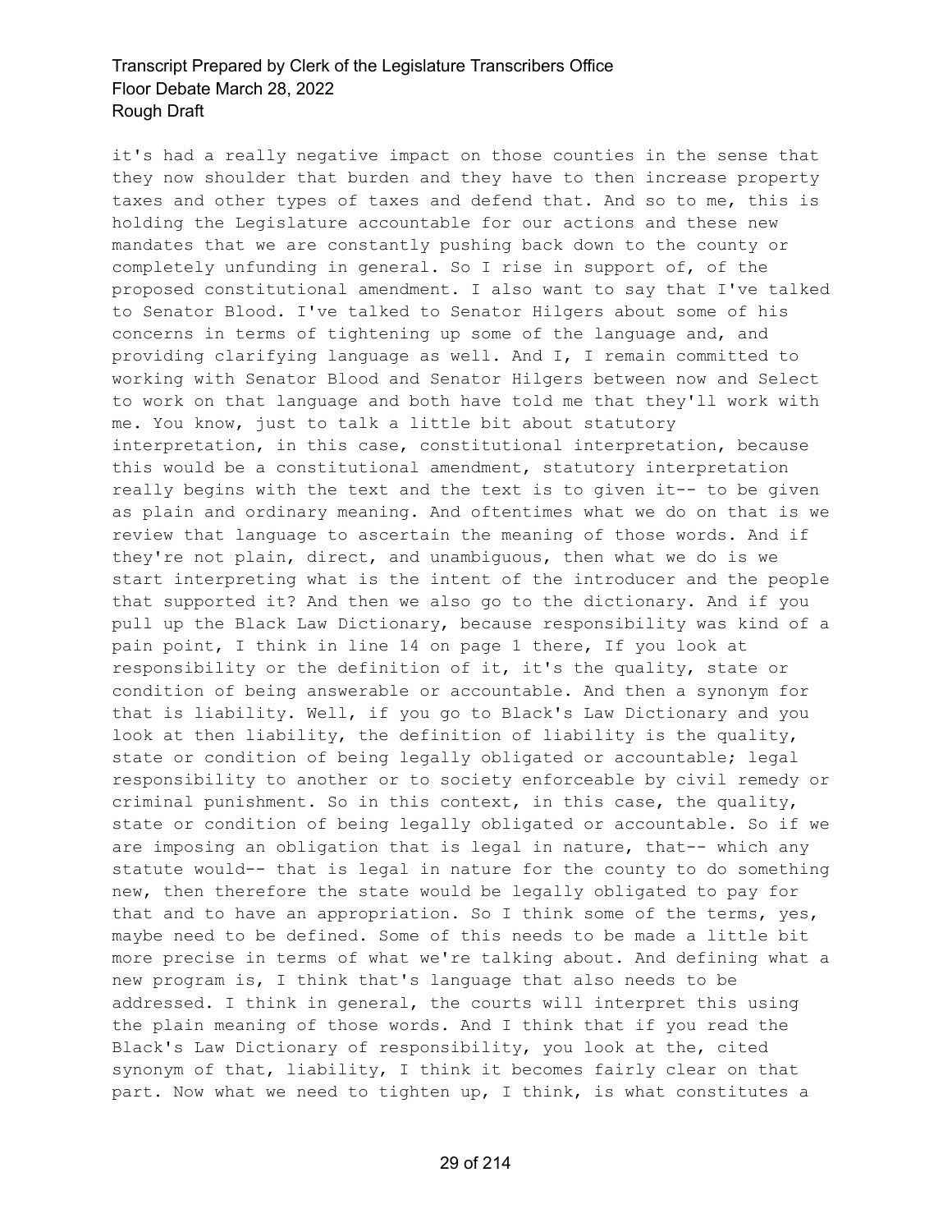it's had a really negative impact on those counties in the sense that they now shoulder that burden and they have to then increase property taxes and other types of taxes and defend that. And so to me, this is holding the Legislature accountable for our actions and these new mandates that we are constantly pushing back down to the county or completely unfunding in general. So I rise in support of, of the proposed constitutional amendment. I also want to say that I've talked to Senator Blood. I've talked to Senator Hilgers about some of his concerns in terms of tightening up some of the language and, and providing clarifying language as well. And I, I remain committed to working with Senator Blood and Senator Hilgers between now and Select to work on that language and both have told me that they'll work with me. You know, just to talk a little bit about statutory interpretation, in this case, constitutional interpretation, because this would be a constitutional amendment, statutory interpretation really begins with the text and the text is to given it-- to be given as plain and ordinary meaning. And oftentimes what we do on that is we review that language to ascertain the meaning of those words. And if they're not plain, direct, and unambiguous, then what we do is we start interpreting what is the intent of the introducer and the people that supported it? And then we also go to the dictionary. And if you pull up the Black Law Dictionary, because responsibility was kind of a pain point, I think in line 14 on page 1 there, If you look at responsibility or the definition of it, it's the quality, state or condition of being answerable or accountable. And then a synonym for that is liability. Well, if you go to Black's Law Dictionary and you look at then liability, the definition of liability is the quality, state or condition of being legally obligated or accountable; legal responsibility to another or to society enforceable by civil remedy or criminal punishment. So in this context, in this case, the quality, state or condition of being legally obligated or accountable. So if we are imposing an obligation that is legal in nature, that-- which any statute would-- that is legal in nature for the county to do something new, then therefore the state would be legally obligated to pay for that and to have an appropriation. So I think some of the terms, yes, maybe need to be defined. Some of this needs to be made a little bit more precise in terms of what we're talking about. And defining what a new program is, I think that's language that also needs to be addressed. I think in general, the courts will interpret this using the plain meaning of those words. And I think that if you read the Black's Law Dictionary of responsibility, you look at the, cited synonym of that, liability, I think it becomes fairly clear on that part. Now what we need to tighten up, I think, is what constitutes a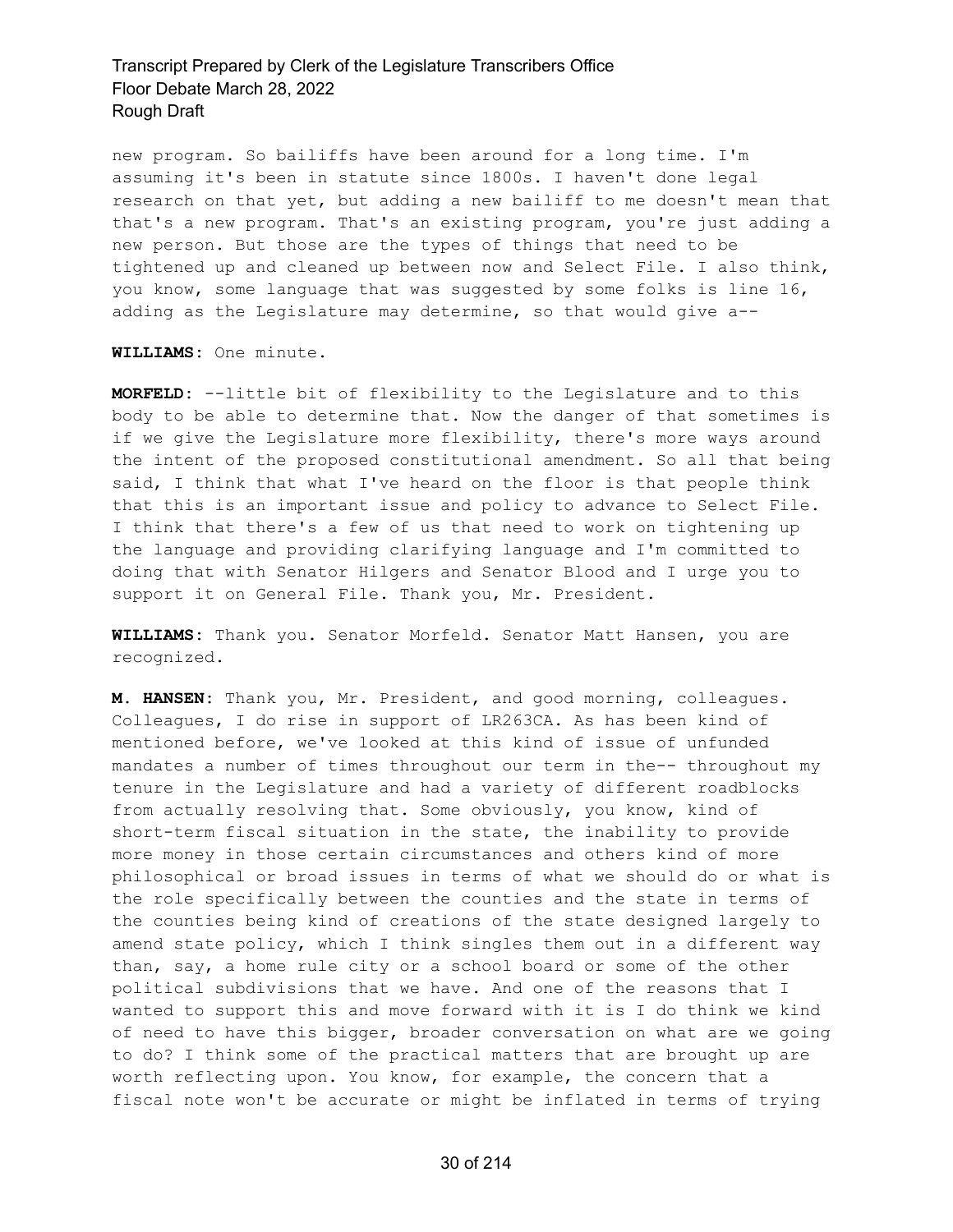new program. So bailiffs have been around for a long time. I'm assuming it's been in statute since 1800s. I haven't done legal research on that yet, but adding a new bailiff to me doesn't mean that that's a new program. That's an existing program, you're just adding a new person. But those are the types of things that need to be tightened up and cleaned up between now and Select File. I also think, you know, some language that was suggested by some folks is line 16, adding as the Legislature may determine, so that would give a--

**WILLIAMS:** One minute.

**MORFELD:** --little bit of flexibility to the Legislature and to this body to be able to determine that. Now the danger of that sometimes is if we give the Legislature more flexibility, there's more ways around the intent of the proposed constitutional amendment. So all that being said, I think that what I've heard on the floor is that people think that this is an important issue and policy to advance to Select File. I think that there's a few of us that need to work on tightening up the language and providing clarifying language and I'm committed to doing that with Senator Hilgers and Senator Blood and I urge you to support it on General File. Thank you, Mr. President.

**WILLIAMS:** Thank you. Senator Morfeld. Senator Matt Hansen, you are recognized.

**M. HANSEN:** Thank you, Mr. President, and good morning, colleagues. Colleagues, I do rise in support of LR263CA. As has been kind of mentioned before, we've looked at this kind of issue of unfunded mandates a number of times throughout our term in the-- throughout my tenure in the Legislature and had a variety of different roadblocks from actually resolving that. Some obviously, you know, kind of short-term fiscal situation in the state, the inability to provide more money in those certain circumstances and others kind of more philosophical or broad issues in terms of what we should do or what is the role specifically between the counties and the state in terms of the counties being kind of creations of the state designed largely to amend state policy, which I think singles them out in a different way than, say, a home rule city or a school board or some of the other political subdivisions that we have. And one of the reasons that I wanted to support this and move forward with it is I do think we kind of need to have this bigger, broader conversation on what are we going to do? I think some of the practical matters that are brought up are worth reflecting upon. You know, for example, the concern that a fiscal note won't be accurate or might be inflated in terms of trying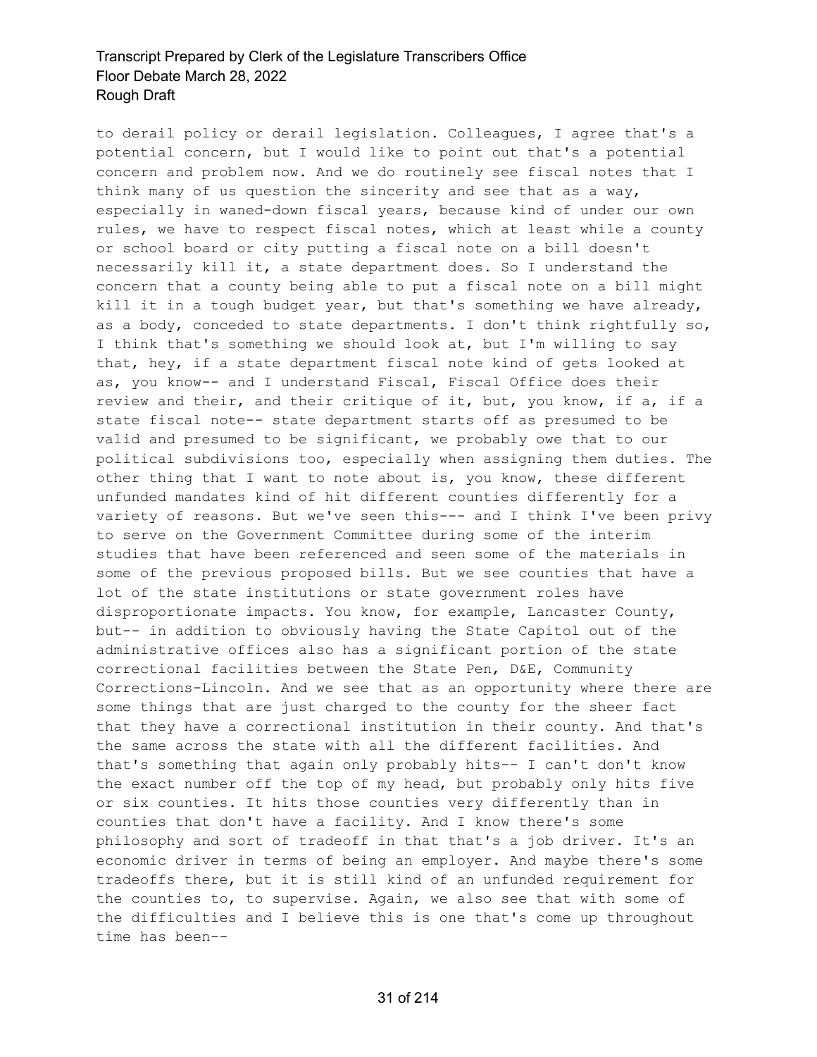to derail policy or derail legislation. Colleagues, I agree that's a potential concern, but I would like to point out that's a potential concern and problem now. And we do routinely see fiscal notes that I think many of us question the sincerity and see that as a way, especially in waned-down fiscal years, because kind of under our own rules, we have to respect fiscal notes, which at least while a county or school board or city putting a fiscal note on a bill doesn't necessarily kill it, a state department does. So I understand the concern that a county being able to put a fiscal note on a bill might kill it in a tough budget year, but that's something we have already, as a body, conceded to state departments. I don't think rightfully so, I think that's something we should look at, but I'm willing to say that, hey, if a state department fiscal note kind of gets looked at as, you know-- and I understand Fiscal, Fiscal Office does their review and their, and their critique of it, but, you know, if a, if a state fiscal note-- state department starts off as presumed to be valid and presumed to be significant, we probably owe that to our political subdivisions too, especially when assigning them duties. The other thing that I want to note about is, you know, these different unfunded mandates kind of hit different counties differently for a variety of reasons. But we've seen this--- and I think I've been privy to serve on the Government Committee during some of the interim studies that have been referenced and seen some of the materials in some of the previous proposed bills. But we see counties that have a lot of the state institutions or state government roles have disproportionate impacts. You know, for example, Lancaster County, but-- in addition to obviously having the State Capitol out of the administrative offices also has a significant portion of the state correctional facilities between the State Pen, D&E, Community Corrections-Lincoln. And we see that as an opportunity where there are some things that are just charged to the county for the sheer fact that they have a correctional institution in their county. And that's the same across the state with all the different facilities. And that's something that again only probably hits-- I can't don't know the exact number off the top of my head, but probably only hits five or six counties. It hits those counties very differently than in counties that don't have a facility. And I know there's some philosophy and sort of tradeoff in that that's a job driver. It's an economic driver in terms of being an employer. And maybe there's some tradeoffs there, but it is still kind of an unfunded requirement for the counties to, to supervise. Again, we also see that with some of the difficulties and I believe this is one that's come up throughout time has been--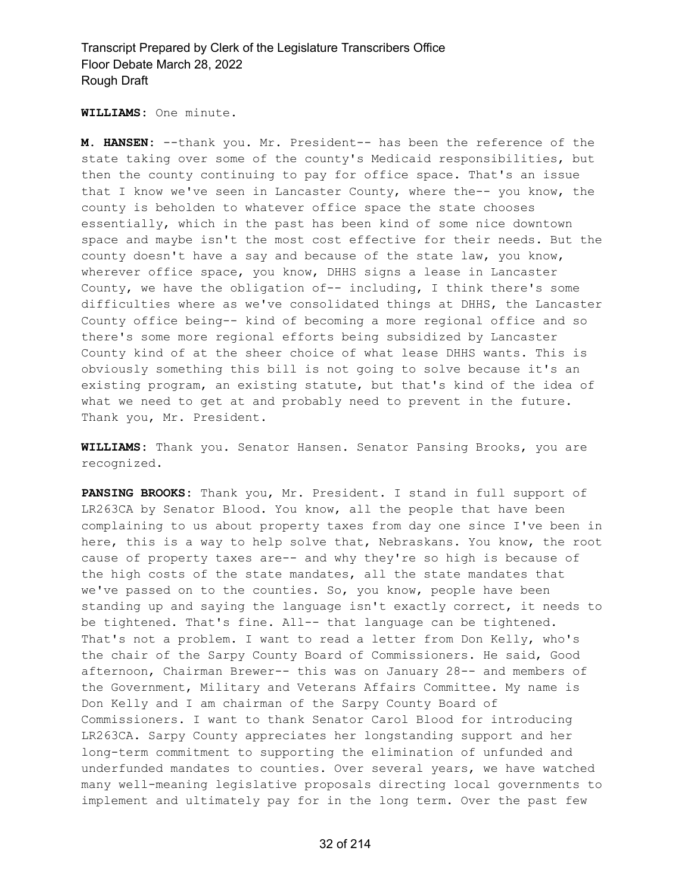**WILLIAMS:** One minute.

**M. HANSEN:** --thank you. Mr. President-- has been the reference of the state taking over some of the county's Medicaid responsibilities, but then the county continuing to pay for office space. That's an issue that I know we've seen in Lancaster County, where the-- you know, the county is beholden to whatever office space the state chooses essentially, which in the past has been kind of some nice downtown space and maybe isn't the most cost effective for their needs. But the county doesn't have a say and because of the state law, you know, wherever office space, you know, DHHS signs a lease in Lancaster County, we have the obligation of-- including, I think there's some difficulties where as we've consolidated things at DHHS, the Lancaster County office being-- kind of becoming a more regional office and so there's some more regional efforts being subsidized by Lancaster County kind of at the sheer choice of what lease DHHS wants. This is obviously something this bill is not going to solve because it's an existing program, an existing statute, but that's kind of the idea of what we need to get at and probably need to prevent in the future. Thank you, Mr. President.

**WILLIAMS:** Thank you. Senator Hansen. Senator Pansing Brooks, you are recognized.

**PANSING BROOKS:** Thank you, Mr. President. I stand in full support of LR263CA by Senator Blood. You know, all the people that have been complaining to us about property taxes from day one since I've been in here, this is a way to help solve that, Nebraskans. You know, the root cause of property taxes are-- and why they're so high is because of the high costs of the state mandates, all the state mandates that we've passed on to the counties. So, you know, people have been standing up and saying the language isn't exactly correct, it needs to be tightened. That's fine. All-- that language can be tightened. That's not a problem. I want to read a letter from Don Kelly, who's the chair of the Sarpy County Board of Commissioners. He said, Good afternoon, Chairman Brewer-- this was on January 28-- and members of the Government, Military and Veterans Affairs Committee. My name is Don Kelly and I am chairman of the Sarpy County Board of Commissioners. I want to thank Senator Carol Blood for introducing LR263CA. Sarpy County appreciates her longstanding support and her long-term commitment to supporting the elimination of unfunded and underfunded mandates to counties. Over several years, we have watched many well-meaning legislative proposals directing local governments to implement and ultimately pay for in the long term. Over the past few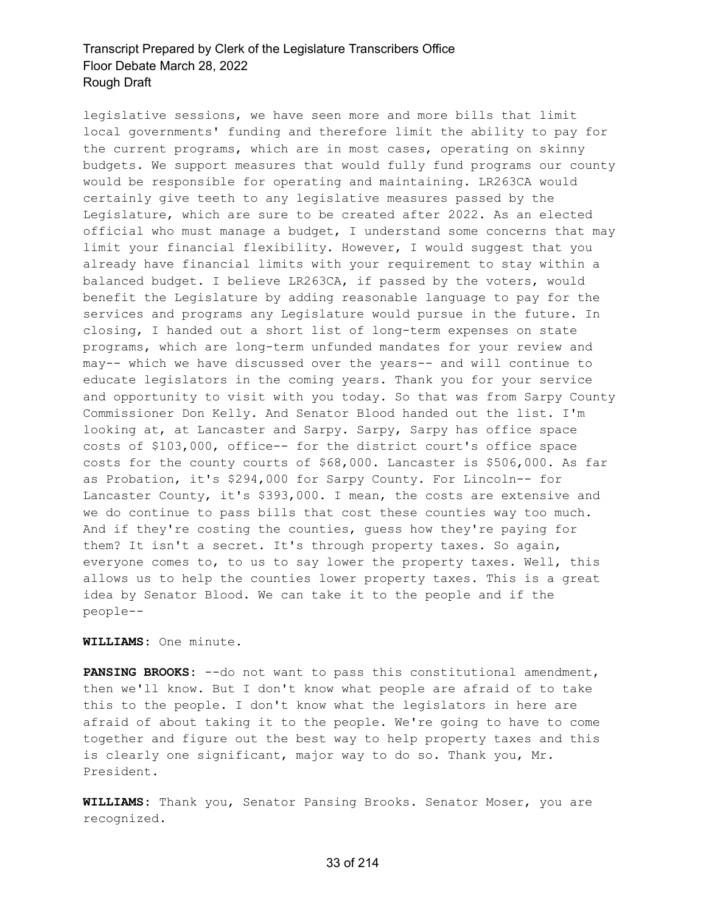legislative sessions, we have seen more and more bills that limit local governments' funding and therefore limit the ability to pay for the current programs, which are in most cases, operating on skinny budgets. We support measures that would fully fund programs our county would be responsible for operating and maintaining. LR263CA would certainly give teeth to any legislative measures passed by the Legislature, which are sure to be created after 2022. As an elected official who must manage a budget, I understand some concerns that may limit your financial flexibility. However, I would suggest that you already have financial limits with your requirement to stay within a balanced budget. I believe LR263CA, if passed by the voters, would benefit the Legislature by adding reasonable language to pay for the services and programs any Legislature would pursue in the future. In closing, I handed out a short list of long-term expenses on state programs, which are long-term unfunded mandates for your review and may-- which we have discussed over the years-- and will continue to educate legislators in the coming years. Thank you for your service and opportunity to visit with you today. So that was from Sarpy County Commissioner Don Kelly. And Senator Blood handed out the list. I'm looking at, at Lancaster and Sarpy. Sarpy, Sarpy has office space costs of $103,000, office-- for the district court's office space costs for the county courts of $68,000. Lancaster is $506,000. As far as Probation, it's $294,000 for Sarpy County. For Lincoln-- for Lancaster County, it's $393,000. I mean, the costs are extensive and we do continue to pass bills that cost these counties way too much. And if they're costing the counties, guess how they're paying for them? It isn't a secret. It's through property taxes. So again, everyone comes to, to us to say lower the property taxes. Well, this allows us to help the counties lower property taxes. This is a great idea by Senator Blood. We can take it to the people and if the people--

**WILLIAMS:** One minute.

**PANSING BROOKS:** --do not want to pass this constitutional amendment, then we'll know. But I don't know what people are afraid of to take this to the people. I don't know what the legislators in here are afraid of about taking it to the people. We're going to have to come together and figure out the best way to help property taxes and this is clearly one significant, major way to do so. Thank you, Mr. President.

**WILLIAMS:** Thank you, Senator Pansing Brooks. Senator Moser, you are recognized.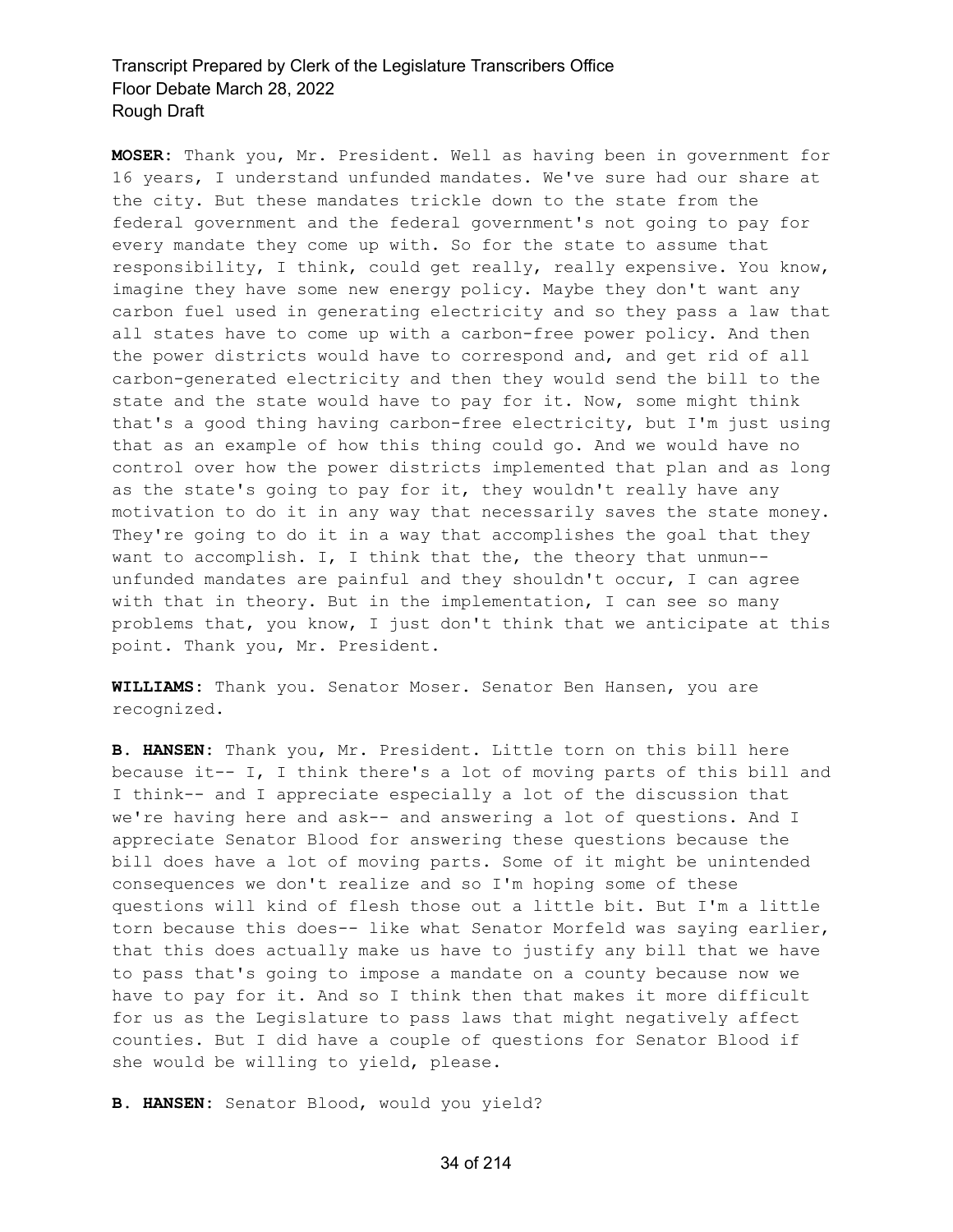**MOSER:** Thank you, Mr. President. Well as having been in government for 16 years, I understand unfunded mandates. We've sure had our share at the city. But these mandates trickle down to the state from the federal government and the federal government's not going to pay for every mandate they come up with. So for the state to assume that responsibility, I think, could get really, really expensive. You know, imagine they have some new energy policy. Maybe they don't want any carbon fuel used in generating electricity and so they pass a law that all states have to come up with a carbon-free power policy. And then the power districts would have to correspond and, and get rid of all carbon-generated electricity and then they would send the bill to the state and the state would have to pay for it. Now, some might think that's a good thing having carbon-free electricity, but I'm just using that as an example of how this thing could go. And we would have no control over how the power districts implemented that plan and as long as the state's going to pay for it, they wouldn't really have any motivation to do it in any way that necessarily saves the state money. They're going to do it in a way that accomplishes the goal that they want to accomplish. I, I think that the, the theory that unmun-- unfunded mandates are painful and they shouldn't occur, I can agree with that in theory. But in the implementation, I can see so many problems that, you know, I just don't think that we anticipate at this point. Thank you, Mr. President.

**WILLIAMS:** Thank you. Senator Moser. Senator Ben Hansen, you are recognized.

**B. HANSEN:** Thank you, Mr. President. Little torn on this bill here because it-- I, I think there's a lot of moving parts of this bill and I think-- and I appreciate especially a lot of the discussion that we're having here and ask-- and answering a lot of questions. And I appreciate Senator Blood for answering these questions because the bill does have a lot of moving parts. Some of it might be unintended consequences we don't realize and so I'm hoping some of these questions will kind of flesh those out a little bit. But I'm a little torn because this does-- like what Senator Morfeld was saying earlier, that this does actually make us have to justify any bill that we have to pass that's going to impose a mandate on a county because now we have to pay for it. And so I think then that makes it more difficult for us as the Legislature to pass laws that might negatively affect counties. But I did have a couple of questions for Senator Blood if she would be willing to yield, please.

**B. HANSEN:** Senator Blood, would you yield?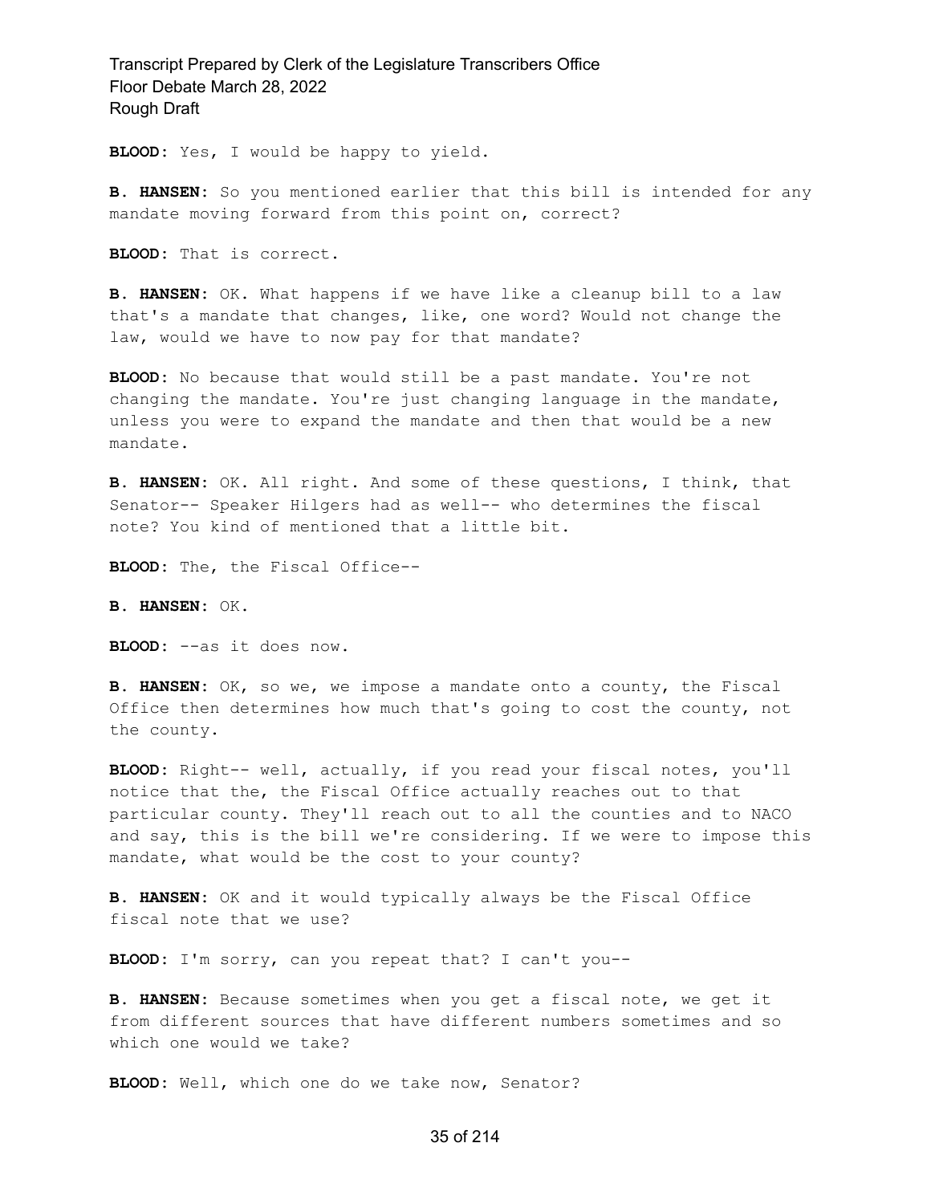**BLOOD:** Yes, I would be happy to yield.

**B. HANSEN:** So you mentioned earlier that this bill is intended for any mandate moving forward from this point on, correct?

**BLOOD:** That is correct.

**B. HANSEN:** OK. What happens if we have like a cleanup bill to a law that's a mandate that changes, like, one word? Would not change the law, would we have to now pay for that mandate?

**BLOOD:** No because that would still be a past mandate. You're not changing the mandate. You're just changing language in the mandate, unless you were to expand the mandate and then that would be a new mandate.

**B. HANSEN:** OK. All right. And some of these questions, I think, that Senator-- Speaker Hilgers had as well-- who determines the fiscal note? You kind of mentioned that a little bit.

**BLOOD:** The, the Fiscal Office--

**B. HANSEN:** OK.

**BLOOD:** --as it does now.

**B. HANSEN:** OK, so we, we impose a mandate onto a county, the Fiscal Office then determines how much that's going to cost the county, not the county.

**BLOOD:** Right-- well, actually, if you read your fiscal notes, you'll notice that the, the Fiscal Office actually reaches out to that particular county. They'll reach out to all the counties and to NACO and say, this is the bill we're considering. If we were to impose this mandate, what would be the cost to your county?

**B. HANSEN:** OK and it would typically always be the Fiscal Office fiscal note that we use?

**BLOOD:** I'm sorry, can you repeat that? I can't you--

**B. HANSEN:** Because sometimes when you get a fiscal note, we get it from different sources that have different numbers sometimes and so which one would we take?

**BLOOD:** Well, which one do we take now, Senator?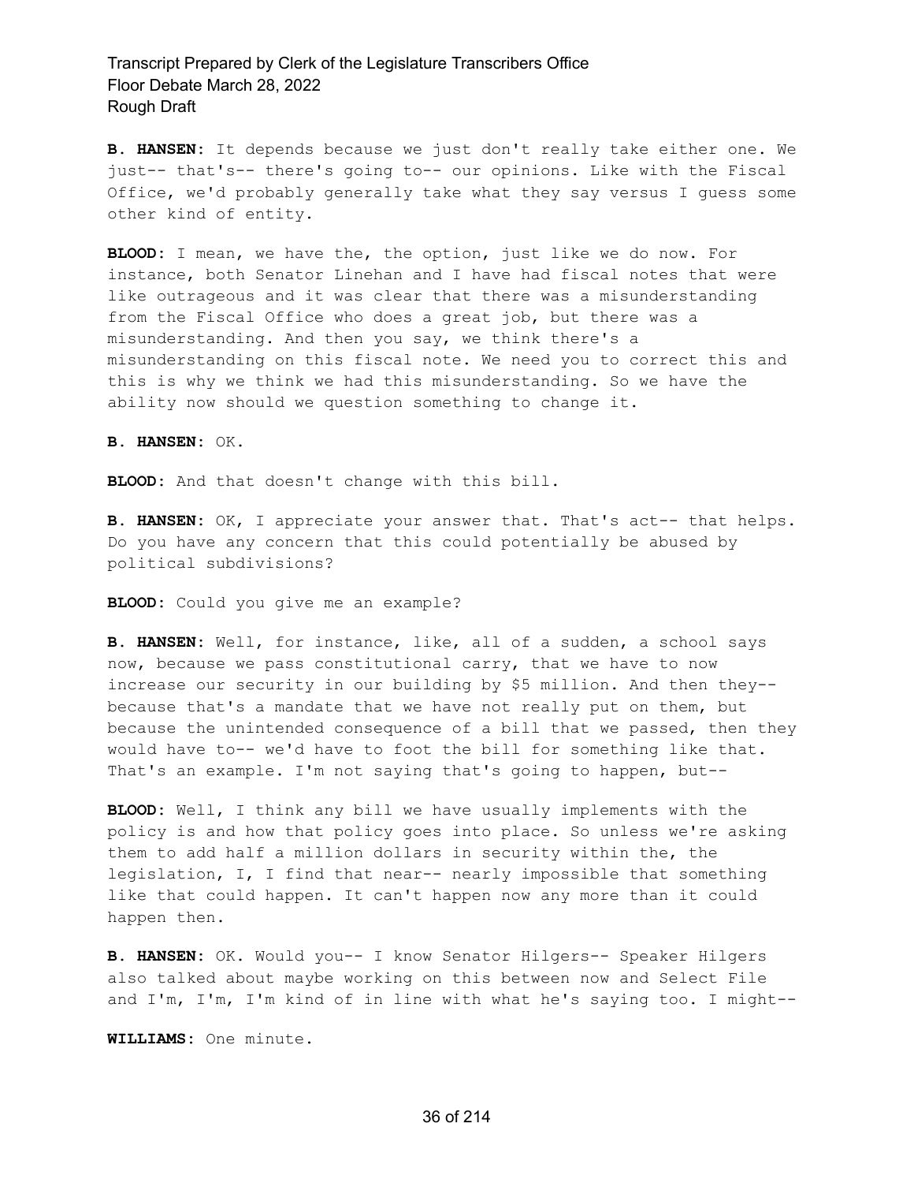**B. HANSEN:** It depends because we just don't really take either one. We just-- that's-- there's going to-- our opinions. Like with the Fiscal Office, we'd probably generally take what they say versus I guess some other kind of entity.

**BLOOD:** I mean, we have the, the option, just like we do now. For instance, both Senator Linehan and I have had fiscal notes that were like outrageous and it was clear that there was a misunderstanding from the Fiscal Office who does a great job, but there was a misunderstanding. And then you say, we think there's a misunderstanding on this fiscal note. We need you to correct this and this is why we think we had this misunderstanding. So we have the ability now should we question something to change it.

**B. HANSEN:** OK.

**BLOOD:** And that doesn't change with this bill.

**B. HANSEN:** OK, I appreciate your answer that. That's act-- that helps. Do you have any concern that this could potentially be abused by political subdivisions?

**BLOOD:** Could you give me an example?

**B. HANSEN:** Well, for instance, like, all of a sudden, a school says now, because we pass constitutional carry, that we have to now increase our security in our building by $5 million. And then they-- because that's a mandate that we have not really put on them, but because the unintended consequence of a bill that we passed, then they would have to-- we'd have to foot the bill for something like that. That's an example. I'm not saying that's going to happen, but--

**BLOOD:** Well, I think any bill we have usually implements with the policy is and how that policy goes into place. So unless we're asking them to add half a million dollars in security within the, the legislation, I, I find that near-- nearly impossible that something like that could happen. It can't happen now any more than it could happen then.

**B. HANSEN:** OK. Would you-- I know Senator Hilgers-- Speaker Hilgers also talked about maybe working on this between now and Select File and I'm, I'm, I'm kind of in line with what he's saying too. I might--

**WILLIAMS:** One minute.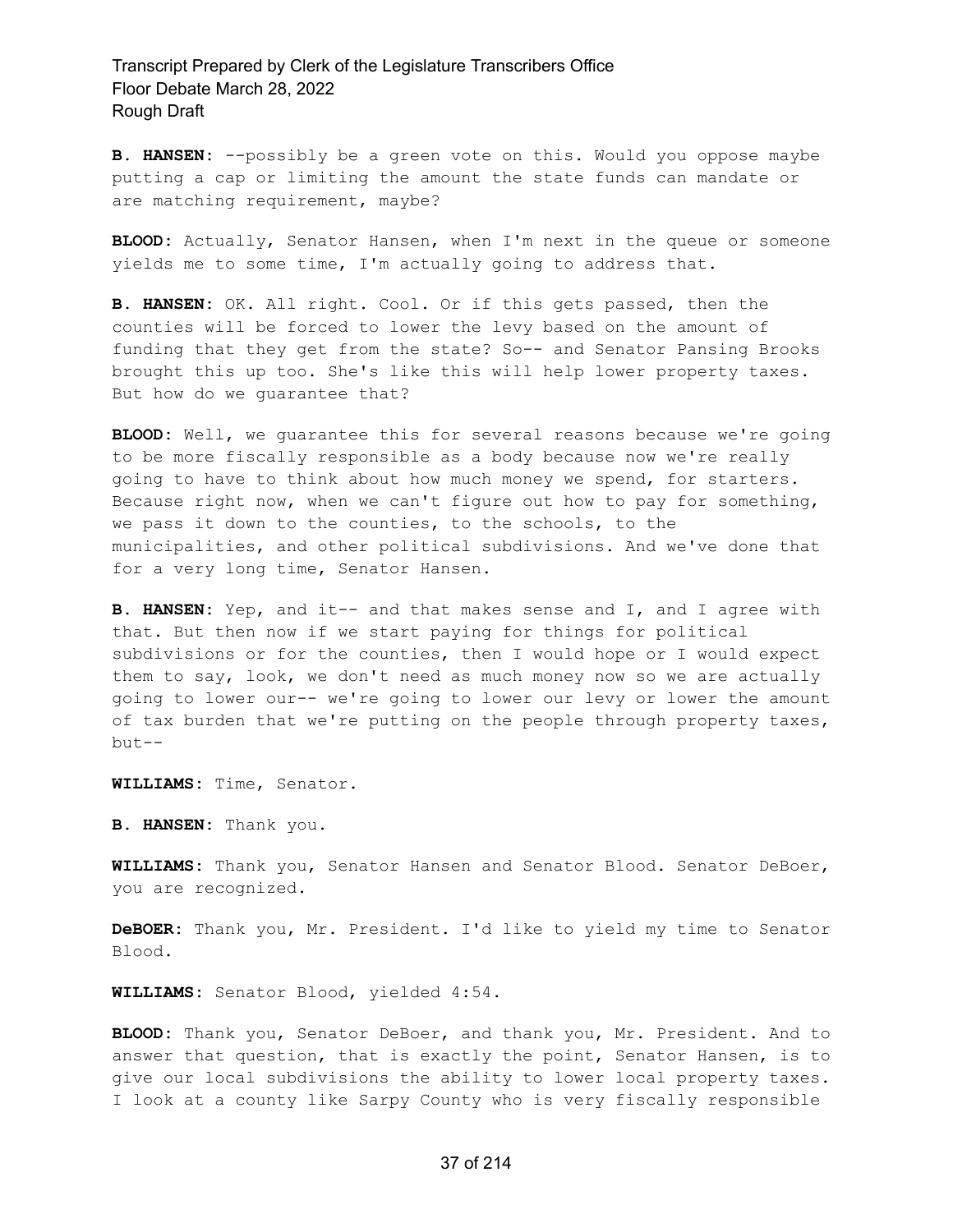**B. HANSEN:** --possibly be a green vote on this. Would you oppose maybe putting a cap or limiting the amount the state funds can mandate or are matching requirement, maybe?

**BLOOD:** Actually, Senator Hansen, when I'm next in the queue or someone yields me to some time, I'm actually going to address that.

**B. HANSEN:** OK. All right. Cool. Or if this gets passed, then the counties will be forced to lower the levy based on the amount of funding that they get from the state? So-- and Senator Pansing Brooks brought this up too. She's like this will help lower property taxes. But how do we guarantee that?

**BLOOD:** Well, we guarantee this for several reasons because we're going to be more fiscally responsible as a body because now we're really going to have to think about how much money we spend, for starters. Because right now, when we can't figure out how to pay for something, we pass it down to the counties, to the schools, to the municipalities, and other political subdivisions. And we've done that for a very long time, Senator Hansen.

**B. HANSEN:** Yep, and it-- and that makes sense and I, and I agree with that. But then now if we start paying for things for political subdivisions or for the counties, then I would hope or I would expect them to say, look, we don't need as much money now so we are actually going to lower our-- we're going to lower our levy or lower the amount of tax burden that we're putting on the people through property taxes, but--

**WILLIAMS:** Time, Senator.

**B. HANSEN:** Thank you.

**WILLIAMS:** Thank you, Senator Hansen and Senator Blood. Senator DeBoer, you are recognized.

**DeBOER:** Thank you, Mr. President. I'd like to yield my time to Senator Blood.

**WILLIAMS:** Senator Blood, yielded 4:54.

**BLOOD:** Thank you, Senator DeBoer, and thank you, Mr. President. And to answer that question, that is exactly the point, Senator Hansen, is to give our local subdivisions the ability to lower local property taxes. I look at a county like Sarpy County who is very fiscally responsible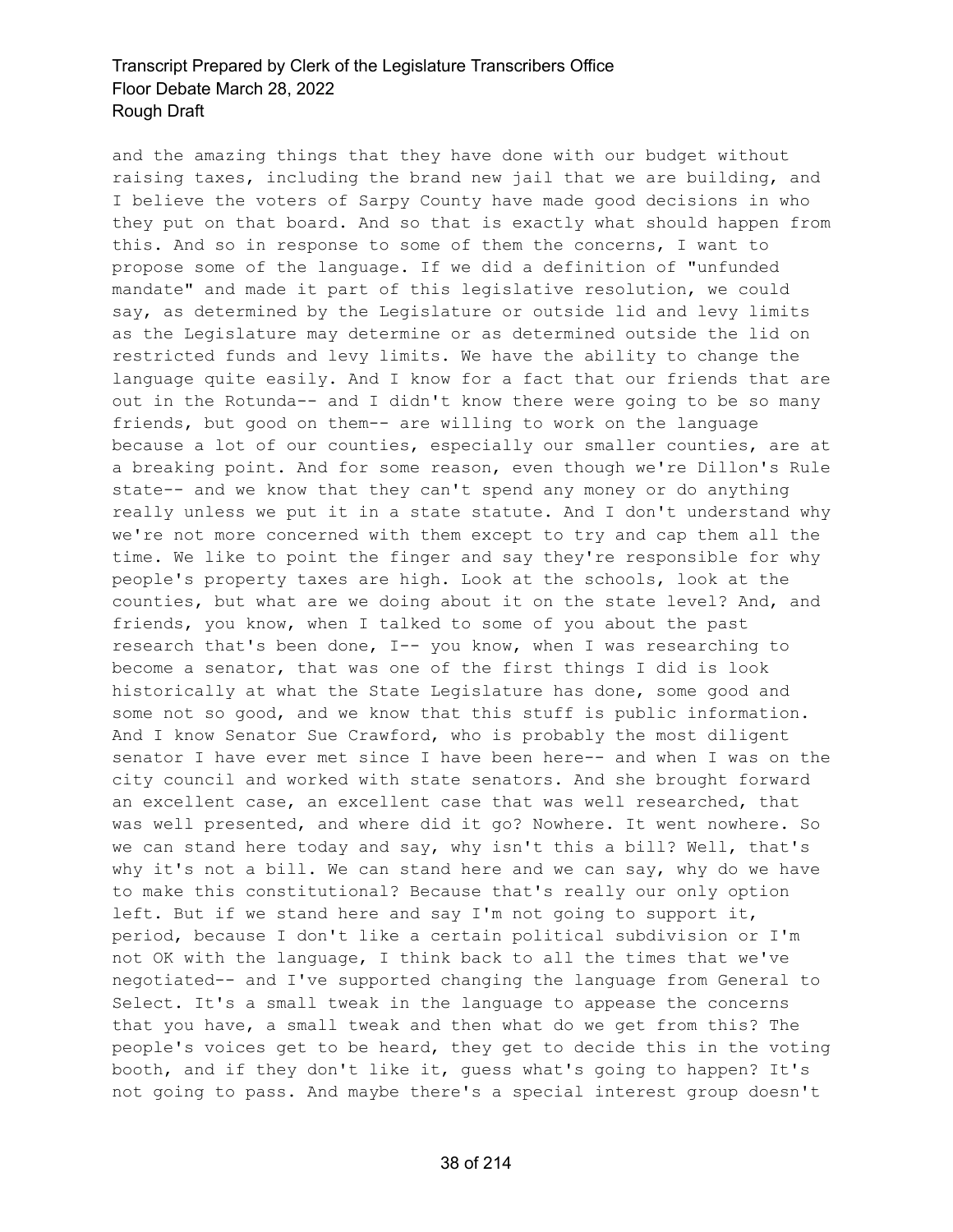and the amazing things that they have done with our budget without raising taxes, including the brand new jail that we are building, and I believe the voters of Sarpy County have made good decisions in who they put on that board. And so that is exactly what should happen from this. And so in response to some of them the concerns, I want to propose some of the language. If we did a definition of "unfunded mandate" and made it part of this legislative resolution, we could say, as determined by the Legislature or outside lid and levy limits as the Legislature may determine or as determined outside the lid on restricted funds and levy limits. We have the ability to change the language quite easily. And I know for a fact that our friends that are out in the Rotunda-- and I didn't know there were going to be so many friends, but good on them-- are willing to work on the language because a lot of our counties, especially our smaller counties, are at a breaking point. And for some reason, even though we're Dillon's Rule state-- and we know that they can't spend any money or do anything really unless we put it in a state statute. And I don't understand why we're not more concerned with them except to try and cap them all the time. We like to point the finger and say they're responsible for why people's property taxes are high. Look at the schools, look at the counties, but what are we doing about it on the state level? And, and friends, you know, when I talked to some of you about the past research that's been done, I-- you know, when I was researching to become a senator, that was one of the first things I did is look historically at what the State Legislature has done, some good and some not so good, and we know that this stuff is public information. And I know Senator Sue Crawford, who is probably the most diligent senator I have ever met since I have been here-- and when I was on the city council and worked with state senators. And she brought forward an excellent case, an excellent case that was well researched, that was well presented, and where did it go? Nowhere. It went nowhere. So we can stand here today and say, why isn't this a bill? Well, that's why it's not a bill. We can stand here and we can say, why do we have to make this constitutional? Because that's really our only option left. But if we stand here and say I'm not going to support it, period, because I don't like a certain political subdivision or I'm not OK with the language, I think back to all the times that we've negotiated-- and I've supported changing the language from General to Select. It's a small tweak in the language to appease the concerns that you have, a small tweak and then what do we get from this? The people's voices get to be heard, they get to decide this in the voting booth, and if they don't like it, guess what's going to happen? It's not going to pass. And maybe there's a special interest group doesn't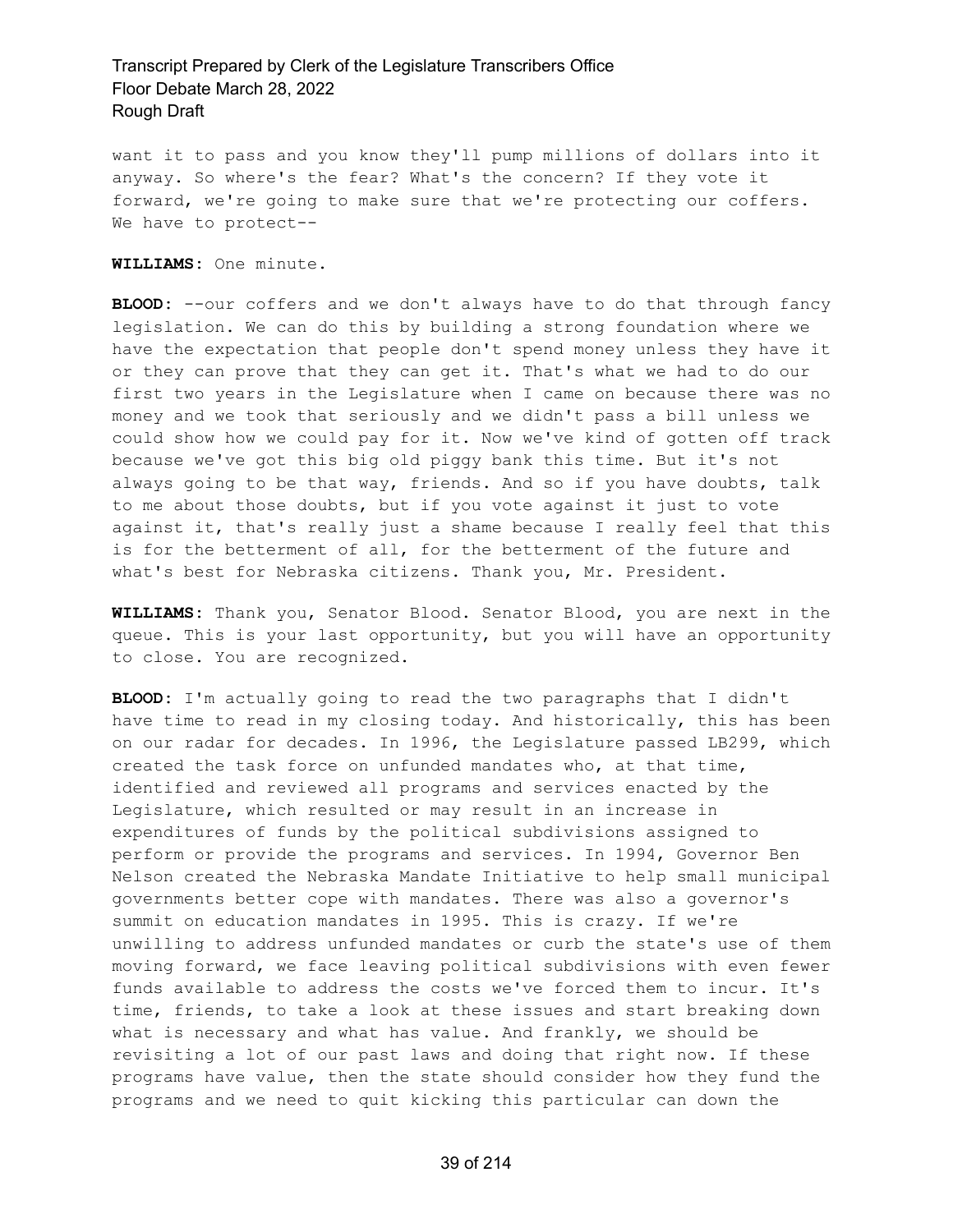want it to pass and you know they'll pump millions of dollars into it anyway. So where's the fear? What's the concern? If they vote it forward, we're going to make sure that we're protecting our coffers. We have to protect--

**WILLIAMS:** One minute.

**BLOOD:** --our coffers and we don't always have to do that through fancy legislation. We can do this by building a strong foundation where we have the expectation that people don't spend money unless they have it or they can prove that they can get it. That's what we had to do our first two years in the Legislature when I came on because there was no money and we took that seriously and we didn't pass a bill unless we could show how we could pay for it. Now we've kind of gotten off track because we've got this big old piggy bank this time. But it's not always going to be that way, friends. And so if you have doubts, talk to me about those doubts, but if you vote against it just to vote against it, that's really just a shame because I really feel that this is for the betterment of all, for the betterment of the future and what's best for Nebraska citizens. Thank you, Mr. President.

**WILLIAMS:** Thank you, Senator Blood. Senator Blood, you are next in the queue. This is your last opportunity, but you will have an opportunity to close. You are recognized.

**BLOOD:** I'm actually going to read the two paragraphs that I didn't have time to read in my closing today. And historically, this has been on our radar for decades. In 1996, the Legislature passed LB299, which created the task force on unfunded mandates who, at that time, identified and reviewed all programs and services enacted by the Legislature, which resulted or may result in an increase in expenditures of funds by the political subdivisions assigned to perform or provide the programs and services. In 1994, Governor Ben Nelson created the Nebraska Mandate Initiative to help small municipal governments better cope with mandates. There was also a governor's summit on education mandates in 1995. This is crazy. If we're unwilling to address unfunded mandates or curb the state's use of them moving forward, we face leaving political subdivisions with even fewer funds available to address the costs we've forced them to incur. It's time, friends, to take a look at these issues and start breaking down what is necessary and what has value. And frankly, we should be revisiting a lot of our past laws and doing that right now. If these programs have value, then the state should consider how they fund the programs and we need to quit kicking this particular can down the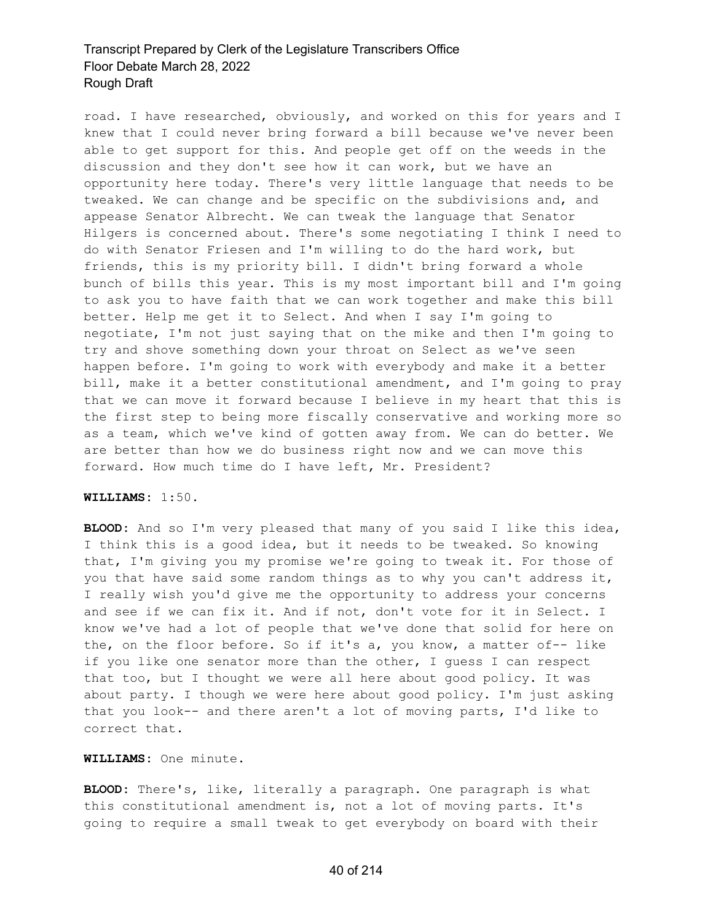road. I have researched, obviously, and worked on this for years and I knew that I could never bring forward a bill because we've never been able to get support for this. And people get off on the weeds in the discussion and they don't see how it can work, but we have an opportunity here today. There's very little language that needs to be tweaked. We can change and be specific on the subdivisions and, and appease Senator Albrecht. We can tweak the language that Senator Hilgers is concerned about. There's some negotiating I think I need to do with Senator Friesen and I'm willing to do the hard work, but friends, this is my priority bill. I didn't bring forward a whole bunch of bills this year. This is my most important bill and I'm going to ask you to have faith that we can work together and make this bill better. Help me get it to Select. And when I say I'm going to negotiate, I'm not just saying that on the mike and then I'm going to try and shove something down your throat on Select as we've seen happen before. I'm going to work with everybody and make it a better bill, make it a better constitutional amendment, and I'm going to pray that we can move it forward because I believe in my heart that this is the first step to being more fiscally conservative and working more so as a team, which we've kind of gotten away from. We can do better. We are better than how we do business right now and we can move this forward. How much time do I have left, Mr. President?

**WILLIAMS:** 1:50.

**BLOOD:** And so I'm very pleased that many of you said I like this idea, I think this is a good idea, but it needs to be tweaked. So knowing that, I'm giving you my promise we're going to tweak it. For those of you that have said some random things as to why you can't address it, I really wish you'd give me the opportunity to address your concerns and see if we can fix it. And if not, don't vote for it in Select. I know we've had a lot of people that we've done that solid for here on the, on the floor before. So if it's a, you know, a matter of-- like if you like one senator more than the other, I guess I can respect that too, but I thought we were all here about good policy. It was about party. I though we were here about good policy. I'm just asking that you look-- and there aren't a lot of moving parts, I'd like to correct that.

**WILLIAMS:** One minute.

**BLOOD:** There's, like, literally a paragraph. One paragraph is what this constitutional amendment is, not a lot of moving parts. It's going to require a small tweak to get everybody on board with their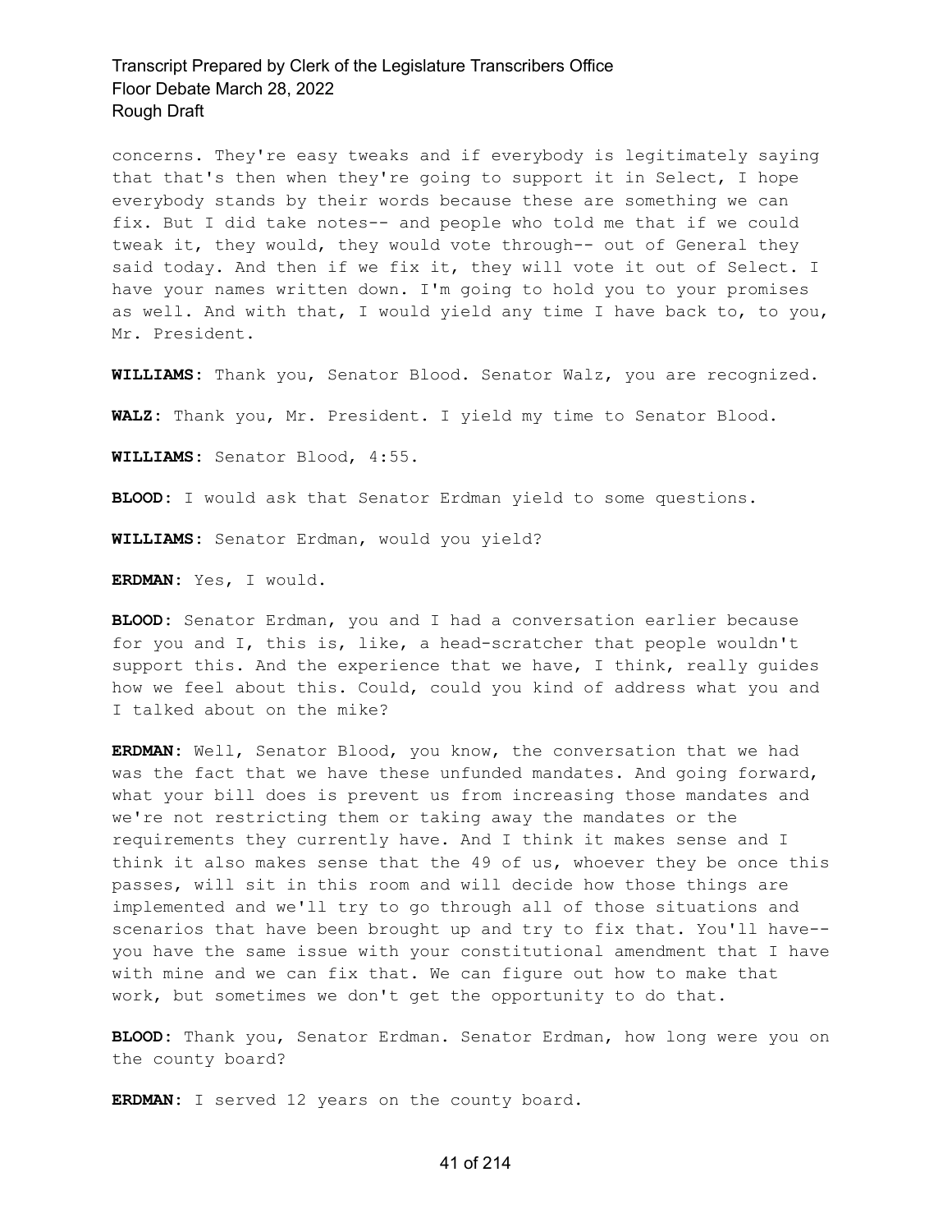concerns. They're easy tweaks and if everybody is legitimately saying that that's then when they're going to support it in Select, I hope everybody stands by their words because these are something we can fix. But I did take notes-- and people who told me that if we could tweak it, they would, they would vote through-- out of General they said today. And then if we fix it, they will vote it out of Select. I have your names written down. I'm going to hold you to your promises as well. And with that, I would yield any time I have back to, to you, Mr. President.

**WILLIAMS:** Thank you, Senator Blood. Senator Walz, you are recognized.

**WALZ:** Thank you, Mr. President. I yield my time to Senator Blood.

**WILLIAMS:** Senator Blood, 4:55.

**BLOOD:** I would ask that Senator Erdman yield to some questions.

**WILLIAMS:** Senator Erdman, would you yield?

**ERDMAN:** Yes, I would.

**BLOOD:** Senator Erdman, you and I had a conversation earlier because for you and I, this is, like, a head-scratcher that people wouldn't support this. And the experience that we have, I think, really guides how we feel about this. Could, could you kind of address what you and I talked about on the mike?

**ERDMAN:** Well, Senator Blood, you know, the conversation that we had was the fact that we have these unfunded mandates. And going forward, what your bill does is prevent us from increasing those mandates and we're not restricting them or taking away the mandates or the requirements they currently have. And I think it makes sense and I think it also makes sense that the 49 of us, whoever they be once this passes, will sit in this room and will decide how those things are implemented and we'll try to go through all of those situations and scenarios that have been brought up and try to fix that. You'll have-- you have the same issue with your constitutional amendment that I have with mine and we can fix that. We can figure out how to make that work, but sometimes we don't get the opportunity to do that.

**BLOOD:** Thank you, Senator Erdman. Senator Erdman, how long were you on the county board?

**ERDMAN:** I served 12 years on the county board.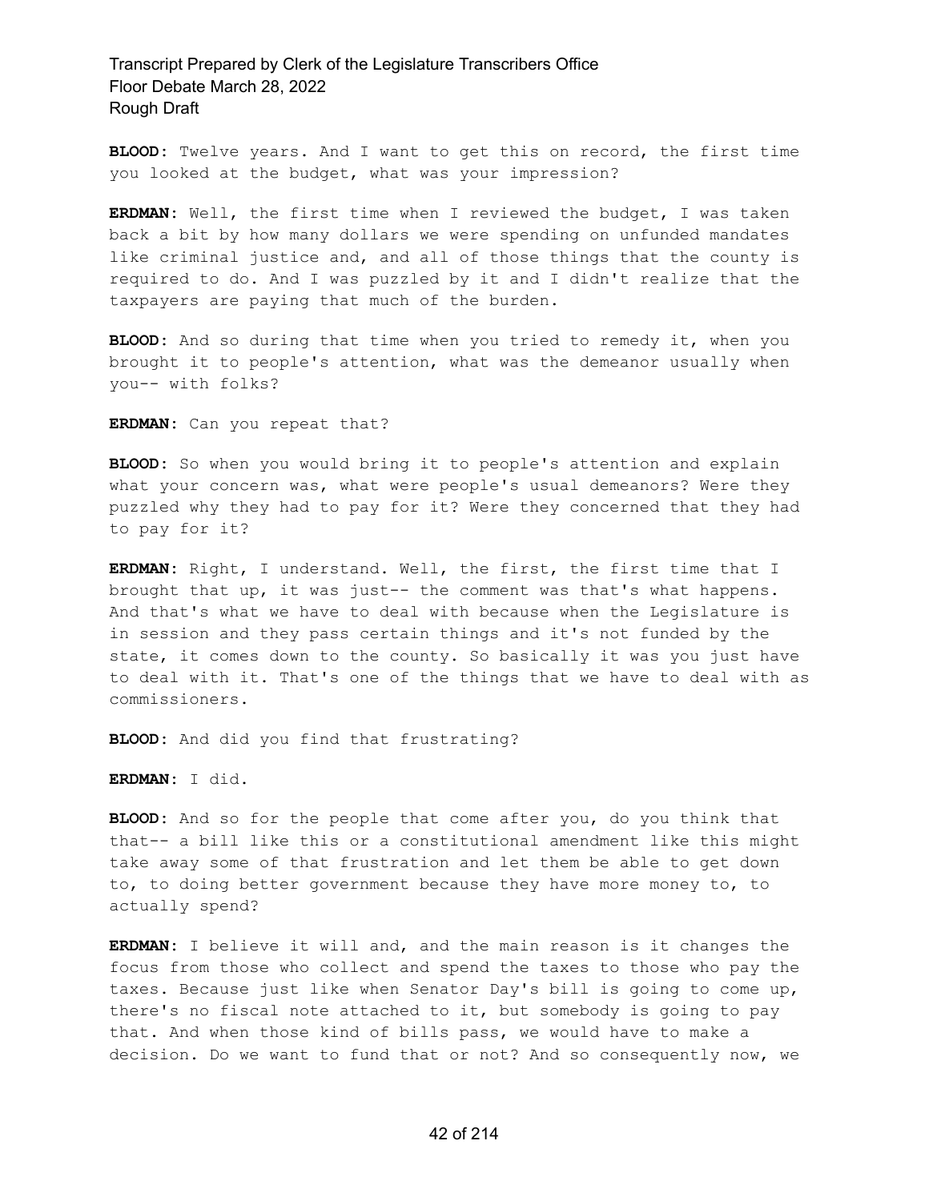**BLOOD:** Twelve years. And I want to get this on record, the first time you looked at the budget, what was your impression?

**ERDMAN:** Well, the first time when I reviewed the budget, I was taken back a bit by how many dollars we were spending on unfunded mandates like criminal justice and, and all of those things that the county is required to do. And I was puzzled by it and I didn't realize that the taxpayers are paying that much of the burden.

**BLOOD:** And so during that time when you tried to remedy it, when you brought it to people's attention, what was the demeanor usually when you-- with folks?

**ERDMAN:** Can you repeat that?

**BLOOD:** So when you would bring it to people's attention and explain what your concern was, what were people's usual demeanors? Were they puzzled why they had to pay for it? Were they concerned that they had to pay for it?

**ERDMAN:** Right, I understand. Well, the first, the first time that I brought that up, it was just-- the comment was that's what happens. And that's what we have to deal with because when the Legislature is in session and they pass certain things and it's not funded by the state, it comes down to the county. So basically it was you just have to deal with it. That's one of the things that we have to deal with as commissioners.

**BLOOD:** And did you find that frustrating?

**ERDMAN:** I did.

**BLOOD:** And so for the people that come after you, do you think that that-- a bill like this or a constitutional amendment like this might take away some of that frustration and let them be able to get down to, to doing better government because they have more money to, to actually spend?

**ERDMAN:** I believe it will and, and the main reason is it changes the focus from those who collect and spend the taxes to those who pay the taxes. Because just like when Senator Day's bill is going to come up, there's no fiscal note attached to it, but somebody is going to pay that. And when those kind of bills pass, we would have to make a decision. Do we want to fund that or not? And so consequently now, we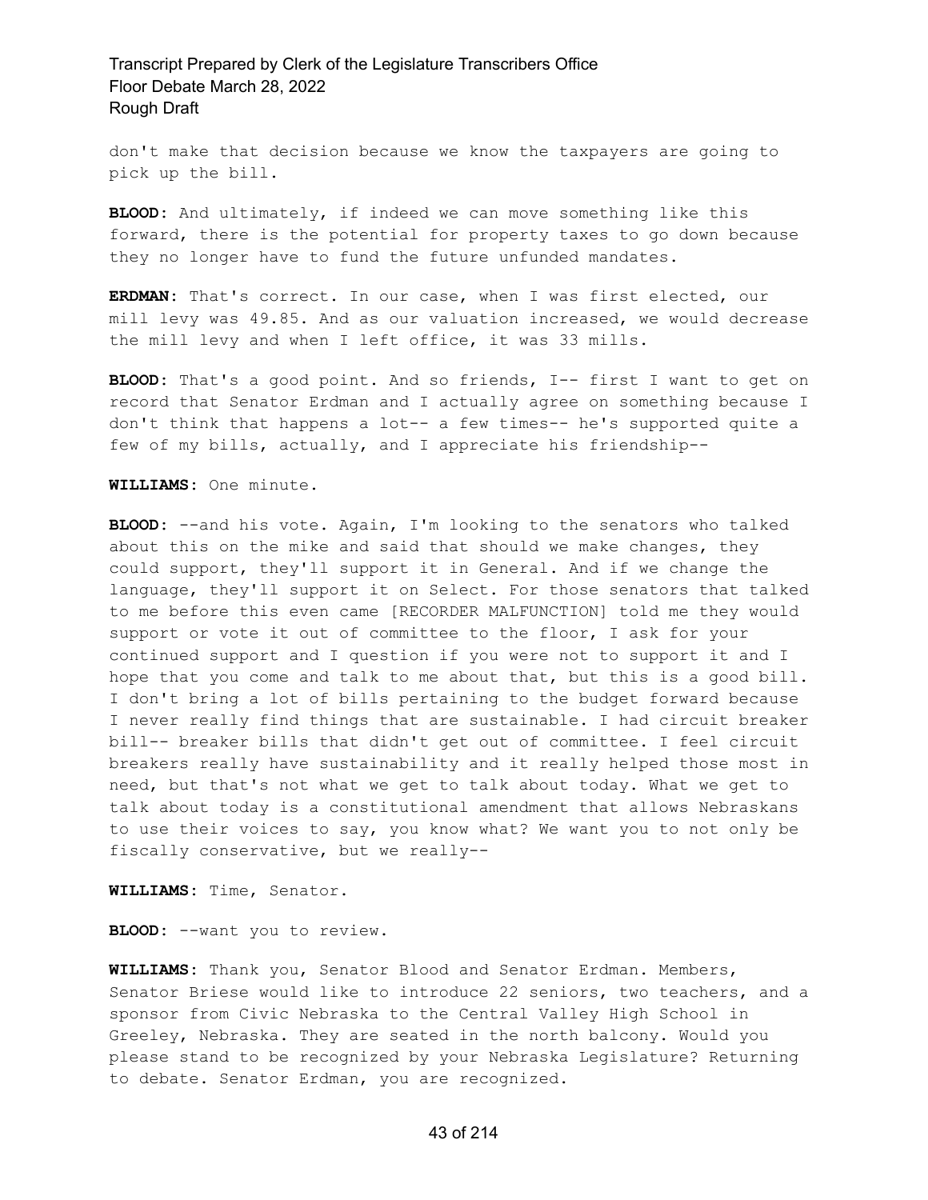don't make that decision because we know the taxpayers are going to pick up the bill.

**BLOOD:** And ultimately, if indeed we can move something like this forward, there is the potential for property taxes to go down because they no longer have to fund the future unfunded mandates.

**ERDMAN:** That's correct. In our case, when I was first elected, our mill levy was 49.85. And as our valuation increased, we would decrease the mill levy and when I left office, it was 33 mills.

**BLOOD:** That's a good point. And so friends, I-- first I want to get on record that Senator Erdman and I actually agree on something because I don't think that happens a lot-- a few times-- he's supported quite a few of my bills, actually, and I appreciate his friendship--

**WILLIAMS:** One minute.

**BLOOD:** --and his vote. Again, I'm looking to the senators who talked about this on the mike and said that should we make changes, they could support, they'll support it in General. And if we change the language, they'll support it on Select. For those senators that talked to me before this even came [RECORDER MALFUNCTION] told me they would support or vote it out of committee to the floor, I ask for your continued support and I question if you were not to support it and I hope that you come and talk to me about that, but this is a good bill. I don't bring a lot of bills pertaining to the budget forward because I never really find things that are sustainable. I had circuit breaker bill-- breaker bills that didn't get out of committee. I feel circuit breakers really have sustainability and it really helped those most in need, but that's not what we get to talk about today. What we get to talk about today is a constitutional amendment that allows Nebraskans to use their voices to say, you know what? We want you to not only be fiscally conservative, but we really--

**WILLIAMS:** Time, Senator.

**BLOOD:** --want you to review.

**WILLIAMS:** Thank you, Senator Blood and Senator Erdman. Members, Senator Briese would like to introduce 22 seniors, two teachers, and a sponsor from Civic Nebraska to the Central Valley High School in Greeley, Nebraska. They are seated in the north balcony. Would you please stand to be recognized by your Nebraska Legislature? Returning to debate. Senator Erdman, you are recognized.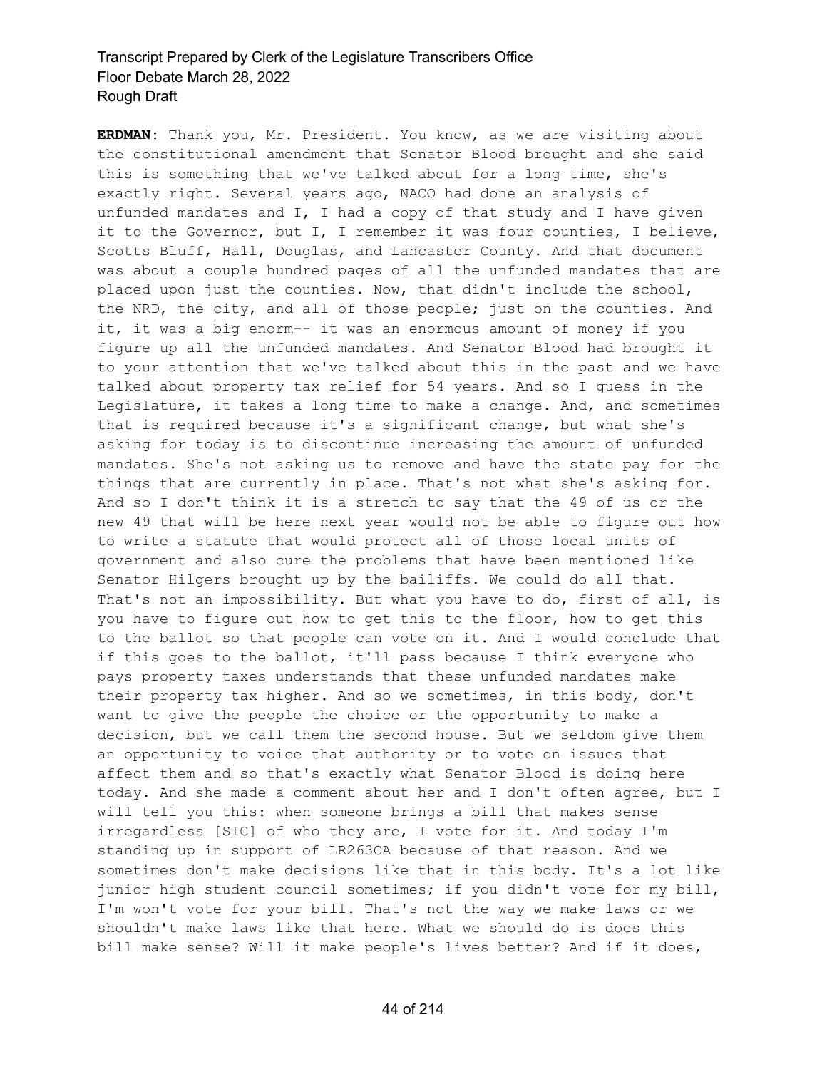**ERDMAN:** Thank you, Mr. President. You know, as we are visiting about the constitutional amendment that Senator Blood brought and she said this is something that we've talked about for a long time, she's exactly right. Several years ago, NACO had done an analysis of unfunded mandates and I, I had a copy of that study and I have given it to the Governor, but I, I remember it was four counties, I believe, Scotts Bluff, Hall, Douglas, and Lancaster County. And that document was about a couple hundred pages of all the unfunded mandates that are placed upon just the counties. Now, that didn't include the school, the NRD, the city, and all of those people; just on the counties. And it, it was a big enorm-- it was an enormous amount of money if you figure up all the unfunded mandates. And Senator Blood had brought it to your attention that we've talked about this in the past and we have talked about property tax relief for 54 years. And so I guess in the Legislature, it takes a long time to make a change. And, and sometimes that is required because it's a significant change, but what she's asking for today is to discontinue increasing the amount of unfunded mandates. She's not asking us to remove and have the state pay for the things that are currently in place. That's not what she's asking for. And so I don't think it is a stretch to say that the 49 of us or the new 49 that will be here next year would not be able to figure out how to write a statute that would protect all of those local units of government and also cure the problems that have been mentioned like Senator Hilgers brought up by the bailiffs. We could do all that. That's not an impossibility. But what you have to do, first of all, is you have to figure out how to get this to the floor, how to get this to the ballot so that people can vote on it. And I would conclude that if this goes to the ballot, it'll pass because I think everyone who pays property taxes understands that these unfunded mandates make their property tax higher. And so we sometimes, in this body, don't want to give the people the choice or the opportunity to make a decision, but we call them the second house. But we seldom give them an opportunity to voice that authority or to vote on issues that affect them and so that's exactly what Senator Blood is doing here today. And she made a comment about her and I don't often agree, but I will tell you this: when someone brings a bill that makes sense irregardless [SIC] of who they are, I vote for it. And today I'm standing up in support of LR263CA because of that reason. And we sometimes don't make decisions like that in this body. It's a lot like junior high student council sometimes; if you didn't vote for my bill, I'm won't vote for your bill. That's not the way we make laws or we shouldn't make laws like that here. What we should do is does this bill make sense? Will it make people's lives better? And if it does,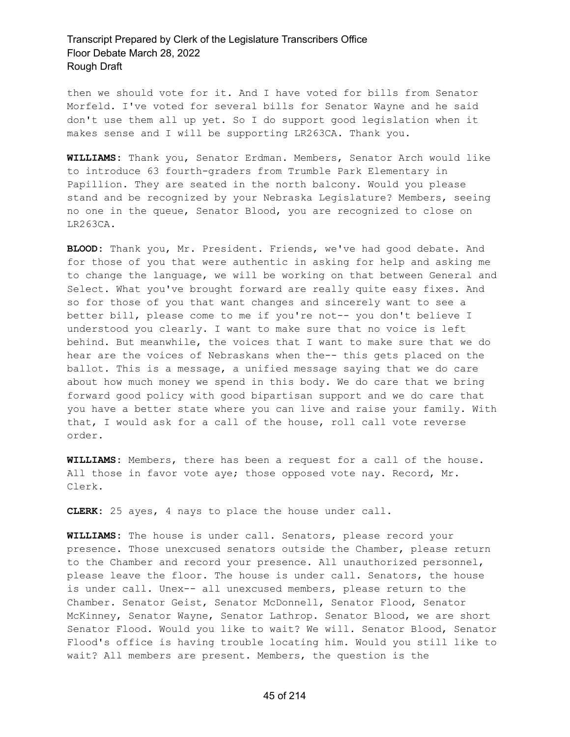then we should vote for it. And I have voted for bills from Senator Morfeld. I've voted for several bills for Senator Wayne and he said don't use them all up yet. So I do support good legislation when it makes sense and I will be supporting LR263CA. Thank you.

**WILLIAMS:** Thank you, Senator Erdman. Members, Senator Arch would like to introduce 63 fourth-graders from Trumble Park Elementary in Papillion. They are seated in the north balcony. Would you please stand and be recognized by your Nebraska Legislature? Members, seeing no one in the queue, Senator Blood, you are recognized to close on LR263CA.

**BLOOD:** Thank you, Mr. President. Friends, we've had good debate. And for those of you that were authentic in asking for help and asking me to change the language, we will be working on that between General and Select. What you've brought forward are really quite easy fixes. And so for those of you that want changes and sincerely want to see a better bill, please come to me if you're not-- you don't believe I understood you clearly. I want to make sure that no voice is left behind. But meanwhile, the voices that I want to make sure that we do hear are the voices of Nebraskans when the-- this gets placed on the ballot. This is a message, a unified message saying that we do care about how much money we spend in this body. We do care that we bring forward good policy with good bipartisan support and we do care that you have a better state where you can live and raise your family. With that, I would ask for a call of the house, roll call vote reverse order.

**WILLIAMS:** Members, there has been a request for a call of the house. All those in favor vote aye; those opposed vote nay. Record, Mr. Clerk.

**CLERK:** 25 ayes, 4 nays to place the house under call.

**WILLIAMS:** The house is under call. Senators, please record your presence. Those unexcused senators outside the Chamber, please return to the Chamber and record your presence. All unauthorized personnel, please leave the floor. The house is under call. Senators, the house is under call. Unex-- all unexcused members, please return to the Chamber. Senator Geist, Senator McDonnell, Senator Flood, Senator McKinney, Senator Wayne, Senator Lathrop. Senator Blood, we are short Senator Flood. Would you like to wait? We will. Senator Blood, Senator Flood's office is having trouble locating him. Would you still like to wait? All members are present. Members, the question is the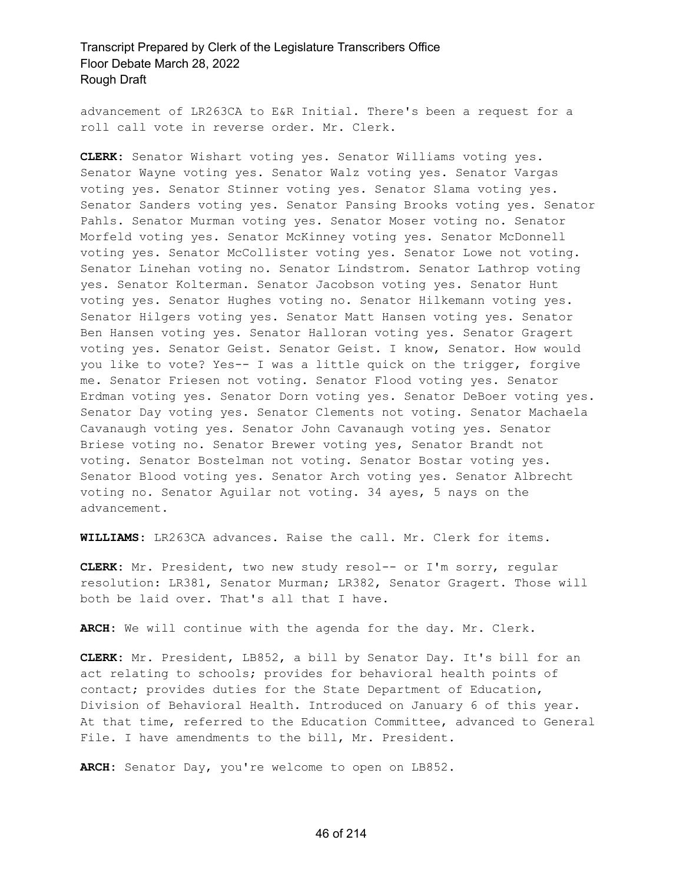advancement of LR263CA to E&R Initial. There's been a request for a roll call vote in reverse order. Mr. Clerk.

**CLERK:** Senator Wishart voting yes. Senator Williams voting yes. Senator Wayne voting yes. Senator Walz voting yes. Senator Vargas voting yes. Senator Stinner voting yes. Senator Slama voting yes. Senator Sanders voting yes. Senator Pansing Brooks voting yes. Senator Pahls. Senator Murman voting yes. Senator Moser voting no. Senator Morfeld voting yes. Senator McKinney voting yes. Senator McDonnell voting yes. Senator McCollister voting yes. Senator Lowe not voting. Senator Linehan voting no. Senator Lindstrom. Senator Lathrop voting yes. Senator Kolterman. Senator Jacobson voting yes. Senator Hunt voting yes. Senator Hughes voting no. Senator Hilkemann voting yes. Senator Hilgers voting yes. Senator Matt Hansen voting yes. Senator Ben Hansen voting yes. Senator Halloran voting yes. Senator Gragert voting yes. Senator Geist. Senator Geist. I know, Senator. How would you like to vote? Yes-- I was a little quick on the trigger, forgive me. Senator Friesen not voting. Senator Flood voting yes. Senator Erdman voting yes. Senator Dorn voting yes. Senator DeBoer voting yes. Senator Day voting yes. Senator Clements not voting. Senator Machaela Cavanaugh voting yes. Senator John Cavanaugh voting yes. Senator Briese voting no. Senator Brewer voting yes, Senator Brandt not voting. Senator Bostelman not voting. Senator Bostar voting yes. Senator Blood voting yes. Senator Arch voting yes. Senator Albrecht voting no. Senator Aguilar not voting. 34 ayes, 5 nays on the advancement.

**WILLIAMS:** LR263CA advances. Raise the call. Mr. Clerk for items.

**CLERK:** Mr. President, two new study resol-- or I'm sorry, regular resolution: LR381, Senator Murman; LR382, Senator Gragert. Those will both be laid over. That's all that I have.

**ARCH:** We will continue with the agenda for the day. Mr. Clerk.

**CLERK:** Mr. President, LB852, a bill by Senator Day. It's bill for an act relating to schools; provides for behavioral health points of contact; provides duties for the State Department of Education, Division of Behavioral Health. Introduced on January 6 of this year. At that time, referred to the Education Committee, advanced to General File. I have amendments to the bill, Mr. President.

**ARCH:** Senator Day, you're welcome to open on LB852.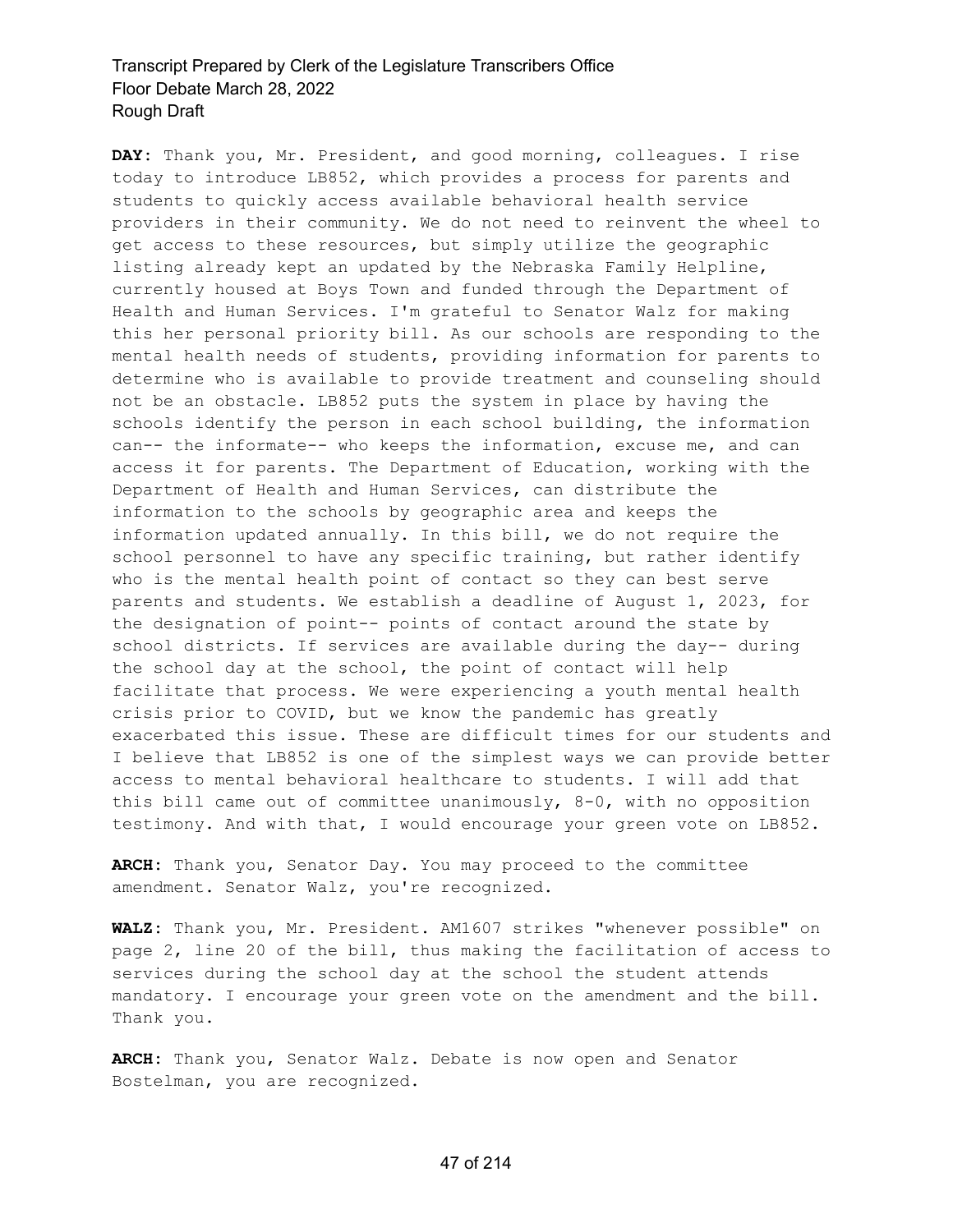**DAY:** Thank you, Mr. President, and good morning, colleagues. I rise today to introduce LB852, which provides a process for parents and students to quickly access available behavioral health service providers in their community. We do not need to reinvent the wheel to get access to these resources, but simply utilize the geographic listing already kept an updated by the Nebraska Family Helpline, currently housed at Boys Town and funded through the Department of Health and Human Services. I'm grateful to Senator Walz for making this her personal priority bill. As our schools are responding to the mental health needs of students, providing information for parents to determine who is available to provide treatment and counseling should not be an obstacle. LB852 puts the system in place by having the schools identify the person in each school building, the information can-- the informate-- who keeps the information, excuse me, and can access it for parents. The Department of Education, working with the Department of Health and Human Services, can distribute the information to the schools by geographic area and keeps the information updated annually. In this bill, we do not require the school personnel to have any specific training, but rather identify who is the mental health point of contact so they can best serve parents and students. We establish a deadline of August 1, 2023, for the designation of point-- points of contact around the state by school districts. If services are available during the day-- during the school day at the school, the point of contact will help facilitate that process. We were experiencing a youth mental health crisis prior to COVID, but we know the pandemic has greatly exacerbated this issue. These are difficult times for our students and I believe that LB852 is one of the simplest ways we can provide better access to mental behavioral healthcare to students. I will add that this bill came out of committee unanimously, 8-0, with no opposition testimony. And with that, I would encourage your green vote on LB852.

**ARCH:** Thank you, Senator Day. You may proceed to the committee amendment. Senator Walz, you're recognized.

**WALZ:** Thank you, Mr. President. AM1607 strikes "whenever possible" on page 2, line 20 of the bill, thus making the facilitation of access to services during the school day at the school the student attends mandatory. I encourage your green vote on the amendment and the bill. Thank you.

**ARCH:** Thank you, Senator Walz. Debate is now open and Senator Bostelman, you are recognized.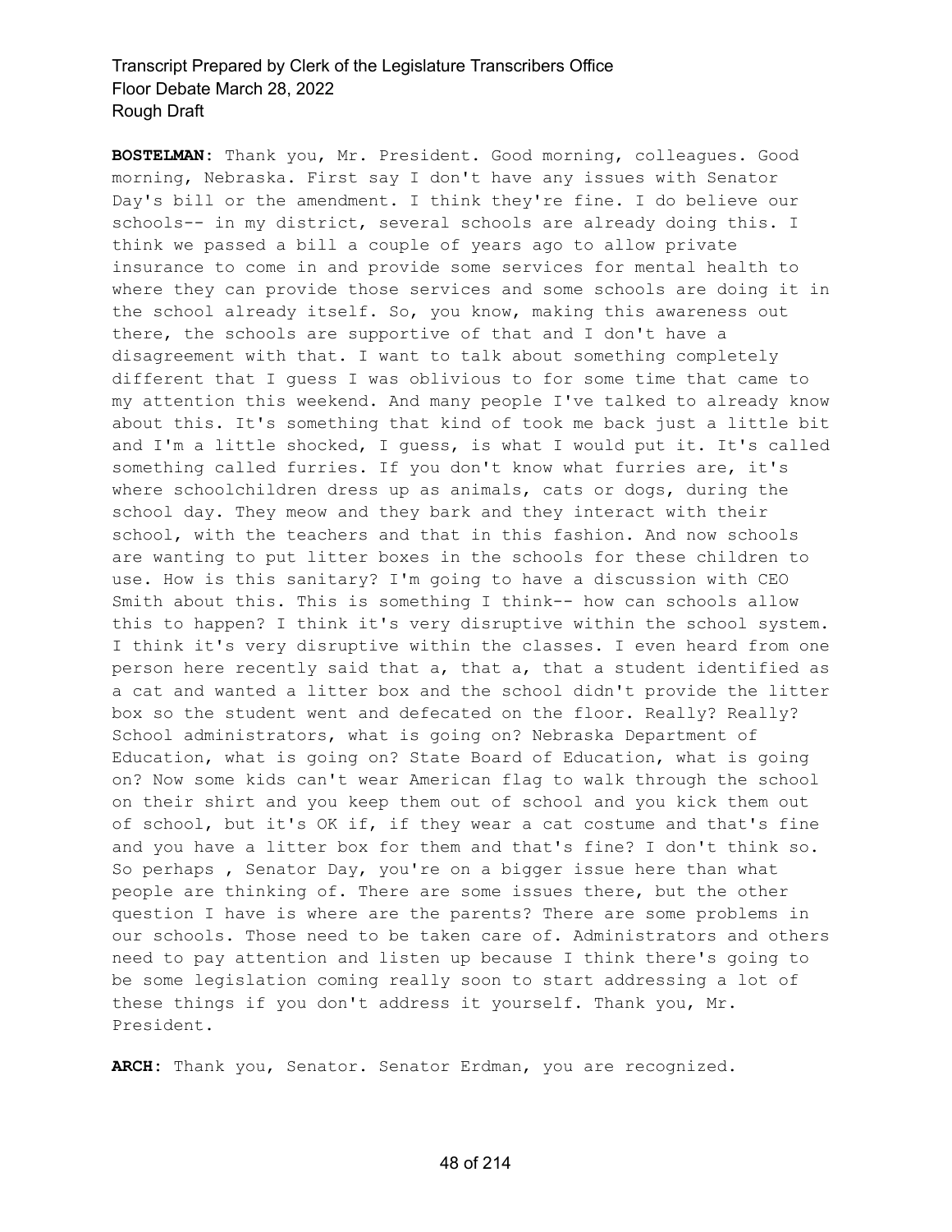**BOSTELMAN:** Thank you, Mr. President. Good morning, colleagues. Good morning, Nebraska. First say I don't have any issues with Senator Day's bill or the amendment. I think they're fine. I do believe our schools-- in my district, several schools are already doing this. I think we passed a bill a couple of years ago to allow private insurance to come in and provide some services for mental health to where they can provide those services and some schools are doing it in the school already itself. So, you know, making this awareness out there, the schools are supportive of that and I don't have a disagreement with that. I want to talk about something completely different that I guess I was oblivious to for some time that came to my attention this weekend. And many people I've talked to already know about this. It's something that kind of took me back just a little bit and I'm a little shocked, I guess, is what I would put it. It's called something called furries. If you don't know what furries are, it's where schoolchildren dress up as animals, cats or dogs, during the school day. They meow and they bark and they interact with their school, with the teachers and that in this fashion. And now schools are wanting to put litter boxes in the schools for these children to use. How is this sanitary? I'm going to have a discussion with CEO Smith about this. This is something I think-- how can schools allow this to happen? I think it's very disruptive within the school system. I think it's very disruptive within the classes. I even heard from one person here recently said that a, that a, that a student identified as a cat and wanted a litter box and the school didn't provide the litter box so the student went and defecated on the floor. Really? Really? School administrators, what is going on? Nebraska Department of Education, what is going on? State Board of Education, what is going on? Now some kids can't wear American flag to walk through the school on their shirt and you keep them out of school and you kick them out of school, but it's OK if, if they wear a cat costume and that's fine and you have a litter box for them and that's fine? I don't think so. So perhaps , Senator Day, you're on a bigger issue here than what people are thinking of. There are some issues there, but the other question I have is where are the parents? There are some problems in our schools. Those need to be taken care of. Administrators and others need to pay attention and listen up because I think there's going to be some legislation coming really soon to start addressing a lot of these things if you don't address it yourself. Thank you, Mr. President.

**ARCH:** Thank you, Senator. Senator Erdman, you are recognized.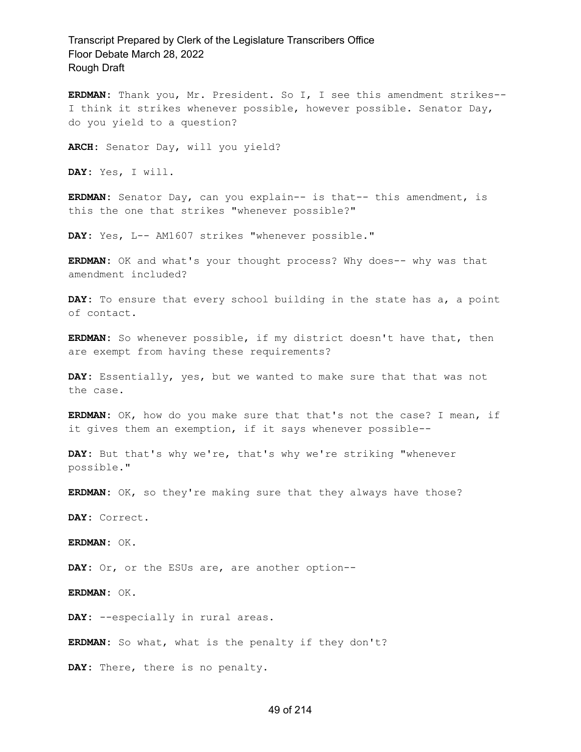**ERDMAN:** Thank you, Mr. President. So I, I see this amendment strikes-- I think it strikes whenever possible, however possible. Senator Day, do you yield to a question?

**ARCH:** Senator Day, will you yield?

**DAY:** Yes, I will.

**ERDMAN:** Senator Day, can you explain-- is that-- this amendment, is this the one that strikes "whenever possible?"

**DAY:** Yes, L-- AM1607 strikes "whenever possible."

**ERDMAN:** OK and what's your thought process? Why does-- why was that amendment included?

**DAY:** To ensure that every school building in the state has a, a point of contact.

**ERDMAN:** So whenever possible, if my district doesn't have that, then are exempt from having these requirements?

**DAY:** Essentially, yes, but we wanted to make sure that that was not the case.

**ERDMAN:** OK, how do you make sure that that's not the case? I mean, if it gives them an exemption, if it says whenever possible--

**DAY:** But that's why we're, that's why we're striking "whenever possible."

**ERDMAN:** OK, so they're making sure that they always have those?

**DAY:** Correct.

**ERDMAN:** OK.

**DAY:** Or, or the ESUs are, are another option--

**ERDMAN:** OK.

**DAY:** --especially in rural areas.

**ERDMAN:** So what, what is the penalty if they don't?

**DAY:** There, there is no penalty.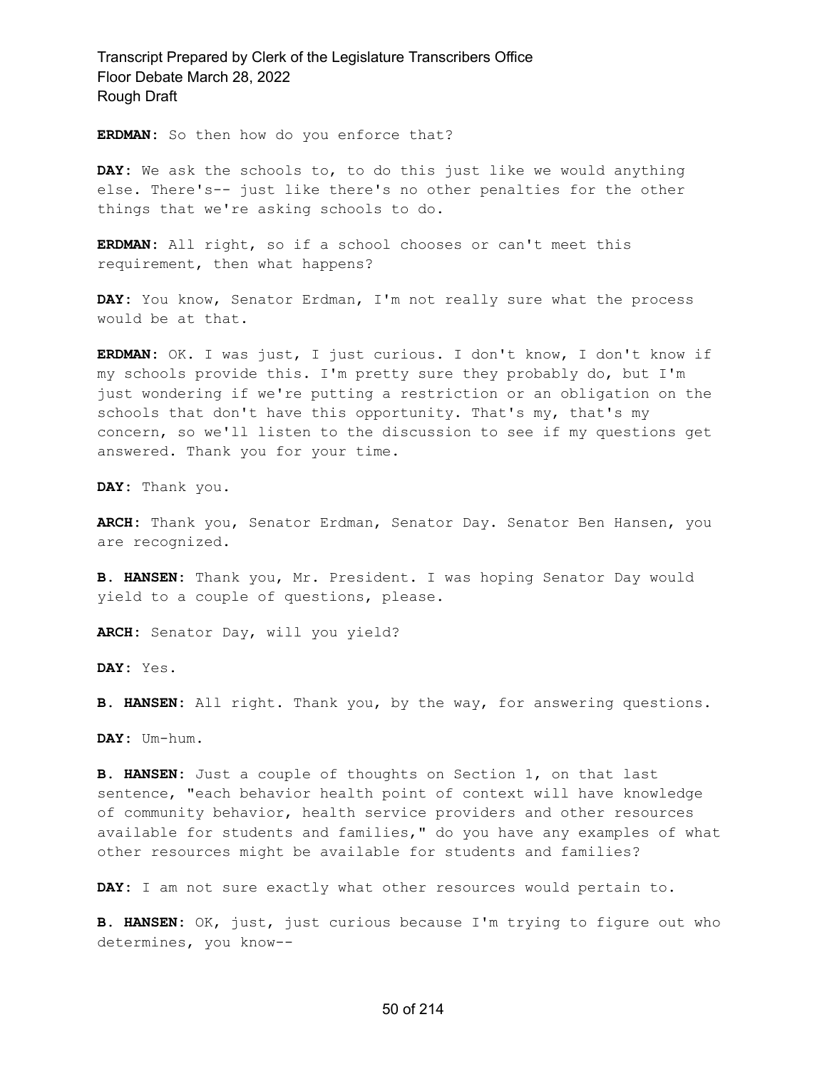**ERDMAN:** So then how do you enforce that?

**DAY:** We ask the schools to, to do this just like we would anything else. There's-- just like there's no other penalties for the other things that we're asking schools to do.

**ERDMAN:** All right, so if a school chooses or can't meet this requirement, then what happens?

**DAY:** You know, Senator Erdman, I'm not really sure what the process would be at that.

**ERDMAN:** OK. I was just, I just curious. I don't know, I don't know if my schools provide this. I'm pretty sure they probably do, but I'm just wondering if we're putting a restriction or an obligation on the schools that don't have this opportunity. That's my, that's my concern, so we'll listen to the discussion to see if my questions get answered. Thank you for your time.

**DAY:** Thank you.

**ARCH:** Thank you, Senator Erdman, Senator Day. Senator Ben Hansen, you are recognized.

**B. HANSEN:** Thank you, Mr. President. I was hoping Senator Day would yield to a couple of questions, please.

**ARCH:** Senator Day, will you yield?

**DAY:** Yes.

**B. HANSEN:** All right. Thank you, by the way, for answering questions.

**DAY:** Um-hum.

**B. HANSEN:** Just a couple of thoughts on Section 1, on that last sentence, "each behavior health point of context will have knowledge of community behavior, health service providers and other resources available for students and families," do you have any examples of what other resources might be available for students and families?

**DAY:** I am not sure exactly what other resources would pertain to.

**B. HANSEN:** OK, just, just curious because I'm trying to figure out who determines, you know--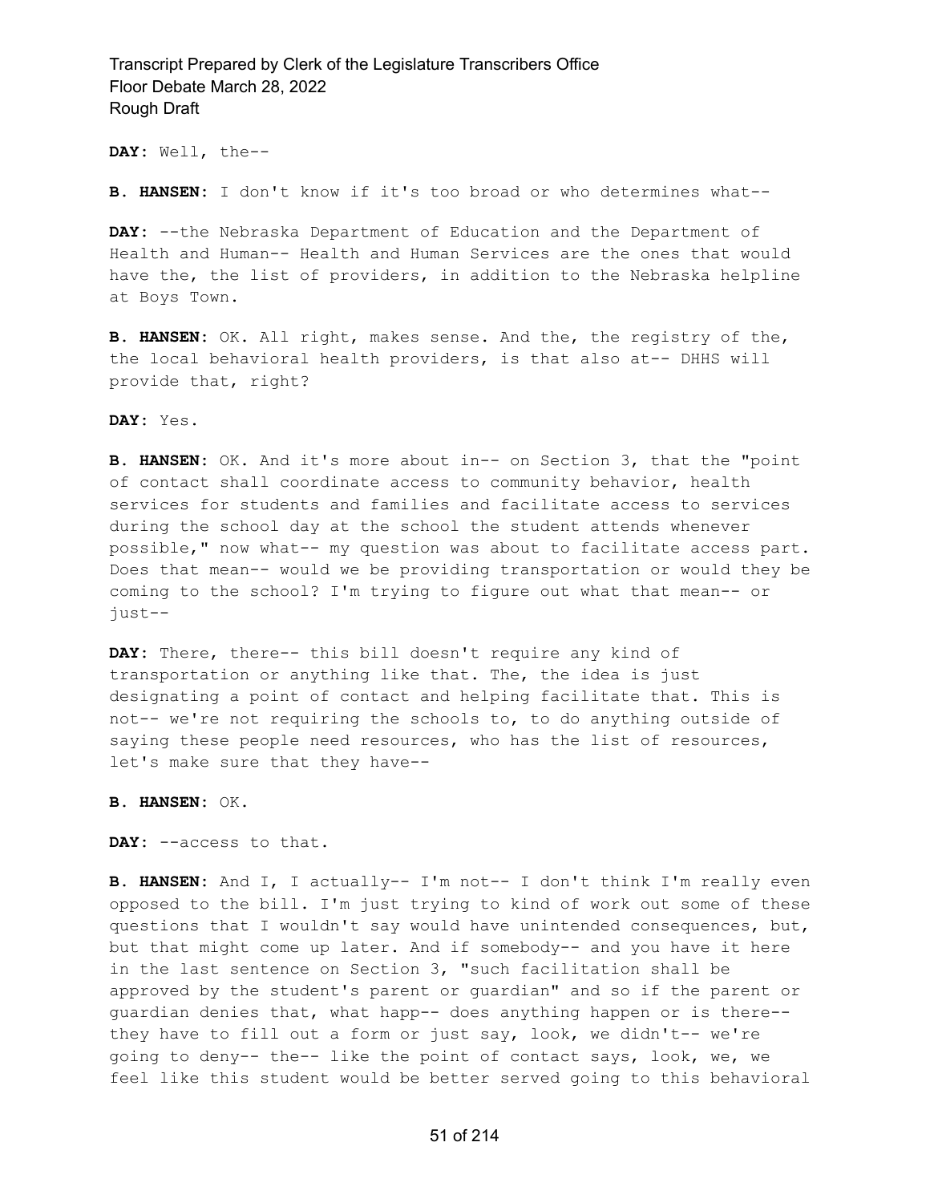**DAY:** Well, the--

**B. HANSEN:** I don't know if it's too broad or who determines what--

**DAY:** --the Nebraska Department of Education and the Department of Health and Human-- Health and Human Services are the ones that would have the, the list of providers, in addition to the Nebraska helpline at Boys Town.

**B. HANSEN:** OK. All right, makes sense. And the, the registry of the, the local behavioral health providers, is that also at-- DHHS will provide that, right?

**DAY:** Yes.

**B. HANSEN:** OK. And it's more about in-- on Section 3, that the "point of contact shall coordinate access to community behavior, health services for students and families and facilitate access to services during the school day at the school the student attends whenever possible," now what-- my question was about to facilitate access part. Does that mean-- would we be providing transportation or would they be coming to the school? I'm trying to figure out what that mean-- or just--

**DAY:** There, there-- this bill doesn't require any kind of transportation or anything like that. The, the idea is just designating a point of contact and helping facilitate that. This is not-- we're not requiring the schools to, to do anything outside of saying these people need resources, who has the list of resources, let's make sure that they have--

**B. HANSEN:** OK.

**DAY:** --access to that.

**B. HANSEN:** And I, I actually-- I'm not-- I don't think I'm really even opposed to the bill. I'm just trying to kind of work out some of these questions that I wouldn't say would have unintended consequences, but, but that might come up later. And if somebody-- and you have it here in the last sentence on Section 3, "such facilitation shall be approved by the student's parent or guardian" and so if the parent or guardian denies that, what happ-- does anything happen or is there-- they have to fill out a form or just say, look, we didn't-- we're going to deny-- the-- like the point of contact says, look, we, we feel like this student would be better served going to this behavioral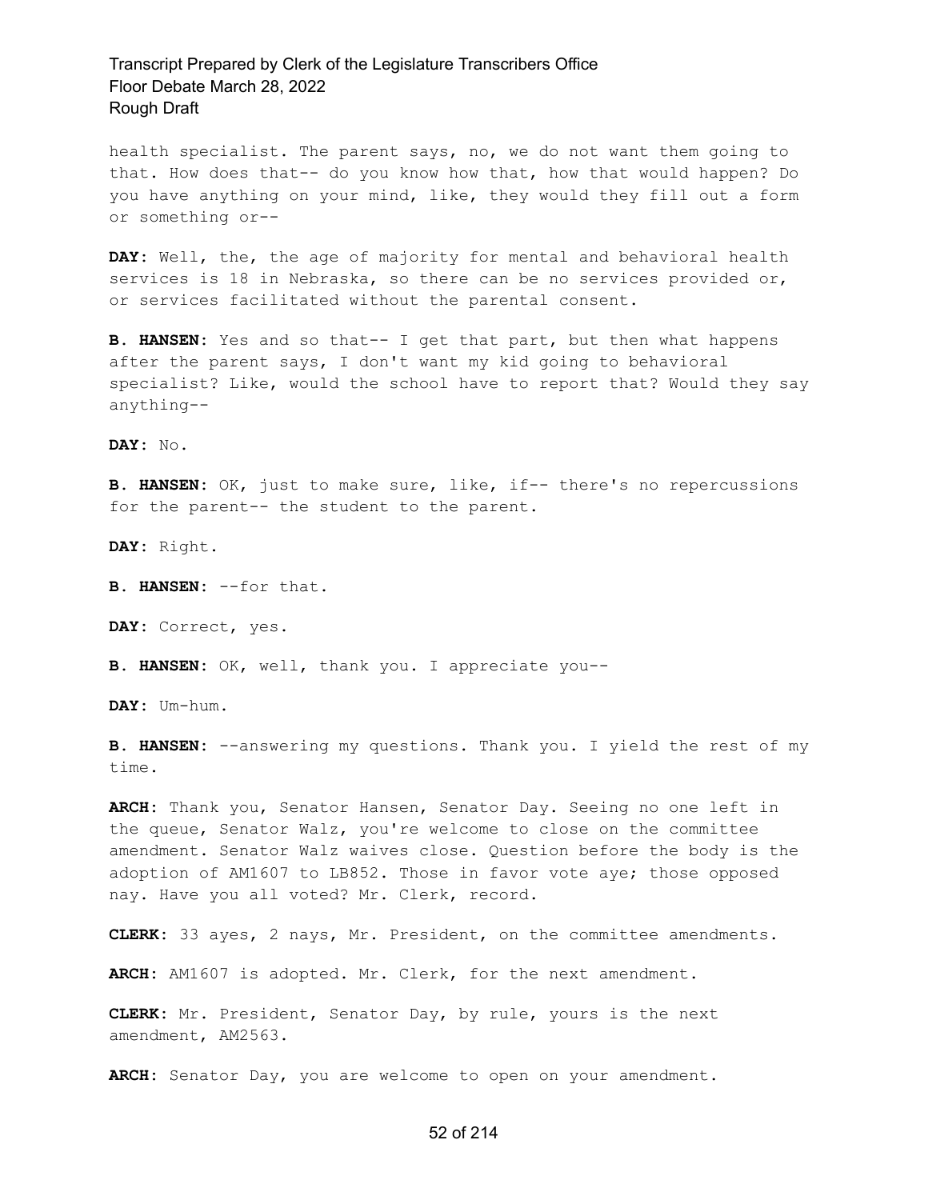health specialist. The parent says, no, we do not want them going to that. How does that-- do you know how that, how that would happen? Do you have anything on your mind, like, they would they fill out a form or something or--

**DAY:** Well, the, the age of majority for mental and behavioral health services is 18 in Nebraska, so there can be no services provided or, or services facilitated without the parental consent.

**B. HANSEN:** Yes and so that-- I get that part, but then what happens after the parent says, I don't want my kid going to behavioral specialist? Like, would the school have to report that? Would they say anything--

**DAY:** No.

**B. HANSEN:** OK, just to make sure, like, if-- there's no repercussions for the parent-- the student to the parent.

**DAY:** Right.

**B. HANSEN:** --for that.

**DAY:** Correct, yes.

**B. HANSEN:** OK, well, thank you. I appreciate you--

**DAY:** Um-hum.

**B. HANSEN:** --answering my questions. Thank you. I yield the rest of my time.

**ARCH:** Thank you, Senator Hansen, Senator Day. Seeing no one left in the queue, Senator Walz, you're welcome to close on the committee amendment. Senator Walz waives close. Question before the body is the adoption of AM1607 to LB852. Those in favor vote aye; those opposed nay. Have you all voted? Mr. Clerk, record.

**CLERK:** 33 ayes, 2 nays, Mr. President, on the committee amendments.

**ARCH:** AM1607 is adopted. Mr. Clerk, for the next amendment.

**CLERK:** Mr. President, Senator Day, by rule, yours is the next amendment, AM2563.

**ARCH:** Senator Day, you are welcome to open on your amendment.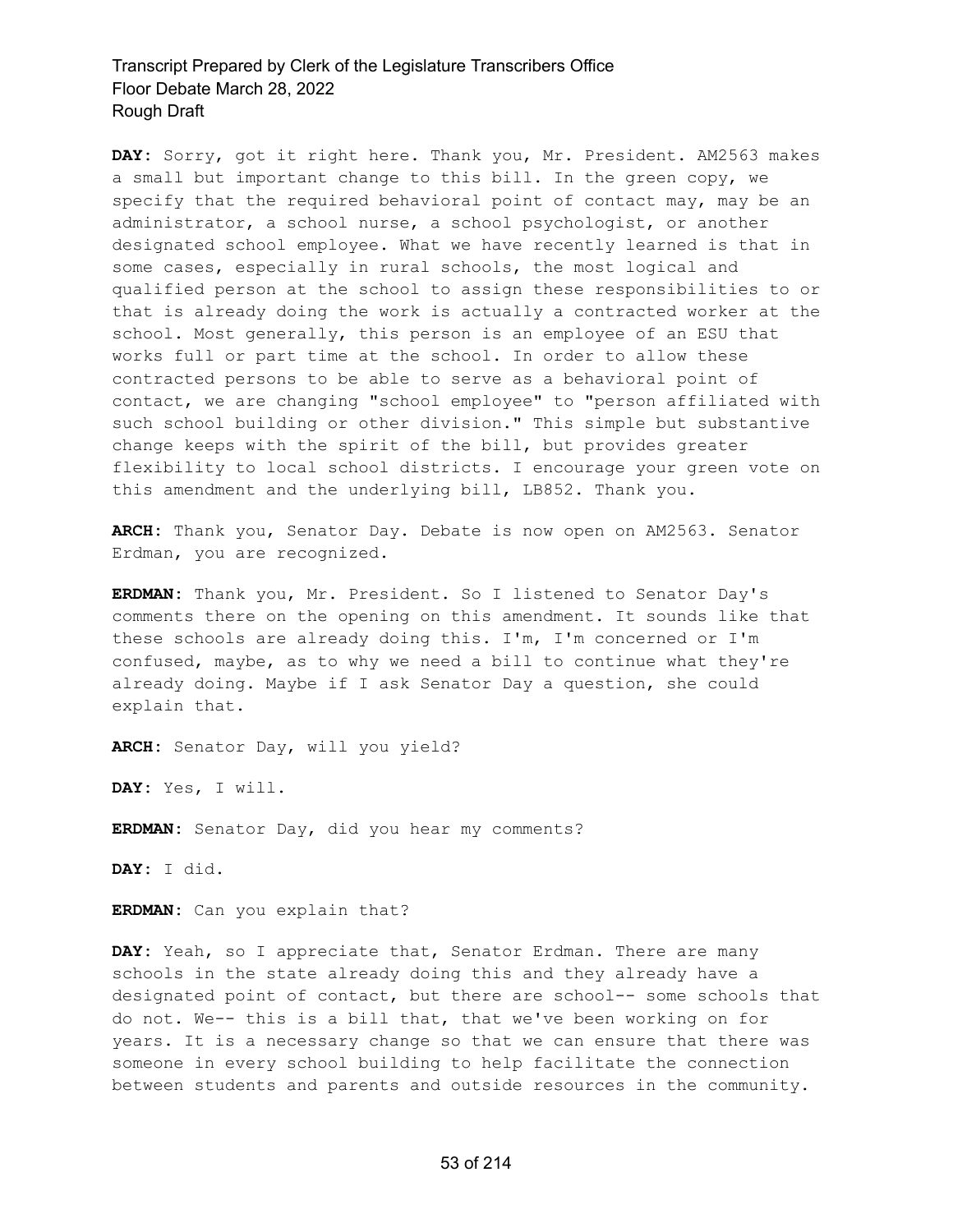**DAY:** Sorry, got it right here. Thank you, Mr. President. AM2563 makes a small but important change to this bill. In the green copy, we specify that the required behavioral point of contact may, may be an administrator, a school nurse, a school psychologist, or another designated school employee. What we have recently learned is that in some cases, especially in rural schools, the most logical and qualified person at the school to assign these responsibilities to or that is already doing the work is actually a contracted worker at the school. Most generally, this person is an employee of an ESU that works full or part time at the school. In order to allow these contracted persons to be able to serve as a behavioral point of contact, we are changing "school employee" to "person affiliated with such school building or other division." This simple but substantive change keeps with the spirit of the bill, but provides greater flexibility to local school districts. I encourage your green vote on this amendment and the underlying bill, LB852. Thank you.

**ARCH:** Thank you, Senator Day. Debate is now open on AM2563. Senator Erdman, you are recognized.

**ERDMAN:** Thank you, Mr. President. So I listened to Senator Day's comments there on the opening on this amendment. It sounds like that these schools are already doing this. I'm, I'm concerned or I'm confused, maybe, as to why we need a bill to continue what they're already doing. Maybe if I ask Senator Day a question, she could explain that.

**ARCH:** Senator Day, will you yield?

**DAY:** Yes, I will.

**ERDMAN:** Senator Day, did you hear my comments?

**DAY:** I did.

**ERDMAN:** Can you explain that?

**DAY:** Yeah, so I appreciate that, Senator Erdman. There are many schools in the state already doing this and they already have a designated point of contact, but there are school-- some schools that do not. We-- this is a bill that, that we've been working on for years. It is a necessary change so that we can ensure that there was someone in every school building to help facilitate the connection between students and parents and outside resources in the community.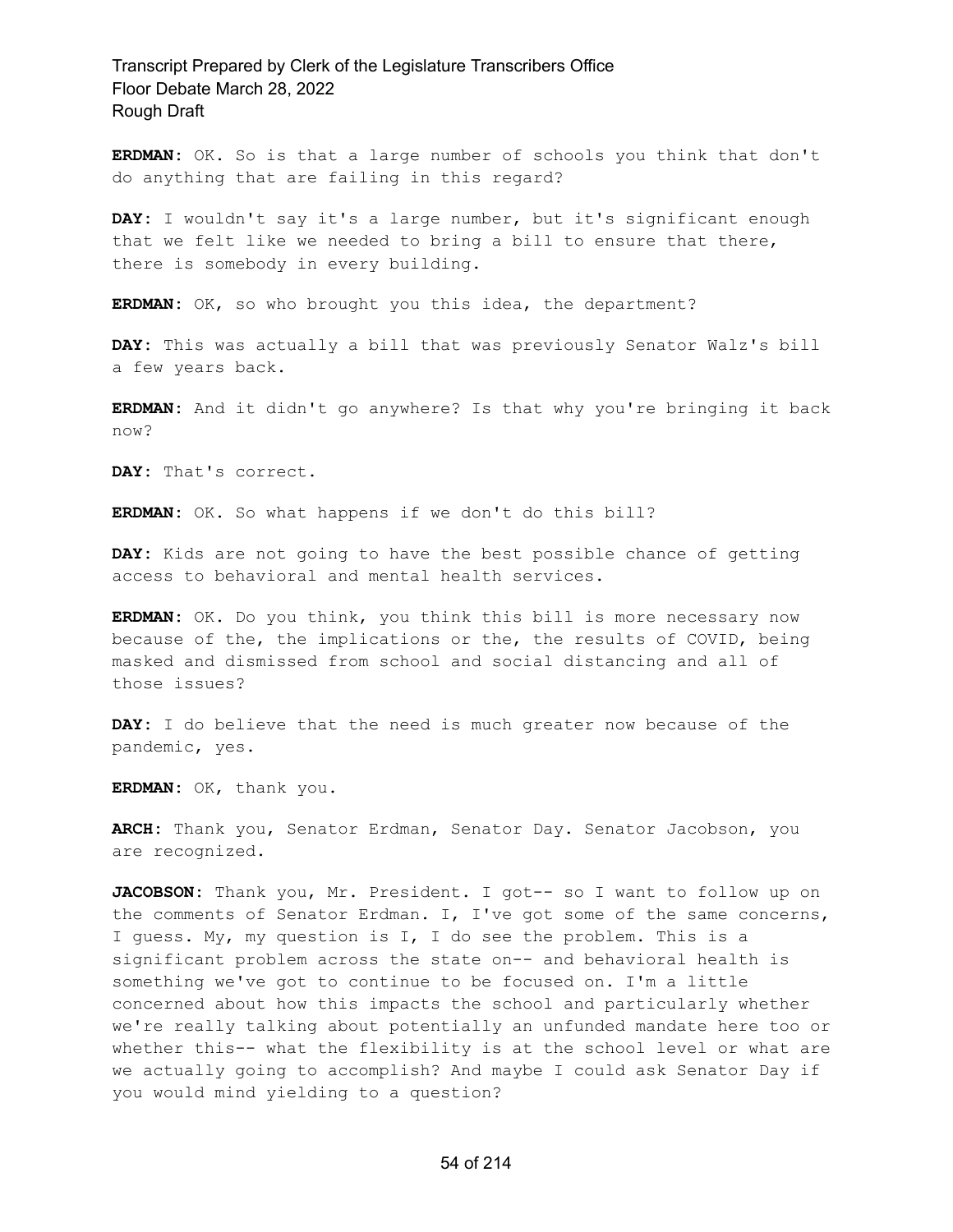**ERDMAN:** OK. So is that a large number of schools you think that don't do anything that are failing in this regard?

**DAY:** I wouldn't say it's a large number, but it's significant enough that we felt like we needed to bring a bill to ensure that there, there is somebody in every building.

**ERDMAN:** OK, so who brought you this idea, the department?

**DAY:** This was actually a bill that was previously Senator Walz's bill a few years back.

**ERDMAN:** And it didn't go anywhere? Is that why you're bringing it back now?

**DAY:** That's correct.

**ERDMAN:** OK. So what happens if we don't do this bill?

**DAY:** Kids are not going to have the best possible chance of getting access to behavioral and mental health services.

**ERDMAN:** OK. Do you think, you think this bill is more necessary now because of the, the implications or the, the results of COVID, being masked and dismissed from school and social distancing and all of those issues?

**DAY:** I do believe that the need is much greater now because of the pandemic, yes.

**ERDMAN:** OK, thank you.

**ARCH:** Thank you, Senator Erdman, Senator Day. Senator Jacobson, you are recognized.

**JACOBSON:** Thank you, Mr. President. I got-- so I want to follow up on the comments of Senator Erdman. I, I've got some of the same concerns, I guess. My, my question is I, I do see the problem. This is a significant problem across the state on-- and behavioral health is something we've got to continue to be focused on. I'm a little concerned about how this impacts the school and particularly whether we're really talking about potentially an unfunded mandate here too or whether this-- what the flexibility is at the school level or what are we actually going to accomplish? And maybe I could ask Senator Day if you would mind yielding to a question?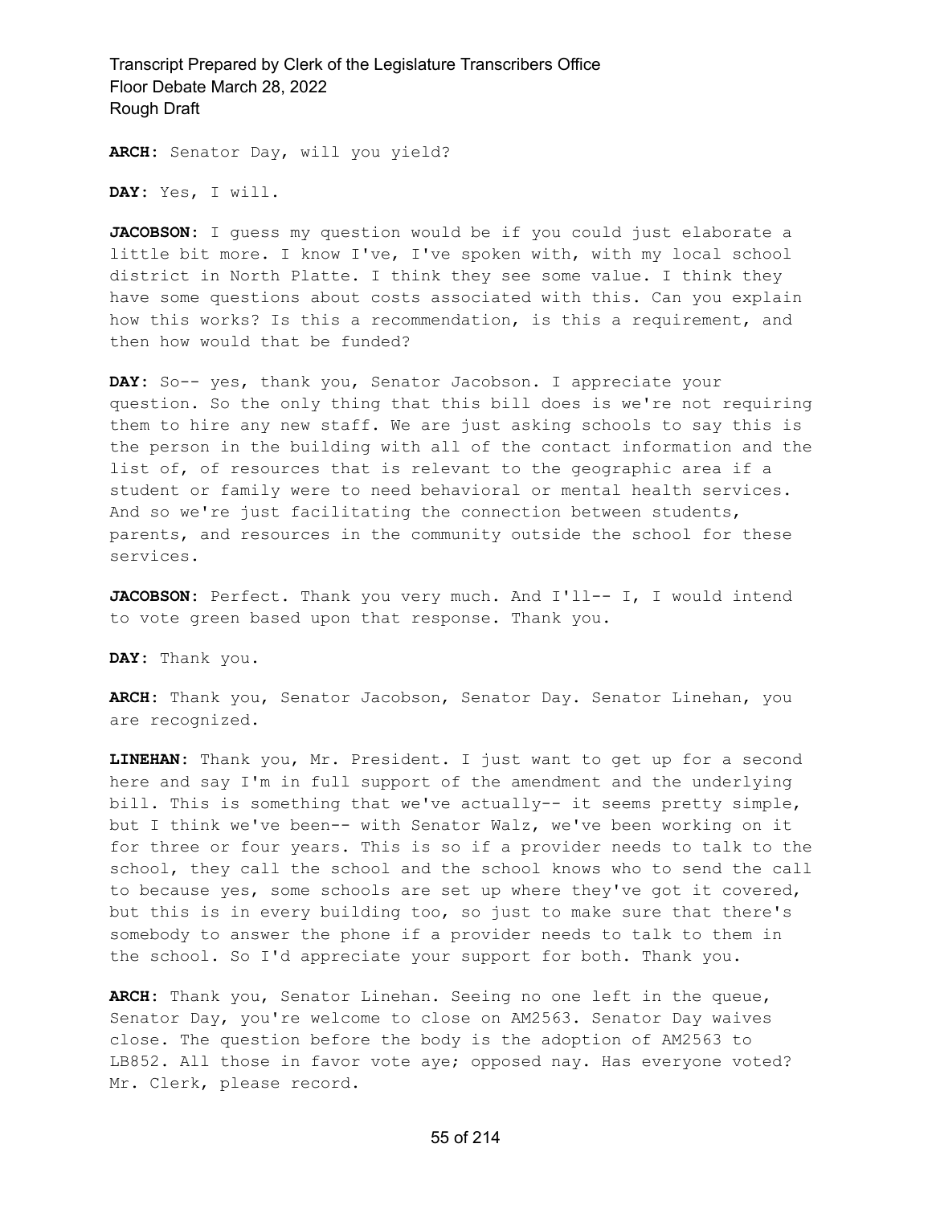**ARCH:** Senator Day, will you yield?

**DAY:** Yes, I will.

**JACOBSON:** I guess my question would be if you could just elaborate a little bit more. I know I've, I've spoken with, with my local school district in North Platte. I think they see some value. I think they have some questions about costs associated with this. Can you explain how this works? Is this a recommendation, is this a requirement, and then how would that be funded?

**DAY:** So-- yes, thank you, Senator Jacobson. I appreciate your question. So the only thing that this bill does is we're not requiring them to hire any new staff. We are just asking schools to say this is the person in the building with all of the contact information and the list of, of resources that is relevant to the geographic area if a student or family were to need behavioral or mental health services. And so we're just facilitating the connection between students, parents, and resources in the community outside the school for these services.

**JACOBSON:** Perfect. Thank you very much. And I'll-- I, I would intend to vote green based upon that response. Thank you.

**DAY:** Thank you.

**ARCH:** Thank you, Senator Jacobson, Senator Day. Senator Linehan, you are recognized.

**LINEHAN:** Thank you, Mr. President. I just want to get up for a second here and say I'm in full support of the amendment and the underlying bill. This is something that we've actually-- it seems pretty simple, but I think we've been-- with Senator Walz, we've been working on it for three or four years. This is so if a provider needs to talk to the school, they call the school and the school knows who to send the call to because yes, some schools are set up where they've got it covered, but this is in every building too, so just to make sure that there's somebody to answer the phone if a provider needs to talk to them in the school. So I'd appreciate your support for both. Thank you.

**ARCH:** Thank you, Senator Linehan. Seeing no one left in the queue, Senator Day, you're welcome to close on AM2563. Senator Day waives close. The question before the body is the adoption of AM2563 to LB852. All those in favor vote aye; opposed nay. Has everyone voted? Mr. Clerk, please record.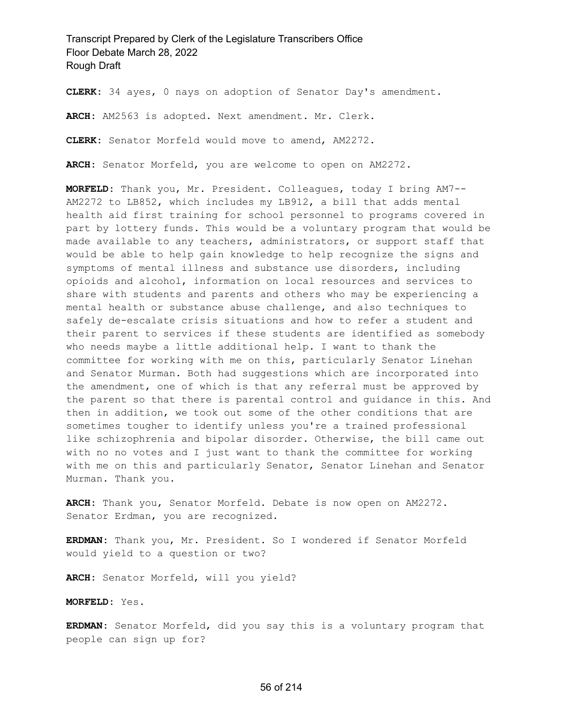**CLERK:** 34 ayes, 0 nays on adoption of Senator Day's amendment.

**ARCH:** AM2563 is adopted. Next amendment. Mr. Clerk.

**CLERK:** Senator Morfeld would move to amend, AM2272.

**ARCH:** Senator Morfeld, you are welcome to open on AM2272.

**MORFELD:** Thank you, Mr. President. Colleagues, today I bring AM7-- AM2272 to LB852, which includes my LB912, a bill that adds mental health aid first training for school personnel to programs covered in part by lottery funds. This would be a voluntary program that would be made available to any teachers, administrators, or support staff that would be able to help gain knowledge to help recognize the signs and symptoms of mental illness and substance use disorders, including opioids and alcohol, information on local resources and services to share with students and parents and others who may be experiencing a mental health or substance abuse challenge, and also techniques to safely de-escalate crisis situations and how to refer a student and their parent to services if these students are identified as somebody who needs maybe a little additional help. I want to thank the committee for working with me on this, particularly Senator Linehan and Senator Murman. Both had suggestions which are incorporated into the amendment, one of which is that any referral must be approved by the parent so that there is parental control and guidance in this. And then in addition, we took out some of the other conditions that are sometimes tougher to identify unless you're a trained professional like schizophrenia and bipolar disorder. Otherwise, the bill came out with no no votes and I just want to thank the committee for working with me on this and particularly Senator, Senator Linehan and Senator Murman. Thank you.

**ARCH:** Thank you, Senator Morfeld. Debate is now open on AM2272. Senator Erdman, you are recognized.

**ERDMAN:** Thank you, Mr. President. So I wondered if Senator Morfeld would yield to a question or two?

**ARCH:** Senator Morfeld, will you yield?

**MORFELD:** Yes.

**ERDMAN:** Senator Morfeld, did you say this is a voluntary program that people can sign up for?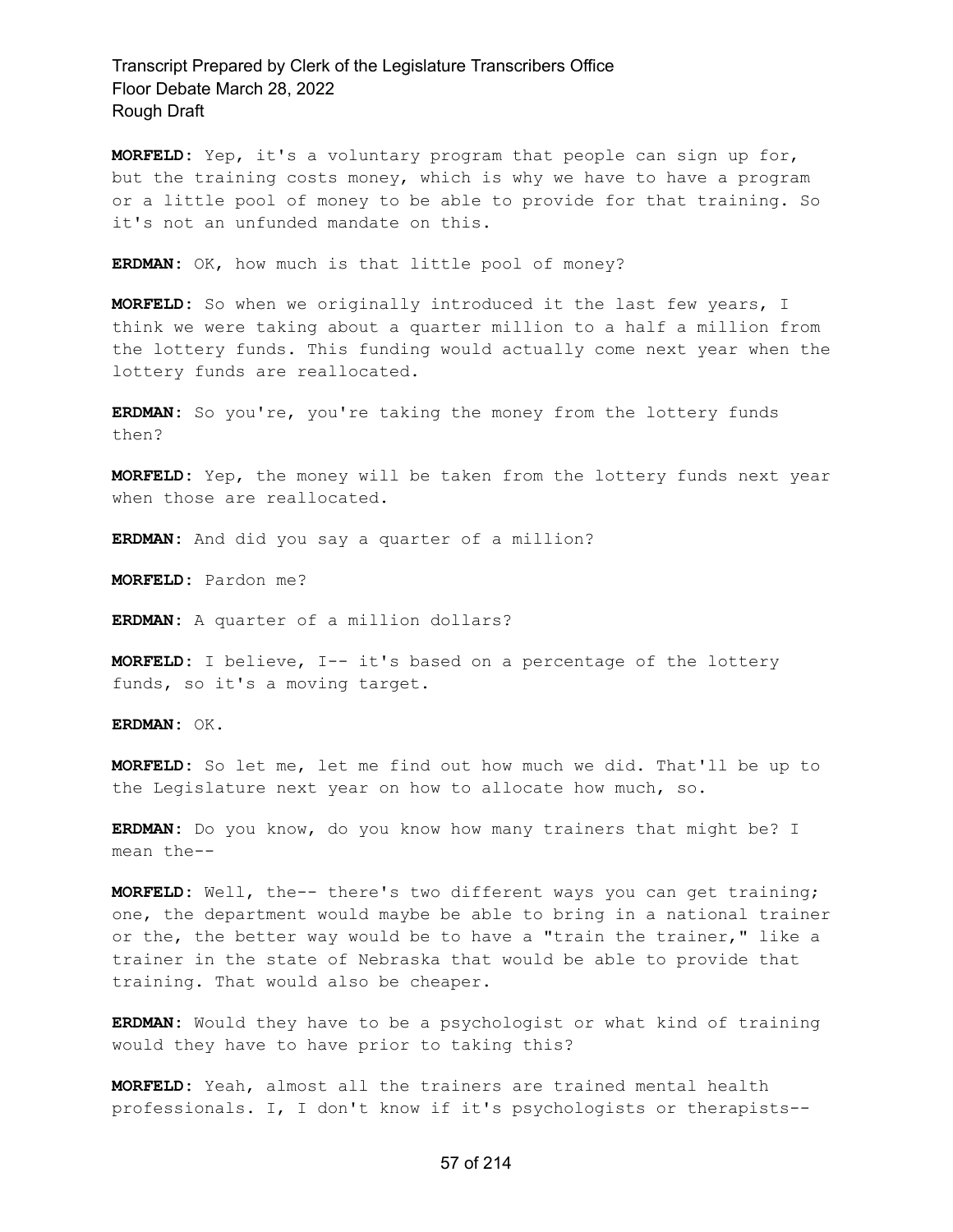**MORFELD:** Yep, it's a voluntary program that people can sign up for, but the training costs money, which is why we have to have a program or a little pool of money to be able to provide for that training. So it's not an unfunded mandate on this.

**ERDMAN:** OK, how much is that little pool of money?

**MORFELD:** So when we originally introduced it the last few years, I think we were taking about a quarter million to a half a million from the lottery funds. This funding would actually come next year when the lottery funds are reallocated.

**ERDMAN:** So you're, you're taking the money from the lottery funds then?

**MORFELD:** Yep, the money will be taken from the lottery funds next year when those are reallocated.

**ERDMAN:** And did you say a quarter of a million?

**MORFELD:** Pardon me?

**ERDMAN:** A quarter of a million dollars?

**MORFELD:** I believe, I-- it's based on a percentage of the lottery funds, so it's a moving target.

**ERDMAN:** OK.

**MORFELD:** So let me, let me find out how much we did. That'll be up to the Legislature next year on how to allocate how much, so.

**ERDMAN:** Do you know, do you know how many trainers that might be? I mean the--

**MORFELD:** Well, the-- there's two different ways you can get training; one, the department would maybe be able to bring in a national trainer or the, the better way would be to have a "train the trainer," like a trainer in the state of Nebraska that would be able to provide that training. That would also be cheaper.

**ERDMAN:** Would they have to be a psychologist or what kind of training would they have to have prior to taking this?

**MORFELD:** Yeah, almost all the trainers are trained mental health professionals. I, I don't know if it's psychologists or therapists--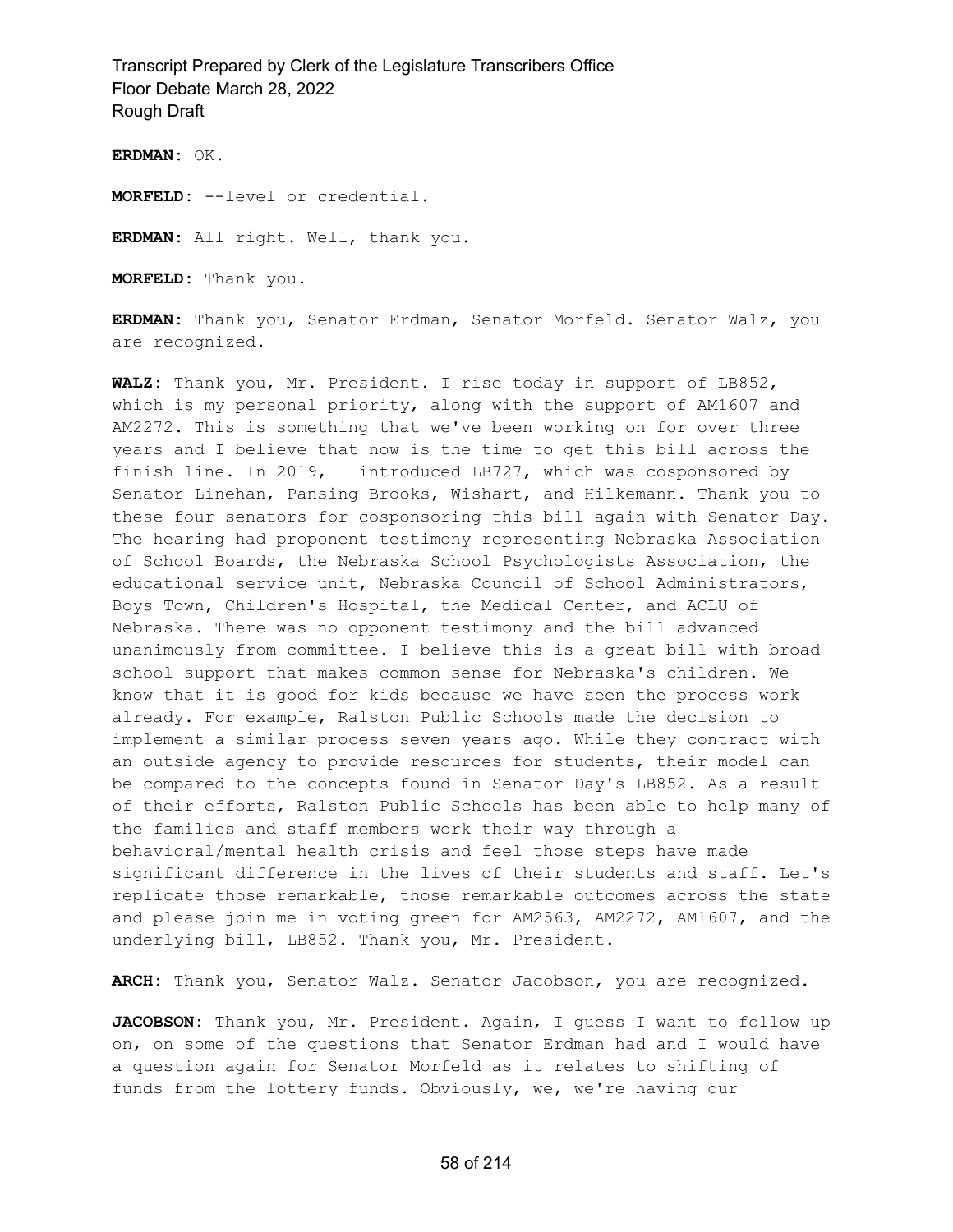**ERDMAN:** OK.

**MORFELD:** --level or credential.

**ERDMAN:** All right. Well, thank you.

**MORFELD:** Thank you.

**ERDMAN:** Thank you, Senator Erdman, Senator Morfeld. Senator Walz, you are recognized.

**WALZ:** Thank you, Mr. President. I rise today in support of LB852, which is my personal priority, along with the support of AM1607 and AM2272. This is something that we've been working on for over three years and I believe that now is the time to get this bill across the finish line. In 2019, I introduced LB727, which was cosponsored by Senator Linehan, Pansing Brooks, Wishart, and Hilkemann. Thank you to these four senators for cosponsoring this bill again with Senator Day. The hearing had proponent testimony representing Nebraska Association of School Boards, the Nebraska School Psychologists Association, the educational service unit, Nebraska Council of School Administrators, Boys Town, Children's Hospital, the Medical Center, and ACLU of Nebraska. There was no opponent testimony and the bill advanced unanimously from committee. I believe this is a great bill with broad school support that makes common sense for Nebraska's children. We know that it is good for kids because we have seen the process work already. For example, Ralston Public Schools made the decision to implement a similar process seven years ago. While they contract with an outside agency to provide resources for students, their model can be compared to the concepts found in Senator Day's LB852. As a result of their efforts, Ralston Public Schools has been able to help many of the families and staff members work their way through a behavioral/mental health crisis and feel those steps have made significant difference in the lives of their students and staff. Let's replicate those remarkable, those remarkable outcomes across the state and please join me in voting green for AM2563, AM2272, AM1607, and the underlying bill, LB852. Thank you, Mr. President.

**ARCH:** Thank you, Senator Walz. Senator Jacobson, you are recognized.

**JACOBSON:** Thank you, Mr. President. Again, I guess I want to follow up on, on some of the questions that Senator Erdman had and I would have a question again for Senator Morfeld as it relates to shifting of funds from the lottery funds. Obviously, we, we're having our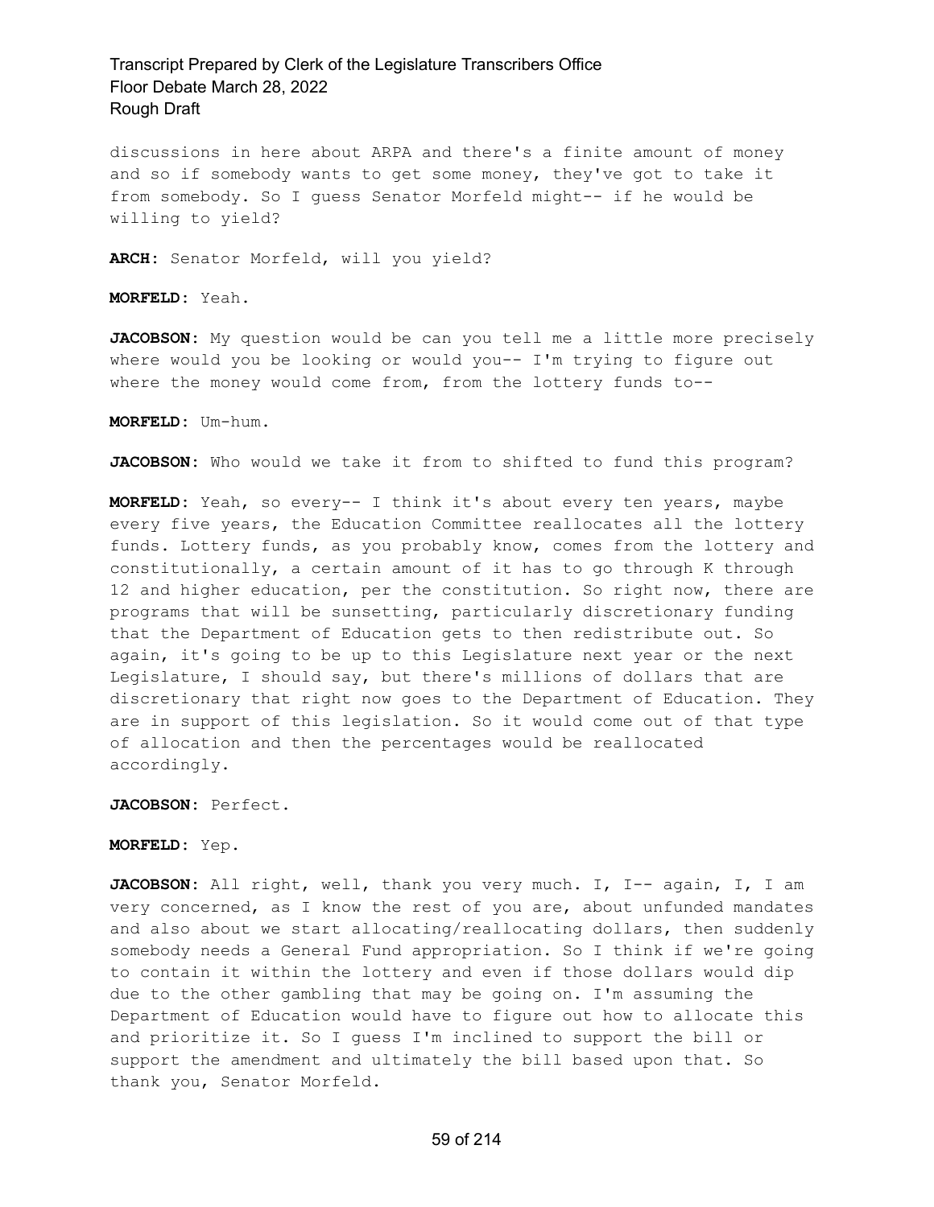discussions in here about ARPA and there's a finite amount of money and so if somebody wants to get some money, they've got to take it from somebody. So I guess Senator Morfeld might-- if he would be willing to yield?

**ARCH:** Senator Morfeld, will you yield?

**MORFELD:** Yeah.

**JACOBSON:** My question would be can you tell me a little more precisely where would you be looking or would you-- I'm trying to figure out where the money would come from, from the lottery funds to--

**MORFELD:** Um-hum.

**JACOBSON:** Who would we take it from to shifted to fund this program?

**MORFELD:** Yeah, so every-- I think it's about every ten years, maybe every five years, the Education Committee reallocates all the lottery funds. Lottery funds, as you probably know, comes from the lottery and constitutionally, a certain amount of it has to go through K through 12 and higher education, per the constitution. So right now, there are programs that will be sunsetting, particularly discretionary funding that the Department of Education gets to then redistribute out. So again, it's going to be up to this Legislature next year or the next Legislature, I should say, but there's millions of dollars that are discretionary that right now goes to the Department of Education. They are in support of this legislation. So it would come out of that type of allocation and then the percentages would be reallocated accordingly.

**JACOBSON:** Perfect.

**MORFELD:** Yep.

**JACOBSON:** All right, well, thank you very much. I, I-- again, I, I am very concerned, as I know the rest of you are, about unfunded mandates and also about we start allocating/reallocating dollars, then suddenly somebody needs a General Fund appropriation. So I think if we're going to contain it within the lottery and even if those dollars would dip due to the other gambling that may be going on. I'm assuming the Department of Education would have to figure out how to allocate this and prioritize it. So I guess I'm inclined to support the bill or support the amendment and ultimately the bill based upon that. So thank you, Senator Morfeld.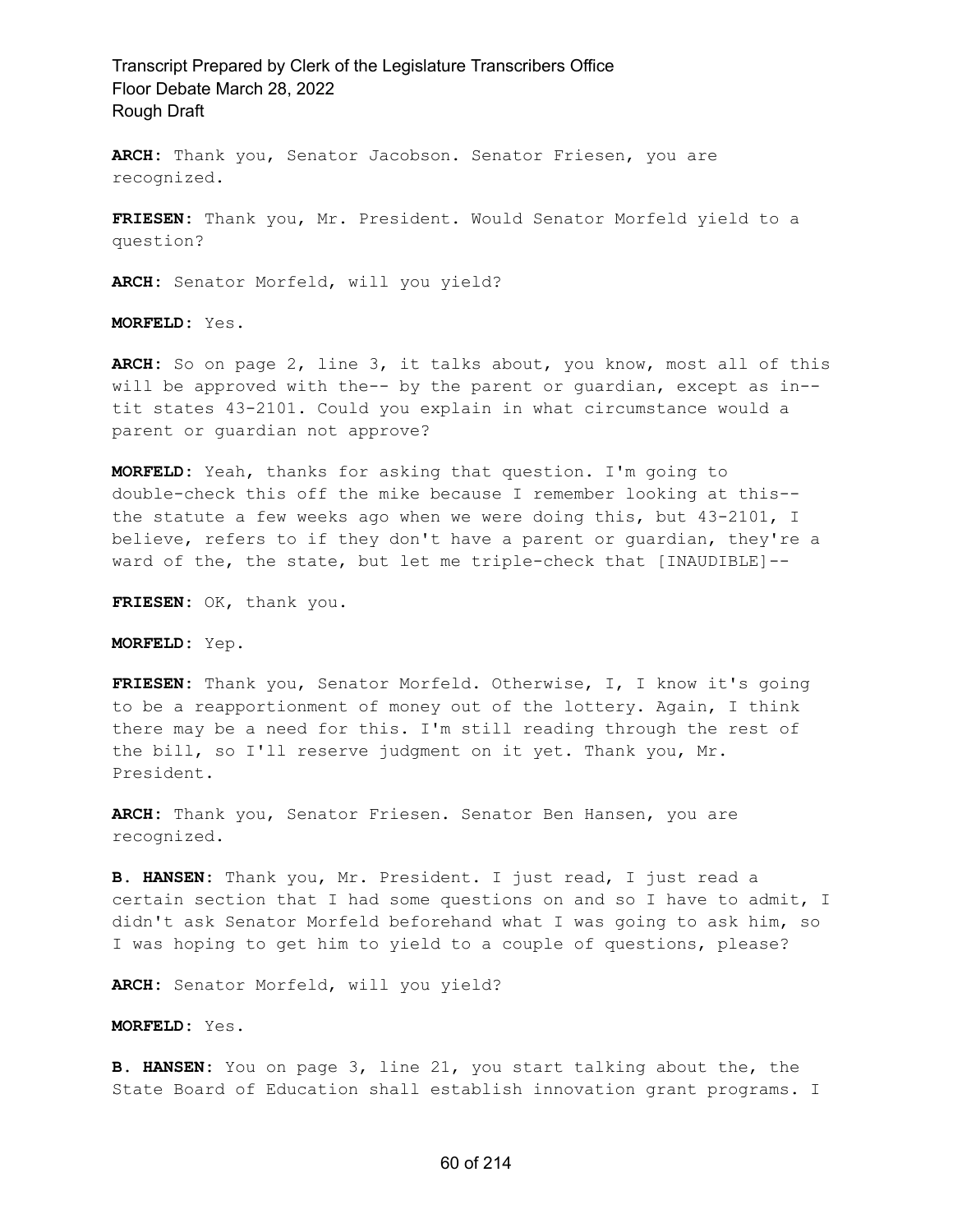**ARCH:** Thank you, Senator Jacobson. Senator Friesen, you are recognized.

**FRIESEN:** Thank you, Mr. President. Would Senator Morfeld yield to a question?

**ARCH:** Senator Morfeld, will you yield?

**MORFELD:** Yes.

**ARCH:** So on page 2, line 3, it talks about, you know, most all of this will be approved with the-- by the parent or guardian, except as in-- tit states 43-2101. Could you explain in what circumstance would a parent or guardian not approve?

**MORFELD:** Yeah, thanks for asking that question. I'm going to double-check this off the mike because I remember looking at this-- the statute a few weeks ago when we were doing this, but 43-2101, I believe, refers to if they don't have a parent or guardian, they're a ward of the, the state, but let me triple-check that [INAUDIBLE]--

**FRIESEN:** OK, thank you.

**MORFELD:** Yep.

**FRIESEN:** Thank you, Senator Morfeld. Otherwise, I, I know it's going to be a reapportionment of money out of the lottery. Again, I think there may be a need for this. I'm still reading through the rest of the bill, so I'll reserve judgment on it yet. Thank you, Mr. President.

**ARCH:** Thank you, Senator Friesen. Senator Ben Hansen, you are recognized.

**B. HANSEN:** Thank you, Mr. President. I just read, I just read a certain section that I had some questions on and so I have to admit, I didn't ask Senator Morfeld beforehand what I was going to ask him, so I was hoping to get him to yield to a couple of questions, please?

**ARCH:** Senator Morfeld, will you yield?

**MORFELD:** Yes.

**B. HANSEN:** You on page 3, line 21, you start talking about the, the State Board of Education shall establish innovation grant programs. I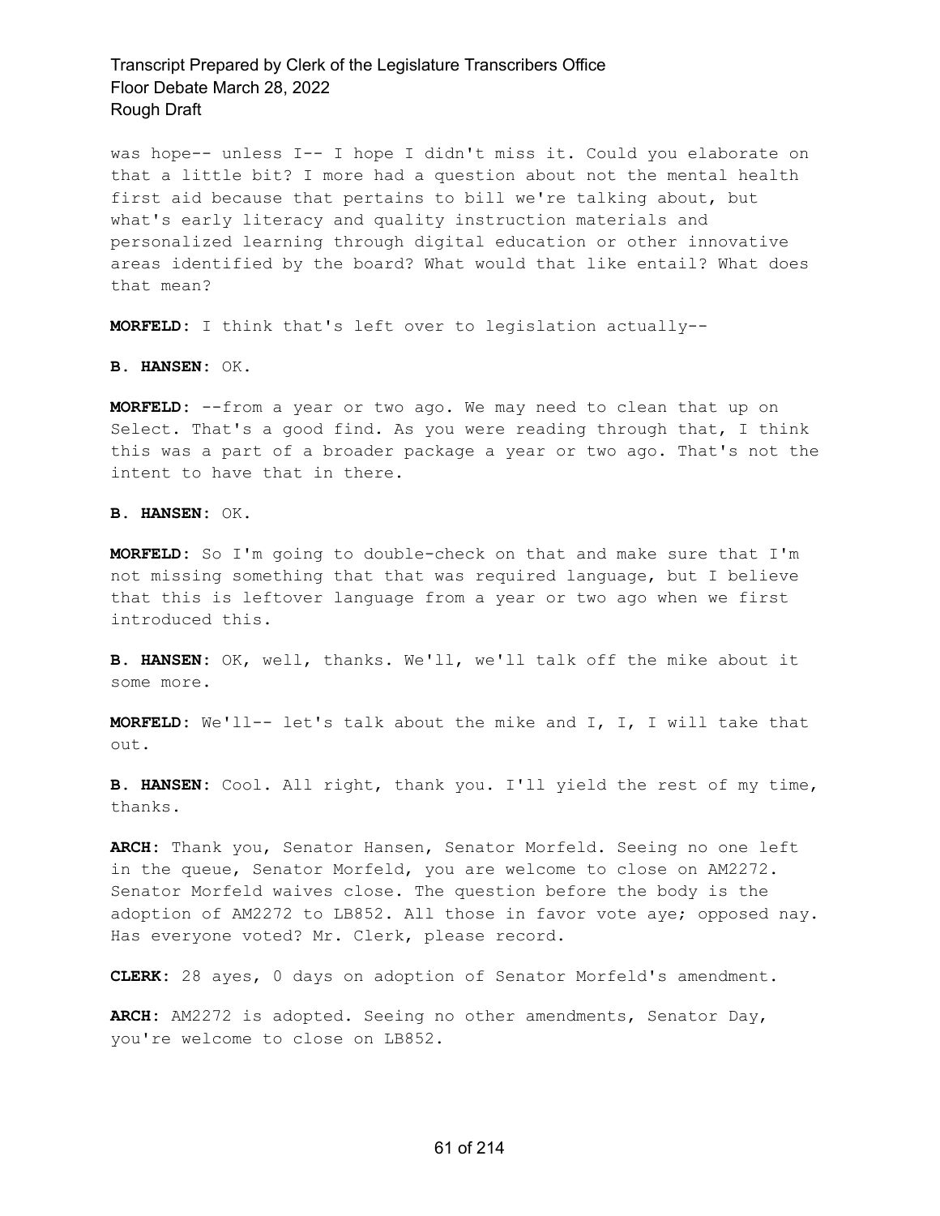was hope-- unless I-- I hope I didn't miss it. Could you elaborate on that a little bit? I more had a question about not the mental health first aid because that pertains to bill we're talking about, but what's early literacy and quality instruction materials and personalized learning through digital education or other innovative areas identified by the board? What would that like entail? What does that mean?

**MORFELD:** I think that's left over to legislation actually--

**B. HANSEN:** OK.

**MORFELD:** --from a year or two ago. We may need to clean that up on Select. That's a good find. As you were reading through that, I think this was a part of a broader package a year or two ago. That's not the intent to have that in there.

**B. HANSEN:** OK.

**MORFELD:** So I'm going to double-check on that and make sure that I'm not missing something that that was required language, but I believe that this is leftover language from a year or two ago when we first introduced this.

**B. HANSEN:** OK, well, thanks. We'll, we'll talk off the mike about it some more.

**MORFELD:** We'll-- let's talk about the mike and I, I, I will take that out.

**B. HANSEN:** Cool. All right, thank you. I'll yield the rest of my time, thanks.

**ARCH:** Thank you, Senator Hansen, Senator Morfeld. Seeing no one left in the queue, Senator Morfeld, you are welcome to close on AM2272. Senator Morfeld waives close. The question before the body is the adoption of AM2272 to LB852. All those in favor vote aye; opposed nay. Has everyone voted? Mr. Clerk, please record.

**CLERK:** 28 ayes, 0 days on adoption of Senator Morfeld's amendment.

**ARCH:** AM2272 is adopted. Seeing no other amendments, Senator Day, you're welcome to close on LB852.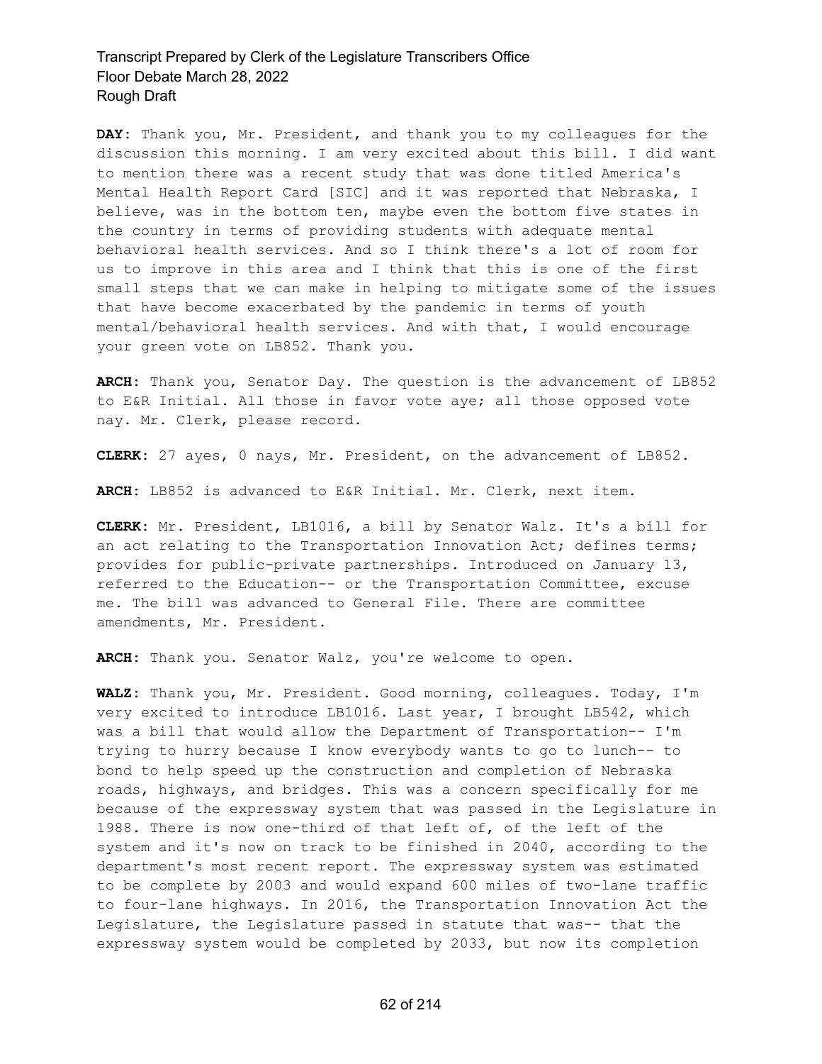**DAY:** Thank you, Mr. President, and thank you to my colleagues for the discussion this morning. I am very excited about this bill. I did want to mention there was a recent study that was done titled America's Mental Health Report Card [SIC] and it was reported that Nebraska, I believe, was in the bottom ten, maybe even the bottom five states in the country in terms of providing students with adequate mental behavioral health services. And so I think there's a lot of room for us to improve in this area and I think that this is one of the first small steps that we can make in helping to mitigate some of the issues that have become exacerbated by the pandemic in terms of youth mental/behavioral health services. And with that, I would encourage your green vote on LB852. Thank you.

**ARCH:** Thank you, Senator Day. The question is the advancement of LB852 to E&R Initial. All those in favor vote aye; all those opposed vote nay. Mr. Clerk, please record.

**CLERK:** 27 ayes, 0 nays, Mr. President, on the advancement of LB852.

**ARCH:** LB852 is advanced to E&R Initial. Mr. Clerk, next item.

**CLERK:** Mr. President, LB1016, a bill by Senator Walz. It's a bill for an act relating to the Transportation Innovation Act; defines terms; provides for public-private partnerships. Introduced on January 13, referred to the Education-- or the Transportation Committee, excuse me. The bill was advanced to General File. There are committee amendments, Mr. President.

**ARCH:** Thank you. Senator Walz, you're welcome to open.

**WALZ:** Thank you, Mr. President. Good morning, colleagues. Today, I'm very excited to introduce LB1016. Last year, I brought LB542, which was a bill that would allow the Department of Transportation-- I'm trying to hurry because I know everybody wants to go to lunch-- to bond to help speed up the construction and completion of Nebraska roads, highways, and bridges. This was a concern specifically for me because of the expressway system that was passed in the Legislature in 1988. There is now one-third of that left of, of the left of the system and it's now on track to be finished in 2040, according to the department's most recent report. The expressway system was estimated to be complete by 2003 and would expand 600 miles of two-lane traffic to four-lane highways. In 2016, the Transportation Innovation Act the Legislature, the Legislature passed in statute that was-- that the expressway system would be completed by 2033, but now its completion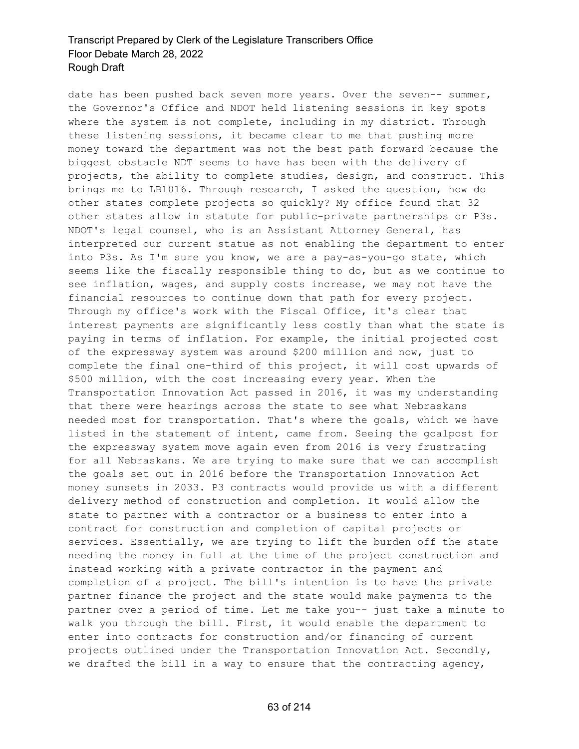date has been pushed back seven more years. Over the seven-- summer, the Governor's Office and NDOT held listening sessions in key spots where the system is not complete, including in my district. Through these listening sessions, it became clear to me that pushing more money toward the department was not the best path forward because the biggest obstacle NDT seems to have has been with the delivery of projects, the ability to complete studies, design, and construct. This brings me to LB1016. Through research, I asked the question, how do other states complete projects so quickly? My office found that 32 other states allow in statute for public-private partnerships or P3s. NDOT's legal counsel, who is an Assistant Attorney General, has interpreted our current statue as not enabling the department to enter into P3s. As I'm sure you know, we are a pay-as-you-go state, which seems like the fiscally responsible thing to do, but as we continue to see inflation, wages, and supply costs increase, we may not have the financial resources to continue down that path for every project. Through my office's work with the Fiscal Office, it's clear that interest payments are significantly less costly than what the state is paying in terms of inflation. For example, the initial projected cost of the expressway system was around $200 million and now, just to complete the final one-third of this project, it will cost upwards of $500 million, with the cost increasing every year. When the Transportation Innovation Act passed in 2016, it was my understanding that there were hearings across the state to see what Nebraskans needed most for transportation. That's where the goals, which we have listed in the statement of intent, came from. Seeing the goalpost for the expressway system move again even from 2016 is very frustrating for all Nebraskans. We are trying to make sure that we can accomplish the goals set out in 2016 before the Transportation Innovation Act money sunsets in 2033. P3 contracts would provide us with a different delivery method of construction and completion. It would allow the state to partner with a contractor or a business to enter into a contract for construction and completion of capital projects or services. Essentially, we are trying to lift the burden off the state needing the money in full at the time of the project construction and instead working with a private contractor in the payment and completion of a project. The bill's intention is to have the private partner finance the project and the state would make payments to the partner over a period of time. Let me take you-- just take a minute to walk you through the bill. First, it would enable the department to enter into contracts for construction and/or financing of current projects outlined under the Transportation Innovation Act. Secondly, we drafted the bill in a way to ensure that the contracting agency,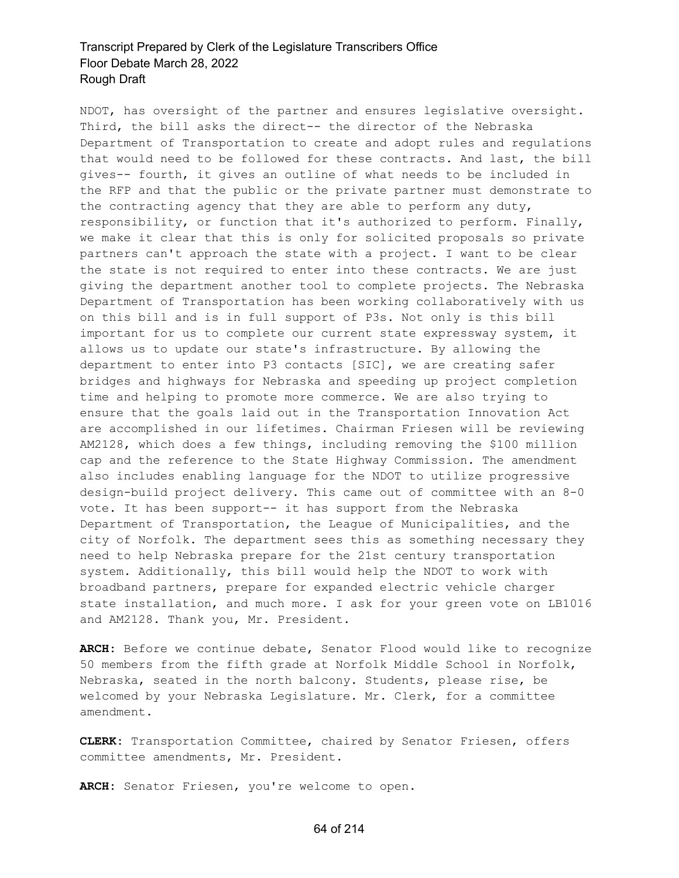NDOT, has oversight of the partner and ensures legislative oversight. Third, the bill asks the direct-- the director of the Nebraska Department of Transportation to create and adopt rules and regulations that would need to be followed for these contracts. And last, the bill gives-- fourth, it gives an outline of what needs to be included in the RFP and that the public or the private partner must demonstrate to the contracting agency that they are able to perform any duty, responsibility, or function that it's authorized to perform. Finally, we make it clear that this is only for solicited proposals so private partners can't approach the state with a project. I want to be clear the state is not required to enter into these contracts. We are just giving the department another tool to complete projects. The Nebraska Department of Transportation has been working collaboratively with us on this bill and is in full support of P3s. Not only is this bill important for us to complete our current state expressway system, it allows us to update our state's infrastructure. By allowing the department to enter into P3 contacts [SIC], we are creating safer bridges and highways for Nebraska and speeding up project completion time and helping to promote more commerce. We are also trying to ensure that the goals laid out in the Transportation Innovation Act are accomplished in our lifetimes. Chairman Friesen will be reviewing AM2128, which does a few things, including removing the $100 million cap and the reference to the State Highway Commission. The amendment also includes enabling language for the NDOT to utilize progressive design-build project delivery. This came out of committee with an 8-0 vote. It has been support-- it has support from the Nebraska Department of Transportation, the League of Municipalities, and the city of Norfolk. The department sees this as something necessary they need to help Nebraska prepare for the 21st century transportation system. Additionally, this bill would help the NDOT to work with broadband partners, prepare for expanded electric vehicle charger state installation, and much more. I ask for your green vote on LB1016 and AM2128. Thank you, Mr. President.

**ARCH:** Before we continue debate, Senator Flood would like to recognize 50 members from the fifth grade at Norfolk Middle School in Norfolk, Nebraska, seated in the north balcony. Students, please rise, be welcomed by your Nebraska Legislature. Mr. Clerk, for a committee amendment.

**CLERK:** Transportation Committee, chaired by Senator Friesen, offers committee amendments, Mr. President.

**ARCH:** Senator Friesen, you're welcome to open.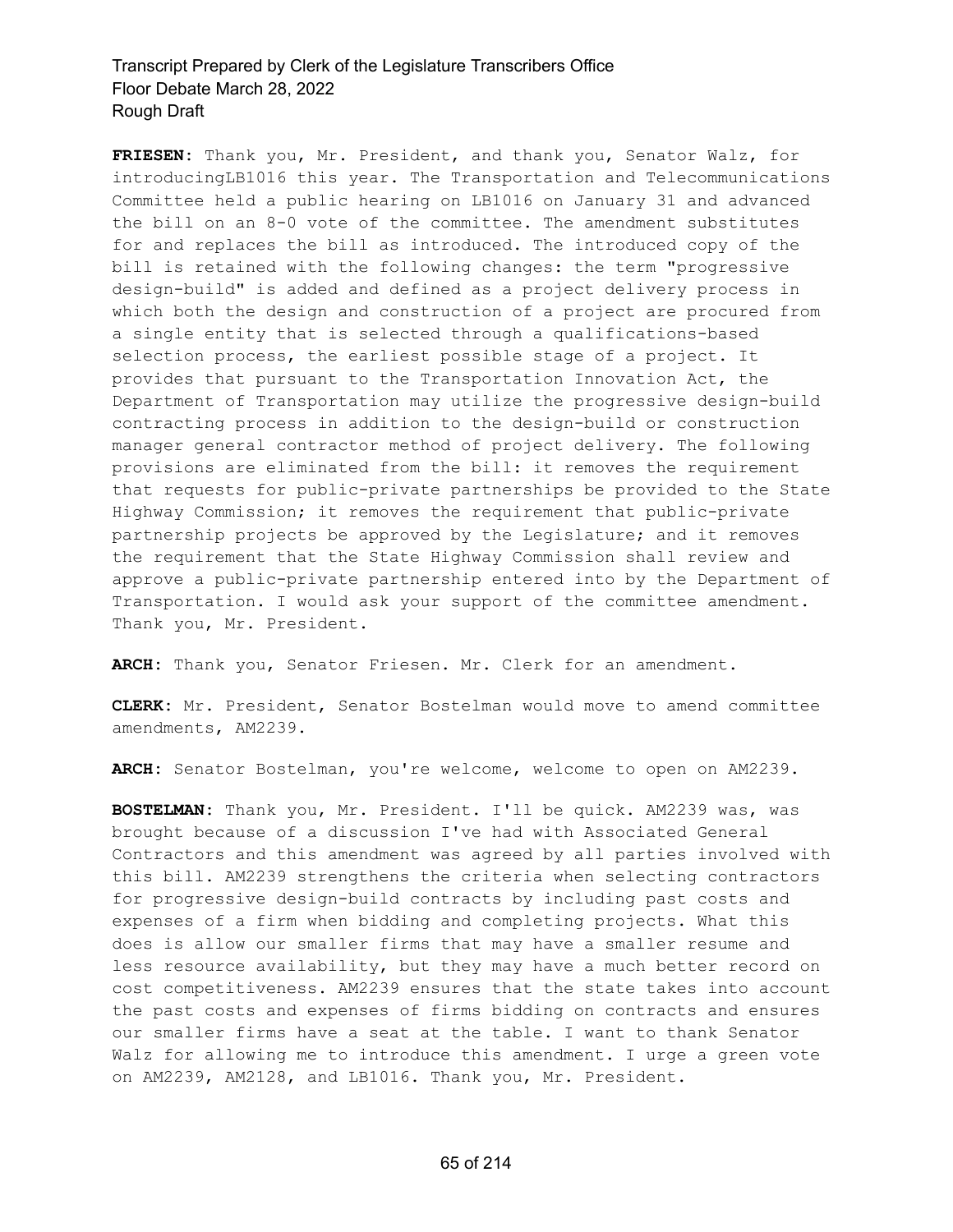**FRIESEN:** Thank you, Mr. President, and thank you, Senator Walz, for introducingLB1016 this year. The Transportation and Telecommunications Committee held a public hearing on LB1016 on January 31 and advanced the bill on an 8-0 vote of the committee. The amendment substitutes for and replaces the bill as introduced. The introduced copy of the bill is retained with the following changes: the term "progressive design-build" is added and defined as a project delivery process in which both the design and construction of a project are procured from a single entity that is selected through a qualifications-based selection process, the earliest possible stage of a project. It provides that pursuant to the Transportation Innovation Act, the Department of Transportation may utilize the progressive design-build contracting process in addition to the design-build or construction manager general contractor method of project delivery. The following provisions are eliminated from the bill: it removes the requirement that requests for public-private partnerships be provided to the State Highway Commission; it removes the requirement that public-private partnership projects be approved by the Legislature; and it removes the requirement that the State Highway Commission shall review and approve a public-private partnership entered into by the Department of Transportation. I would ask your support of the committee amendment. Thank you, Mr. President.

**ARCH:** Thank you, Senator Friesen. Mr. Clerk for an amendment.

**CLERK:** Mr. President, Senator Bostelman would move to amend committee amendments, AM2239.

**ARCH:** Senator Bostelman, you're welcome, welcome to open on AM2239.

**BOSTELMAN:** Thank you, Mr. President. I'll be quick. AM2239 was, was brought because of a discussion I've had with Associated General Contractors and this amendment was agreed by all parties involved with this bill. AM2239 strengthens the criteria when selecting contractors for progressive design-build contracts by including past costs and expenses of a firm when bidding and completing projects. What this does is allow our smaller firms that may have a smaller resume and less resource availability, but they may have a much better record on cost competitiveness. AM2239 ensures that the state takes into account the past costs and expenses of firms bidding on contracts and ensures our smaller firms have a seat at the table. I want to thank Senator Walz for allowing me to introduce this amendment. I urge a green vote on AM2239, AM2128, and LB1016. Thank you, Mr. President.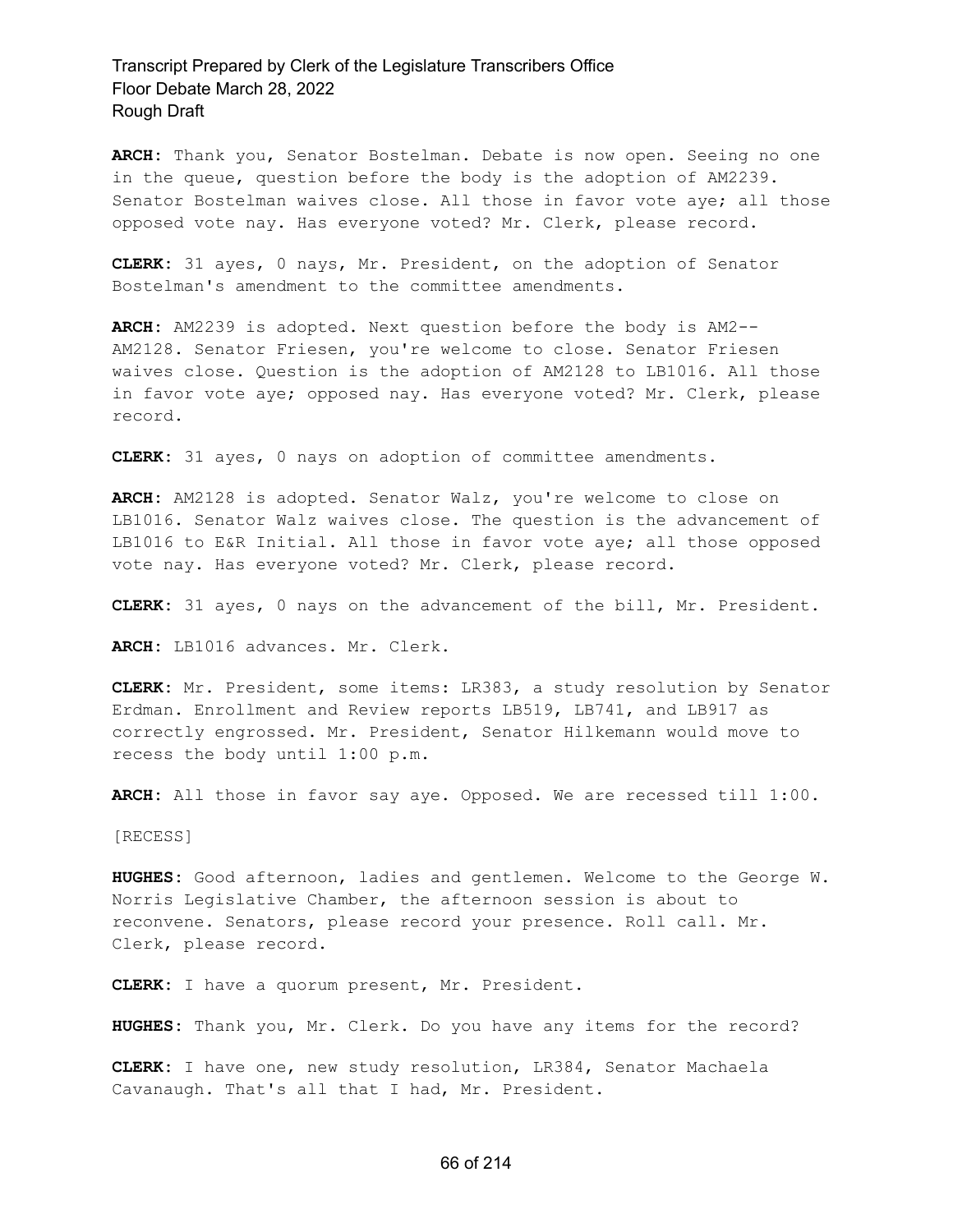**ARCH:** Thank you, Senator Bostelman. Debate is now open. Seeing no one in the queue, question before the body is the adoption of AM2239. Senator Bostelman waives close. All those in favor vote aye; all those opposed vote nay. Has everyone voted? Mr. Clerk, please record.

**CLERK:** 31 ayes, 0 nays, Mr. President, on the adoption of Senator Bostelman's amendment to the committee amendments.

**ARCH:** AM2239 is adopted. Next question before the body is AM2-- AM2128. Senator Friesen, you're welcome to close. Senator Friesen waives close. Question is the adoption of AM2128 to LB1016. All those in favor vote aye; opposed nay. Has everyone voted? Mr. Clerk, please record.

**CLERK:** 31 ayes, 0 nays on adoption of committee amendments.

**ARCH:** AM2128 is adopted. Senator Walz, you're welcome to close on LB1016. Senator Walz waives close. The question is the advancement of LB1016 to E&R Initial. All those in favor vote aye; all those opposed vote nay. Has everyone voted? Mr. Clerk, please record.

**CLERK:** 31 ayes, 0 nays on the advancement of the bill, Mr. President.

**ARCH:** LB1016 advances. Mr. Clerk.

**CLERK:** Mr. President, some items: LR383, a study resolution by Senator Erdman. Enrollment and Review reports LB519, LB741, and LB917 as correctly engrossed. Mr. President, Senator Hilkemann would move to recess the body until 1:00 p.m.

**ARCH:** All those in favor say aye. Opposed. We are recessed till 1:00.

[RECESS]

**HUGHES:** Good afternoon, ladies and gentlemen. Welcome to the George W. Norris Legislative Chamber, the afternoon session is about to reconvene. Senators, please record your presence. Roll call. Mr. Clerk, please record.

**CLERK:** I have a quorum present, Mr. President.

**HUGHES:** Thank you, Mr. Clerk. Do you have any items for the record?

**CLERK:** I have one, new study resolution, LR384, Senator Machaela Cavanaugh. That's all that I had, Mr. President.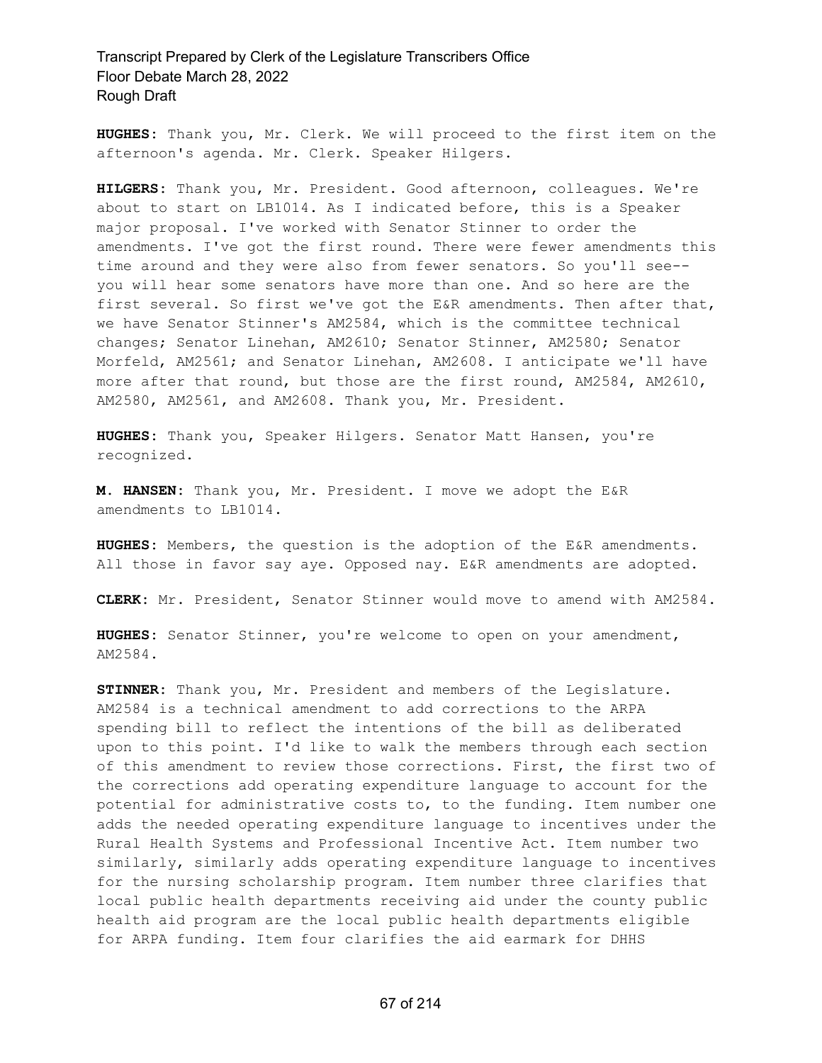**HUGHES:** Thank you, Mr. Clerk. We will proceed to the first item on the afternoon's agenda. Mr. Clerk. Speaker Hilgers.

**HILGERS:** Thank you, Mr. President. Good afternoon, colleagues. We're about to start on LB1014. As I indicated before, this is a Speaker major proposal. I've worked with Senator Stinner to order the amendments. I've got the first round. There were fewer amendments this time around and they were also from fewer senators. So you'll see-- you will hear some senators have more than one. And so here are the first several. So first we've got the E&R amendments. Then after that, we have Senator Stinner's AM2584, which is the committee technical changes; Senator Linehan, AM2610; Senator Stinner, AM2580; Senator Morfeld, AM2561; and Senator Linehan, AM2608. I anticipate we'll have more after that round, but those are the first round, AM2584, AM2610, AM2580, AM2561, and AM2608. Thank you, Mr. President.

**HUGHES:** Thank you, Speaker Hilgers. Senator Matt Hansen, you're recognized.

**M. HANSEN:** Thank you, Mr. President. I move we adopt the E&R amendments to LB1014.

**HUGHES:** Members, the question is the adoption of the E&R amendments. All those in favor say aye. Opposed nay. E&R amendments are adopted.

**CLERK:** Mr. President, Senator Stinner would move to amend with AM2584.

**HUGHES:** Senator Stinner, you're welcome to open on your amendment, AM2584.

**STINNER:** Thank you, Mr. President and members of the Legislature. AM2584 is a technical amendment to add corrections to the ARPA spending bill to reflect the intentions of the bill as deliberated upon to this point. I'd like to walk the members through each section of this amendment to review those corrections. First, the first two of the corrections add operating expenditure language to account for the potential for administrative costs to, to the funding. Item number one adds the needed operating expenditure language to incentives under the Rural Health Systems and Professional Incentive Act. Item number two similarly, similarly adds operating expenditure language to incentives for the nursing scholarship program. Item number three clarifies that local public health departments receiving aid under the county public health aid program are the local public health departments eligible for ARPA funding. Item four clarifies the aid earmark for DHHS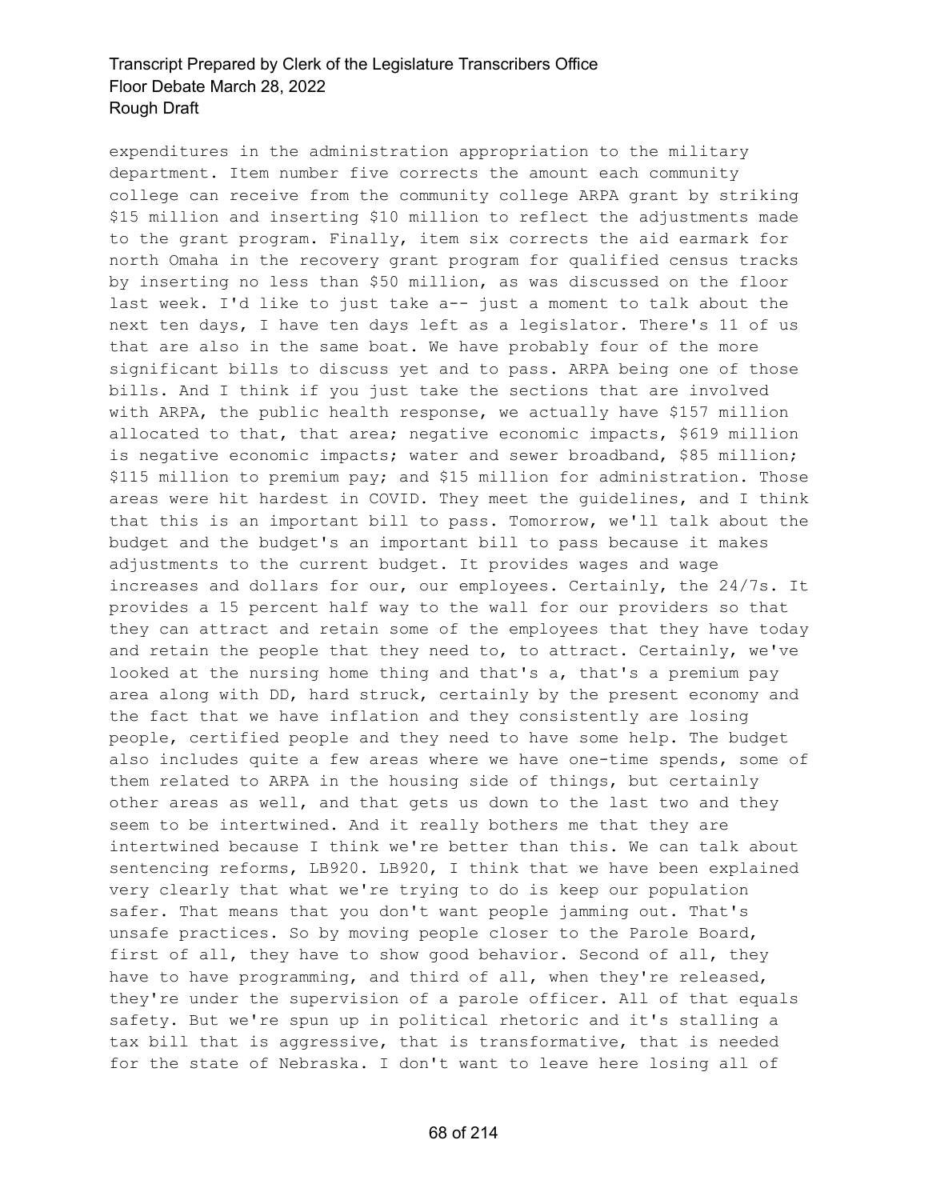expenditures in the administration appropriation to the military department. Item number five corrects the amount each community college can receive from the community college ARPA grant by striking $15 million and inserting $10 million to reflect the adjustments made to the grant program. Finally, item six corrects the aid earmark for north Omaha in the recovery grant program for qualified census tracks by inserting no less than $50 million, as was discussed on the floor last week. I'd like to just take a-- just a moment to talk about the next ten days, I have ten days left as a legislator. There's 11 of us that are also in the same boat. We have probably four of the more significant bills to discuss yet and to pass. ARPA being one of those bills. And I think if you just take the sections that are involved with ARPA, the public health response, we actually have $157 million allocated to that, that area; negative economic impacts, $619 million is negative economic impacts; water and sewer broadband, $85 million; $115 million to premium pay; and $15 million for administration. Those areas were hit hardest in COVID. They meet the guidelines, and I think that this is an important bill to pass. Tomorrow, we'll talk about the budget and the budget's an important bill to pass because it makes adjustments to the current budget. It provides wages and wage increases and dollars for our, our employees. Certainly, the 24/7s. It provides a 15 percent half way to the wall for our providers so that they can attract and retain some of the employees that they have today and retain the people that they need to, to attract. Certainly, we've looked at the nursing home thing and that's a, that's a premium pay area along with DD, hard struck, certainly by the present economy and the fact that we have inflation and they consistently are losing people, certified people and they need to have some help. The budget also includes quite a few areas where we have one-time spends, some of them related to ARPA in the housing side of things, but certainly other areas as well, and that gets us down to the last two and they seem to be intertwined. And it really bothers me that they are intertwined because I think we're better than this. We can talk about sentencing reforms, LB920. LB920, I think that we have been explained very clearly that what we're trying to do is keep our population safer. That means that you don't want people jamming out. That's unsafe practices. So by moving people closer to the Parole Board, first of all, they have to show good behavior. Second of all, they have to have programming, and third of all, when they're released, they're under the supervision of a parole officer. All of that equals safety. But we're spun up in political rhetoric and it's stalling a tax bill that is aggressive, that is transformative, that is needed for the state of Nebraska. I don't want to leave here losing all of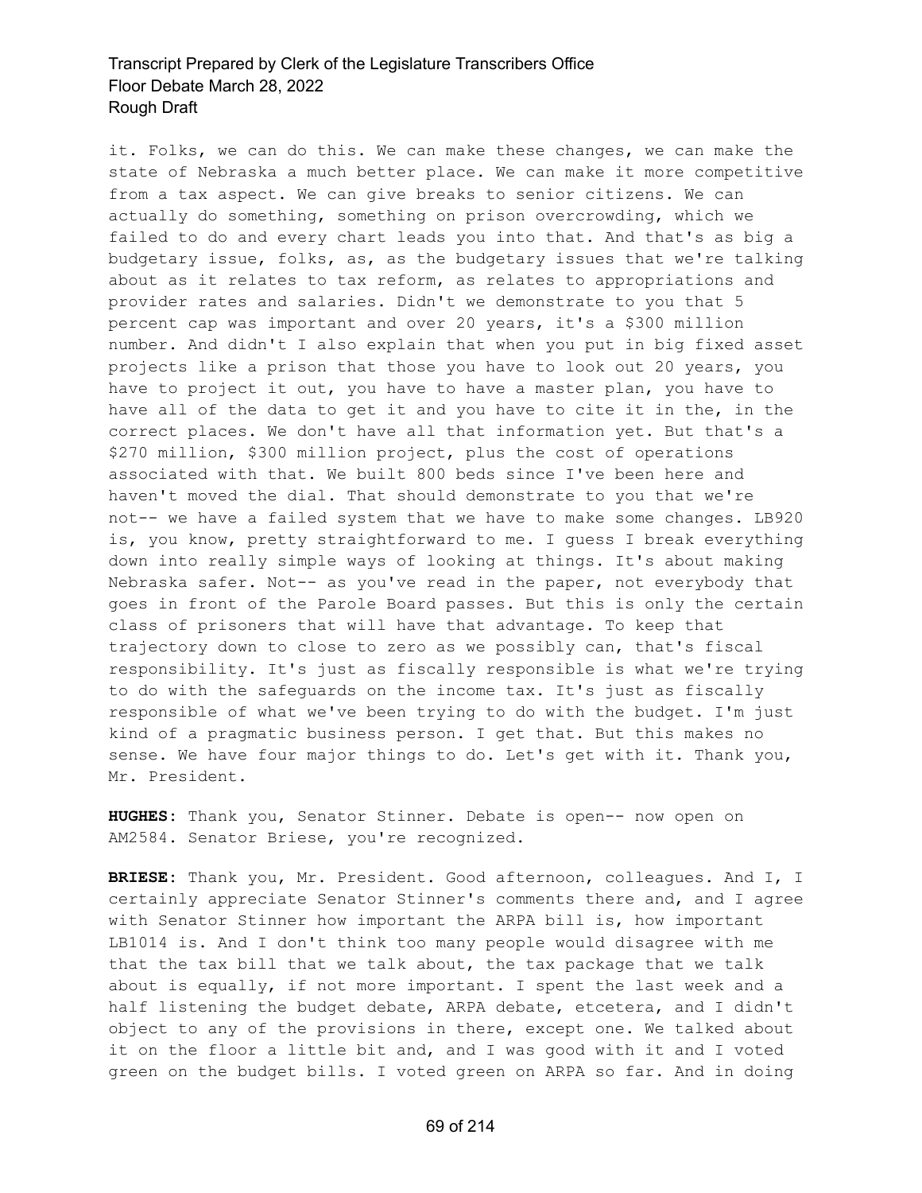it. Folks, we can do this. We can make these changes, we can make the state of Nebraska a much better place. We can make it more competitive from a tax aspect. We can give breaks to senior citizens. We can actually do something, something on prison overcrowding, which we failed to do and every chart leads you into that. And that's as big a budgetary issue, folks, as, as the budgetary issues that we're talking about as it relates to tax reform, as relates to appropriations and provider rates and salaries. Didn't we demonstrate to you that 5 percent cap was important and over 20 years, it's a $300 million number. And didn't I also explain that when you put in big fixed asset projects like a prison that those you have to look out 20 years, you have to project it out, you have to have a master plan, you have to have all of the data to get it and you have to cite it in the, in the correct places. We don't have all that information yet. But that's a $270 million, $300 million project, plus the cost of operations associated with that. We built 800 beds since I've been here and haven't moved the dial. That should demonstrate to you that we're not-- we have a failed system that we have to make some changes. LB920 is, you know, pretty straightforward to me. I guess I break everything down into really simple ways of looking at things. It's about making Nebraska safer. Not-- as you've read in the paper, not everybody that goes in front of the Parole Board passes. But this is only the certain class of prisoners that will have that advantage. To keep that trajectory down to close to zero as we possibly can, that's fiscal responsibility. It's just as fiscally responsible is what we're trying to do with the safeguards on the income tax. It's just as fiscally responsible of what we've been trying to do with the budget. I'm just kind of a pragmatic business person. I get that. But this makes no sense. We have four major things to do. Let's get with it. Thank you, Mr. President.

**HUGHES**: Thank you, Senator Stinner. Debate is open-- now open on AM2584. Senator Briese, you're recognized.

**BRIESE**: Thank you, Mr. President. Good afternoon, colleagues. And I, I certainly appreciate Senator Stinner's comments there and, and I agree with Senator Stinner how important the ARPA bill is, how important LB1014 is. And I don't think too many people would disagree with me that the tax bill that we talk about, the tax package that we talk about is equally, if not more important. I spent the last week and a half listening the budget debate, ARPA debate, etcetera, and I didn't object to any of the provisions in there, except one. We talked about it on the floor a little bit and, and I was good with it and I voted green on the budget bills. I voted green on ARPA so far. And in doing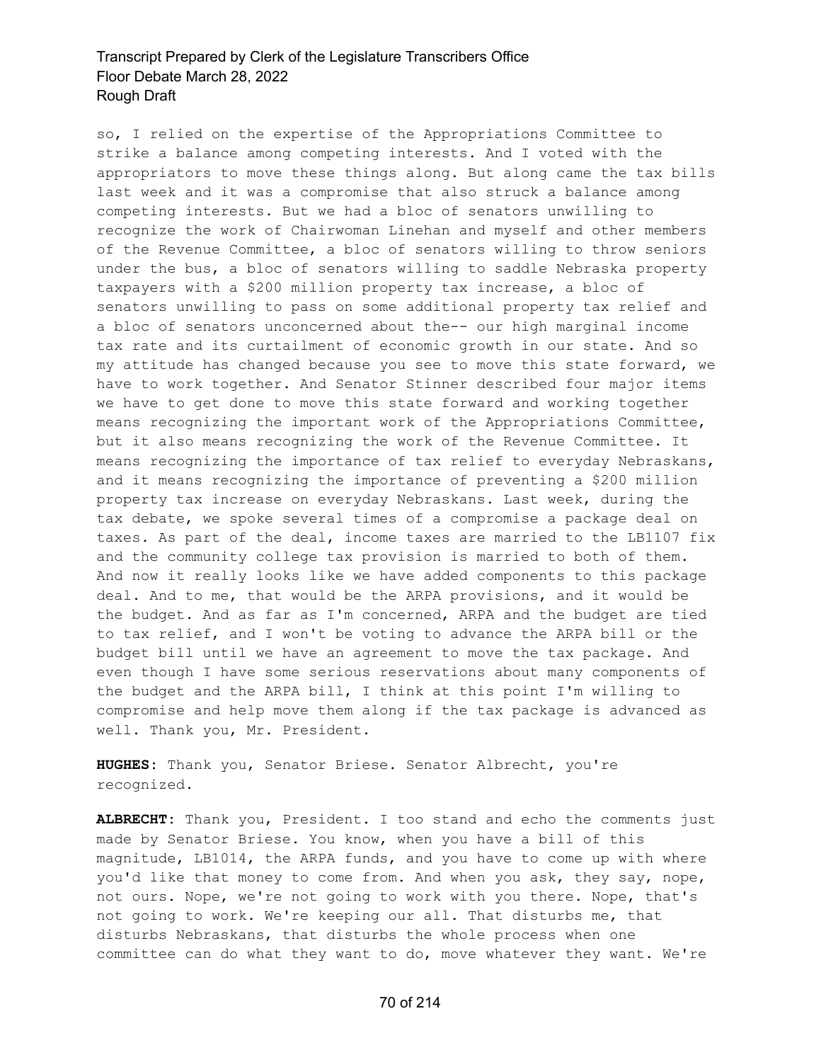so, I relied on the expertise of the Appropriations Committee to strike a balance among competing interests. And I voted with the appropriators to move these things along. But along came the tax bills last week and it was a compromise that also struck a balance among competing interests. But we had a bloc of senators unwilling to recognize the work of Chairwoman Linehan and myself and other members of the Revenue Committee, a bloc of senators willing to throw seniors under the bus, a bloc of senators willing to saddle Nebraska property taxpayers with a $200 million property tax increase, a bloc of senators unwilling to pass on some additional property tax relief and a bloc of senators unconcerned about the-- our high marginal income tax rate and its curtailment of economic growth in our state. And so my attitude has changed because you see to move this state forward, we have to work together. And Senator Stinner described four major items we have to get done to move this state forward and working together means recognizing the important work of the Appropriations Committee, but it also means recognizing the work of the Revenue Committee. It means recognizing the importance of tax relief to everyday Nebraskans, and it means recognizing the importance of preventing a $200 million property tax increase on everyday Nebraskans. Last week, during the tax debate, we spoke several times of a compromise a package deal on taxes. As part of the deal, income taxes are married to the LB1107 fix and the community college tax provision is married to both of them. And now it really looks like we have added components to this package deal. And to me, that would be the ARPA provisions, and it would be the budget. And as far as I'm concerned, ARPA and the budget are tied to tax relief, and I won't be voting to advance the ARPA bill or the budget bill until we have an agreement to move the tax package. And even though I have some serious reservations about many components of the budget and the ARPA bill, I think at this point I'm willing to compromise and help move them along if the tax package is advanced as well. Thank you, Mr. President.

**HUGHES:** Thank you, Senator Briese. Senator Albrecht, you're recognized.

**ALBRECHT:** Thank you, President. I too stand and echo the comments just made by Senator Briese. You know, when you have a bill of this magnitude, LB1014, the ARPA funds, and you have to come up with where you'd like that money to come from. And when you ask, they say, nope, not ours. Nope, we're not going to work with you there. Nope, that's not going to work. We're keeping our all. That disturbs me, that disturbs Nebraskans, that disturbs the whole process when one committee can do what they want to do, move whatever they want. We're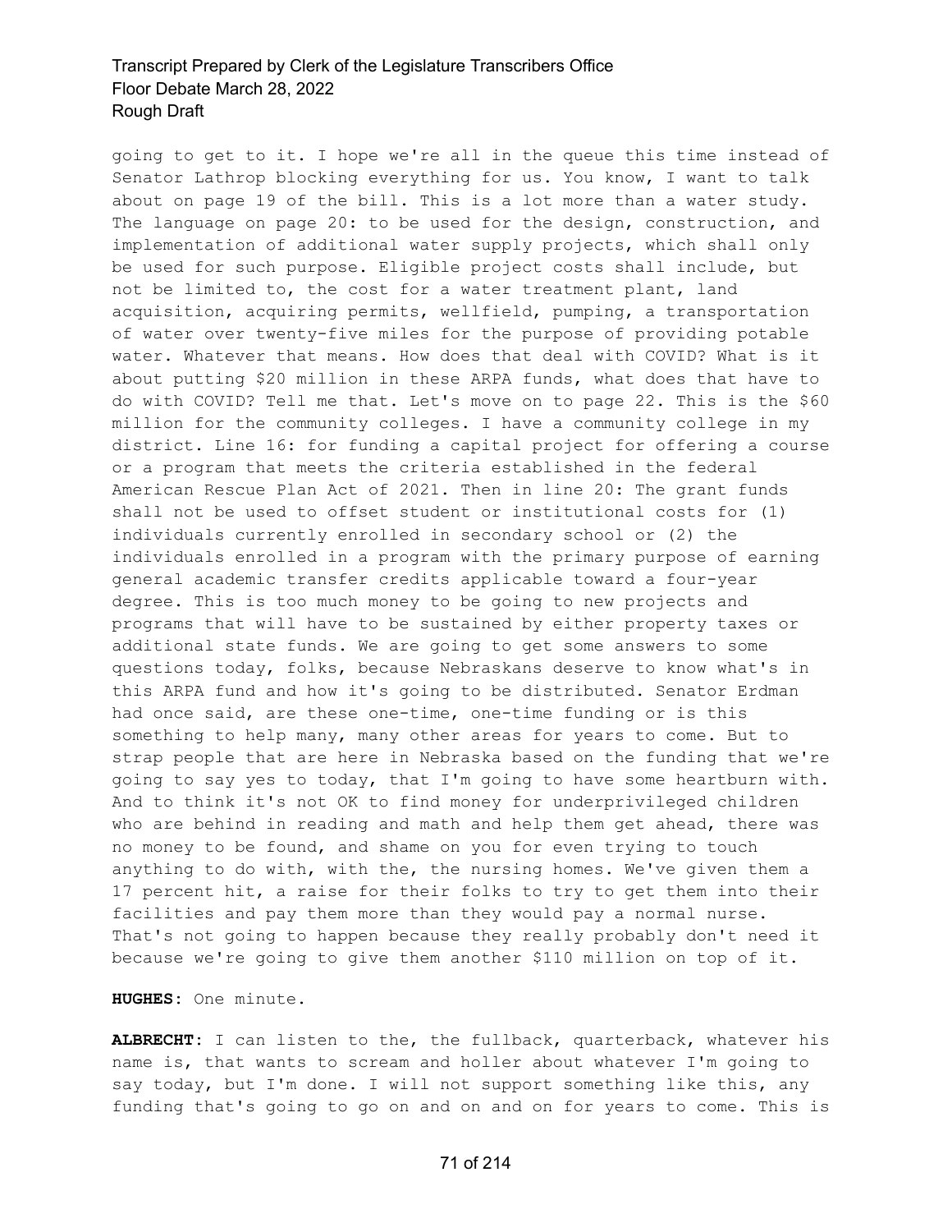going to get to it. I hope we're all in the queue this time instead of Senator Lathrop blocking everything for us. You know, I want to talk about on page 19 of the bill. This is a lot more than a water study. The language on page 20: to be used for the design, construction, and implementation of additional water supply projects, which shall only be used for such purpose. Eligible project costs shall include, but not be limited to, the cost for a water treatment plant, land acquisition, acquiring permits, wellfield, pumping, a transportation of water over twenty-five miles for the purpose of providing potable water. Whatever that means. How does that deal with COVID? What is it about putting $20 million in these ARPA funds, what does that have to do with COVID? Tell me that. Let's move on to page 22. This is the $60 million for the community colleges. I have a community college in my district. Line 16: for funding a capital project for offering a course or a program that meets the criteria established in the federal American Rescue Plan Act of 2021. Then in line 20: The grant funds shall not be used to offset student or institutional costs for (1) individuals currently enrolled in secondary school or (2) the individuals enrolled in a program with the primary purpose of earning general academic transfer credits applicable toward a four-year degree. This is too much money to be going to new projects and programs that will have to be sustained by either property taxes or additional state funds. We are going to get some answers to some questions today, folks, because Nebraskans deserve to know what's in this ARPA fund and how it's going to be distributed. Senator Erdman had once said, are these one-time, one-time funding or is this something to help many, many other areas for years to come. But to strap people that are here in Nebraska based on the funding that we're going to say yes to today, that I'm going to have some heartburn with. And to think it's not OK to find money for underprivileged children who are behind in reading and math and help them get ahead, there was no money to be found, and shame on you for even trying to touch anything to do with, with the, the nursing homes. We've given them a 17 percent hit, a raise for their folks to try to get them into their facilities and pay them more than they would pay a normal nurse. That's not going to happen because they really probably don't need it because we're going to give them another $110 million on top of it.

**HUGHES:** One minute.

**ALBRECHT:** I can listen to the, the fullback, quarterback, whatever his name is, that wants to scream and holler about whatever I'm going to say today, but I'm done. I will not support something like this, any funding that's going to go on and on and on for years to come. This is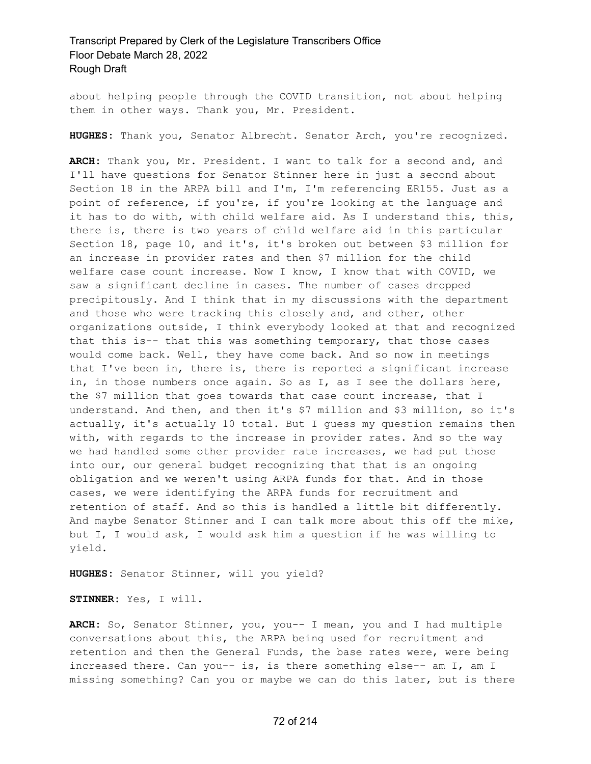about helping people through the COVID transition, not about helping them in other ways. Thank you, Mr. President.

**HUGHES:** Thank you, Senator Albrecht. Senator Arch, you're recognized.

**ARCH:** Thank you, Mr. President. I want to talk for a second and, and I'll have questions for Senator Stinner here in just a second about Section 18 in the ARPA bill and I'm, I'm referencing ER155. Just as a point of reference, if you're, if you're looking at the language and it has to do with, with child welfare aid. As I understand this, this, there is, there is two years of child welfare aid in this particular Section 18, page 10, and it's, it's broken out between $3 million for an increase in provider rates and then $7 million for the child welfare case count increase. Now I know, I know that with COVID, we saw a significant decline in cases. The number of cases dropped precipitously. And I think that in my discussions with the department and those who were tracking this closely and, and other, other organizations outside, I think everybody looked at that and recognized that this is-- that this was something temporary, that those cases would come back. Well, they have come back. And so now in meetings that I've been in, there is, there is reported a significant increase in, in those numbers once again. So as I, as I see the dollars here, the $7 million that goes towards that case count increase, that I understand. And then, and then it's $7 million and $3 million, so it's actually, it's actually 10 total. But I guess my question remains then with, with regards to the increase in provider rates. And so the way we had handled some other provider rate increases, we had put those into our, our general budget recognizing that that is an ongoing obligation and we weren't using ARPA funds for that. And in those cases, we were identifying the ARPA funds for recruitment and retention of staff. And so this is handled a little bit differently. And maybe Senator Stinner and I can talk more about this off the mike, but I, I would ask, I would ask him a question if he was willing to yield.

**HUGHES:** Senator Stinner, will you yield?

**STINNER:** Yes, I will.

**ARCH:** So, Senator Stinner, you, you-- I mean, you and I had multiple conversations about this, the ARPA being used for recruitment and retention and then the General Funds, the base rates were, were being increased there. Can you-- is, is there something else-- am I, am I missing something? Can you or maybe we can do this later, but is there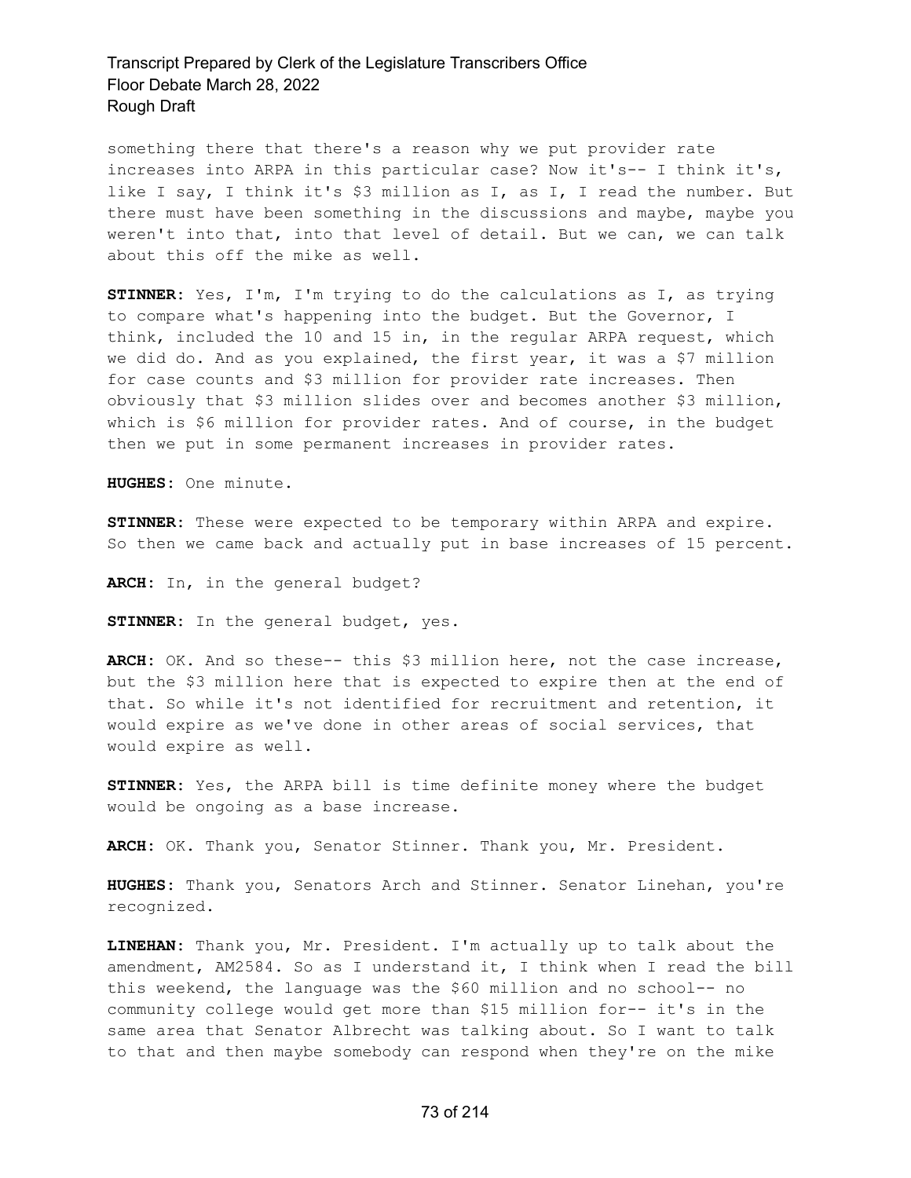something there that there's a reason why we put provider rate increases into ARPA in this particular case? Now it's-- I think it's, like I say, I think it's $3 million as I, as I, I read the number. But there must have been something in the discussions and maybe, maybe you weren't into that, into that level of detail. But we can, we can talk about this off the mike as well.

**STINNER:** Yes, I'm, I'm trying to do the calculations as I, as trying to compare what's happening into the budget. But the Governor, I think, included the 10 and 15 in, in the regular ARPA request, which we did do. And as you explained, the first year, it was a $7 million for case counts and $3 million for provider rate increases. Then obviously that $3 million slides over and becomes another $3 million, which is $6 million for provider rates. And of course, in the budget then we put in some permanent increases in provider rates.

**HUGHES:** One minute.

**STINNER:** These were expected to be temporary within ARPA and expire. So then we came back and actually put in base increases of 15 percent.

**ARCH:** In, in the general budget?

**STINNER:** In the general budget, yes.

**ARCH:** OK. And so these-- this $3 million here, not the case increase, but the $3 million here that is expected to expire then at the end of that. So while it's not identified for recruitment and retention, it would expire as we've done in other areas of social services, that would expire as well.

**STINNER:** Yes, the ARPA bill is time definite money where the budget would be ongoing as a base increase.

**ARCH:** OK. Thank you, Senator Stinner. Thank you, Mr. President.

**HUGHES:** Thank you, Senators Arch and Stinner. Senator Linehan, you're recognized.

**LINEHAN:** Thank you, Mr. President. I'm actually up to talk about the amendment, AM2584. So as I understand it, I think when I read the bill this weekend, the language was the $60 million and no school-- no community college would get more than $15 million for-- it's in the same area that Senator Albrecht was talking about. So I want to talk to that and then maybe somebody can respond when they're on the mike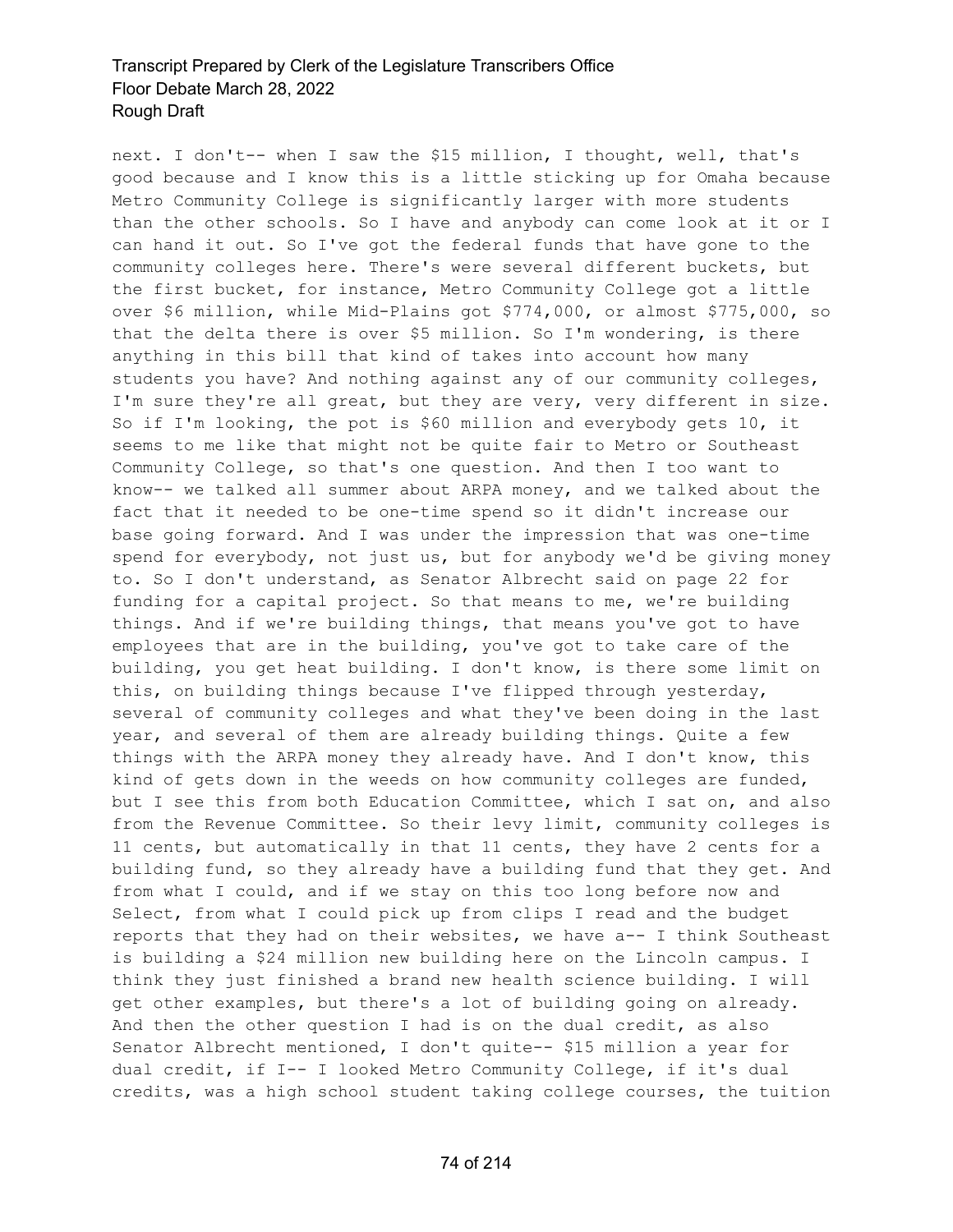next. I don't-- when I saw the $15 million, I thought, well, that's good because and I know this is a little sticking up for Omaha because Metro Community College is significantly larger with more students than the other schools. So I have and anybody can come look at it or I can hand it out. So I've got the federal funds that have gone to the community colleges here. There's were several different buckets, but the first bucket, for instance, Metro Community College got a little over $6 million, while Mid-Plains got $774,000, or almost $775,000, so that the delta there is over $5 million. So I'm wondering, is there anything in this bill that kind of takes into account how many students you have? And nothing against any of our community colleges, I'm sure they're all great, but they are very, very different in size. So if I'm looking, the pot is $60 million and everybody gets 10, it seems to me like that might not be quite fair to Metro or Southeast Community College, so that's one question. And then I too want to know-- we talked all summer about ARPA money, and we talked about the fact that it needed to be one-time spend so it didn't increase our base going forward. And I was under the impression that was one-time spend for everybody, not just us, but for anybody we'd be giving money to. So I don't understand, as Senator Albrecht said on page 22 for funding for a capital project. So that means to me, we're building things. And if we're building things, that means you've got to have employees that are in the building, you've got to take care of the building, you get heat building. I don't know, is there some limit on this, on building things because I've flipped through yesterday, several of community colleges and what they've been doing in the last year, and several of them are already building things. Quite a few things with the ARPA money they already have. And I don't know, this kind of gets down in the weeds on how community colleges are funded, but I see this from both Education Committee, which I sat on, and also from the Revenue Committee. So their levy limit, community colleges is 11 cents, but automatically in that 11 cents, they have 2 cents for a building fund, so they already have a building fund that they get. And from what I could, and if we stay on this too long before now and Select, from what I could pick up from clips I read and the budget reports that they had on their websites, we have a-- I think Southeast is building a $24 million new building here on the Lincoln campus. I think they just finished a brand new health science building. I will get other examples, but there's a lot of building going on already. And then the other question I had is on the dual credit, as also Senator Albrecht mentioned, I don't quite-- $15 million a year for dual credit, if I-- I looked Metro Community College, if it's dual credits, was a high school student taking college courses, the tuition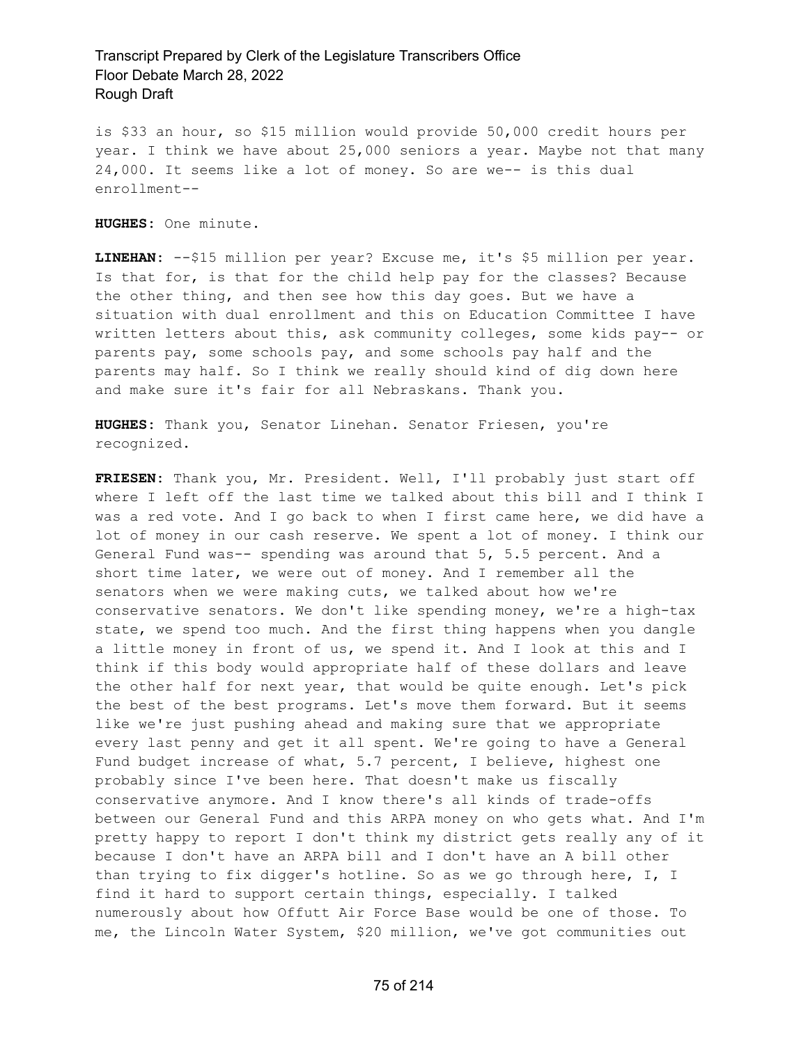is $33 an hour, so $15 million would provide 50,000 credit hours per year. I think we have about 25,000 seniors a year. Maybe not that many 24,000. It seems like a lot of money. So are we-- is this dual enrollment--

**HUGHES:** One minute.

**LINEHAN:** --$15 million per year? Excuse me, it's $5 million per year. Is that for, is that for the child help pay for the classes? Because the other thing, and then see how this day goes. But we have a situation with dual enrollment and this on Education Committee I have written letters about this, ask community colleges, some kids pay-- or parents pay, some schools pay, and some schools pay half and the parents may half. So I think we really should kind of dig down here and make sure it's fair for all Nebraskans. Thank you.

**HUGHES:** Thank you, Senator Linehan. Senator Friesen, you're recognized.

**FRIESEN:** Thank you, Mr. President. Well, I'll probably just start off where I left off the last time we talked about this bill and I think I was a red vote. And I go back to when I first came here, we did have a lot of money in our cash reserve. We spent a lot of money. I think our General Fund was-- spending was around that 5, 5.5 percent. And a short time later, we were out of money. And I remember all the senators when we were making cuts, we talked about how we're conservative senators. We don't like spending money, we're a high-tax state, we spend too much. And the first thing happens when you dangle a little money in front of us, we spend it. And I look at this and I think if this body would appropriate half of these dollars and leave the other half for next year, that would be quite enough. Let's pick the best of the best programs. Let's move them forward. But it seems like we're just pushing ahead and making sure that we appropriate every last penny and get it all spent. We're going to have a General Fund budget increase of what, 5.7 percent, I believe, highest one probably since I've been here. That doesn't make us fiscally conservative anymore. And I know there's all kinds of trade-offs between our General Fund and this ARPA money on who gets what. And I'm pretty happy to report I don't think my district gets really any of it because I don't have an ARPA bill and I don't have an A bill other than trying to fix digger's hotline. So as we go through here, I, I find it hard to support certain things, especially. I talked numerously about how Offutt Air Force Base would be one of those. To me, the Lincoln Water System, $20 million, we've got communities out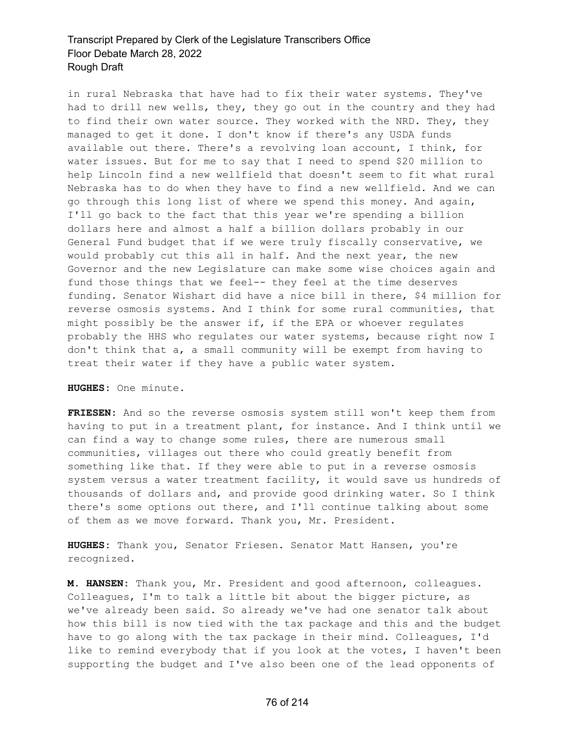in rural Nebraska that have had to fix their water systems. They've had to drill new wells, they, they go out in the country and they had to find their own water source. They worked with the NRD. They, they managed to get it done. I don't know if there's any USDA funds available out there. There's a revolving loan account, I think, for water issues. But for me to say that I need to spend $20 million to help Lincoln find a new wellfield that doesn't seem to fit what rural Nebraska has to do when they have to find a new wellfield. And we can go through this long list of where we spend this money. And again, I'll go back to the fact that this year we're spending a billion dollars here and almost a half a billion dollars probably in our General Fund budget that if we were truly fiscally conservative, we would probably cut this all in half. And the next year, the new Governor and the new Legislature can make some wise choices again and fund those things that we feel-- they feel at the time deserves funding. Senator Wishart did have a nice bill in there, $4 million for reverse osmosis systems. And I think for some rural communities, that might possibly be the answer if, if the EPA or whoever regulates probably the HHS who regulates our water systems, because right now I don't think that a, a small community will be exempt from having to treat their water if they have a public water system.

**HUGHES:** One minute.

**FRIESEN:** And so the reverse osmosis system still won't keep them from having to put in a treatment plant, for instance. And I think until we can find a way to change some rules, there are numerous small communities, villages out there who could greatly benefit from something like that. If they were able to put in a reverse osmosis system versus a water treatment facility, it would save us hundreds of thousands of dollars and, and provide good drinking water. So I think there's some options out there, and I'll continue talking about some of them as we move forward. Thank you, Mr. President.

**HUGHES:** Thank you, Senator Friesen. Senator Matt Hansen, you're recognized.

**M. HANSEN:** Thank you, Mr. President and good afternoon, colleagues. Colleagues, I'm to talk a little bit about the bigger picture, as we've already been said. So already we've had one senator talk about how this bill is now tied with the tax package and this and the budget have to go along with the tax package in their mind. Colleagues, I'd like to remind everybody that if you look at the votes, I haven't been supporting the budget and I've also been one of the lead opponents of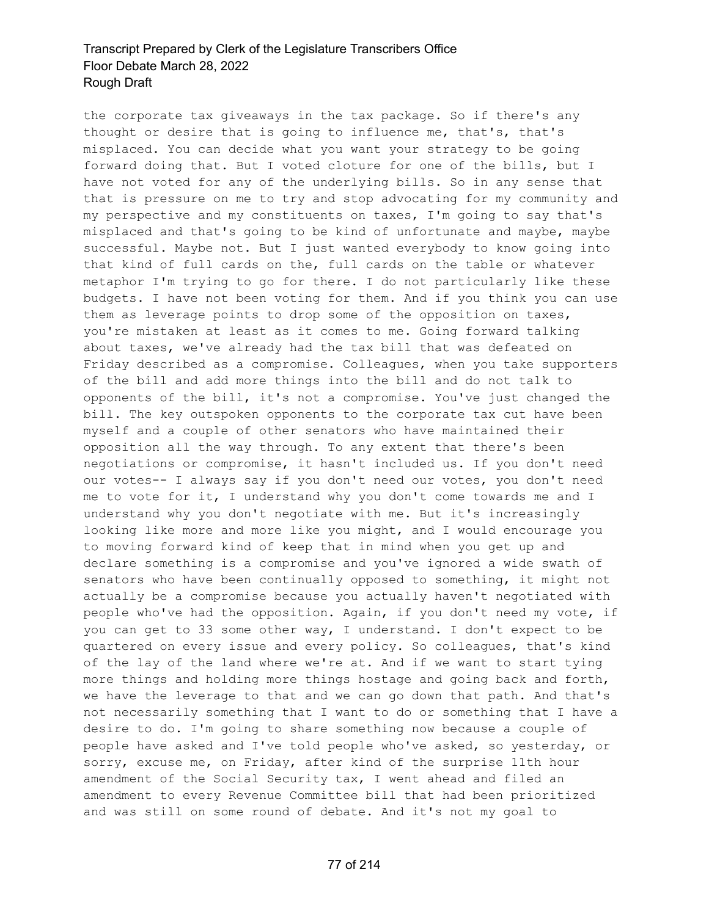the corporate tax giveaways in the tax package. So if there's any thought or desire that is going to influence me, that's, that's misplaced. You can decide what you want your strategy to be going forward doing that. But I voted cloture for one of the bills, but I have not voted for any of the underlying bills. So in any sense that that is pressure on me to try and stop advocating for my community and my perspective and my constituents on taxes, I'm going to say that's misplaced and that's going to be kind of unfortunate and maybe, maybe successful. Maybe not. But I just wanted everybody to know going into that kind of full cards on the, full cards on the table or whatever metaphor I'm trying to go for there. I do not particularly like these budgets. I have not been voting for them. And if you think you can use them as leverage points to drop some of the opposition on taxes, you're mistaken at least as it comes to me. Going forward talking about taxes, we've already had the tax bill that was defeated on Friday described as a compromise. Colleagues, when you take supporters of the bill and add more things into the bill and do not talk to opponents of the bill, it's not a compromise. You've just changed the bill. The key outspoken opponents to the corporate tax cut have been myself and a couple of other senators who have maintained their opposition all the way through. To any extent that there's been negotiations or compromise, it hasn't included us. If you don't need our votes-- I always say if you don't need our votes, you don't need me to vote for it, I understand why you don't come towards me and I understand why you don't negotiate with me. But it's increasingly looking like more and more like you might, and I would encourage you to moving forward kind of keep that in mind when you get up and declare something is a compromise and you've ignored a wide swath of senators who have been continually opposed to something, it might not actually be a compromise because you actually haven't negotiated with people who've had the opposition. Again, if you don't need my vote, if you can get to 33 some other way, I understand. I don't expect to be quartered on every issue and every policy. So colleagues, that's kind of the lay of the land where we're at. And if we want to start tying more things and holding more things hostage and going back and forth, we have the leverage to that and we can go down that path. And that's not necessarily something that I want to do or something that I have a desire to do. I'm going to share something now because a couple of people have asked and I've told people who've asked, so yesterday, or sorry, excuse me, on Friday, after kind of the surprise 11th hour amendment of the Social Security tax, I went ahead and filed an amendment to every Revenue Committee bill that had been prioritized and was still on some round of debate. And it's not my goal to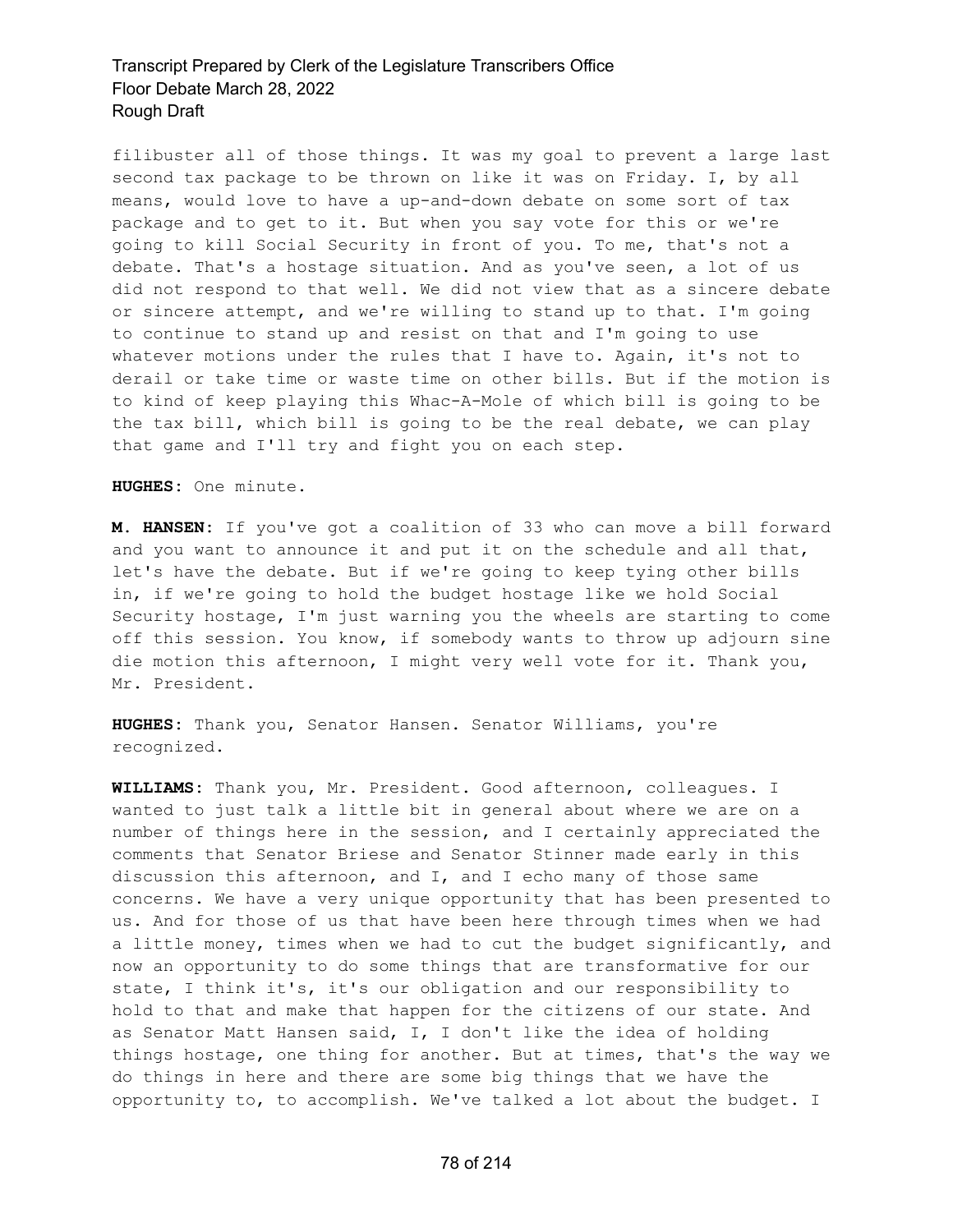filibuster all of those things. It was my goal to prevent a large last second tax package to be thrown on like it was on Friday. I, by all means, would love to have a up-and-down debate on some sort of tax package and to get to it. But when you say vote for this or we're going to kill Social Security in front of you. To me, that's not a debate. That's a hostage situation. And as you've seen, a lot of us did not respond to that well. We did not view that as a sincere debate or sincere attempt, and we're willing to stand up to that. I'm going to continue to stand up and resist on that and I'm going to use whatever motions under the rules that I have to. Again, it's not to derail or take time or waste time on other bills. But if the motion is to kind of keep playing this Whac-A-Mole of which bill is going to be the tax bill, which bill is going to be the real debate, we can play that game and I'll try and fight you on each step.

**HUGHES:** One minute.

**M. HANSEN:** If you've got a coalition of 33 who can move a bill forward and you want to announce it and put it on the schedule and all that, let's have the debate. But if we're going to keep tying other bills in, if we're going to hold the budget hostage like we hold Social Security hostage, I'm just warning you the wheels are starting to come off this session. You know, if somebody wants to throw up adjourn sine die motion this afternoon, I might very well vote for it. Thank you, Mr. President.

**HUGHES:** Thank you, Senator Hansen. Senator Williams, you're recognized.

**WILLIAMS:** Thank you, Mr. President. Good afternoon, colleagues. I wanted to just talk a little bit in general about where we are on a number of things here in the session, and I certainly appreciated the comments that Senator Briese and Senator Stinner made early in this discussion this afternoon, and I, and I echo many of those same concerns. We have a very unique opportunity that has been presented to us. And for those of us that have been here through times when we had a little money, times when we had to cut the budget significantly, and now an opportunity to do some things that are transformative for our state, I think it's, it's our obligation and our responsibility to hold to that and make that happen for the citizens of our state. And as Senator Matt Hansen said, I, I don't like the idea of holding things hostage, one thing for another. But at times, that's the way we do things in here and there are some big things that we have the opportunity to, to accomplish. We've talked a lot about the budget. I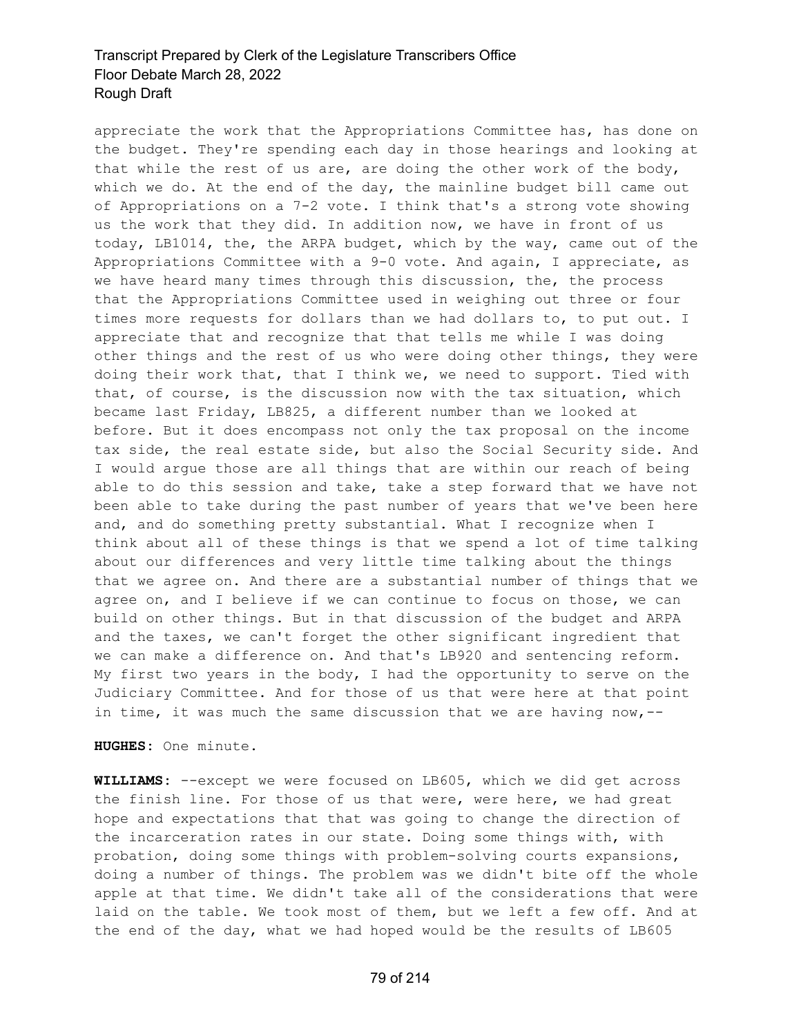appreciate the work that the Appropriations Committee has, has done on the budget. They're spending each day in those hearings and looking at that while the rest of us are, are doing the other work of the body, which we do. At the end of the day, the mainline budget bill came out of Appropriations on a 7-2 vote. I think that's a strong vote showing us the work that they did. In addition now, we have in front of us today, LB1014, the, the ARPA budget, which by the way, came out of the Appropriations Committee with a 9-0 vote. And again, I appreciate, as we have heard many times through this discussion, the, the process that the Appropriations Committee used in weighing out three or four times more requests for dollars than we had dollars to, to put out. I appreciate that and recognize that that tells me while I was doing other things and the rest of us who were doing other things, they were doing their work that, that I think we, we need to support. Tied with that, of course, is the discussion now with the tax situation, which became last Friday, LB825, a different number than we looked at before. But it does encompass not only the tax proposal on the income tax side, the real estate side, but also the Social Security side. And I would argue those are all things that are within our reach of being able to do this session and take, take a step forward that we have not been able to take during the past number of years that we've been here and, and do something pretty substantial. What I recognize when I think about all of these things is that we spend a lot of time talking about our differences and very little time talking about the things that we agree on. And there are a substantial number of things that we agree on, and I believe if we can continue to focus on those, we can build on other things. But in that discussion of the budget and ARPA and the taxes, we can't forget the other significant ingredient that we can make a difference on. And that's LB920 and sentencing reform. My first two years in the body, I had the opportunity to serve on the Judiciary Committee. And for those of us that were here at that point in time, it was much the same discussion that we are having now,--

**HUGHES:** One minute.

**WILLIAMS:** --except we were focused on LB605, which we did get across the finish line. For those of us that were, were here, we had great hope and expectations that that was going to change the direction of the incarceration rates in our state. Doing some things with, with probation, doing some things with problem-solving courts expansions, doing a number of things. The problem was we didn't bite off the whole apple at that time. We didn't take all of the considerations that were laid on the table. We took most of them, but we left a few off. And at the end of the day, what we had hoped would be the results of LB605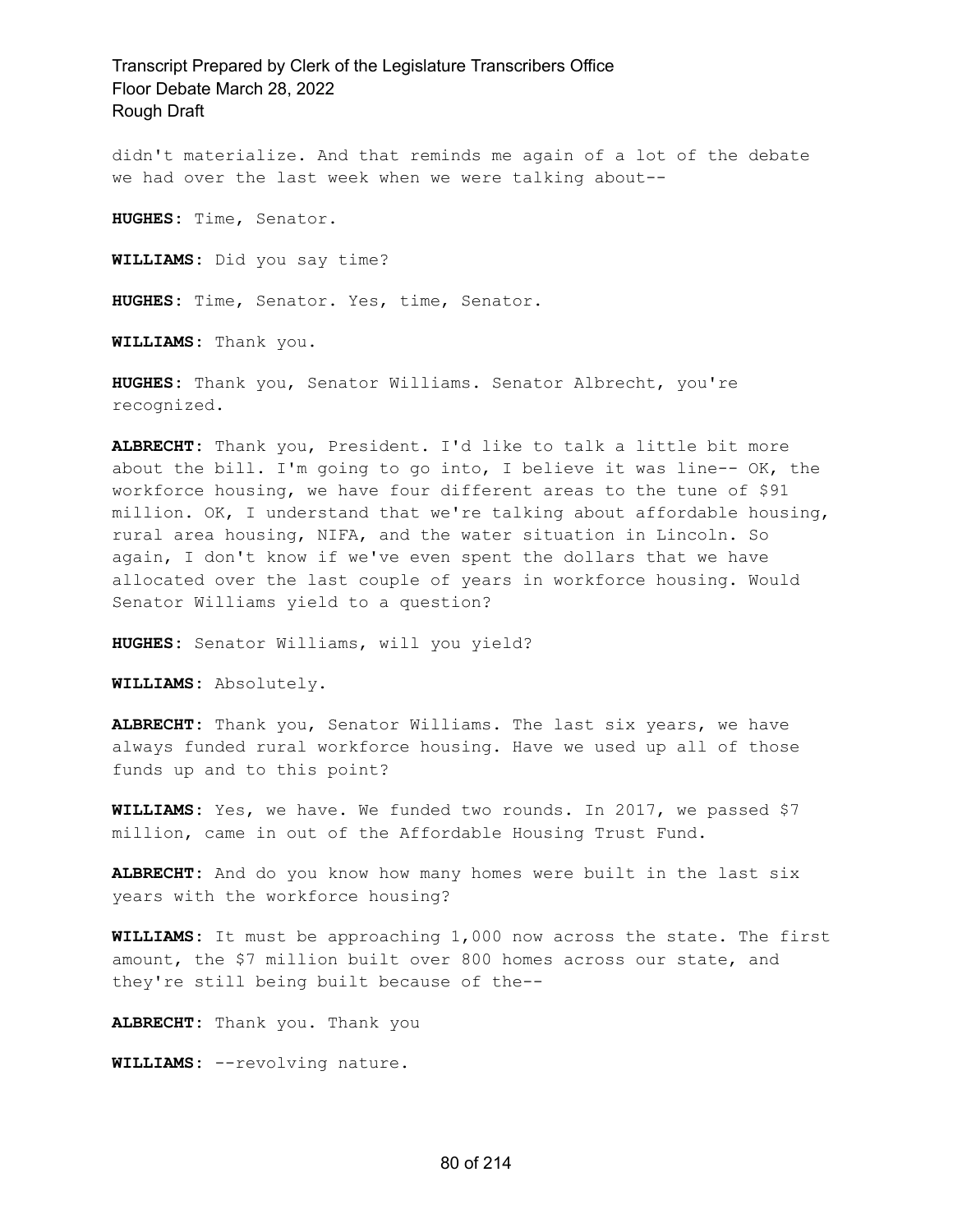didn't materialize. And that reminds me again of a lot of the debate we had over the last week when we were talking about--

**HUGHES:** Time, Senator.

**WILLIAMS:** Did you say time?

**HUGHES:** Time, Senator. Yes, time, Senator.

**WILLIAMS:** Thank you.

**HUGHES:** Thank you, Senator Williams. Senator Albrecht, you're recognized.

**ALBRECHT:** Thank you, President. I'd like to talk a little bit more about the bill. I'm going to go into, I believe it was line-- OK, the workforce housing, we have four different areas to the tune of $91 million. OK, I understand that we're talking about affordable housing, rural area housing, NIFA, and the water situation in Lincoln. So again, I don't know if we've even spent the dollars that we have allocated over the last couple of years in workforce housing. Would Senator Williams yield to a question?

**HUGHES:** Senator Williams, will you yield?

**WILLIAMS:** Absolutely.

**ALBRECHT:** Thank you, Senator Williams. The last six years, we have always funded rural workforce housing. Have we used up all of those funds up and to this point?

**WILLIAMS:** Yes, we have. We funded two rounds. In 2017, we passed $7 million, came in out of the Affordable Housing Trust Fund.

**ALBRECHT:** And do you know how many homes were built in the last six years with the workforce housing?

**WILLIAMS:** It must be approaching 1,000 now across the state. The first amount, the $7 million built over 800 homes across our state, and they're still being built because of the--

**ALBRECHT:** Thank you. Thank you

**WILLIAMS:** --revolving nature.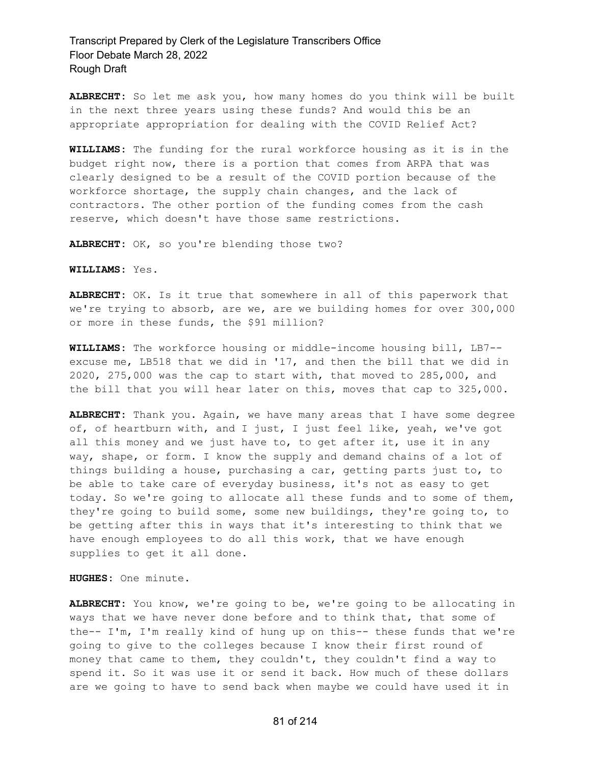**ALBRECHT:** So let me ask you, how many homes do you think will be built in the next three years using these funds? And would this be an appropriate appropriation for dealing with the COVID Relief Act?

**WILLIAMS:** The funding for the rural workforce housing as it is in the budget right now, there is a portion that comes from ARPA that was clearly designed to be a result of the COVID portion because of the workforce shortage, the supply chain changes, and the lack of contractors. The other portion of the funding comes from the cash reserve, which doesn't have those same restrictions.

**ALBRECHT:** OK, so you're blending those two?

**WILLIAMS:** Yes.

**ALBRECHT:** OK. Is it true that somewhere in all of this paperwork that we're trying to absorb, are we, are we building homes for over 300,000 or more in these funds, the $91 million?

**WILLIAMS:** The workforce housing or middle-income housing bill, LB7-- excuse me, LB518 that we did in '17, and then the bill that we did in 2020, 275,000 was the cap to start with, that moved to 285,000, and the bill that you will hear later on this, moves that cap to 325,000.

**ALBRECHT:** Thank you. Again, we have many areas that I have some degree of, of heartburn with, and I just, I just feel like, yeah, we've got all this money and we just have to, to get after it, use it in any way, shape, or form. I know the supply and demand chains of a lot of things building a house, purchasing a car, getting parts just to, to be able to take care of everyday business, it's not as easy to get today. So we're going to allocate all these funds and to some of them, they're going to build some, some new buildings, they're going to, to be getting after this in ways that it's interesting to think that we have enough employees to do all this work, that we have enough supplies to get it all done.

**HUGHES:** One minute.

**ALBRECHT:** You know, we're going to be, we're going to be allocating in ways that we have never done before and to think that, that some of the-- I'm, I'm really kind of hung up on this-- these funds that we're going to give to the colleges because I know their first round of money that came to them, they couldn't, they couldn't find a way to spend it. So it was use it or send it back. How much of these dollars are we going to have to send back when maybe we could have used it in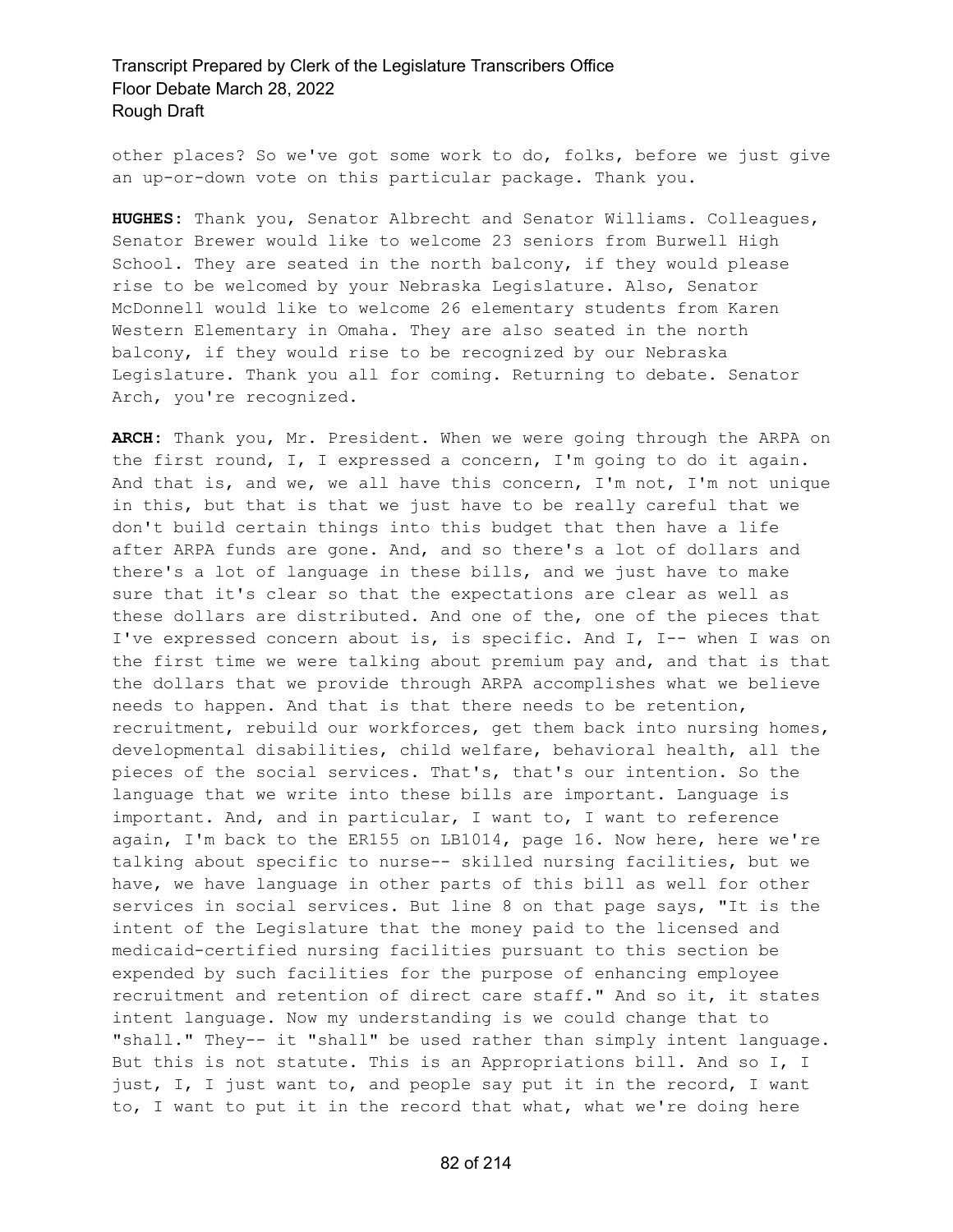other places? So we've got some work to do, folks, before we just give an up-or-down vote on this particular package. Thank you.

**HUGHES:** Thank you, Senator Albrecht and Senator Williams. Colleagues, Senator Brewer would like to welcome 23 seniors from Burwell High School. They are seated in the north balcony, if they would please rise to be welcomed by your Nebraska Legislature. Also, Senator McDonnell would like to welcome 26 elementary students from Karen Western Elementary in Omaha. They are also seated in the north balcony, if they would rise to be recognized by our Nebraska Legislature. Thank you all for coming. Returning to debate. Senator Arch, you're recognized.

**ARCH:** Thank you, Mr. President. When we were going through the ARPA on the first round, I, I expressed a concern, I'm going to do it again. And that is, and we, we all have this concern, I'm not, I'm not unique in this, but that is that we just have to be really careful that we don't build certain things into this budget that then have a life after ARPA funds are gone. And, and so there's a lot of dollars and there's a lot of language in these bills, and we just have to make sure that it's clear so that the expectations are clear as well as these dollars are distributed. And one of the, one of the pieces that I've expressed concern about is, is specific. And I, I-- when I was on the first time we were talking about premium pay and, and that is that the dollars that we provide through ARPA accomplishes what we believe needs to happen. And that is that there needs to be retention, recruitment, rebuild our workforces, get them back into nursing homes, developmental disabilities, child welfare, behavioral health, all the pieces of the social services. That's, that's our intention. So the language that we write into these bills are important. Language is important. And, and in particular, I want to, I want to reference again, I'm back to the ER155 on LB1014, page 16. Now here, here we're talking about specific to nurse-- skilled nursing facilities, but we have, we have language in other parts of this bill as well for other services in social services. But line 8 on that page says, "It is the intent of the Legislature that the money paid to the licensed and medicaid-certified nursing facilities pursuant to this section be expended by such facilities for the purpose of enhancing employee recruitment and retention of direct care staff." And so it, it states intent language. Now my understanding is we could change that to "shall." They-- it "shall" be used rather than simply intent language. But this is not statute. This is an Appropriations bill. And so I, I just, I, I just want to, and people say put it in the record, I want to, I want to put it in the record that what, what we're doing here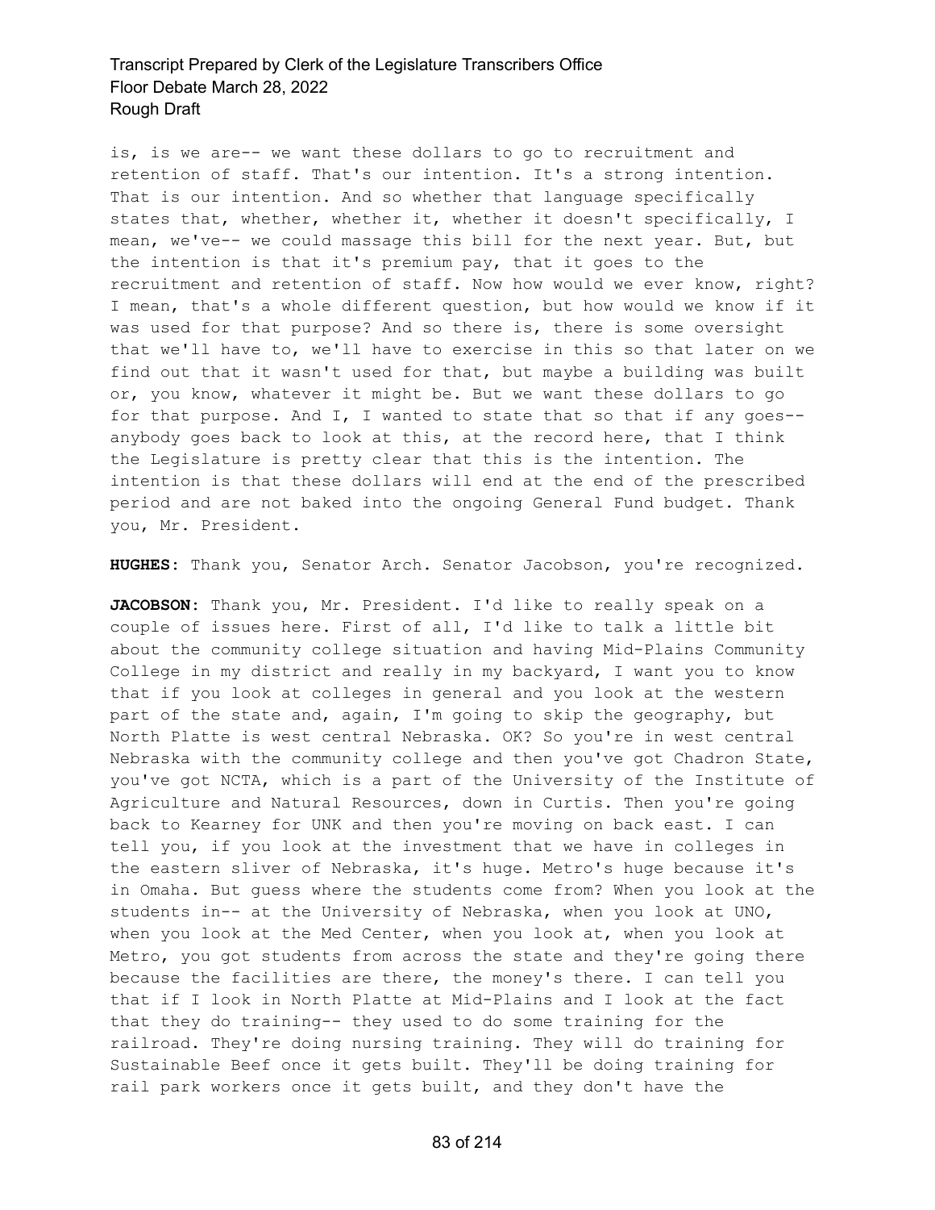is, is we are-- we want these dollars to go to recruitment and retention of staff. That's our intention. It's a strong intention. That is our intention. And so whether that language specifically states that, whether, whether it, whether it doesn't specifically, I mean, we've-- we could massage this bill for the next year. But, but the intention is that it's premium pay, that it goes to the recruitment and retention of staff. Now how would we ever know, right? I mean, that's a whole different question, but how would we know if it was used for that purpose? And so there is, there is some oversight that we'll have to, we'll have to exercise in this so that later on we find out that it wasn't used for that, but maybe a building was built or, you know, whatever it might be. But we want these dollars to go for that purpose. And I, I wanted to state that so that if any goes-- anybody goes back to look at this, at the record here, that I think the Legislature is pretty clear that this is the intention. The intention is that these dollars will end at the end of the prescribed period and are not baked into the ongoing General Fund budget. Thank you, Mr. President.

**HUGHES:** Thank you, Senator Arch. Senator Jacobson, you're recognized.

**JACOBSON:** Thank you, Mr. President. I'd like to really speak on a couple of issues here. First of all, I'd like to talk a little bit about the community college situation and having Mid-Plains Community College in my district and really in my backyard, I want you to know that if you look at colleges in general and you look at the western part of the state and, again, I'm going to skip the geography, but North Platte is west central Nebraska. OK? So you're in west central Nebraska with the community college and then you've got Chadron State, you've got NCTA, which is a part of the University of the Institute of Agriculture and Natural Resources, down in Curtis. Then you're going back to Kearney for UNK and then you're moving on back east. I can tell you, if you look at the investment that we have in colleges in the eastern sliver of Nebraska, it's huge. Metro's huge because it's in Omaha. But guess where the students come from? When you look at the students in-- at the University of Nebraska, when you look at UNO, when you look at the Med Center, when you look at, when you look at Metro, you got students from across the state and they're going there because the facilities are there, the money's there. I can tell you that if I look in North Platte at Mid-Plains and I look at the fact that they do training-- they used to do some training for the railroad. They're doing nursing training. They will do training for Sustainable Beef once it gets built. They'll be doing training for rail park workers once it gets built, and they don't have the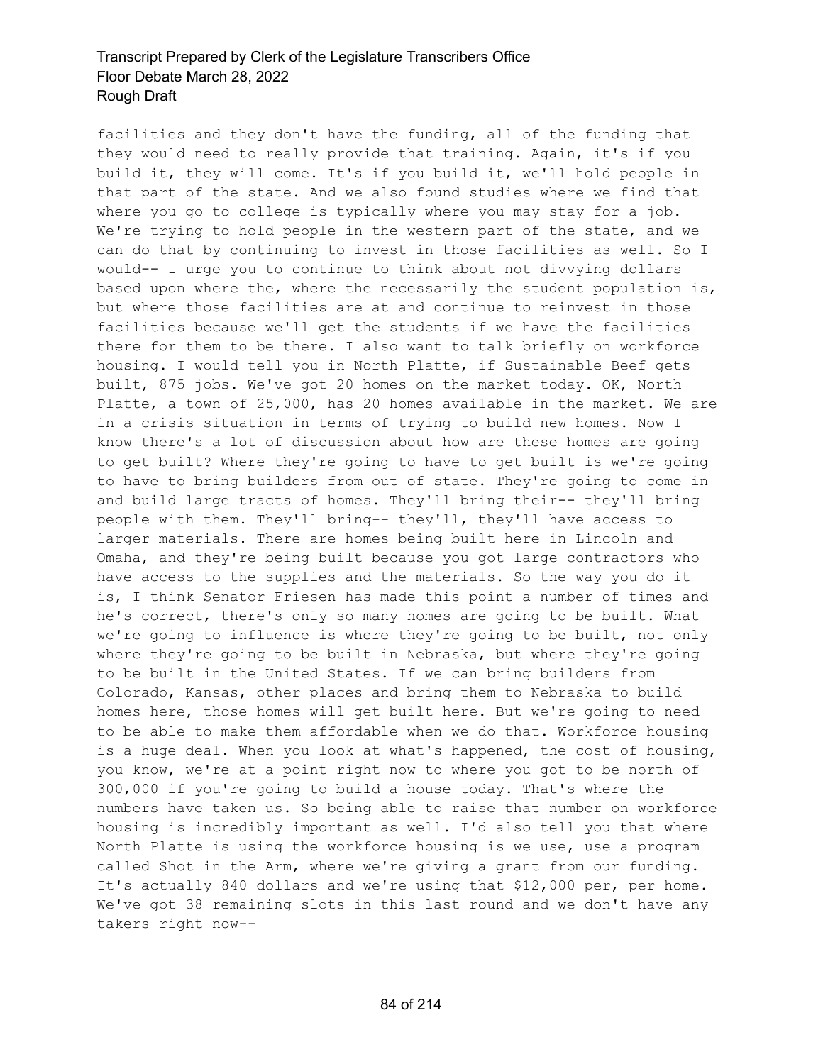facilities and they don't have the funding, all of the funding that they would need to really provide that training. Again, it's if you build it, they will come. It's if you build it, we'll hold people in that part of the state. And we also found studies where we find that where you go to college is typically where you may stay for a job. We're trying to hold people in the western part of the state, and we can do that by continuing to invest in those facilities as well. So I would-- I urge you to continue to think about not divvying dollars based upon where the, where the necessarily the student population is, but where those facilities are at and continue to reinvest in those facilities because we'll get the students if we have the facilities there for them to be there. I also want to talk briefly on workforce housing. I would tell you in North Platte, if Sustainable Beef gets built, 875 jobs. We've got 20 homes on the market today. OK, North Platte, a town of 25,000, has 20 homes available in the market. We are in a crisis situation in terms of trying to build new homes. Now I know there's a lot of discussion about how are these homes are going to get built? Where they're going to have to get built is we're going to have to bring builders from out of state. They're going to come in and build large tracts of homes. They'll bring their-- they'll bring people with them. They'll bring-- they'll, they'll have access to larger materials. There are homes being built here in Lincoln and Omaha, and they're being built because you got large contractors who have access to the supplies and the materials. So the way you do it is, I think Senator Friesen has made this point a number of times and he's correct, there's only so many homes are going to be built. What we're going to influence is where they're going to be built, not only where they're going to be built in Nebraska, but where they're going to be built in the United States. If we can bring builders from Colorado, Kansas, other places and bring them to Nebraska to build homes here, those homes will get built here. But we're going to need to be able to make them affordable when we do that. Workforce housing is a huge deal. When you look at what's happened, the cost of housing, you know, we're at a point right now to where you got to be north of 300,000 if you're going to build a house today. That's where the numbers have taken us. So being able to raise that number on workforce housing is incredibly important as well. I'd also tell you that where North Platte is using the workforce housing is we use, use a program called Shot in the Arm, where we're giving a grant from our funding. It's actually 840 dollars and we're using that $12,000 per, per home. We've got 38 remaining slots in this last round and we don't have any takers right now--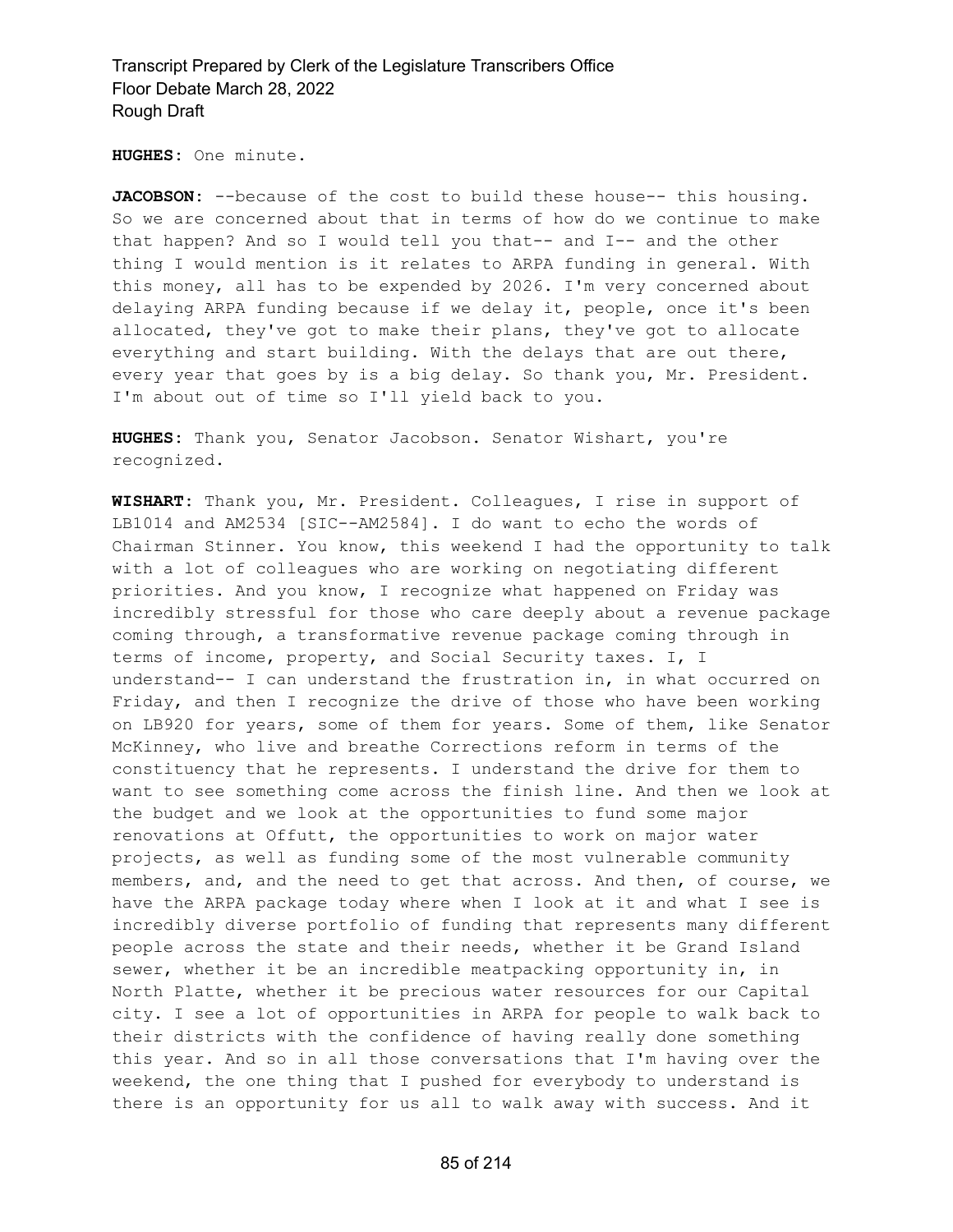**HUGHES:** One minute.

**JACOBSON:** --because of the cost to build these house-- this housing. So we are concerned about that in terms of how do we continue to make that happen? And so I would tell you that-- and I-- and the other thing I would mention is it relates to ARPA funding in general. With this money, all has to be expended by 2026. I'm very concerned about delaying ARPA funding because if we delay it, people, once it's been allocated, they've got to make their plans, they've got to allocate everything and start building. With the delays that are out there, every year that goes by is a big delay. So thank you, Mr. President. I'm about out of time so I'll yield back to you.

**HUGHES:** Thank you, Senator Jacobson. Senator Wishart, you're recognized.

**WISHART:** Thank you, Mr. President. Colleagues, I rise in support of LB1014 and AM2534 [SIC--AM2584]. I do want to echo the words of Chairman Stinner. You know, this weekend I had the opportunity to talk with a lot of colleagues who are working on negotiating different priorities. And you know, I recognize what happened on Friday was incredibly stressful for those who care deeply about a revenue package coming through, a transformative revenue package coming through in terms of income, property, and Social Security taxes. I, I understand-- I can understand the frustration in, in what occurred on Friday, and then I recognize the drive of those who have been working on LB920 for years, some of them for years. Some of them, like Senator McKinney, who live and breathe Corrections reform in terms of the constituency that he represents. I understand the drive for them to want to see something come across the finish line. And then we look at the budget and we look at the opportunities to fund some major renovations at Offutt, the opportunities to work on major water projects, as well as funding some of the most vulnerable community members, and, and the need to get that across. And then, of course, we have the ARPA package today where when I look at it and what I see is incredibly diverse portfolio of funding that represents many different people across the state and their needs, whether it be Grand Island sewer, whether it be an incredible meatpacking opportunity in, in North Platte, whether it be precious water resources for our Capital city. I see a lot of opportunities in ARPA for people to walk back to their districts with the confidence of having really done something this year. And so in all those conversations that I'm having over the weekend, the one thing that I pushed for everybody to understand is there is an opportunity for us all to walk away with success. And it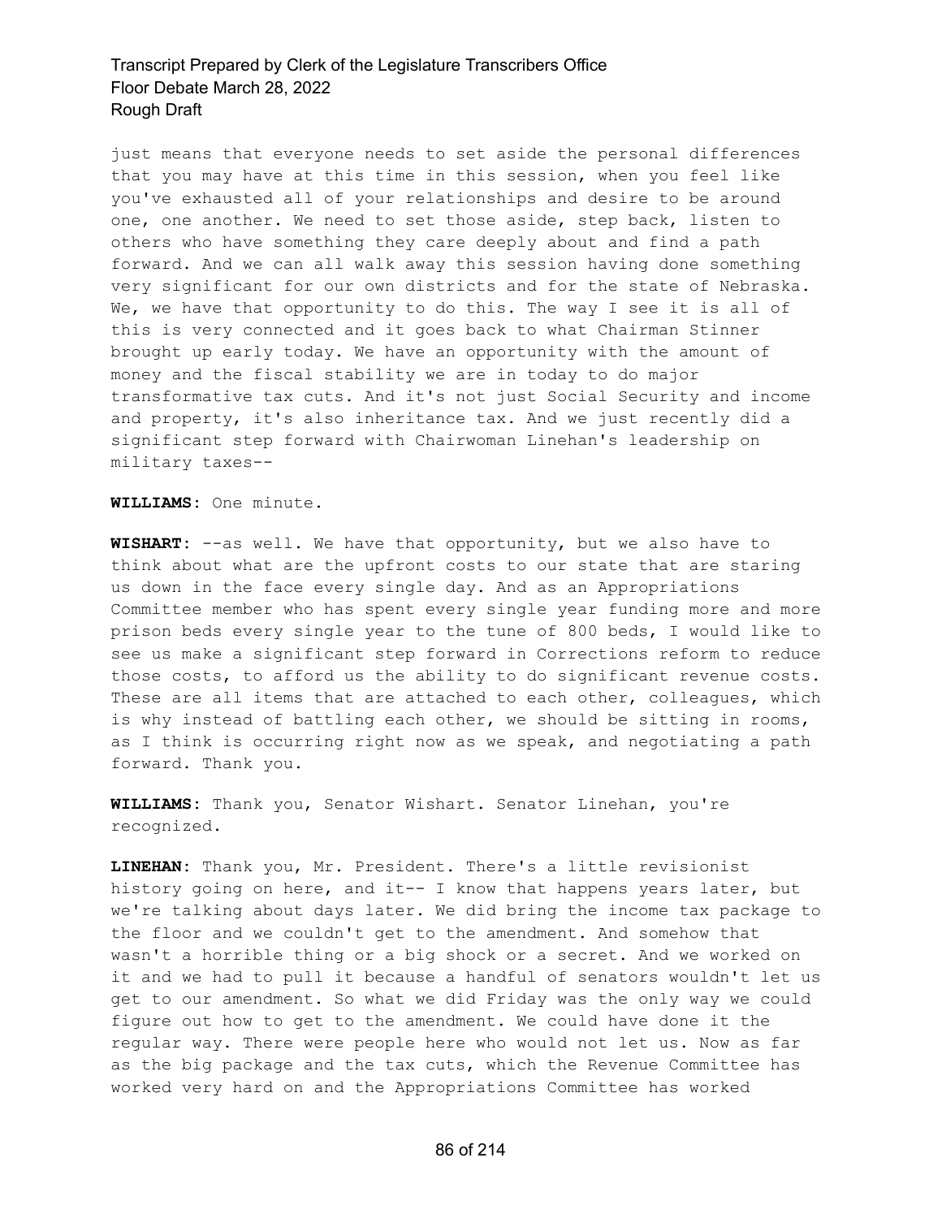just means that everyone needs to set aside the personal differences that you may have at this time in this session, when you feel like you've exhausted all of your relationships and desire to be around one, one another. We need to set those aside, step back, listen to others who have something they care deeply about and find a path forward. And we can all walk away this session having done something very significant for our own districts and for the state of Nebraska. We, we have that opportunity to do this. The way I see it is all of this is very connected and it goes back to what Chairman Stinner brought up early today. We have an opportunity with the amount of money and the fiscal stability we are in today to do major transformative tax cuts. And it's not just Social Security and income and property, it's also inheritance tax. And we just recently did a significant step forward with Chairwoman Linehan's leadership on military taxes--

**WILLIAMS:** One minute.

**WISHART:** --as well. We have that opportunity, but we also have to think about what are the upfront costs to our state that are staring us down in the face every single day. And as an Appropriations Committee member who has spent every single year funding more and more prison beds every single year to the tune of 800 beds, I would like to see us make a significant step forward in Corrections reform to reduce those costs, to afford us the ability to do significant revenue costs. These are all items that are attached to each other, colleagues, which is why instead of battling each other, we should be sitting in rooms, as I think is occurring right now as we speak, and negotiating a path forward. Thank you.

**WILLIAMS:** Thank you, Senator Wishart. Senator Linehan, you're recognized.

**LINEHAN:** Thank you, Mr. President. There's a little revisionist history going on here, and it-- I know that happens years later, but we're talking about days later. We did bring the income tax package to the floor and we couldn't get to the amendment. And somehow that wasn't a horrible thing or a big shock or a secret. And we worked on it and we had to pull it because a handful of senators wouldn't let us get to our amendment. So what we did Friday was the only way we could figure out how to get to the amendment. We could have done it the regular way. There were people here who would not let us. Now as far as the big package and the tax cuts, which the Revenue Committee has worked very hard on and the Appropriations Committee has worked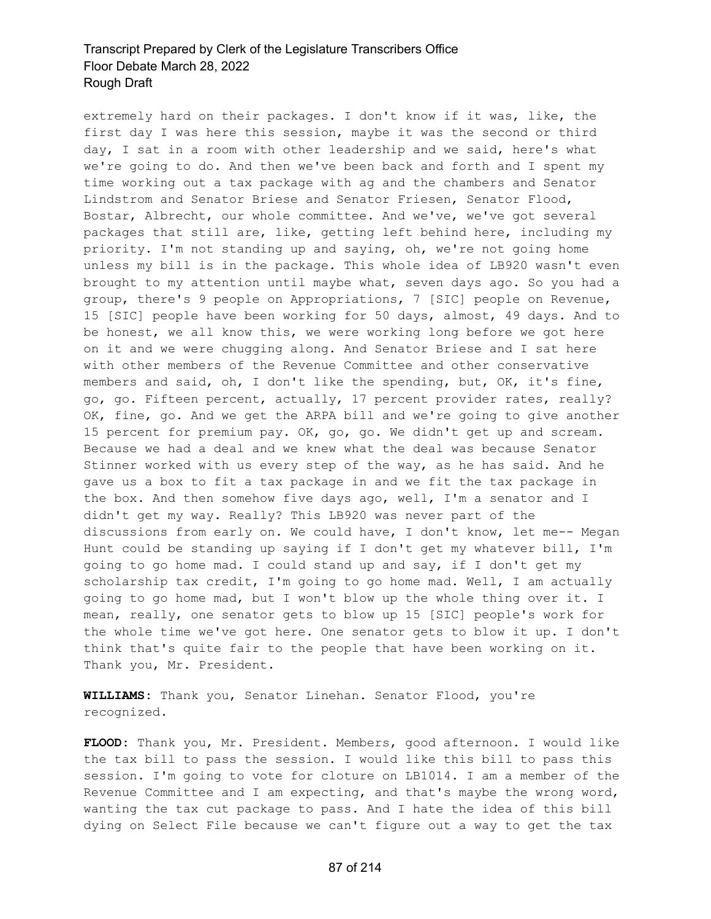extremely hard on their packages. I don't know if it was, like, the first day I was here this session, maybe it was the second or third day, I sat in a room with other leadership and we said, here's what we're going to do. And then we've been back and forth and I spent my time working out a tax package with ag and the chambers and Senator Lindstrom and Senator Briese and Senator Friesen, Senator Flood, Bostar, Albrecht, our whole committee. And we've, we've got several packages that still are, like, getting left behind here, including my priority. I'm not standing up and saying, oh, we're not going home unless my bill is in the package. This whole idea of LB920 wasn't even brought to my attention until maybe what, seven days ago. So you had a group, there's 9 people on Appropriations, 7 [SIC] people on Revenue, 15 [SIC] people have been working for 50 days, almost, 49 days. And to be honest, we all know this, we were working long before we got here on it and we were chugging along. And Senator Briese and I sat here with other members of the Revenue Committee and other conservative members and said, oh, I don't like the spending, but, OK, it's fine, go, go. Fifteen percent, actually, 17 percent provider rates, really? OK, fine, go. And we get the ARPA bill and we're going to give another 15 percent for premium pay. OK, go, go. We didn't get up and scream. Because we had a deal and we knew what the deal was because Senator Stinner worked with us every step of the way, as he has said. And he gave us a box to fit a tax package in and we fit the tax package in the box. And then somehow five days ago, well, I'm a senator and I didn't get my way. Really? This LB920 was never part of the discussions from early on. We could have, I don't know, let me-- Megan Hunt could be standing up saying if I don't get my whatever bill, I'm going to go home mad. I could stand up and say, if I don't get my scholarship tax credit, I'm going to go home mad. Well, I am actually going to go home mad, but I won't blow up the whole thing over it. I mean, really, one senator gets to blow up 15 [SIC] people's work for the whole time we've got here. One senator gets to blow it up. I don't think that's quite fair to the people that have been working on it. Thank you, Mr. President.

**WILLIAMS:** Thank you, Senator Linehan. Senator Flood, you're recognized.

**FLOOD:** Thank you, Mr. President. Members, good afternoon. I would like the tax bill to pass the session. I would like this bill to pass this session. I'm going to vote for cloture on LB1014. I am a member of the Revenue Committee and I am expecting, and that's maybe the wrong word, wanting the tax cut package to pass. And I hate the idea of this bill dying on Select File because we can't figure out a way to get the tax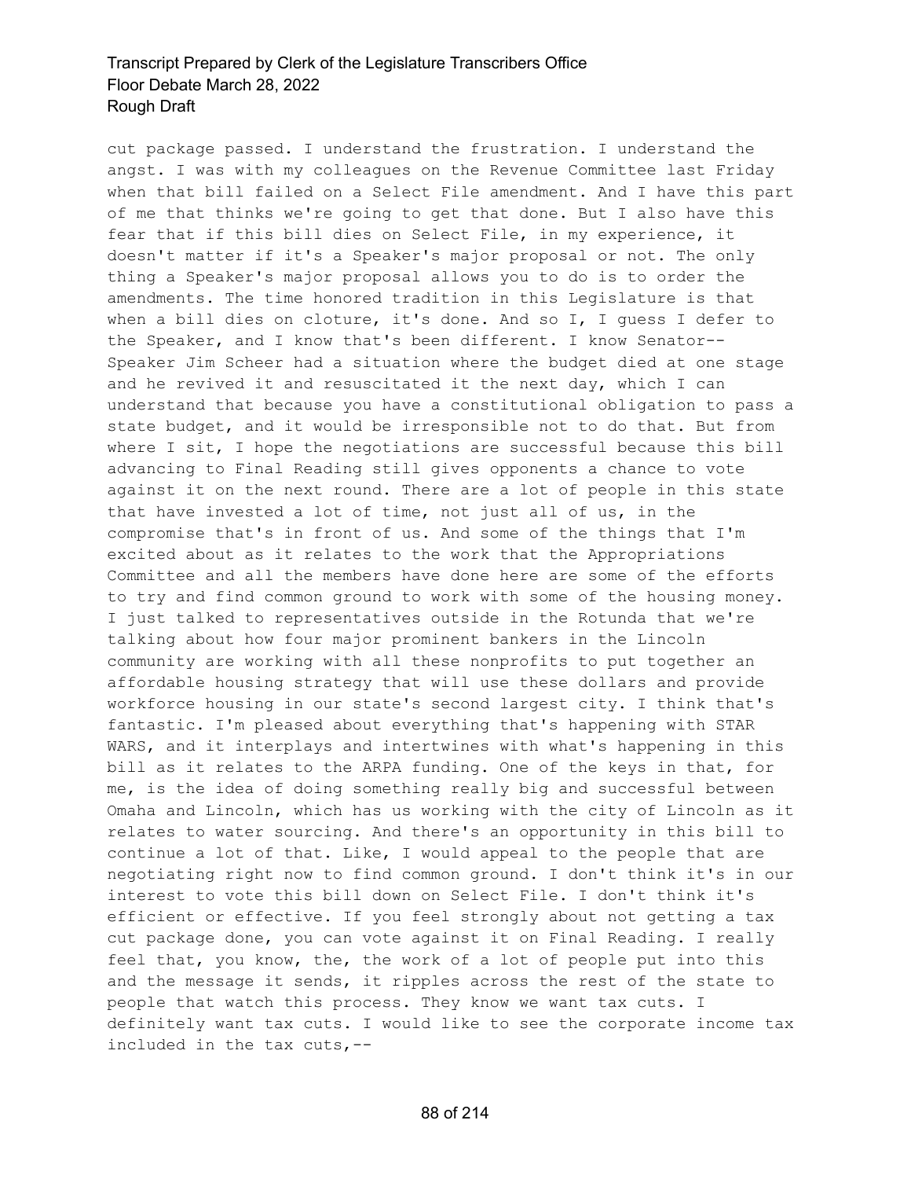cut package passed. I understand the frustration. I understand the angst. I was with my colleagues on the Revenue Committee last Friday when that bill failed on a Select File amendment. And I have this part of me that thinks we're going to get that done. But I also have this fear that if this bill dies on Select File, in my experience, it doesn't matter if it's a Speaker's major proposal or not. The only thing a Speaker's major proposal allows you to do is to order the amendments. The time honored tradition in this Legislature is that when a bill dies on cloture, it's done. And so I, I guess I defer to the Speaker, and I know that's been different. I know Senator-- Speaker Jim Scheer had a situation where the budget died at one stage and he revived it and resuscitated it the next day, which I can understand that because you have a constitutional obligation to pass a state budget, and it would be irresponsible not to do that. But from where I sit, I hope the negotiations are successful because this bill advancing to Final Reading still gives opponents a chance to vote against it on the next round. There are a lot of people in this state that have invested a lot of time, not just all of us, in the compromise that's in front of us. And some of the things that I'm excited about as it relates to the work that the Appropriations Committee and all the members have done here are some of the efforts to try and find common ground to work with some of the housing money. I just talked to representatives outside in the Rotunda that we're talking about how four major prominent bankers in the Lincoln community are working with all these nonprofits to put together an affordable housing strategy that will use these dollars and provide workforce housing in our state's second largest city. I think that's fantastic. I'm pleased about everything that's happening with STAR WARS, and it interplays and intertwines with what's happening in this bill as it relates to the ARPA funding. One of the keys in that, for me, is the idea of doing something really big and successful between Omaha and Lincoln, which has us working with the city of Lincoln as it relates to water sourcing. And there's an opportunity in this bill to continue a lot of that. Like, I would appeal to the people that are negotiating right now to find common ground. I don't think it's in our interest to vote this bill down on Select File. I don't think it's efficient or effective. If you feel strongly about not getting a tax cut package done, you can vote against it on Final Reading. I really feel that, you know, the, the work of a lot of people put into this and the message it sends, it ripples across the rest of the state to people that watch this process. They know we want tax cuts. I definitely want tax cuts. I would like to see the corporate income tax included in the tax cuts,--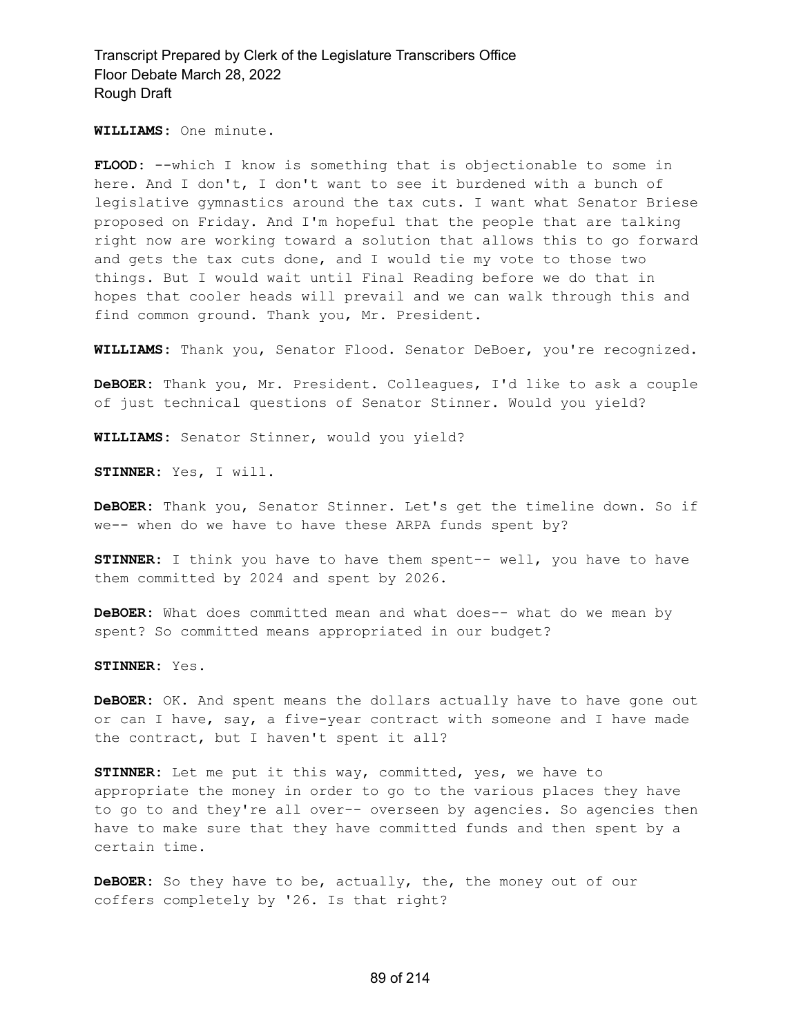**WILLIAMS:** One minute.

**FLOOD:** --which I know is something that is objectionable to some in here. And I don't, I don't want to see it burdened with a bunch of legislative gymnastics around the tax cuts. I want what Senator Briese proposed on Friday. And I'm hopeful that the people that are talking right now are working toward a solution that allows this to go forward and gets the tax cuts done, and I would tie my vote to those two things. But I would wait until Final Reading before we do that in hopes that cooler heads will prevail and we can walk through this and find common ground. Thank you, Mr. President.

**WILLIAMS:** Thank you, Senator Flood. Senator DeBoer, you're recognized.

**DeBOER:** Thank you, Mr. President. Colleagues, I'd like to ask a couple of just technical questions of Senator Stinner. Would you yield?

**WILLIAMS:** Senator Stinner, would you yield?

**STINNER:** Yes, I will.

**DeBOER:** Thank you, Senator Stinner. Let's get the timeline down. So if we-- when do we have to have these ARPA funds spent by?

**STINNER:** I think you have to have them spent-- well, you have to have them committed by 2024 and spent by 2026.

**DeBOER:** What does committed mean and what does-- what do we mean by spent? So committed means appropriated in our budget?

**STINNER:** Yes.

**DeBOER:** OK. And spent means the dollars actually have to have gone out or can I have, say, a five-year contract with someone and I have made the contract, but I haven't spent it all?

**STINNER:** Let me put it this way, committed, yes, we have to appropriate the money in order to go to the various places they have to go to and they're all over-- overseen by agencies. So agencies then have to make sure that they have committed funds and then spent by a certain time.

**DeBOER:** So they have to be, actually, the, the money out of our coffers completely by '26. Is that right?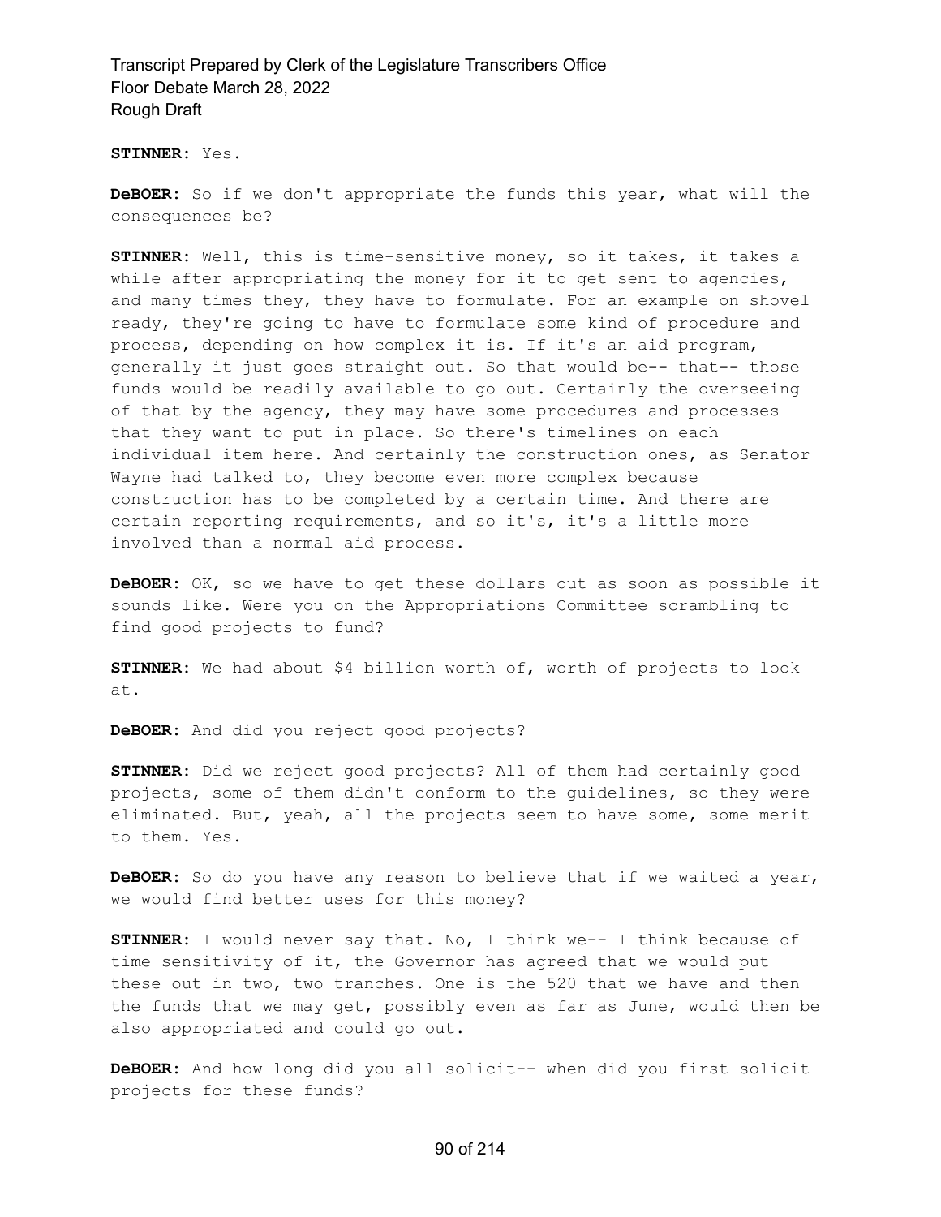**STINNER:** Yes.

**DeBOER:** So if we don't appropriate the funds this year, what will the consequences be?

**STINNER:** Well, this is time-sensitive money, so it takes, it takes a while after appropriating the money for it to get sent to agencies, and many times they, they have to formulate. For an example on shovel ready, they're going to have to formulate some kind of procedure and process, depending on how complex it is. If it's an aid program, generally it just goes straight out. So that would be-- that-- those funds would be readily available to go out. Certainly the overseeing of that by the agency, they may have some procedures and processes that they want to put in place. So there's timelines on each individual item here. And certainly the construction ones, as Senator Wayne had talked to, they become even more complex because construction has to be completed by a certain time. And there are certain reporting requirements, and so it's, it's a little more involved than a normal aid process.

**DeBOER:** OK, so we have to get these dollars out as soon as possible it sounds like. Were you on the Appropriations Committee scrambling to find good projects to fund?

**STINNER:** We had about $4 billion worth of, worth of projects to look at.

**DeBOER:** And did you reject good projects?

**STINNER:** Did we reject good projects? All of them had certainly good projects, some of them didn't conform to the guidelines, so they were eliminated. But, yeah, all the projects seem to have some, some merit to them. Yes.

**DeBOER:** So do you have any reason to believe that if we waited a year, we would find better uses for this money?

**STINNER:** I would never say that. No, I think we-- I think because of time sensitivity of it, the Governor has agreed that we would put these out in two, two tranches. One is the 520 that we have and then the funds that we may get, possibly even as far as June, would then be also appropriated and could go out.

**DeBOER:** And how long did you all solicit-- when did you first solicit projects for these funds?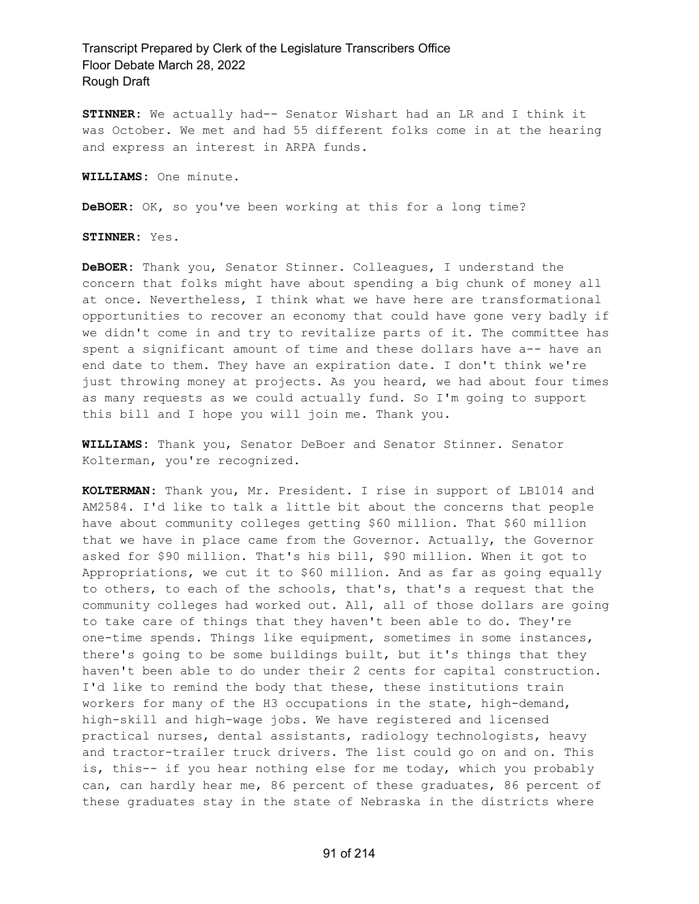**STINNER:** We actually had-- Senator Wishart had an LR and I think it was October. We met and had 55 different folks come in at the hearing and express an interest in ARPA funds.

**WILLIAMS:** One minute.

**DeBOER:** OK, so you've been working at this for a long time?

**STINNER:** Yes.

**DeBOER:** Thank you, Senator Stinner. Colleagues, I understand the concern that folks might have about spending a big chunk of money all at once. Nevertheless, I think what we have here are transformational opportunities to recover an economy that could have gone very badly if we didn't come in and try to revitalize parts of it. The committee has spent a significant amount of time and these dollars have a-- have an end date to them. They have an expiration date. I don't think we're just throwing money at projects. As you heard, we had about four times as many requests as we could actually fund. So I'm going to support this bill and I hope you will join me. Thank you.

**WILLIAMS:** Thank you, Senator DeBoer and Senator Stinner. Senator Kolterman, you're recognized.

**KOLTERMAN:** Thank you, Mr. President. I rise in support of LB1014 and AM2584. I'd like to talk a little bit about the concerns that people have about community colleges getting $60 million. That $60 million that we have in place came from the Governor. Actually, the Governor asked for $90 million. That's his bill, $90 million. When it got to Appropriations, we cut it to $60 million. And as far as going equally to others, to each of the schools, that's, that's a request that the community colleges had worked out. All, all of those dollars are going to take care of things that they haven't been able to do. They're one-time spends. Things like equipment, sometimes in some instances, there's going to be some buildings built, but it's things that they haven't been able to do under their 2 cents for capital construction. I'd like to remind the body that these, these institutions train workers for many of the H3 occupations in the state, high-demand, high-skill and high-wage jobs. We have registered and licensed practical nurses, dental assistants, radiology technologists, heavy and tractor-trailer truck drivers. The list could go on and on. This is, this-- if you hear nothing else for me today, which you probably can, can hardly hear me, 86 percent of these graduates, 86 percent of these graduates stay in the state of Nebraska in the districts where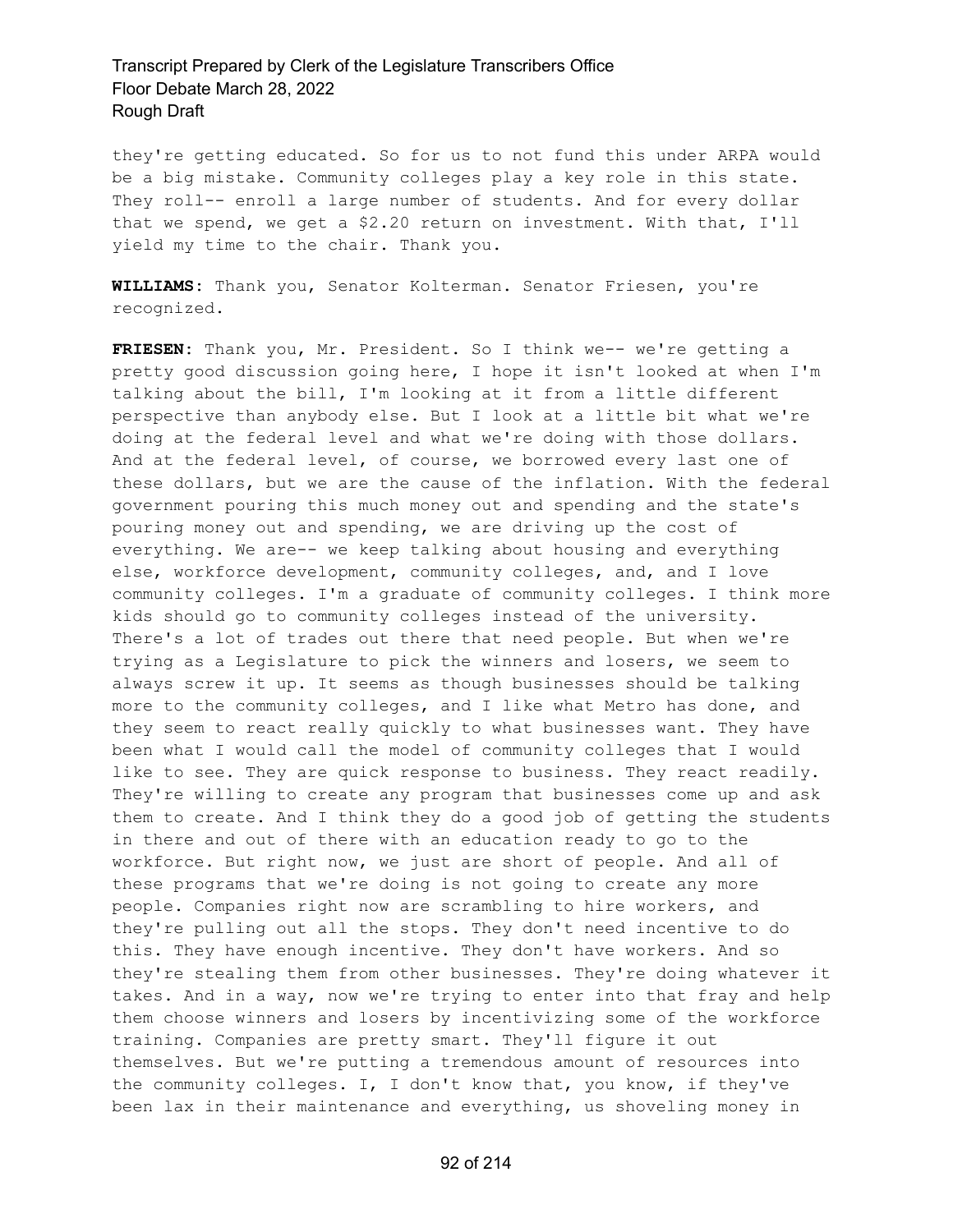they're getting educated. So for us to not fund this under ARPA would be a big mistake. Community colleges play a key role in this state. They roll-- enroll a large number of students. And for every dollar that we spend, we get a $2.20 return on investment. With that, I'll yield my time to the chair. Thank you.

**WILLIAMS:** Thank you, Senator Kolterman. Senator Friesen, you're recognized.

**FRIESEN:** Thank you, Mr. President. So I think we-- we're getting a pretty good discussion going here, I hope it isn't looked at when I'm talking about the bill, I'm looking at it from a little different perspective than anybody else. But I look at a little bit what we're doing at the federal level and what we're doing with those dollars. And at the federal level, of course, we borrowed every last one of these dollars, but we are the cause of the inflation. With the federal government pouring this much money out and spending and the state's pouring money out and spending, we are driving up the cost of everything. We are-- we keep talking about housing and everything else, workforce development, community colleges, and, and I love community colleges. I'm a graduate of community colleges. I think more kids should go to community colleges instead of the university. There's a lot of trades out there that need people. But when we're trying as a Legislature to pick the winners and losers, we seem to always screw it up. It seems as though businesses should be talking more to the community colleges, and I like what Metro has done, and they seem to react really quickly to what businesses want. They have been what I would call the model of community colleges that I would like to see. They are quick response to business. They react readily. They're willing to create any program that businesses come up and ask them to create. And I think they do a good job of getting the students in there and out of there with an education ready to go to the workforce. But right now, we just are short of people. And all of these programs that we're doing is not going to create any more people. Companies right now are scrambling to hire workers, and they're pulling out all the stops. They don't need incentive to do this. They have enough incentive. They don't have workers. And so they're stealing them from other businesses. They're doing whatever it takes. And in a way, now we're trying to enter into that fray and help them choose winners and losers by incentivizing some of the workforce training. Companies are pretty smart. They'll figure it out themselves. But we're putting a tremendous amount of resources into the community colleges. I, I don't know that, you know, if they've been lax in their maintenance and everything, us shoveling money in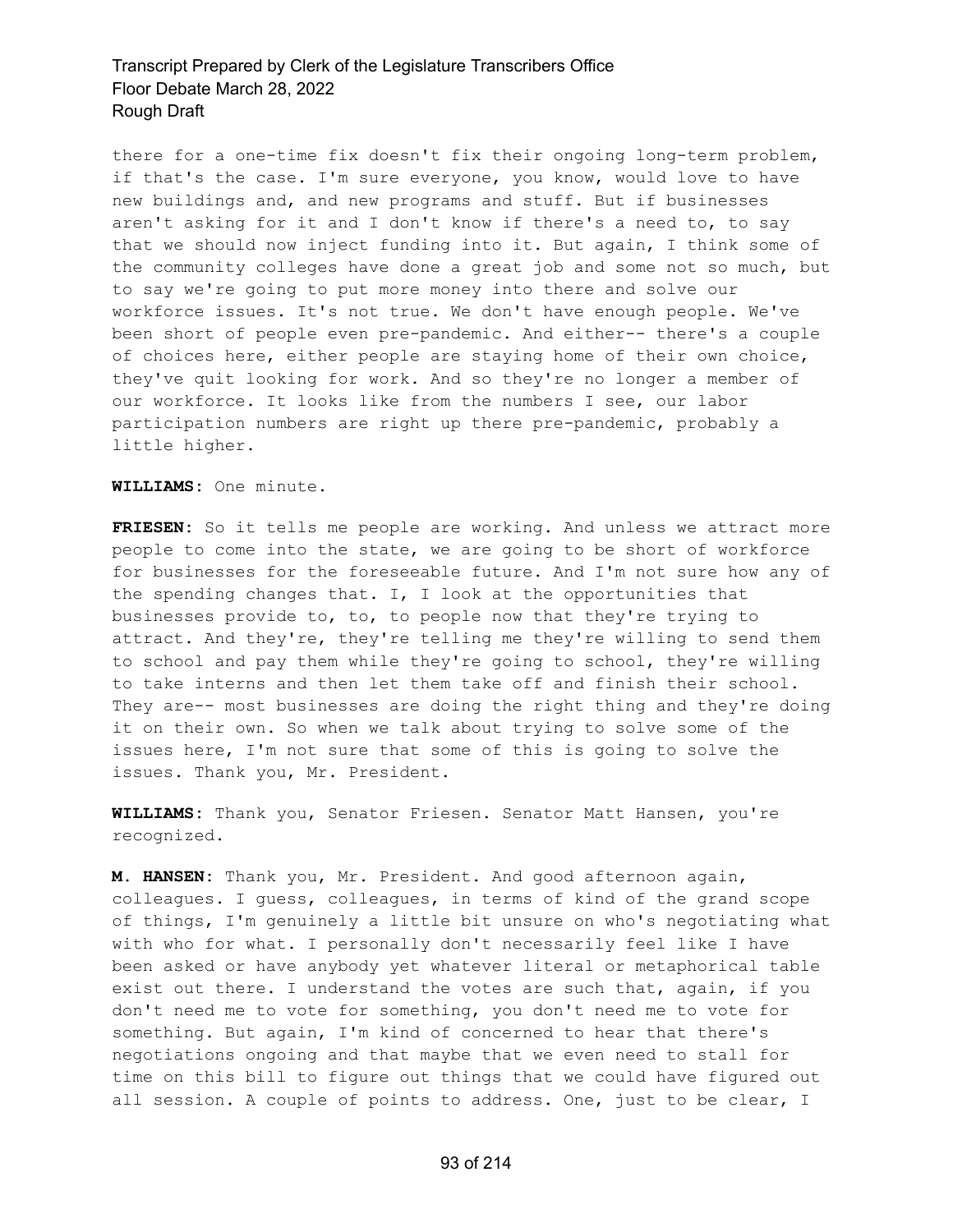there for a one-time fix doesn't fix their ongoing long-term problem, if that's the case. I'm sure everyone, you know, would love to have new buildings and, and new programs and stuff. But if businesses aren't asking for it and I don't know if there's a need to, to say that we should now inject funding into it. But again, I think some of the community colleges have done a great job and some not so much, but to say we're going to put more money into there and solve our workforce issues. It's not true. We don't have enough people. We've been short of people even pre-pandemic. And either-- there's a couple of choices here, either people are staying home of their own choice, they've quit looking for work. And so they're no longer a member of our workforce. It looks like from the numbers I see, our labor participation numbers are right up there pre-pandemic, probably a little higher.

**WILLIAMS:** One minute.

**FRIESEN:** So it tells me people are working. And unless we attract more people to come into the state, we are going to be short of workforce for businesses for the foreseeable future. And I'm not sure how any of the spending changes that. I, I look at the opportunities that businesses provide to, to, to people now that they're trying to attract. And they're, they're telling me they're willing to send them to school and pay them while they're going to school, they're willing to take interns and then let them take off and finish their school. They are-- most businesses are doing the right thing and they're doing it on their own. So when we talk about trying to solve some of the issues here, I'm not sure that some of this is going to solve the issues. Thank you, Mr. President.

**WILLIAMS:** Thank you, Senator Friesen. Senator Matt Hansen, you're recognized.

**M. HANSEN:** Thank you, Mr. President. And good afternoon again, colleagues. I guess, colleagues, in terms of kind of the grand scope of things, I'm genuinely a little bit unsure on who's negotiating what with who for what. I personally don't necessarily feel like I have been asked or have anybody yet whatever literal or metaphorical table exist out there. I understand the votes are such that, again, if you don't need me to vote for something, you don't need me to vote for something. But again, I'm kind of concerned to hear that there's negotiations ongoing and that maybe that we even need to stall for time on this bill to figure out things that we could have figured out all session. A couple of points to address. One, just to be clear, I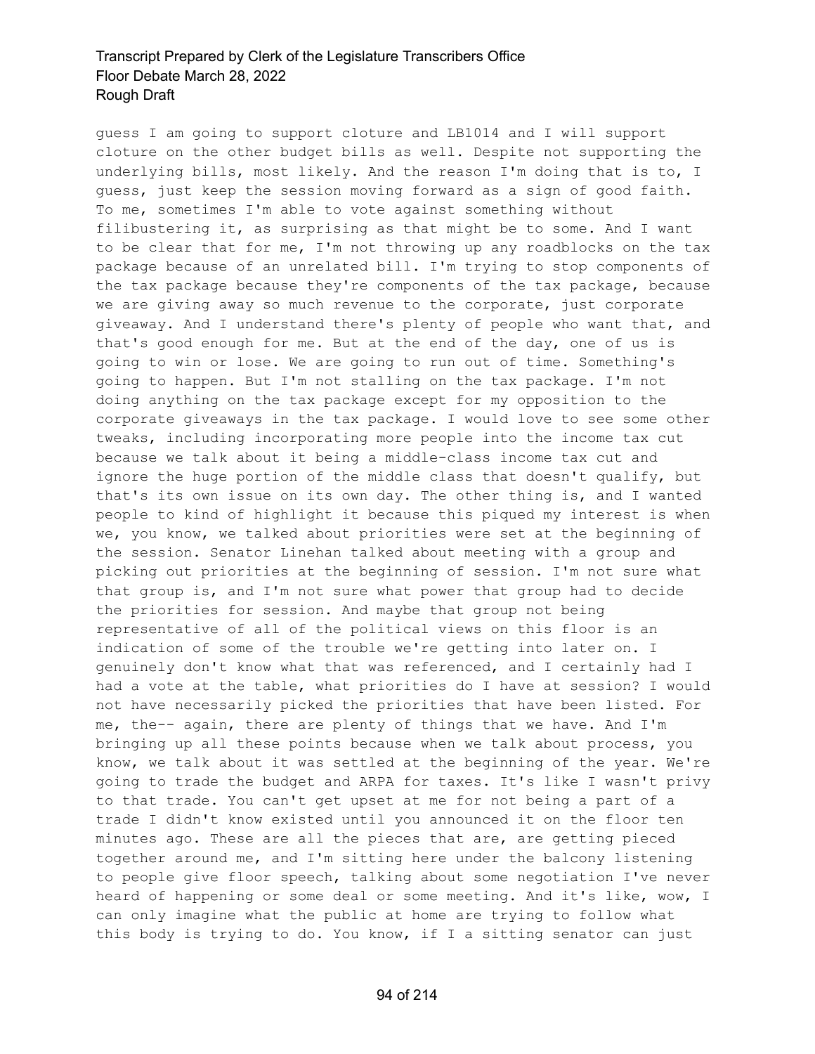guess I am going to support cloture and LB1014 and I will support cloture on the other budget bills as well. Despite not supporting the underlying bills, most likely. And the reason I'm doing that is to, I guess, just keep the session moving forward as a sign of good faith. To me, sometimes I'm able to vote against something without filibustering it, as surprising as that might be to some. And I want to be clear that for me, I'm not throwing up any roadblocks on the tax package because of an unrelated bill. I'm trying to stop components of the tax package because they're components of the tax package, because we are giving away so much revenue to the corporate, just corporate giveaway. And I understand there's plenty of people who want that, and that's good enough for me. But at the end of the day, one of us is going to win or lose. We are going to run out of time. Something's going to happen. But I'm not stalling on the tax package. I'm not doing anything on the tax package except for my opposition to the corporate giveaways in the tax package. I would love to see some other tweaks, including incorporating more people into the income tax cut because we talk about it being a middle-class income tax cut and ignore the huge portion of the middle class that doesn't qualify, but that's its own issue on its own day. The other thing is, and I wanted people to kind of highlight it because this piqued my interest is when we, you know, we talked about priorities were set at the beginning of the session. Senator Linehan talked about meeting with a group and picking out priorities at the beginning of session. I'm not sure what that group is, and I'm not sure what power that group had to decide the priorities for session. And maybe that group not being representative of all of the political views on this floor is an indication of some of the trouble we're getting into later on. I genuinely don't know what that was referenced, and I certainly had I had a vote at the table, what priorities do I have at session? I would not have necessarily picked the priorities that have been listed. For me, the-- again, there are plenty of things that we have. And I'm bringing up all these points because when we talk about process, you know, we talk about it was settled at the beginning of the year. We're going to trade the budget and ARPA for taxes. It's like I wasn't privy to that trade. You can't get upset at me for not being a part of a trade I didn't know existed until you announced it on the floor ten minutes ago. These are all the pieces that are, are getting pieced together around me, and I'm sitting here under the balcony listening to people give floor speech, talking about some negotiation I've never heard of happening or some deal or some meeting. And it's like, wow, I can only imagine what the public at home are trying to follow what this body is trying to do. You know, if I a sitting senator can just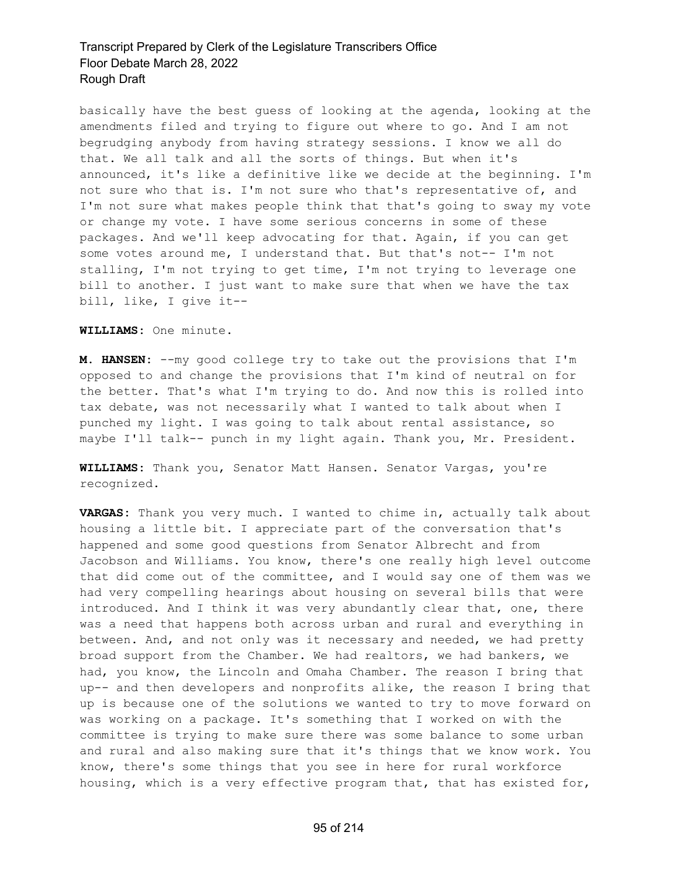basically have the best guess of looking at the agenda, looking at the amendments filed and trying to figure out where to go. And I am not begrudging anybody from having strategy sessions. I know we all do that. We all talk and all the sorts of things. But when it's announced, it's like a definitive like we decide at the beginning. I'm not sure who that is. I'm not sure who that's representative of, and I'm not sure what makes people think that that's going to sway my vote or change my vote. I have some serious concerns in some of these packages. And we'll keep advocating for that. Again, if you can get some votes around me, I understand that. But that's not-- I'm not stalling, I'm not trying to get time, I'm not trying to leverage one bill to another. I just want to make sure that when we have the tax bill, like, I give it--

**WILLIAMS:** One minute.

**M. HANSEN:** --my good college try to take out the provisions that I'm opposed to and change the provisions that I'm kind of neutral on for the better. That's what I'm trying to do. And now this is rolled into tax debate, was not necessarily what I wanted to talk about when I punched my light. I was going to talk about rental assistance, so maybe I'll talk-- punch in my light again. Thank you, Mr. President.

**WILLIAMS:** Thank you, Senator Matt Hansen. Senator Vargas, you're recognized.

**VARGAS:** Thank you very much. I wanted to chime in, actually talk about housing a little bit. I appreciate part of the conversation that's happened and some good questions from Senator Albrecht and from Jacobson and Williams. You know, there's one really high level outcome that did come out of the committee, and I would say one of them was we had very compelling hearings about housing on several bills that were introduced. And I think it was very abundantly clear that, one, there was a need that happens both across urban and rural and everything in between. And, and not only was it necessary and needed, we had pretty broad support from the Chamber. We had realtors, we had bankers, we had, you know, the Lincoln and Omaha Chamber. The reason I bring that up-- and then developers and nonprofits alike, the reason I bring that up is because one of the solutions we wanted to try to move forward on was working on a package. It's something that I worked on with the committee is trying to make sure there was some balance to some urban and rural and also making sure that it's things that we know work. You know, there's some things that you see in here for rural workforce housing, which is a very effective program that, that has existed for,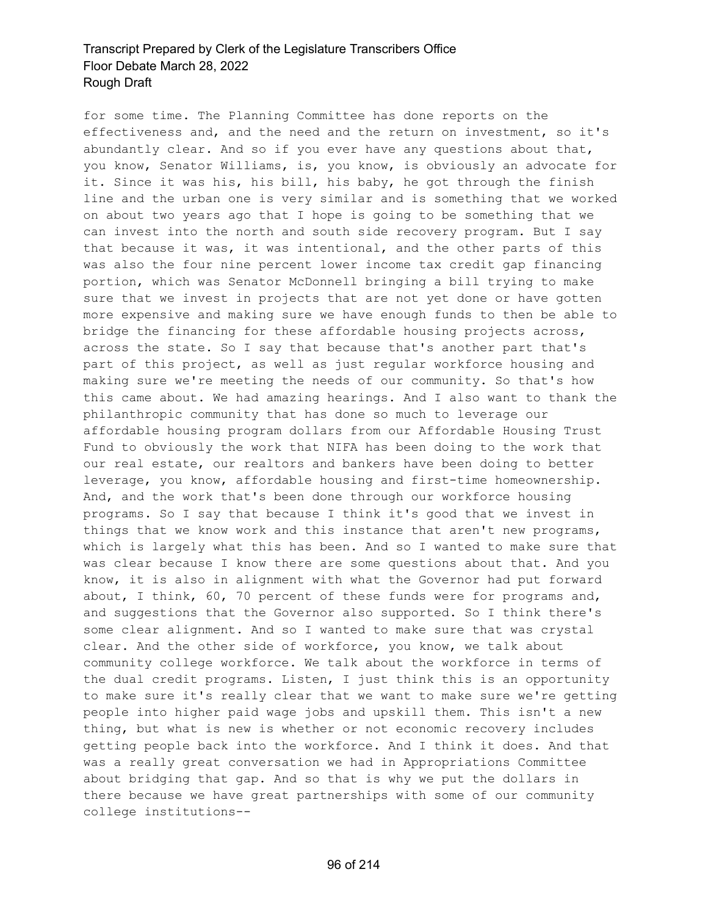for some time. The Planning Committee has done reports on the effectiveness and, and the need and the return on investment, so it's abundantly clear. And so if you ever have any questions about that, you know, Senator Williams, is, you know, is obviously an advocate for it. Since it was his, his bill, his baby, he got through the finish line and the urban one is very similar and is something that we worked on about two years ago that I hope is going to be something that we can invest into the north and south side recovery program. But I say that because it was, it was intentional, and the other parts of this was also the four nine percent lower income tax credit gap financing portion, which was Senator McDonnell bringing a bill trying to make sure that we invest in projects that are not yet done or have gotten more expensive and making sure we have enough funds to then be able to bridge the financing for these affordable housing projects across, across the state. So I say that because that's another part that's part of this project, as well as just regular workforce housing and making sure we're meeting the needs of our community. So that's how this came about. We had amazing hearings. And I also want to thank the philanthropic community that has done so much to leverage our affordable housing program dollars from our Affordable Housing Trust Fund to obviously the work that NIFA has been doing to the work that our real estate, our realtors and bankers have been doing to better leverage, you know, affordable housing and first-time homeownership. And, and the work that's been done through our workforce housing programs. So I say that because I think it's good that we invest in things that we know work and this instance that aren't new programs, which is largely what this has been. And so I wanted to make sure that was clear because I know there are some questions about that. And you know, it is also in alignment with what the Governor had put forward about, I think, 60, 70 percent of these funds were for programs and, and suggestions that the Governor also supported. So I think there's some clear alignment. And so I wanted to make sure that was crystal clear. And the other side of workforce, you know, we talk about community college workforce. We talk about the workforce in terms of the dual credit programs. Listen, I just think this is an opportunity to make sure it's really clear that we want to make sure we're getting people into higher paid wage jobs and upskill them. This isn't a new thing, but what is new is whether or not economic recovery includes getting people back into the workforce. And I think it does. And that was a really great conversation we had in Appropriations Committee about bridging that gap. And so that is why we put the dollars in there because we have great partnerships with some of our community college institutions--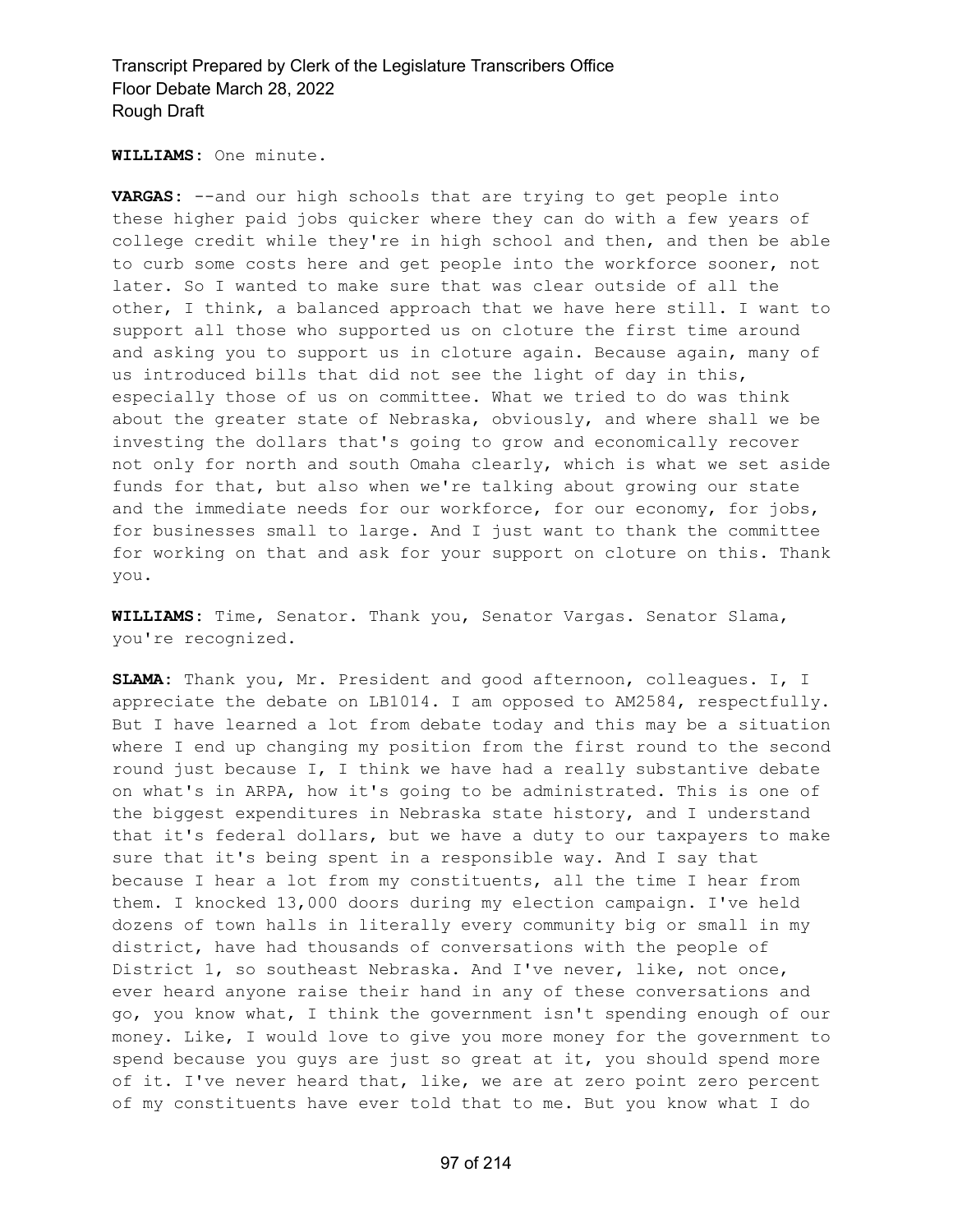**WILLIAMS:** One minute.

**VARGAS:** --and our high schools that are trying to get people into these higher paid jobs quicker where they can do with a few years of college credit while they're in high school and then, and then be able to curb some costs here and get people into the workforce sooner, not later. So I wanted to make sure that was clear outside of all the other, I think, a balanced approach that we have here still. I want to support all those who supported us on cloture the first time around and asking you to support us in cloture again. Because again, many of us introduced bills that did not see the light of day in this, especially those of us on committee. What we tried to do was think about the greater state of Nebraska, obviously, and where shall we be investing the dollars that's going to grow and economically recover not only for north and south Omaha clearly, which is what we set aside funds for that, but also when we're talking about growing our state and the immediate needs for our workforce, for our economy, for jobs, for businesses small to large. And I just want to thank the committee for working on that and ask for your support on cloture on this. Thank you.

**WILLIAMS:** Time, Senator. Thank you, Senator Vargas. Senator Slama, you're recognized.

**SLAMA:** Thank you, Mr. President and good afternoon, colleagues. I, I appreciate the debate on LB1014. I am opposed to AM2584, respectfully. But I have learned a lot from debate today and this may be a situation where I end up changing my position from the first round to the second round just because I, I think we have had a really substantive debate on what's in ARPA, how it's going to be administrated. This is one of the biggest expenditures in Nebraska state history, and I understand that it's federal dollars, but we have a duty to our taxpayers to make sure that it's being spent in a responsible way. And I say that because I hear a lot from my constituents, all the time I hear from them. I knocked 13,000 doors during my election campaign. I've held dozens of town halls in literally every community big or small in my district, have had thousands of conversations with the people of District 1, so southeast Nebraska. And I've never, like, not once, ever heard anyone raise their hand in any of these conversations and go, you know what, I think the government isn't spending enough of our money. Like, I would love to give you more money for the government to spend because you guys are just so great at it, you should spend more of it. I've never heard that, like, we are at zero point zero percent of my constituents have ever told that to me. But you know what I do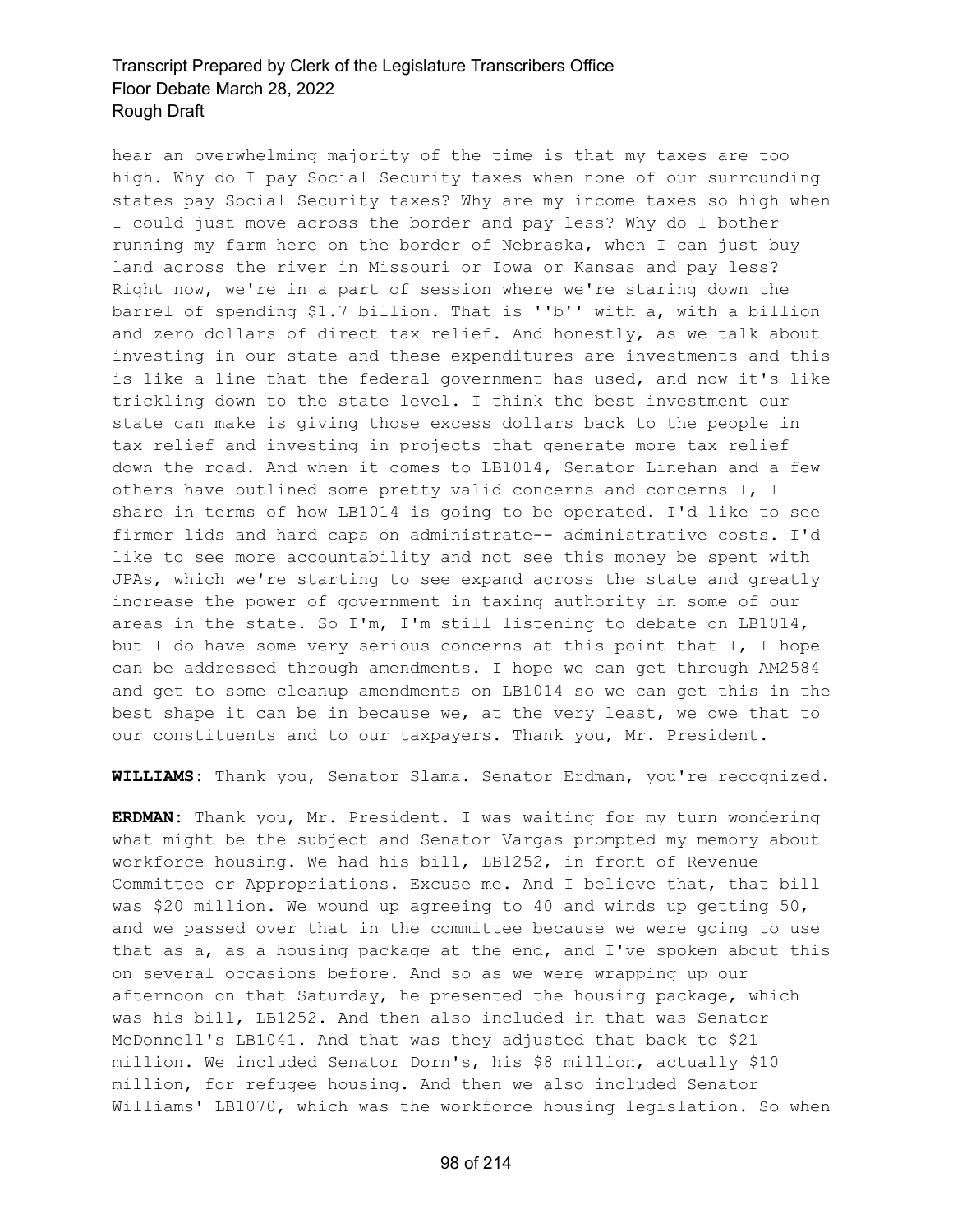hear an overwhelming majority of the time is that my taxes are too high. Why do I pay Social Security taxes when none of our surrounding states pay Social Security taxes? Why are my income taxes so high when I could just move across the border and pay less? Why do I bother running my farm here on the border of Nebraska, when I can just buy land across the river in Missouri or Iowa or Kansas and pay less? Right now, we're in a part of session where we're staring down the barrel of spending $1.7 billion. That is ''b'' with a, with a billion and zero dollars of direct tax relief. And honestly, as we talk about investing in our state and these expenditures are investments and this is like a line that the federal government has used, and now it's like trickling down to the state level. I think the best investment our state can make is giving those excess dollars back to the people in tax relief and investing in projects that generate more tax relief down the road. And when it comes to LB1014, Senator Linehan and a few others have outlined some pretty valid concerns and concerns I, I share in terms of how LB1014 is going to be operated. I'd like to see firmer lids and hard caps on administrate-- administrative costs. I'd like to see more accountability and not see this money be spent with JPAs, which we're starting to see expand across the state and greatly increase the power of government in taxing authority in some of our areas in the state. So I'm, I'm still listening to debate on LB1014, but I do have some very serious concerns at this point that I, I hope can be addressed through amendments. I hope we can get through AM2584 and get to some cleanup amendments on LB1014 so we can get this in the best shape it can be in because we, at the very least, we owe that to our constituents and to our taxpayers. Thank you, Mr. President.

**WILLIAMS:** Thank you, Senator Slama. Senator Erdman, you're recognized.

**ERDMAN:** Thank you, Mr. President. I was waiting for my turn wondering what might be the subject and Senator Vargas prompted my memory about workforce housing. We had his bill, LB1252, in front of Revenue Committee or Appropriations. Excuse me. And I believe that, that bill was $20 million. We wound up agreeing to 40 and winds up getting 50, and we passed over that in the committee because we were going to use that as a, as a housing package at the end, and I've spoken about this on several occasions before. And so as we were wrapping up our afternoon on that Saturday, he presented the housing package, which was his bill, LB1252. And then also included in that was Senator McDonnell's LB1041. And that was they adjusted that back to $21 million. We included Senator Dorn's, his $8 million, actually $10 million, for refugee housing. And then we also included Senator Williams' LB1070, which was the workforce housing legislation. So when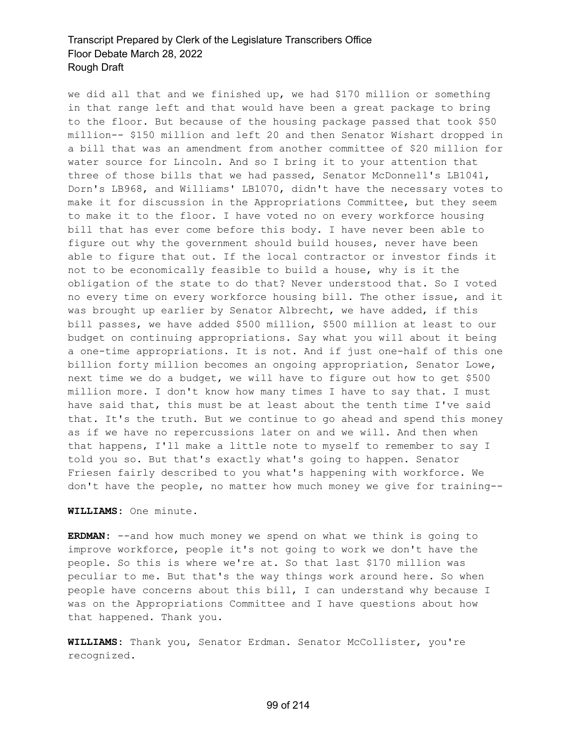we did all that and we finished up, we had $170 million or something in that range left and that would have been a great package to bring to the floor. But because of the housing package passed that took $50 million-- $150 million and left 20 and then Senator Wishart dropped in a bill that was an amendment from another committee of $20 million for water source for Lincoln. And so I bring it to your attention that three of those bills that we had passed, Senator McDonnell's LB1041, Dorn's LB968, and Williams' LB1070, didn't have the necessary votes to make it for discussion in the Appropriations Committee, but they seem to make it to the floor. I have voted no on every workforce housing bill that has ever come before this body. I have never been able to figure out why the government should build houses, never have been able to figure that out. If the local contractor or investor finds it not to be economically feasible to build a house, why is it the obligation of the state to do that? Never understood that. So I voted no every time on every workforce housing bill. The other issue, and it was brought up earlier by Senator Albrecht, we have added, if this bill passes, we have added $500 million, $500 million at least to our budget on continuing appropriations. Say what you will about it being a one-time appropriations. It is not. And if just one-half of this one billion forty million becomes an ongoing appropriation, Senator Lowe, next time we do a budget, we will have to figure out how to get $500 million more. I don't know how many times I have to say that. I must have said that, this must be at least about the tenth time I've said that. It's the truth. But we continue to go ahead and spend this money as if we have no repercussions later on and we will. And then when that happens, I'll make a little note to myself to remember to say I told you so. But that's exactly what's going to happen. Senator Friesen fairly described to you what's happening with workforce. We don't have the people, no matter how much money we give for training--

**WILLIAMS:** One minute.

**ERDMAN:** --and how much money we spend on what we think is going to improve workforce, people it's not going to work we don't have the people. So this is where we're at. So that last $170 million was peculiar to me. But that's the way things work around here. So when people have concerns about this bill, I can understand why because I was on the Appropriations Committee and I have questions about how that happened. Thank you.

**WILLIAMS:** Thank you, Senator Erdman. Senator McCollister, you're recognized.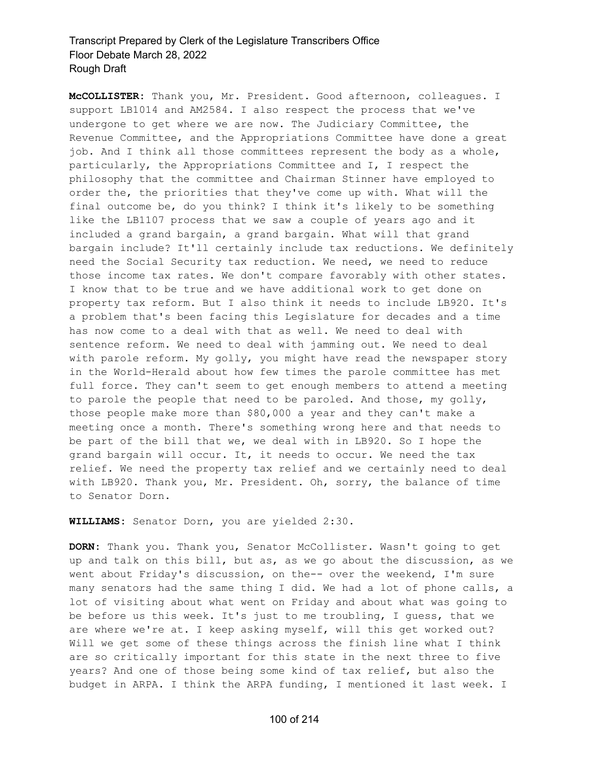**McCOLLISTER:** Thank you, Mr. President. Good afternoon, colleagues. I support LB1014 and AM2584. I also respect the process that we've undergone to get where we are now. The Judiciary Committee, the Revenue Committee, and the Appropriations Committee have done a great job. And I think all those committees represent the body as a whole, particularly, the Appropriations Committee and I, I respect the philosophy that the committee and Chairman Stinner have employed to order the, the priorities that they've come up with. What will the final outcome be, do you think? I think it's likely to be something like the LB1107 process that we saw a couple of years ago and it included a grand bargain, a grand bargain. What will that grand bargain include? It'll certainly include tax reductions. We definitely need the Social Security tax reduction. We need, we need to reduce those income tax rates. We don't compare favorably with other states. I know that to be true and we have additional work to get done on property tax reform. But I also think it needs to include LB920. It's a problem that's been facing this Legislature for decades and a time has now come to a deal with that as well. We need to deal with sentence reform. We need to deal with jamming out. We need to deal with parole reform. My golly, you might have read the newspaper story in the World-Herald about how few times the parole committee has met full force. They can't seem to get enough members to attend a meeting to parole the people that need to be paroled. And those, my golly, those people make more than $80,000 a year and they can't make a meeting once a month. There's something wrong here and that needs to be part of the bill that we, we deal with in LB920. So I hope the grand bargain will occur. It, it needs to occur. We need the tax relief. We need the property tax relief and we certainly need to deal with LB920. Thank you, Mr. President. Oh, sorry, the balance of time to Senator Dorn.

**WILLIAMS:** Senator Dorn, you are yielded 2:30.

**DORN:** Thank you. Thank you, Senator McCollister. Wasn't going to get up and talk on this bill, but as, as we go about the discussion, as we went about Friday's discussion, on the-- over the weekend, I'm sure many senators had the same thing I did. We had a lot of phone calls, a lot of visiting about what went on Friday and about what was going to be before us this week. It's just to me troubling, I guess, that we are where we're at. I keep asking myself, will this get worked out? Will we get some of these things across the finish line what I think are so critically important for this state in the next three to five years? And one of those being some kind of tax relief, but also the budget in ARPA. I think the ARPA funding, I mentioned it last week. I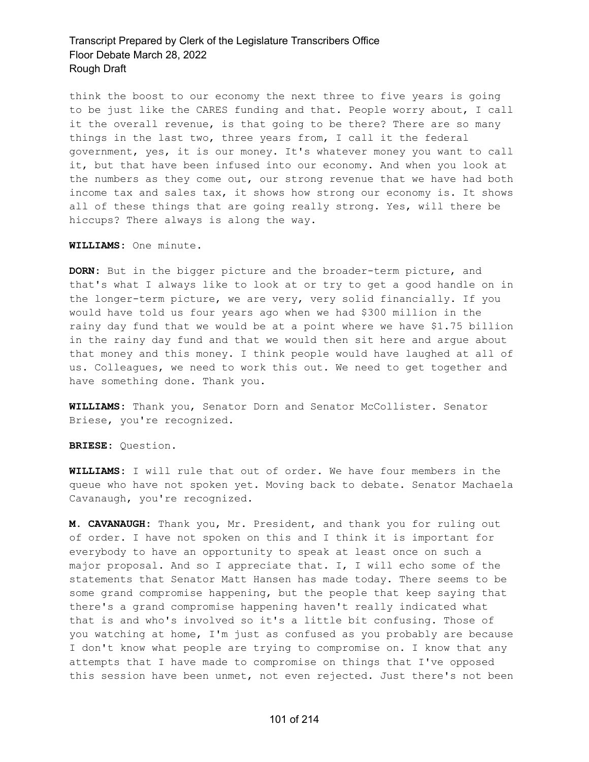think the boost to our economy the next three to five years is going to be just like the CARES funding and that. People worry about, I call it the overall revenue, is that going to be there? There are so many things in the last two, three years from, I call it the federal government, yes, it is our money. It's whatever money you want to call it, but that have been infused into our economy. And when you look at the numbers as they come out, our strong revenue that we have had both income tax and sales tax, it shows how strong our economy is. It shows all of these things that are going really strong. Yes, will there be hiccups? There always is along the way.

**WILLIAMS:** One minute.

**DORN:** But in the bigger picture and the broader-term picture, and that's what I always like to look at or try to get a good handle on in the longer-term picture, we are very, very solid financially. If you would have told us four years ago when we had $300 million in the rainy day fund that we would be at a point where we have $1.75 billion in the rainy day fund and that we would then sit here and argue about that money and this money. I think people would have laughed at all of us. Colleagues, we need to work this out. We need to get together and have something done. Thank you.

**WILLIAMS:** Thank you, Senator Dorn and Senator McCollister. Senator Briese, you're recognized.

**BRIESE:** Question.

**WILLIAMS:** I will rule that out of order. We have four members in the queue who have not spoken yet. Moving back to debate. Senator Machaela Cavanaugh, you're recognized.

**M. CAVANAUGH:** Thank you, Mr. President, and thank you for ruling out of order. I have not spoken on this and I think it is important for everybody to have an opportunity to speak at least once on such a major proposal. And so I appreciate that. I, I will echo some of the statements that Senator Matt Hansen has made today. There seems to be some grand compromise happening, but the people that keep saying that there's a grand compromise happening haven't really indicated what that is and who's involved so it's a little bit confusing. Those of you watching at home, I'm just as confused as you probably are because I don't know what people are trying to compromise on. I know that any attempts that I have made to compromise on things that I've opposed this session have been unmet, not even rejected. Just there's not been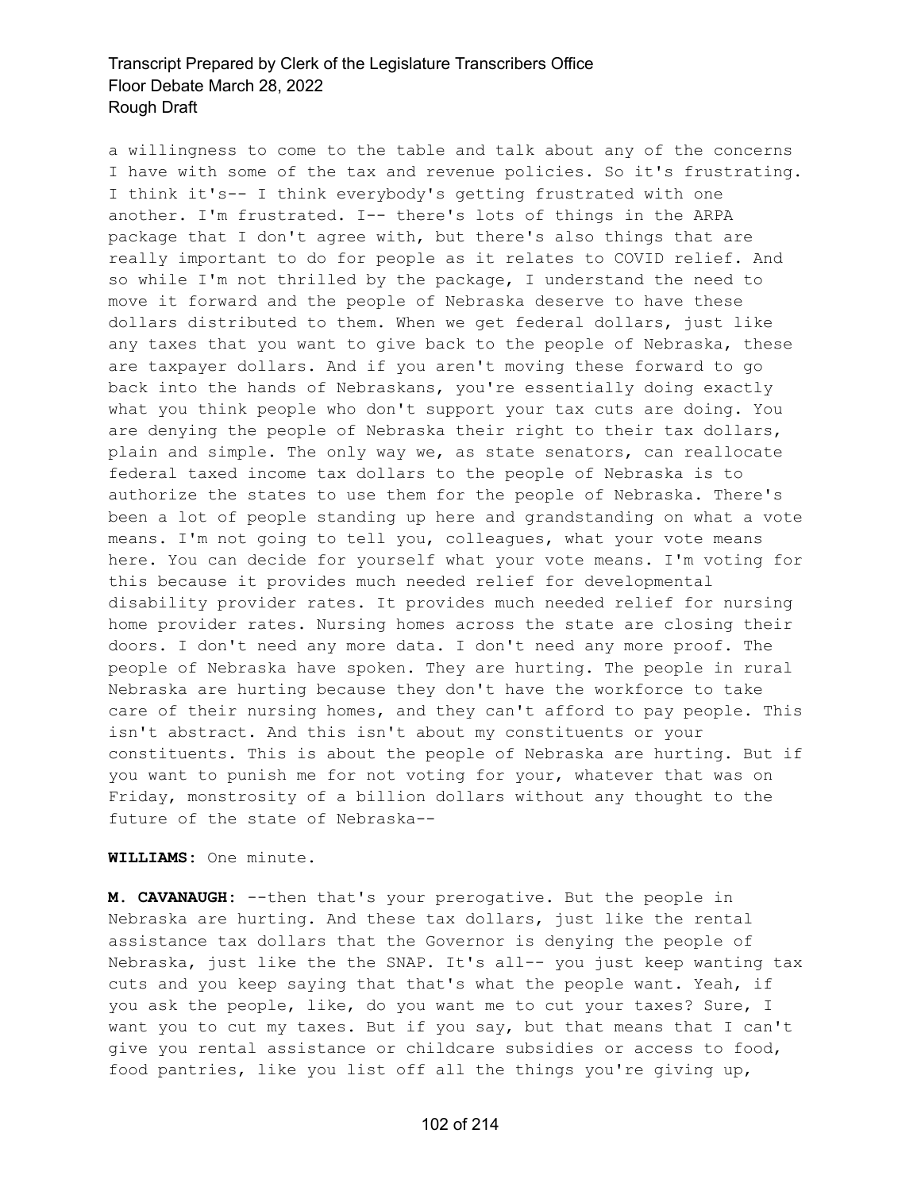a willingness to come to the table and talk about any of the concerns I have with some of the tax and revenue policies. So it's frustrating. I think it's-- I think everybody's getting frustrated with one another. I'm frustrated. I-- there's lots of things in the ARPA package that I don't agree with, but there's also things that are really important to do for people as it relates to COVID relief. And so while I'm not thrilled by the package, I understand the need to move it forward and the people of Nebraska deserve to have these dollars distributed to them. When we get federal dollars, just like any taxes that you want to give back to the people of Nebraska, these are taxpayer dollars. And if you aren't moving these forward to go back into the hands of Nebraskans, you're essentially doing exactly what you think people who don't support your tax cuts are doing. You are denying the people of Nebraska their right to their tax dollars, plain and simple. The only way we, as state senators, can reallocate federal taxed income tax dollars to the people of Nebraska is to authorize the states to use them for the people of Nebraska. There's been a lot of people standing up here and grandstanding on what a vote means. I'm not going to tell you, colleagues, what your vote means here. You can decide for yourself what your vote means. I'm voting for this because it provides much needed relief for developmental disability provider rates. It provides much needed relief for nursing home provider rates. Nursing homes across the state are closing their doors. I don't need any more data. I don't need any more proof. The people of Nebraska have spoken. They are hurting. The people in rural Nebraska are hurting because they don't have the workforce to take care of their nursing homes, and they can't afford to pay people. This isn't abstract. And this isn't about my constituents or your constituents. This is about the people of Nebraska are hurting. But if you want to punish me for not voting for your, whatever that was on Friday, monstrosity of a billion dollars without any thought to the future of the state of Nebraska--

**WILLIAMS:** One minute.

**M. CAVANAUGH:** --then that's your prerogative. But the people in Nebraska are hurting. And these tax dollars, just like the rental assistance tax dollars that the Governor is denying the people of Nebraska, just like the the SNAP. It's all-- you just keep wanting tax cuts and you keep saying that that's what the people want. Yeah, if you ask the people, like, do you want me to cut your taxes? Sure, I want you to cut my taxes. But if you say, but that means that I can't give you rental assistance or childcare subsidies or access to food, food pantries, like you list off all the things you're giving up,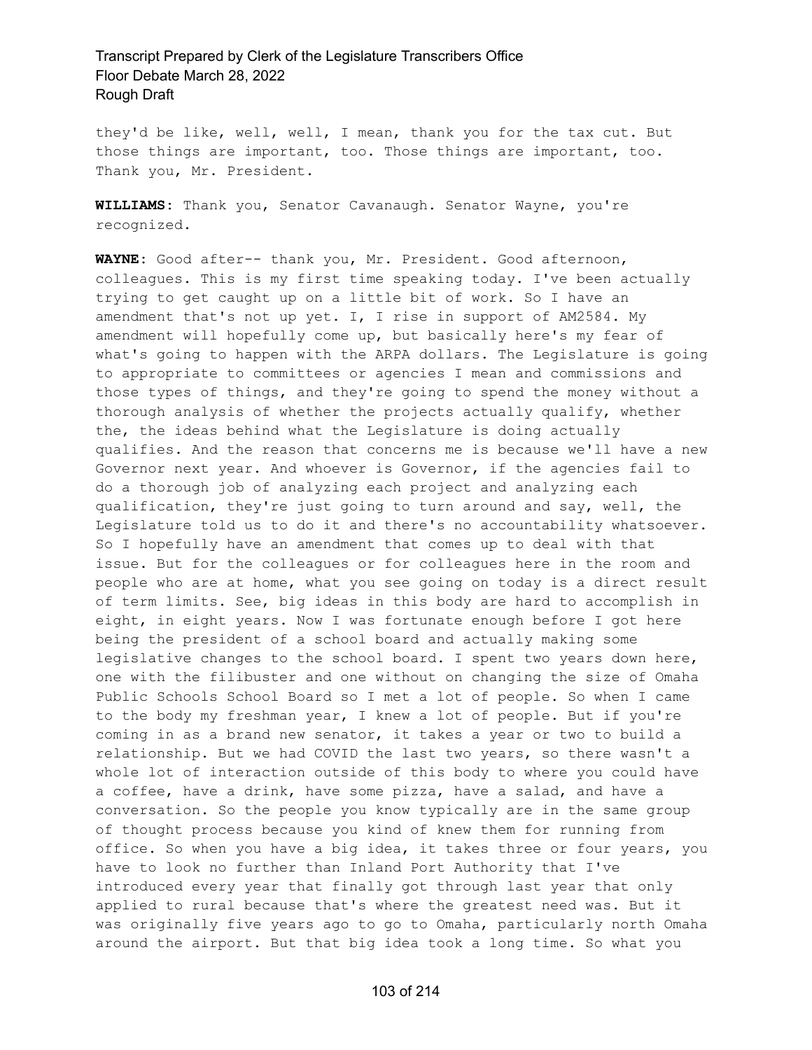they'd be like, well, well, I mean, thank you for the tax cut. But those things are important, too. Those things are important, too. Thank you, Mr. President.

**WILLIAMS:** Thank you, Senator Cavanaugh. Senator Wayne, you're recognized.

**WAYNE:** Good after-- thank you, Mr. President. Good afternoon, colleagues. This is my first time speaking today. I've been actually trying to get caught up on a little bit of work. So I have an amendment that's not up yet. I, I rise in support of AM2584. My amendment will hopefully come up, but basically here's my fear of what's going to happen with the ARPA dollars. The Legislature is going to appropriate to committees or agencies I mean and commissions and those types of things, and they're going to spend the money without a thorough analysis of whether the projects actually qualify, whether the, the ideas behind what the Legislature is doing actually qualifies. And the reason that concerns me is because we'll have a new Governor next year. And whoever is Governor, if the agencies fail to do a thorough job of analyzing each project and analyzing each qualification, they're just going to turn around and say, well, the Legislature told us to do it and there's no accountability whatsoever. So I hopefully have an amendment that comes up to deal with that issue. But for the colleagues or for colleagues here in the room and people who are at home, what you see going on today is a direct result of term limits. See, big ideas in this body are hard to accomplish in eight, in eight years. Now I was fortunate enough before I got here being the president of a school board and actually making some legislative changes to the school board. I spent two years down here, one with the filibuster and one without on changing the size of Omaha Public Schools School Board so I met a lot of people. So when I came to the body my freshman year, I knew a lot of people. But if you're coming in as a brand new senator, it takes a year or two to build a relationship. But we had COVID the last two years, so there wasn't a whole lot of interaction outside of this body to where you could have a coffee, have a drink, have some pizza, have a salad, and have a conversation. So the people you know typically are in the same group of thought process because you kind of knew them for running from office. So when you have a big idea, it takes three or four years, you have to look no further than Inland Port Authority that I've introduced every year that finally got through last year that only applied to rural because that's where the greatest need was. But it was originally five years ago to go to Omaha, particularly north Omaha around the airport. But that big idea took a long time. So what you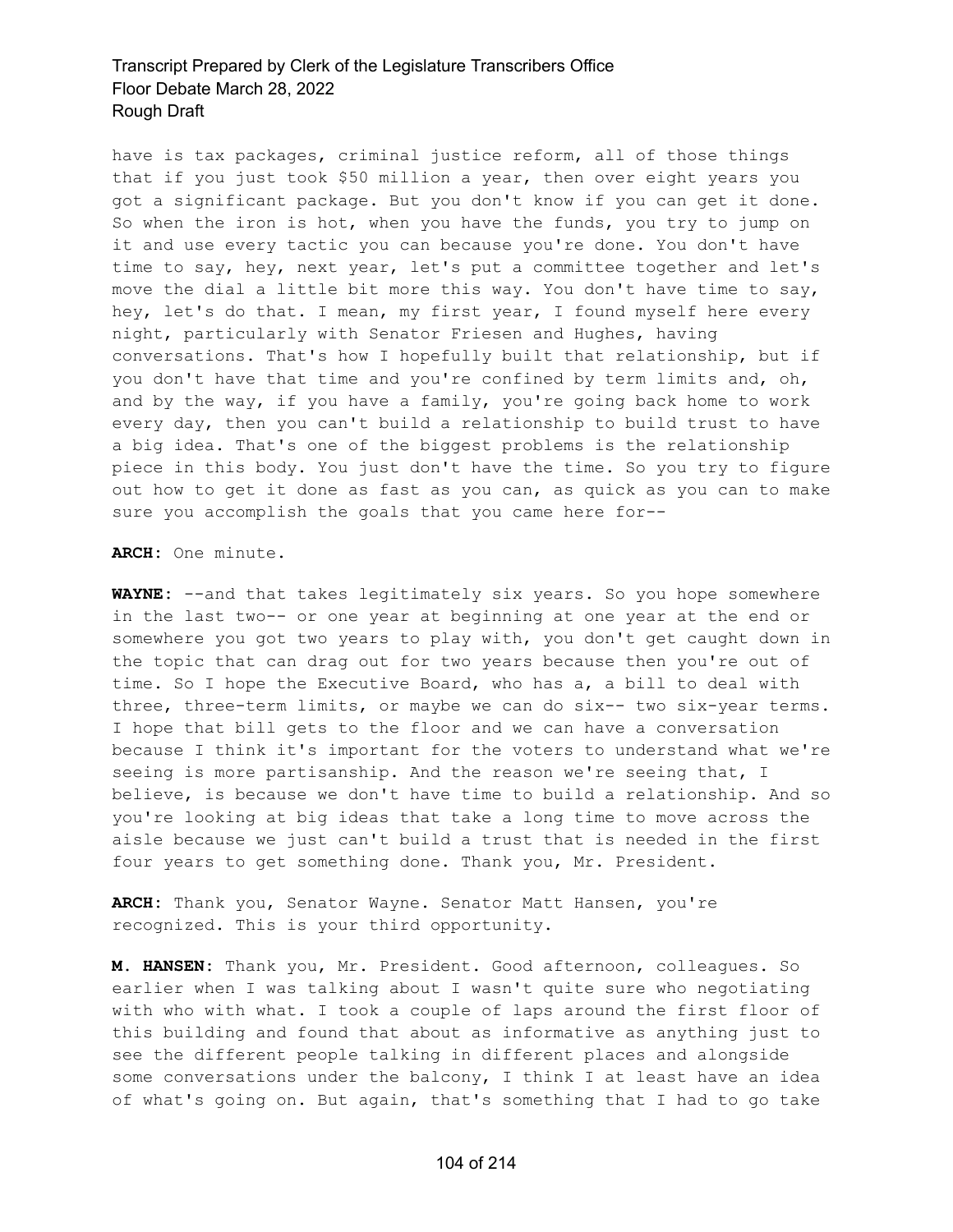have is tax packages, criminal justice reform, all of those things that if you just took $50 million a year, then over eight years you got a significant package. But you don't know if you can get it done. So when the iron is hot, when you have the funds, you try to jump on it and use every tactic you can because you're done. You don't have time to say, hey, next year, let's put a committee together and let's move the dial a little bit more this way. You don't have time to say, hey, let's do that. I mean, my first year, I found myself here every night, particularly with Senator Friesen and Hughes, having conversations. That's how I hopefully built that relationship, but if you don't have that time and you're confined by term limits and, oh, and by the way, if you have a family, you're going back home to work every day, then you can't build a relationship to build trust to have a big idea. That's one of the biggest problems is the relationship piece in this body. You just don't have the time. So you try to figure out how to get it done as fast as you can, as quick as you can to make sure you accomplish the goals that you came here for--

**ARCH:** One minute.

**WAYNE:** --and that takes legitimately six years. So you hope somewhere in the last two-- or one year at beginning at one year at the end or somewhere you got two years to play with, you don't get caught down in the topic that can drag out for two years because then you're out of time. So I hope the Executive Board, who has a, a bill to deal with three, three-term limits, or maybe we can do six-- two six-year terms. I hope that bill gets to the floor and we can have a conversation because I think it's important for the voters to understand what we're seeing is more partisanship. And the reason we're seeing that, I believe, is because we don't have time to build a relationship. And so you're looking at big ideas that take a long time to move across the aisle because we just can't build a trust that is needed in the first four years to get something done. Thank you, Mr. President.

**ARCH:** Thank you, Senator Wayne. Senator Matt Hansen, you're recognized. This is your third opportunity.

**M. HANSEN:** Thank you, Mr. President. Good afternoon, colleagues. So earlier when I was talking about I wasn't quite sure who negotiating with who with what. I took a couple of laps around the first floor of this building and found that about as informative as anything just to see the different people talking in different places and alongside some conversations under the balcony, I think I at least have an idea of what's going on. But again, that's something that I had to go take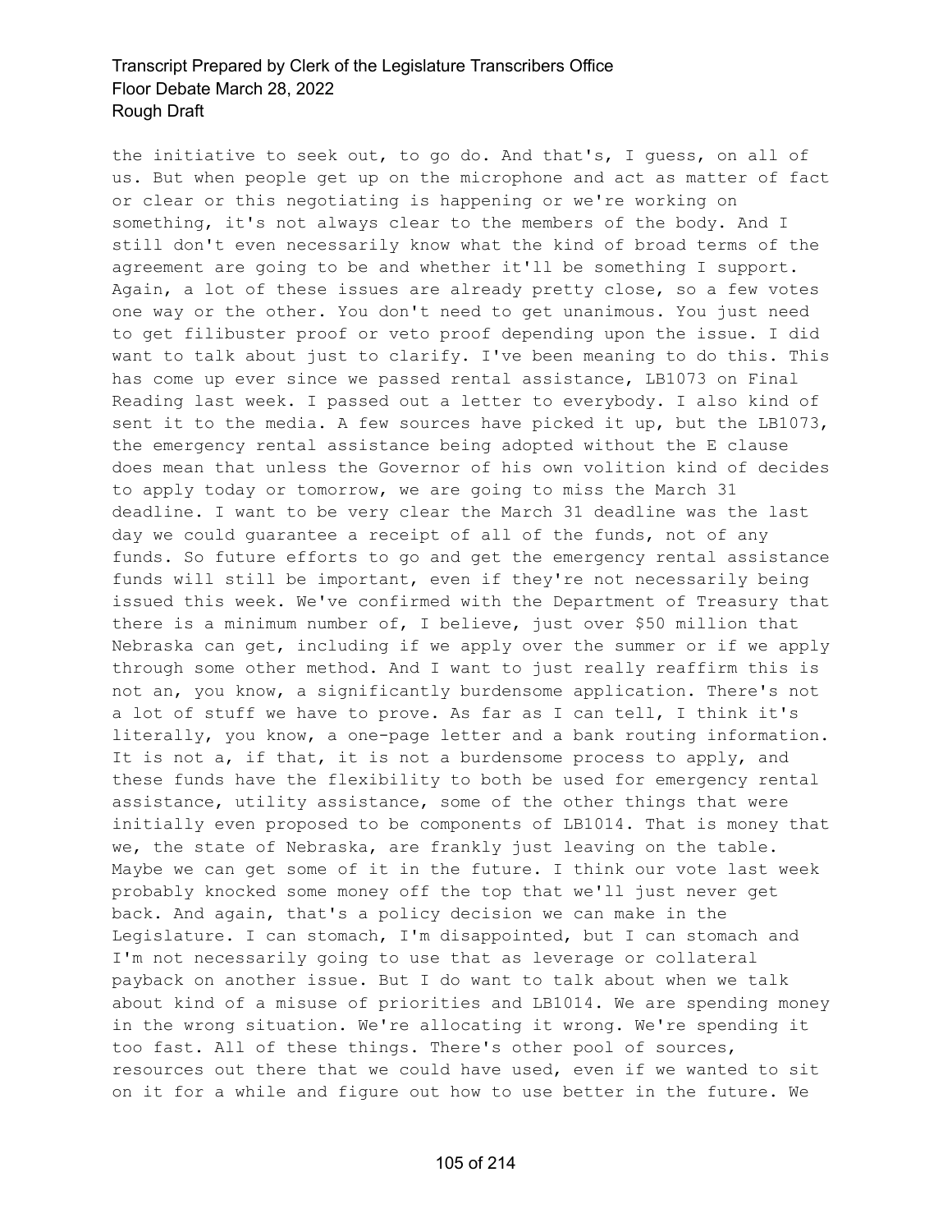the initiative to seek out, to go do. And that's, I guess, on all of us. But when people get up on the microphone and act as matter of fact or clear or this negotiating is happening or we're working on something, it's not always clear to the members of the body. And I still don't even necessarily know what the kind of broad terms of the agreement are going to be and whether it'll be something I support. Again, a lot of these issues are already pretty close, so a few votes one way or the other. You don't need to get unanimous. You just need to get filibuster proof or veto proof depending upon the issue. I did want to talk about just to clarify. I've been meaning to do this. This has come up ever since we passed rental assistance, LB1073 on Final Reading last week. I passed out a letter to everybody. I also kind of sent it to the media. A few sources have picked it up, but the LB1073, the emergency rental assistance being adopted without the E clause does mean that unless the Governor of his own volition kind of decides to apply today or tomorrow, we are going to miss the March 31 deadline. I want to be very clear the March 31 deadline was the last day we could guarantee a receipt of all of the funds, not of any funds. So future efforts to go and get the emergency rental assistance funds will still be important, even if they're not necessarily being issued this week. We've confirmed with the Department of Treasury that there is a minimum number of, I believe, just over $50 million that Nebraska can get, including if we apply over the summer or if we apply through some other method. And I want to just really reaffirm this is not an, you know, a significantly burdensome application. There's not a lot of stuff we have to prove. As far as I can tell, I think it's literally, you know, a one-page letter and a bank routing information. It is not a, if that, it is not a burdensome process to apply, and these funds have the flexibility to both be used for emergency rental assistance, utility assistance, some of the other things that were initially even proposed to be components of LB1014. That is money that we, the state of Nebraska, are frankly just leaving on the table. Maybe we can get some of it in the future. I think our vote last week probably knocked some money off the top that we'll just never get back. And again, that's a policy decision we can make in the Legislature. I can stomach, I'm disappointed, but I can stomach and I'm not necessarily going to use that as leverage or collateral payback on another issue. But I do want to talk about when we talk about kind of a misuse of priorities and LB1014. We are spending money in the wrong situation. We're allocating it wrong. We're spending it too fast. All of these things. There's other pool of sources, resources out there that we could have used, even if we wanted to sit on it for a while and figure out how to use better in the future. We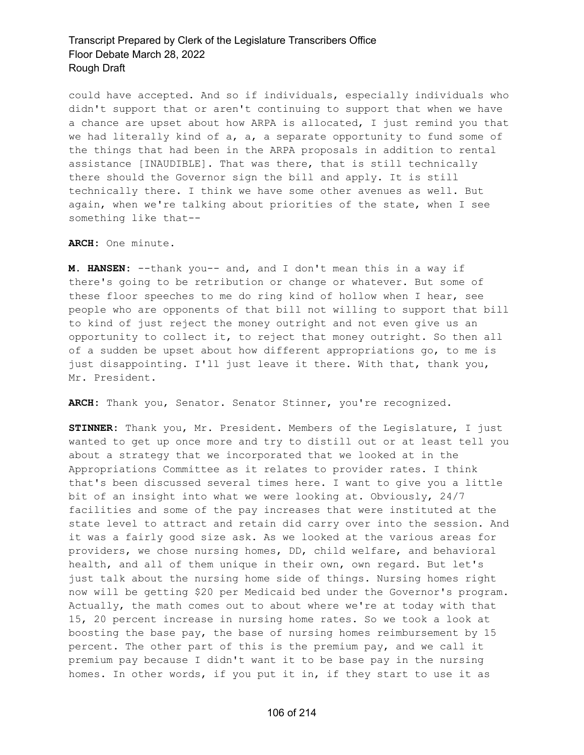could have accepted. And so if individuals, especially individuals who didn't support that or aren't continuing to support that when we have a chance are upset about how ARPA is allocated, I just remind you that we had literally kind of a, a, a separate opportunity to fund some of the things that had been in the ARPA proposals in addition to rental assistance [INAUDIBLE]. That was there, that is still technically there should the Governor sign the bill and apply. It is still technically there. I think we have some other avenues as well. But again, when we're talking about priorities of the state, when I see something like that--

**ARCH:** One minute.

**M. HANSEN:** --thank you-- and, and I don't mean this in a way if there's going to be retribution or change or whatever. But some of these floor speeches to me do ring kind of hollow when I hear, see people who are opponents of that bill not willing to support that bill to kind of just reject the money outright and not even give us an opportunity to collect it, to reject that money outright. So then all of a sudden be upset about how different appropriations go, to me is just disappointing. I'll just leave it there. With that, thank you, Mr. President.

**ARCH:** Thank you, Senator. Senator Stinner, you're recognized.

**STINNER:** Thank you, Mr. President. Members of the Legislature, I just wanted to get up once more and try to distill out or at least tell you about a strategy that we incorporated that we looked at in the Appropriations Committee as it relates to provider rates. I think that's been discussed several times here. I want to give you a little bit of an insight into what we were looking at. Obviously, 24/7 facilities and some of the pay increases that were instituted at the state level to attract and retain did carry over into the session. And it was a fairly good size ask. As we looked at the various areas for providers, we chose nursing homes, DD, child welfare, and behavioral health, and all of them unique in their own, own regard. But let's just talk about the nursing home side of things. Nursing homes right now will be getting $20 per Medicaid bed under the Governor's program. Actually, the math comes out to about where we're at today with that 15, 20 percent increase in nursing home rates. So we took a look at boosting the base pay, the base of nursing homes reimbursement by 15 percent. The other part of this is the premium pay, and we call it premium pay because I didn't want it to be base pay in the nursing homes. In other words, if you put it in, if they start to use it as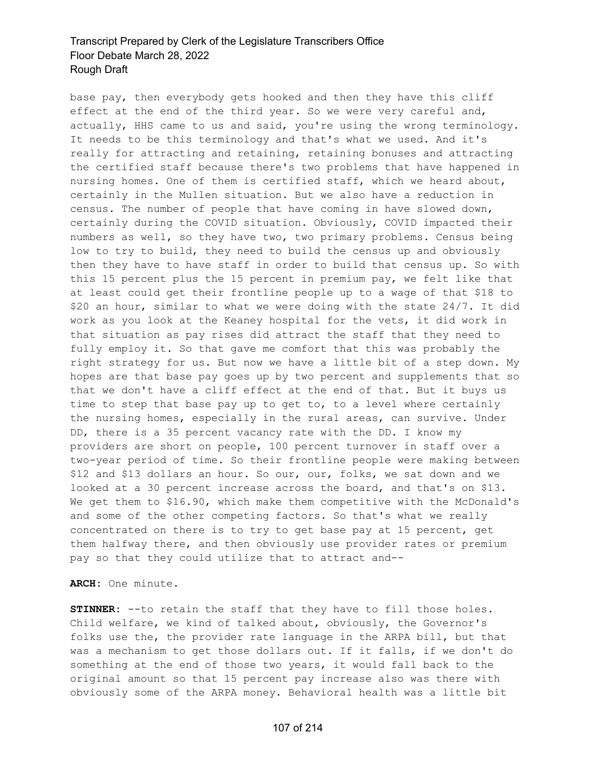base pay, then everybody gets hooked and then they have this cliff effect at the end of the third year. So we were very careful and, actually, HHS came to us and said, you're using the wrong terminology. It needs to be this terminology and that's what we used. And it's really for attracting and retaining, retaining bonuses and attracting the certified staff because there's two problems that have happened in nursing homes. One of them is certified staff, which we heard about, certainly in the Mullen situation. But we also have a reduction in census. The number of people that have coming in have slowed down, certainly during the COVID situation. Obviously, COVID impacted their numbers as well, so they have two, two primary problems. Census being low to try to build, they need to build the census up and obviously then they have to have staff in order to build that census up. So with this 15 percent plus the 15 percent in premium pay, we felt like that at least could get their frontline people up to a wage of that $18 to $20 an hour, similar to what we were doing with the state 24/7. It did work as you look at the Keaney hospital for the vets, it did work in that situation as pay rises did attract the staff that they need to fully employ it. So that gave me comfort that this was probably the right strategy for us. But now we have a little bit of a step down. My hopes are that base pay goes up by two percent and supplements that so that we don't have a cliff effect at the end of that. But it buys us time to step that base pay up to get to, to a level where certainly the nursing homes, especially in the rural areas, can survive. Under DD, there is a 35 percent vacancy rate with the DD. I know my providers are short on people, 100 percent turnover in staff over a two-year period of time. So their frontline people were making between $12 and $13 dollars an hour. So our, our, folks, we sat down and we looked at a 30 percent increase across the board, and that's on $13. We get them to $16.90, which make them competitive with the McDonald's and some of the other competing factors. So that's what we really concentrated on there is to try to get base pay at 15 percent, get them halfway there, and then obviously use provider rates or premium pay so that they could utilize that to attract and--

**ARCH:** One minute.

**STINNER:** --to retain the staff that they have to fill those holes. Child welfare, we kind of talked about, obviously, the Governor's folks use the, the provider rate language in the ARPA bill, but that was a mechanism to get those dollars out. If it falls, if we don't do something at the end of those two years, it would fall back to the original amount so that 15 percent pay increase also was there with obviously some of the ARPA money. Behavioral health was a little bit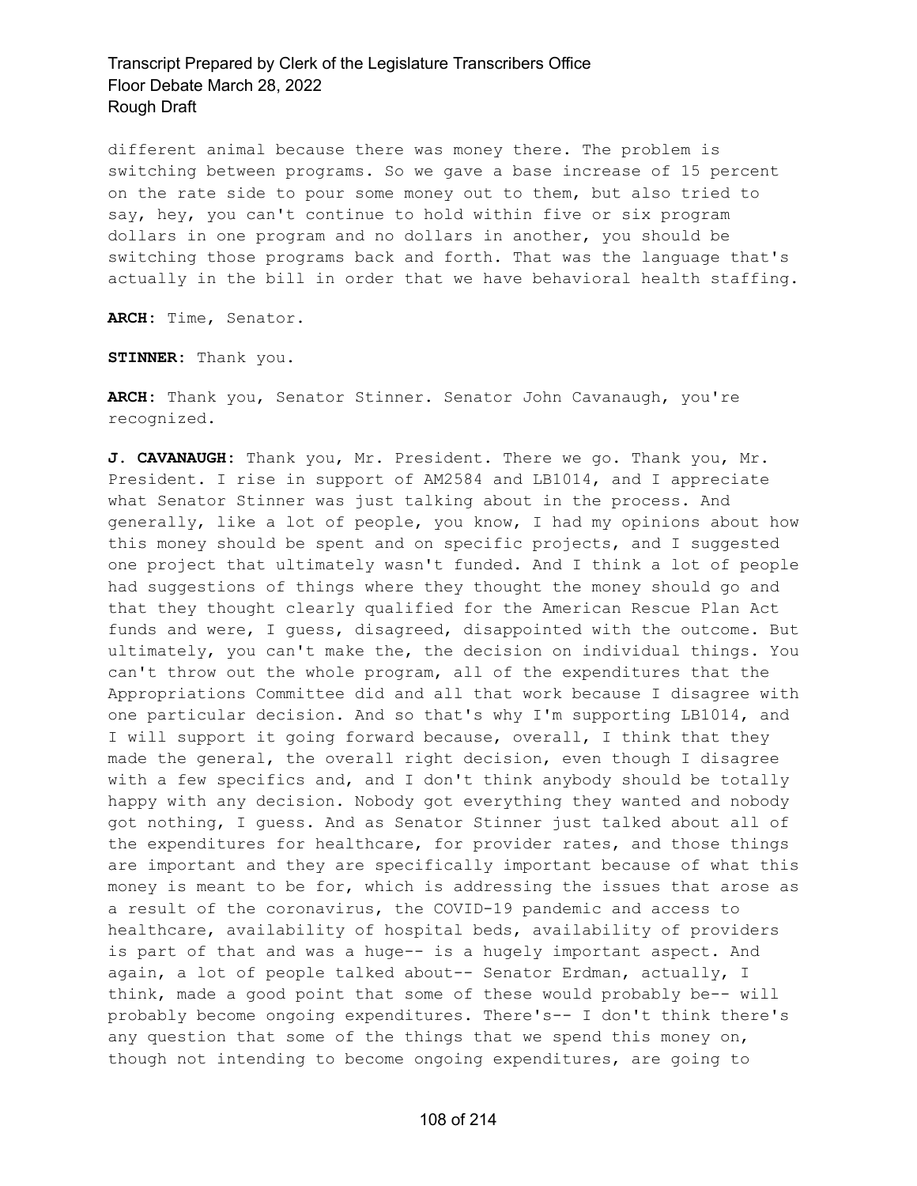different animal because there was money there. The problem is switching between programs. So we gave a base increase of 15 percent on the rate side to pour some money out to them, but also tried to say, hey, you can't continue to hold within five or six program dollars in one program and no dollars in another, you should be switching those programs back and forth. That was the language that's actually in the bill in order that we have behavioral health staffing.

**ARCH:** Time, Senator.

**STINNER:** Thank you.

**ARCH:** Thank you, Senator Stinner. Senator John Cavanaugh, you're recognized.

**J. CAVANAUGH:** Thank you, Mr. President. There we go. Thank you, Mr. President. I rise in support of AM2584 and LB1014, and I appreciate what Senator Stinner was just talking about in the process. And generally, like a lot of people, you know, I had my opinions about how this money should be spent and on specific projects, and I suggested one project that ultimately wasn't funded. And I think a lot of people had suggestions of things where they thought the money should go and that they thought clearly qualified for the American Rescue Plan Act funds and were, I guess, disagreed, disappointed with the outcome. But ultimately, you can't make the, the decision on individual things. You can't throw out the whole program, all of the expenditures that the Appropriations Committee did and all that work because I disagree with one particular decision. And so that's why I'm supporting LB1014, and I will support it going forward because, overall, I think that they made the general, the overall right decision, even though I disagree with a few specifics and, and I don't think anybody should be totally happy with any decision. Nobody got everything they wanted and nobody got nothing, I guess. And as Senator Stinner just talked about all of the expenditures for healthcare, for provider rates, and those things are important and they are specifically important because of what this money is meant to be for, which is addressing the issues that arose as a result of the coronavirus, the COVID-19 pandemic and access to healthcare, availability of hospital beds, availability of providers is part of that and was a huge-- is a hugely important aspect. And again, a lot of people talked about-- Senator Erdman, actually, I think, made a good point that some of these would probably be-- will probably become ongoing expenditures. There's-- I don't think there's any question that some of the things that we spend this money on, though not intending to become ongoing expenditures, are going to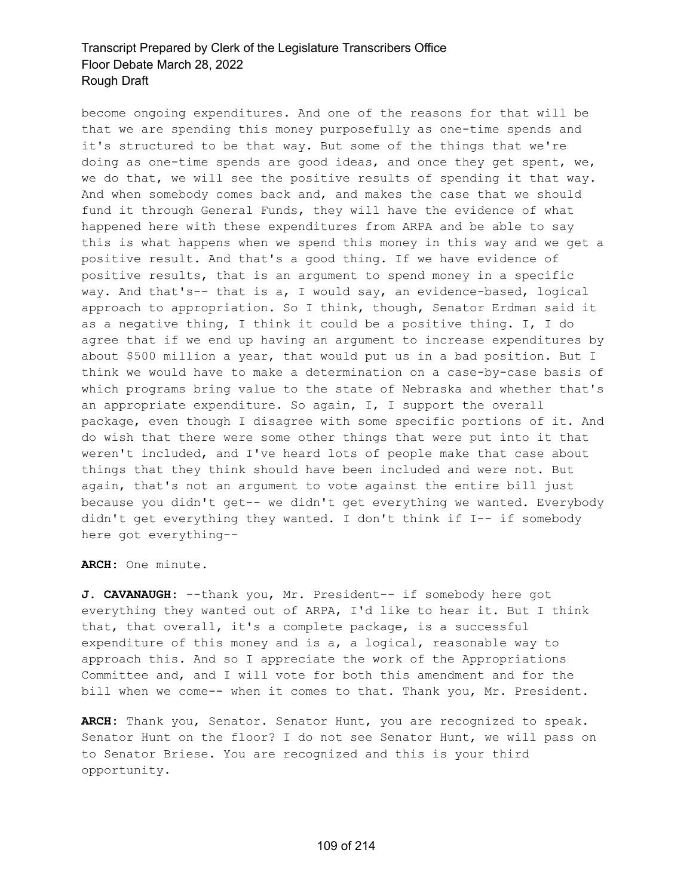become ongoing expenditures. And one of the reasons for that will be that we are spending this money purposefully as one-time spends and it's structured to be that way. But some of the things that we're doing as one-time spends are good ideas, and once they get spent, we, we do that, we will see the positive results of spending it that way. And when somebody comes back and, and makes the case that we should fund it through General Funds, they will have the evidence of what happened here with these expenditures from ARPA and be able to say this is what happens when we spend this money in this way and we get a positive result. And that's a good thing. If we have evidence of positive results, that is an argument to spend money in a specific way. And that's-- that is a, I would say, an evidence-based, logical approach to appropriation. So I think, though, Senator Erdman said it as a negative thing, I think it could be a positive thing. I, I do agree that if we end up having an argument to increase expenditures by about $500 million a year, that would put us in a bad position. But I think we would have to make a determination on a case-by-case basis of which programs bring value to the state of Nebraska and whether that's an appropriate expenditure. So again, I, I support the overall package, even though I disagree with some specific portions of it. And do wish that there were some other things that were put into it that weren't included, and I've heard lots of people make that case about things that they think should have been included and were not. But again, that's not an argument to vote against the entire bill just because you didn't get-- we didn't get everything we wanted. Everybody didn't get everything they wanted. I don't think if I-- if somebody here got everything--

**ARCH:** One minute.

**J. CAVANAUGH:** --thank you, Mr. President-- if somebody here got everything they wanted out of ARPA, I'd like to hear it. But I think that, that overall, it's a complete package, is a successful expenditure of this money and is a, a logical, reasonable way to approach this. And so I appreciate the work of the Appropriations Committee and, and I will vote for both this amendment and for the bill when we come-- when it comes to that. Thank you, Mr. President.

**ARCH:** Thank you, Senator. Senator Hunt, you are recognized to speak. Senator Hunt on the floor? I do not see Senator Hunt, we will pass on to Senator Briese. You are recognized and this is your third opportunity.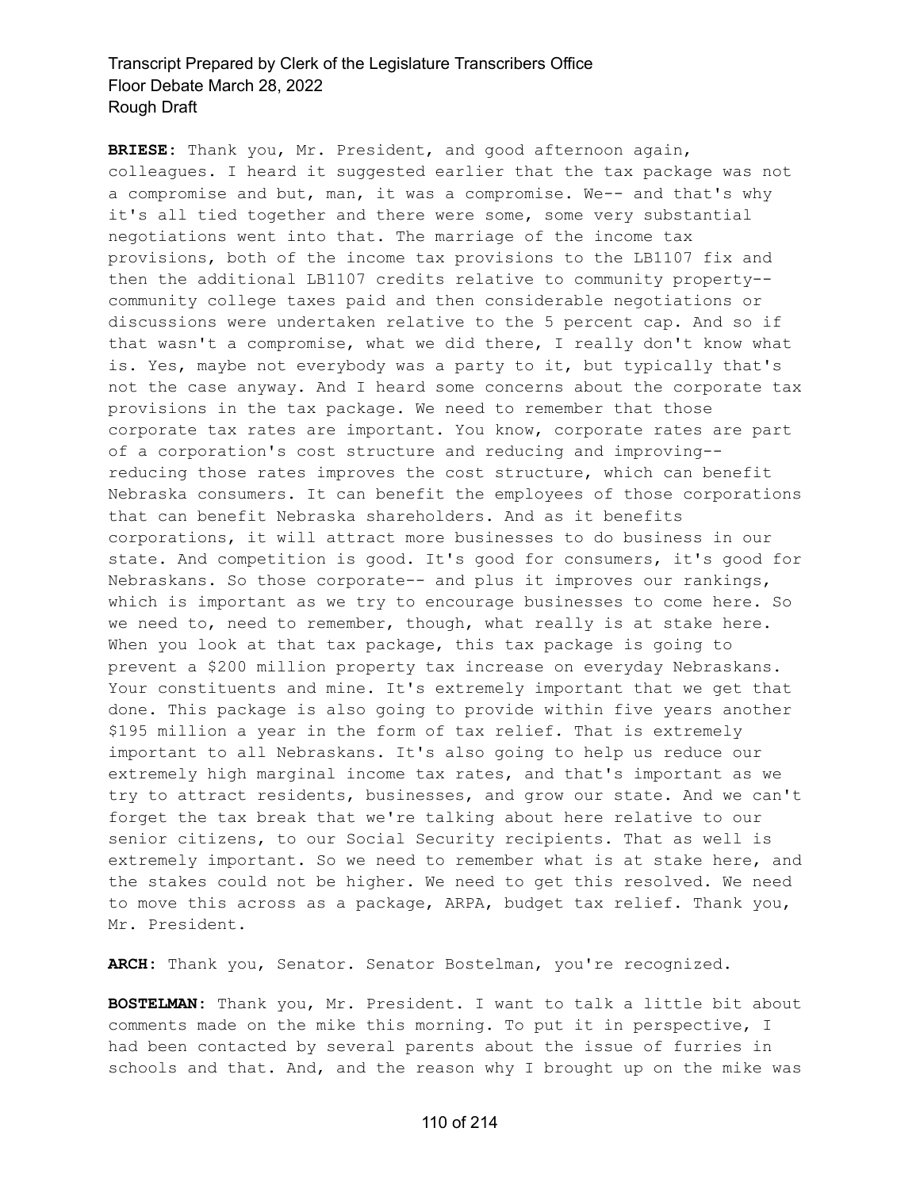**BRIESE:** Thank you, Mr. President, and good afternoon again, colleagues. I heard it suggested earlier that the tax package was not a compromise and but, man, it was a compromise. We-- and that's why it's all tied together and there were some, some very substantial negotiations went into that. The marriage of the income tax provisions, both of the income tax provisions to the LB1107 fix and then the additional LB1107 credits relative to community property-- community college taxes paid and then considerable negotiations or discussions were undertaken relative to the 5 percent cap. And so if that wasn't a compromise, what we did there, I really don't know what is. Yes, maybe not everybody was a party to it, but typically that's not the case anyway. And I heard some concerns about the corporate tax provisions in the tax package. We need to remember that those corporate tax rates are important. You know, corporate rates are part of a corporation's cost structure and reducing and improving-- reducing those rates improves the cost structure, which can benefit Nebraska consumers. It can benefit the employees of those corporations that can benefit Nebraska shareholders. And as it benefits corporations, it will attract more businesses to do business in our state. And competition is good. It's good for consumers, it's good for Nebraskans. So those corporate-- and plus it improves our rankings, which is important as we try to encourage businesses to come here. So we need to, need to remember, though, what really is at stake here. When you look at that tax package, this tax package is going to prevent a $200 million property tax increase on everyday Nebraskans. Your constituents and mine. It's extremely important that we get that done. This package is also going to provide within five years another $195 million a year in the form of tax relief. That is extremely important to all Nebraskans. It's also going to help us reduce our extremely high marginal income tax rates, and that's important as we try to attract residents, businesses, and grow our state. And we can't forget the tax break that we're talking about here relative to our senior citizens, to our Social Security recipients. That as well is extremely important. So we need to remember what is at stake here, and the stakes could not be higher. We need to get this resolved. We need to move this across as a package, ARPA, budget tax relief. Thank you, Mr. President.

**ARCH:** Thank you, Senator. Senator Bostelman, you're recognized.

**BOSTELMAN:** Thank you, Mr. President. I want to talk a little bit about comments made on the mike this morning. To put it in perspective, I had been contacted by several parents about the issue of furries in schools and that. And, and the reason why I brought up on the mike was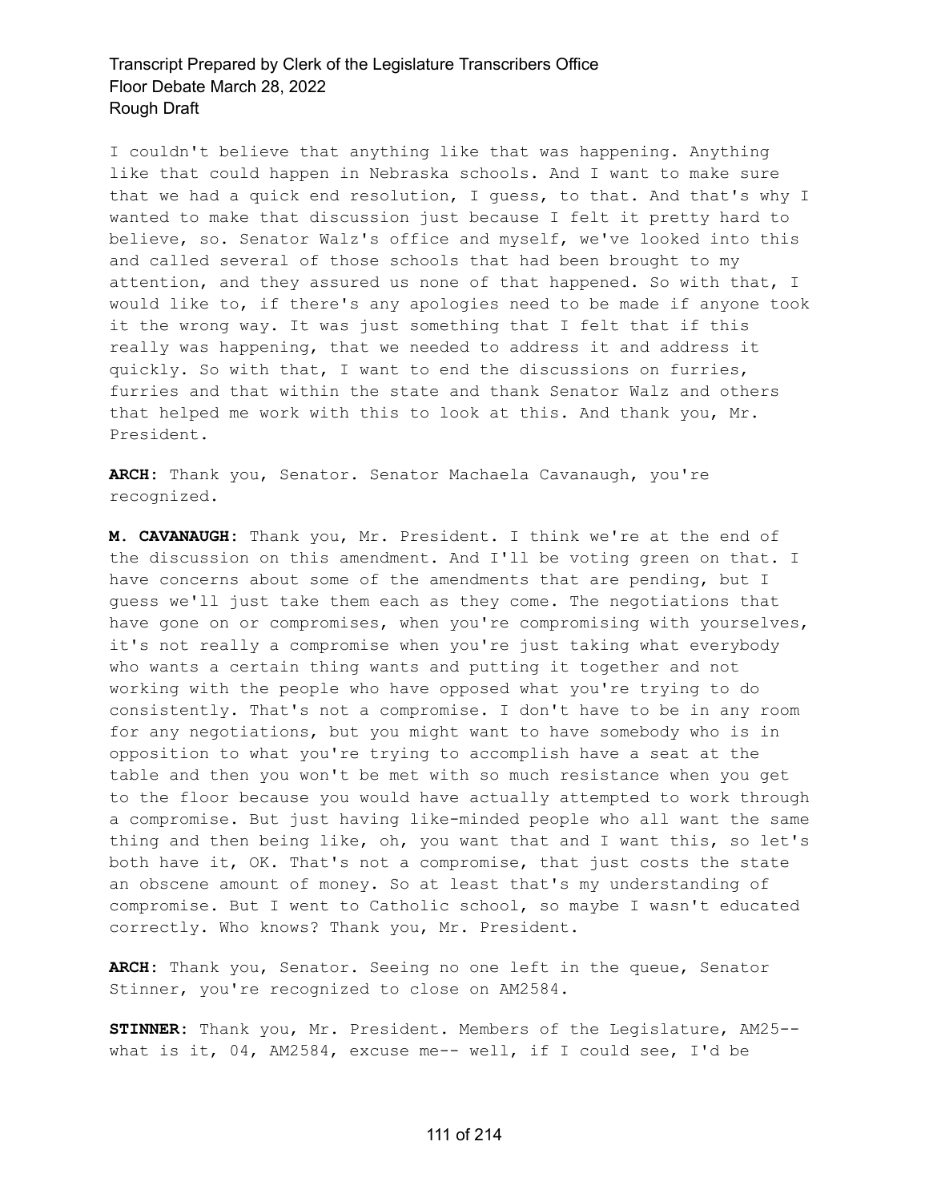I couldn't believe that anything like that was happening. Anything like that could happen in Nebraska schools. And I want to make sure that we had a quick end resolution, I guess, to that. And that's why I wanted to make that discussion just because I felt it pretty hard to believe, so. Senator Walz's office and myself, we've looked into this and called several of those schools that had been brought to my attention, and they assured us none of that happened. So with that, I would like to, if there's any apologies need to be made if anyone took it the wrong way. It was just something that I felt that if this really was happening, that we needed to address it and address it quickly. So with that, I want to end the discussions on furries, furries and that within the state and thank Senator Walz and others that helped me work with this to look at this. And thank you, Mr. President.

**ARCH:** Thank you, Senator. Senator Machaela Cavanaugh, you're recognized.

**M. CAVANAUGH:** Thank you, Mr. President. I think we're at the end of the discussion on this amendment. And I'll be voting green on that. I have concerns about some of the amendments that are pending, but I guess we'll just take them each as they come. The negotiations that have gone on or compromises, when you're compromising with yourselves, it's not really a compromise when you're just taking what everybody who wants a certain thing wants and putting it together and not working with the people who have opposed what you're trying to do consistently. That's not a compromise. I don't have to be in any room for any negotiations, but you might want to have somebody who is in opposition to what you're trying to accomplish have a seat at the table and then you won't be met with so much resistance when you get to the floor because you would have actually attempted to work through a compromise. But just having like-minded people who all want the same thing and then being like, oh, you want that and I want this, so let's both have it, OK. That's not a compromise, that just costs the state an obscene amount of money. So at least that's my understanding of compromise. But I went to Catholic school, so maybe I wasn't educated correctly. Who knows? Thank you, Mr. President.

**ARCH:** Thank you, Senator. Seeing no one left in the queue, Senator Stinner, you're recognized to close on AM2584.

**STINNER:** Thank you, Mr. President. Members of the Legislature, AM25-- what is it, 04, AM2584, excuse me-- well, if I could see, I'd be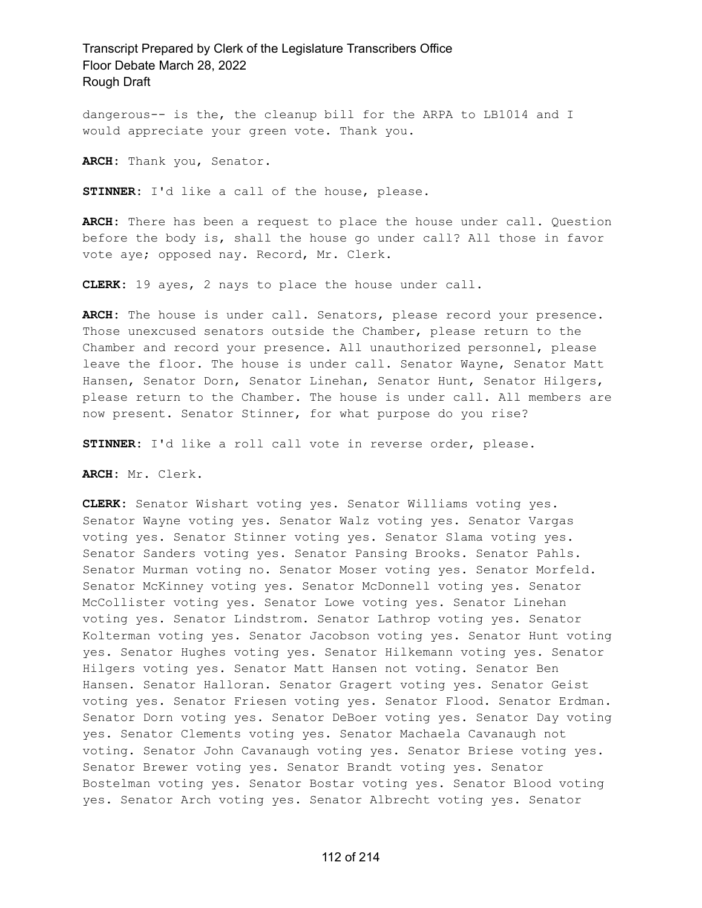dangerous-- is the, the cleanup bill for the ARPA to LB1014 and I would appreciate your green vote. Thank you.

**ARCH:** Thank you, Senator.

**STINNER:** I'd like a call of the house, please.

**ARCH:** There has been a request to place the house under call. Question before the body is, shall the house go under call? All those in favor vote aye; opposed nay. Record, Mr. Clerk.

**CLERK:** 19 ayes, 2 nays to place the house under call.

**ARCH:** The house is under call. Senators, please record your presence. Those unexcused senators outside the Chamber, please return to the Chamber and record your presence. All unauthorized personnel, please leave the floor. The house is under call. Senator Wayne, Senator Matt Hansen, Senator Dorn, Senator Linehan, Senator Hunt, Senator Hilgers, please return to the Chamber. The house is under call. All members are now present. Senator Stinner, for what purpose do you rise?

**STINNER:** I'd like a roll call vote in reverse order, please.

**ARCH:** Mr. Clerk.

**CLERK:** Senator Wishart voting yes. Senator Williams voting yes. Senator Wayne voting yes. Senator Walz voting yes. Senator Vargas voting yes. Senator Stinner voting yes. Senator Slama voting yes. Senator Sanders voting yes. Senator Pansing Brooks. Senator Pahls. Senator Murman voting no. Senator Moser voting yes. Senator Morfeld. Senator McKinney voting yes. Senator McDonnell voting yes. Senator McCollister voting yes. Senator Lowe voting yes. Senator Linehan voting yes. Senator Lindstrom. Senator Lathrop voting yes. Senator Kolterman voting yes. Senator Jacobson voting yes. Senator Hunt voting yes. Senator Hughes voting yes. Senator Hilkemann voting yes. Senator Hilgers voting yes. Senator Matt Hansen not voting. Senator Ben Hansen. Senator Halloran. Senator Gragert voting yes. Senator Geist voting yes. Senator Friesen voting yes. Senator Flood. Senator Erdman. Senator Dorn voting yes. Senator DeBoer voting yes. Senator Day voting yes. Senator Clements voting yes. Senator Machaela Cavanaugh not voting. Senator John Cavanaugh voting yes. Senator Briese voting yes. Senator Brewer voting yes. Senator Brandt voting yes. Senator Bostelman voting yes. Senator Bostar voting yes. Senator Blood voting yes. Senator Arch voting yes. Senator Albrecht voting yes. Senator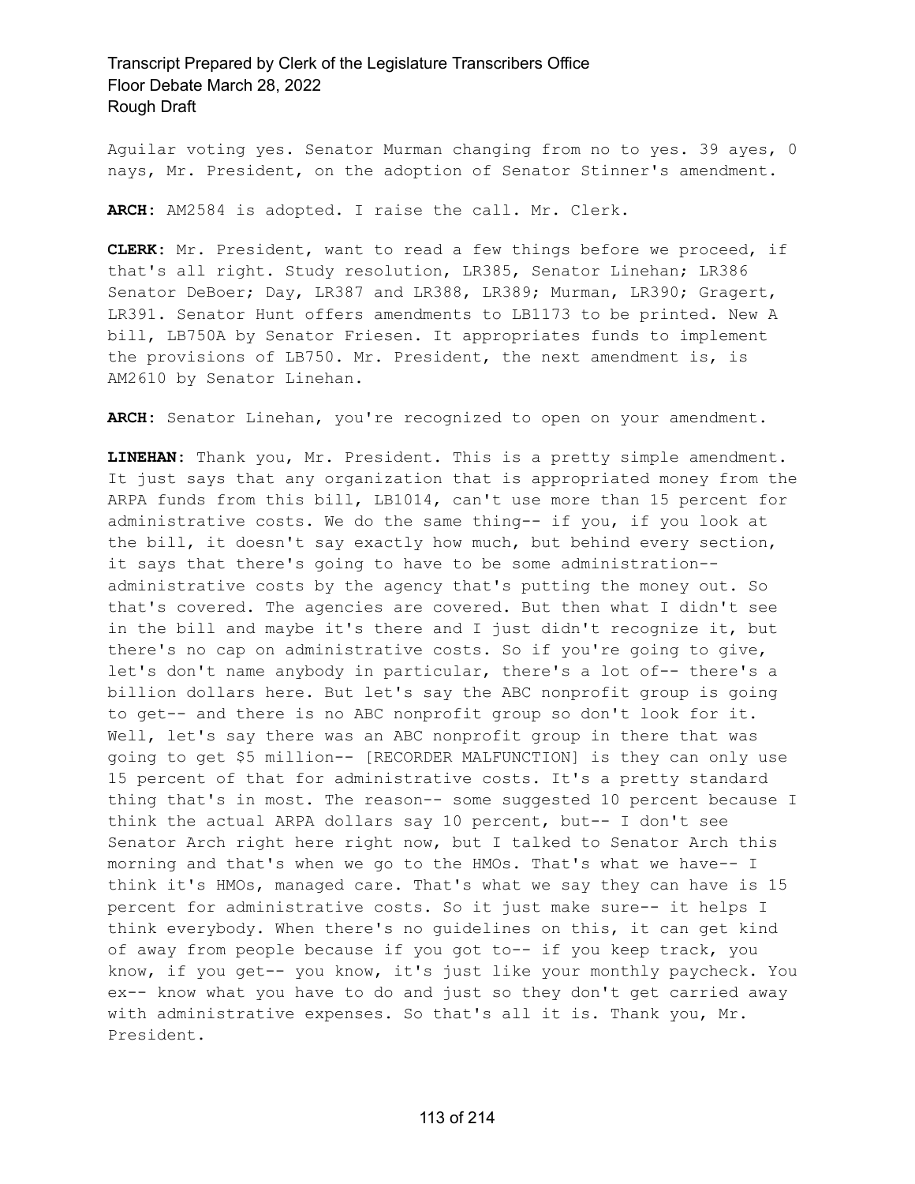Aguilar voting yes. Senator Murman changing from no to yes. 39 ayes, 0 nays, Mr. President, on the adoption of Senator Stinner's amendment.

**ARCH:** AM2584 is adopted. I raise the call. Mr. Clerk.

**CLERK:** Mr. President, want to read a few things before we proceed, if that's all right. Study resolution, LR385, Senator Linehan; LR386 Senator DeBoer; Day, LR387 and LR388, LR389; Murman, LR390; Gragert, LR391. Senator Hunt offers amendments to LB1173 to be printed. New A bill, LB750A by Senator Friesen. It appropriates funds to implement the provisions of LB750. Mr. President, the next amendment is, is AM2610 by Senator Linehan.

**ARCH:** Senator Linehan, you're recognized to open on your amendment.

**LINEHAN:** Thank you, Mr. President. This is a pretty simple amendment. It just says that any organization that is appropriated money from the ARPA funds from this bill, LB1014, can't use more than 15 percent for administrative costs. We do the same thing-- if you, if you look at the bill, it doesn't say exactly how much, but behind every section, it says that there's going to have to be some administration-- administrative costs by the agency that's putting the money out. So that's covered. The agencies are covered. But then what I didn't see in the bill and maybe it's there and I just didn't recognize it, but there's no cap on administrative costs. So if you're going to give, let's don't name anybody in particular, there's a lot of-- there's a billion dollars here. But let's say the ABC nonprofit group is going to get-- and there is no ABC nonprofit group so don't look for it. Well, let's say there was an ABC nonprofit group in there that was going to get $5 million-- [RECORDER MALFUNCTION] is they can only use 15 percent of that for administrative costs. It's a pretty standard thing that's in most. The reason-- some suggested 10 percent because I think the actual ARPA dollars say 10 percent, but-- I don't see Senator Arch right here right now, but I talked to Senator Arch this morning and that's when we go to the HMOs. That's what we have-- I think it's HMOs, managed care. That's what we say they can have is 15 percent for administrative costs. So it just make sure-- it helps I think everybody. When there's no guidelines on this, it can get kind of away from people because if you got to-- if you keep track, you know, if you get-- you know, it's just like your monthly paycheck. You ex-- know what you have to do and just so they don't get carried away with administrative expenses. So that's all it is. Thank you, Mr. President.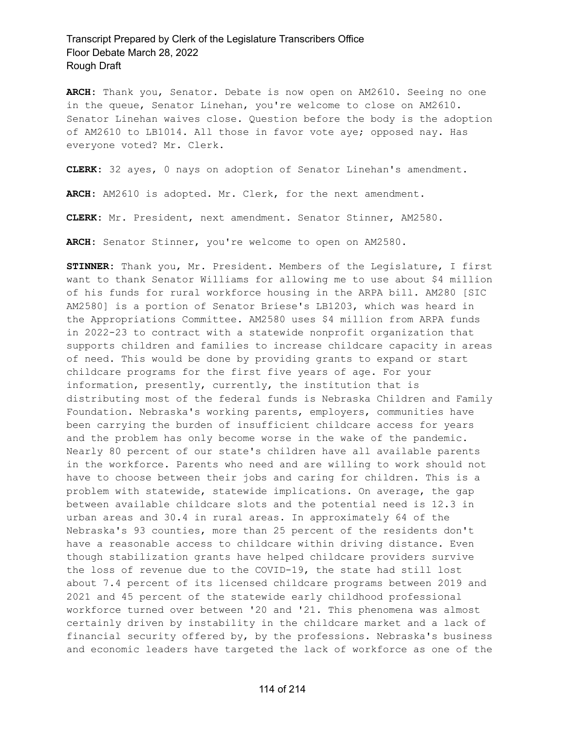**ARCH:** Thank you, Senator. Debate is now open on AM2610. Seeing no one in the queue, Senator Linehan, you're welcome to close on AM2610. Senator Linehan waives close. Question before the body is the adoption of AM2610 to LB1014. All those in favor vote aye; opposed nay. Has everyone voted? Mr. Clerk.

**CLERK:** 32 ayes, 0 nays on adoption of Senator Linehan's amendment.

**ARCH:** AM2610 is adopted. Mr. Clerk, for the next amendment.

**CLERK:** Mr. President, next amendment. Senator Stinner, AM2580.

**ARCH:** Senator Stinner, you're welcome to open on AM2580.

**STINNER:** Thank you, Mr. President. Members of the Legislature, I first want to thank Senator Williams for allowing me to use about $4 million of his funds for rural workforce housing in the ARPA bill. AM280 [SIC AM2580] is a portion of Senator Briese's LB1203, which was heard in the Appropriations Committee. AM2580 uses $4 million from ARPA funds in 2022-23 to contract with a statewide nonprofit organization that supports children and families to increase childcare capacity in areas of need. This would be done by providing grants to expand or start childcare programs for the first five years of age. For your information, presently, currently, the institution that is distributing most of the federal funds is Nebraska Children and Family Foundation. Nebraska's working parents, employers, communities have been carrying the burden of insufficient childcare access for years and the problem has only become worse in the wake of the pandemic. Nearly 80 percent of our state's children have all available parents in the workforce. Parents who need and are willing to work should not have to choose between their jobs and caring for children. This is a problem with statewide, statewide implications. On average, the gap between available childcare slots and the potential need is 12.3 in urban areas and 30.4 in rural areas. In approximately 64 of the Nebraska's 93 counties, more than 25 percent of the residents don't have a reasonable access to childcare within driving distance. Even though stabilization grants have helped childcare providers survive the loss of revenue due to the COVID-19, the state had still lost about 7.4 percent of its licensed childcare programs between 2019 and 2021 and 45 percent of the statewide early childhood professional workforce turned over between '20 and '21. This phenomena was almost certainly driven by instability in the childcare market and a lack of financial security offered by, by the professions. Nebraska's business and economic leaders have targeted the lack of workforce as one of the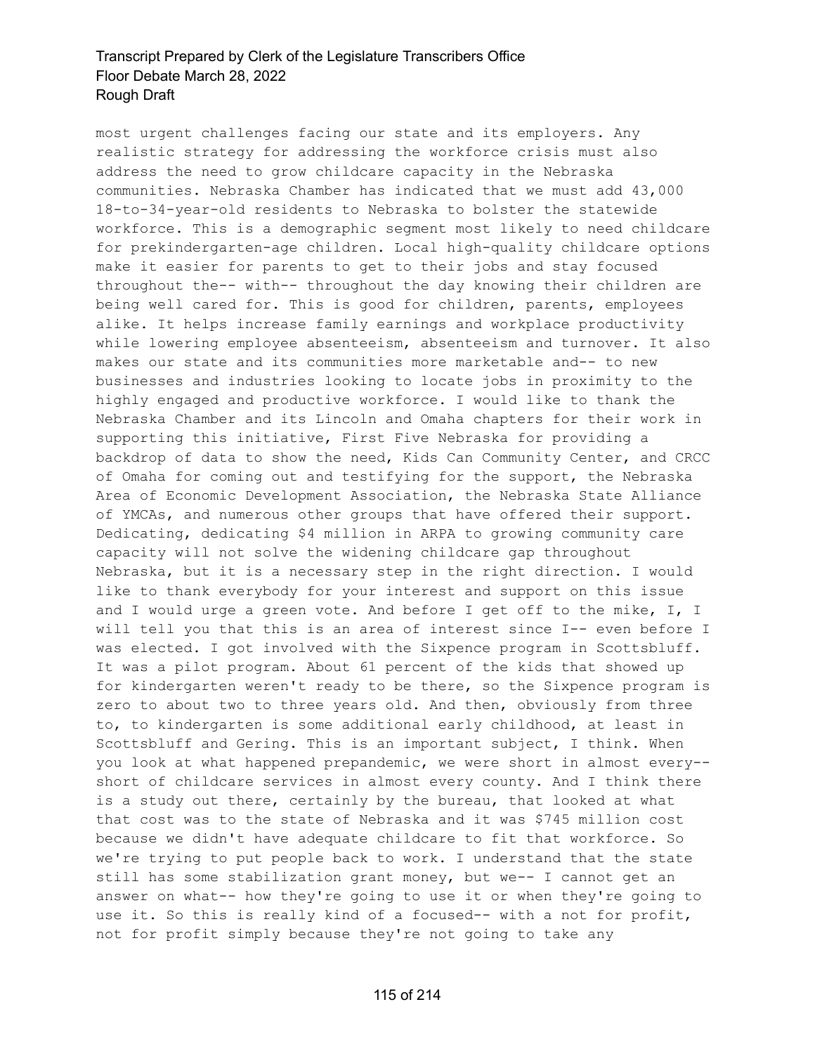most urgent challenges facing our state and its employers. Any realistic strategy for addressing the workforce crisis must also address the need to grow childcare capacity in the Nebraska communities. Nebraska Chamber has indicated that we must add 43,000 18-to-34-year-old residents to Nebraska to bolster the statewide workforce. This is a demographic segment most likely to need childcare for prekindergarten-age children. Local high-quality childcare options make it easier for parents to get to their jobs and stay focused throughout the-- with-- throughout the day knowing their children are being well cared for. This is good for children, parents, employees alike. It helps increase family earnings and workplace productivity while lowering employee absenteeism, absenteeism and turnover. It also makes our state and its communities more marketable and-- to new businesses and industries looking to locate jobs in proximity to the highly engaged and productive workforce. I would like to thank the Nebraska Chamber and its Lincoln and Omaha chapters for their work in supporting this initiative, First Five Nebraska for providing a backdrop of data to show the need, Kids Can Community Center, and CRCC of Omaha for coming out and testifying for the support, the Nebraska Area of Economic Development Association, the Nebraska State Alliance of YMCAs, and numerous other groups that have offered their support. Dedicating, dedicating $4 million in ARPA to growing community care capacity will not solve the widening childcare gap throughout Nebraska, but it is a necessary step in the right direction. I would like to thank everybody for your interest and support on this issue and I would urge a green vote. And before I get off to the mike, I, I will tell you that this is an area of interest since I-- even before I was elected. I got involved with the Sixpence program in Scottsbluff. It was a pilot program. About 61 percent of the kids that showed up for kindergarten weren't ready to be there, so the Sixpence program is zero to about two to three years old. And then, obviously from three to, to kindergarten is some additional early childhood, at least in Scottsbluff and Gering. This is an important subject, I think. When you look at what happened prepandemic, we were short in almost every-- short of childcare services in almost every county. And I think there is a study out there, certainly by the bureau, that looked at what that cost was to the state of Nebraska and it was $745 million cost because we didn't have adequate childcare to fit that workforce. So we're trying to put people back to work. I understand that the state still has some stabilization grant money, but we-- I cannot get an answer on what-- how they're going to use it or when they're going to use it. So this is really kind of a focused-- with a not for profit, not for profit simply because they're not going to take any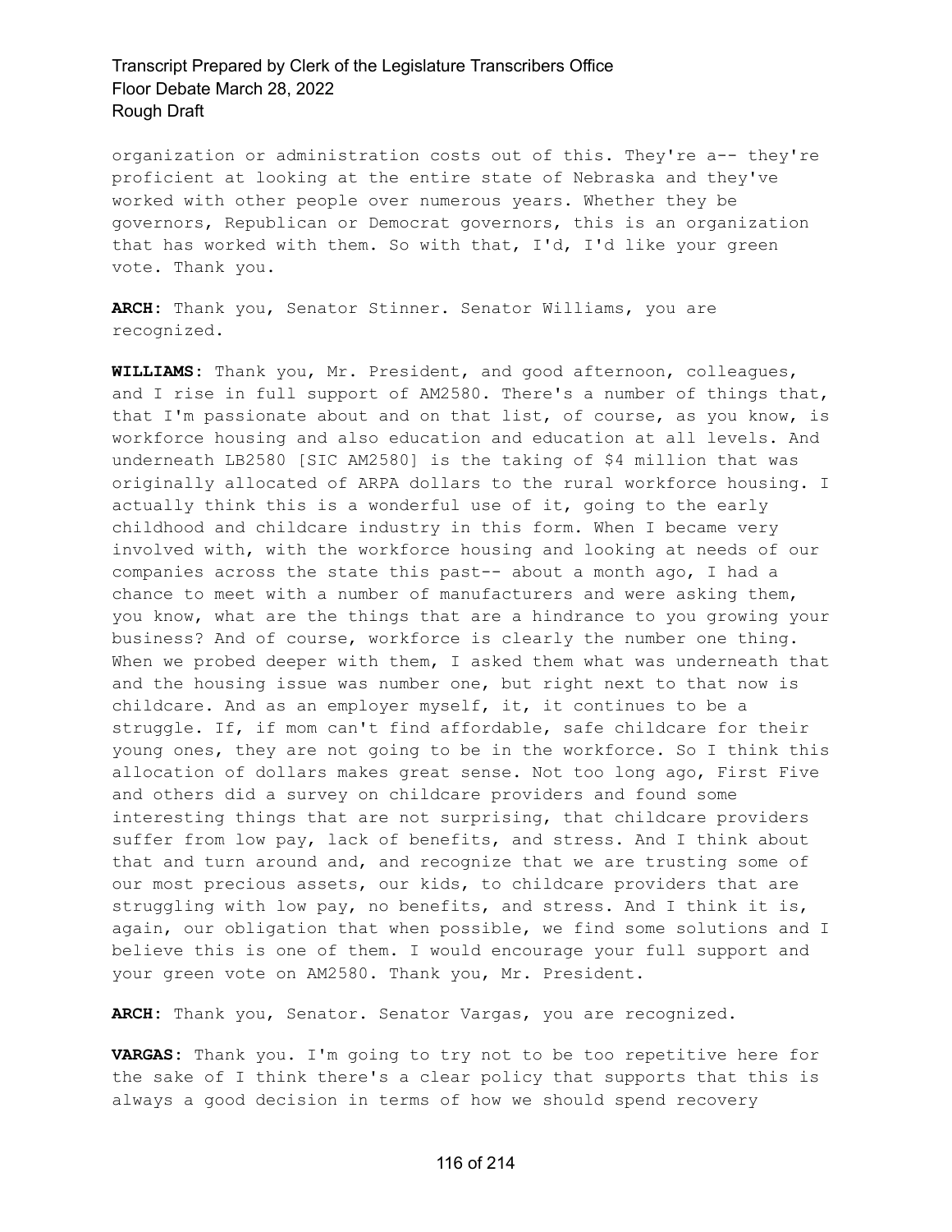organization or administration costs out of this. They're a-- they're proficient at looking at the entire state of Nebraska and they've worked with other people over numerous years. Whether they be governors, Republican or Democrat governors, this is an organization that has worked with them. So with that, I'd, I'd like your green vote. Thank you.

**ARCH:** Thank you, Senator Stinner. Senator Williams, you are recognized.

**WILLIAMS:** Thank you, Mr. President, and good afternoon, colleagues, and I rise in full support of AM2580. There's a number of things that, that I'm passionate about and on that list, of course, as you know, is workforce housing and also education and education at all levels. And underneath LB2580 [SIC AM2580] is the taking of $4 million that was originally allocated of ARPA dollars to the rural workforce housing. I actually think this is a wonderful use of it, going to the early childhood and childcare industry in this form. When I became very involved with, with the workforce housing and looking at needs of our companies across the state this past-- about a month ago, I had a chance to meet with a number of manufacturers and were asking them, you know, what are the things that are a hindrance to you growing your business? And of course, workforce is clearly the number one thing. When we probed deeper with them, I asked them what was underneath that and the housing issue was number one, but right next to that now is childcare. And as an employer myself, it, it continues to be a struggle. If, if mom can't find affordable, safe childcare for their young ones, they are not going to be in the workforce. So I think this allocation of dollars makes great sense. Not too long ago, First Five and others did a survey on childcare providers and found some interesting things that are not surprising, that childcare providers suffer from low pay, lack of benefits, and stress. And I think about that and turn around and, and recognize that we are trusting some of our most precious assets, our kids, to childcare providers that are struggling with low pay, no benefits, and stress. And I think it is, again, our obligation that when possible, we find some solutions and I believe this is one of them. I would encourage your full support and your green vote on AM2580. Thank you, Mr. President.

**ARCH:** Thank you, Senator. Senator Vargas, you are recognized.

**VARGAS:** Thank you. I'm going to try not to be too repetitive here for the sake of I think there's a clear policy that supports that this is always a good decision in terms of how we should spend recovery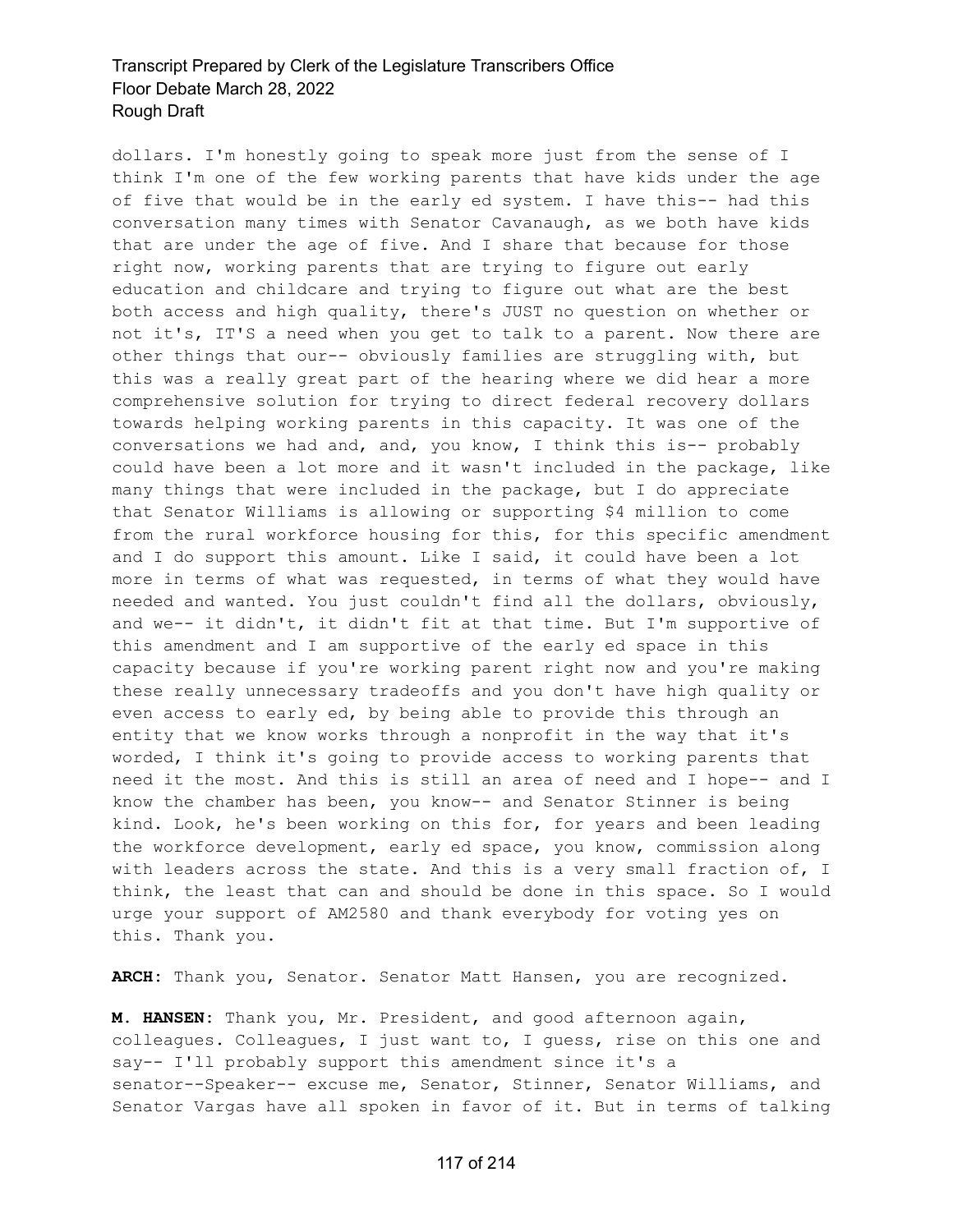dollars. I'm honestly going to speak more just from the sense of I think I'm one of the few working parents that have kids under the age of five that would be in the early ed system. I have this-- had this conversation many times with Senator Cavanaugh, as we both have kids that are under the age of five. And I share that because for those right now, working parents that are trying to figure out early education and childcare and trying to figure out what are the best both access and high quality, there's JUST no question on whether or not it's, IT'S a need when you get to talk to a parent. Now there are other things that our-- obviously families are struggling with, but this was a really great part of the hearing where we did hear a more comprehensive solution for trying to direct federal recovery dollars towards helping working parents in this capacity. It was one of the conversations we had and, and, you know, I think this is-- probably could have been a lot more and it wasn't included in the package, like many things that were included in the package, but I do appreciate that Senator Williams is allowing or supporting $4 million to come from the rural workforce housing for this, for this specific amendment and I do support this amount. Like I said, it could have been a lot more in terms of what was requested, in terms of what they would have needed and wanted. You just couldn't find all the dollars, obviously, and we-- it didn't, it didn't fit at that time. But I'm supportive of this amendment and I am supportive of the early ed space in this capacity because if you're working parent right now and you're making these really unnecessary tradeoffs and you don't have high quality or even access to early ed, by being able to provide this through an entity that we know works through a nonprofit in the way that it's worded, I think it's going to provide access to working parents that need it the most. And this is still an area of need and I hope-- and I know the chamber has been, you know-- and Senator Stinner is being kind. Look, he's been working on this for, for years and been leading the workforce development, early ed space, you know, commission along with leaders across the state. And this is a very small fraction of, I think, the least that can and should be done in this space. So I would urge your support of AM2580 and thank everybody for voting yes on this. Thank you.

**ARCH:** Thank you, Senator. Senator Matt Hansen, you are recognized.

**M. HANSEN:** Thank you, Mr. President, and good afternoon again, colleagues. Colleagues, I just want to, I guess, rise on this one and say-- I'll probably support this amendment since it's a senator--Speaker-- excuse me, Senator, Stinner, Senator Williams, and Senator Vargas have all spoken in favor of it. But in terms of talking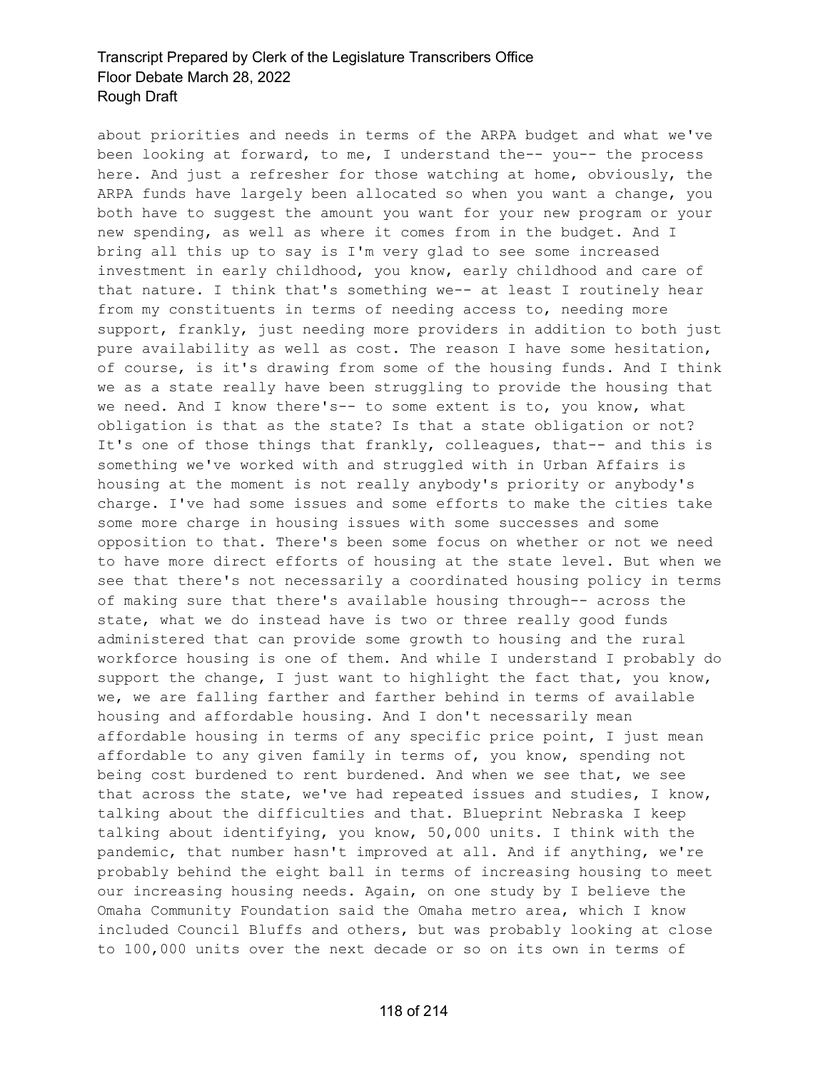about priorities and needs in terms of the ARPA budget and what we've been looking at forward, to me, I understand the-- you-- the process here. And just a refresher for those watching at home, obviously, the ARPA funds have largely been allocated so when you want a change, you both have to suggest the amount you want for your new program or your new spending, as well as where it comes from in the budget. And I bring all this up to say is I'm very glad to see some increased investment in early childhood, you know, early childhood and care of that nature. I think that's something we-- at least I routinely hear from my constituents in terms of needing access to, needing more support, frankly, just needing more providers in addition to both just pure availability as well as cost. The reason I have some hesitation, of course, is it's drawing from some of the housing funds. And I think we as a state really have been struggling to provide the housing that we need. And I know there's-- to some extent is to, you know, what obligation is that as the state? Is that a state obligation or not? It's one of those things that frankly, colleagues, that-- and this is something we've worked with and struggled with in Urban Affairs is housing at the moment is not really anybody's priority or anybody's charge. I've had some issues and some efforts to make the cities take some more charge in housing issues with some successes and some opposition to that. There's been some focus on whether or not we need to have more direct efforts of housing at the state level. But when we see that there's not necessarily a coordinated housing policy in terms of making sure that there's available housing through-- across the state, what we do instead have is two or three really good funds administered that can provide some growth to housing and the rural workforce housing is one of them. And while I understand I probably do support the change, I just want to highlight the fact that, you know, we, we are falling farther and farther behind in terms of available housing and affordable housing. And I don't necessarily mean affordable housing in terms of any specific price point, I just mean affordable to any given family in terms of, you know, spending not being cost burdened to rent burdened. And when we see that, we see that across the state, we've had repeated issues and studies, I know, talking about the difficulties and that. Blueprint Nebraska I keep talking about identifying, you know, 50,000 units. I think with the pandemic, that number hasn't improved at all. And if anything, we're probably behind the eight ball in terms of increasing housing to meet our increasing housing needs. Again, on one study by I believe the Omaha Community Foundation said the Omaha metro area, which I know included Council Bluffs and others, but was probably looking at close to 100,000 units over the next decade or so on its own in terms of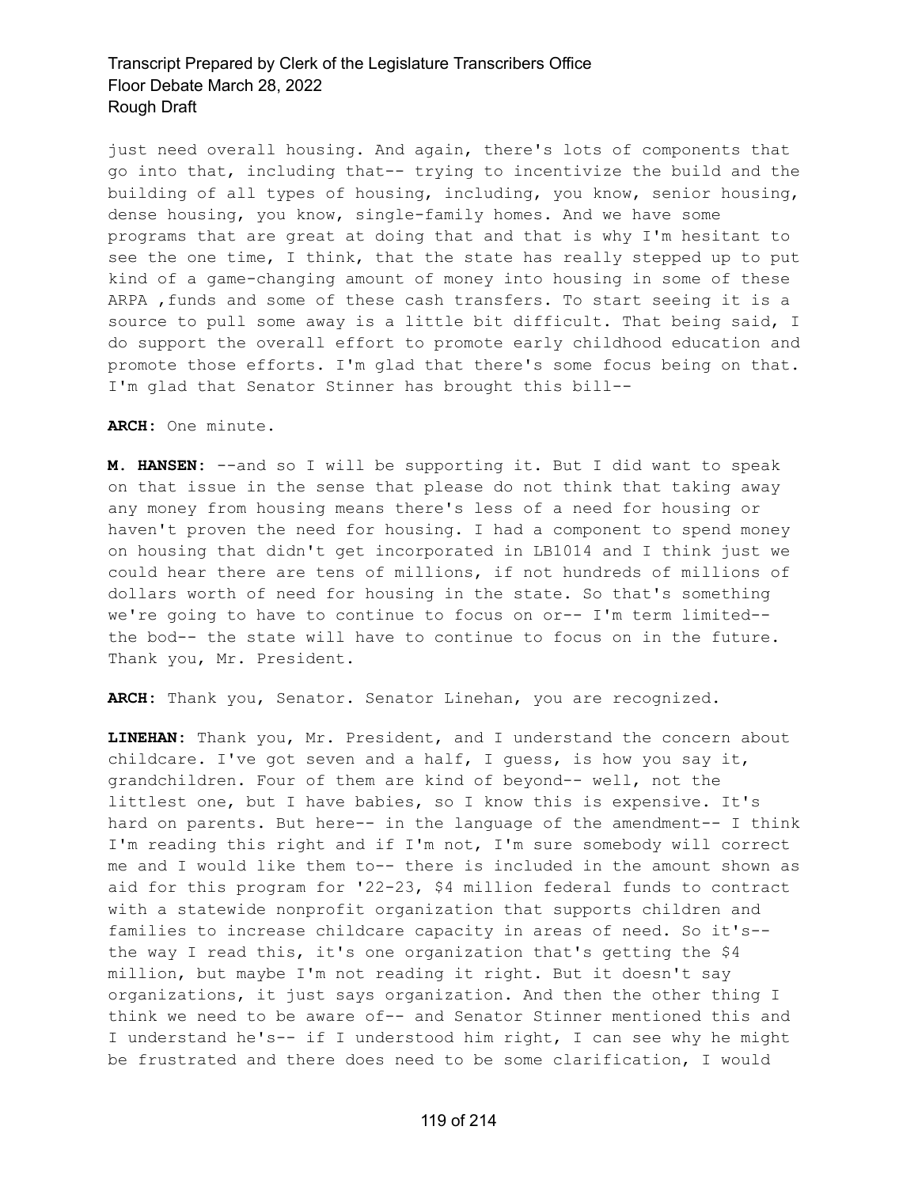just need overall housing. And again, there's lots of components that go into that, including that-- trying to incentivize the build and the building of all types of housing, including, you know, senior housing, dense housing, you know, single-family homes. And we have some programs that are great at doing that and that is why I'm hesitant to see the one time, I think, that the state has really stepped up to put kind of a game-changing amount of money into housing in some of these ARPA ,funds and some of these cash transfers. To start seeing it is a source to pull some away is a little bit difficult. That being said, I do support the overall effort to promote early childhood education and promote those efforts. I'm glad that there's some focus being on that. I'm glad that Senator Stinner has brought this bill--

**ARCH:** One minute.

**M. HANSEN:** --and so I will be supporting it. But I did want to speak on that issue in the sense that please do not think that taking away any money from housing means there's less of a need for housing or haven't proven the need for housing. I had a component to spend money on housing that didn't get incorporated in LB1014 and I think just we could hear there are tens of millions, if not hundreds of millions of dollars worth of need for housing in the state. So that's something we're going to have to continue to focus on or-- I'm term limited-- the bod-- the state will have to continue to focus on in the future. Thank you, Mr. President.

**ARCH:** Thank you, Senator. Senator Linehan, you are recognized.

**LINEHAN:** Thank you, Mr. President, and I understand the concern about childcare. I've got seven and a half, I guess, is how you say it, grandchildren. Four of them are kind of beyond-- well, not the littlest one, but I have babies, so I know this is expensive. It's hard on parents. But here-- in the language of the amendment-- I think I'm reading this right and if I'm not, I'm sure somebody will correct me and I would like them to-- there is included in the amount shown as aid for this program for '22-23, $4 million federal funds to contract with a statewide nonprofit organization that supports children and families to increase childcare capacity in areas of need. So it's-- the way I read this, it's one organization that's getting the $4 million, but maybe I'm not reading it right. But it doesn't say organizations, it just says organization. And then the other thing I think we need to be aware of-- and Senator Stinner mentioned this and I understand he's-- if I understood him right, I can see why he might be frustrated and there does need to be some clarification, I would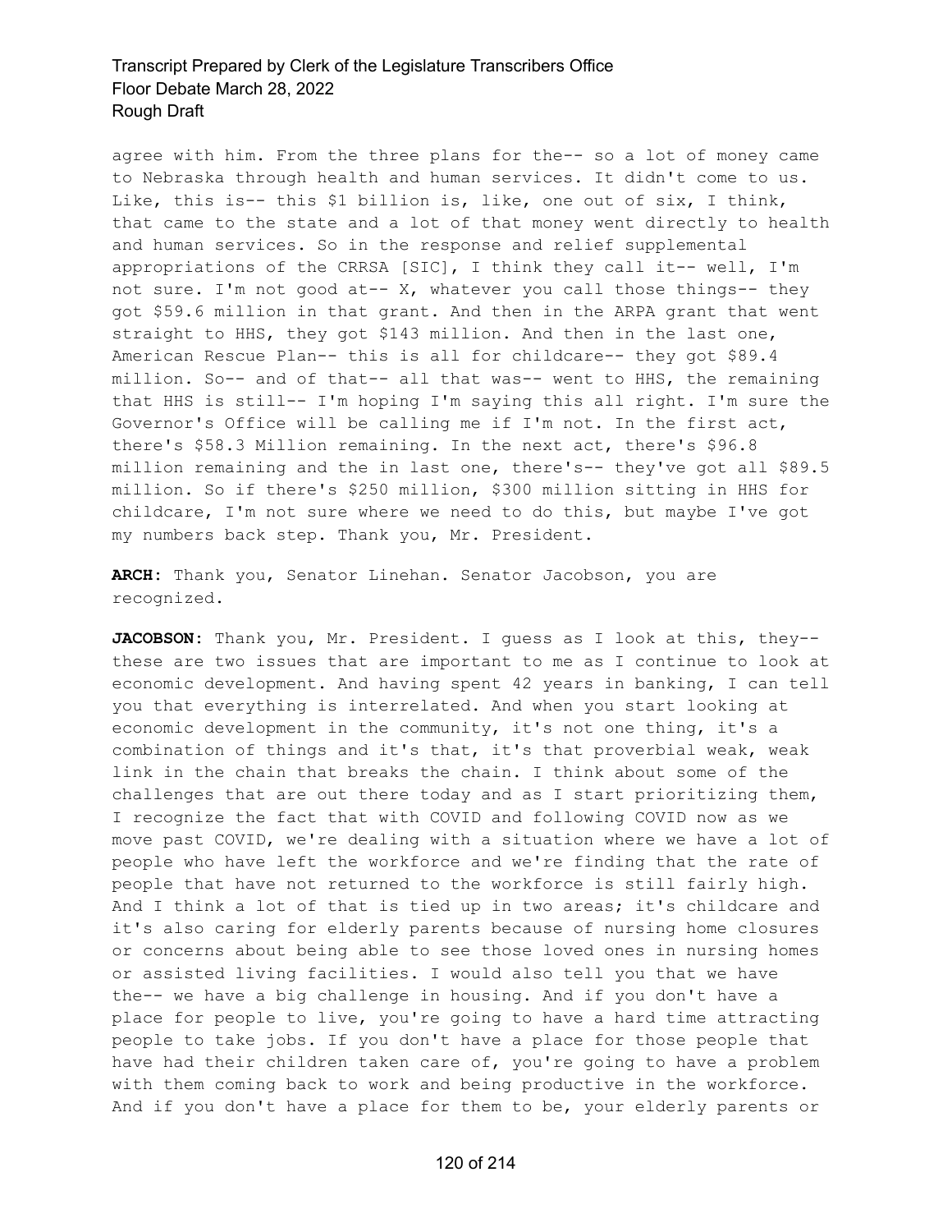agree with him. From the three plans for the-- so a lot of money came to Nebraska through health and human services. It didn't come to us. Like, this is-- this $1 billion is, like, one out of six, I think, that came to the state and a lot of that money went directly to health and human services. So in the response and relief supplemental appropriations of the CRRSA [SIC], I think they call it-- well, I'm not sure. I'm not good at-- X, whatever you call those things-- they got $59.6 million in that grant. And then in the ARPA grant that went straight to HHS, they got $143 million. And then in the last one, American Rescue Plan-- this is all for childcare-- they got $89.4 million. So-- and of that-- all that was-- went to HHS, the remaining that HHS is still-- I'm hoping I'm saying this all right. I'm sure the Governor's Office will be calling me if I'm not. In the first act, there's $58.3 Million remaining. In the next act, there's $96.8 million remaining and the in last one, there's-- they've got all $89.5 million. So if there's $250 million, $300 million sitting in HHS for childcare, I'm not sure where we need to do this, but maybe I've got my numbers back step. Thank you, Mr. President.

**ARCH:** Thank you, Senator Linehan. Senator Jacobson, you are recognized.

**JACOBSON:** Thank you, Mr. President. I guess as I look at this, they-- these are two issues that are important to me as I continue to look at economic development. And having spent 42 years in banking, I can tell you that everything is interrelated. And when you start looking at economic development in the community, it's not one thing, it's a combination of things and it's that, it's that proverbial weak, weak link in the chain that breaks the chain. I think about some of the challenges that are out there today and as I start prioritizing them, I recognize the fact that with COVID and following COVID now as we move past COVID, we're dealing with a situation where we have a lot of people who have left the workforce and we're finding that the rate of people that have not returned to the workforce is still fairly high. And I think a lot of that is tied up in two areas; it's childcare and it's also caring for elderly parents because of nursing home closures or concerns about being able to see those loved ones in nursing homes or assisted living facilities. I would also tell you that we have the-- we have a big challenge in housing. And if you don't have a place for people to live, you're going to have a hard time attracting people to take jobs. If you don't have a place for those people that have had their children taken care of, you're going to have a problem with them coming back to work and being productive in the workforce. And if you don't have a place for them to be, your elderly parents or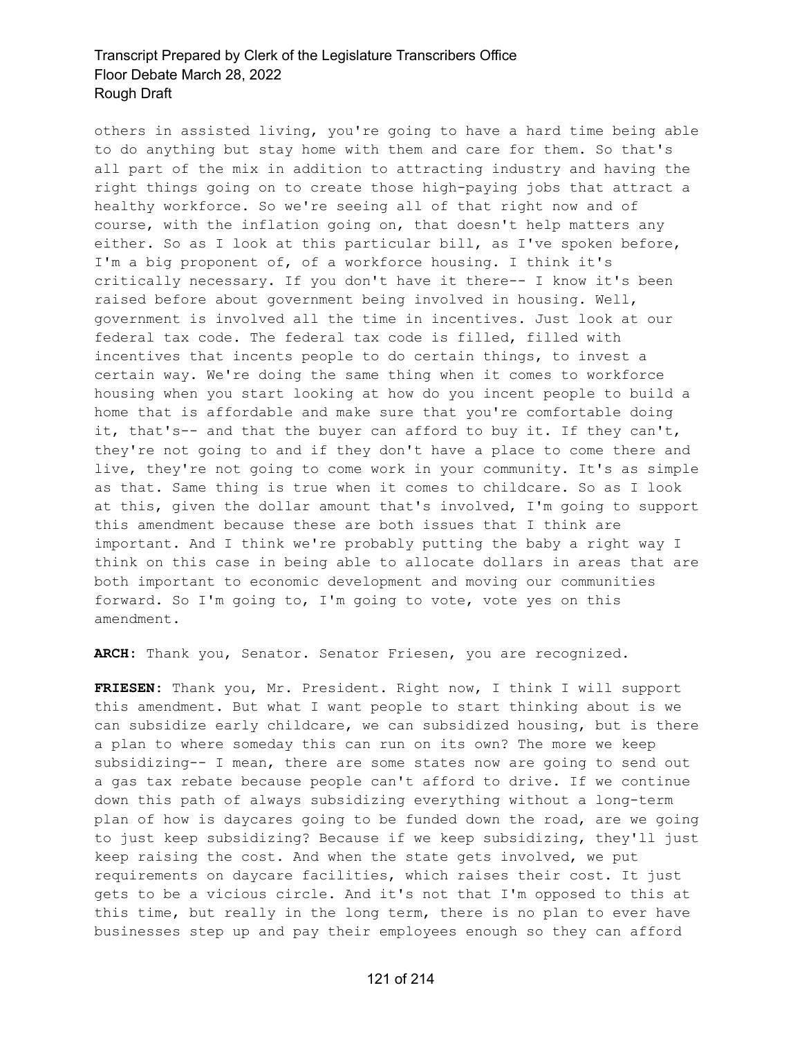others in assisted living, you're going to have a hard time being able to do anything but stay home with them and care for them. So that's all part of the mix in addition to attracting industry and having the right things going on to create those high-paying jobs that attract a healthy workforce. So we're seeing all of that right now and of course, with the inflation going on, that doesn't help matters any either. So as I look at this particular bill, as I've spoken before, I'm a big proponent of, of a workforce housing. I think it's critically necessary. If you don't have it there-- I know it's been raised before about government being involved in housing. Well, government is involved all the time in incentives. Just look at our federal tax code. The federal tax code is filled, filled with incentives that incents people to do certain things, to invest a certain way. We're doing the same thing when it comes to workforce housing when you start looking at how do you incent people to build a home that is affordable and make sure that you're comfortable doing it, that's-- and that the buyer can afford to buy it. If they can't, they're not going to and if they don't have a place to come there and live, they're not going to come work in your community. It's as simple as that. Same thing is true when it comes to childcare. So as I look at this, given the dollar amount that's involved, I'm going to support this amendment because these are both issues that I think are important. And I think we're probably putting the baby a right way I think on this case in being able to allocate dollars in areas that are both important to economic development and moving our communities forward. So I'm going to, I'm going to vote, vote yes on this amendment.

**ARCH:** Thank you, Senator. Senator Friesen, you are recognized.

**FRIESEN:** Thank you, Mr. President. Right now, I think I will support this amendment. But what I want people to start thinking about is we can subsidize early childcare, we can subsidized housing, but is there a plan to where someday this can run on its own? The more we keep subsidizing-- I mean, there are some states now are going to send out a gas tax rebate because people can't afford to drive. If we continue down this path of always subsidizing everything without a long-term plan of how is daycares going to be funded down the road, are we going to just keep subsidizing? Because if we keep subsidizing, they'll just keep raising the cost. And when the state gets involved, we put requirements on daycare facilities, which raises their cost. It just gets to be a vicious circle. And it's not that I'm opposed to this at this time, but really in the long term, there is no plan to ever have businesses step up and pay their employees enough so they can afford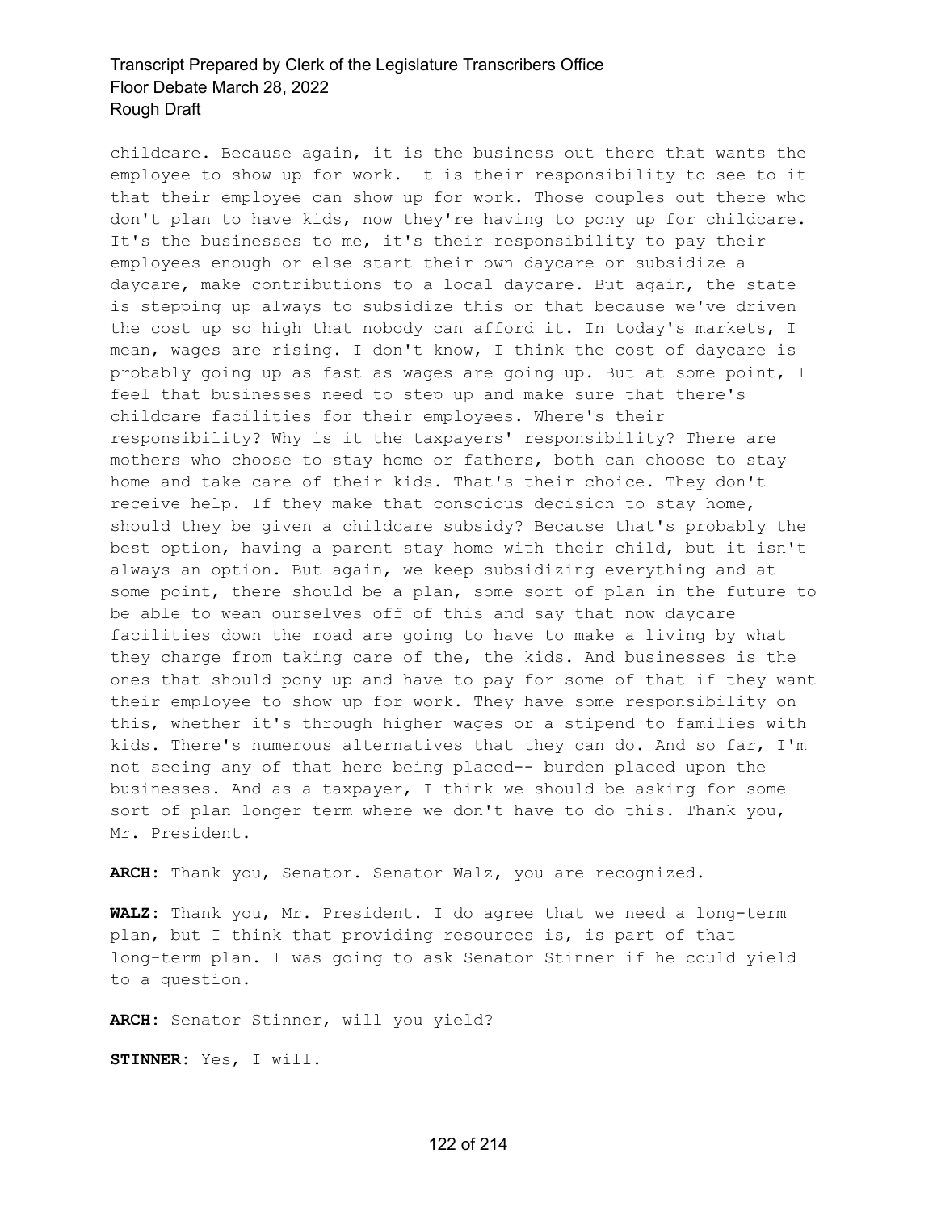childcare. Because again, it is the business out there that wants the employee to show up for work. It is their responsibility to see to it that their employee can show up for work. Those couples out there who don't plan to have kids, now they're having to pony up for childcare. It's the businesses to me, it's their responsibility to pay their employees enough or else start their own daycare or subsidize a daycare, make contributions to a local daycare. But again, the state is stepping up always to subsidize this or that because we've driven the cost up so high that nobody can afford it. In today's markets, I mean, wages are rising. I don't know, I think the cost of daycare is probably going up as fast as wages are going up. But at some point, I feel that businesses need to step up and make sure that there's childcare facilities for their employees. Where's their responsibility? Why is it the taxpayers' responsibility? There are mothers who choose to stay home or fathers, both can choose to stay home and take care of their kids. That's their choice. They don't receive help. If they make that conscious decision to stay home, should they be given a childcare subsidy? Because that's probably the best option, having a parent stay home with their child, but it isn't always an option. But again, we keep subsidizing everything and at some point, there should be a plan, some sort of plan in the future to be able to wean ourselves off of this and say that now daycare facilities down the road are going to have to make a living by what they charge from taking care of the, the kids. And businesses is the ones that should pony up and have to pay for some of that if they want their employee to show up for work. They have some responsibility on this, whether it's through higher wages or a stipend to families with kids. There's numerous alternatives that they can do. And so far, I'm not seeing any of that here being placed-- burden placed upon the businesses. And as a taxpayer, I think we should be asking for some sort of plan longer term where we don't have to do this. Thank you, Mr. President.

**ARCH:** Thank you, Senator. Senator Walz, you are recognized.

**WALZ:** Thank you, Mr. President. I do agree that we need a long-term plan, but I think that providing resources is, is part of that long-term plan. I was going to ask Senator Stinner if he could yield to a question.

**ARCH:** Senator Stinner, will you yield?

**STINNER:** Yes, I will.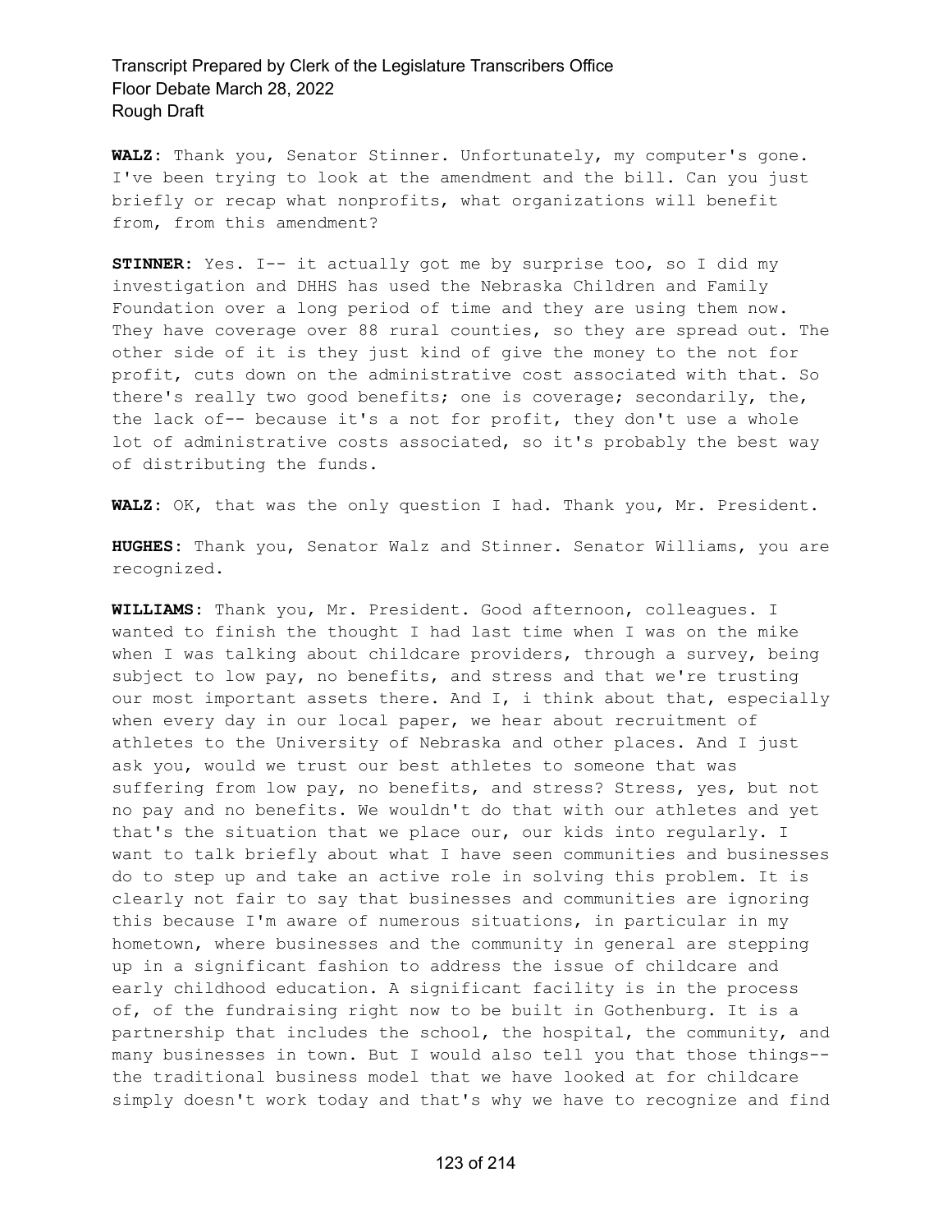**WALZ:** Thank you, Senator Stinner. Unfortunately, my computer's gone. I've been trying to look at the amendment and the bill. Can you just briefly or recap what nonprofits, what organizations will benefit from, from this amendment?

**STINNER:** Yes. I-- it actually got me by surprise too, so I did my investigation and DHHS has used the Nebraska Children and Family Foundation over a long period of time and they are using them now. They have coverage over 88 rural counties, so they are spread out. The other side of it is they just kind of give the money to the not for profit, cuts down on the administrative cost associated with that. So there's really two good benefits; one is coverage; secondarily, the, the lack of-- because it's a not for profit, they don't use a whole lot of administrative costs associated, so it's probably the best way of distributing the funds.

**WALZ:** OK, that was the only question I had. Thank you, Mr. President.

**HUGHES:** Thank you, Senator Walz and Stinner. Senator Williams, you are recognized.

**WILLIAMS:** Thank you, Mr. President. Good afternoon, colleagues. I wanted to finish the thought I had last time when I was on the mike when I was talking about childcare providers, through a survey, being subject to low pay, no benefits, and stress and that we're trusting our most important assets there. And I, i think about that, especially when every day in our local paper, we hear about recruitment of athletes to the University of Nebraska and other places. And I just ask you, would we trust our best athletes to someone that was suffering from low pay, no benefits, and stress? Stress, yes, but not no pay and no benefits. We wouldn't do that with our athletes and yet that's the situation that we place our, our kids into regularly. I want to talk briefly about what I have seen communities and businesses do to step up and take an active role in solving this problem. It is clearly not fair to say that businesses and communities are ignoring this because I'm aware of numerous situations, in particular in my hometown, where businesses and the community in general are stepping up in a significant fashion to address the issue of childcare and early childhood education. A significant facility is in the process of, of the fundraising right now to be built in Gothenburg. It is a partnership that includes the school, the hospital, the community, and many businesses in town. But I would also tell you that those things-- the traditional business model that we have looked at for childcare simply doesn't work today and that's why we have to recognize and find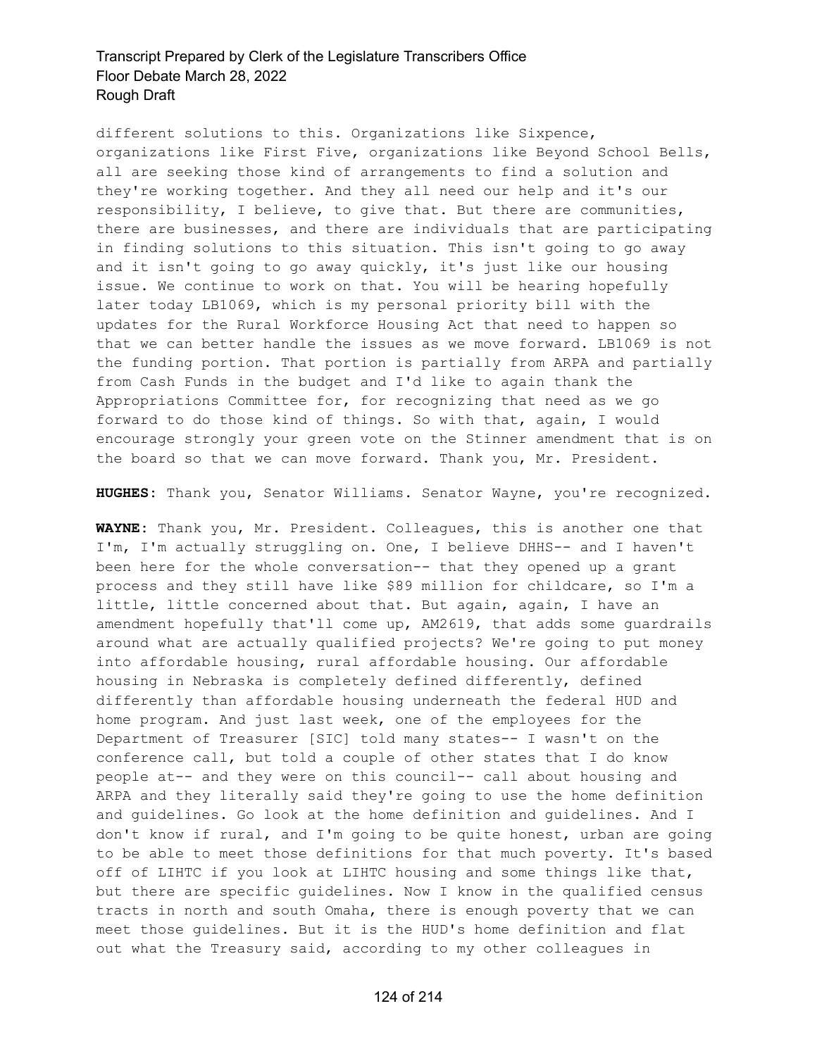different solutions to this. Organizations like Sixpence, organizations like First Five, organizations like Beyond School Bells, all are seeking those kind of arrangements to find a solution and they're working together. And they all need our help and it's our responsibility, I believe, to give that. But there are communities, there are businesses, and there are individuals that are participating in finding solutions to this situation. This isn't going to go away and it isn't going to go away quickly, it's just like our housing issue. We continue to work on that. You will be hearing hopefully later today LB1069, which is my personal priority bill with the updates for the Rural Workforce Housing Act that need to happen so that we can better handle the issues as we move forward. LB1069 is not the funding portion. That portion is partially from ARPA and partially from Cash Funds in the budget and I'd like to again thank the Appropriations Committee for, for recognizing that need as we go forward to do those kind of things. So with that, again, I would encourage strongly your green vote on the Stinner amendment that is on the board so that we can move forward. Thank you, Mr. President.

**HUGHES:** Thank you, Senator Williams. Senator Wayne, you're recognized.

**WAYNE:** Thank you, Mr. President. Colleagues, this is another one that I'm, I'm actually struggling on. One, I believe DHHS-- and I haven't been here for the whole conversation-- that they opened up a grant process and they still have like $89 million for childcare, so I'm a little, little concerned about that. But again, again, I have an amendment hopefully that'll come up, AM2619, that adds some guardrails around what are actually qualified projects? We're going to put money into affordable housing, rural affordable housing. Our affordable housing in Nebraska is completely defined differently, defined differently than affordable housing underneath the federal HUD and home program. And just last week, one of the employees for the Department of Treasurer [SIC] told many states-- I wasn't on the conference call, but told a couple of other states that I do know people at-- and they were on this council-- call about housing and ARPA and they literally said they're going to use the home definition and guidelines. Go look at the home definition and guidelines. And I don't know if rural, and I'm going to be quite honest, urban are going to be able to meet those definitions for that much poverty. It's based off of LIHTC if you look at LIHTC housing and some things like that, but there are specific guidelines. Now I know in the qualified census tracts in north and south Omaha, there is enough poverty that we can meet those guidelines. But it is the HUD's home definition and flat out what the Treasury said, according to my other colleagues in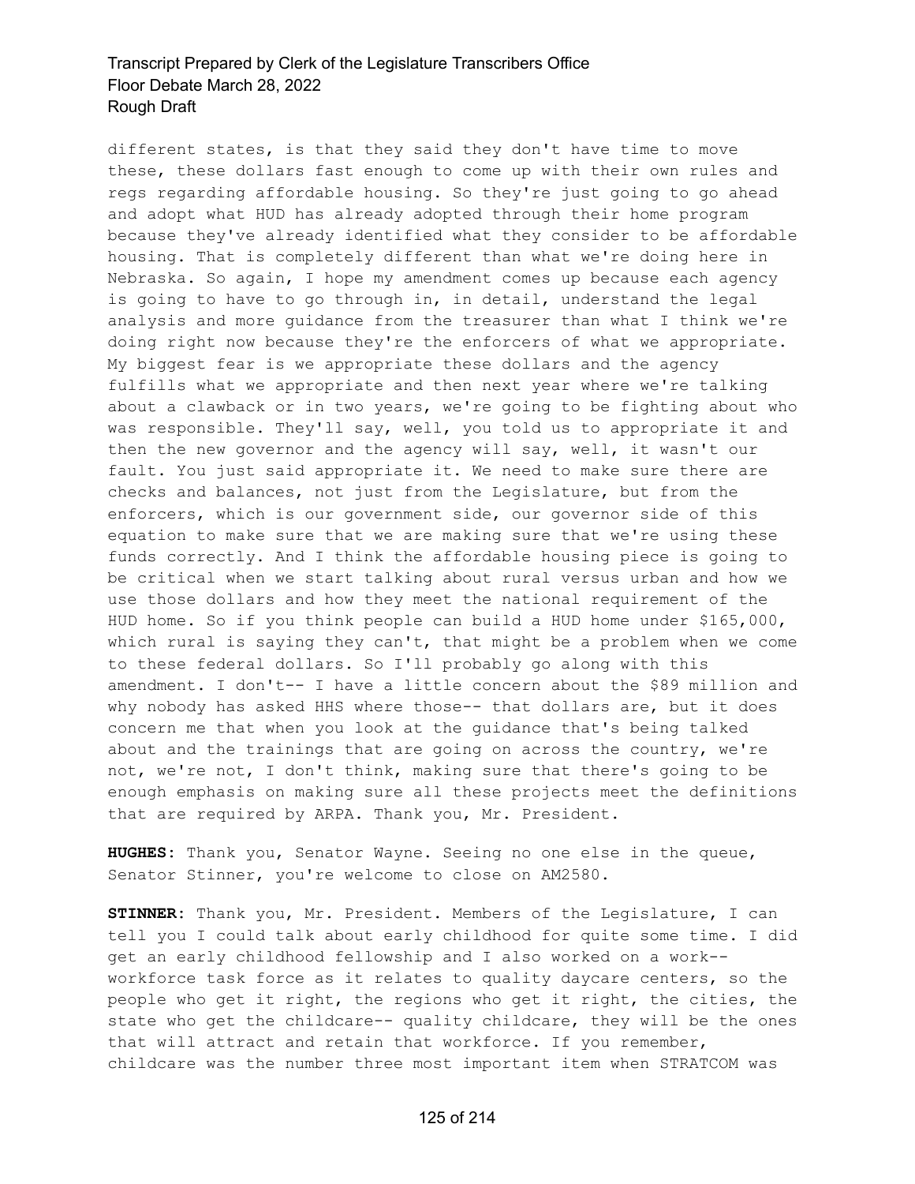different states, is that they said they don't have time to move these, these dollars fast enough to come up with their own rules and regs regarding affordable housing. So they're just going to go ahead and adopt what HUD has already adopted through their home program because they've already identified what they consider to be affordable housing. That is completely different than what we're doing here in Nebraska. So again, I hope my amendment comes up because each agency is going to have to go through in, in detail, understand the legal analysis and more guidance from the treasurer than what I think we're doing right now because they're the enforcers of what we appropriate. My biggest fear is we appropriate these dollars and the agency fulfills what we appropriate and then next year where we're talking about a clawback or in two years, we're going to be fighting about who was responsible. They'll say, well, you told us to appropriate it and then the new governor and the agency will say, well, it wasn't our fault. You just said appropriate it. We need to make sure there are checks and balances, not just from the Legislature, but from the enforcers, which is our government side, our governor side of this equation to make sure that we are making sure that we're using these funds correctly. And I think the affordable housing piece is going to be critical when we start talking about rural versus urban and how we use those dollars and how they meet the national requirement of the HUD home. So if you think people can build a HUD home under $165,000, which rural is saying they can't, that might be a problem when we come to these federal dollars. So I'll probably go along with this amendment. I don't-- I have a little concern about the $89 million and why nobody has asked HHS where those-- that dollars are, but it does concern me that when you look at the guidance that's being talked about and the trainings that are going on across the country, we're not, we're not, I don't think, making sure that there's going to be enough emphasis on making sure all these projects meet the definitions that are required by ARPA. Thank you, Mr. President.

**HUGHES:** Thank you, Senator Wayne. Seeing no one else in the queue, Senator Stinner, you're welcome to close on AM2580.

**STINNER:** Thank you, Mr. President. Members of the Legislature, I can tell you I could talk about early childhood for quite some time. I did get an early childhood fellowship and I also worked on a work-- workforce task force as it relates to quality daycare centers, so the people who get it right, the regions who get it right, the cities, the state who get the childcare-- quality childcare, they will be the ones that will attract and retain that workforce. If you remember, childcare was the number three most important item when STRATCOM was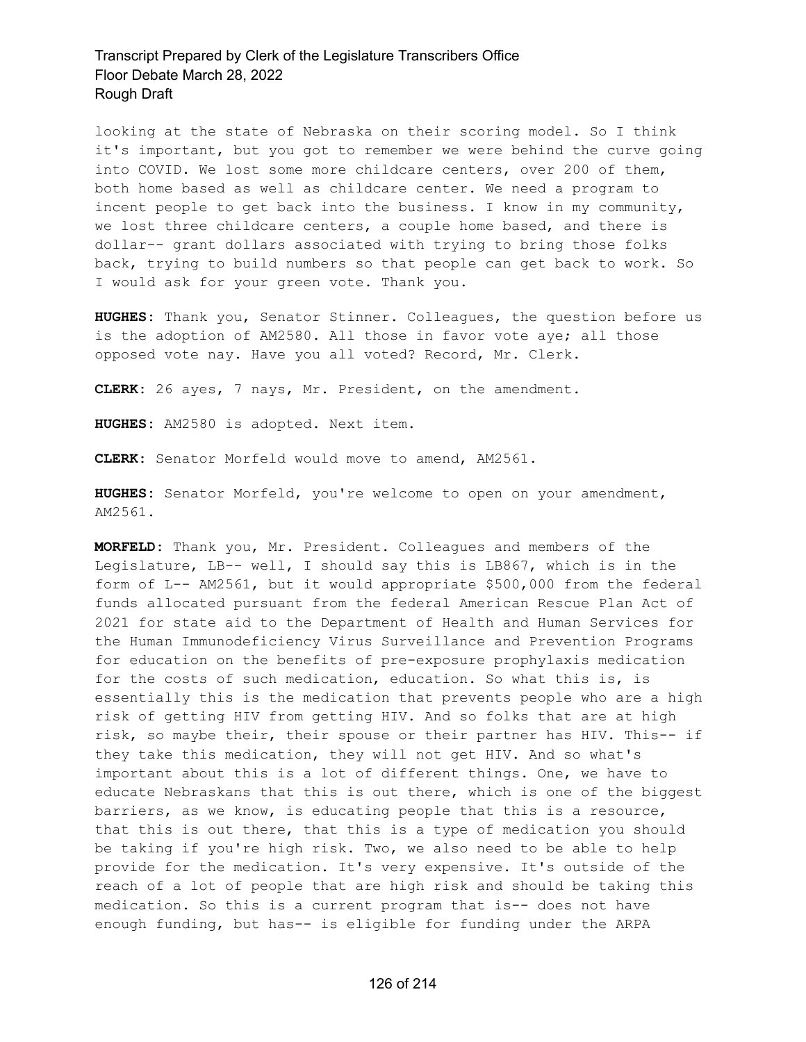looking at the state of Nebraska on their scoring model. So I think it's important, but you got to remember we were behind the curve going into COVID. We lost some more childcare centers, over 200 of them, both home based as well as childcare center. We need a program to incent people to get back into the business. I know in my community, we lost three childcare centers, a couple home based, and there is dollar-- grant dollars associated with trying to bring those folks back, trying to build numbers so that people can get back to work. So I would ask for your green vote. Thank you.

**HUGHES:** Thank you, Senator Stinner. Colleagues, the question before us is the adoption of AM2580. All those in favor vote aye; all those opposed vote nay. Have you all voted? Record, Mr. Clerk.

**CLERK:** 26 ayes, 7 nays, Mr. President, on the amendment.

**HUGHES:** AM2580 is adopted. Next item.

**CLERK:** Senator Morfeld would move to amend, AM2561.

**HUGHES:** Senator Morfeld, you're welcome to open on your amendment, AM2561.

**MORFELD:** Thank you, Mr. President. Colleagues and members of the Legislature, LB-- well, I should say this is LB867, which is in the form of L-- AM2561, but it would appropriate $500,000 from the federal funds allocated pursuant from the federal American Rescue Plan Act of 2021 for state aid to the Department of Health and Human Services for the Human Immunodeficiency Virus Surveillance and Prevention Programs for education on the benefits of pre-exposure prophylaxis medication for the costs of such medication, education. So what this is, is essentially this is the medication that prevents people who are a high risk of getting HIV from getting HIV. And so folks that are at high risk, so maybe their, their spouse or their partner has HIV. This-- if they take this medication, they will not get HIV. And so what's important about this is a lot of different things. One, we have to educate Nebraskans that this is out there, which is one of the biggest barriers, as we know, is educating people that this is a resource, that this is out there, that this is a type of medication you should be taking if you're high risk. Two, we also need to be able to help provide for the medication. It's very expensive. It's outside of the reach of a lot of people that are high risk and should be taking this medication. So this is a current program that is-- does not have enough funding, but has-- is eligible for funding under the ARPA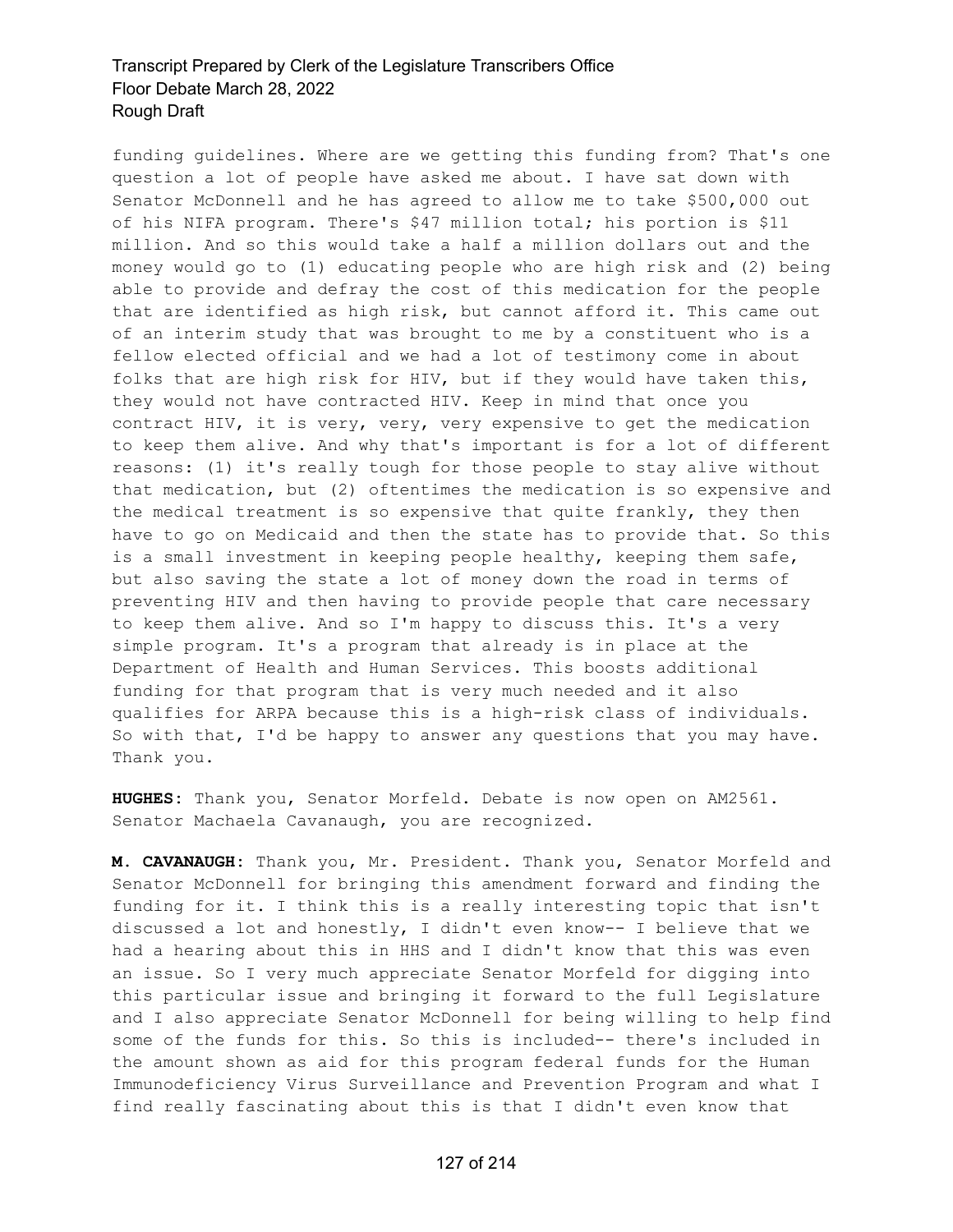funding guidelines. Where are we getting this funding from? That's one question a lot of people have asked me about. I have sat down with Senator McDonnell and he has agreed to allow me to take $500,000 out of his NIFA program. There's $47 million total; his portion is $11 million. And so this would take a half a million dollars out and the money would go to (1) educating people who are high risk and (2) being able to provide and defray the cost of this medication for the people that are identified as high risk, but cannot afford it. This came out of an interim study that was brought to me by a constituent who is a fellow elected official and we had a lot of testimony come in about folks that are high risk for HIV, but if they would have taken this, they would not have contracted HIV. Keep in mind that once you contract HIV, it is very, very, very expensive to get the medication to keep them alive. And why that's important is for a lot of different reasons: (1) it's really tough for those people to stay alive without that medication, but (2) oftentimes the medication is so expensive and the medical treatment is so expensive that quite frankly, they then have to go on Medicaid and then the state has to provide that. So this is a small investment in keeping people healthy, keeping them safe, but also saving the state a lot of money down the road in terms of preventing HIV and then having to provide people that care necessary to keep them alive. And so I'm happy to discuss this. It's a very simple program. It's a program that already is in place at the Department of Health and Human Services. This boosts additional funding for that program that is very much needed and it also qualifies for ARPA because this is a high-risk class of individuals. So with that, I'd be happy to answer any questions that you may have. Thank you.

**HUGHES:** Thank you, Senator Morfeld. Debate is now open on AM2561. Senator Machaela Cavanaugh, you are recognized.

**M. CAVANAUGH:** Thank you, Mr. President. Thank you, Senator Morfeld and Senator McDonnell for bringing this amendment forward and finding the funding for it. I think this is a really interesting topic that isn't discussed a lot and honestly, I didn't even know-- I believe that we had a hearing about this in HHS and I didn't know that this was even an issue. So I very much appreciate Senator Morfeld for digging into this particular issue and bringing it forward to the full Legislature and I also appreciate Senator McDonnell for being willing to help find some of the funds for this. So this is included-- there's included in the amount shown as aid for this program federal funds for the Human Immunodeficiency Virus Surveillance and Prevention Program and what I find really fascinating about this is that I didn't even know that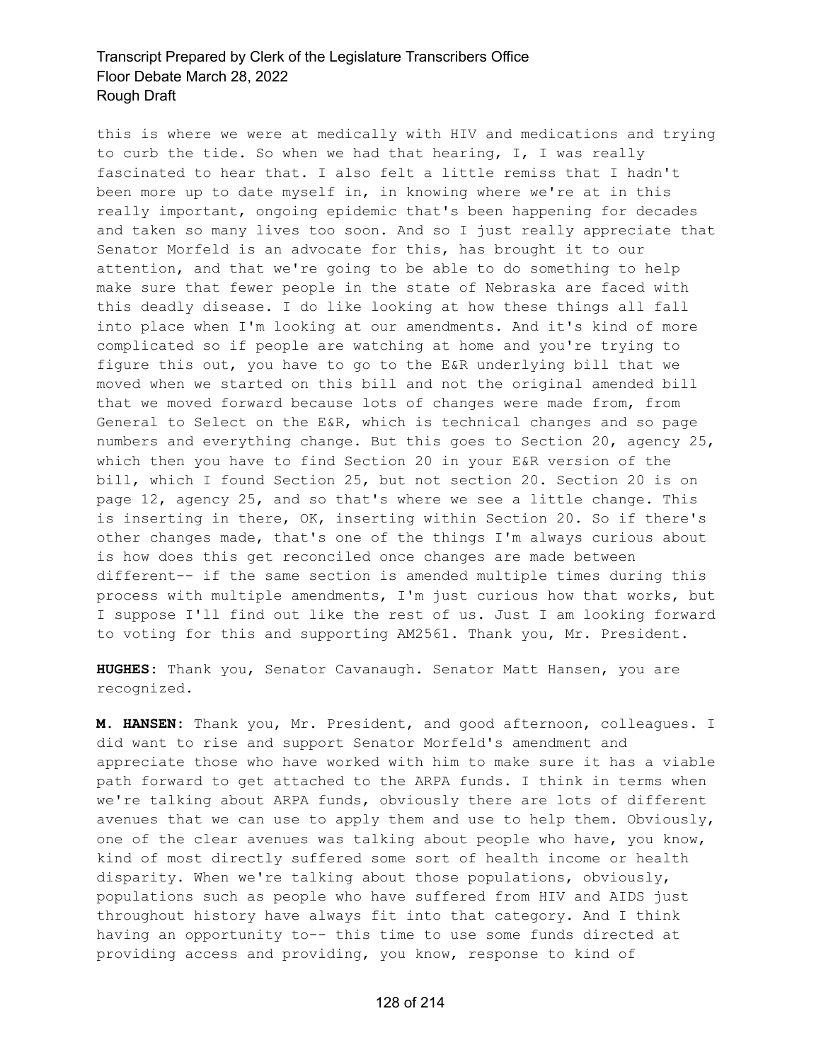this is where we were at medically with HIV and medications and trying to curb the tide. So when we had that hearing, I, I was really fascinated to hear that. I also felt a little remiss that I hadn't been more up to date myself in, in knowing where we're at in this really important, ongoing epidemic that's been happening for decades and taken so many lives too soon. And so I just really appreciate that Senator Morfeld is an advocate for this, has brought it to our attention, and that we're going to be able to do something to help make sure that fewer people in the state of Nebraska are faced with this deadly disease. I do like looking at how these things all fall into place when I'm looking at our amendments. And it's kind of more complicated so if people are watching at home and you're trying to figure this out, you have to go to the E&R underlying bill that we moved when we started on this bill and not the original amended bill that we moved forward because lots of changes were made from, from General to Select on the E&R, which is technical changes and so page numbers and everything change. But this goes to Section 20, agency 25, which then you have to find Section 20 in your E&R version of the bill, which I found Section 25, but not section 20. Section 20 is on page 12, agency 25, and so that's where we see a little change. This is inserting in there, OK, inserting within Section 20. So if there's other changes made, that's one of the things I'm always curious about is how does this get reconciled once changes are made between different-- if the same section is amended multiple times during this process with multiple amendments, I'm just curious how that works, but I suppose I'll find out like the rest of us. Just I am looking forward to voting for this and supporting AM2561. Thank you, Mr. President.

**HUGHES:** Thank you, Senator Cavanaugh. Senator Matt Hansen, you are recognized.

**M. HANSEN:** Thank you, Mr. President, and good afternoon, colleagues. I did want to rise and support Senator Morfeld's amendment and appreciate those who have worked with him to make sure it has a viable path forward to get attached to the ARPA funds. I think in terms when we're talking about ARPA funds, obviously there are lots of different avenues that we can use to apply them and use to help them. Obviously, one of the clear avenues was talking about people who have, you know, kind of most directly suffered some sort of health income or health disparity. When we're talking about those populations, obviously, populations such as people who have suffered from HIV and AIDS just throughout history have always fit into that category. And I think having an opportunity to-- this time to use some funds directed at providing access and providing, you know, response to kind of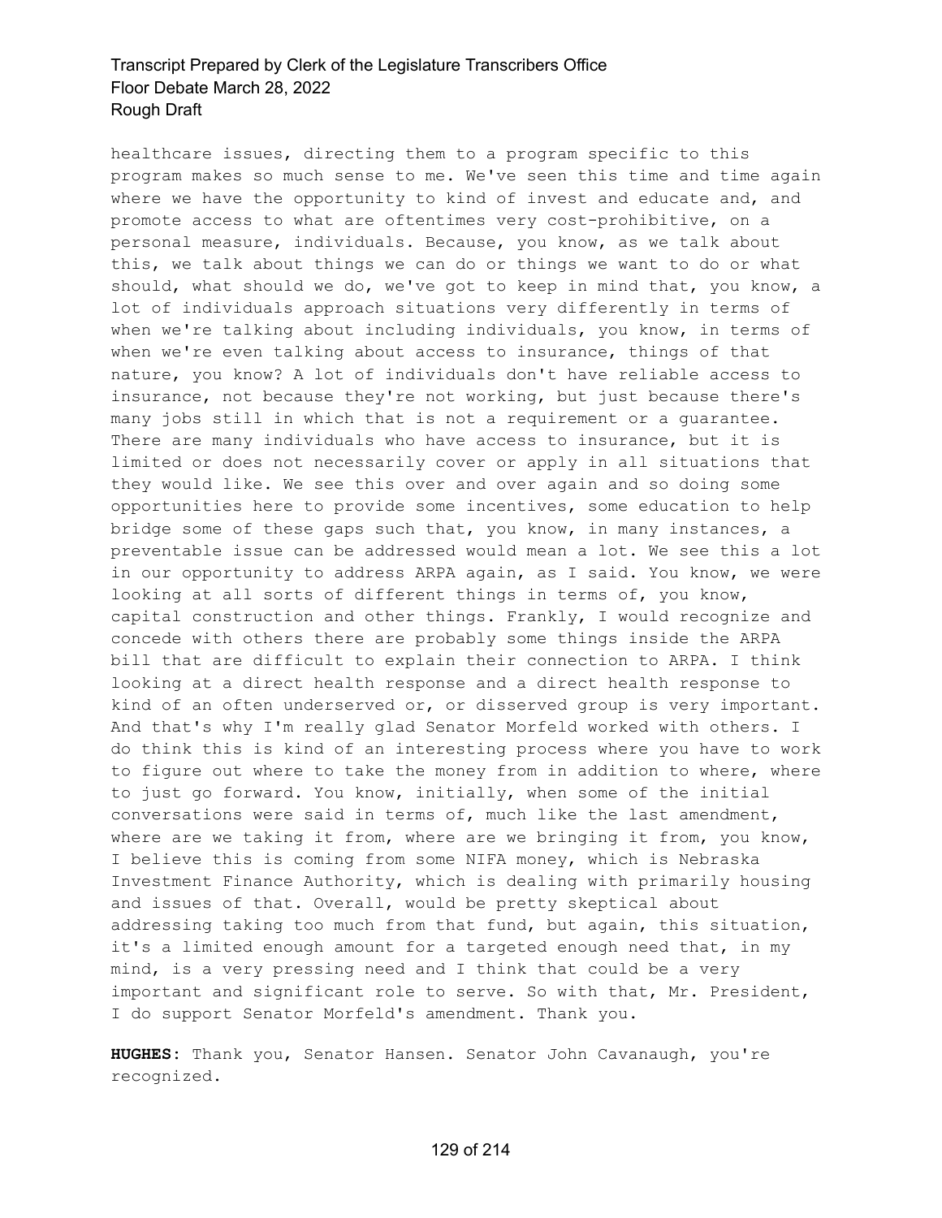healthcare issues, directing them to a program specific to this program makes so much sense to me. We've seen this time and time again where we have the opportunity to kind of invest and educate and, and promote access to what are oftentimes very cost-prohibitive, on a personal measure, individuals. Because, you know, as we talk about this, we talk about things we can do or things we want to do or what should, what should we do, we've got to keep in mind that, you know, a lot of individuals approach situations very differently in terms of when we're talking about including individuals, you know, in terms of when we're even talking about access to insurance, things of that nature, you know? A lot of individuals don't have reliable access to insurance, not because they're not working, but just because there's many jobs still in which that is not a requirement or a guarantee. There are many individuals who have access to insurance, but it is limited or does not necessarily cover or apply in all situations that they would like. We see this over and over again and so doing some opportunities here to provide some incentives, some education to help bridge some of these gaps such that, you know, in many instances, a preventable issue can be addressed would mean a lot. We see this a lot in our opportunity to address ARPA again, as I said. You know, we were looking at all sorts of different things in terms of, you know, capital construction and other things. Frankly, I would recognize and concede with others there are probably some things inside the ARPA bill that are difficult to explain their connection to ARPA. I think looking at a direct health response and a direct health response to kind of an often underserved or, or disserved group is very important. And that's why I'm really glad Senator Morfeld worked with others. I do think this is kind of an interesting process where you have to work to figure out where to take the money from in addition to where, where to just go forward. You know, initially, when some of the initial conversations were said in terms of, much like the last amendment, where are we taking it from, where are we bringing it from, you know, I believe this is coming from some NIFA money, which is Nebraska Investment Finance Authority, which is dealing with primarily housing and issues of that. Overall, would be pretty skeptical about addressing taking too much from that fund, but again, this situation, it's a limited enough amount for a targeted enough need that, in my mind, is a very pressing need and I think that could be a very important and significant role to serve. So with that, Mr. President, I do support Senator Morfeld's amendment. Thank you.

**HUGHES:** Thank you, Senator Hansen. Senator John Cavanaugh, you're recognized.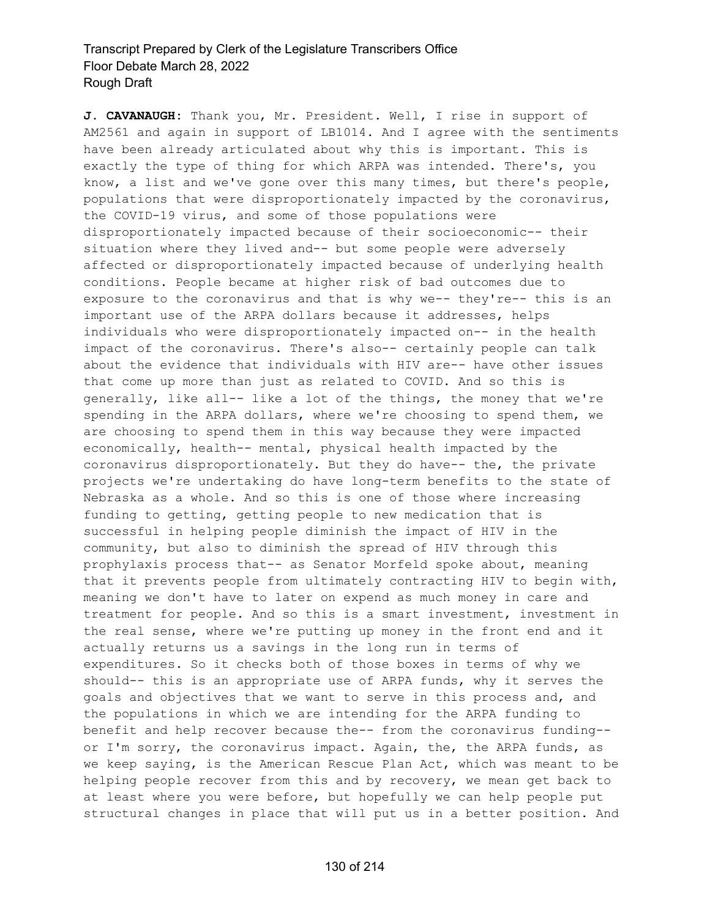**J. CAVANAUGH:** Thank you, Mr. President. Well, I rise in support of AM2561 and again in support of LB1014. And I agree with the sentiments have been already articulated about why this is important. This is exactly the type of thing for which ARPA was intended. There's, you know, a list and we've gone over this many times, but there's people, populations that were disproportionately impacted by the coronavirus, the COVID-19 virus, and some of those populations were disproportionately impacted because of their socioeconomic-- their situation where they lived and-- but some people were adversely affected or disproportionately impacted because of underlying health conditions. People became at higher risk of bad outcomes due to exposure to the coronavirus and that is why we-- they're-- this is an important use of the ARPA dollars because it addresses, helps individuals who were disproportionately impacted on-- in the health impact of the coronavirus. There's also-- certainly people can talk about the evidence that individuals with HIV are-- have other issues that come up more than just as related to COVID. And so this is generally, like all-- like a lot of the things, the money that we're spending in the ARPA dollars, where we're choosing to spend them, we are choosing to spend them in this way because they were impacted economically, health-- mental, physical health impacted by the coronavirus disproportionately. But they do have-- the, the private projects we're undertaking do have long-term benefits to the state of Nebraska as a whole. And so this is one of those where increasing funding to getting, getting people to new medication that is successful in helping people diminish the impact of HIV in the community, but also to diminish the spread of HIV through this prophylaxis process that-- as Senator Morfeld spoke about, meaning that it prevents people from ultimately contracting HIV to begin with, meaning we don't have to later on expend as much money in care and treatment for people. And so this is a smart investment, investment in the real sense, where we're putting up money in the front end and it actually returns us a savings in the long run in terms of expenditures. So it checks both of those boxes in terms of why we should-- this is an appropriate use of ARPA funds, why it serves the goals and objectives that we want to serve in this process and, and the populations in which we are intending for the ARPA funding to benefit and help recover because the-- from the coronavirus funding-- or I'm sorry, the coronavirus impact. Again, the, the ARPA funds, as we keep saying, is the American Rescue Plan Act, which was meant to be helping people recover from this and by recovery, we mean get back to at least where you were before, but hopefully we can help people put structural changes in place that will put us in a better position. And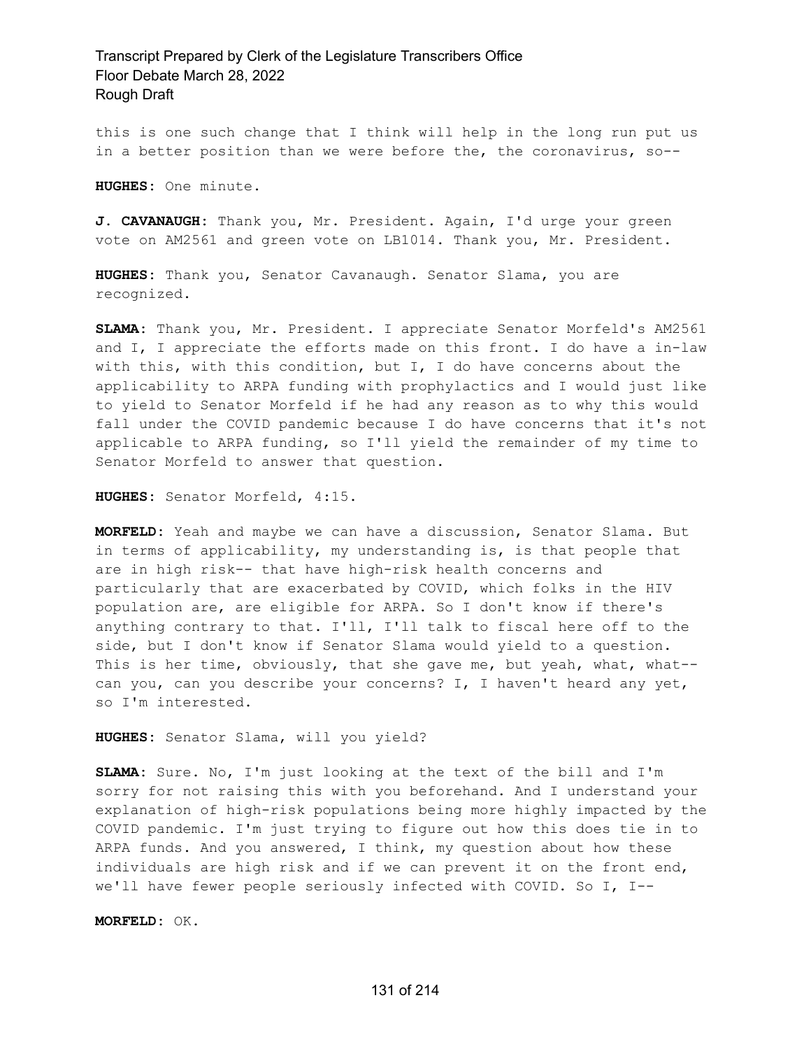this is one such change that I think will help in the long run put us in a better position than we were before the, the coronavirus, so--

**HUGHES:** One minute.

**J. CAVANAUGH:** Thank you, Mr. President. Again, I'd urge your green vote on AM2561 and green vote on LB1014. Thank you, Mr. President.

**HUGHES:** Thank you, Senator Cavanaugh. Senator Slama, you are recognized.

**SLAMA:** Thank you, Mr. President. I appreciate Senator Morfeld's AM2561 and I, I appreciate the efforts made on this front. I do have a in-law with this, with this condition, but I, I do have concerns about the applicability to ARPA funding with prophylactics and I would just like to yield to Senator Morfeld if he had any reason as to why this would fall under the COVID pandemic because I do have concerns that it's not applicable to ARPA funding, so I'll yield the remainder of my time to Senator Morfeld to answer that question.

**HUGHES:** Senator Morfeld, 4:15.

**MORFELD:** Yeah and maybe we can have a discussion, Senator Slama. But in terms of applicability, my understanding is, is that people that are in high risk-- that have high-risk health concerns and particularly that are exacerbated by COVID, which folks in the HIV population are, are eligible for ARPA. So I don't know if there's anything contrary to that. I'll, I'll talk to fiscal here off to the side, but I don't know if Senator Slama would yield to a question. This is her time, obviously, that she gave me, but yeah, what, what-- can you, can you describe your concerns? I, I haven't heard any yet, so I'm interested.

**HUGHES:** Senator Slama, will you yield?

**SLAMA:** Sure. No, I'm just looking at the text of the bill and I'm sorry for not raising this with you beforehand. And I understand your explanation of high-risk populations being more highly impacted by the COVID pandemic. I'm just trying to figure out how this does tie in to ARPA funds. And you answered, I think, my question about how these individuals are high risk and if we can prevent it on the front end, we'll have fewer people seriously infected with COVID. So I, I--

**MORFELD:** OK.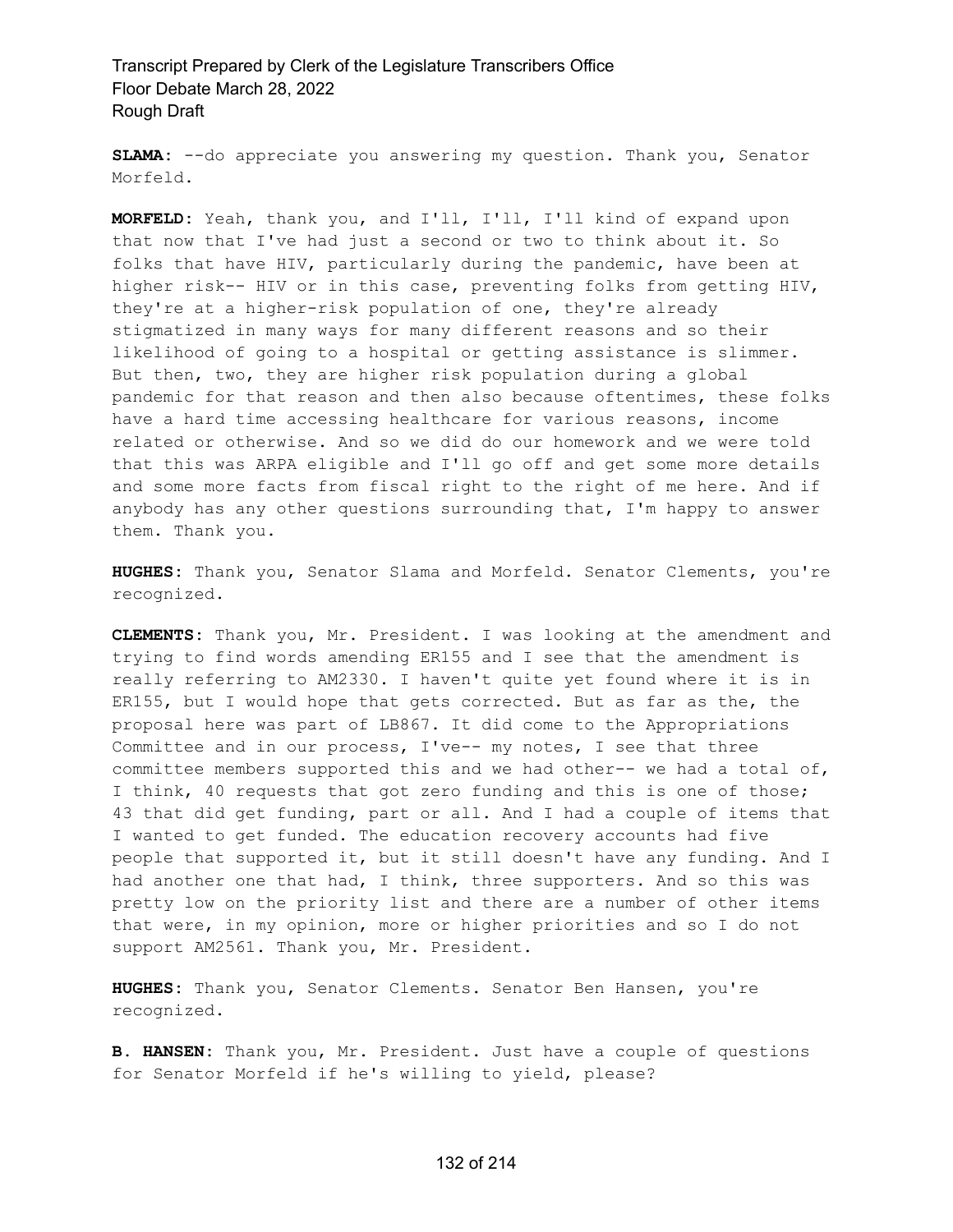**SLAMA:** --do appreciate you answering my question. Thank you, Senator Morfeld.

**MORFELD:** Yeah, thank you, and I'll, I'll, I'll kind of expand upon that now that I've had just a second or two to think about it. So folks that have HIV, particularly during the pandemic, have been at higher risk-- HIV or in this case, preventing folks from getting HIV, they're at a higher-risk population of one, they're already stigmatized in many ways for many different reasons and so their likelihood of going to a hospital or getting assistance is slimmer. But then, two, they are higher risk population during a global pandemic for that reason and then also because oftentimes, these folks have a hard time accessing healthcare for various reasons, income related or otherwise. And so we did do our homework and we were told that this was ARPA eligible and I'll go off and get some more details and some more facts from fiscal right to the right of me here. And if anybody has any other questions surrounding that, I'm happy to answer them. Thank you.

**HUGHES:** Thank you, Senator Slama and Morfeld. Senator Clements, you're recognized.

**CLEMENTS:** Thank you, Mr. President. I was looking at the amendment and trying to find words amending ER155 and I see that the amendment is really referring to AM2330. I haven't quite yet found where it is in ER155, but I would hope that gets corrected. But as far as the, the proposal here was part of LB867. It did come to the Appropriations Committee and in our process, I've-- my notes, I see that three committee members supported this and we had other-- we had a total of, I think, 40 requests that got zero funding and this is one of those; 43 that did get funding, part or all. And I had a couple of items that I wanted to get funded. The education recovery accounts had five people that supported it, but it still doesn't have any funding. And I had another one that had, I think, three supporters. And so this was pretty low on the priority list and there are a number of other items that were, in my opinion, more or higher priorities and so I do not support AM2561. Thank you, Mr. President.

**HUGHES:** Thank you, Senator Clements. Senator Ben Hansen, you're recognized.

**B. HANSEN:** Thank you, Mr. President. Just have a couple of questions for Senator Morfeld if he's willing to yield, please?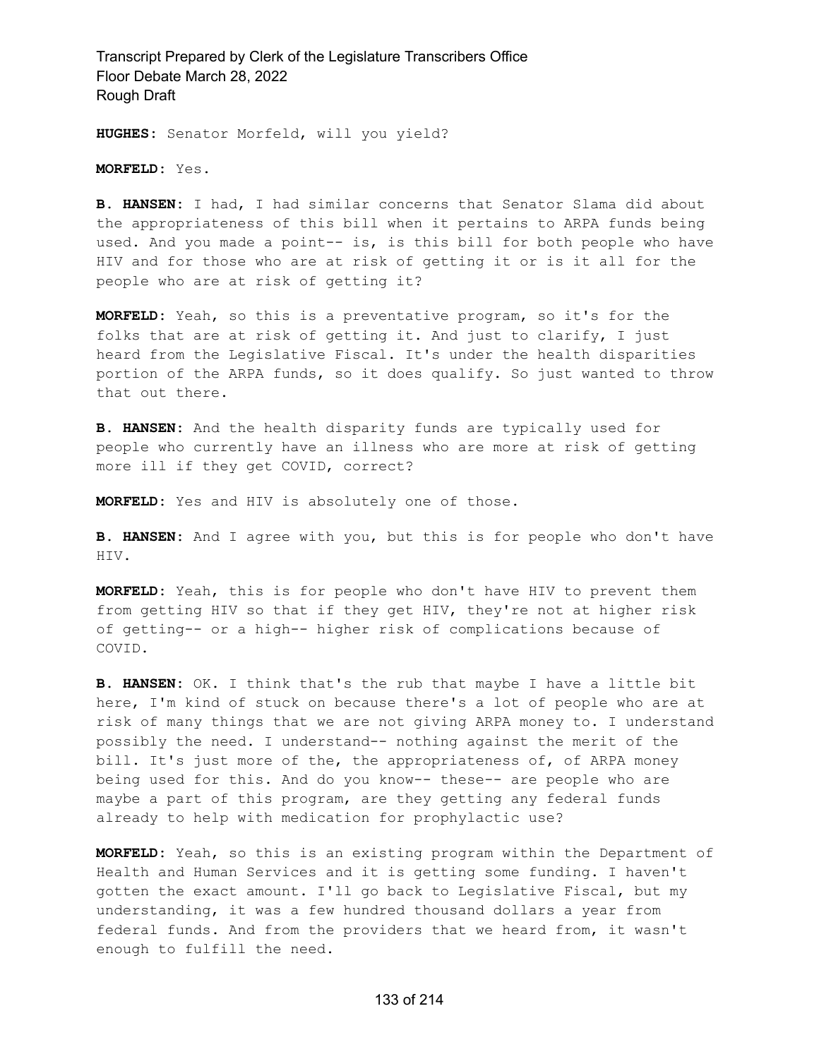**HUGHES:** Senator Morfeld, will you yield?

**MORFELD:** Yes.

**B. HANSEN:** I had, I had similar concerns that Senator Slama did about the appropriateness of this bill when it pertains to ARPA funds being used. And you made a point-- is, is this bill for both people who have HIV and for those who are at risk of getting it or is it all for the people who are at risk of getting it?

**MORFELD:** Yeah, so this is a preventative program, so it's for the folks that are at risk of getting it. And just to clarify, I just heard from the Legislative Fiscal. It's under the health disparities portion of the ARPA funds, so it does qualify. So just wanted to throw that out there.

**B. HANSEN:** And the health disparity funds are typically used for people who currently have an illness who are more at risk of getting more ill if they get COVID, correct?

**MORFELD:** Yes and HIV is absolutely one of those.

**B. HANSEN:** And I agree with you, but this is for people who don't have HIV.

**MORFELD:** Yeah, this is for people who don't have HIV to prevent them from getting HIV so that if they get HIV, they're not at higher risk of getting-- or a high-- higher risk of complications because of COVID.

**B. HANSEN:** OK. I think that's the rub that maybe I have a little bit here, I'm kind of stuck on because there's a lot of people who are at risk of many things that we are not giving ARPA money to. I understand possibly the need. I understand-- nothing against the merit of the bill. It's just more of the, the appropriateness of, of ARPA money being used for this. And do you know-- these-- are people who are maybe a part of this program, are they getting any federal funds already to help with medication for prophylactic use?

**MORFELD:** Yeah, so this is an existing program within the Department of Health and Human Services and it is getting some funding. I haven't gotten the exact amount. I'll go back to Legislative Fiscal, but my understanding, it was a few hundred thousand dollars a year from federal funds. And from the providers that we heard from, it wasn't enough to fulfill the need.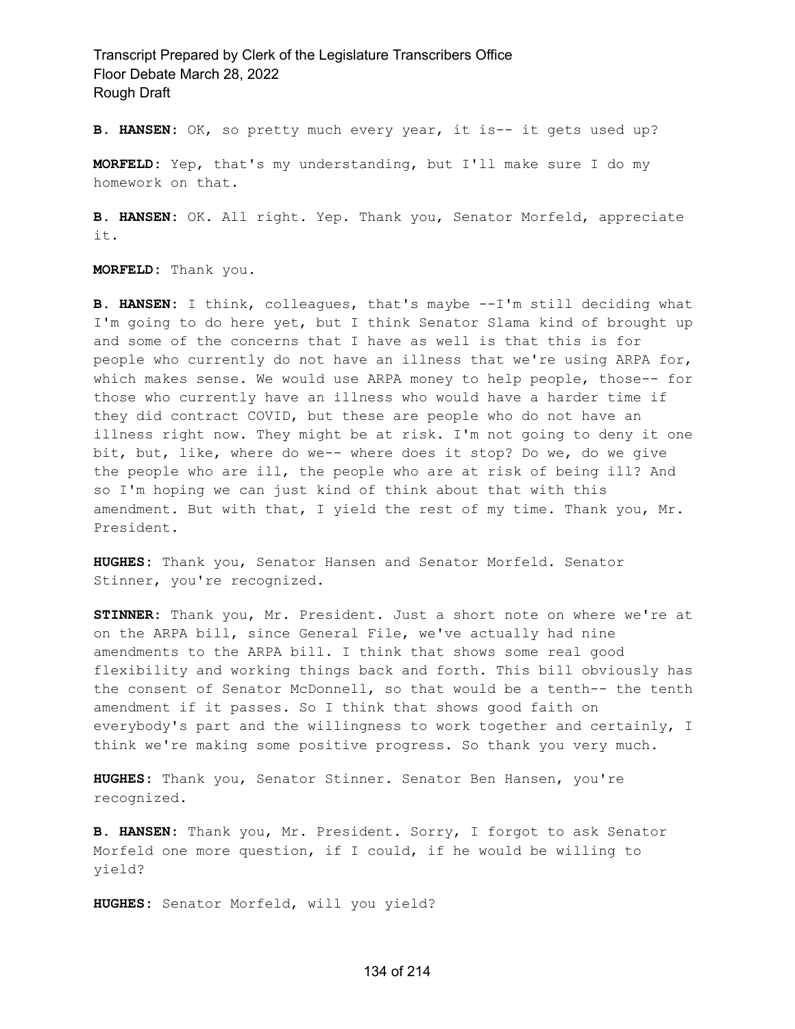**B. HANSEN:** OK, so pretty much every year, it is-- it gets used up?

**MORFELD:** Yep, that's my understanding, but I'll make sure I do my homework on that.

**B. HANSEN:** OK. All right. Yep. Thank you, Senator Morfeld, appreciate it.

**MORFELD:** Thank you.

**B. HANSEN:** I think, colleagues, that's maybe --I'm still deciding what I'm going to do here yet, but I think Senator Slama kind of brought up and some of the concerns that I have as well is that this is for people who currently do not have an illness that we're using ARPA for, which makes sense. We would use ARPA money to help people, those-- for those who currently have an illness who would have a harder time if they did contract COVID, but these are people who do not have an illness right now. They might be at risk. I'm not going to deny it one bit, but, like, where do we-- where does it stop? Do we, do we give the people who are ill, the people who are at risk of being ill? And so I'm hoping we can just kind of think about that with this amendment. But with that, I yield the rest of my time. Thank you, Mr. President.

**HUGHES:** Thank you, Senator Hansen and Senator Morfeld. Senator Stinner, you're recognized.

**STINNER:** Thank you, Mr. President. Just a short note on where we're at on the ARPA bill, since General File, we've actually had nine amendments to the ARPA bill. I think that shows some real good flexibility and working things back and forth. This bill obviously has the consent of Senator McDonnell, so that would be a tenth-- the tenth amendment if it passes. So I think that shows good faith on everybody's part and the willingness to work together and certainly, I think we're making some positive progress. So thank you very much.

**HUGHES:** Thank you, Senator Stinner. Senator Ben Hansen, you're recognized.

**B. HANSEN:** Thank you, Mr. President. Sorry, I forgot to ask Senator Morfeld one more question, if I could, if he would be willing to yield?

**HUGHES:** Senator Morfeld, will you yield?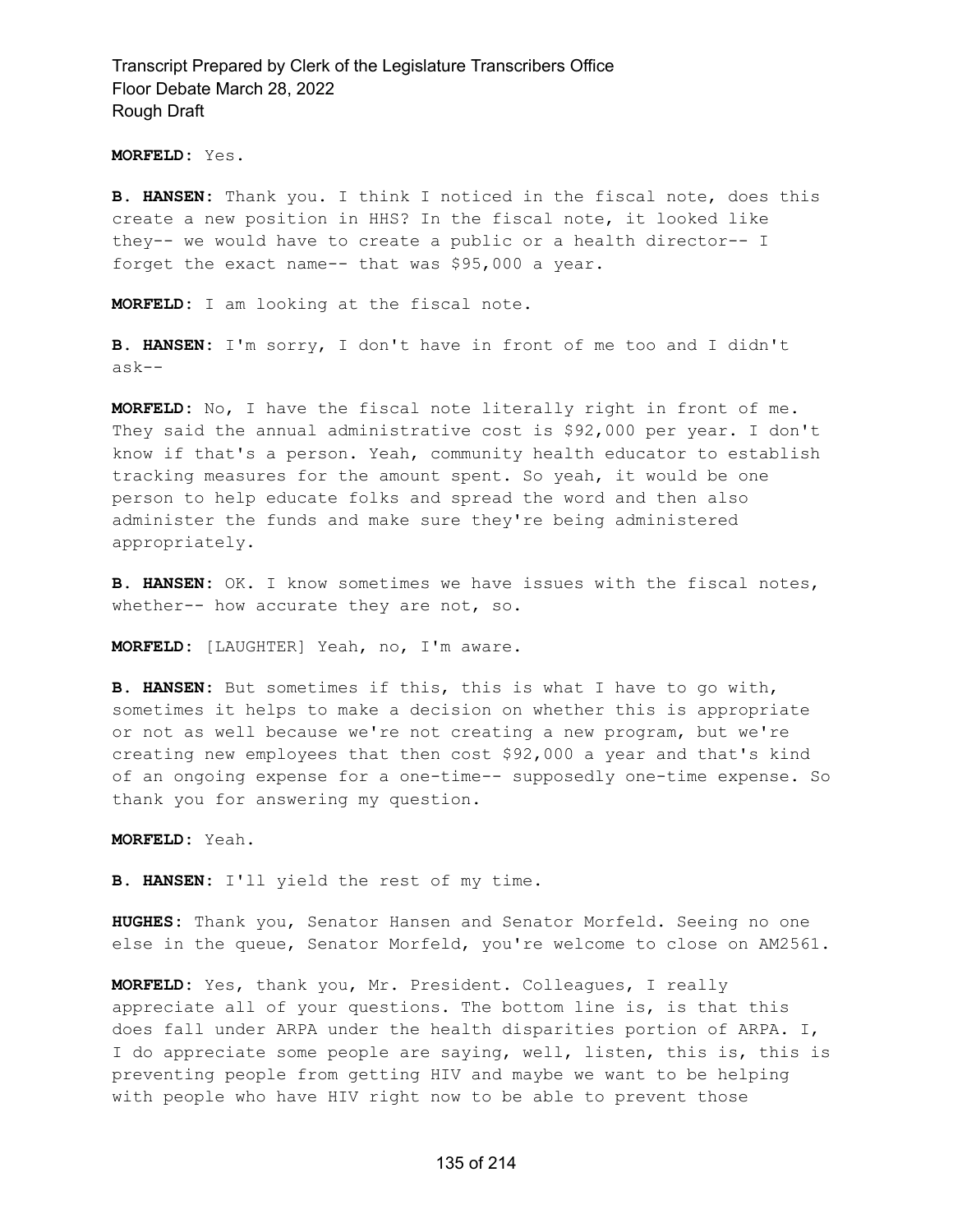**MORFELD:** Yes.

**B. HANSEN:** Thank you. I think I noticed in the fiscal note, does this create a new position in HHS? In the fiscal note, it looked like they-- we would have to create a public or a health director-- I forget the exact name-- that was $95,000 a year.

**MORFELD:** I am looking at the fiscal note.

**B. HANSEN:** I'm sorry, I don't have in front of me too and I didn't ask--

**MORFELD:** No, I have the fiscal note literally right in front of me. They said the annual administrative cost is $92,000 per year. I don't know if that's a person. Yeah, community health educator to establish tracking measures for the amount spent. So yeah, it would be one person to help educate folks and spread the word and then also administer the funds and make sure they're being administered appropriately.

**B. HANSEN:** OK. I know sometimes we have issues with the fiscal notes, whether-- how accurate they are not, so.

**MORFELD:** [LAUGHTER] Yeah, no, I'm aware.

**B. HANSEN:** But sometimes if this, this is what I have to go with, sometimes it helps to make a decision on whether this is appropriate or not as well because we're not creating a new program, but we're creating new employees that then cost $92,000 a year and that's kind of an ongoing expense for a one-time-- supposedly one-time expense. So thank you for answering my question.

**MORFELD:** Yeah.

**B. HANSEN:** I'll yield the rest of my time.

**HUGHES:** Thank you, Senator Hansen and Senator Morfeld. Seeing no one else in the queue, Senator Morfeld, you're welcome to close on AM2561.

**MORFELD:** Yes, thank you, Mr. President. Colleagues, I really appreciate all of your questions. The bottom line is, is that this does fall under ARPA under the health disparities portion of ARPA. I, I do appreciate some people are saying, well, listen, this is, this is preventing people from getting HIV and maybe we want to be helping with people who have HIV right now to be able to prevent those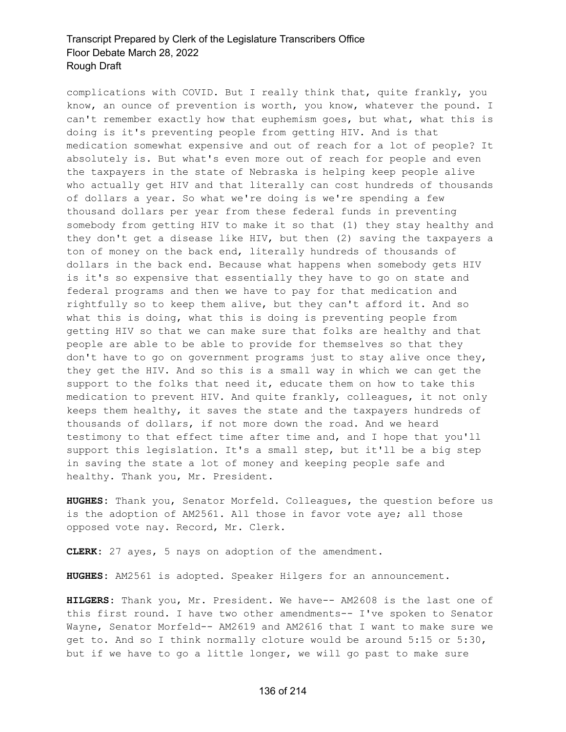complications with COVID. But I really think that, quite frankly, you know, an ounce of prevention is worth, you know, whatever the pound. I can't remember exactly how that euphemism goes, but what, what this is doing is it's preventing people from getting HIV. And is that medication somewhat expensive and out of reach for a lot of people? It absolutely is. But what's even more out of reach for people and even the taxpayers in the state of Nebraska is helping keep people alive who actually get HIV and that literally can cost hundreds of thousands of dollars a year. So what we're doing is we're spending a few thousand dollars per year from these federal funds in preventing somebody from getting HIV to make it so that (1) they stay healthy and they don't get a disease like HIV, but then (2) saving the taxpayers a ton of money on the back end, literally hundreds of thousands of dollars in the back end. Because what happens when somebody gets HIV is it's so expensive that essentially they have to go on state and federal programs and then we have to pay for that medication and rightfully so to keep them alive, but they can't afford it. And so what this is doing, what this is doing is preventing people from getting HIV so that we can make sure that folks are healthy and that people are able to be able to provide for themselves so that they don't have to go on government programs just to stay alive once they, they get the HIV. And so this is a small way in which we can get the support to the folks that need it, educate them on how to take this medication to prevent HIV. And quite frankly, colleagues, it not only keeps them healthy, it saves the state and the taxpayers hundreds of thousands of dollars, if not more down the road. And we heard testimony to that effect time after time and, and I hope that you'll support this legislation. It's a small step, but it'll be a big step in saving the state a lot of money and keeping people safe and healthy. Thank you, Mr. President.

**HUGHES:** Thank you, Senator Morfeld. Colleagues, the question before us is the adoption of AM2561. All those in favor vote aye; all those opposed vote nay. Record, Mr. Clerk.

**CLERK:** 27 ayes, 5 nays on adoption of the amendment.

**HUGHES:** AM2561 is adopted. Speaker Hilgers for an announcement.

**HILGERS:** Thank you, Mr. President. We have-- AM2608 is the last one of this first round. I have two other amendments-- I've spoken to Senator Wayne, Senator Morfeld-- AM2619 and AM2616 that I want to make sure we get to. And so I think normally cloture would be around 5:15 or 5:30, but if we have to go a little longer, we will go past to make sure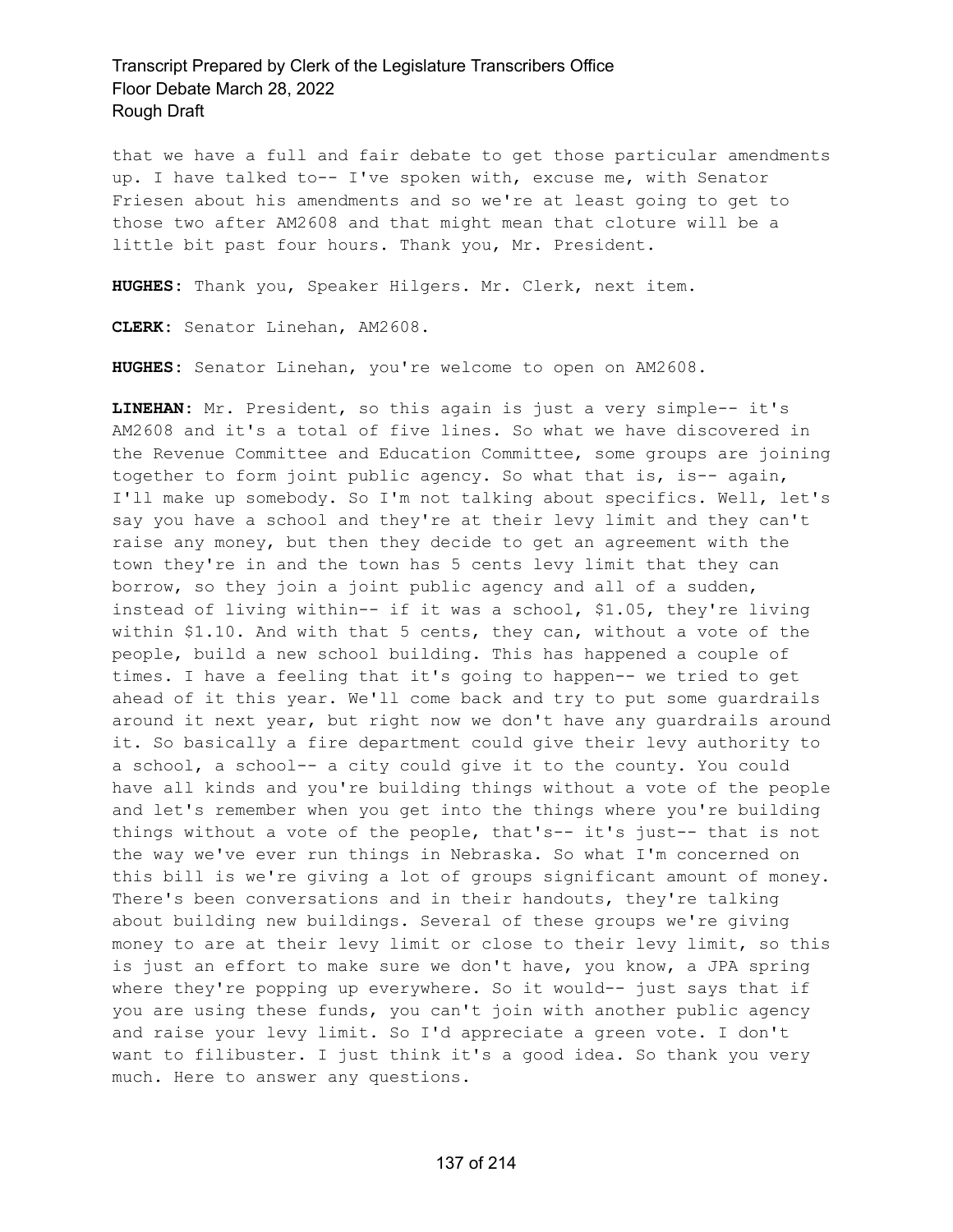that we have a full and fair debate to get those particular amendments up. I have talked to-- I've spoken with, excuse me, with Senator Friesen about his amendments and so we're at least going to get to those two after AM2608 and that might mean that cloture will be a little bit past four hours. Thank you, Mr. President.

**HUGHES**: Thank you, Speaker Hilgers. Mr. Clerk, next item.

**CLERK**: Senator Linehan, AM2608.

**HUGHES**: Senator Linehan, you're welcome to open on AM2608.

**LINEHAN**: Mr. President, so this again is just a very simple-- it's AM2608 and it's a total of five lines. So what we have discovered in the Revenue Committee and Education Committee, some groups are joining together to form joint public agency. So what that is, is-- again, I'll make up somebody. So I'm not talking about specifics. Well, let's say you have a school and they're at their levy limit and they can't raise any money, but then they decide to get an agreement with the town they're in and the town has 5 cents levy limit that they can borrow, so they join a joint public agency and all of a sudden, instead of living within-- if it was a school, $1.05, they're living within $1.10. And with that 5 cents, they can, without a vote of the people, build a new school building. This has happened a couple of times. I have a feeling that it's going to happen-- we tried to get ahead of it this year. We'll come back and try to put some guardrails around it next year, but right now we don't have any guardrails around it. So basically a fire department could give their levy authority to a school, a school-- a city could give it to the county. You could have all kinds and you're building things without a vote of the people and let's remember when you get into the things where you're building things without a vote of the people, that's-- it's just-- that is not the way we've ever run things in Nebraska. So what I'm concerned on this bill is we're giving a lot of groups significant amount of money. There's been conversations and in their handouts, they're talking about building new buildings. Several of these groups we're giving money to are at their levy limit or close to their levy limit, so this is just an effort to make sure we don't have, you know, a JPA spring where they're popping up everywhere. So it would-- just says that if you are using these funds, you can't join with another public agency and raise your levy limit. So I'd appreciate a green vote. I don't want to filibuster. I just think it's a good idea. So thank you very much. Here to answer any questions.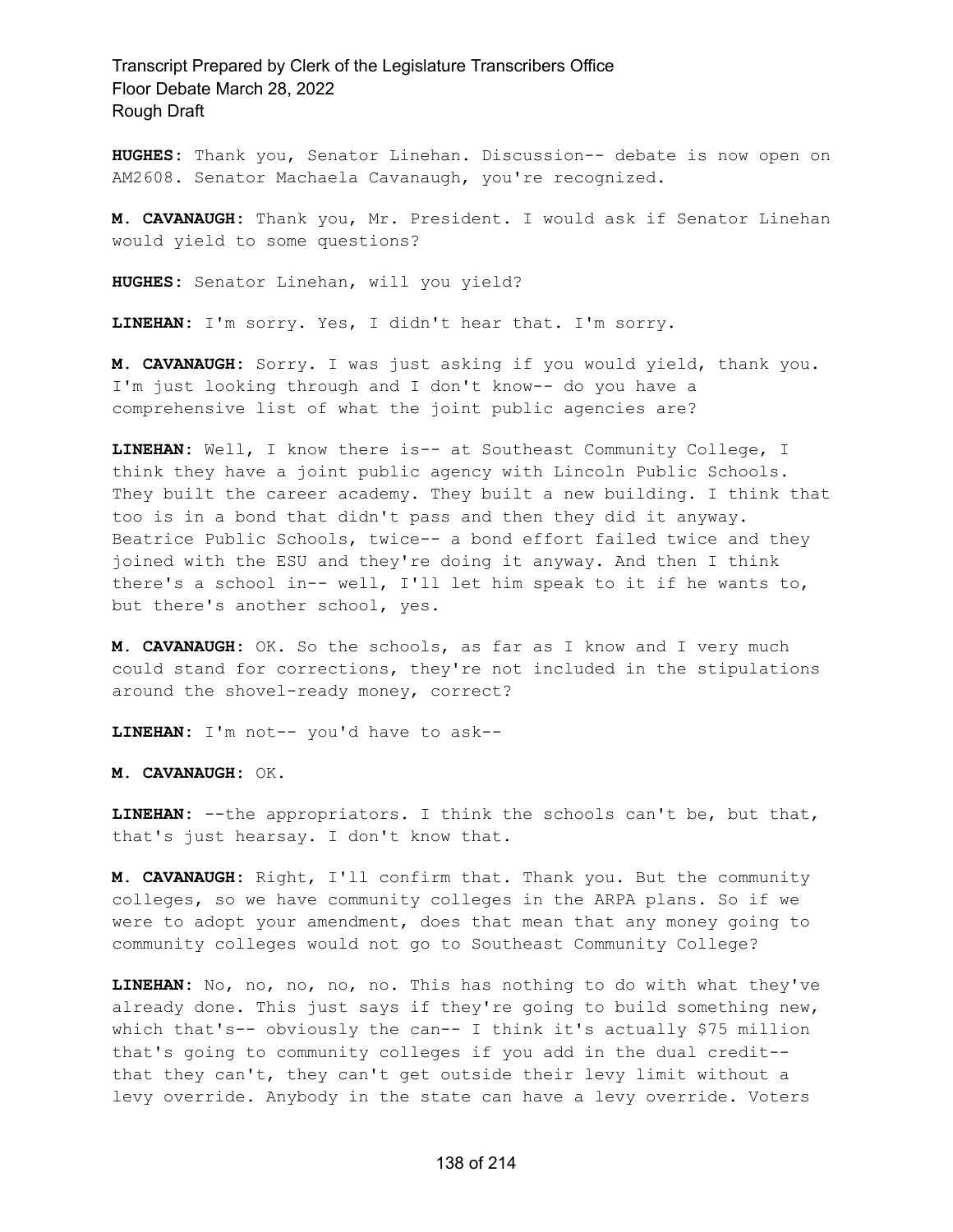**HUGHES:** Thank you, Senator Linehan. Discussion-- debate is now open on AM2608. Senator Machaela Cavanaugh, you're recognized.

**M. CAVANAUGH:** Thank you, Mr. President. I would ask if Senator Linehan would yield to some questions?

**HUGHES:** Senator Linehan, will you yield?

**LINEHAN:** I'm sorry. Yes, I didn't hear that. I'm sorry.

**M. CAVANAUGH:** Sorry. I was just asking if you would yield, thank you. I'm just looking through and I don't know-- do you have a comprehensive list of what the joint public agencies are?

**LINEHAN:** Well, I know there is-- at Southeast Community College, I think they have a joint public agency with Lincoln Public Schools. They built the career academy. They built a new building. I think that too is in a bond that didn't pass and then they did it anyway. Beatrice Public Schools, twice-- a bond effort failed twice and they joined with the ESU and they're doing it anyway. And then I think there's a school in-- well, I'll let him speak to it if he wants to, but there's another school, yes.

**M. CAVANAUGH:** OK. So the schools, as far as I know and I very much could stand for corrections, they're not included in the stipulations around the shovel-ready money, correct?

**LINEHAN:** I'm not-- you'd have to ask--

**M. CAVANAUGH:** OK.

**LINEHAN:** --the appropriators. I think the schools can't be, but that, that's just hearsay. I don't know that.

**M. CAVANAUGH:** Right, I'll confirm that. Thank you. But the community colleges, so we have community colleges in the ARPA plans. So if we were to adopt your amendment, does that mean that any money going to community colleges would not go to Southeast Community College?

**LINEHAN:** No, no, no, no, no. This has nothing to do with what they've already done. This just says if they're going to build something new, which that's-- obviously the can-- I think it's actually $75 million that's going to community colleges if you add in the dual credit-- that they can't, they can't get outside their levy limit without a levy override. Anybody in the state can have a levy override. Voters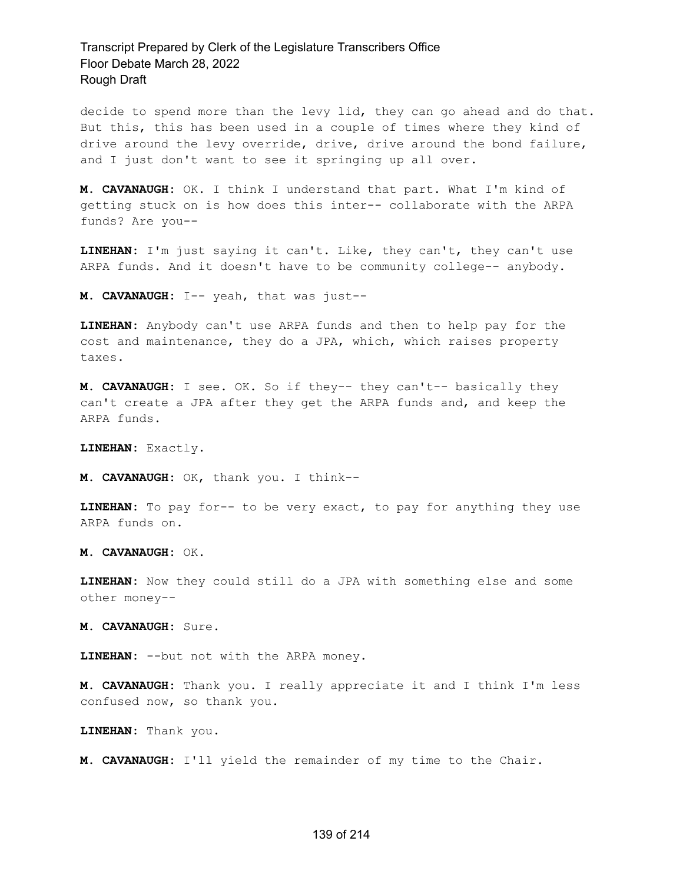decide to spend more than the levy lid, they can go ahead and do that. But this, this has been used in a couple of times where they kind of drive around the levy override, drive, drive around the bond failure, and I just don't want to see it springing up all over.

**M. CAVANAUGH:** OK. I think I understand that part. What I'm kind of getting stuck on is how does this inter-- collaborate with the ARPA funds? Are you--

**LINEHAN:** I'm just saying it can't. Like, they can't, they can't use ARPA funds. And it doesn't have to be community college-- anybody.

**M. CAVANAUGH:** I-- yeah, that was just--

**LINEHAN:** Anybody can't use ARPA funds and then to help pay for the cost and maintenance, they do a JPA, which, which raises property taxes.

**M. CAVANAUGH:** I see. OK. So if they-- they can't-- basically they can't create a JPA after they get the ARPA funds and, and keep the ARPA funds.

**LINEHAN:** Exactly.

**M. CAVANAUGH:** OK, thank you. I think--

**LINEHAN:** To pay for-- to be very exact, to pay for anything they use ARPA funds on.

**M. CAVANAUGH:** OK.

**LINEHAN:** Now they could still do a JPA with something else and some other money--

**M. CAVANAUGH:** Sure.

**LINEHAN:** --but not with the ARPA money.

**M. CAVANAUGH:** Thank you. I really appreciate it and I think I'm less confused now, so thank you.

**LINEHAN:** Thank you.

**M. CAVANAUGH:** I'll yield the remainder of my time to the Chair.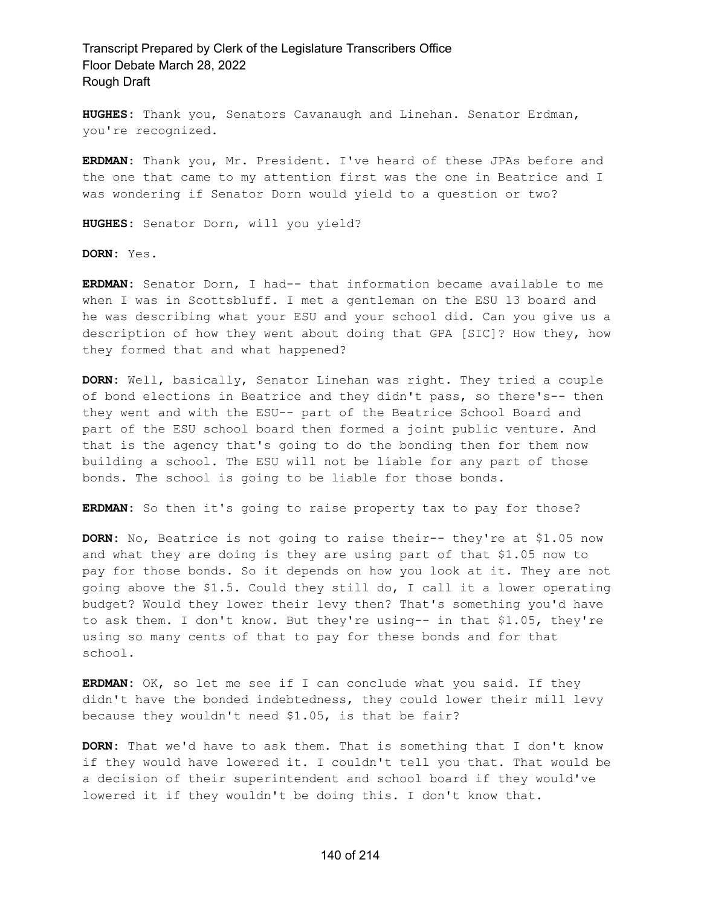**HUGHES:** Thank you, Senators Cavanaugh and Linehan. Senator Erdman, you're recognized.

**ERDMAN:** Thank you, Mr. President. I've heard of these JPAs before and the one that came to my attention first was the one in Beatrice and I was wondering if Senator Dorn would yield to a question or two?

**HUGHES:** Senator Dorn, will you yield?

**DORN:** Yes.

**ERDMAN:** Senator Dorn, I had-- that information became available to me when I was in Scottsbluff. I met a gentleman on the ESU 13 board and he was describing what your ESU and your school did. Can you give us a description of how they went about doing that GPA [SIC]? How they, how they formed that and what happened?

**DORN:** Well, basically, Senator Linehan was right. They tried a couple of bond elections in Beatrice and they didn't pass, so there's-- then they went and with the ESU-- part of the Beatrice School Board and part of the ESU school board then formed a joint public venture. And that is the agency that's going to do the bonding then for them now building a school. The ESU will not be liable for any part of those bonds. The school is going to be liable for those bonds.

**ERDMAN:** So then it's going to raise property tax to pay for those?

**DORN:** No, Beatrice is not going to raise their-- they're at $1.05 now and what they are doing is they are using part of that $1.05 now to pay for those bonds. So it depends on how you look at it. They are not going above the $1.5. Could they still do, I call it a lower operating budget? Would they lower their levy then? That's something you'd have to ask them. I don't know. But they're using-- in that $1.05, they're using so many cents of that to pay for these bonds and for that school.

**ERDMAN:** OK, so let me see if I can conclude what you said. If they didn't have the bonded indebtedness, they could lower their mill levy because they wouldn't need $1.05, is that be fair?

**DORN:** That we'd have to ask them. That is something that I don't know if they would have lowered it. I couldn't tell you that. That would be a decision of their superintendent and school board if they would've lowered it if they wouldn't be doing this. I don't know that.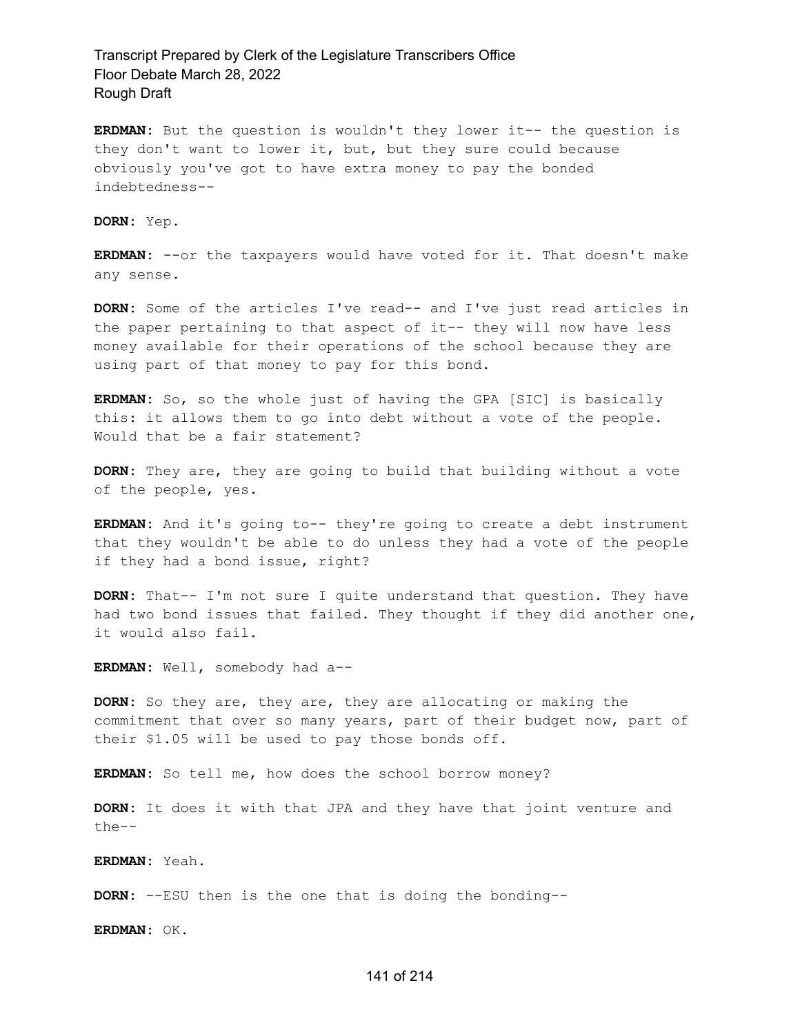**ERDMAN:** But the question is wouldn't they lower it-- the question is they don't want to lower it, but, but they sure could because obviously you've got to have extra money to pay the bonded indebtedness--

**DORN:** Yep.

**ERDMAN:** --or the taxpayers would have voted for it. That doesn't make any sense.

**DORN:** Some of the articles I've read-- and I've just read articles in the paper pertaining to that aspect of it-- they will now have less money available for their operations of the school because they are using part of that money to pay for this bond.

**ERDMAN:** So, so the whole just of having the GPA [SIC] is basically this: it allows them to go into debt without a vote of the people. Would that be a fair statement?

**DORN:** They are, they are going to build that building without a vote of the people, yes.

**ERDMAN:** And it's going to-- they're going to create a debt instrument that they wouldn't be able to do unless they had a vote of the people if they had a bond issue, right?

**DORN:** That-- I'm not sure I quite understand that question. They have had two bond issues that failed. They thought if they did another one, it would also fail.

**ERDMAN:** Well, somebody had a--

**DORN:** So they are, they are, they are allocating or making the commitment that over so many years, part of their budget now, part of their $1.05 will be used to pay those bonds off.

**ERDMAN:** So tell me, how does the school borrow money?

**DORN:** It does it with that JPA and they have that joint venture and the--

**ERDMAN:** Yeah.

**DORN:** --ESU then is the one that is doing the bonding--

**ERDMAN:** OK.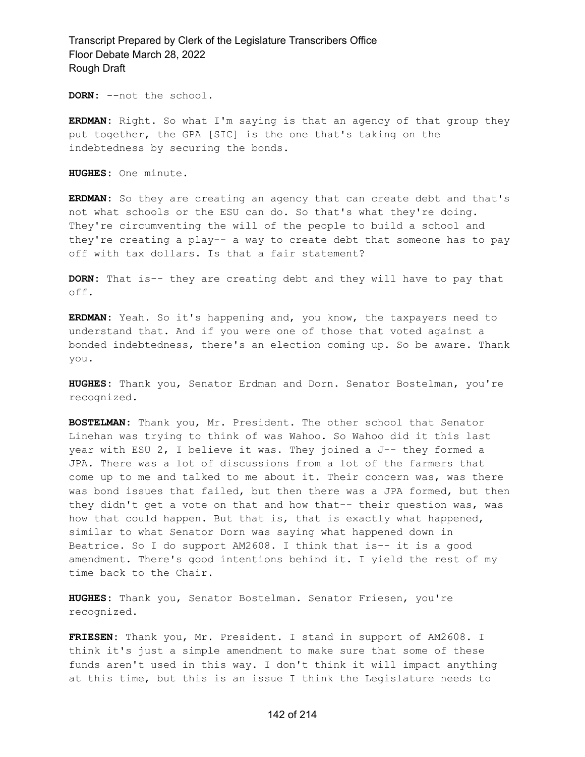**DORN:** --not the school.

**ERDMAN:** Right. So what I'm saying is that an agency of that group they put together, the GPA [SIC] is the one that's taking on the indebtedness by securing the bonds.

**HUGHES:** One minute.

**ERDMAN:** So they are creating an agency that can create debt and that's not what schools or the ESU can do. So that's what they're doing. They're circumventing the will of the people to build a school and they're creating a play-- a way to create debt that someone has to pay off with tax dollars. Is that a fair statement?

**DORN:** That is-- they are creating debt and they will have to pay that off.

**ERDMAN:** Yeah. So it's happening and, you know, the taxpayers need to understand that. And if you were one of those that voted against a bonded indebtedness, there's an election coming up. So be aware. Thank you.

**HUGHES:** Thank you, Senator Erdman and Dorn. Senator Bostelman, you're recognized.

**BOSTELMAN:** Thank you, Mr. President. The other school that Senator Linehan was trying to think of was Wahoo. So Wahoo did it this last year with ESU 2, I believe it was. They joined a J-- they formed a JPA. There was a lot of discussions from a lot of the farmers that come up to me and talked to me about it. Their concern was, was there was bond issues that failed, but then there was a JPA formed, but then they didn't get a vote on that and how that-- their question was, was how that could happen. But that is, that is exactly what happened, similar to what Senator Dorn was saying what happened down in Beatrice. So I do support AM2608. I think that is-- it is a good amendment. There's good intentions behind it. I yield the rest of my time back to the Chair.

**HUGHES:** Thank you, Senator Bostelman. Senator Friesen, you're recognized.

**FRIESEN:** Thank you, Mr. President. I stand in support of AM2608. I think it's just a simple amendment to make sure that some of these funds aren't used in this way. I don't think it will impact anything at this time, but this is an issue I think the Legislature needs to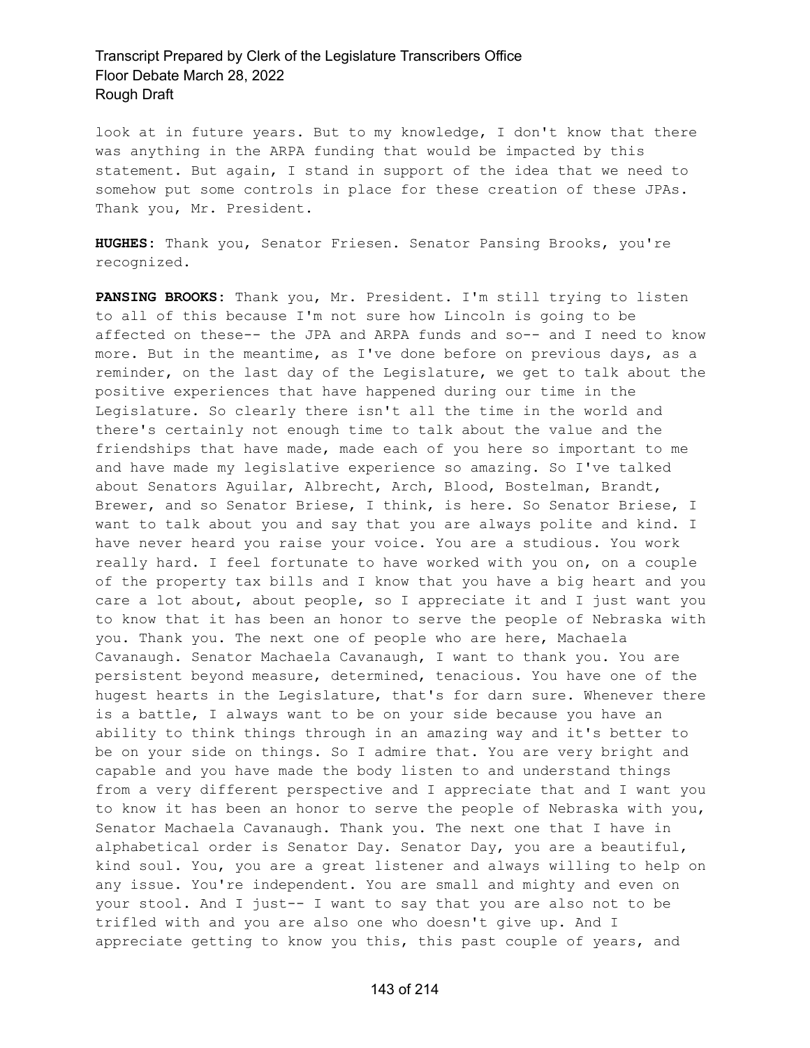look at in future years. But to my knowledge, I don't know that there was anything in the ARPA funding that would be impacted by this statement. But again, I stand in support of the idea that we need to somehow put some controls in place for these creation of these JPAs. Thank you, Mr. President.

**HUGHES:** Thank you, Senator Friesen. Senator Pansing Brooks, you're recognized.

**PANSING BROOKS:** Thank you, Mr. President. I'm still trying to listen to all of this because I'm not sure how Lincoln is going to be affected on these-- the JPA and ARPA funds and so-- and I need to know more. But in the meantime, as I've done before on previous days, as a reminder, on the last day of the Legislature, we get to talk about the positive experiences that have happened during our time in the Legislature. So clearly there isn't all the time in the world and there's certainly not enough time to talk about the value and the friendships that have made, made each of you here so important to me and have made my legislative experience so amazing. So I've talked about Senators Aguilar, Albrecht, Arch, Blood, Bostelman, Brandt, Brewer, and so Senator Briese, I think, is here. So Senator Briese, I want to talk about you and say that you are always polite and kind. I have never heard you raise your voice. You are a studious. You work really hard. I feel fortunate to have worked with you on, on a couple of the property tax bills and I know that you have a big heart and you care a lot about, about people, so I appreciate it and I just want you to know that it has been an honor to serve the people of Nebraska with you. Thank you. The next one of people who are here, Machaela Cavanaugh. Senator Machaela Cavanaugh, I want to thank you. You are persistent beyond measure, determined, tenacious. You have one of the hugest hearts in the Legislature, that's for darn sure. Whenever there is a battle, I always want to be on your side because you have an ability to think things through in an amazing way and it's better to be on your side on things. So I admire that. You are very bright and capable and you have made the body listen to and understand things from a very different perspective and I appreciate that and I want you to know it has been an honor to serve the people of Nebraska with you, Senator Machaela Cavanaugh. Thank you. The next one that I have in alphabetical order is Senator Day. Senator Day, you are a beautiful, kind soul. You, you are a great listener and always willing to help on any issue. You're independent. You are small and mighty and even on your stool. And I just-- I want to say that you are also not to be trifled with and you are also one who doesn't give up. And I appreciate getting to know you this, this past couple of years, and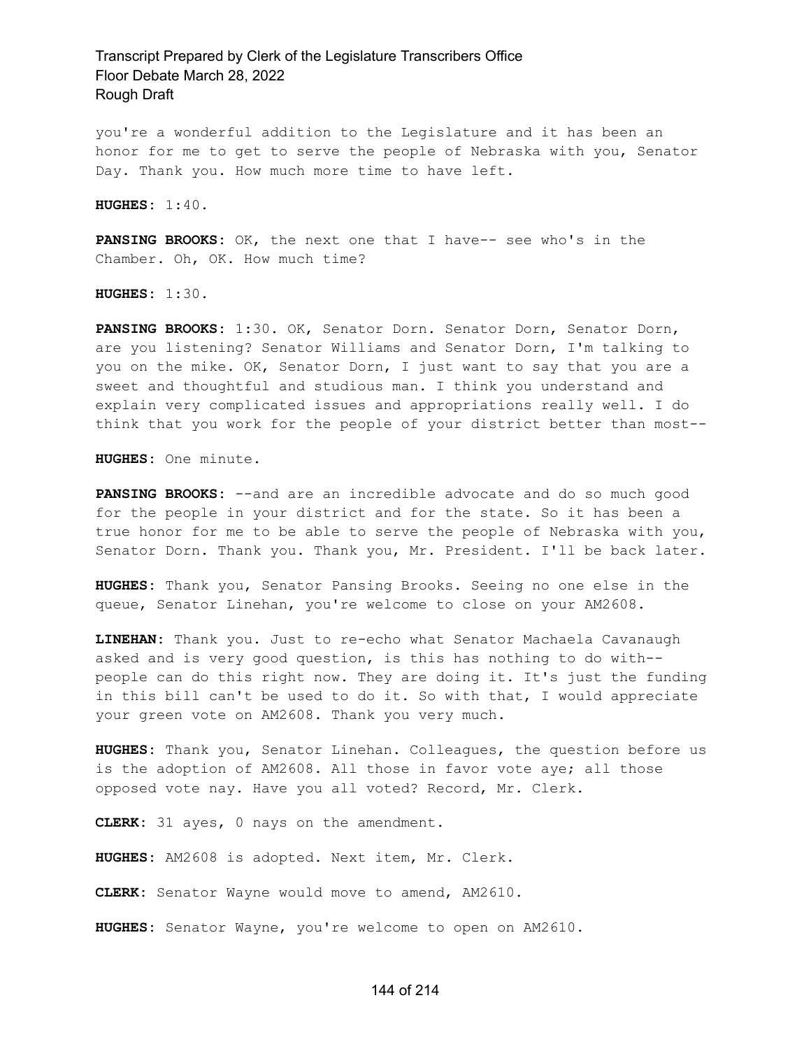you're a wonderful addition to the Legislature and it has been an honor for me to get to serve the people of Nebraska with you, Senator Day. Thank you. How much more time to have left.

**HUGHES:** 1:40.

**PANSING BROOKS:** OK, the next one that I have-- see who's in the Chamber. Oh, OK. How much time?

**HUGHES:** 1:30.

**PANSING BROOKS:** 1:30. OK, Senator Dorn. Senator Dorn, Senator Dorn, are you listening? Senator Williams and Senator Dorn, I'm talking to you on the mike. OK, Senator Dorn, I just want to say that you are a sweet and thoughtful and studious man. I think you understand and explain very complicated issues and appropriations really well. I do think that you work for the people of your district better than most--

**HUGHES:** One minute.

**PANSING BROOKS:** --and are an incredible advocate and do so much good for the people in your district and for the state. So it has been a true honor for me to be able to serve the people of Nebraska with you, Senator Dorn. Thank you. Thank you, Mr. President. I'll be back later.

**HUGHES:** Thank you, Senator Pansing Brooks. Seeing no one else in the queue, Senator Linehan, you're welcome to close on your AM2608.

**LINEHAN:** Thank you. Just to re-echo what Senator Machaela Cavanaugh asked and is very good question, is this has nothing to do with-- people can do this right now. They are doing it. It's just the funding in this bill can't be used to do it. So with that, I would appreciate your green vote on AM2608. Thank you very much.

**HUGHES:** Thank you, Senator Linehan. Colleagues, the question before us is the adoption of AM2608. All those in favor vote aye; all those opposed vote nay. Have you all voted? Record, Mr. Clerk.

**CLERK:** 31 ayes, 0 nays on the amendment.

**HUGHES:** AM2608 is adopted. Next item, Mr. Clerk.

**CLERK:** Senator Wayne would move to amend, AM2610.

**HUGHES:** Senator Wayne, you're welcome to open on AM2610.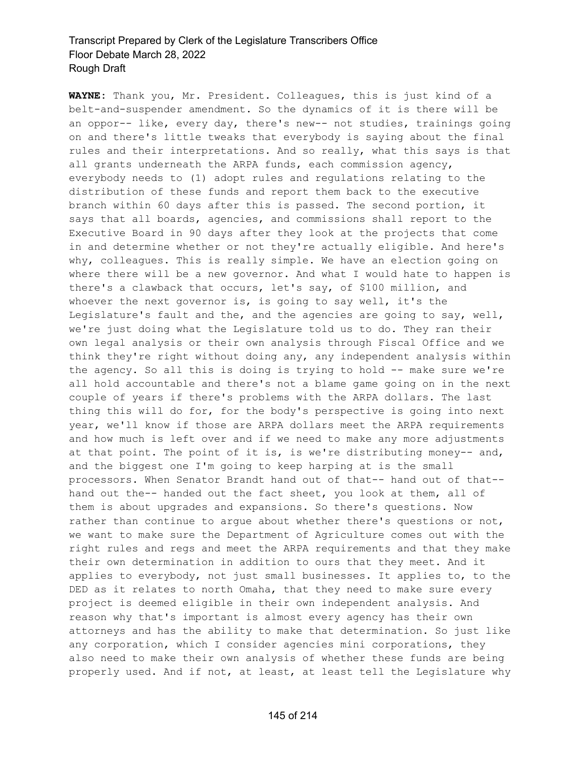**WAYNE:** Thank you, Mr. President. Colleagues, this is just kind of a belt-and-suspender amendment. So the dynamics of it is there will be an oppor-- like, every day, there's new-- not studies, trainings going on and there's little tweaks that everybody is saying about the final rules and their interpretations. And so really, what this says is that all grants underneath the ARPA funds, each commission agency, everybody needs to (1) adopt rules and regulations relating to the distribution of these funds and report them back to the executive branch within 60 days after this is passed. The second portion, it says that all boards, agencies, and commissions shall report to the Executive Board in 90 days after they look at the projects that come in and determine whether or not they're actually eligible. And here's why, colleagues. This is really simple. We have an election going on where there will be a new governor. And what I would hate to happen is there's a clawback that occurs, let's say, of $100 million, and whoever the next governor is, is going to say well, it's the Legislature's fault and the, and the agencies are going to say, well, we're just doing what the Legislature told us to do. They ran their own legal analysis or their own analysis through Fiscal Office and we think they're right without doing any, any independent analysis within the agency. So all this is doing is trying to hold -- make sure we're all hold accountable and there's not a blame game going on in the next couple of years if there's problems with the ARPA dollars. The last thing this will do for, for the body's perspective is going into next year, we'll know if those are ARPA dollars meet the ARPA requirements and how much is left over and if we need to make any more adjustments at that point. The point of it is, is we're distributing money-- and, and the biggest one I'm going to keep harping at is the small processors. When Senator Brandt hand out of that-- hand out of that-- hand out the-- handed out the fact sheet, you look at them, all of them is about upgrades and expansions. So there's questions. Now rather than continue to argue about whether there's questions or not, we want to make sure the Department of Agriculture comes out with the right rules and regs and meet the ARPA requirements and that they make their own determination in addition to ours that they meet. And it applies to everybody, not just small businesses. It applies to, to the DED as it relates to north Omaha, that they need to make sure every project is deemed eligible in their own independent analysis. And reason why that's important is almost every agency has their own attorneys and has the ability to make that determination. So just like any corporation, which I consider agencies mini corporations, they also need to make their own analysis of whether these funds are being properly used. And if not, at least, at least tell the Legislature why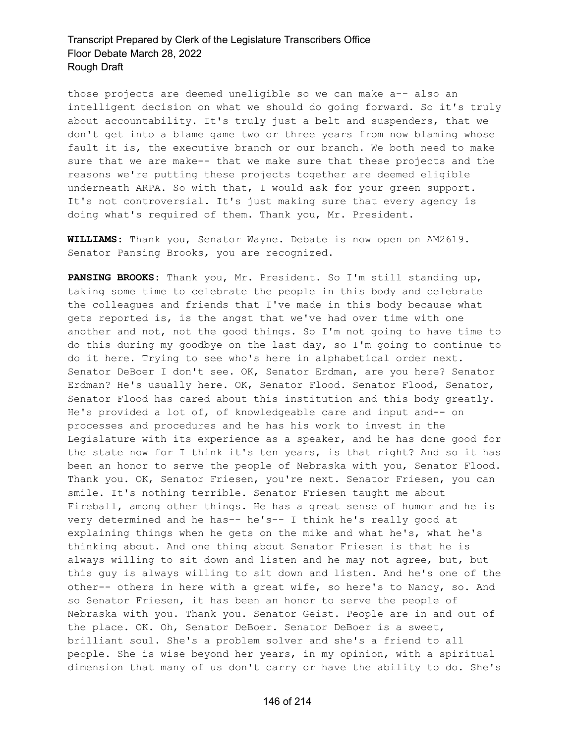those projects are deemed uneligible so we can make a-- also an intelligent decision on what we should do going forward. So it's truly about accountability. It's truly just a belt and suspenders, that we don't get into a blame game two or three years from now blaming whose fault it is, the executive branch or our branch. We both need to make sure that we are make-- that we make sure that these projects and the reasons we're putting these projects together are deemed eligible underneath ARPA. So with that, I would ask for your green support. It's not controversial. It's just making sure that every agency is doing what's required of them. Thank you, Mr. President.

**WILLIAMS:** Thank you, Senator Wayne. Debate is now open on AM2619. Senator Pansing Brooks, you are recognized.

**PANSING BROOKS:** Thank you, Mr. President. So I'm still standing up, taking some time to celebrate the people in this body and celebrate the colleagues and friends that I've made in this body because what gets reported is, is the angst that we've had over time with one another and not, not the good things. So I'm not going to have time to do this during my goodbye on the last day, so I'm going to continue to do it here. Trying to see who's here in alphabetical order next. Senator DeBoer I don't see. OK, Senator Erdman, are you here? Senator Erdman? He's usually here. OK, Senator Flood. Senator Flood, Senator, Senator Flood has cared about this institution and this body greatly. He's provided a lot of, of knowledgeable care and input and-- on processes and procedures and he has his work to invest in the Legislature with its experience as a speaker, and he has done good for the state now for I think it's ten years, is that right? And so it has been an honor to serve the people of Nebraska with you, Senator Flood. Thank you. OK, Senator Friesen, you're next. Senator Friesen, you can smile. It's nothing terrible. Senator Friesen taught me about Fireball, among other things. He has a great sense of humor and he is very determined and he has-- he's-- I think he's really good at explaining things when he gets on the mike and what he's, what he's thinking about. And one thing about Senator Friesen is that he is always willing to sit down and listen and he may not agree, but, but this guy is always willing to sit down and listen. And he's one of the other-- others in here with a great wife, so here's to Nancy, so. And so Senator Friesen, it has been an honor to serve the people of Nebraska with you. Thank you. Senator Geist. People are in and out of the place. OK. Oh, Senator DeBoer. Senator DeBoer is a sweet, brilliant soul. She's a problem solver and she's a friend to all people. She is wise beyond her years, in my opinion, with a spiritual dimension that many of us don't carry or have the ability to do. She's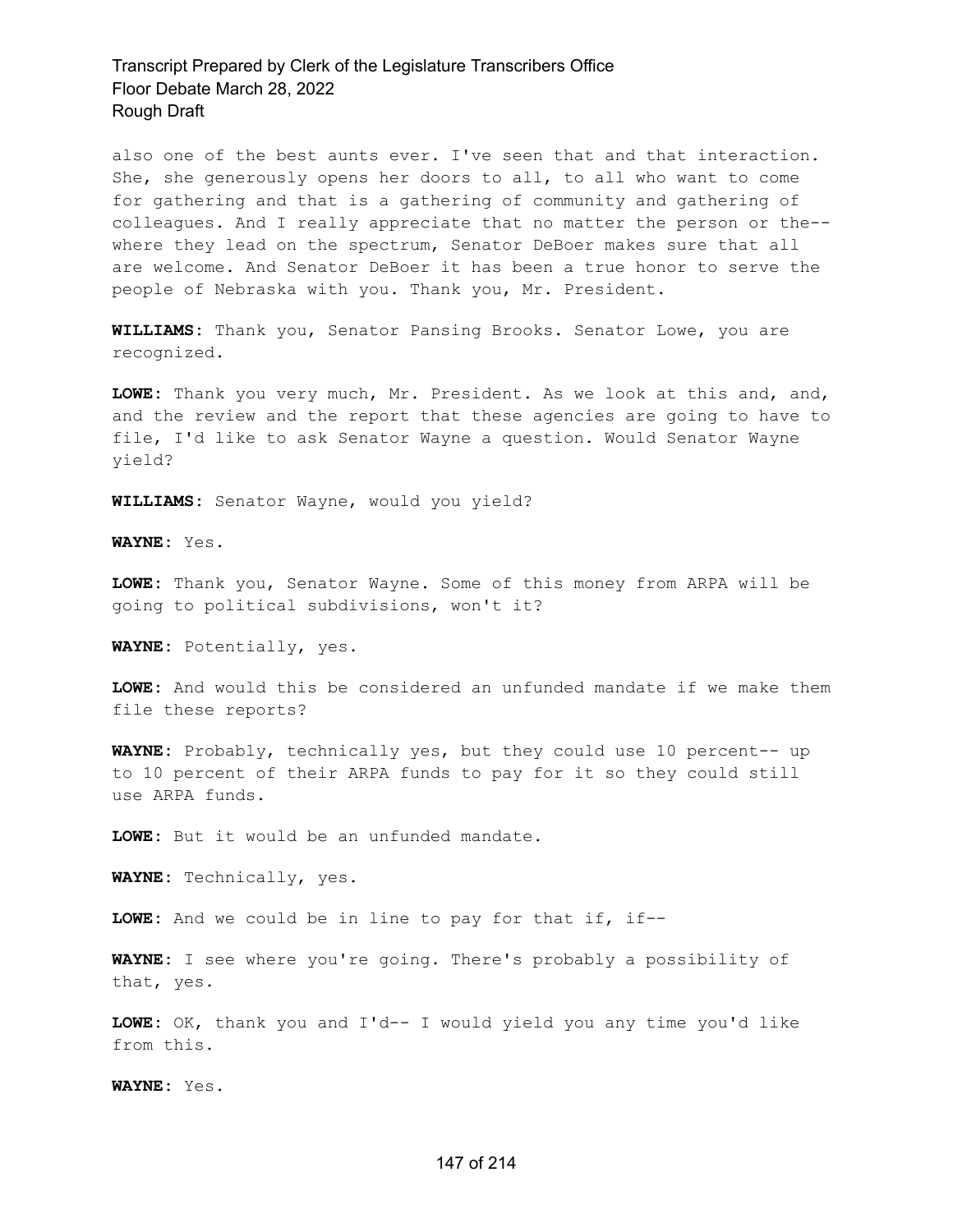also one of the best aunts ever. I've seen that and that interaction. She, she generously opens her doors to all, to all who want to come for gathering and that is a gathering of community and gathering of colleagues. And I really appreciate that no matter the person or the-- where they lead on the spectrum, Senator DeBoer makes sure that all are welcome. And Senator DeBoer it has been a true honor to serve the people of Nebraska with you. Thank you, Mr. President.

**WILLIAMS:** Thank you, Senator Pansing Brooks. Senator Lowe, you are recognized.

**LOWE:** Thank you very much, Mr. President. As we look at this and, and, and the review and the report that these agencies are going to have to file, I'd like to ask Senator Wayne a question. Would Senator Wayne yield?

**WILLIAMS:** Senator Wayne, would you yield?

**WAYNE:** Yes.

**LOWE:** Thank you, Senator Wayne. Some of this money from ARPA will be going to political subdivisions, won't it?

**WAYNE:** Potentially, yes.

**LOWE:** And would this be considered an unfunded mandate if we make them file these reports?

**WAYNE:** Probably, technically yes, but they could use 10 percent-- up to 10 percent of their ARPA funds to pay for it so they could still use ARPA funds.

**LOWE:** But it would be an unfunded mandate.

**WAYNE:** Technically, yes.

**LOWE:** And we could be in line to pay for that if, if--

**WAYNE:** I see where you're going. There's probably a possibility of that, yes.

**LOWE:** OK, thank you and I'd-- I would yield you any time you'd like from this.

**WAYNE:** Yes.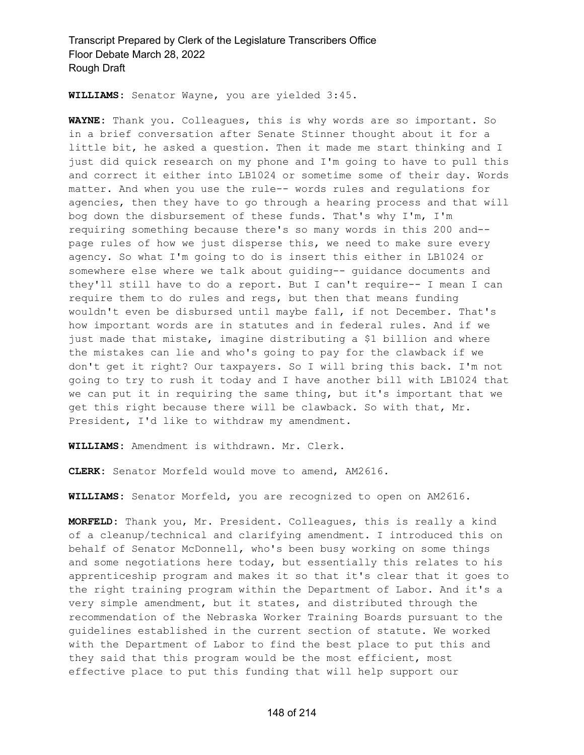**WILLIAMS:** Senator Wayne, you are yielded 3:45.

**WAYNE:** Thank you. Colleagues, this is why words are so important. So in a brief conversation after Senate Stinner thought about it for a little bit, he asked a question. Then it made me start thinking and I just did quick research on my phone and I'm going to have to pull this and correct it either into LB1024 or sometime some of their day. Words matter. And when you use the rule-- words rules and regulations for agencies, then they have to go through a hearing process and that will bog down the disbursement of these funds. That's why I'm, I'm requiring something because there's so many words in this 200 and-- page rules of how we just disperse this, we need to make sure every agency. So what I'm going to do is insert this either in LB1024 or somewhere else where we talk about guiding-- guidance documents and they'll still have to do a report. But I can't require-- I mean I can require them to do rules and regs, but then that means funding wouldn't even be disbursed until maybe fall, if not December. That's how important words are in statutes and in federal rules. And if we just made that mistake, imagine distributing a $1 billion and where the mistakes can lie and who's going to pay for the clawback if we don't get it right? Our taxpayers. So I will bring this back. I'm not going to try to rush it today and I have another bill with LB1024 that we can put it in requiring the same thing, but it's important that we get this right because there will be clawback. So with that, Mr. President, I'd like to withdraw my amendment.

**WILLIAMS:** Amendment is withdrawn. Mr. Clerk.

**CLERK:** Senator Morfeld would move to amend, AM2616.

**WILLIAMS:** Senator Morfeld, you are recognized to open on AM2616.

**MORFELD:** Thank you, Mr. President. Colleagues, this is really a kind of a cleanup/technical and clarifying amendment. I introduced this on behalf of Senator McDonnell, who's been busy working on some things and some negotiations here today, but essentially this relates to his apprenticeship program and makes it so that it's clear that it goes to the right training program within the Department of Labor. And it's a very simple amendment, but it states, and distributed through the recommendation of the Nebraska Worker Training Boards pursuant to the guidelines established in the current section of statute. We worked with the Department of Labor to find the best place to put this and they said that this program would be the most efficient, most effective place to put this funding that will help support our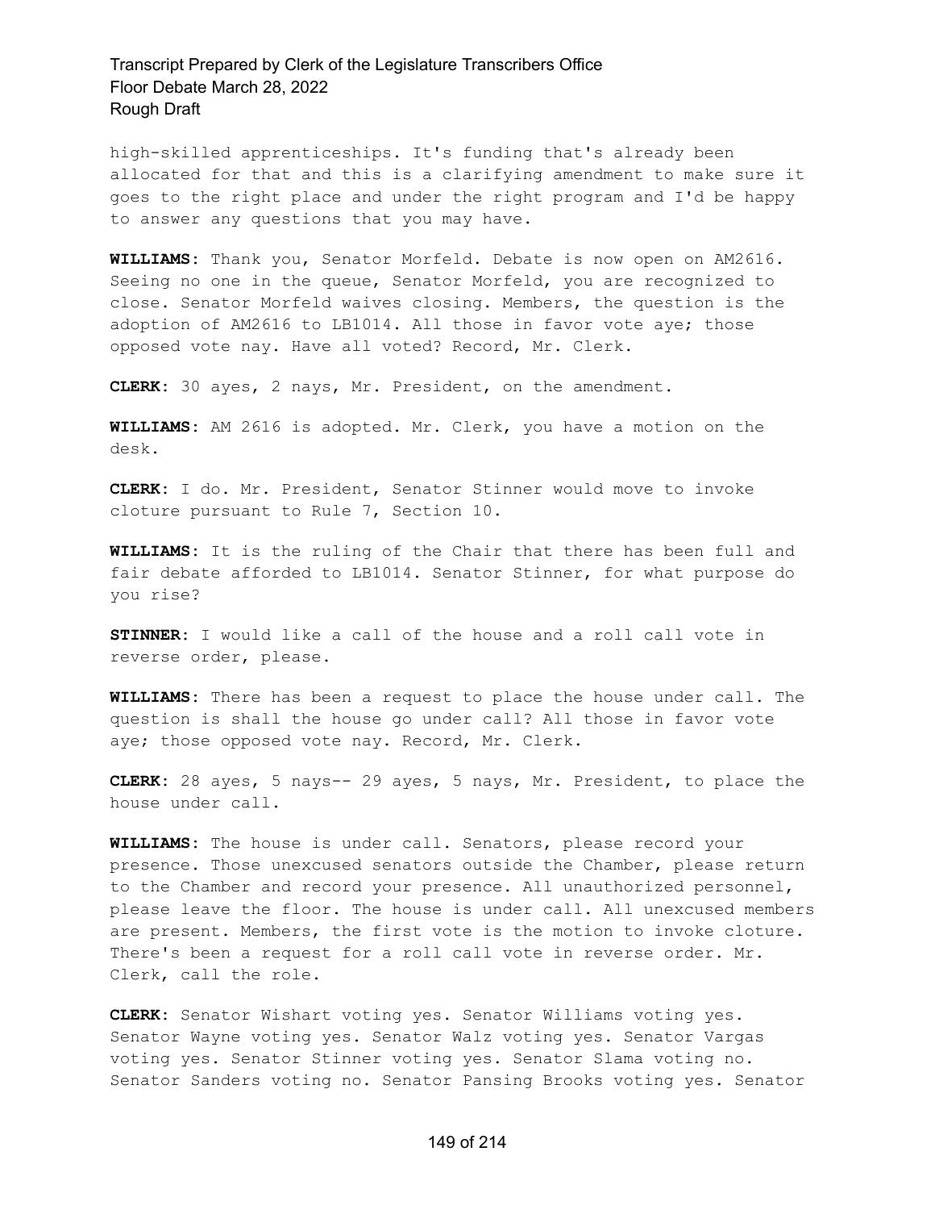high-skilled apprenticeships. It's funding that's already been allocated for that and this is a clarifying amendment to make sure it goes to the right place and under the right program and I'd be happy to answer any questions that you may have.

**WILLIAMS:** Thank you, Senator Morfeld. Debate is now open on AM2616. Seeing no one in the queue, Senator Morfeld, you are recognized to close. Senator Morfeld waives closing. Members, the question is the adoption of AM2616 to LB1014. All those in favor vote aye; those opposed vote nay. Have all voted? Record, Mr. Clerk.

**CLERK:** 30 ayes, 2 nays, Mr. President, on the amendment.

**WILLIAMS:** AM 2616 is adopted. Mr. Clerk, you have a motion on the desk.

**CLERK:** I do. Mr. President, Senator Stinner would move to invoke cloture pursuant to Rule 7, Section 10.

**WILLIAMS:** It is the ruling of the Chair that there has been full and fair debate afforded to LB1014. Senator Stinner, for what purpose do you rise?

**STINNER:** I would like a call of the house and a roll call vote in reverse order, please.

**WILLIAMS:** There has been a request to place the house under call. The question is shall the house go under call? All those in favor vote aye; those opposed vote nay. Record, Mr. Clerk.

**CLERK:** 28 ayes, 5 nays-- 29 ayes, 5 nays, Mr. President, to place the house under call.

**WILLIAMS:** The house is under call. Senators, please record your presence. Those unexcused senators outside the Chamber, please return to the Chamber and record your presence. All unauthorized personnel, please leave the floor. The house is under call. All unexcused members are present. Members, the first vote is the motion to invoke cloture. There's been a request for a roll call vote in reverse order. Mr. Clerk, call the role.

**CLERK:** Senator Wishart voting yes. Senator Williams voting yes. Senator Wayne voting yes. Senator Walz voting yes. Senator Vargas voting yes. Senator Stinner voting yes. Senator Slama voting no. Senator Sanders voting no. Senator Pansing Brooks voting yes. Senator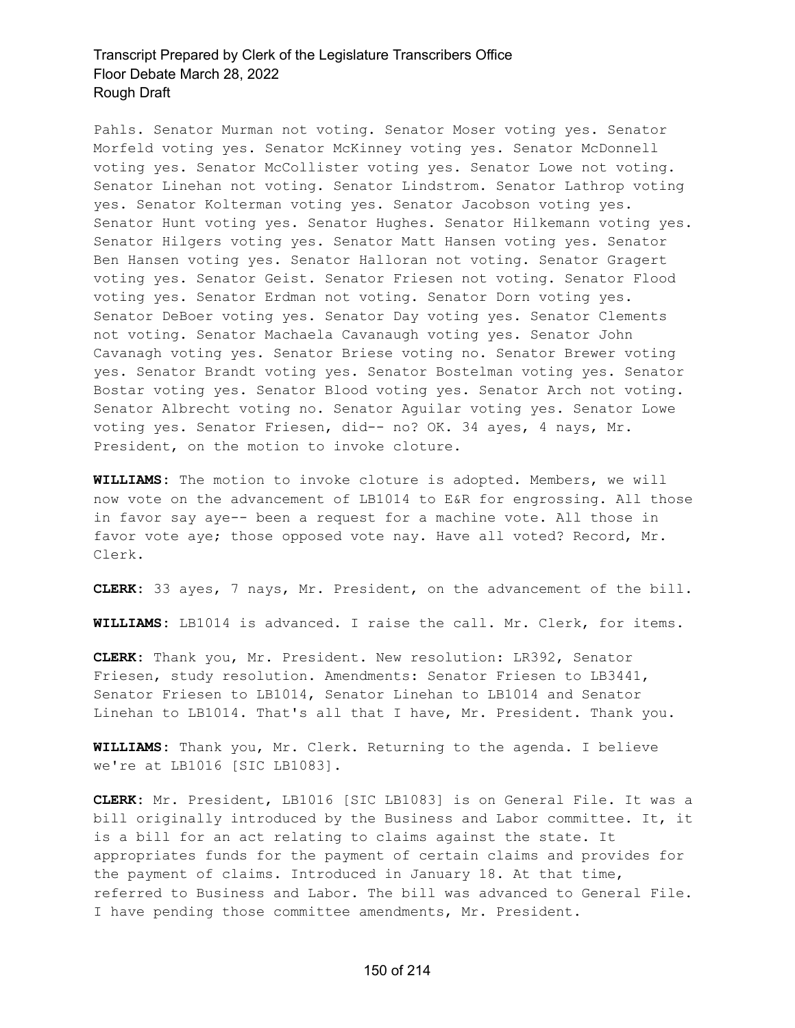Pahls. Senator Murman not voting. Senator Moser voting yes. Senator Morfeld voting yes. Senator McKinney voting yes. Senator McDonnell voting yes. Senator McCollister voting yes. Senator Lowe not voting. Senator Linehan not voting. Senator Lindstrom. Senator Lathrop voting yes. Senator Kolterman voting yes. Senator Jacobson voting yes. Senator Hunt voting yes. Senator Hughes. Senator Hilkemann voting yes. Senator Hilgers voting yes. Senator Matt Hansen voting yes. Senator Ben Hansen voting yes. Senator Halloran not voting. Senator Gragert voting yes. Senator Geist. Senator Friesen not voting. Senator Flood voting yes. Senator Erdman not voting. Senator Dorn voting yes. Senator DeBoer voting yes. Senator Day voting yes. Senator Clements not voting. Senator Machaela Cavanaugh voting yes. Senator John Cavanagh voting yes. Senator Briese voting no. Senator Brewer voting yes. Senator Brandt voting yes. Senator Bostelman voting yes. Senator Bostar voting yes. Senator Blood voting yes. Senator Arch not voting. Senator Albrecht voting no. Senator Aguilar voting yes. Senator Lowe voting yes. Senator Friesen, did-- no? OK. 34 ayes, 4 nays, Mr. President, on the motion to invoke cloture.

**WILLIAMS**: The motion to invoke cloture is adopted. Members, we will now vote on the advancement of LB1014 to E&R for engrossing. All those in favor say aye-- been a request for a machine vote. All those in favor vote aye; those opposed vote nay. Have all voted? Record, Mr. Clerk.

**CLERK**: 33 ayes, 7 nays, Mr. President, on the advancement of the bill.

**WILLIAMS**: LB1014 is advanced. I raise the call. Mr. Clerk, for items.

**CLERK**: Thank you, Mr. President. New resolution: LR392, Senator Friesen, study resolution. Amendments: Senator Friesen to LB3441, Senator Friesen to LB1014, Senator Linehan to LB1014 and Senator Linehan to LB1014. That's all that I have, Mr. President. Thank you.

**WILLIAMS**: Thank you, Mr. Clerk. Returning to the agenda. I believe we're at LB1016 [SIC LB1083].

**CLERK**: Mr. President, LB1016 [SIC LB1083] is on General File. It was a bill originally introduced by the Business and Labor committee. It, it is a bill for an act relating to claims against the state. It appropriates funds for the payment of certain claims and provides for the payment of claims. Introduced in January 18. At that time, referred to Business and Labor. The bill was advanced to General File. I have pending those committee amendments, Mr. President.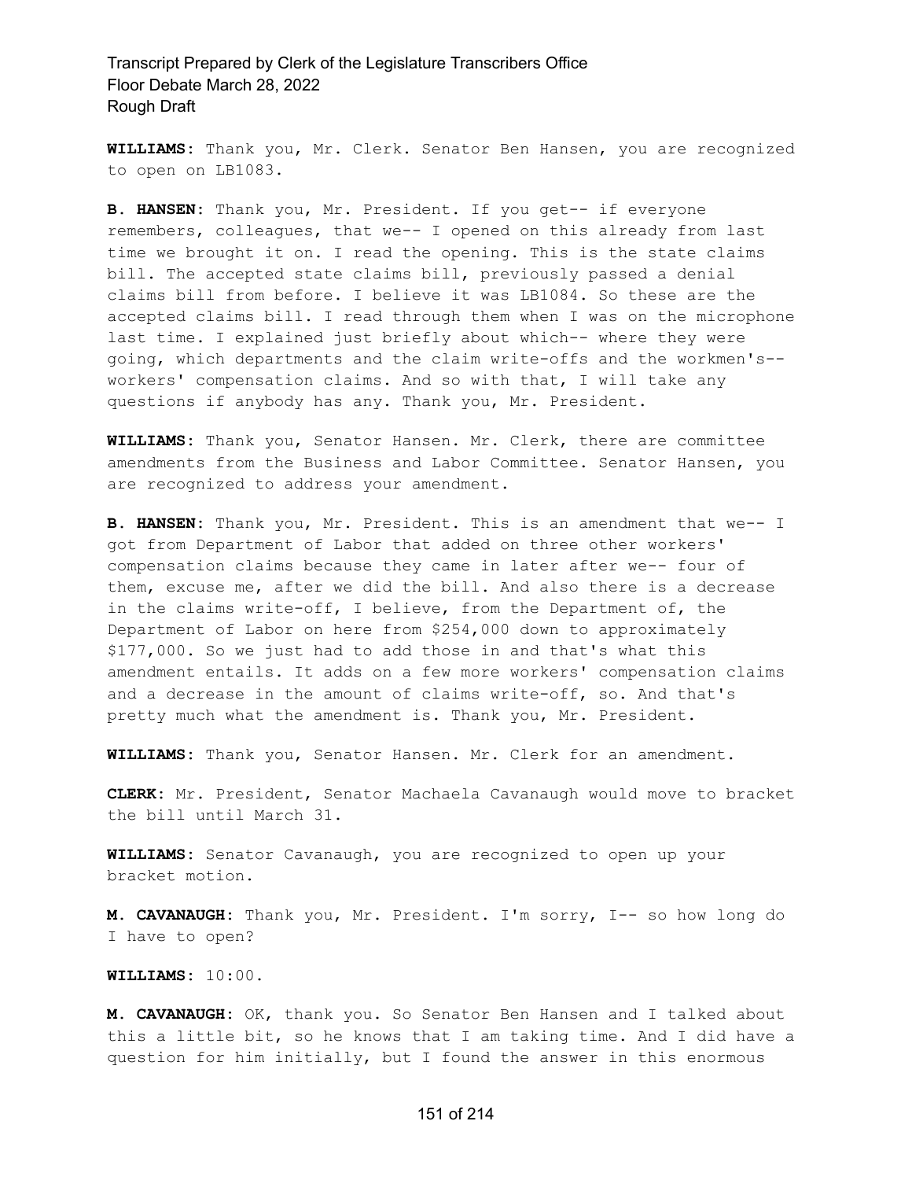**WILLIAMS:** Thank you, Mr. Clerk. Senator Ben Hansen, you are recognized to open on LB1083.

**B. HANSEN:** Thank you, Mr. President. If you get-- if everyone remembers, colleagues, that we-- I opened on this already from last time we brought it on. I read the opening. This is the state claims bill. The accepted state claims bill, previously passed a denial claims bill from before. I believe it was LB1084. So these are the accepted claims bill. I read through them when I was on the microphone last time. I explained just briefly about which-- where they were going, which departments and the claim write-offs and the workmen's-- workers' compensation claims. And so with that, I will take any questions if anybody has any. Thank you, Mr. President.

**WILLIAMS:** Thank you, Senator Hansen. Mr. Clerk, there are committee amendments from the Business and Labor Committee. Senator Hansen, you are recognized to address your amendment.

**B. HANSEN:** Thank you, Mr. President. This is an amendment that we-- I got from Department of Labor that added on three other workers' compensation claims because they came in later after we-- four of them, excuse me, after we did the bill. And also there is a decrease in the claims write-off, I believe, from the Department of, the Department of Labor on here from $254,000 down to approximately $177,000. So we just had to add those in and that's what this amendment entails. It adds on a few more workers' compensation claims and a decrease in the amount of claims write-off, so. And that's pretty much what the amendment is. Thank you, Mr. President.

**WILLIAMS:** Thank you, Senator Hansen. Mr. Clerk for an amendment.

**CLERK:** Mr. President, Senator Machaela Cavanaugh would move to bracket the bill until March 31.

**WILLIAMS:** Senator Cavanaugh, you are recognized to open up your bracket motion.

**M. CAVANAUGH:** Thank you, Mr. President. I'm sorry, I-- so how long do I have to open?

**WILLIAMS:** 10:00.

**M. CAVANAUGH:** OK, thank you. So Senator Ben Hansen and I talked about this a little bit, so he knows that I am taking time. And I did have a question for him initially, but I found the answer in this enormous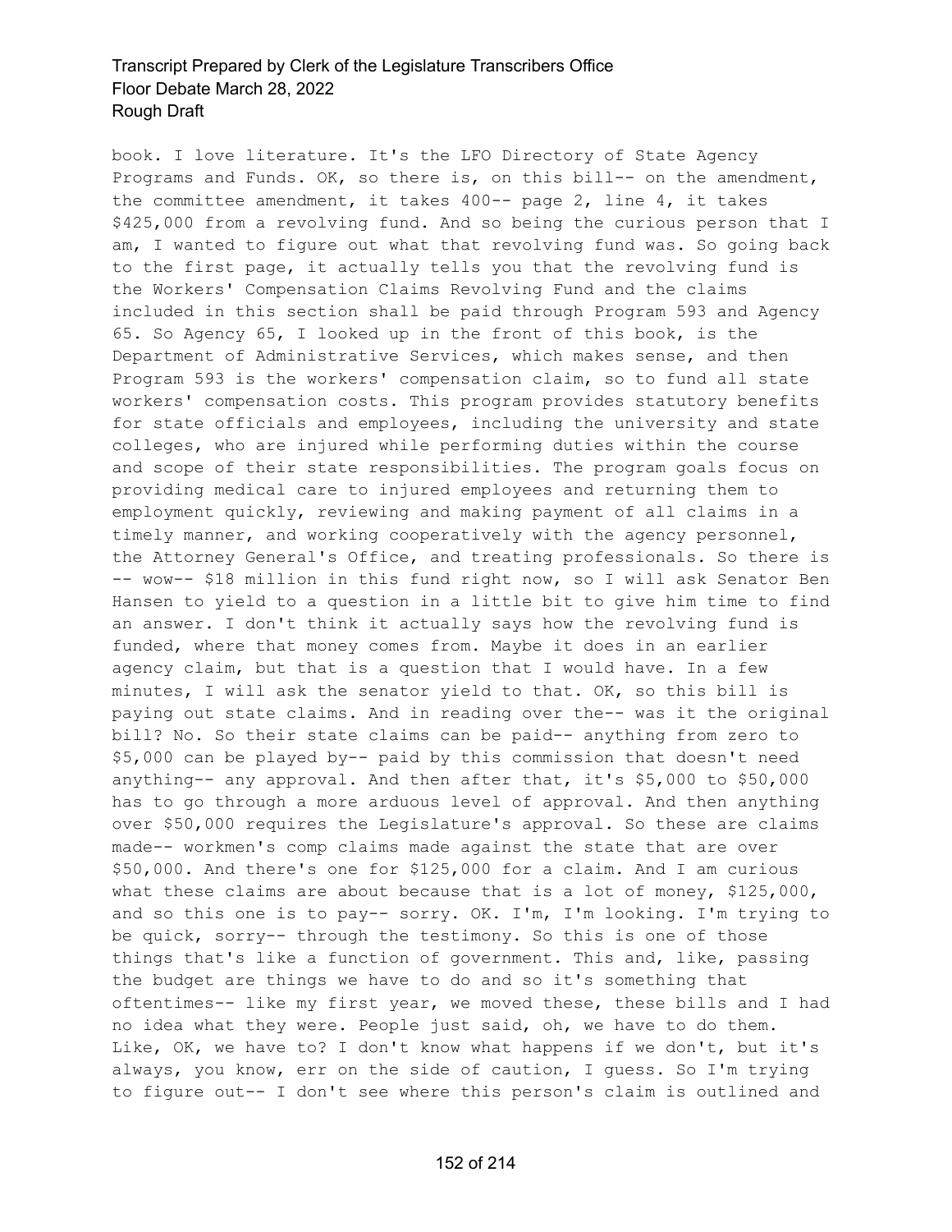book. I love literature. It's the LFO Directory of State Agency Programs and Funds. OK, so there is, on this bill-- on the amendment, the committee amendment, it takes 400-- page 2, line 4, it takes $425,000 from a revolving fund. And so being the curious person that I am, I wanted to figure out what that revolving fund was. So going back to the first page, it actually tells you that the revolving fund is the Workers' Compensation Claims Revolving Fund and the claims included in this section shall be paid through Program 593 and Agency 65. So Agency 65, I looked up in the front of this book, is the Department of Administrative Services, which makes sense, and then Program 593 is the workers' compensation claim, so to fund all state workers' compensation costs. This program provides statutory benefits for state officials and employees, including the university and state colleges, who are injured while performing duties within the course and scope of their state responsibilities. The program goals focus on providing medical care to injured employees and returning them to employment quickly, reviewing and making payment of all claims in a timely manner, and working cooperatively with the agency personnel, the Attorney General's Office, and treating professionals. So there is -- wow-- $18 million in this fund right now, so I will ask Senator Ben Hansen to yield to a question in a little bit to give him time to find an answer. I don't think it actually says how the revolving fund is funded, where that money comes from. Maybe it does in an earlier agency claim, but that is a question that I would have. In a few minutes, I will ask the senator yield to that. OK, so this bill is paying out state claims. And in reading over the-- was it the original bill? No. So their state claims can be paid-- anything from zero to $5,000 can be played by-- paid by this commission that doesn't need anything-- any approval. And then after that, it's $5,000 to $50,000 has to go through a more arduous level of approval. And then anything over $50,000 requires the Legislature's approval. So these are claims made-- workmen's comp claims made against the state that are over $50,000. And there's one for $125,000 for a claim. And I am curious what these claims are about because that is a lot of money, $125,000, and so this one is to pay-- sorry. OK. I'm, I'm looking. I'm trying to be quick, sorry-- through the testimony. So this is one of those things that's like a function of government. This and, like, passing the budget are things we have to do and so it's something that oftentimes-- like my first year, we moved these, these bills and I had no idea what they were. People just said, oh, we have to do them. Like, OK, we have to? I don't know what happens if we don't, but it's always, you know, err on the side of caution, I guess. So I'm trying to figure out-- I don't see where this person's claim is outlined and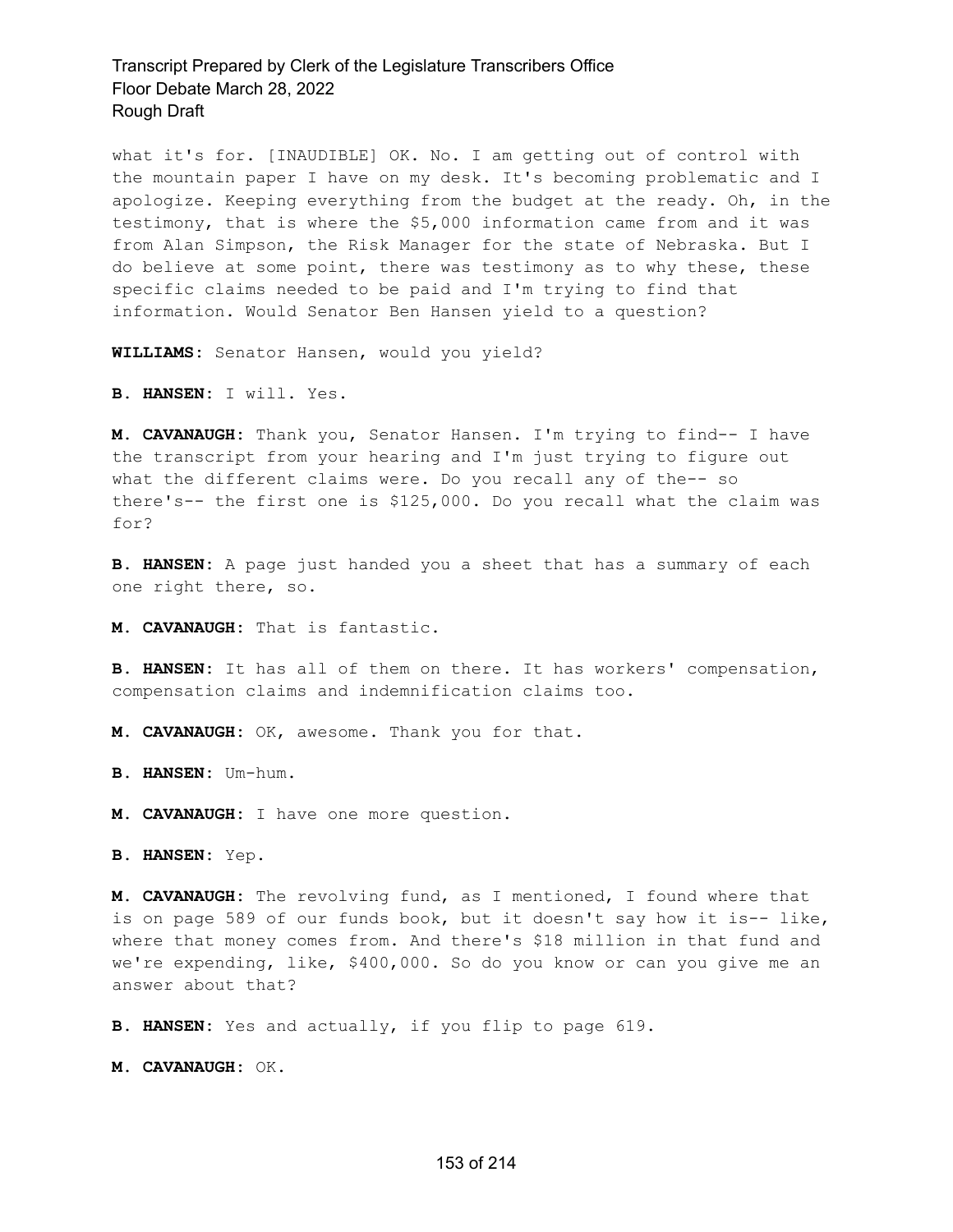what it's for. [INAUDIBLE] OK. No. I am getting out of control with the mountain paper I have on my desk. It's becoming problematic and I apologize. Keeping everything from the budget at the ready. Oh, in the testimony, that is where the $5,000 information came from and it was from Alan Simpson, the Risk Manager for the state of Nebraska. But I do believe at some point, there was testimony as to why these, these specific claims needed to be paid and I'm trying to find that information. Would Senator Ben Hansen yield to a question?

**WILLIAMS:** Senator Hansen, would you yield?

**B. HANSEN:** I will. Yes.

**M. CAVANAUGH:** Thank you, Senator Hansen. I'm trying to find-- I have the transcript from your hearing and I'm just trying to figure out what the different claims were. Do you recall any of the-- so there's-- the first one is $125,000. Do you recall what the claim was for?

**B. HANSEN:** A page just handed you a sheet that has a summary of each one right there, so.

**M. CAVANAUGH:** That is fantastic.

**B. HANSEN:** It has all of them on there. It has workers' compensation, compensation claims and indemnification claims too.

**M. CAVANAUGH:** OK, awesome. Thank you for that.

**B. HANSEN:** Um-hum.

**M. CAVANAUGH:** I have one more question.

**B. HANSEN:** Yep.

**M. CAVANAUGH:** The revolving fund, as I mentioned, I found where that is on page 589 of our funds book, but it doesn't say how it is-- like, where that money comes from. And there's $18 million in that fund and we're expending, like, $400,000. So do you know or can you give me an answer about that?

**B. HANSEN:** Yes and actually, if you flip to page 619.

**M. CAVANAUGH:** OK.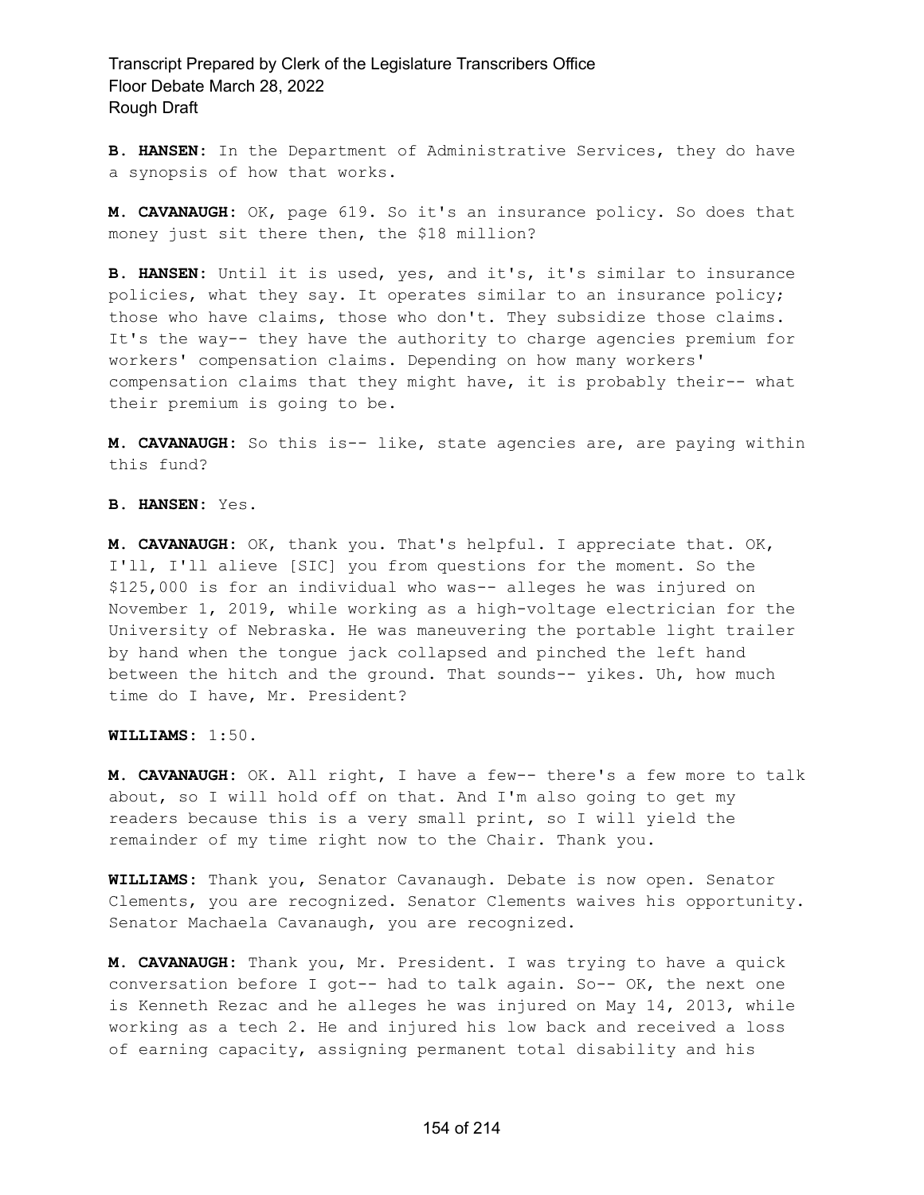**B. HANSEN:** In the Department of Administrative Services, they do have a synopsis of how that works.

**M. CAVANAUGH:** OK, page 619. So it's an insurance policy. So does that money just sit there then, the $18 million?

**B. HANSEN:** Until it is used, yes, and it's, it's similar to insurance policies, what they say. It operates similar to an insurance policy; those who have claims, those who don't. They subsidize those claims. It's the way-- they have the authority to charge agencies premium for workers' compensation claims. Depending on how many workers' compensation claims that they might have, it is probably their-- what their premium is going to be.

**M. CAVANAUGH:** So this is-- like, state agencies are, are paying within this fund?

**B. HANSEN:** Yes.

**M. CAVANAUGH:** OK, thank you. That's helpful. I appreciate that. OK, I'll, I'll alieve [SIC] you from questions for the moment. So the $125,000 is for an individual who was-- alleges he was injured on November 1, 2019, while working as a high-voltage electrician for the University of Nebraska. He was maneuvering the portable light trailer by hand when the tongue jack collapsed and pinched the left hand between the hitch and the ground. That sounds-- yikes. Uh, how much time do I have, Mr. President?

**WILLIAMS:** 1:50.

**M. CAVANAUGH:** OK. All right, I have a few-- there's a few more to talk about, so I will hold off on that. And I'm also going to get my readers because this is a very small print, so I will yield the remainder of my time right now to the Chair. Thank you.

**WILLIAMS:** Thank you, Senator Cavanaugh. Debate is now open. Senator Clements, you are recognized. Senator Clements waives his opportunity. Senator Machaela Cavanaugh, you are recognized.

**M. CAVANAUGH:** Thank you, Mr. President. I was trying to have a quick conversation before I got-- had to talk again. So-- OK, the next one is Kenneth Rezac and he alleges he was injured on May 14, 2013, while working as a tech 2. He and injured his low back and received a loss of earning capacity, assigning permanent total disability and his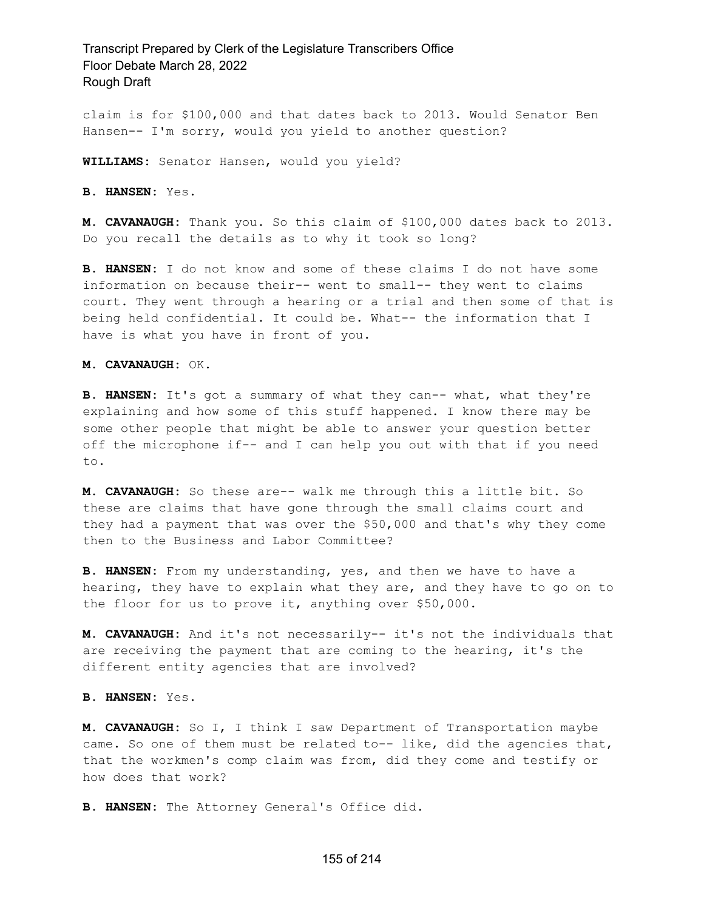claim is for $100,000 and that dates back to 2013. Would Senator Ben Hansen-- I'm sorry, would you yield to another question?

**WILLIAMS:** Senator Hansen, would you yield?

**B. HANSEN:** Yes.

**M. CAVANAUGH:** Thank you. So this claim of $100,000 dates back to 2013. Do you recall the details as to why it took so long?

**B. HANSEN:** I do not know and some of these claims I do not have some information on because their-- went to small-- they went to claims court. They went through a hearing or a trial and then some of that is being held confidential. It could be. What-- the information that I have is what you have in front of you.

**M. CAVANAUGH:** OK.

**B. HANSEN:** It's got a summary of what they can-- what, what they're explaining and how some of this stuff happened. I know there may be some other people that might be able to answer your question better off the microphone if-- and I can help you out with that if you need to.

**M. CAVANAUGH:** So these are-- walk me through this a little bit. So these are claims that have gone through the small claims court and they had a payment that was over the $50,000 and that's why they come then to the Business and Labor Committee?

**B. HANSEN:** From my understanding, yes, and then we have to have a hearing, they have to explain what they are, and they have to go on to the floor for us to prove it, anything over $50,000.

**M. CAVANAUGH:** And it's not necessarily-- it's not the individuals that are receiving the payment that are coming to the hearing, it's the different entity agencies that are involved?

**B. HANSEN:** Yes.

**M. CAVANAUGH:** So I, I think I saw Department of Transportation maybe came. So one of them must be related to-- like, did the agencies that, that the workmen's comp claim was from, did they come and testify or how does that work?

**B. HANSEN:** The Attorney General's Office did.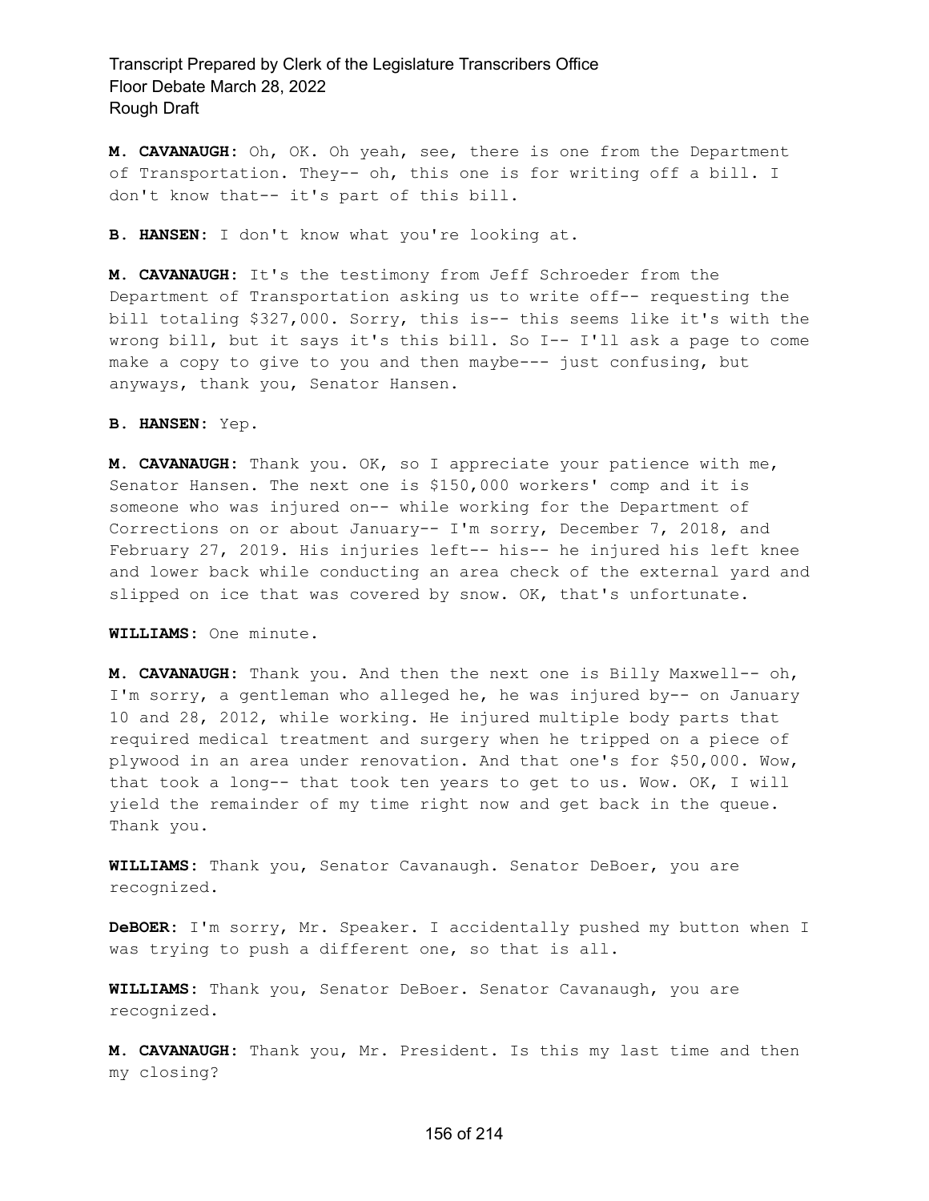**M. CAVANAUGH:** Oh, OK. Oh yeah, see, there is one from the Department of Transportation. They-- oh, this one is for writing off a bill. I don't know that-- it's part of this bill.

**B. HANSEN:** I don't know what you're looking at.

**M. CAVANAUGH:** It's the testimony from Jeff Schroeder from the Department of Transportation asking us to write off-- requesting the bill totaling $327,000. Sorry, this is-- this seems like it's with the wrong bill, but it says it's this bill. So I-- I'll ask a page to come make a copy to give to you and then maybe--- just confusing, but anyways, thank you, Senator Hansen.

**B. HANSEN:** Yep.

**M. CAVANAUGH:** Thank you. OK, so I appreciate your patience with me, Senator Hansen. The next one is $150,000 workers' comp and it is someone who was injured on-- while working for the Department of Corrections on or about January-- I'm sorry, December 7, 2018, and February 27, 2019. His injuries left-- his-- he injured his left knee and lower back while conducting an area check of the external yard and slipped on ice that was covered by snow. OK, that's unfortunate.

**WILLIAMS:** One minute.

**M. CAVANAUGH:** Thank you. And then the next one is Billy Maxwell-- oh, I'm sorry, a gentleman who alleged he, he was injured by-- on January 10 and 28, 2012, while working. He injured multiple body parts that required medical treatment and surgery when he tripped on a piece of plywood in an area under renovation. And that one's for $50,000. Wow, that took a long-- that took ten years to get to us. Wow. OK, I will yield the remainder of my time right now and get back in the queue. Thank you.

**WILLIAMS:** Thank you, Senator Cavanaugh. Senator DeBoer, you are recognized.

**DeBOER:** I'm sorry, Mr. Speaker. I accidentally pushed my button when I was trying to push a different one, so that is all.

**WILLIAMS:** Thank you, Senator DeBoer. Senator Cavanaugh, you are recognized.

**M. CAVANAUGH:** Thank you, Mr. President. Is this my last time and then my closing?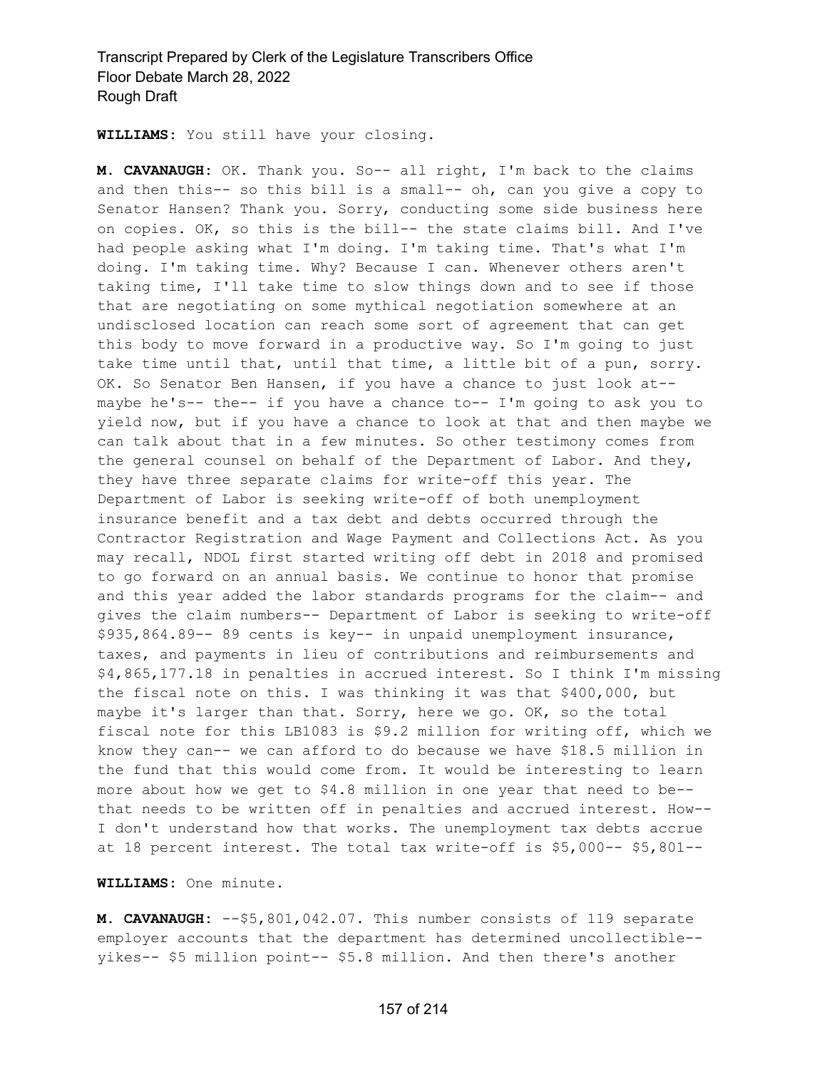**WILLIAMS:** You still have your closing.

**M. CAVANAUGH:** OK. Thank you. So-- all right, I'm back to the claims and then this-- so this bill is a small-- oh, can you give a copy to Senator Hansen? Thank you. Sorry, conducting some side business here on copies. OK, so this is the bill-- the state claims bill. And I've had people asking what I'm doing. I'm taking time. That's what I'm doing. I'm taking time. Why? Because I can. Whenever others aren't taking time, I'll take time to slow things down and to see if those that are negotiating on some mythical negotiation somewhere at an undisclosed location can reach some sort of agreement that can get this body to move forward in a productive way. So I'm going to just take time until that, until that time, a little bit of a pun, sorry. OK. So Senator Ben Hansen, if you have a chance to just look at-- maybe he's-- the-- if you have a chance to-- I'm going to ask you to yield now, but if you have a chance to look at that and then maybe we can talk about that in a few minutes. So other testimony comes from the general counsel on behalf of the Department of Labor. And they, they have three separate claims for write-off this year. The Department of Labor is seeking write-off of both unemployment insurance benefit and a tax debt and debts occurred through the Contractor Registration and Wage Payment and Collections Act. As you may recall, NDOL first started writing off debt in 2018 and promised to go forward on an annual basis. We continue to honor that promise and this year added the labor standards programs for the claim-- and gives the claim numbers-- Department of Labor is seeking to write-off $935,864.89-- 89 cents is key-- in unpaid unemployment insurance, taxes, and payments in lieu of contributions and reimbursements and $4,865,177.18 in penalties in accrued interest. So I think I'm missing the fiscal note on this. I was thinking it was that $400,000, but maybe it's larger than that. Sorry, here we go. OK, so the total fiscal note for this LB1083 is $9.2 million for writing off, which we know they can-- we can afford to do because we have $18.5 million in the fund that this would come from. It would be interesting to learn more about how we get to $4.8 million in one year that need to be-- that needs to be written off in penalties and accrued interest. How-- I don't understand how that works. The unemployment tax debts accrue at 18 percent interest. The total tax write-off is $5,000-- $5,801--

**WILLIAMS:** One minute.

**M. CAVANAUGH:** --$5,801,042.07. This number consists of 119 separate employer accounts that the department has determined uncollectible-- yikes-- $5 million point-- $5.8 million. And then there's another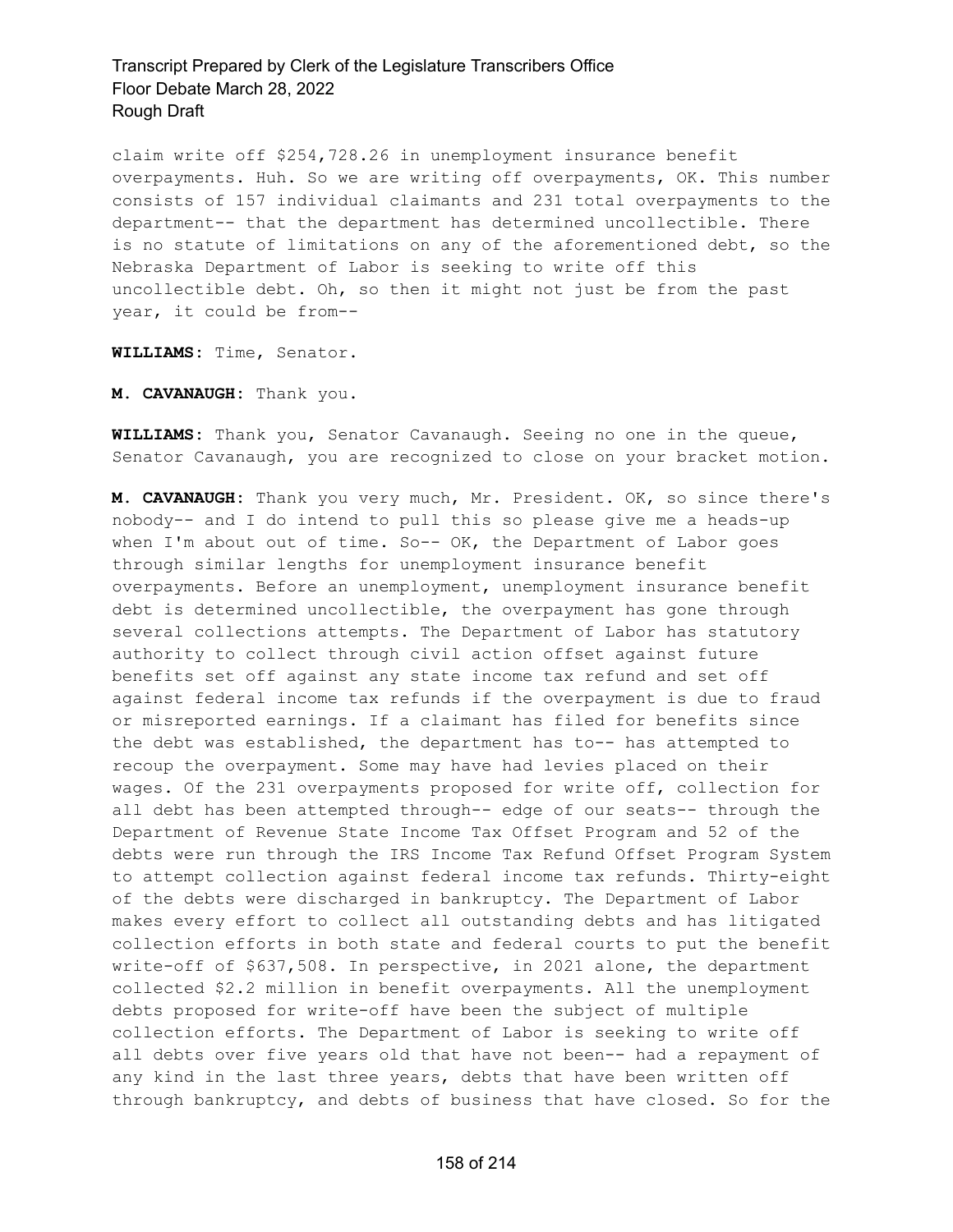claim write off $254,728.26 in unemployment insurance benefit overpayments. Huh. So we are writing off overpayments, OK. This number consists of 157 individual claimants and 231 total overpayments to the department-- that the department has determined uncollectible. There is no statute of limitations on any of the aforementioned debt, so the Nebraska Department of Labor is seeking to write off this uncollectible debt. Oh, so then it might not just be from the past year, it could be from--

**WILLIAMS:** Time, Senator.

**M. CAVANAUGH:** Thank you.

**WILLIAMS:** Thank you, Senator Cavanaugh. Seeing no one in the queue, Senator Cavanaugh, you are recognized to close on your bracket motion.

**M. CAVANAUGH:** Thank you very much, Mr. President. OK, so since there's nobody-- and I do intend to pull this so please give me a heads-up when I'm about out of time. So-- OK, the Department of Labor goes through similar lengths for unemployment insurance benefit overpayments. Before an unemployment, unemployment insurance benefit debt is determined uncollectible, the overpayment has gone through several collections attempts. The Department of Labor has statutory authority to collect through civil action offset against future benefits set off against any state income tax refund and set off against federal income tax refunds if the overpayment is due to fraud or misreported earnings. If a claimant has filed for benefits since the debt was established, the department has to-- has attempted to recoup the overpayment. Some may have had levies placed on their wages. Of the 231 overpayments proposed for write off, collection for all debt has been attempted through-- edge of our seats-- through the Department of Revenue State Income Tax Offset Program and 52 of the debts were run through the IRS Income Tax Refund Offset Program System to attempt collection against federal income tax refunds. Thirty-eight of the debts were discharged in bankruptcy. The Department of Labor makes every effort to collect all outstanding debts and has litigated collection efforts in both state and federal courts to put the benefit write-off of $637,508. In perspective, in 2021 alone, the department collected $2.2 million in benefit overpayments. All the unemployment debts proposed for write-off have been the subject of multiple collection efforts. The Department of Labor is seeking to write off all debts over five years old that have not been-- had a repayment of any kind in the last three years, debts that have been written off through bankruptcy, and debts of business that have closed. So for the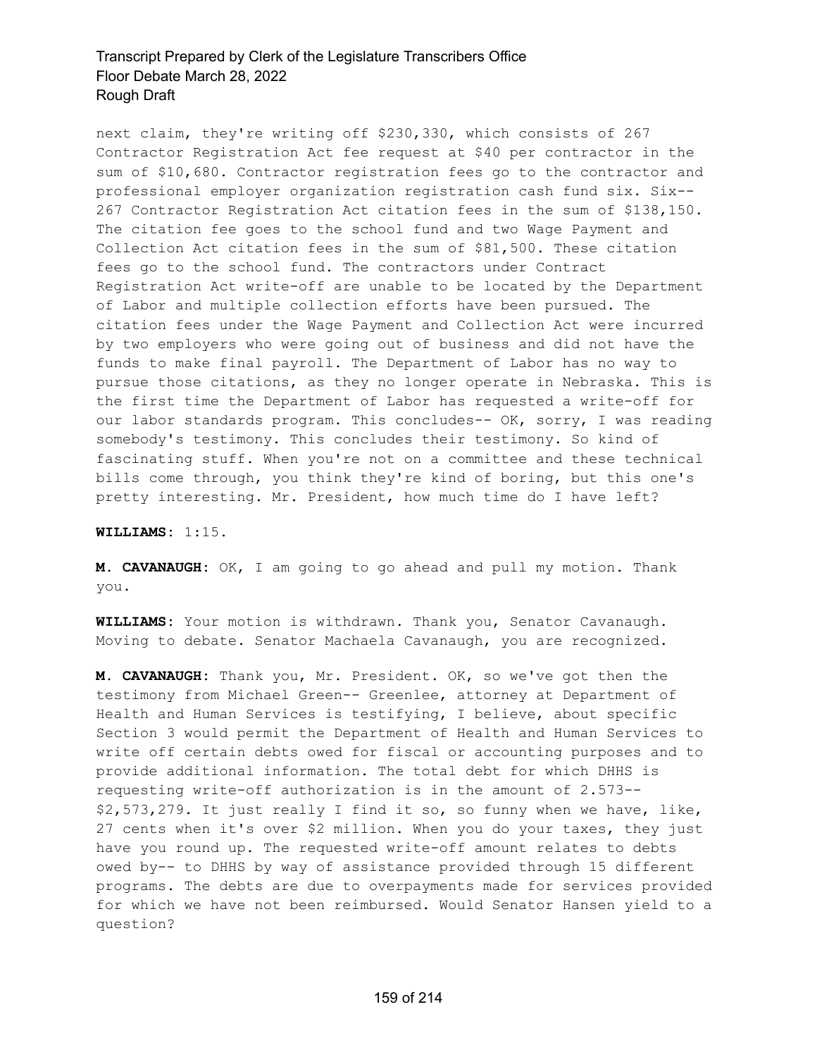next claim, they're writing off $230,330, which consists of 267 Contractor Registration Act fee request at $40 per contractor in the sum of $10,680. Contractor registration fees go to the contractor and professional employer organization registration cash fund six. Six-- 267 Contractor Registration Act citation fees in the sum of $138,150. The citation fee goes to the school fund and two Wage Payment and Collection Act citation fees in the sum of $81,500. These citation fees go to the school fund. The contractors under Contract Registration Act write-off are unable to be located by the Department of Labor and multiple collection efforts have been pursued. The citation fees under the Wage Payment and Collection Act were incurred by two employers who were going out of business and did not have the funds to make final payroll. The Department of Labor has no way to pursue those citations, as they no longer operate in Nebraska. This is the first time the Department of Labor has requested a write-off for our labor standards program. This concludes-- OK, sorry, I was reading somebody's testimony. This concludes their testimony. So kind of fascinating stuff. When you're not on a committee and these technical bills come through, you think they're kind of boring, but this one's pretty interesting. Mr. President, how much time do I have left?

**WILLIAMS:** 1:15.

**M. CAVANAUGH:** OK, I am going to go ahead and pull my motion. Thank you.

**WILLIAMS:** Your motion is withdrawn. Thank you, Senator Cavanaugh. Moving to debate. Senator Machaela Cavanaugh, you are recognized.

**M. CAVANAUGH:** Thank you, Mr. President. OK, so we've got then the testimony from Michael Green-- Greenlee, attorney at Department of Health and Human Services is testifying, I believe, about specific Section 3 would permit the Department of Health and Human Services to write off certain debts owed for fiscal or accounting purposes and to provide additional information. The total debt for which DHHS is requesting write-off authorization is in the amount of 2.573-- $2,573,279. It just really I find it so, so funny when we have, like, 27 cents when it's over $2 million. When you do your taxes, they just have you round up. The requested write-off amount relates to debts owed by-- to DHHS by way of assistance provided through 15 different programs. The debts are due to overpayments made for services provided for which we have not been reimbursed. Would Senator Hansen yield to a question?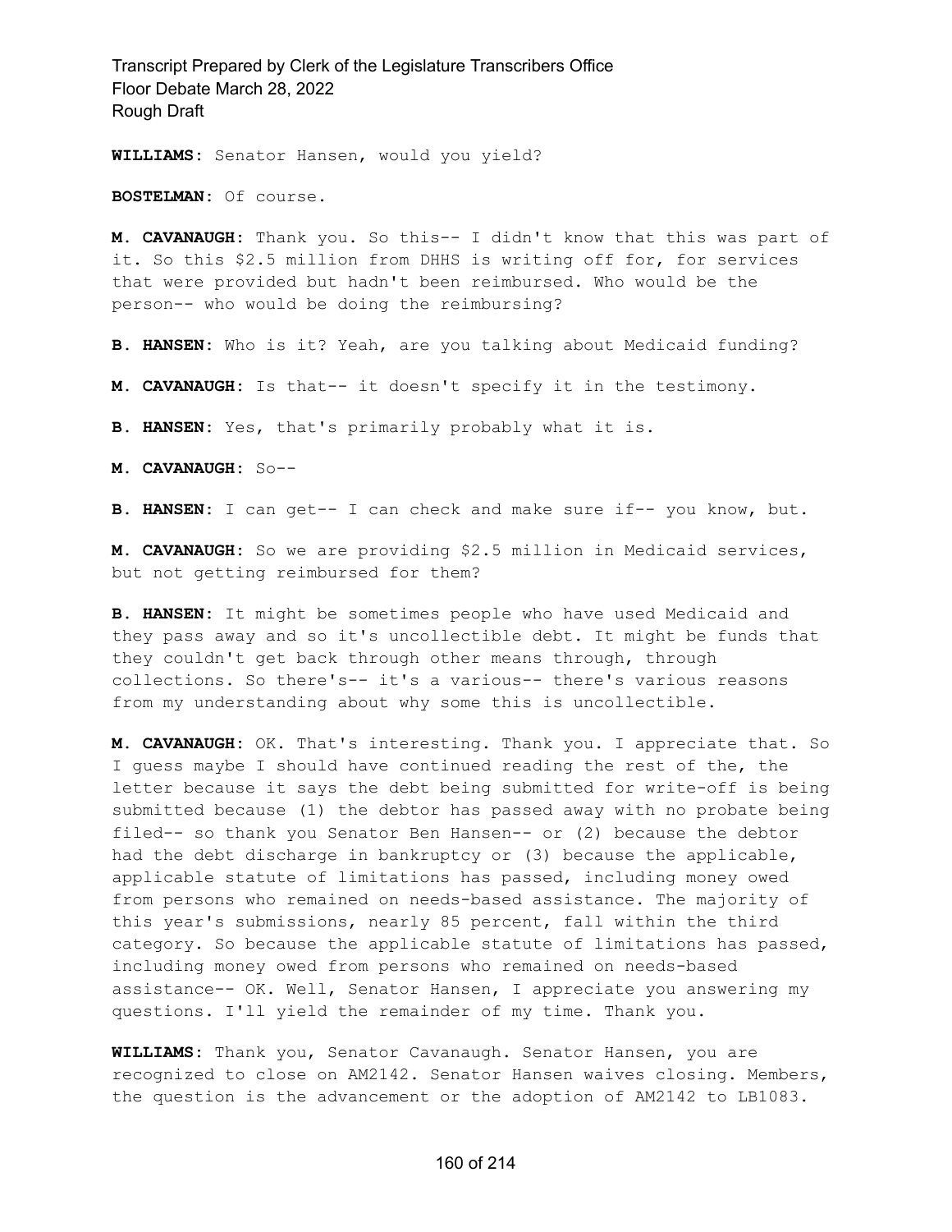**WILLIAMS:** Senator Hansen, would you yield?

**BOSTELMAN:** Of course.

**M. CAVANAUGH:** Thank you. So this-- I didn't know that this was part of it. So this $2.5 million from DHHS is writing off for, for services that were provided but hadn't been reimbursed. Who would be the person-- who would be doing the reimbursing?

**B. HANSEN:** Who is it? Yeah, are you talking about Medicaid funding?

**M. CAVANAUGH:** Is that-- it doesn't specify it in the testimony.

**B. HANSEN:** Yes, that's primarily probably what it is.

**M. CAVANAUGH:** So--

**B. HANSEN:** I can get-- I can check and make sure if-- you know, but.

**M. CAVANAUGH:** So we are providing $2.5 million in Medicaid services, but not getting reimbursed for them?

**B. HANSEN:** It might be sometimes people who have used Medicaid and they pass away and so it's uncollectible debt. It might be funds that they couldn't get back through other means through, through collections. So there's-- it's a various-- there's various reasons from my understanding about why some this is uncollectible.

**M. CAVANAUGH:** OK. That's interesting. Thank you. I appreciate that. So I guess maybe I should have continued reading the rest of the, the letter because it says the debt being submitted for write-off is being submitted because (1) the debtor has passed away with no probate being filed-- so thank you Senator Ben Hansen-- or (2) because the debtor had the debt discharge in bankruptcy or (3) because the applicable, applicable statute of limitations has passed, including money owed from persons who remained on needs-based assistance. The majority of this year's submissions, nearly 85 percent, fall within the third category. So because the applicable statute of limitations has passed, including money owed from persons who remained on needs-based assistance-- OK. Well, Senator Hansen, I appreciate you answering my questions. I'll yield the remainder of my time. Thank you.

**WILLIAMS:** Thank you, Senator Cavanaugh. Senator Hansen, you are recognized to close on AM2142. Senator Hansen waives closing. Members, the question is the advancement or the adoption of AM2142 to LB1083.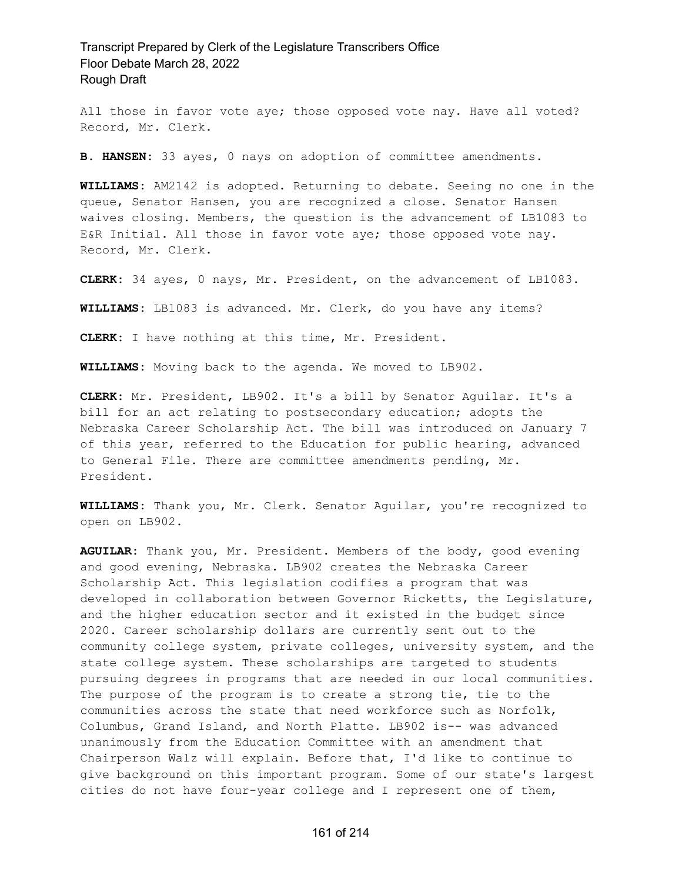All those in favor vote aye; those opposed vote nay. Have all voted? Record, Mr. Clerk.

**B. HANSEN:** 33 ayes, 0 nays on adoption of committee amendments.

**WILLIAMS:** AM2142 is adopted. Returning to debate. Seeing no one in the queue, Senator Hansen, you are recognized a close. Senator Hansen waives closing. Members, the question is the advancement of LB1083 to E&R Initial. All those in favor vote aye; those opposed vote nay. Record, Mr. Clerk.

**CLERK:** 34 ayes, 0 nays, Mr. President, on the advancement of LB1083.

**WILLIAMS:** LB1083 is advanced. Mr. Clerk, do you have any items?

**CLERK:** I have nothing at this time, Mr. President.

**WILLIAMS:** Moving back to the agenda. We moved to LB902.

**CLERK:** Mr. President, LB902. It's a bill by Senator Aguilar. It's a bill for an act relating to postsecondary education; adopts the Nebraska Career Scholarship Act. The bill was introduced on January 7 of this year, referred to the Education for public hearing, advanced to General File. There are committee amendments pending, Mr. President.

**WILLIAMS:** Thank you, Mr. Clerk. Senator Aguilar, you're recognized to open on LB902.

**AGUILAR:** Thank you, Mr. President. Members of the body, good evening and good evening, Nebraska. LB902 creates the Nebraska Career Scholarship Act. This legislation codifies a program that was developed in collaboration between Governor Ricketts, the Legislature, and the higher education sector and it existed in the budget since 2020. Career scholarship dollars are currently sent out to the community college system, private colleges, university system, and the state college system. These scholarships are targeted to students pursuing degrees in programs that are needed in our local communities. The purpose of the program is to create a strong tie, tie to the communities across the state that need workforce such as Norfolk, Columbus, Grand Island, and North Platte. LB902 is-- was advanced unanimously from the Education Committee with an amendment that Chairperson Walz will explain. Before that, I'd like to continue to give background on this important program. Some of our state's largest cities do not have four-year college and I represent one of them,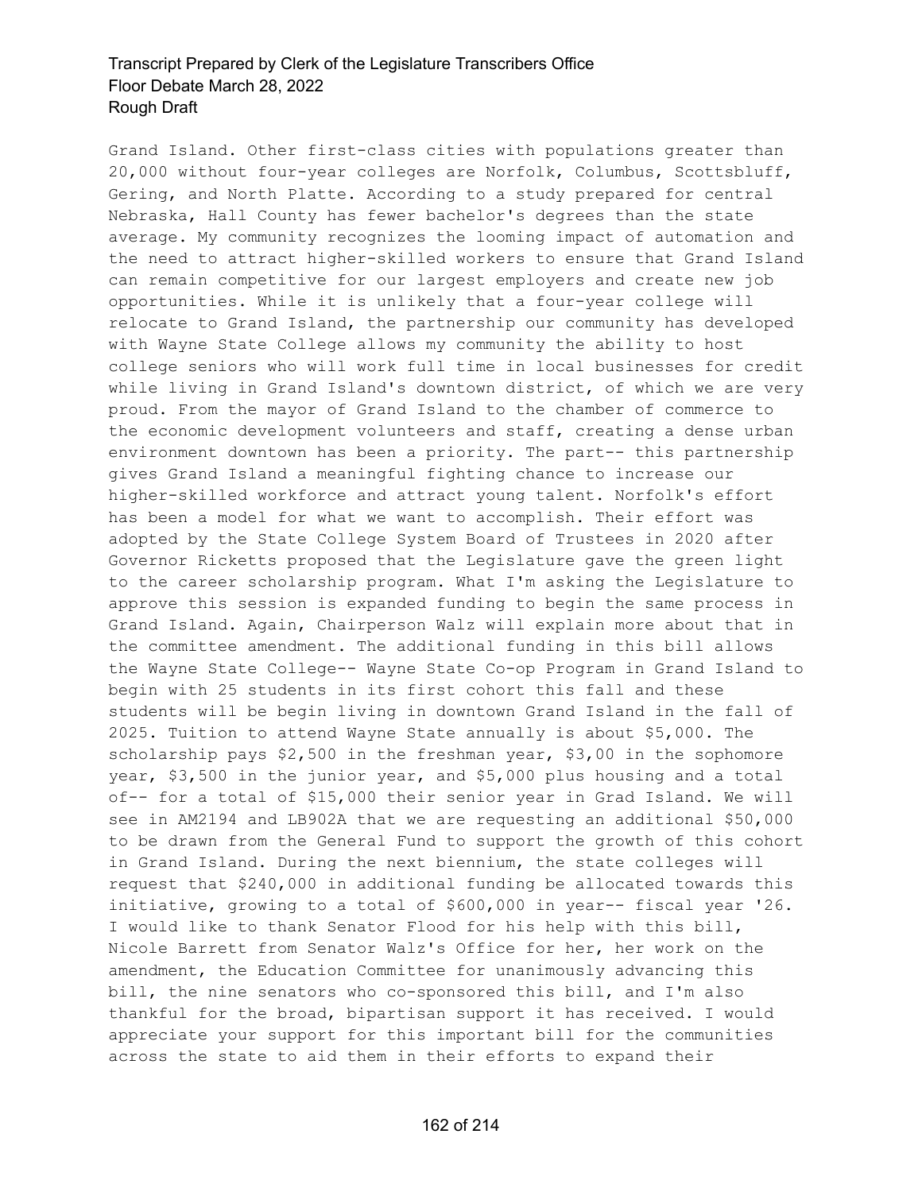Grand Island. Other first-class cities with populations greater than 20,000 without four-year colleges are Norfolk, Columbus, Scottsbluff, Gering, and North Platte. According to a study prepared for central Nebraska, Hall County has fewer bachelor's degrees than the state average. My community recognizes the looming impact of automation and the need to attract higher-skilled workers to ensure that Grand Island can remain competitive for our largest employers and create new job opportunities. While it is unlikely that a four-year college will relocate to Grand Island, the partnership our community has developed with Wayne State College allows my community the ability to host college seniors who will work full time in local businesses for credit while living in Grand Island's downtown district, of which we are very proud. From the mayor of Grand Island to the chamber of commerce to the economic development volunteers and staff, creating a dense urban environment downtown has been a priority. The part-- this partnership gives Grand Island a meaningful fighting chance to increase our higher-skilled workforce and attract young talent. Norfolk's effort has been a model for what we want to accomplish. Their effort was adopted by the State College System Board of Trustees in 2020 after Governor Ricketts proposed that the Legislature gave the green light to the career scholarship program. What I'm asking the Legislature to approve this session is expanded funding to begin the same process in Grand Island. Again, Chairperson Walz will explain more about that in the committee amendment. The additional funding in this bill allows the Wayne State College-- Wayne State Co-op Program in Grand Island to begin with 25 students in its first cohort this fall and these students will be begin living in downtown Grand Island in the fall of 2025. Tuition to attend Wayne State annually is about $5,000. The scholarship pays $2,500 in the freshman year, $3,00 in the sophomore year, $3,500 in the junior year, and $5,000 plus housing and a total of-- for a total of $15,000 their senior year in Grad Island. We will see in AM2194 and LB902A that we are requesting an additional $50,000 to be drawn from the General Fund to support the growth of this cohort in Grand Island. During the next biennium, the state colleges will request that $240,000 in additional funding be allocated towards this initiative, growing to a total of $600,000 in year-- fiscal year '26. I would like to thank Senator Flood for his help with this bill, Nicole Barrett from Senator Walz's Office for her, her work on the amendment, the Education Committee for unanimously advancing this bill, the nine senators who co-sponsored this bill, and I'm also thankful for the broad, bipartisan support it has received. I would appreciate your support for this important bill for the communities across the state to aid them in their efforts to expand their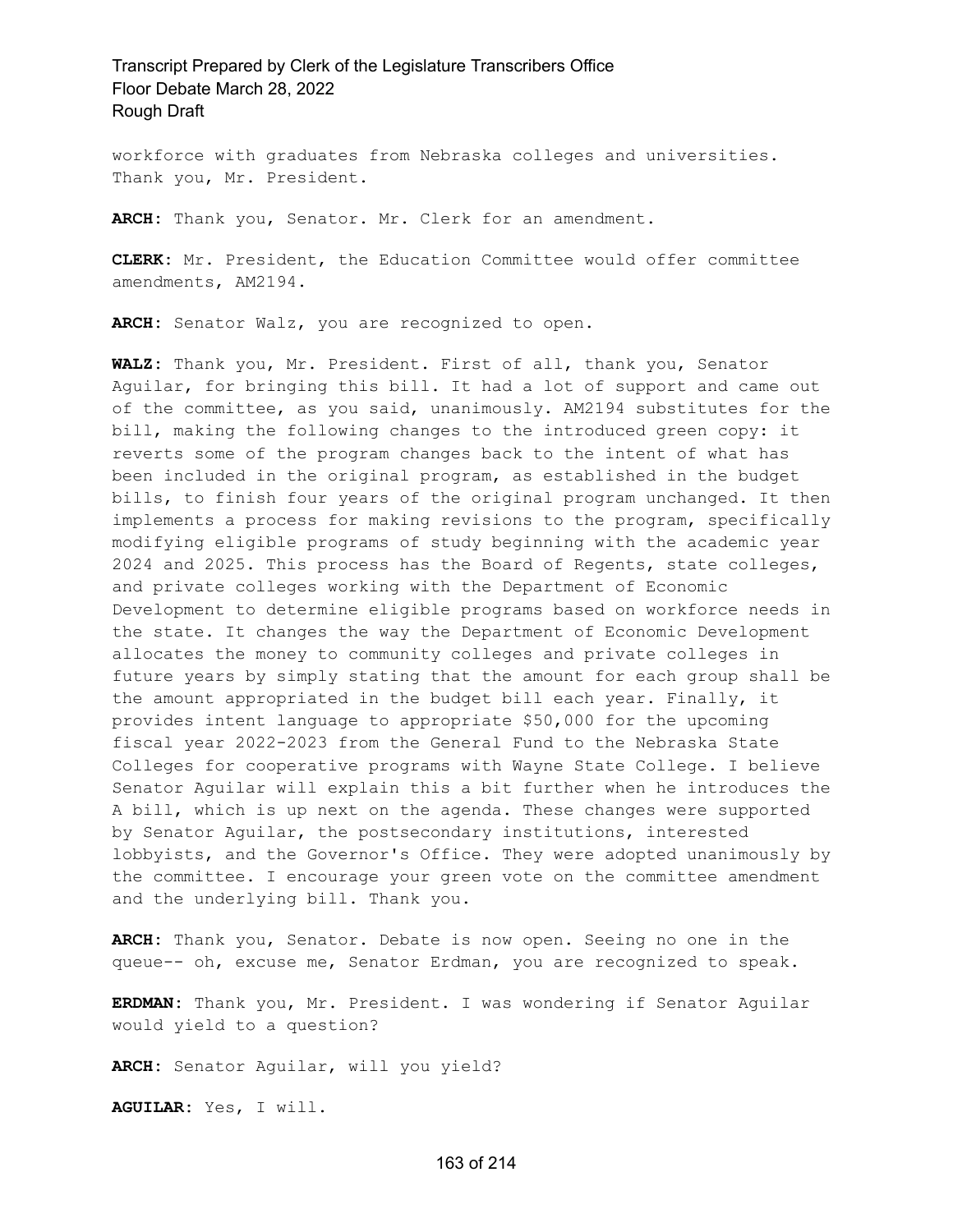workforce with graduates from Nebraska colleges and universities. Thank you, Mr. President.

**ARCH:** Thank you, Senator. Mr. Clerk for an amendment.

**CLERK:** Mr. President, the Education Committee would offer committee amendments, AM2194.

**ARCH:** Senator Walz, you are recognized to open.

**WALZ:** Thank you, Mr. President. First of all, thank you, Senator Aguilar, for bringing this bill. It had a lot of support and came out of the committee, as you said, unanimously. AM2194 substitutes for the bill, making the following changes to the introduced green copy: it reverts some of the program changes back to the intent of what has been included in the original program, as established in the budget bills, to finish four years of the original program unchanged. It then implements a process for making revisions to the program, specifically modifying eligible programs of study beginning with the academic year 2024 and 2025. This process has the Board of Regents, state colleges, and private colleges working with the Department of Economic Development to determine eligible programs based on workforce needs in the state. It changes the way the Department of Economic Development allocates the money to community colleges and private colleges in future years by simply stating that the amount for each group shall be the amount appropriated in the budget bill each year. Finally, it provides intent language to appropriate $50,000 for the upcoming fiscal year 2022-2023 from the General Fund to the Nebraska State Colleges for cooperative programs with Wayne State College. I believe Senator Aguilar will explain this a bit further when he introduces the A bill, which is up next on the agenda. These changes were supported by Senator Aguilar, the postsecondary institutions, interested lobbyists, and the Governor's Office. They were adopted unanimously by the committee. I encourage your green vote on the committee amendment and the underlying bill. Thank you.

**ARCH:** Thank you, Senator. Debate is now open. Seeing no one in the queue-- oh, excuse me, Senator Erdman, you are recognized to speak.

**ERDMAN:** Thank you, Mr. President. I was wondering if Senator Aguilar would yield to a question?

**ARCH:** Senator Aguilar, will you yield?

**AGUILAR:** Yes, I will.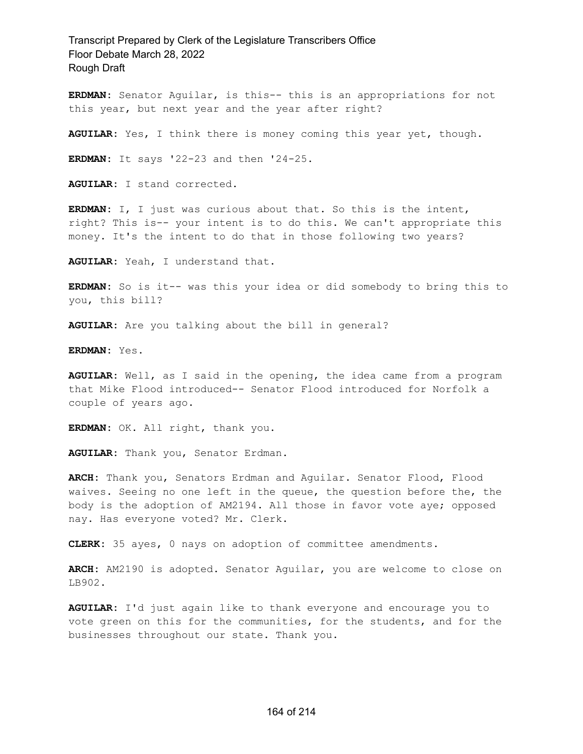**ERDMAN:** Senator Aguilar, is this-- this is an appropriations for not this year, but next year and the year after right?

**AGUILAR:** Yes, I think there is money coming this year yet, though.

**ERDMAN:** It says '22-23 and then '24-25.

**AGUILAR:** I stand corrected.

**ERDMAN:** I, I just was curious about that. So this is the intent, right? This is-- your intent is to do this. We can't appropriate this money. It's the intent to do that in those following two years?

**AGUILAR:** Yeah, I understand that.

**ERDMAN:** So is it-- was this your idea or did somebody to bring this to you, this bill?

**AGUILAR:** Are you talking about the bill in general?

**ERDMAN:** Yes.

**AGUILAR:** Well, as I said in the opening, the idea came from a program that Mike Flood introduced-- Senator Flood introduced for Norfolk a couple of years ago.

**ERDMAN:** OK. All right, thank you.

**AGUILAR:** Thank you, Senator Erdman.

**ARCH:** Thank you, Senators Erdman and Aguilar. Senator Flood, Flood waives. Seeing no one left in the queue, the question before the, the body is the adoption of AM2194. All those in favor vote aye; opposed nay. Has everyone voted? Mr. Clerk.

**CLERK:** 35 ayes, 0 nays on adoption of committee amendments.

**ARCH:** AM2190 is adopted. Senator Aguilar, you are welcome to close on LB902.

**AGUILAR:** I'd just again like to thank everyone and encourage you to vote green on this for the communities, for the students, and for the businesses throughout our state. Thank you.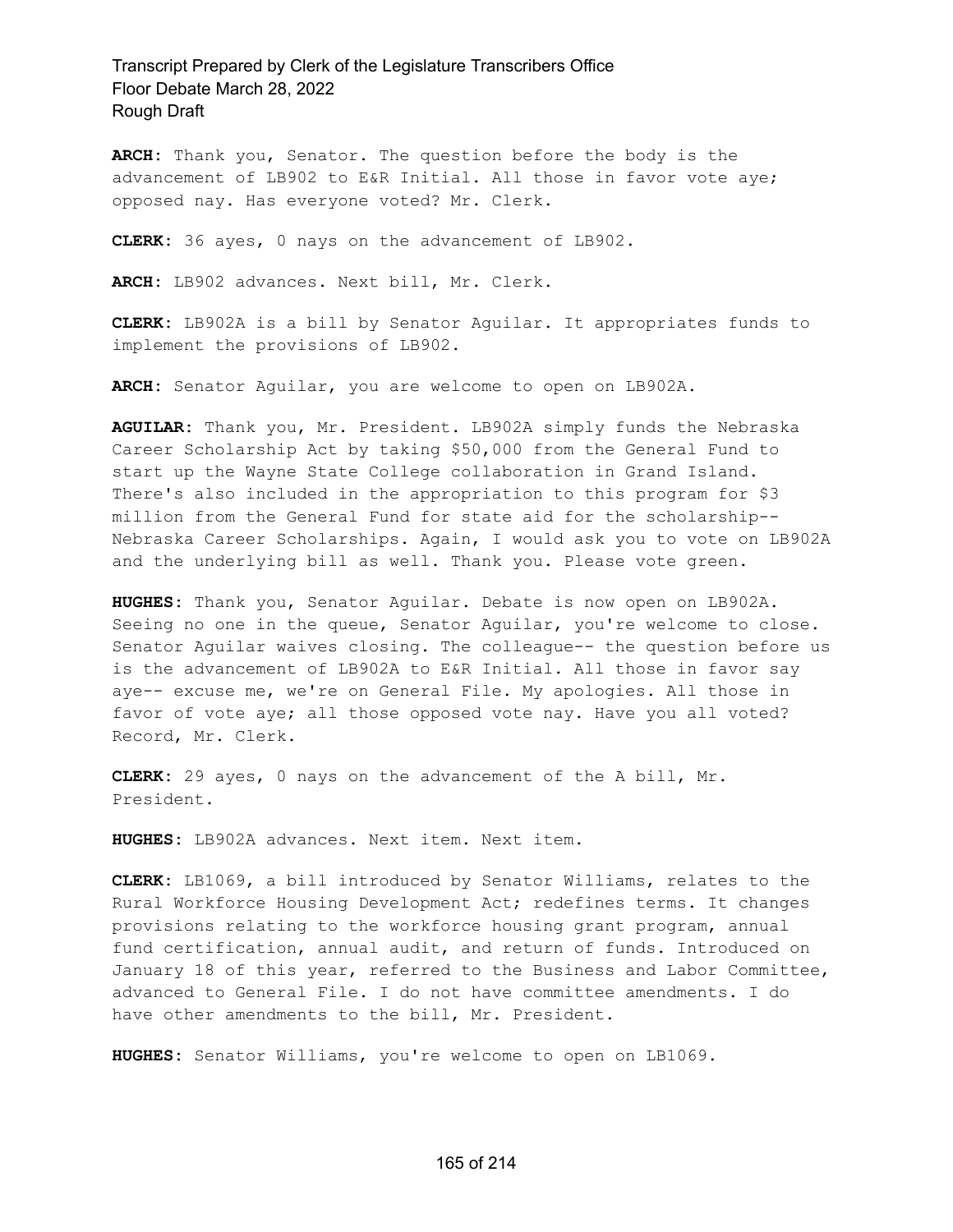**ARCH:** Thank you, Senator. The question before the body is the advancement of LB902 to E&R Initial. All those in favor vote aye; opposed nay. Has everyone voted? Mr. Clerk.

**CLERK:** 36 ayes, 0 nays on the advancement of LB902.

**ARCH:** LB902 advances. Next bill, Mr. Clerk.

**CLERK:** LB902A is a bill by Senator Aguilar. It appropriates funds to implement the provisions of LB902.

**ARCH:** Senator Aguilar, you are welcome to open on LB902A.

**AGUILAR:** Thank you, Mr. President. LB902A simply funds the Nebraska Career Scholarship Act by taking $50,000 from the General Fund to start up the Wayne State College collaboration in Grand Island. There's also included in the appropriation to this program for $3 million from the General Fund for state aid for the scholarship-- Nebraska Career Scholarships. Again, I would ask you to vote on LB902A and the underlying bill as well. Thank you. Please vote green.

**HUGHES:** Thank you, Senator Aguilar. Debate is now open on LB902A. Seeing no one in the queue, Senator Aguilar, you're welcome to close. Senator Aguilar waives closing. The colleague-- the question before us is the advancement of LB902A to E&R Initial. All those in favor say aye-- excuse me, we're on General File. My apologies. All those in favor of vote aye; all those opposed vote nay. Have you all voted? Record, Mr. Clerk.

**CLERK:** 29 ayes, 0 nays on the advancement of the A bill, Mr. President.

**HUGHES:** LB902A advances. Next item. Next item.

**CLERK:** LB1069, a bill introduced by Senator Williams, relates to the Rural Workforce Housing Development Act; redefines terms. It changes provisions relating to the workforce housing grant program, annual fund certification, annual audit, and return of funds. Introduced on January 18 of this year, referred to the Business and Labor Committee, advanced to General File. I do not have committee amendments. I do have other amendments to the bill, Mr. President.

**HUGHES:** Senator Williams, you're welcome to open on LB1069.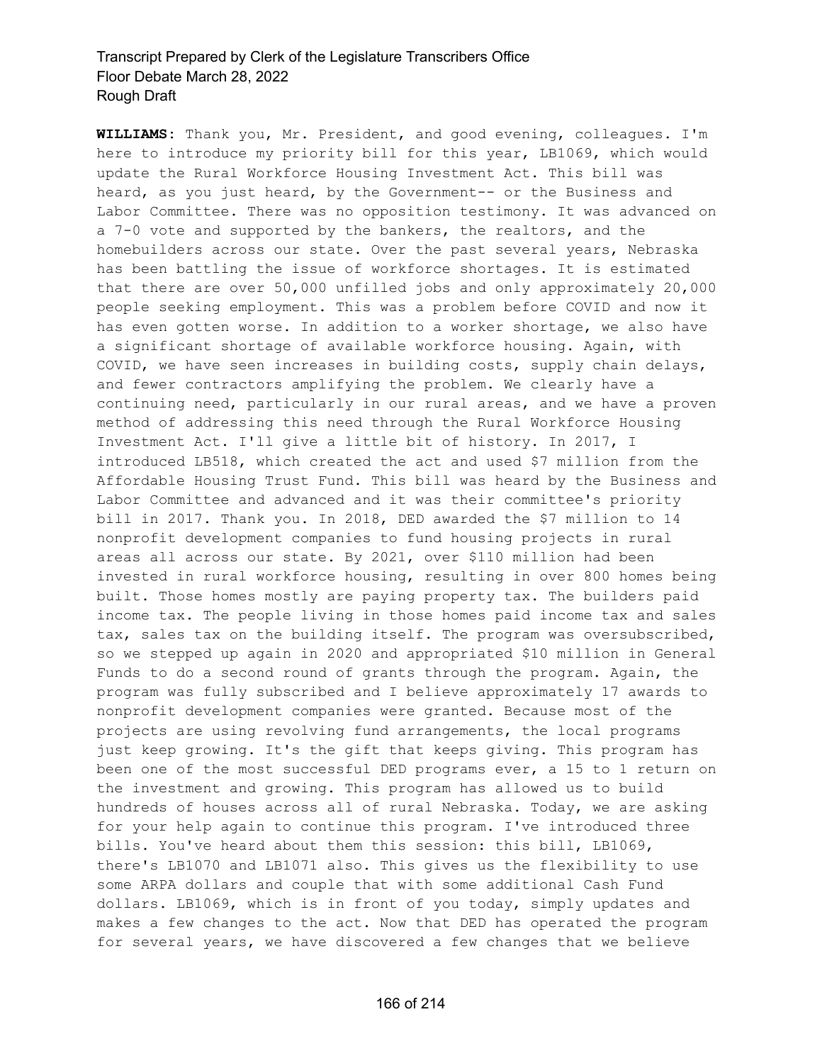**WILLIAMS:** Thank you, Mr. President, and good evening, colleagues. I'm here to introduce my priority bill for this year, LB1069, which would update the Rural Workforce Housing Investment Act. This bill was heard, as you just heard, by the Government-- or the Business and Labor Committee. There was no opposition testimony. It was advanced on a 7-0 vote and supported by the bankers, the realtors, and the homebuilders across our state. Over the past several years, Nebraska has been battling the issue of workforce shortages. It is estimated that there are over 50,000 unfilled jobs and only approximately 20,000 people seeking employment. This was a problem before COVID and now it has even gotten worse. In addition to a worker shortage, we also have a significant shortage of available workforce housing. Again, with COVID, we have seen increases in building costs, supply chain delays, and fewer contractors amplifying the problem. We clearly have a continuing need, particularly in our rural areas, and we have a proven method of addressing this need through the Rural Workforce Housing Investment Act. I'll give a little bit of history. In 2017, I introduced LB518, which created the act and used $7 million from the Affordable Housing Trust Fund. This bill was heard by the Business and Labor Committee and advanced and it was their committee's priority bill in 2017. Thank you. In 2018, DED awarded the $7 million to 14 nonprofit development companies to fund housing projects in rural areas all across our state. By 2021, over $110 million had been invested in rural workforce housing, resulting in over 800 homes being built. Those homes mostly are paying property tax. The builders paid income tax. The people living in those homes paid income tax and sales tax, sales tax on the building itself. The program was oversubscribed, so we stepped up again in 2020 and appropriated $10 million in General Funds to do a second round of grants through the program. Again, the program was fully subscribed and I believe approximately 17 awards to nonprofit development companies were granted. Because most of the projects are using revolving fund arrangements, the local programs just keep growing. It's the gift that keeps giving. This program has been one of the most successful DED programs ever, a 15 to 1 return on the investment and growing. This program has allowed us to build hundreds of houses across all of rural Nebraska. Today, we are asking for your help again to continue this program. I've introduced three bills. You've heard about them this session: this bill, LB1069, there's LB1070 and LB1071 also. This gives us the flexibility to use some ARPA dollars and couple that with some additional Cash Fund dollars. LB1069, which is in front of you today, simply updates and makes a few changes to the act. Now that DED has operated the program for several years, we have discovered a few changes that we believe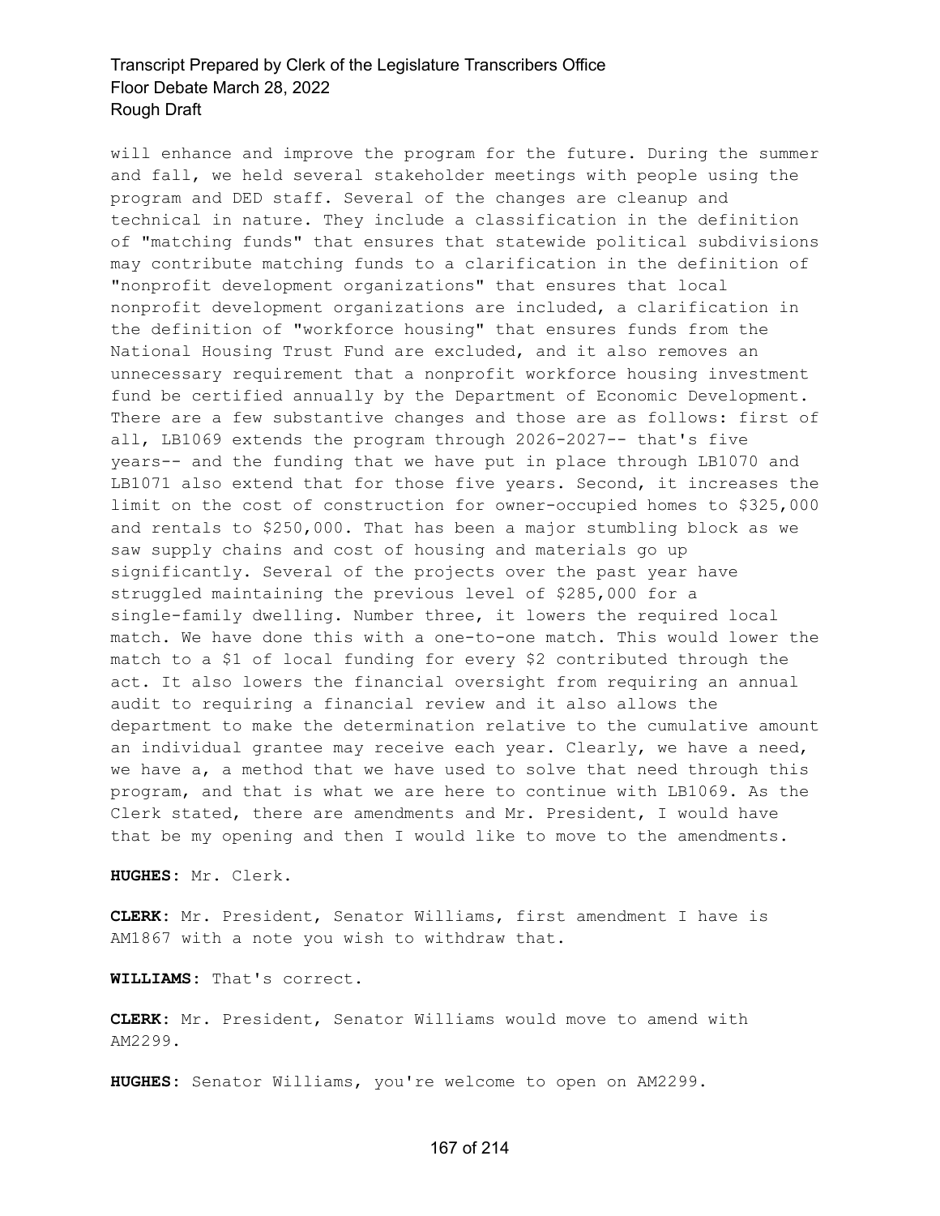will enhance and improve the program for the future. During the summer and fall, we held several stakeholder meetings with people using the program and DED staff. Several of the changes are cleanup and technical in nature. They include a classification in the definition of "matching funds" that ensures that statewide political subdivisions may contribute matching funds to a clarification in the definition of "nonprofit development organizations" that ensures that local nonprofit development organizations are included, a clarification in the definition of "workforce housing" that ensures funds from the National Housing Trust Fund are excluded, and it also removes an unnecessary requirement that a nonprofit workforce housing investment fund be certified annually by the Department of Economic Development. There are a few substantive changes and those are as follows: first of all, LB1069 extends the program through 2026-2027-- that's five years-- and the funding that we have put in place through LB1070 and LB1071 also extend that for those five years. Second, it increases the limit on the cost of construction for owner-occupied homes to $325,000 and rentals to $250,000. That has been a major stumbling block as we saw supply chains and cost of housing and materials go up significantly. Several of the projects over the past year have struggled maintaining the previous level of $285,000 for a single-family dwelling. Number three, it lowers the required local match. We have done this with a one-to-one match. This would lower the match to a $1 of local funding for every $2 contributed through the act. It also lowers the financial oversight from requiring an annual audit to requiring a financial review and it also allows the department to make the determination relative to the cumulative amount an individual grantee may receive each year. Clearly, we have a need, we have a, a method that we have used to solve that need through this program, and that is what we are here to continue with LB1069. As the Clerk stated, there are amendments and Mr. President, I would have that be my opening and then I would like to move to the amendments.

**HUGHES:** Mr. Clerk.

**CLERK:** Mr. President, Senator Williams, first amendment I have is AM1867 with a note you wish to withdraw that.

**WILLIAMS:** That's correct.

**CLERK:** Mr. President, Senator Williams would move to amend with AM2299.

**HUGHES:** Senator Williams, you're welcome to open on AM2299.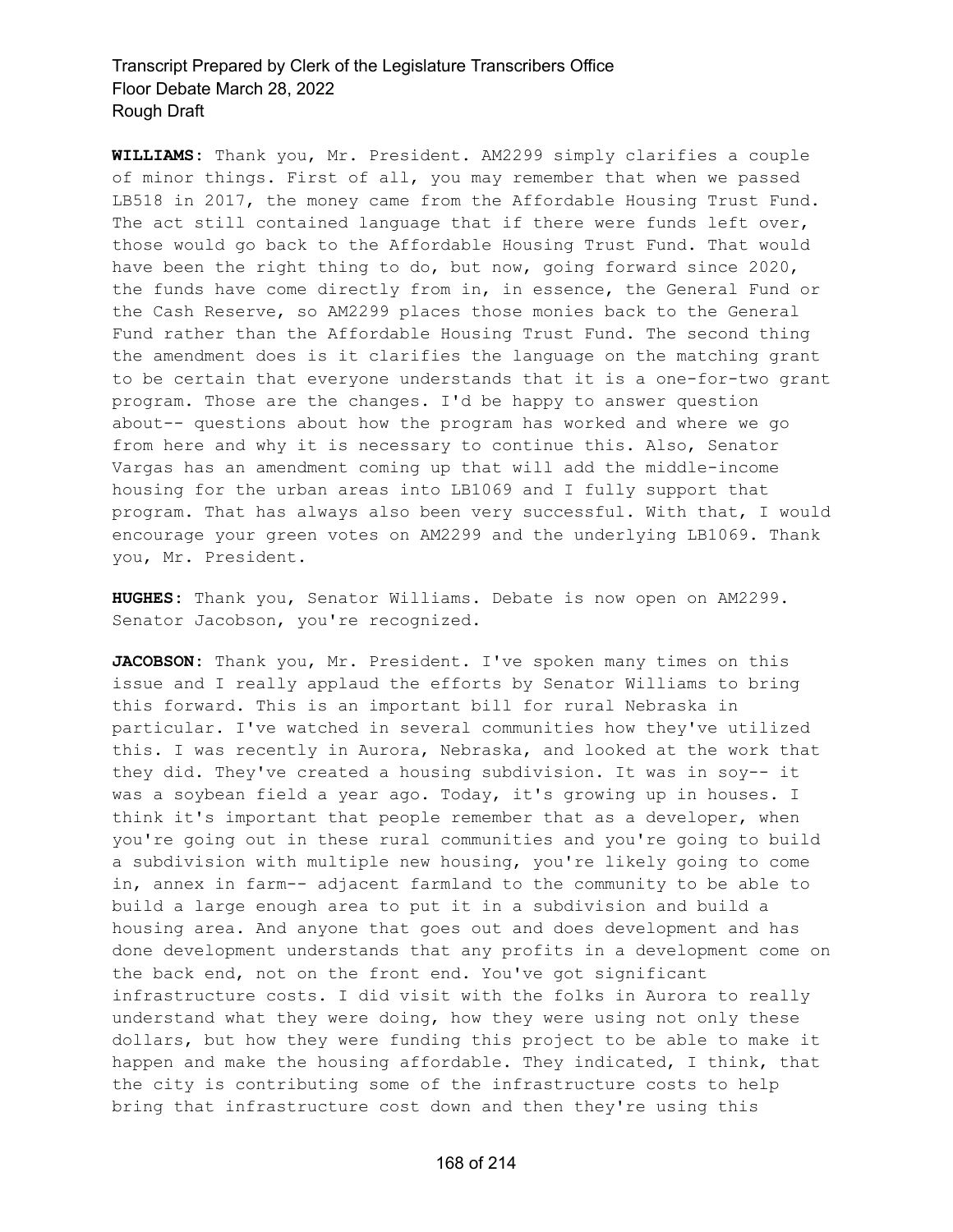**WILLIAMS:** Thank you, Mr. President. AM2299 simply clarifies a couple of minor things. First of all, you may remember that when we passed LB518 in 2017, the money came from the Affordable Housing Trust Fund. The act still contained language that if there were funds left over, those would go back to the Affordable Housing Trust Fund. That would have been the right thing to do, but now, going forward since 2020, the funds have come directly from in, in essence, the General Fund or the Cash Reserve, so AM2299 places those monies back to the General Fund rather than the Affordable Housing Trust Fund. The second thing the amendment does is it clarifies the language on the matching grant to be certain that everyone understands that it is a one-for-two grant program. Those are the changes. I'd be happy to answer question about-- questions about how the program has worked and where we go from here and why it is necessary to continue this. Also, Senator Vargas has an amendment coming up that will add the middle-income housing for the urban areas into LB1069 and I fully support that program. That has always also been very successful. With that, I would encourage your green votes on AM2299 and the underlying LB1069. Thank you, Mr. President.

**HUGHES:** Thank you, Senator Williams. Debate is now open on AM2299. Senator Jacobson, you're recognized.

**JACOBSON:** Thank you, Mr. President. I've spoken many times on this issue and I really applaud the efforts by Senator Williams to bring this forward. This is an important bill for rural Nebraska in particular. I've watched in several communities how they've utilized this. I was recently in Aurora, Nebraska, and looked at the work that they did. They've created a housing subdivision. It was in soy-- it was a soybean field a year ago. Today, it's growing up in houses. I think it's important that people remember that as a developer, when you're going out in these rural communities and you're going to build a subdivision with multiple new housing, you're likely going to come in, annex in farm-- adjacent farmland to the community to be able to build a large enough area to put it in a subdivision and build a housing area. And anyone that goes out and does development and has done development understands that any profits in a development come on the back end, not on the front end. You've got significant infrastructure costs. I did visit with the folks in Aurora to really understand what they were doing, how they were using not only these dollars, but how they were funding this project to be able to make it happen and make the housing affordable. They indicated, I think, that the city is contributing some of the infrastructure costs to help bring that infrastructure cost down and then they're using this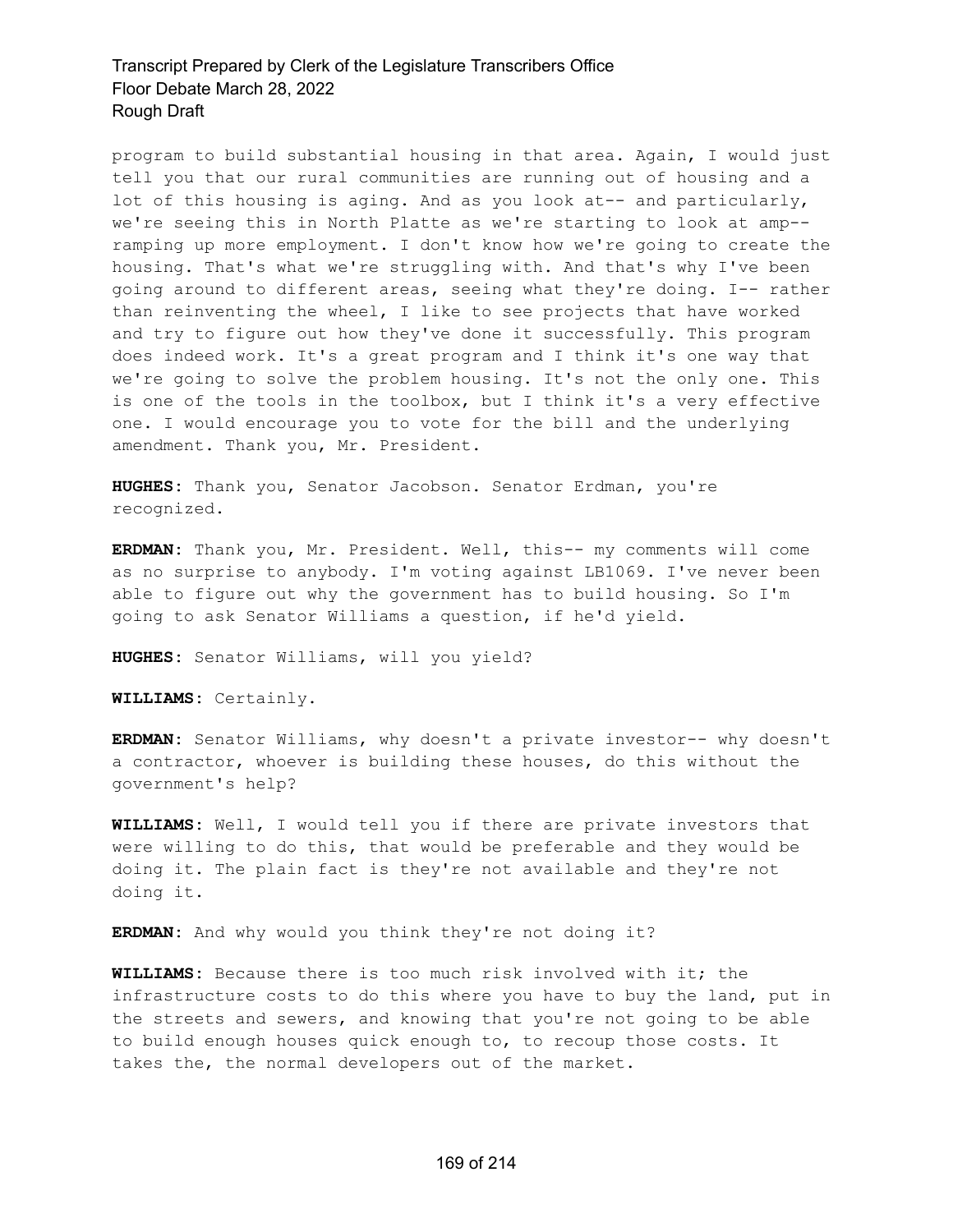program to build substantial housing in that area. Again, I would just tell you that our rural communities are running out of housing and a lot of this housing is aging. And as you look at-- and particularly, we're seeing this in North Platte as we're starting to look at amp-- ramping up more employment. I don't know how we're going to create the housing. That's what we're struggling with. And that's why I've been going around to different areas, seeing what they're doing. I-- rather than reinventing the wheel, I like to see projects that have worked and try to figure out how they've done it successfully. This program does indeed work. It's a great program and I think it's one way that we're going to solve the problem housing. It's not the only one. This is one of the tools in the toolbox, but I think it's a very effective one. I would encourage you to vote for the bill and the underlying amendment. Thank you, Mr. President.

**HUGHES:** Thank you, Senator Jacobson. Senator Erdman, you're recognized.

**ERDMAN:** Thank you, Mr. President. Well, this-- my comments will come as no surprise to anybody. I'm voting against LB1069. I've never been able to figure out why the government has to build housing. So I'm going to ask Senator Williams a question, if he'd yield.

**HUGHES:** Senator Williams, will you yield?

**WILLIAMS:** Certainly.

**ERDMAN:** Senator Williams, why doesn't a private investor-- why doesn't a contractor, whoever is building these houses, do this without the government's help?

**WILLIAMS:** Well, I would tell you if there are private investors that were willing to do this, that would be preferable and they would be doing it. The plain fact is they're not available and they're not doing it.

**ERDMAN:** And why would you think they're not doing it?

**WILLIAMS:** Because there is too much risk involved with it; the infrastructure costs to do this where you have to buy the land, put in the streets and sewers, and knowing that you're not going to be able to build enough houses quick enough to, to recoup those costs. It takes the, the normal developers out of the market.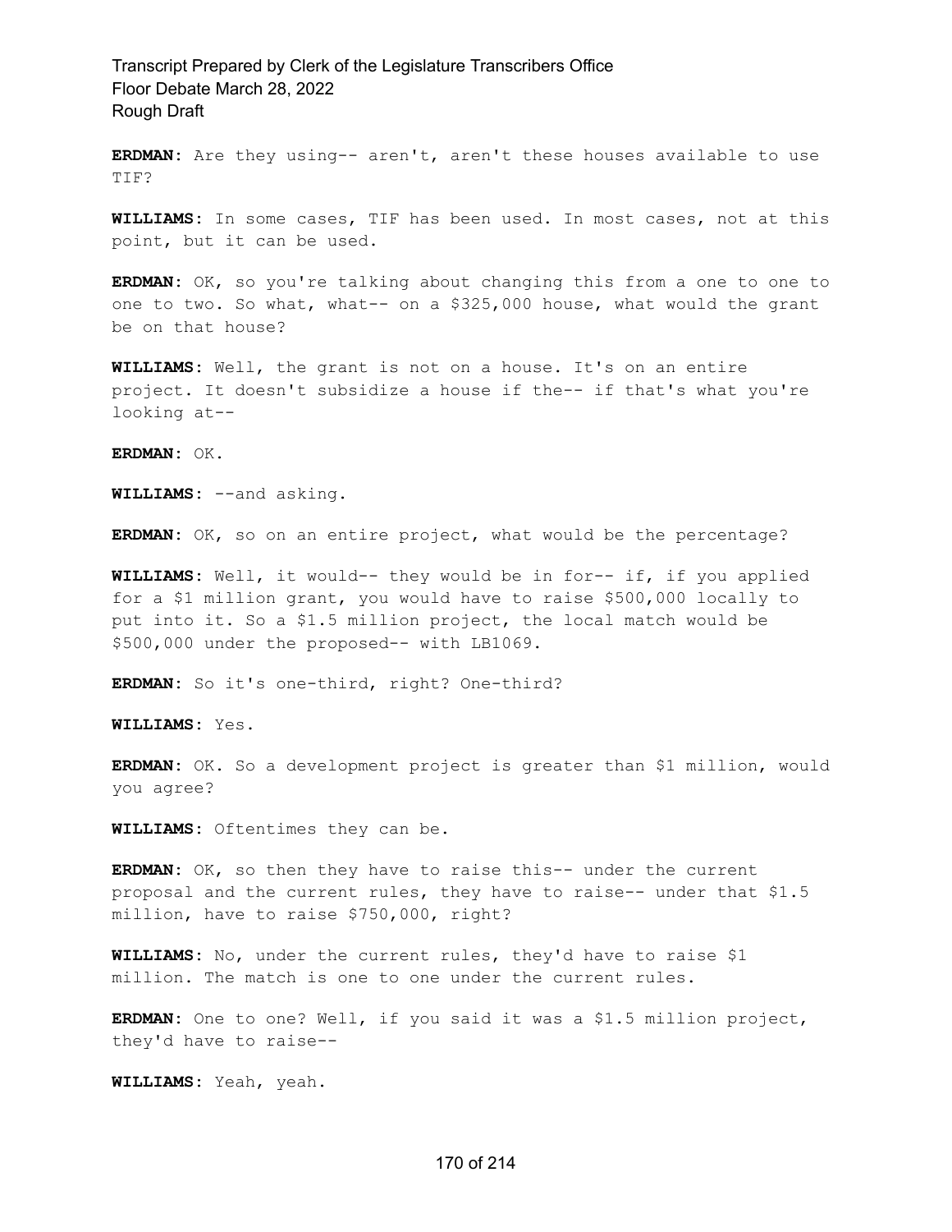**ERDMAN:** Are they using-- aren't, aren't these houses available to use TIF?

**WILLIAMS:** In some cases, TIF has been used. In most cases, not at this point, but it can be used.

**ERDMAN:** OK, so you're talking about changing this from a one to one to one to two. So what, what-- on a $325,000 house, what would the grant be on that house?

**WILLIAMS:** Well, the grant is not on a house. It's on an entire project. It doesn't subsidize a house if the-- if that's what you're looking at--

**ERDMAN:** OK.

**WILLIAMS:** --and asking.

**ERDMAN:** OK, so on an entire project, what would be the percentage?

**WILLIAMS:** Well, it would-- they would be in for-- if, if you applied for a $1 million grant, you would have to raise $500,000 locally to put into it. So a $1.5 million project, the local match would be $500,000 under the proposed-- with LB1069.

**ERDMAN:** So it's one-third, right? One-third?

**WILLIAMS:** Yes.

**ERDMAN:** OK. So a development project is greater than $1 million, would you agree?

**WILLIAMS:** Oftentimes they can be.

**ERDMAN:** OK, so then they have to raise this-- under the current proposal and the current rules, they have to raise-- under that $1.5 million, have to raise $750,000, right?

**WILLIAMS:** No, under the current rules, they'd have to raise $1 million. The match is one to one under the current rules.

**ERDMAN:** One to one? Well, if you said it was a $1.5 million project, they'd have to raise--

**WILLIAMS:** Yeah, yeah.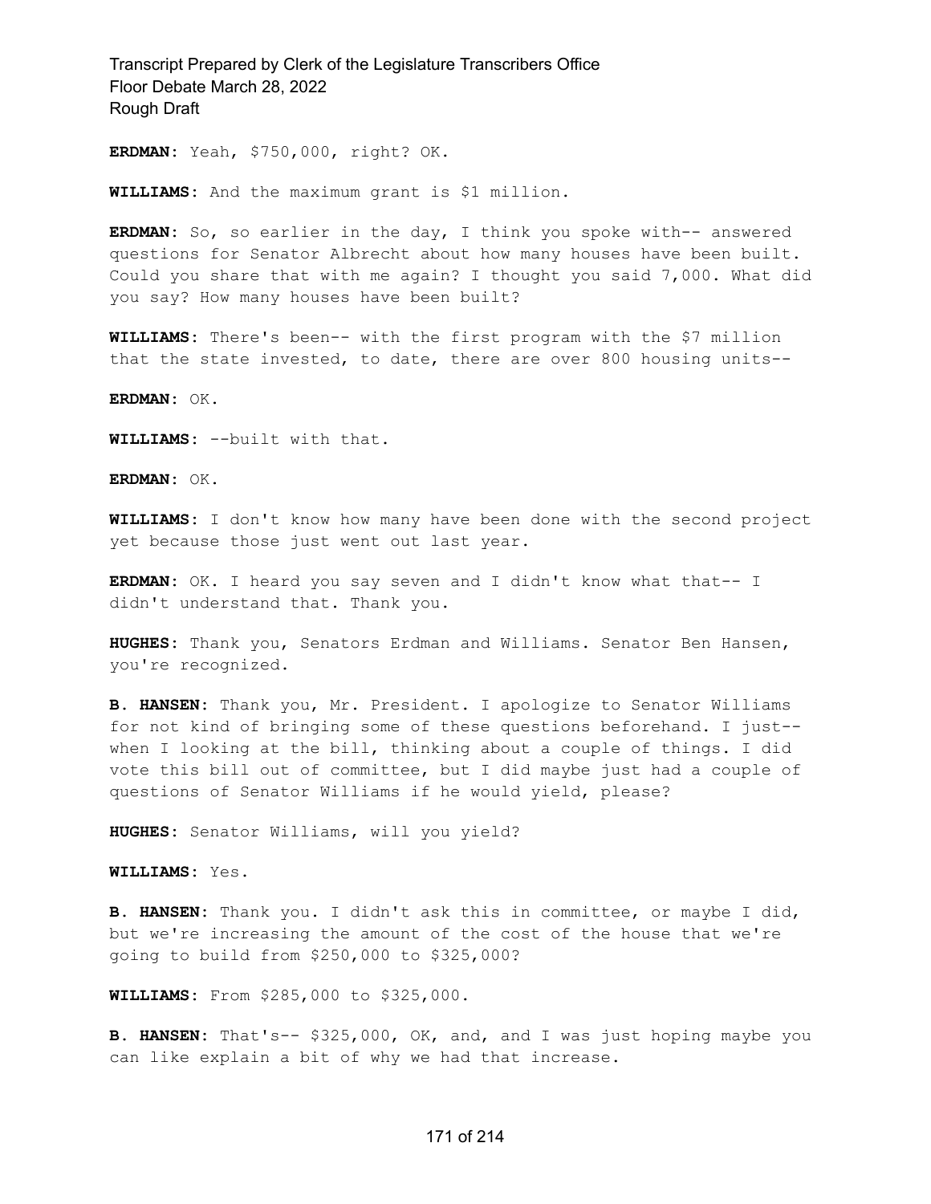**ERDMAN:** Yeah, $750,000, right? OK.

**WILLIAMS:** And the maximum grant is $1 million.

**ERDMAN:** So, so earlier in the day, I think you spoke with-- answered questions for Senator Albrecht about how many houses have been built. Could you share that with me again? I thought you said 7,000. What did you say? How many houses have been built?

**WILLIAMS:** There's been-- with the first program with the $7 million that the state invested, to date, there are over 800 housing units--

**ERDMAN:** OK.

**WILLIAMS:** --built with that.

**ERDMAN:** OK.

**WILLIAMS:** I don't know how many have been done with the second project yet because those just went out last year.

**ERDMAN:** OK. I heard you say seven and I didn't know what that-- I didn't understand that. Thank you.

**HUGHES:** Thank you, Senators Erdman and Williams. Senator Ben Hansen, you're recognized.

**B. HANSEN:** Thank you, Mr. President. I apologize to Senator Williams for not kind of bringing some of these questions beforehand. I just-- when I looking at the bill, thinking about a couple of things. I did vote this bill out of committee, but I did maybe just had a couple of questions of Senator Williams if he would yield, please?

**HUGHES:** Senator Williams, will you yield?

**WILLIAMS:** Yes.

**B. HANSEN:** Thank you. I didn't ask this in committee, or maybe I did, but we're increasing the amount of the cost of the house that we're going to build from $250,000 to $325,000?

**WILLIAMS:** From $285,000 to $325,000.

**B. HANSEN:** That's-- $325,000, OK, and, and I was just hoping maybe you can like explain a bit of why we had that increase.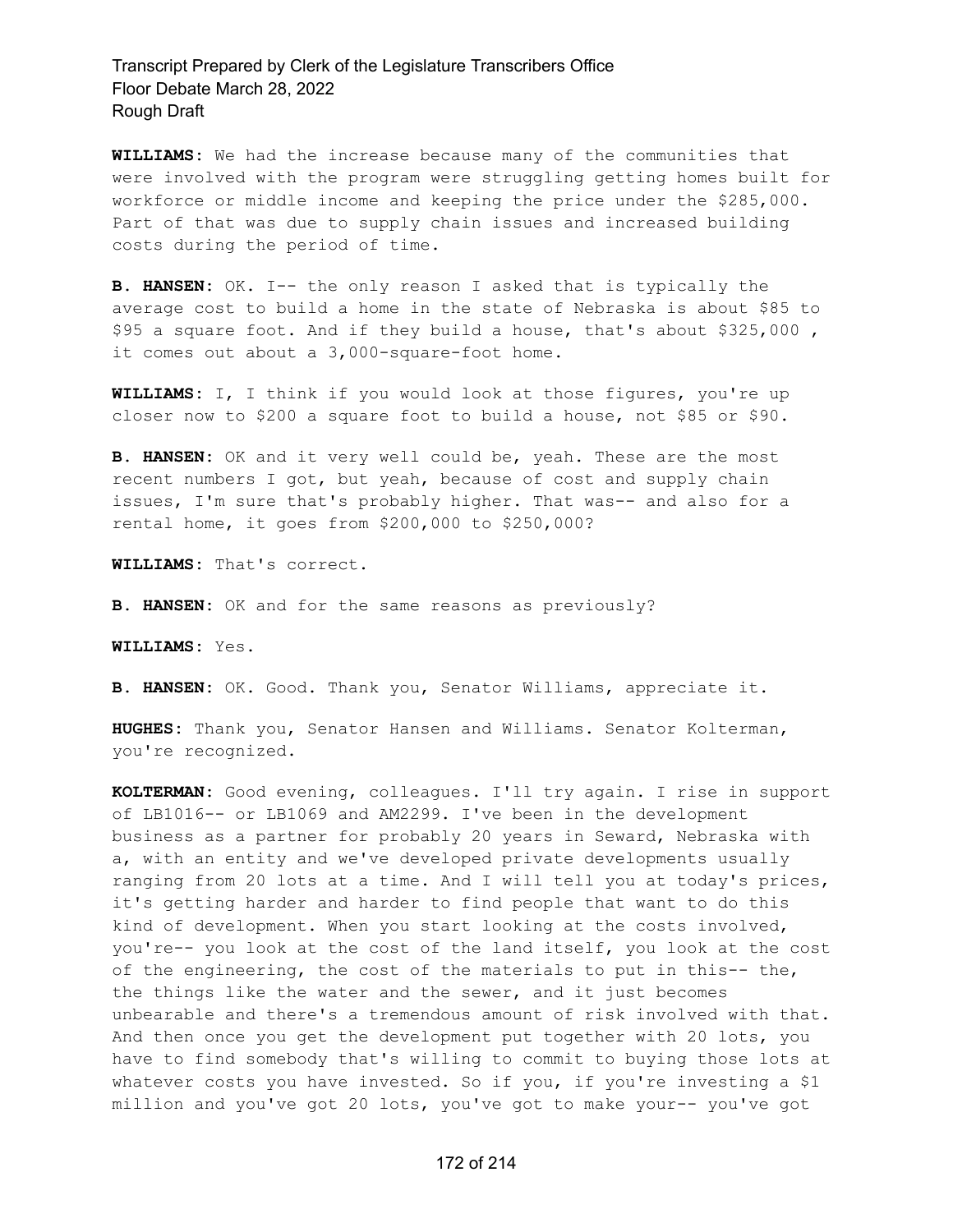**WILLIAMS:** We had the increase because many of the communities that were involved with the program were struggling getting homes built for workforce or middle income and keeping the price under the $285,000. Part of that was due to supply chain issues and increased building costs during the period of time.

**B. HANSEN:** OK. I-- the only reason I asked that is typically the average cost to build a home in the state of Nebraska is about $85 to $95 a square foot. And if they build a house, that's about $325,000 , it comes out about a 3,000-square-foot home.

**WILLIAMS:** I, I think if you would look at those figures, you're up closer now to $200 a square foot to build a house, not $85 or $90.

**B. HANSEN:** OK and it very well could be, yeah. These are the most recent numbers I got, but yeah, because of cost and supply chain issues, I'm sure that's probably higher. That was-- and also for a rental home, it goes from $200,000 to $250,000?

**WILLIAMS:** That's correct.

**B. HANSEN:** OK and for the same reasons as previously?

**WILLIAMS:** Yes.

**B. HANSEN:** OK. Good. Thank you, Senator Williams, appreciate it.

**HUGHES:** Thank you, Senator Hansen and Williams. Senator Kolterman, you're recognized.

**KOLTERMAN:** Good evening, colleagues. I'll try again. I rise in support of LB1016-- or LB1069 and AM2299. I've been in the development business as a partner for probably 20 years in Seward, Nebraska with a, with an entity and we've developed private developments usually ranging from 20 lots at a time. And I will tell you at today's prices, it's getting harder and harder to find people that want to do this kind of development. When you start looking at the costs involved, you're-- you look at the cost of the land itself, you look at the cost of the engineering, the cost of the materials to put in this-- the, the things like the water and the sewer, and it just becomes unbearable and there's a tremendous amount of risk involved with that. And then once you get the development put together with 20 lots, you have to find somebody that's willing to commit to buying those lots at whatever costs you have invested. So if you, if you're investing a $1 million and you've got 20 lots, you've got to make your-- you've got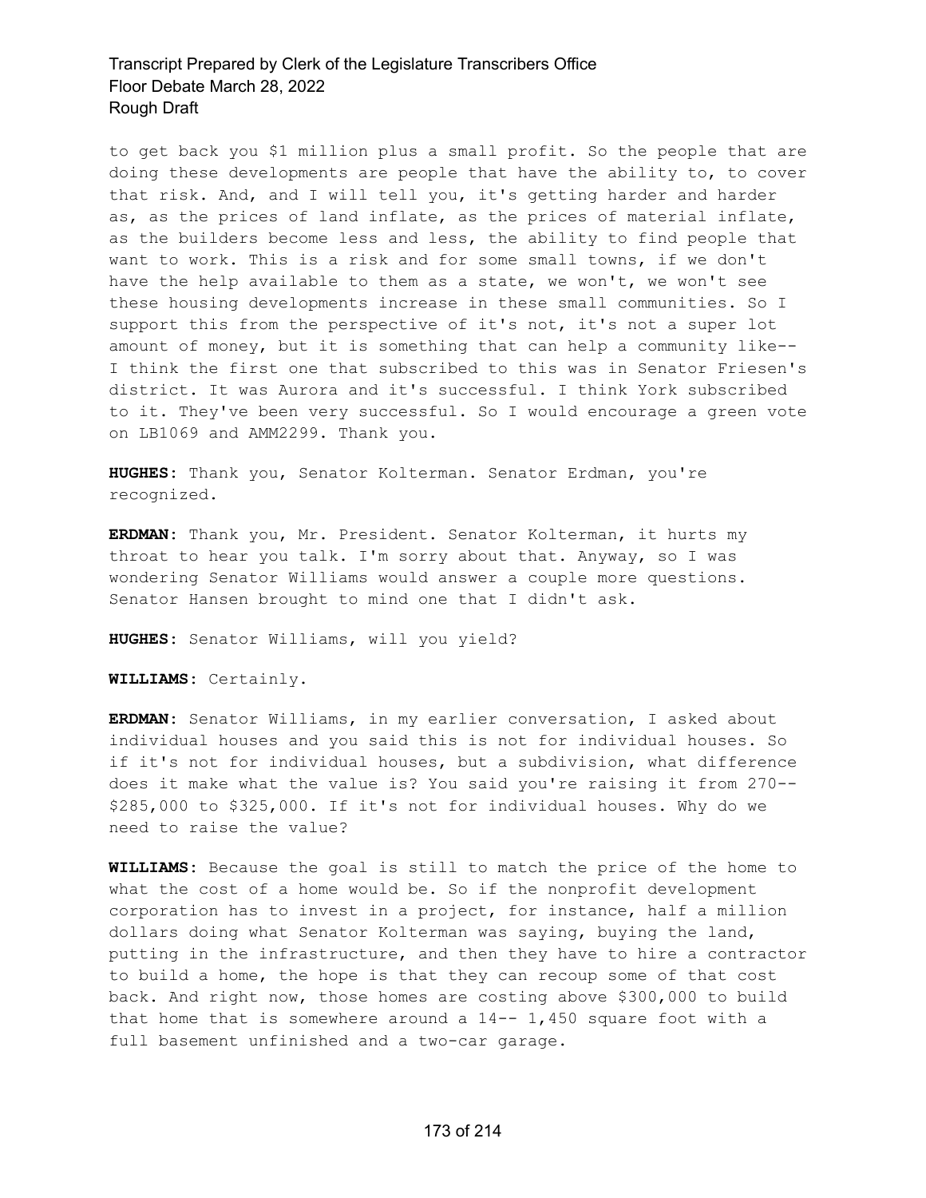to get back you $1 million plus a small profit. So the people that are doing these developments are people that have the ability to, to cover that risk. And, and I will tell you, it's getting harder and harder as, as the prices of land inflate, as the prices of material inflate, as the builders become less and less, the ability to find people that want to work. This is a risk and for some small towns, if we don't have the help available to them as a state, we won't, we won't see these housing developments increase in these small communities. So I support this from the perspective of it's not, it's not a super lot amount of money, but it is something that can help a community like-- I think the first one that subscribed to this was in Senator Friesen's district. It was Aurora and it's successful. I think York subscribed to it. They've been very successful. So I would encourage a green vote on LB1069 and AMM2299. Thank you.

**HUGHES:** Thank you, Senator Kolterman. Senator Erdman, you're recognized.

**ERDMAN:** Thank you, Mr. President. Senator Kolterman, it hurts my throat to hear you talk. I'm sorry about that. Anyway, so I was wondering Senator Williams would answer a couple more questions. Senator Hansen brought to mind one that I didn't ask.

**HUGHES:** Senator Williams, will you yield?

**WILLIAMS:** Certainly.

**ERDMAN:** Senator Williams, in my earlier conversation, I asked about individual houses and you said this is not for individual houses. So if it's not for individual houses, but a subdivision, what difference does it make what the value is? You said you're raising it from 270-- $285,000 to $325,000. If it's not for individual houses. Why do we need to raise the value?

**WILLIAMS:** Because the goal is still to match the price of the home to what the cost of a home would be. So if the nonprofit development corporation has to invest in a project, for instance, half a million dollars doing what Senator Kolterman was saying, buying the land, putting in the infrastructure, and then they have to hire a contractor to build a home, the hope is that they can recoup some of that cost back. And right now, those homes are costing above $300,000 to build that home that is somewhere around a 14-- 1,450 square foot with a full basement unfinished and a two-car garage.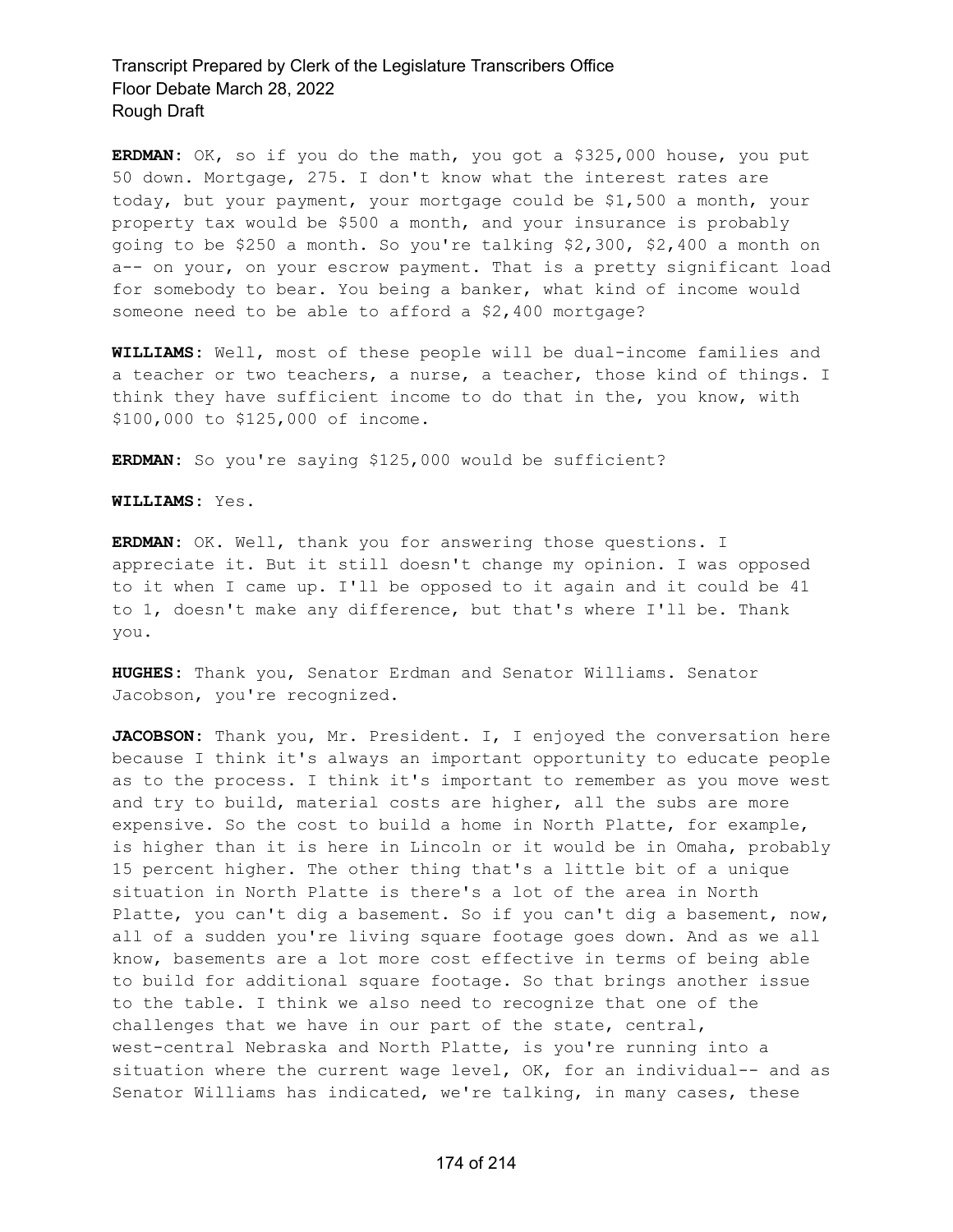**ERDMAN:** OK, so if you do the math, you got a $325,000 house, you put 50 down. Mortgage, 275. I don't know what the interest rates are today, but your payment, your mortgage could be $1,500 a month, your property tax would be $500 a month, and your insurance is probably going to be $250 a month. So you're talking $2,300, $2,400 a month on a-- on your, on your escrow payment. That is a pretty significant load for somebody to bear. You being a banker, what kind of income would someone need to be able to afford a $2,400 mortgage?

**WILLIAMS:** Well, most of these people will be dual-income families and a teacher or two teachers, a nurse, a teacher, those kind of things. I think they have sufficient income to do that in the, you know, with $100,000 to $125,000 of income.

**ERDMAN:** So you're saying $125,000 would be sufficient?

**WILLIAMS:** Yes.

**ERDMAN:** OK. Well, thank you for answering those questions. I appreciate it. But it still doesn't change my opinion. I was opposed to it when I came up. I'll be opposed to it again and it could be 41 to 1, doesn't make any difference, but that's where I'll be. Thank you.

**HUGHES:** Thank you, Senator Erdman and Senator Williams. Senator Jacobson, you're recognized.

**JACOBSON:** Thank you, Mr. President. I, I enjoyed the conversation here because I think it's always an important opportunity to educate people as to the process. I think it's important to remember as you move west and try to build, material costs are higher, all the subs are more expensive. So the cost to build a home in North Platte, for example, is higher than it is here in Lincoln or it would be in Omaha, probably 15 percent higher. The other thing that's a little bit of a unique situation in North Platte is there's a lot of the area in North Platte, you can't dig a basement. So if you can't dig a basement, now, all of a sudden you're living square footage goes down. And as we all know, basements are a lot more cost effective in terms of being able to build for additional square footage. So that brings another issue to the table. I think we also need to recognize that one of the challenges that we have in our part of the state, central, west-central Nebraska and North Platte, is you're running into a situation where the current wage level, OK, for an individual-- and as Senator Williams has indicated, we're talking, in many cases, these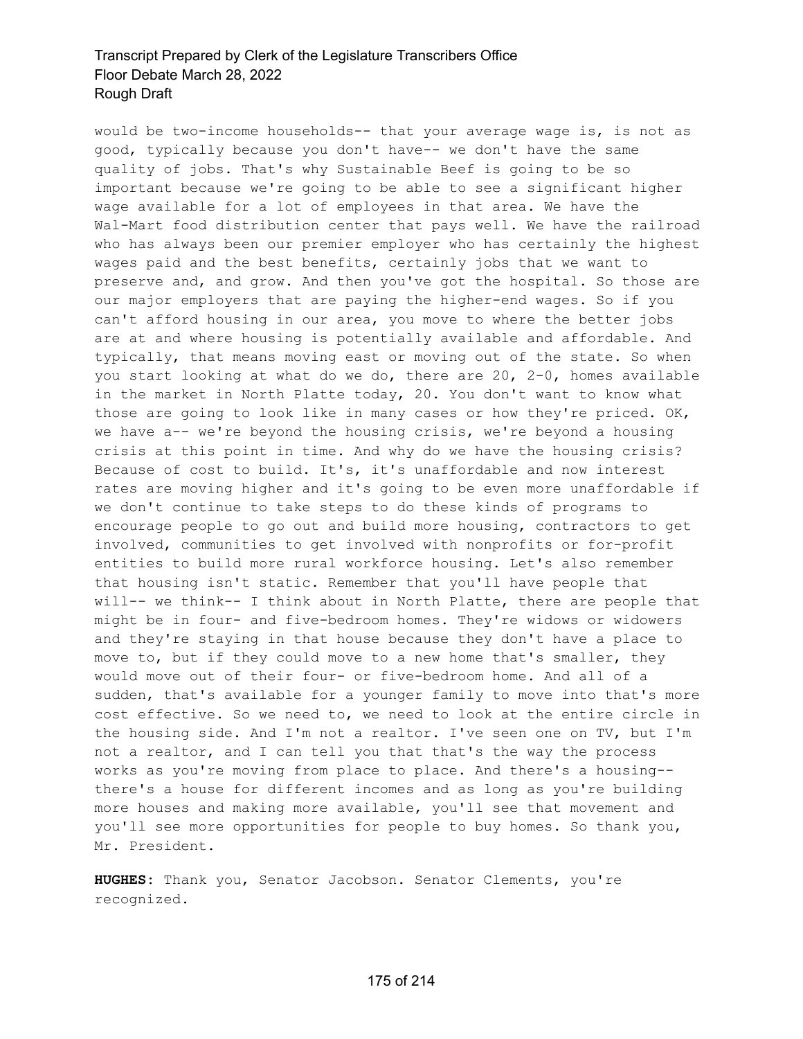would be two-income households-- that your average wage is, is not as good, typically because you don't have-- we don't have the same quality of jobs. That's why Sustainable Beef is going to be so important because we're going to be able to see a significant higher wage available for a lot of employees in that area. We have the Wal-Mart food distribution center that pays well. We have the railroad who has always been our premier employer who has certainly the highest wages paid and the best benefits, certainly jobs that we want to preserve and, and grow. And then you've got the hospital. So those are our major employers that are paying the higher-end wages. So if you can't afford housing in our area, you move to where the better jobs are at and where housing is potentially available and affordable. And typically, that means moving east or moving out of the state. So when you start looking at what do we do, there are 20, 2-0, homes available in the market in North Platte today, 20. You don't want to know what those are going to look like in many cases or how they're priced. OK, we have a-- we're beyond the housing crisis, we're beyond a housing crisis at this point in time. And why do we have the housing crisis? Because of cost to build. It's, it's unaffordable and now interest rates are moving higher and it's going to be even more unaffordable if we don't continue to take steps to do these kinds of programs to encourage people to go out and build more housing, contractors to get involved, communities to get involved with nonprofits or for-profit entities to build more rural workforce housing. Let's also remember that housing isn't static. Remember that you'll have people that will-- we think-- I think about in North Platte, there are people that might be in four- and five-bedroom homes. They're widows or widowers and they're staying in that house because they don't have a place to move to, but if they could move to a new home that's smaller, they would move out of their four- or five-bedroom home. And all of a sudden, that's available for a younger family to move into that's more cost effective. So we need to, we need to look at the entire circle in the housing side. And I'm not a realtor. I've seen one on TV, but I'm not a realtor, and I can tell you that that's the way the process works as you're moving from place to place. And there's a housing-- there's a house for different incomes and as long as you're building more houses and making more available, you'll see that movement and you'll see more opportunities for people to buy homes. So thank you, Mr. President.

**HUGHES**: Thank you, Senator Jacobson. Senator Clements, you're recognized.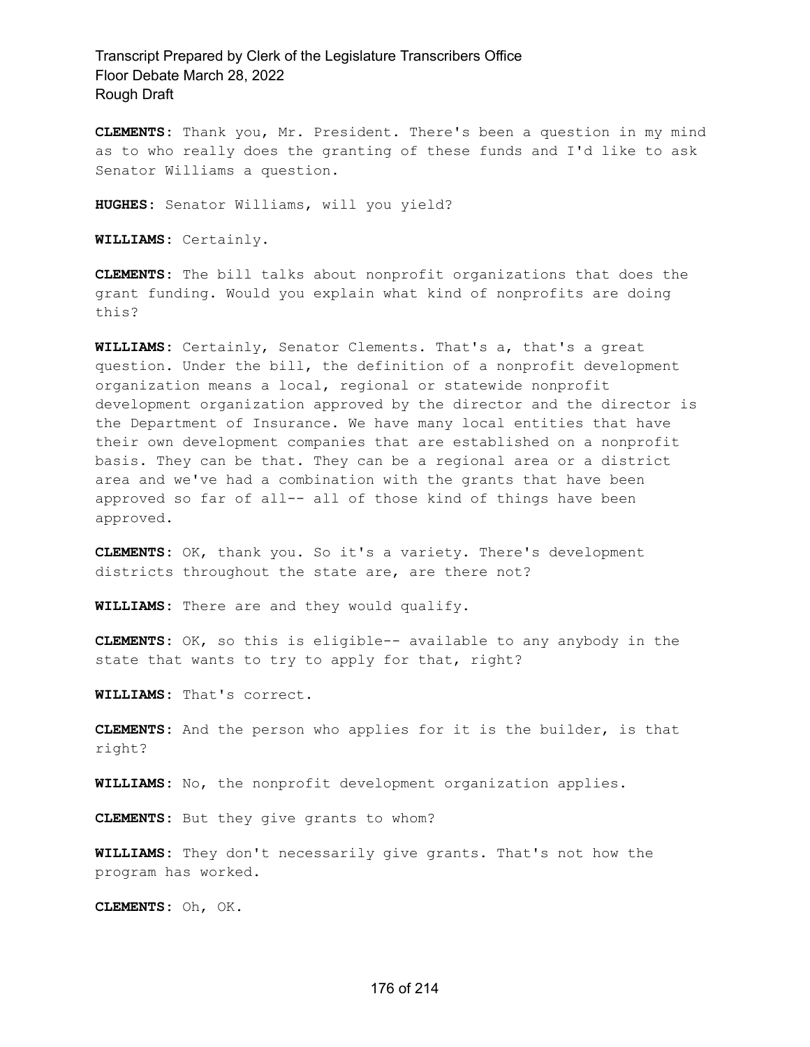**CLEMENTS:** Thank you, Mr. President. There's been a question in my mind as to who really does the granting of these funds and I'd like to ask Senator Williams a question.

**HUGHES:** Senator Williams, will you yield?

**WILLIAMS:** Certainly.

**CLEMENTS:** The bill talks about nonprofit organizations that does the grant funding. Would you explain what kind of nonprofits are doing this?

**WILLIAMS:** Certainly, Senator Clements. That's a, that's a great question. Under the bill, the definition of a nonprofit development organization means a local, regional or statewide nonprofit development organization approved by the director and the director is the Department of Insurance. We have many local entities that have their own development companies that are established on a nonprofit basis. They can be that. They can be a regional area or a district area and we've had a combination with the grants that have been approved so far of all-- all of those kind of things have been approved.

**CLEMENTS:** OK, thank you. So it's a variety. There's development districts throughout the state are, are there not?

**WILLIAMS:** There are and they would qualify.

**CLEMENTS:** OK, so this is eligible-- available to any anybody in the state that wants to try to apply for that, right?

**WILLIAMS:** That's correct.

**CLEMENTS:** And the person who applies for it is the builder, is that right?

**WILLIAMS:** No, the nonprofit development organization applies.

**CLEMENTS:** But they give grants to whom?

**WILLIAMS:** They don't necessarily give grants. That's not how the program has worked.

**CLEMENTS:** Oh, OK.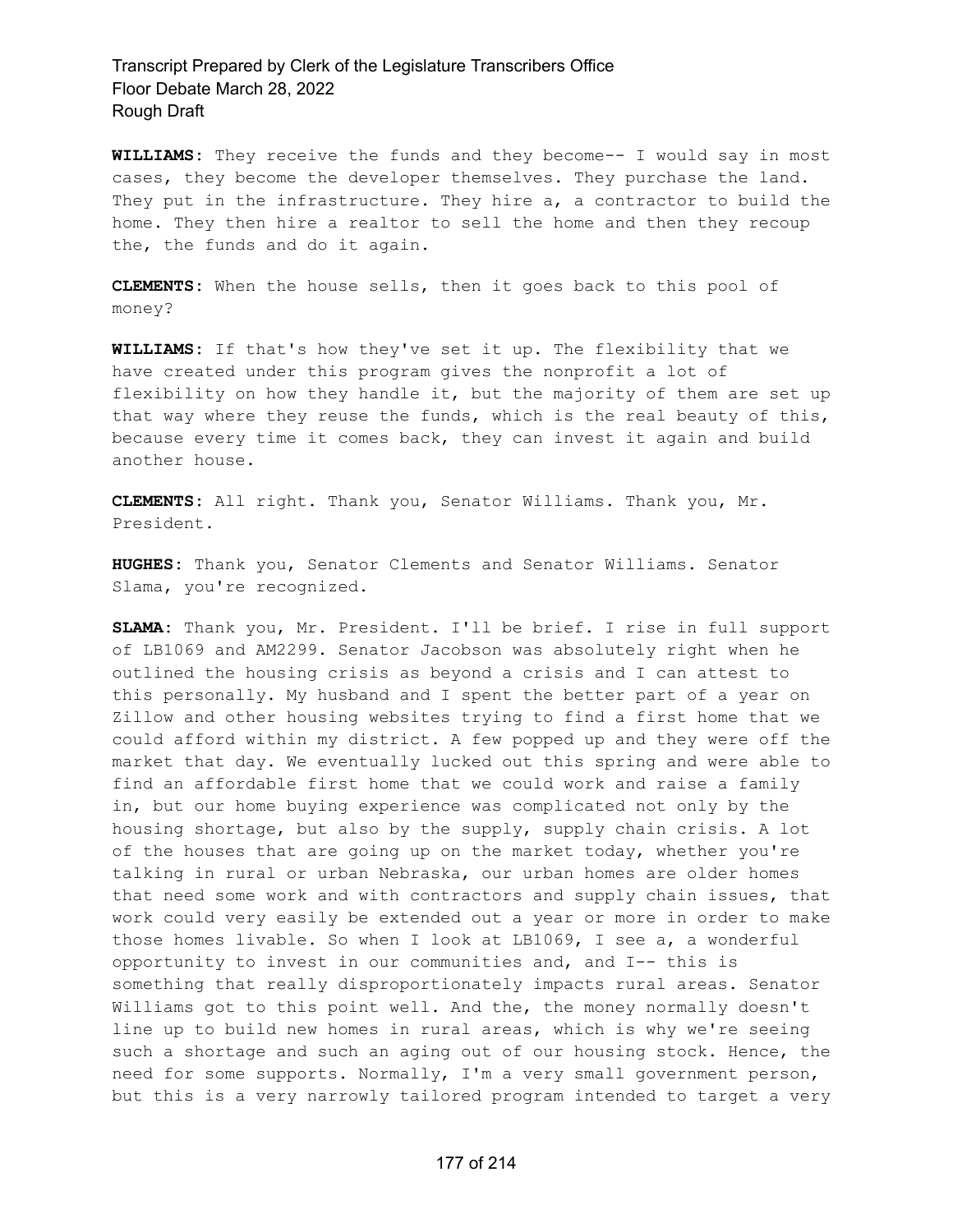**WILLIAMS:** They receive the funds and they become-- I would say in most cases, they become the developer themselves. They purchase the land. They put in the infrastructure. They hire a, a contractor to build the home. They then hire a realtor to sell the home and then they recoup the, the funds and do it again.

**CLEMENTS:** When the house sells, then it goes back to this pool of money?

**WILLIAMS:** If that's how they've set it up. The flexibility that we have created under this program gives the nonprofit a lot of flexibility on how they handle it, but the majority of them are set up that way where they reuse the funds, which is the real beauty of this, because every time it comes back, they can invest it again and build another house.

**CLEMENTS:** All right. Thank you, Senator Williams. Thank you, Mr. President.

**HUGHES:** Thank you, Senator Clements and Senator Williams. Senator Slama, you're recognized.

**SLAMA:** Thank you, Mr. President. I'll be brief. I rise in full support of LB1069 and AM2299. Senator Jacobson was absolutely right when he outlined the housing crisis as beyond a crisis and I can attest to this personally. My husband and I spent the better part of a year on Zillow and other housing websites trying to find a first home that we could afford within my district. A few popped up and they were off the market that day. We eventually lucked out this spring and were able to find an affordable first home that we could work and raise a family in, but our home buying experience was complicated not only by the housing shortage, but also by the supply, supply chain crisis. A lot of the houses that are going up on the market today, whether you're talking in rural or urban Nebraska, our urban homes are older homes that need some work and with contractors and supply chain issues, that work could very easily be extended out a year or more in order to make those homes livable. So when I look at LB1069, I see a, a wonderful opportunity to invest in our communities and, and I-- this is something that really disproportionately impacts rural areas. Senator Williams got to this point well. And the, the money normally doesn't line up to build new homes in rural areas, which is why we're seeing such a shortage and such an aging out of our housing stock. Hence, the need for some supports. Normally, I'm a very small government person, but this is a very narrowly tailored program intended to target a very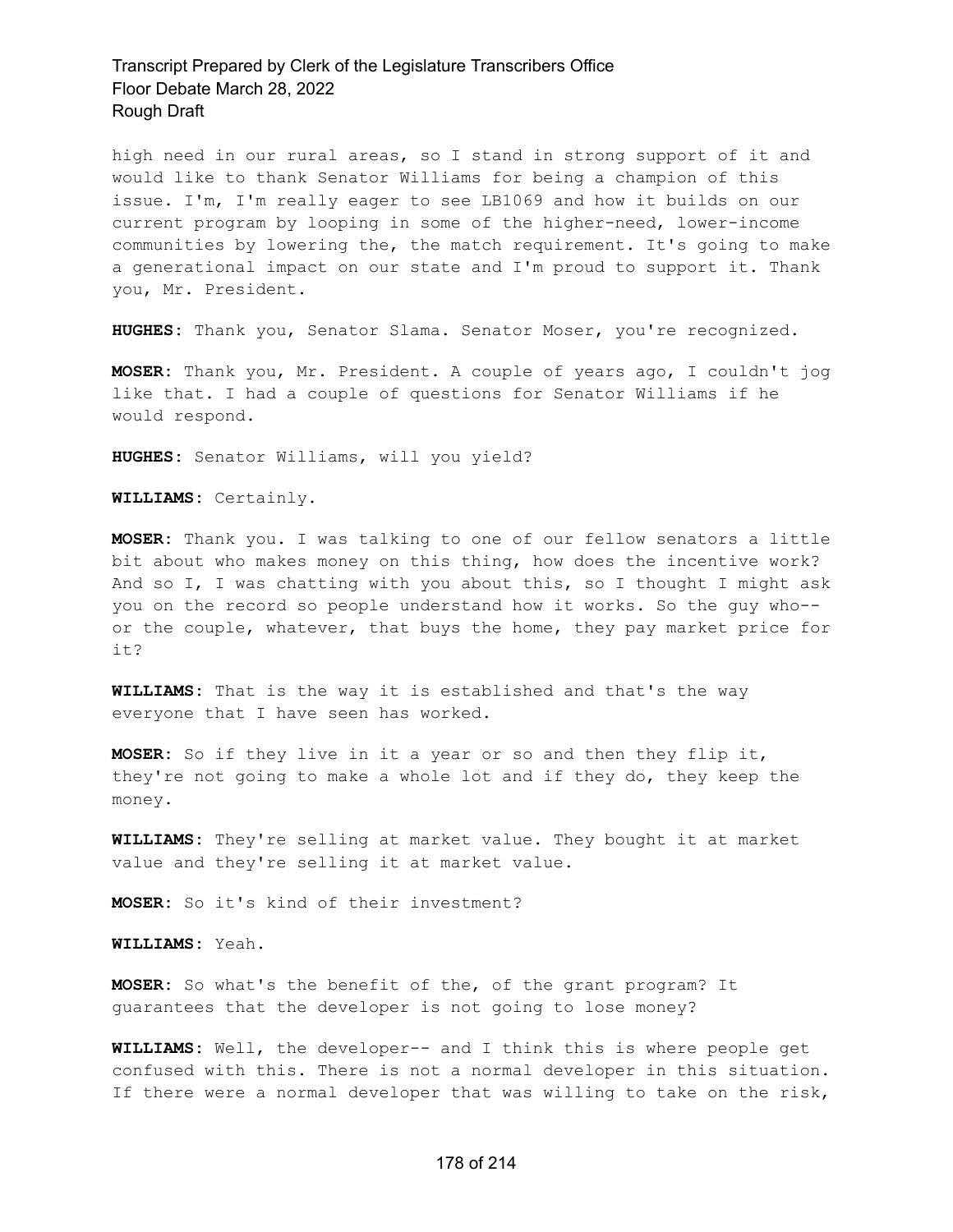high need in our rural areas, so I stand in strong support of it and would like to thank Senator Williams for being a champion of this issue. I'm, I'm really eager to see LB1069 and how it builds on our current program by looping in some of the higher-need, lower-income communities by lowering the, the match requirement. It's going to make a generational impact on our state and I'm proud to support it. Thank you, Mr. President.

**HUGHES:** Thank you, Senator Slama. Senator Moser, you're recognized.

**MOSER:** Thank you, Mr. President. A couple of years ago, I couldn't jog like that. I had a couple of questions for Senator Williams if he would respond.

**HUGHES:** Senator Williams, will you yield?

**WILLIAMS:** Certainly.

**MOSER:** Thank you. I was talking to one of our fellow senators a little bit about who makes money on this thing, how does the incentive work? And so I, I was chatting with you about this, so I thought I might ask you on the record so people understand how it works. So the guy who-- or the couple, whatever, that buys the home, they pay market price for it?

**WILLIAMS:** That is the way it is established and that's the way everyone that I have seen has worked.

**MOSER:** So if they live in it a year or so and then they flip it, they're not going to make a whole lot and if they do, they keep the money.

**WILLIAMS:** They're selling at market value. They bought it at market value and they're selling it at market value.

**MOSER:** So it's kind of their investment?

**WILLIAMS:** Yeah.

**MOSER:** So what's the benefit of the, of the grant program? It guarantees that the developer is not going to lose money?

**WILLIAMS:** Well, the developer-- and I think this is where people get confused with this. There is not a normal developer in this situation. If there were a normal developer that was willing to take on the risk,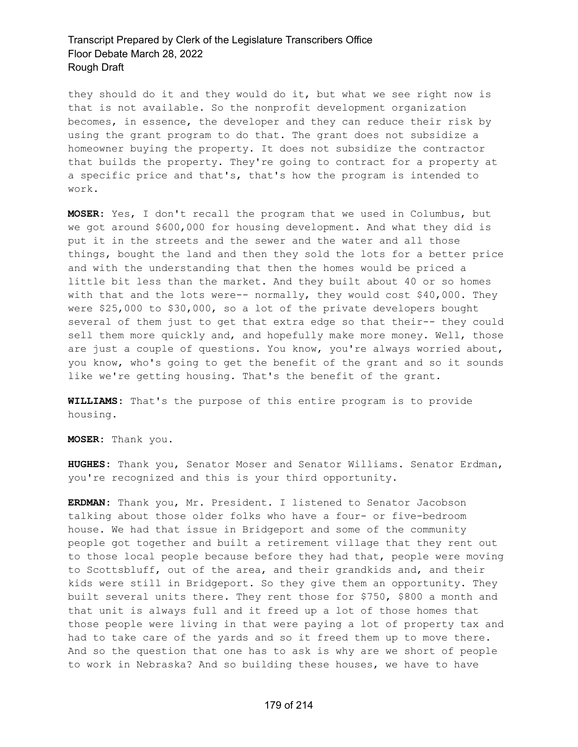they should do it and they would do it, but what we see right now is that is not available. So the nonprofit development organization becomes, in essence, the developer and they can reduce their risk by using the grant program to do that. The grant does not subsidize a homeowner buying the property. It does not subsidize the contractor that builds the property. They're going to contract for a property at a specific price and that's, that's how the program is intended to work.

**MOSER:** Yes, I don't recall the program that we used in Columbus, but we got around $600,000 for housing development. And what they did is put it in the streets and the sewer and the water and all those things, bought the land and then they sold the lots for a better price and with the understanding that then the homes would be priced a little bit less than the market. And they built about 40 or so homes with that and the lots were-- normally, they would cost $40,000. They were $25,000 to $30,000, so a lot of the private developers bought several of them just to get that extra edge so that their-- they could sell them more quickly and, and hopefully make more money. Well, those are just a couple of questions. You know, you're always worried about, you know, who's going to get the benefit of the grant and so it sounds like we're getting housing. That's the benefit of the grant.

**WILLIAMS:** That's the purpose of this entire program is to provide housing.

**MOSER:** Thank you.

**HUGHES:** Thank you, Senator Moser and Senator Williams. Senator Erdman, you're recognized and this is your third opportunity.

**ERDMAN:** Thank you, Mr. President. I listened to Senator Jacobson talking about those older folks who have a four- or five-bedroom house. We had that issue in Bridgeport and some of the community people got together and built a retirement village that they rent out to those local people because before they had that, people were moving to Scottsbluff, out of the area, and their grandkids and, and their kids were still in Bridgeport. So they give them an opportunity. They built several units there. They rent those for $750, $800 a month and that unit is always full and it freed up a lot of those homes that those people were living in that were paying a lot of property tax and had to take care of the yards and so it freed them up to move there. And so the question that one has to ask is why are we short of people to work in Nebraska? And so building these houses, we have to have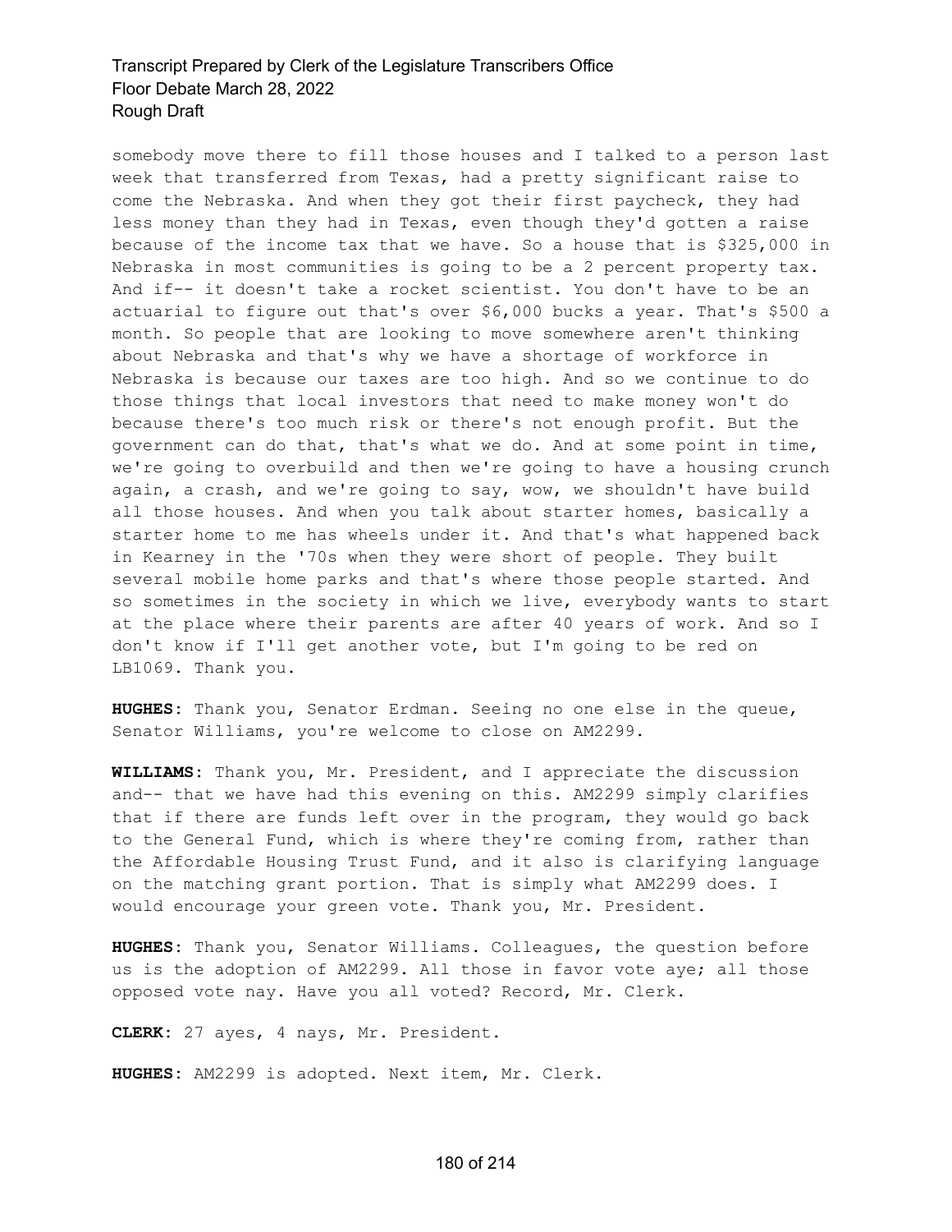somebody move there to fill those houses and I talked to a person last week that transferred from Texas, had a pretty significant raise to come the Nebraska. And when they got their first paycheck, they had less money than they had in Texas, even though they'd gotten a raise because of the income tax that we have. So a house that is $325,000 in Nebraska in most communities is going to be a 2 percent property tax. And if-- it doesn't take a rocket scientist. You don't have to be an actuarial to figure out that's over $6,000 bucks a year. That's $500 a month. So people that are looking to move somewhere aren't thinking about Nebraska and that's why we have a shortage of workforce in Nebraska is because our taxes are too high. And so we continue to do those things that local investors that need to make money won't do because there's too much risk or there's not enough profit. But the government can do that, that's what we do. And at some point in time, we're going to overbuild and then we're going to have a housing crunch again, a crash, and we're going to say, wow, we shouldn't have build all those houses. And when you talk about starter homes, basically a starter home to me has wheels under it. And that's what happened back in Kearney in the '70s when they were short of people. They built several mobile home parks and that's where those people started. And so sometimes in the society in which we live, everybody wants to start at the place where their parents are after 40 years of work. And so I don't know if I'll get another vote, but I'm going to be red on LB1069. Thank you.

**HUGHES**: Thank you, Senator Erdman. Seeing no one else in the queue, Senator Williams, you're welcome to close on AM2299.

**WILLIAMS**: Thank you, Mr. President, and I appreciate the discussion and-- that we have had this evening on this. AM2299 simply clarifies that if there are funds left over in the program, they would go back to the General Fund, which is where they're coming from, rather than the Affordable Housing Trust Fund, and it also is clarifying language on the matching grant portion. That is simply what AM2299 does. I would encourage your green vote. Thank you, Mr. President.

**HUGHES**: Thank you, Senator Williams. Colleagues, the question before us is the adoption of AM2299. All those in favor vote aye; all those opposed vote nay. Have you all voted? Record, Mr. Clerk.

**CLERK**: 27 ayes, 4 nays, Mr. President.

**HUGHES**: AM2299 is adopted. Next item, Mr. Clerk.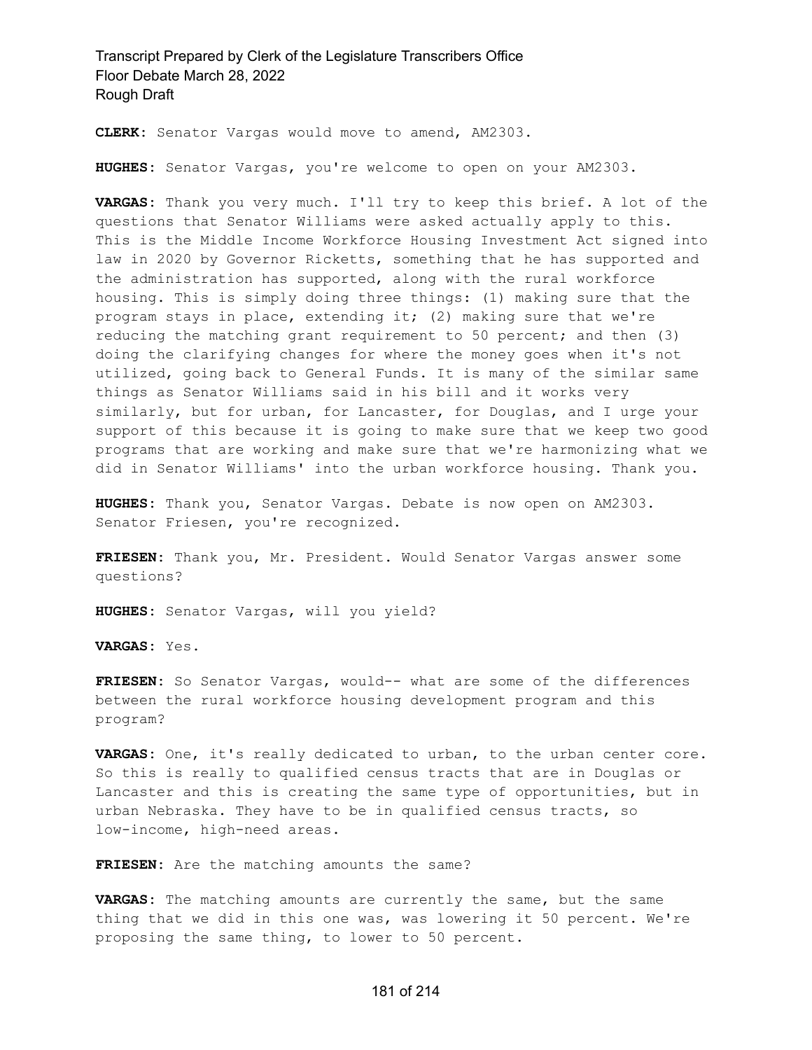**CLERK:** Senator Vargas would move to amend, AM2303.

**HUGHES:** Senator Vargas, you're welcome to open on your AM2303.

**VARGAS:** Thank you very much. I'll try to keep this brief. A lot of the questions that Senator Williams were asked actually apply to this. This is the Middle Income Workforce Housing Investment Act signed into law in 2020 by Governor Ricketts, something that he has supported and the administration has supported, along with the rural workforce housing. This is simply doing three things: (1) making sure that the program stays in place, extending it; (2) making sure that we're reducing the matching grant requirement to 50 percent; and then (3) doing the clarifying changes for where the money goes when it's not utilized, going back to General Funds. It is many of the similar same things as Senator Williams said in his bill and it works very similarly, but for urban, for Lancaster, for Douglas, and I urge your support of this because it is going to make sure that we keep two good programs that are working and make sure that we're harmonizing what we did in Senator Williams' into the urban workforce housing. Thank you.

**HUGHES:** Thank you, Senator Vargas. Debate is now open on AM2303. Senator Friesen, you're recognized.

**FRIESEN:** Thank you, Mr. President. Would Senator Vargas answer some questions?

**HUGHES:** Senator Vargas, will you yield?

**VARGAS:** Yes.

**FRIESEN:** So Senator Vargas, would-- what are some of the differences between the rural workforce housing development program and this program?

**VARGAS:** One, it's really dedicated to urban, to the urban center core. So this is really to qualified census tracts that are in Douglas or Lancaster and this is creating the same type of opportunities, but in urban Nebraska. They have to be in qualified census tracts, so low-income, high-need areas.

**FRIESEN:** Are the matching amounts the same?

**VARGAS:** The matching amounts are currently the same, but the same thing that we did in this one was, was lowering it 50 percent. We're proposing the same thing, to lower to 50 percent.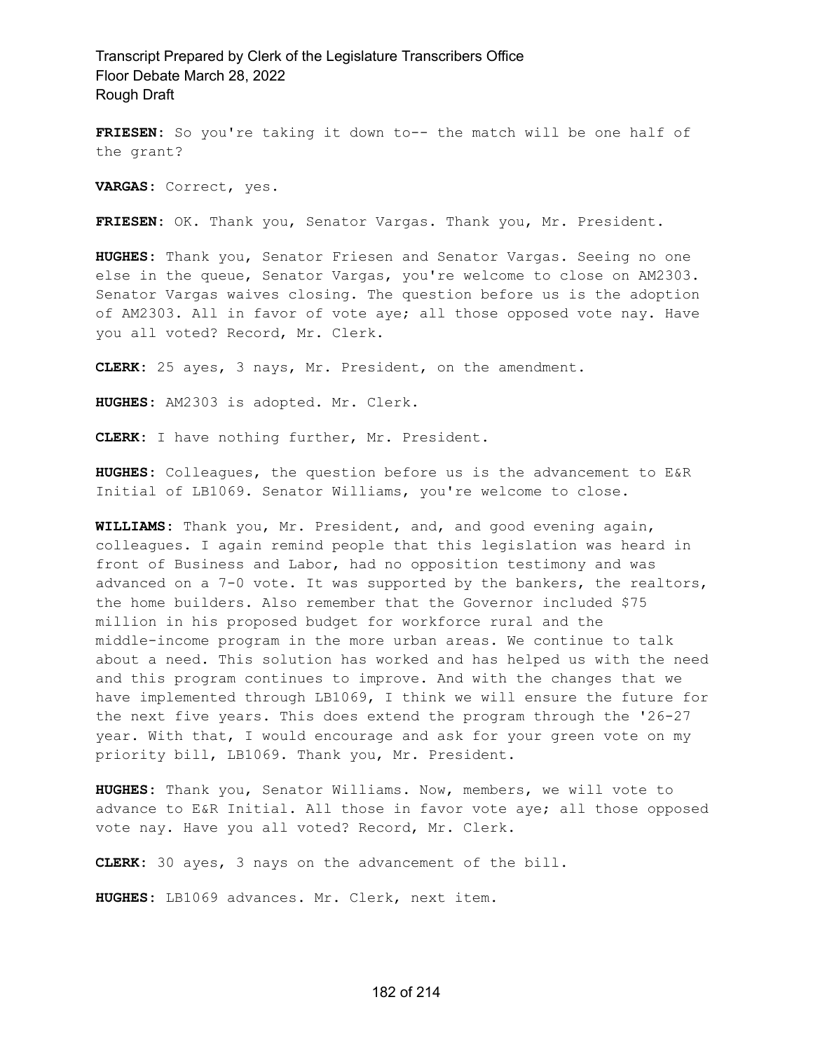**FRIESEN:** So you're taking it down to-- the match will be one half of the grant?

**VARGAS:** Correct, yes.

**FRIESEN:** OK. Thank you, Senator Vargas. Thank you, Mr. President.

**HUGHES:** Thank you, Senator Friesen and Senator Vargas. Seeing no one else in the queue, Senator Vargas, you're welcome to close on AM2303. Senator Vargas waives closing. The question before us is the adoption of AM2303. All in favor of vote aye; all those opposed vote nay. Have you all voted? Record, Mr. Clerk.

**CLERK:** 25 ayes, 3 nays, Mr. President, on the amendment.

**HUGHES:** AM2303 is adopted. Mr. Clerk.

**CLERK:** I have nothing further, Mr. President.

**HUGHES:** Colleagues, the question before us is the advancement to E&R Initial of LB1069. Senator Williams, you're welcome to close.

**WILLIAMS:** Thank you, Mr. President, and, and good evening again, colleagues. I again remind people that this legislation was heard in front of Business and Labor, had no opposition testimony and was advanced on a 7-0 vote. It was supported by the bankers, the realtors, the home builders. Also remember that the Governor included $75 million in his proposed budget for workforce rural and the middle-income program in the more urban areas. We continue to talk about a need. This solution has worked and has helped us with the need and this program continues to improve. And with the changes that we have implemented through LB1069, I think we will ensure the future for the next five years. This does extend the program through the '26-27 year. With that, I would encourage and ask for your green vote on my priority bill, LB1069. Thank you, Mr. President.

**HUGHES:** Thank you, Senator Williams. Now, members, we will vote to advance to E&R Initial. All those in favor vote aye; all those opposed vote nay. Have you all voted? Record, Mr. Clerk.

**CLERK:** 30 ayes, 3 nays on the advancement of the bill.

**HUGHES:** LB1069 advances. Mr. Clerk, next item.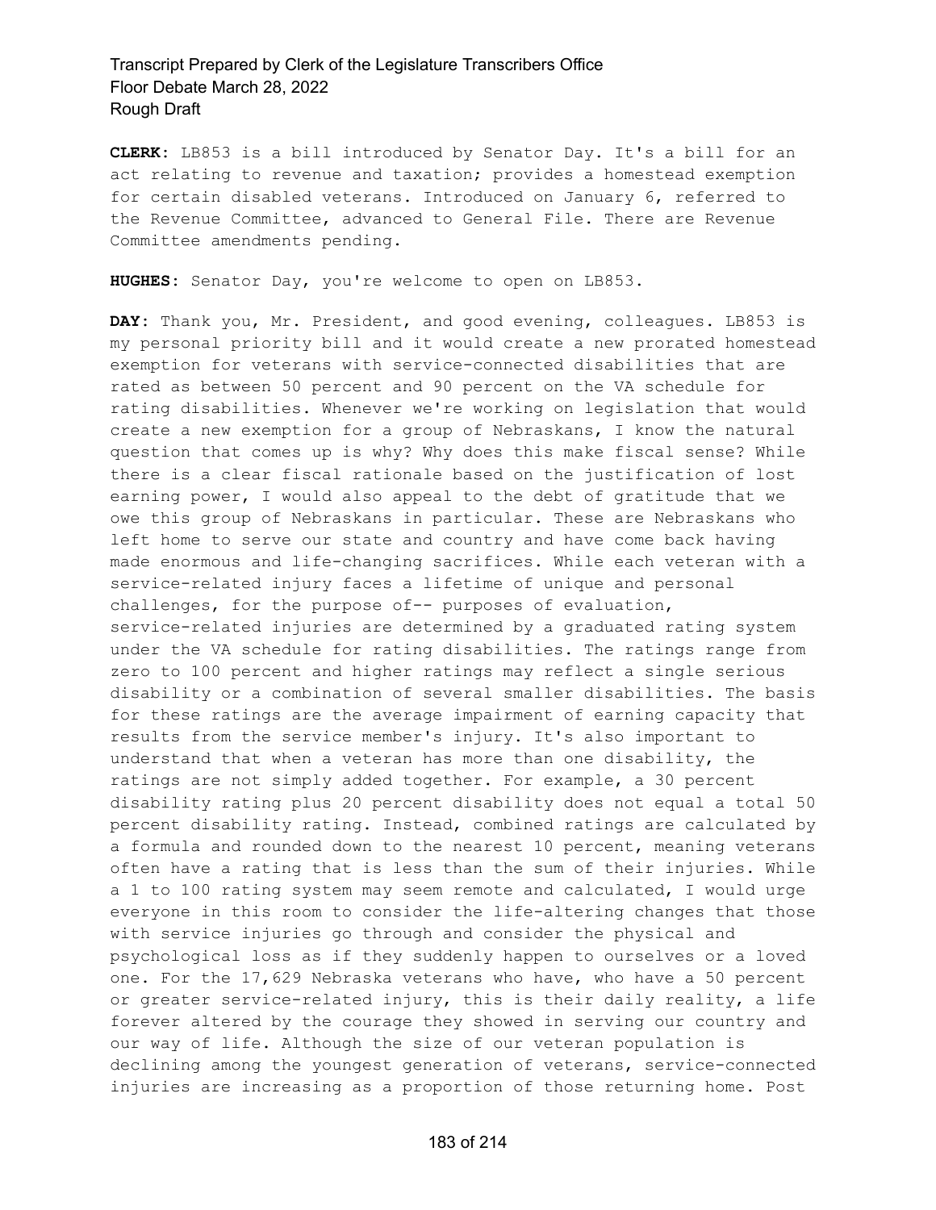**CLERK:** LB853 is a bill introduced by Senator Day. It's a bill for an act relating to revenue and taxation; provides a homestead exemption for certain disabled veterans. Introduced on January 6, referred to the Revenue Committee, advanced to General File. There are Revenue Committee amendments pending.

**HUGHES:** Senator Day, you're welcome to open on LB853.

**DAY:** Thank you, Mr. President, and good evening, colleagues. LB853 is my personal priority bill and it would create a new prorated homestead exemption for veterans with service-connected disabilities that are rated as between 50 percent and 90 percent on the VA schedule for rating disabilities. Whenever we're working on legislation that would create a new exemption for a group of Nebraskans, I know the natural question that comes up is why? Why does this make fiscal sense? While there is a clear fiscal rationale based on the justification of lost earning power, I would also appeal to the debt of gratitude that we owe this group of Nebraskans in particular. These are Nebraskans who left home to serve our state and country and have come back having made enormous and life-changing sacrifices. While each veteran with a service-related injury faces a lifetime of unique and personal challenges, for the purpose of-- purposes of evaluation, service-related injuries are determined by a graduated rating system under the VA schedule for rating disabilities. The ratings range from zero to 100 percent and higher ratings may reflect a single serious disability or a combination of several smaller disabilities. The basis for these ratings are the average impairment of earning capacity that results from the service member's injury. It's also important to understand that when a veteran has more than one disability, the ratings are not simply added together. For example, a 30 percent disability rating plus 20 percent disability does not equal a total 50 percent disability rating. Instead, combined ratings are calculated by a formula and rounded down to the nearest 10 percent, meaning veterans often have a rating that is less than the sum of their injuries. While a 1 to 100 rating system may seem remote and calculated, I would urge everyone in this room to consider the life-altering changes that those with service injuries go through and consider the physical and psychological loss as if they suddenly happen to ourselves or a loved one. For the 17,629 Nebraska veterans who have, who have a 50 percent or greater service-related injury, this is their daily reality, a life forever altered by the courage they showed in serving our country and our way of life. Although the size of our veteran population is declining among the youngest generation of veterans, service-connected injuries are increasing as a proportion of those returning home. Post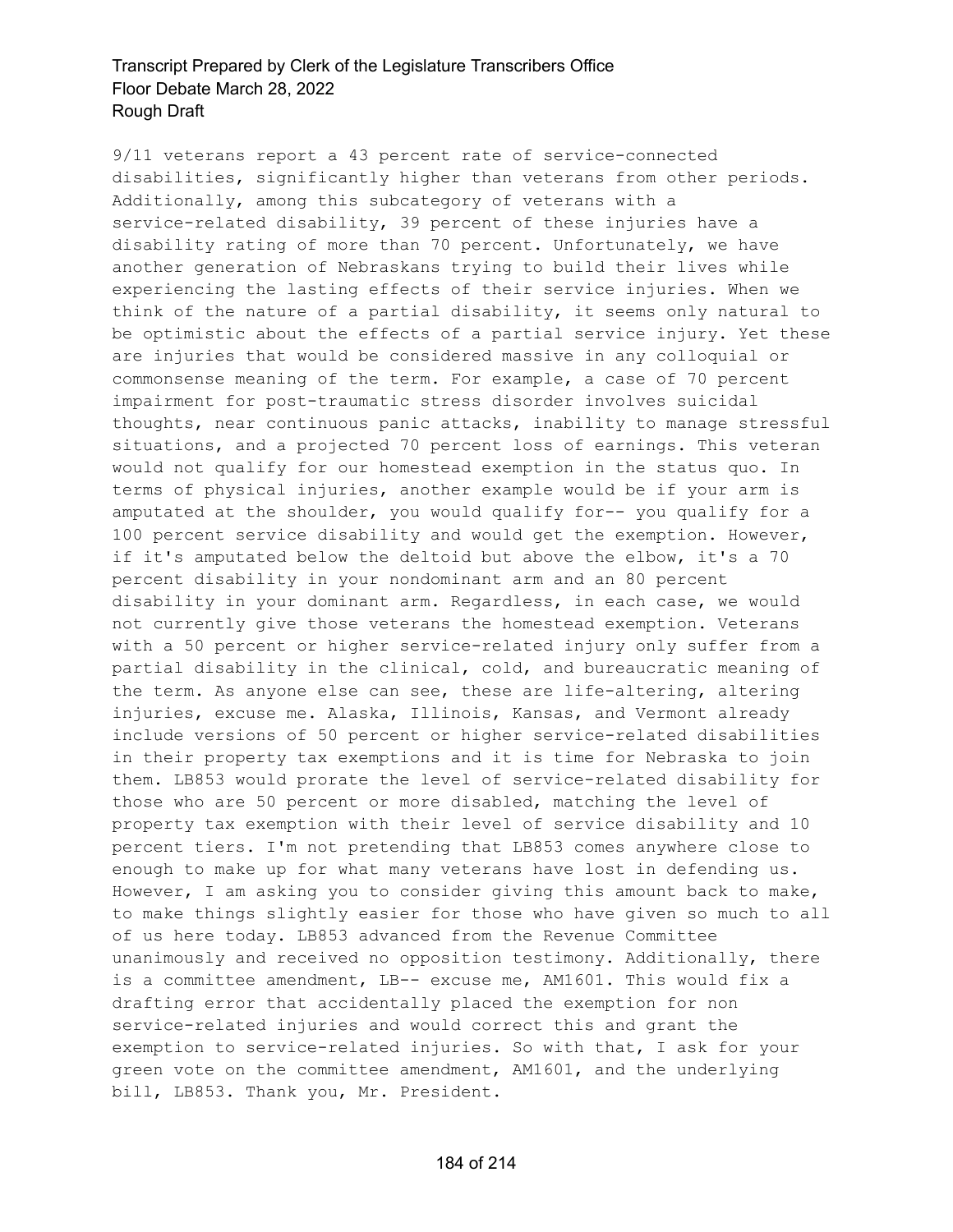9/11 veterans report a 43 percent rate of service-connected disabilities, significantly higher than veterans from other periods. Additionally, among this subcategory of veterans with a service-related disability, 39 percent of these injuries have a disability rating of more than 70 percent. Unfortunately, we have another generation of Nebraskans trying to build their lives while experiencing the lasting effects of their service injuries. When we think of the nature of a partial disability, it seems only natural to be optimistic about the effects of a partial service injury. Yet these are injuries that would be considered massive in any colloquial or commonsense meaning of the term. For example, a case of 70 percent impairment for post-traumatic stress disorder involves suicidal thoughts, near continuous panic attacks, inability to manage stressful situations, and a projected 70 percent loss of earnings. This veteran would not qualify for our homestead exemption in the status quo. In terms of physical injuries, another example would be if your arm is amputated at the shoulder, you would qualify for-- you qualify for a 100 percent service disability and would get the exemption. However, if it's amputated below the deltoid but above the elbow, it's a 70 percent disability in your nondominant arm and an 80 percent disability in your dominant arm. Regardless, in each case, we would not currently give those veterans the homestead exemption. Veterans with a 50 percent or higher service-related injury only suffer from a partial disability in the clinical, cold, and bureaucratic meaning of the term. As anyone else can see, these are life-altering, altering injuries, excuse me. Alaska, Illinois, Kansas, and Vermont already include versions of 50 percent or higher service-related disabilities in their property tax exemptions and it is time for Nebraska to join them. LB853 would prorate the level of service-related disability for those who are 50 percent or more disabled, matching the level of property tax exemption with their level of service disability and 10 percent tiers. I'm not pretending that LB853 comes anywhere close to enough to make up for what many veterans have lost in defending us. However, I am asking you to consider giving this amount back to make, to make things slightly easier for those who have given so much to all of us here today. LB853 advanced from the Revenue Committee unanimously and received no opposition testimony. Additionally, there is a committee amendment, LB-- excuse me, AM1601. This would fix a drafting error that accidentally placed the exemption for non service-related injuries and would correct this and grant the exemption to service-related injuries. So with that, I ask for your green vote on the committee amendment, AM1601, and the underlying bill, LB853. Thank you, Mr. President.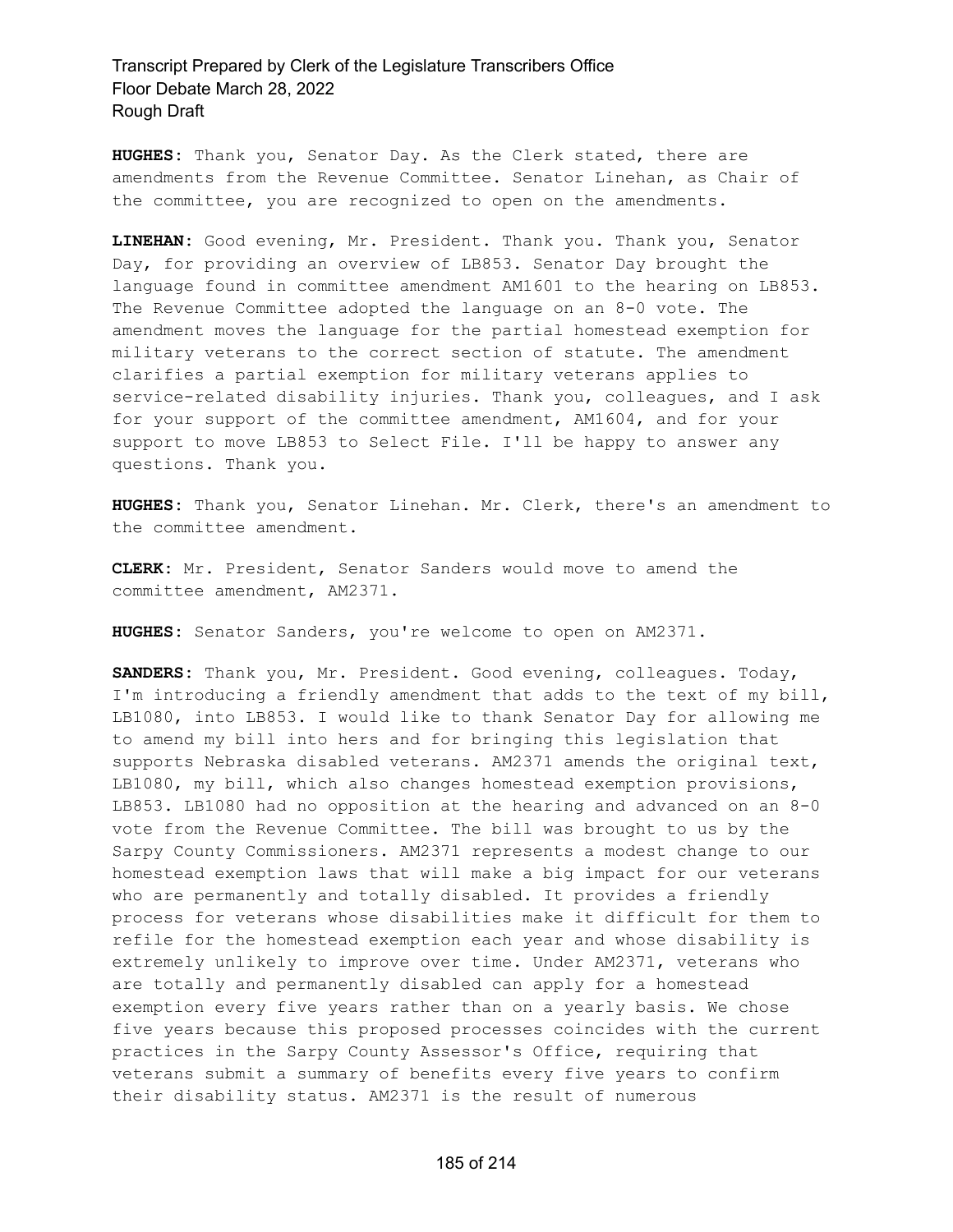**HUGHES:** Thank you, Senator Day. As the Clerk stated, there are amendments from the Revenue Committee. Senator Linehan, as Chair of the committee, you are recognized to open on the amendments.

**LINEHAN:** Good evening, Mr. President. Thank you. Thank you, Senator Day, for providing an overview of LB853. Senator Day brought the language found in committee amendment AM1601 to the hearing on LB853. The Revenue Committee adopted the language on an 8-0 vote. The amendment moves the language for the partial homestead exemption for military veterans to the correct section of statute. The amendment clarifies a partial exemption for military veterans applies to service-related disability injuries. Thank you, colleagues, and I ask for your support of the committee amendment, AM1604, and for your support to move LB853 to Select File. I'll be happy to answer any questions. Thank you.

**HUGHES:** Thank you, Senator Linehan. Mr. Clerk, there's an amendment to the committee amendment.

**CLERK:** Mr. President, Senator Sanders would move to amend the committee amendment, AM2371.

**HUGHES:** Senator Sanders, you're welcome to open on AM2371.

**SANDERS:** Thank you, Mr. President. Good evening, colleagues. Today, I'm introducing a friendly amendment that adds to the text of my bill, LB1080, into LB853. I would like to thank Senator Day for allowing me to amend my bill into hers and for bringing this legislation that supports Nebraska disabled veterans. AM2371 amends the original text, LB1080, my bill, which also changes homestead exemption provisions, LB853. LB1080 had no opposition at the hearing and advanced on an 8-0 vote from the Revenue Committee. The bill was brought to us by the Sarpy County Commissioners. AM2371 represents a modest change to our homestead exemption laws that will make a big impact for our veterans who are permanently and totally disabled. It provides a friendly process for veterans whose disabilities make it difficult for them to refile for the homestead exemption each year and whose disability is extremely unlikely to improve over time. Under AM2371, veterans who are totally and permanently disabled can apply for a homestead exemption every five years rather than on a yearly basis. We chose five years because this proposed processes coincides with the current practices in the Sarpy County Assessor's Office, requiring that veterans submit a summary of benefits every five years to confirm their disability status. AM2371 is the result of numerous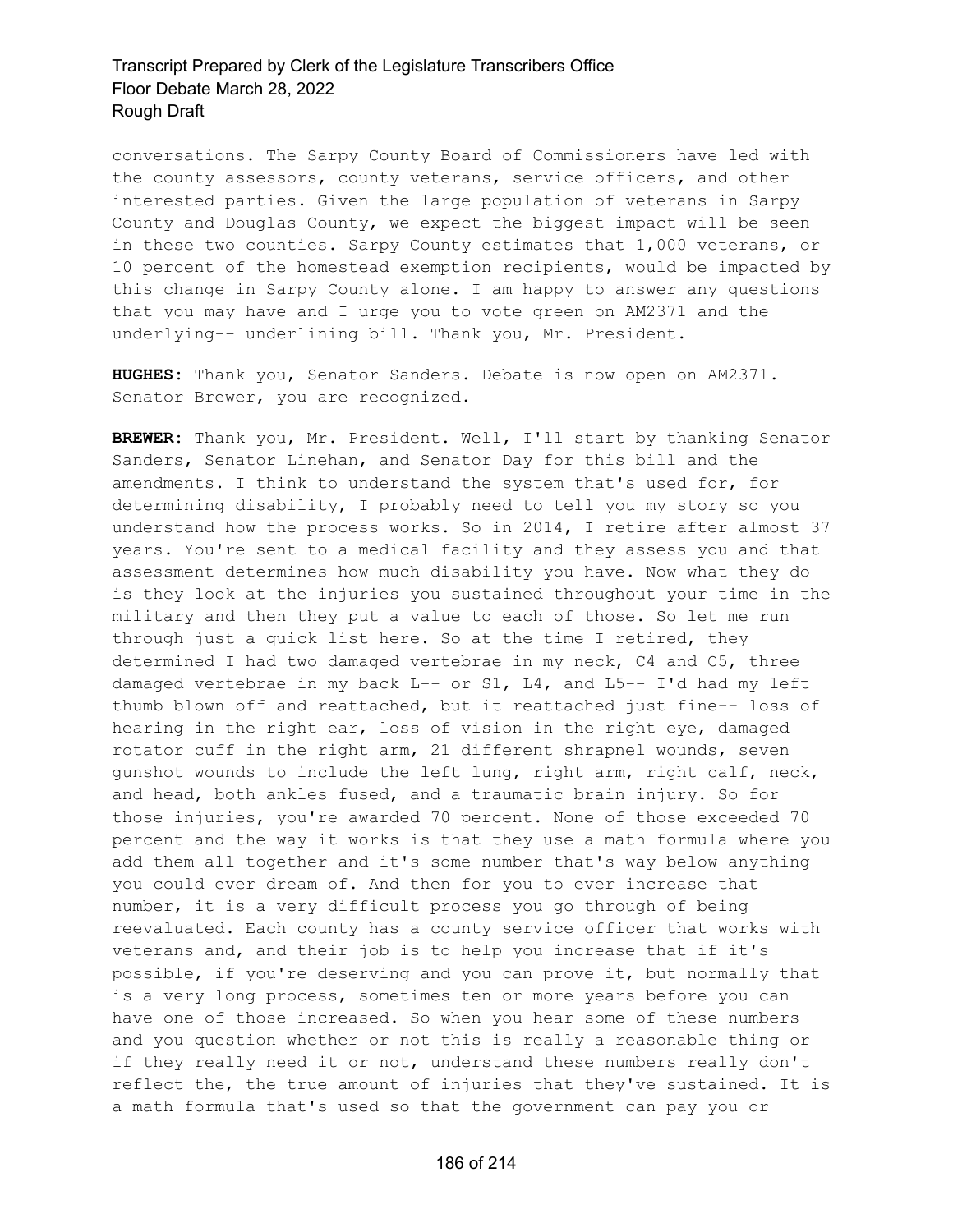conversations. The Sarpy County Board of Commissioners have led with the county assessors, county veterans, service officers, and other interested parties. Given the large population of veterans in Sarpy County and Douglas County, we expect the biggest impact will be seen in these two counties. Sarpy County estimates that 1,000 veterans, or 10 percent of the homestead exemption recipients, would be impacted by this change in Sarpy County alone. I am happy to answer any questions that you may have and I urge you to vote green on AM2371 and the underlying-- underlining bill. Thank you, Mr. President.

**HUGHES:** Thank you, Senator Sanders. Debate is now open on AM2371. Senator Brewer, you are recognized.

**BREWER:** Thank you, Mr. President. Well, I'll start by thanking Senator Sanders, Senator Linehan, and Senator Day for this bill and the amendments. I think to understand the system that's used for, for determining disability, I probably need to tell you my story so you understand how the process works. So in 2014, I retire after almost 37 years. You're sent to a medical facility and they assess you and that assessment determines how much disability you have. Now what they do is they look at the injuries you sustained throughout your time in the military and then they put a value to each of those. So let me run through just a quick list here. So at the time I retired, they determined I had two damaged vertebrae in my neck, C4 and C5, three damaged vertebrae in my back L-- or S1, L4, and L5-- I'd had my left thumb blown off and reattached, but it reattached just fine-- loss of hearing in the right ear, loss of vision in the right eye, damaged rotator cuff in the right arm, 21 different shrapnel wounds, seven gunshot wounds to include the left lung, right arm, right calf, neck, and head, both ankles fused, and a traumatic brain injury. So for those injuries, you're awarded 70 percent. None of those exceeded 70 percent and the way it works is that they use a math formula where you add them all together and it's some number that's way below anything you could ever dream of. And then for you to ever increase that number, it is a very difficult process you go through of being reevaluated. Each county has a county service officer that works with veterans and, and their job is to help you increase that if it's possible, if you're deserving and you can prove it, but normally that is a very long process, sometimes ten or more years before you can have one of those increased. So when you hear some of these numbers and you question whether or not this is really a reasonable thing or if they really need it or not, understand these numbers really don't reflect the, the true amount of injuries that they've sustained. It is a math formula that's used so that the government can pay you or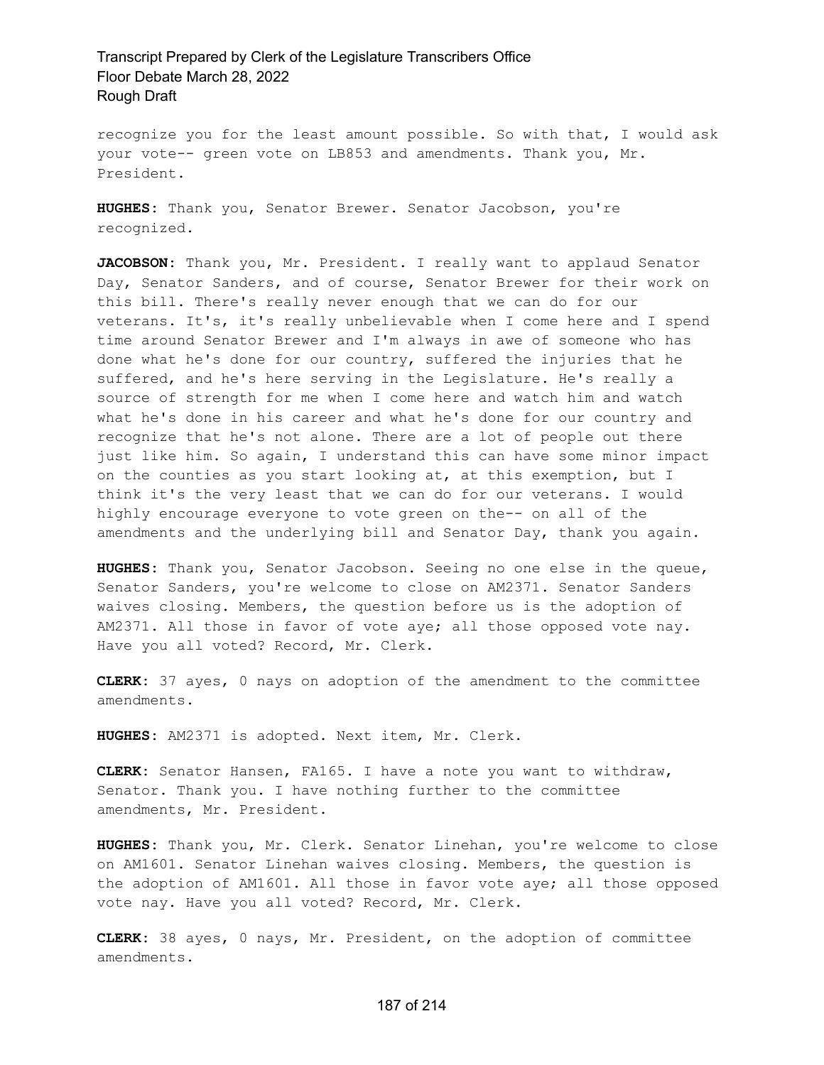recognize you for the least amount possible. So with that, I would ask your vote-- green vote on LB853 and amendments. Thank you, Mr. President.

**HUGHES:** Thank you, Senator Brewer. Senator Jacobson, you're recognized.

**JACOBSON:** Thank you, Mr. President. I really want to applaud Senator Day, Senator Sanders, and of course, Senator Brewer for their work on this bill. There's really never enough that we can do for our veterans. It's, it's really unbelievable when I come here and I spend time around Senator Brewer and I'm always in awe of someone who has done what he's done for our country, suffered the injuries that he suffered, and he's here serving in the Legislature. He's really a source of strength for me when I come here and watch him and watch what he's done in his career and what he's done for our country and recognize that he's not alone. There are a lot of people out there just like him. So again, I understand this can have some minor impact on the counties as you start looking at, at this exemption, but I think it's the very least that we can do for our veterans. I would highly encourage everyone to vote green on the-- on all of the amendments and the underlying bill and Senator Day, thank you again.

**HUGHES:** Thank you, Senator Jacobson. Seeing no one else in the queue, Senator Sanders, you're welcome to close on AM2371. Senator Sanders waives closing. Members, the question before us is the adoption of AM2371. All those in favor of vote aye; all those opposed vote nay. Have you all voted? Record, Mr. Clerk.

**CLERK:** 37 ayes, 0 nays on adoption of the amendment to the committee amendments.

**HUGHES:** AM2371 is adopted. Next item, Mr. Clerk.

**CLERK:** Senator Hansen, FA165. I have a note you want to withdraw, Senator. Thank you. I have nothing further to the committee amendments, Mr. President.

**HUGHES:** Thank you, Mr. Clerk. Senator Linehan, you're welcome to close on AM1601. Senator Linehan waives closing. Members, the question is the adoption of AM1601. All those in favor vote aye; all those opposed vote nay. Have you all voted? Record, Mr. Clerk.

**CLERK:** 38 ayes, 0 nays, Mr. President, on the adoption of committee amendments.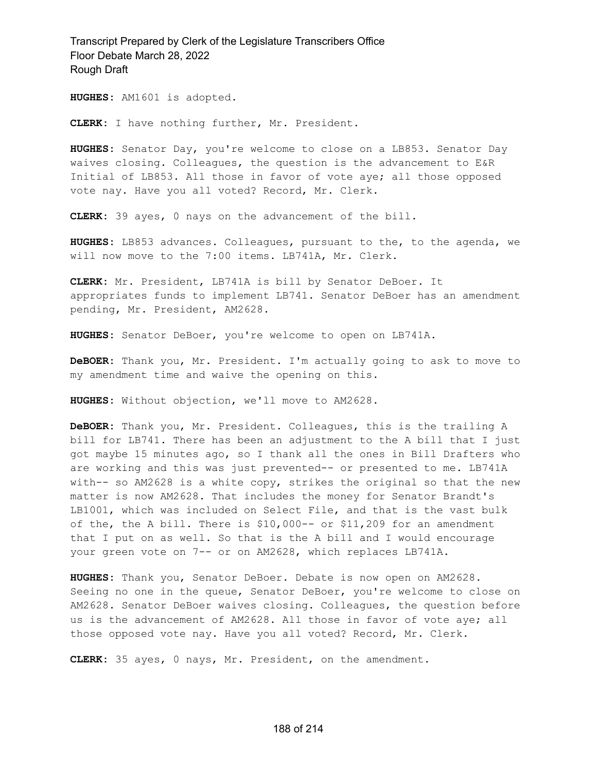**HUGHES:** AM1601 is adopted.

**CLERK:** I have nothing further, Mr. President.

**HUGHES:** Senator Day, you're welcome to close on a LB853. Senator Day waives closing. Colleagues, the question is the advancement to E&R Initial of LB853. All those in favor of vote aye; all those opposed vote nay. Have you all voted? Record, Mr. Clerk.

**CLERK:** 39 ayes, 0 nays on the advancement of the bill.

**HUGHES:** LB853 advances. Colleagues, pursuant to the, to the agenda, we will now move to the 7:00 items. LB741A, Mr. Clerk.

**CLERK:** Mr. President, LB741A is bill by Senator DeBoer. It appropriates funds to implement LB741. Senator DeBoer has an amendment pending, Mr. President, AM2628.

**HUGHES:** Senator DeBoer, you're welcome to open on LB741A.

**DeBOER:** Thank you, Mr. President. I'm actually going to ask to move to my amendment time and waive the opening on this.

**HUGHES:** Without objection, we'll move to AM2628.

**DeBOER:** Thank you, Mr. President. Colleagues, this is the trailing A bill for LB741. There has been an adjustment to the A bill that I just got maybe 15 minutes ago, so I thank all the ones in Bill Drafters who are working and this was just prevented-- or presented to me. LB741A with-- so AM2628 is a white copy, strikes the original so that the new matter is now AM2628. That includes the money for Senator Brandt's LB1001, which was included on Select File, and that is the vast bulk of the, the A bill. There is $10,000-- or $11,209 for an amendment that I put on as well. So that is the A bill and I would encourage your green vote on 7-- or on AM2628, which replaces LB741A.

**HUGHES:** Thank you, Senator DeBoer. Debate is now open on AM2628. Seeing no one in the queue, Senator DeBoer, you're welcome to close on AM2628. Senator DeBoer waives closing. Colleagues, the question before us is the advancement of AM2628. All those in favor of vote aye; all those opposed vote nay. Have you all voted? Record, Mr. Clerk.

**CLERK:** 35 ayes, 0 nays, Mr. President, on the amendment.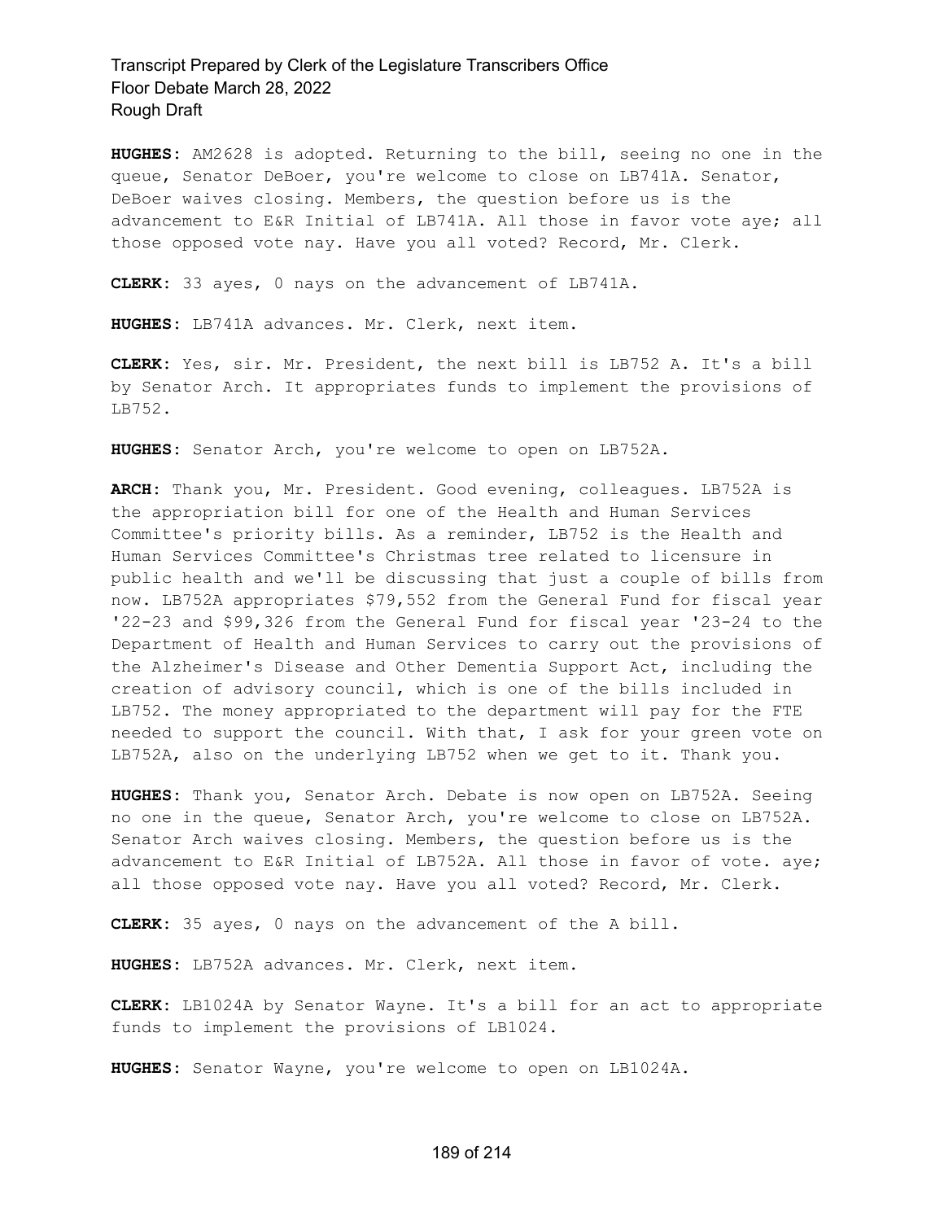**HUGHES**: AM2628 is adopted. Returning to the bill, seeing no one in the queue, Senator DeBoer, you're welcome to close on LB741A. Senator, DeBoer waives closing. Members, the question before us is the advancement to E&R Initial of LB741A. All those in favor vote aye; all those opposed vote nay. Have you all voted? Record, Mr. Clerk.

**CLERK**: 33 ayes, 0 nays on the advancement of LB741A.

**HUGHES**: LB741A advances. Mr. Clerk, next item.

**CLERK**: Yes, sir. Mr. President, the next bill is LB752 A. It's a bill by Senator Arch. It appropriates funds to implement the provisions of LB752.

**HUGHES**: Senator Arch, you're welcome to open on LB752A.

**ARCH**: Thank you, Mr. President. Good evening, colleagues. LB752A is the appropriation bill for one of the Health and Human Services Committee's priority bills. As a reminder, LB752 is the Health and Human Services Committee's Christmas tree related to licensure in public health and we'll be discussing that just a couple of bills from now. LB752A appropriates $79,552 from the General Fund for fiscal year '22-23 and $99,326 from the General Fund for fiscal year '23-24 to the Department of Health and Human Services to carry out the provisions of the Alzheimer's Disease and Other Dementia Support Act, including the creation of advisory council, which is one of the bills included in LB752. The money appropriated to the department will pay for the FTE needed to support the council. With that, I ask for your green vote on LB752A, also on the underlying LB752 when we get to it. Thank you.

**HUGHES**: Thank you, Senator Arch. Debate is now open on LB752A. Seeing no one in the queue, Senator Arch, you're welcome to close on LB752A. Senator Arch waives closing. Members, the question before us is the advancement to E&R Initial of LB752A. All those in favor of vote. aye; all those opposed vote nay. Have you all voted? Record, Mr. Clerk.

**CLERK**: 35 ayes, 0 nays on the advancement of the A bill.

**HUGHES**: LB752A advances. Mr. Clerk, next item.

**CLERK**: LB1024A by Senator Wayne. It's a bill for an act to appropriate funds to implement the provisions of LB1024.

**HUGHES**: Senator Wayne, you're welcome to open on LB1024A.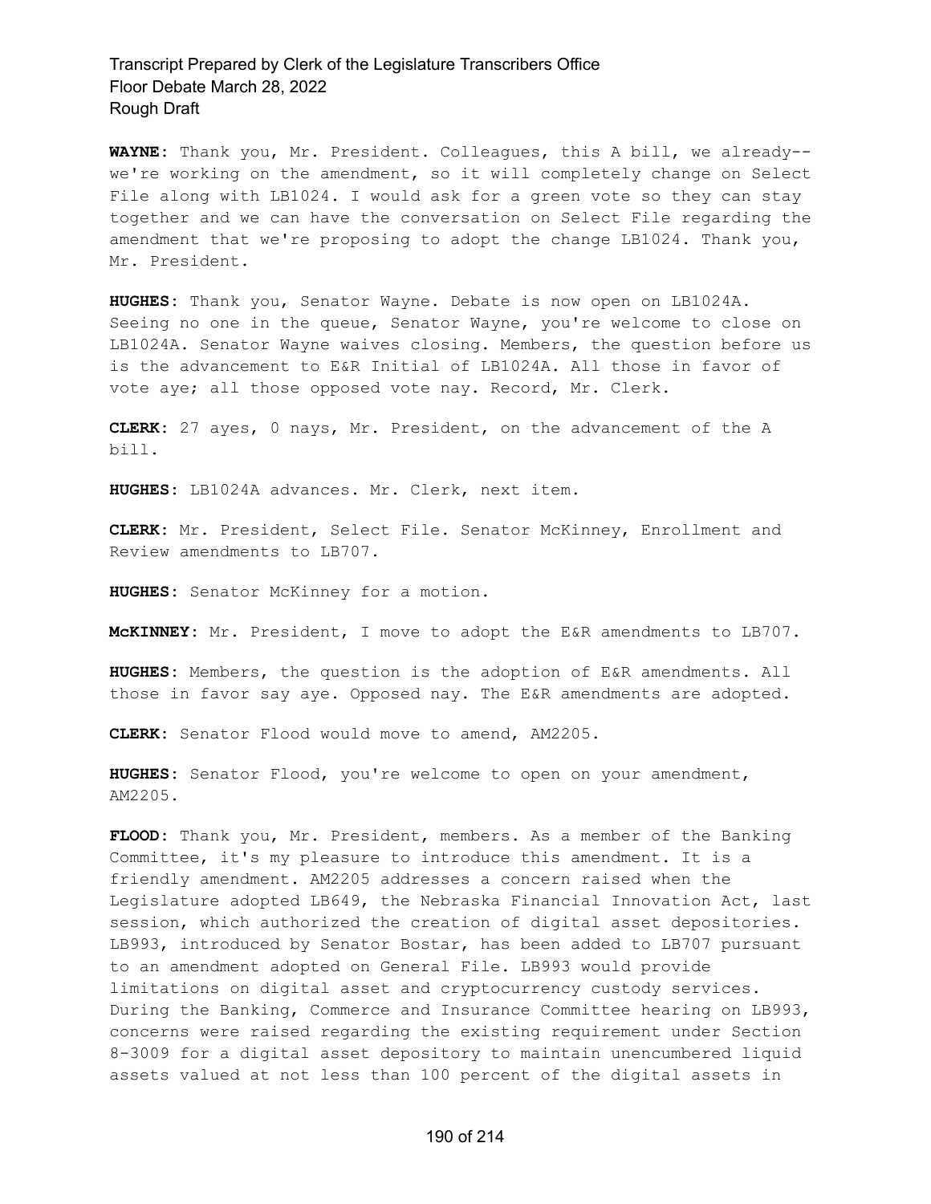**WAYNE:** Thank you, Mr. President. Colleagues, this A bill, we already-- we're working on the amendment, so it will completely change on Select File along with LB1024. I would ask for a green vote so they can stay together and we can have the conversation on Select File regarding the amendment that we're proposing to adopt the change LB1024. Thank you, Mr. President.

**HUGHES:** Thank you, Senator Wayne. Debate is now open on LB1024A. Seeing no one in the queue, Senator Wayne, you're welcome to close on LB1024A. Senator Wayne waives closing. Members, the question before us is the advancement to E&R Initial of LB1024A. All those in favor of vote aye; all those opposed vote nay. Record, Mr. Clerk.

**CLERK:** 27 ayes, 0 nays, Mr. President, on the advancement of the A bill.

**HUGHES:** LB1024A advances. Mr. Clerk, next item.

**CLERK:** Mr. President, Select File. Senator McKinney, Enrollment and Review amendments to LB707.

**HUGHES:** Senator McKinney for a motion.

**McKINNEY:** Mr. President, I move to adopt the E&R amendments to LB707.

**HUGHES:** Members, the question is the adoption of E&R amendments. All those in favor say aye. Opposed nay. The E&R amendments are adopted.

**CLERK:** Senator Flood would move to amend, AM2205.

**HUGHES:** Senator Flood, you're welcome to open on your amendment, AM2205.

**FLOOD:** Thank you, Mr. President, members. As a member of the Banking Committee, it's my pleasure to introduce this amendment. It is a friendly amendment. AM2205 addresses a concern raised when the Legislature adopted LB649, the Nebraska Financial Innovation Act, last session, which authorized the creation of digital asset depositories. LB993, introduced by Senator Bostar, has been added to LB707 pursuant to an amendment adopted on General File. LB993 would provide limitations on digital asset and cryptocurrency custody services. During the Banking, Commerce and Insurance Committee hearing on LB993, concerns were raised regarding the existing requirement under Section 8-3009 for a digital asset depository to maintain unencumbered liquid assets valued at not less than 100 percent of the digital assets in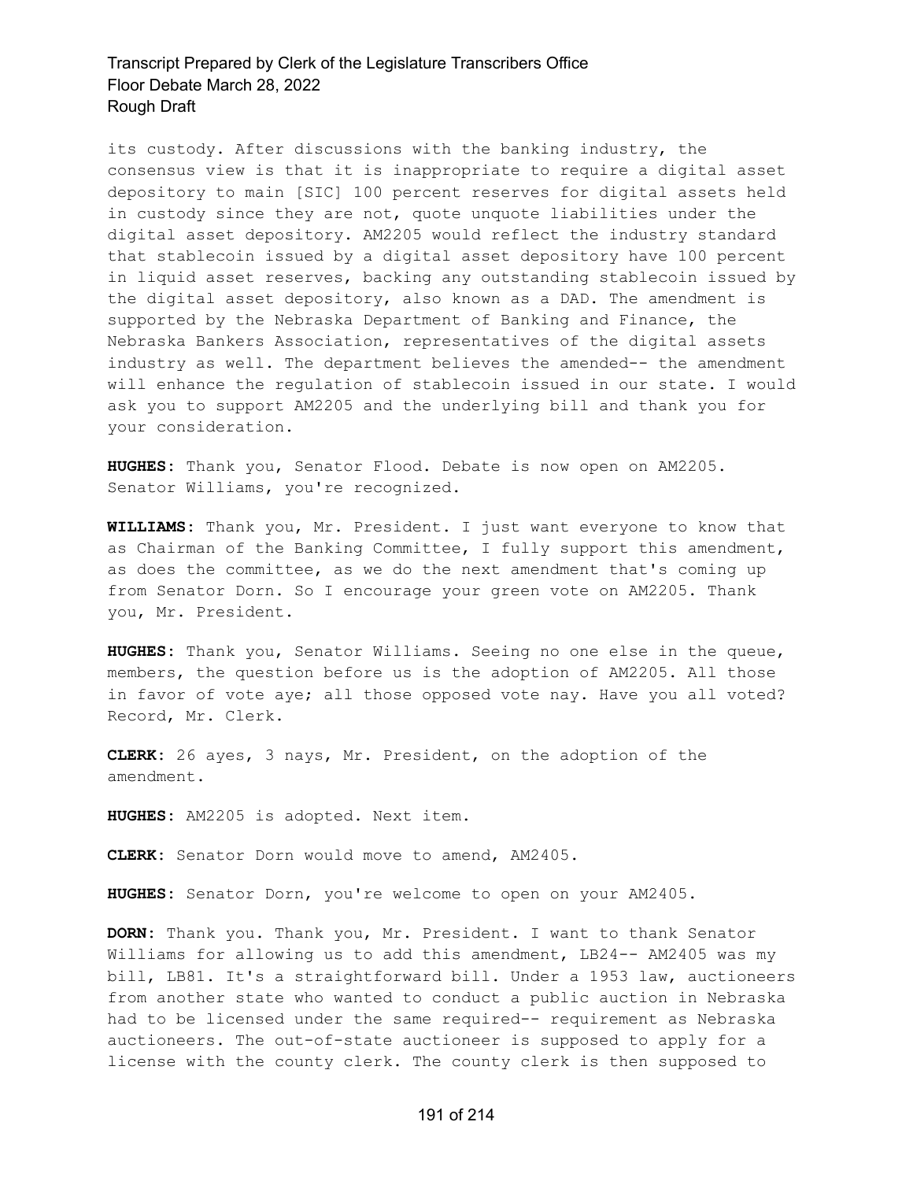its custody. After discussions with the banking industry, the consensus view is that it is inappropriate to require a digital asset depository to main [SIC] 100 percent reserves for digital assets held in custody since they are not, quote unquote liabilities under the digital asset depository. AM2205 would reflect the industry standard that stablecoin issued by a digital asset depository have 100 percent in liquid asset reserves, backing any outstanding stablecoin issued by the digital asset depository, also known as a DAD. The amendment is supported by the Nebraska Department of Banking and Finance, the Nebraska Bankers Association, representatives of the digital assets industry as well. The department believes the amended-- the amendment will enhance the regulation of stablecoin issued in our state. I would ask you to support AM2205 and the underlying bill and thank you for your consideration.

**HUGHES:** Thank you, Senator Flood. Debate is now open on AM2205. Senator Williams, you're recognized.

**WILLIAMS:** Thank you, Mr. President. I just want everyone to know that as Chairman of the Banking Committee, I fully support this amendment, as does the committee, as we do the next amendment that's coming up from Senator Dorn. So I encourage your green vote on AM2205. Thank you, Mr. President.

**HUGHES:** Thank you, Senator Williams. Seeing no one else in the queue, members, the question before us is the adoption of AM2205. All those in favor of vote aye; all those opposed vote nay. Have you all voted? Record, Mr. Clerk.

**CLERK:** 26 ayes, 3 nays, Mr. President, on the adoption of the amendment.

**HUGHES:** AM2205 is adopted. Next item.

**CLERK:** Senator Dorn would move to amend, AM2405.

**HUGHES:** Senator Dorn, you're welcome to open on your AM2405.

**DORN:** Thank you. Thank you, Mr. President. I want to thank Senator Williams for allowing us to add this amendment, LB24-- AM2405 was my bill, LB81. It's a straightforward bill. Under a 1953 law, auctioneers from another state who wanted to conduct a public auction in Nebraska had to be licensed under the same required-- requirement as Nebraska auctioneers. The out-of-state auctioneer is supposed to apply for a license with the county clerk. The county clerk is then supposed to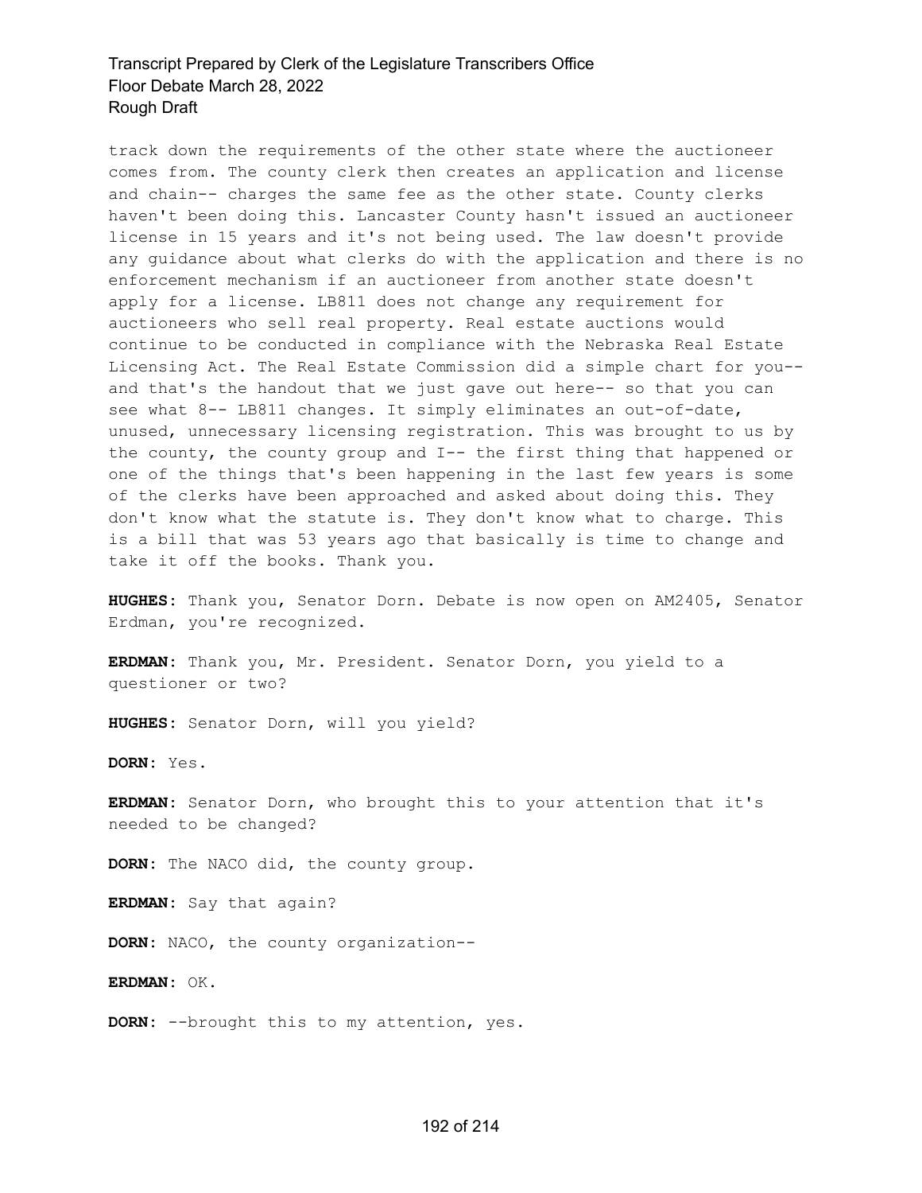track down the requirements of the other state where the auctioneer comes from. The county clerk then creates an application and license and chain-- charges the same fee as the other state. County clerks haven't been doing this. Lancaster County hasn't issued an auctioneer license in 15 years and it's not being used. The law doesn't provide any guidance about what clerks do with the application and there is no enforcement mechanism if an auctioneer from another state doesn't apply for a license. LB811 does not change any requirement for auctioneers who sell real property. Real estate auctions would continue to be conducted in compliance with the Nebraska Real Estate Licensing Act. The Real Estate Commission did a simple chart for you-- and that's the handout that we just gave out here-- so that you can see what 8-- LB811 changes. It simply eliminates an out-of-date, unused, unnecessary licensing registration. This was brought to us by the county, the county group and I-- the first thing that happened or one of the things that's been happening in the last few years is some of the clerks have been approached and asked about doing this. They don't know what the statute is. They don't know what to charge. This is a bill that was 53 years ago that basically is time to change and take it off the books. Thank you.

**HUGHES:** Thank you, Senator Dorn. Debate is now open on AM2405, Senator Erdman, you're recognized.

**ERDMAN:** Thank you, Mr. President. Senator Dorn, you yield to a questioner or two?

**HUGHES:** Senator Dorn, will you yield?

**DORN:** Yes.

**ERDMAN:** Senator Dorn, who brought this to your attention that it's needed to be changed?

**DORN:** The NACO did, the county group.

**ERDMAN:** Say that again?

**DORN:** NACO, the county organization--

**ERDMAN:** OK.

**DORN:** --brought this to my attention, yes.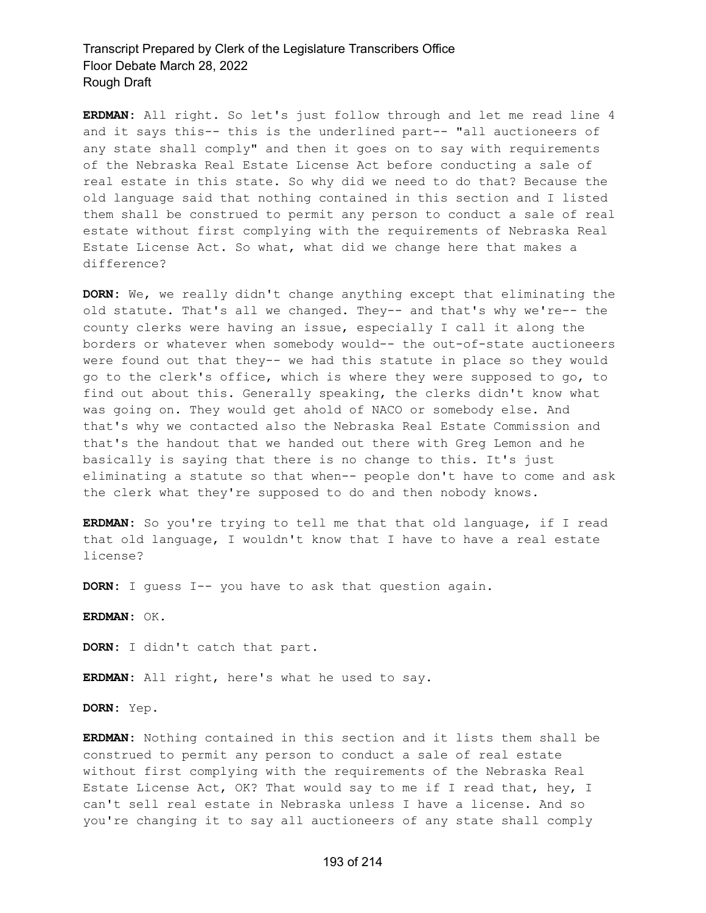**ERDMAN:** All right. So let's just follow through and let me read line 4 and it says this-- this is the underlined part-- "all auctioneers of any state shall comply" and then it goes on to say with requirements of the Nebraska Real Estate License Act before conducting a sale of real estate in this state. So why did we need to do that? Because the old language said that nothing contained in this section and I listed them shall be construed to permit any person to conduct a sale of real estate without first complying with the requirements of Nebraska Real Estate License Act. So what, what did we change here that makes a difference?

**DORN:** We, we really didn't change anything except that eliminating the old statute. That's all we changed. They-- and that's why we're-- the county clerks were having an issue, especially I call it along the borders or whatever when somebody would-- the out-of-state auctioneers were found out that they-- we had this statute in place so they would go to the clerk's office, which is where they were supposed to go, to find out about this. Generally speaking, the clerks didn't know what was going on. They would get ahold of NACO or somebody else. And that's why we contacted also the Nebraska Real Estate Commission and that's the handout that we handed out there with Greg Lemon and he basically is saying that there is no change to this. It's just eliminating a statute so that when-- people don't have to come and ask the clerk what they're supposed to do and then nobody knows.

**ERDMAN:** So you're trying to tell me that that old language, if I read that old language, I wouldn't know that I have to have a real estate license?

**DORN:** I guess I-- you have to ask that question again.

**ERDMAN:** OK.

**DORN:** I didn't catch that part.

**ERDMAN:** All right, here's what he used to say.

**DORN:** Yep.

**ERDMAN:** Nothing contained in this section and it lists them shall be construed to permit any person to conduct a sale of real estate without first complying with the requirements of the Nebraska Real Estate License Act, OK? That would say to me if I read that, hey, I can't sell real estate in Nebraska unless I have a license. And so you're changing it to say all auctioneers of any state shall comply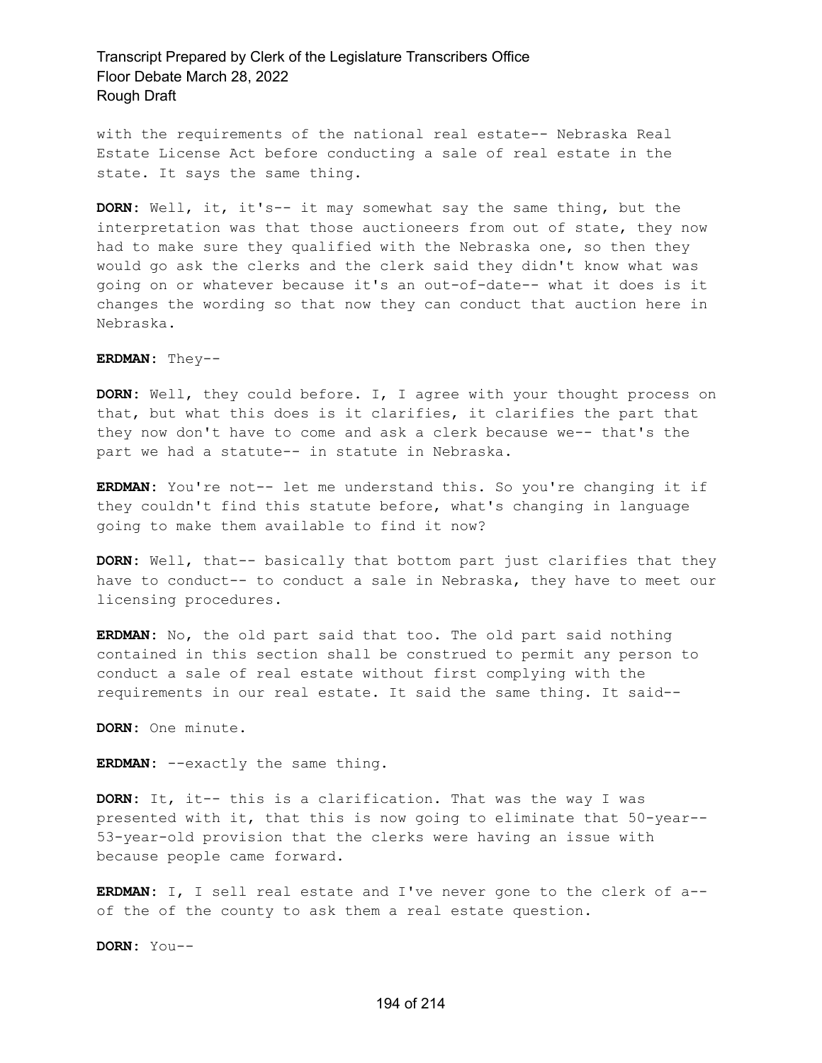with the requirements of the national real estate-- Nebraska Real Estate License Act before conducting a sale of real estate in the state. It says the same thing.

**DORN:** Well, it, it's-- it may somewhat say the same thing, but the interpretation was that those auctioneers from out of state, they now had to make sure they qualified with the Nebraska one, so then they would go ask the clerks and the clerk said they didn't know what was going on or whatever because it's an out-of-date-- what it does is it changes the wording so that now they can conduct that auction here in Nebraska.

**ERDMAN:** They--

**DORN:** Well, they could before. I, I agree with your thought process on that, but what this does is it clarifies, it clarifies the part that they now don't have to come and ask a clerk because we-- that's the part we had a statute-- in statute in Nebraska.

**ERDMAN:** You're not-- let me understand this. So you're changing it if they couldn't find this statute before, what's changing in language going to make them available to find it now?

**DORN:** Well, that-- basically that bottom part just clarifies that they have to conduct-- to conduct a sale in Nebraska, they have to meet our licensing procedures.

**ERDMAN:** No, the old part said that too. The old part said nothing contained in this section shall be construed to permit any person to conduct a sale of real estate without first complying with the requirements in our real estate. It said the same thing. It said--

**DORN:** One minute.

**ERDMAN:** --exactly the same thing.

**DORN:** It, it-- this is a clarification. That was the way I was presented with it, that this is now going to eliminate that 50-year-- 53-year-old provision that the clerks were having an issue with because people came forward.

**ERDMAN:** I, I sell real estate and I've never gone to the clerk of a-- of the of the county to ask them a real estate question.

**DORN:** You--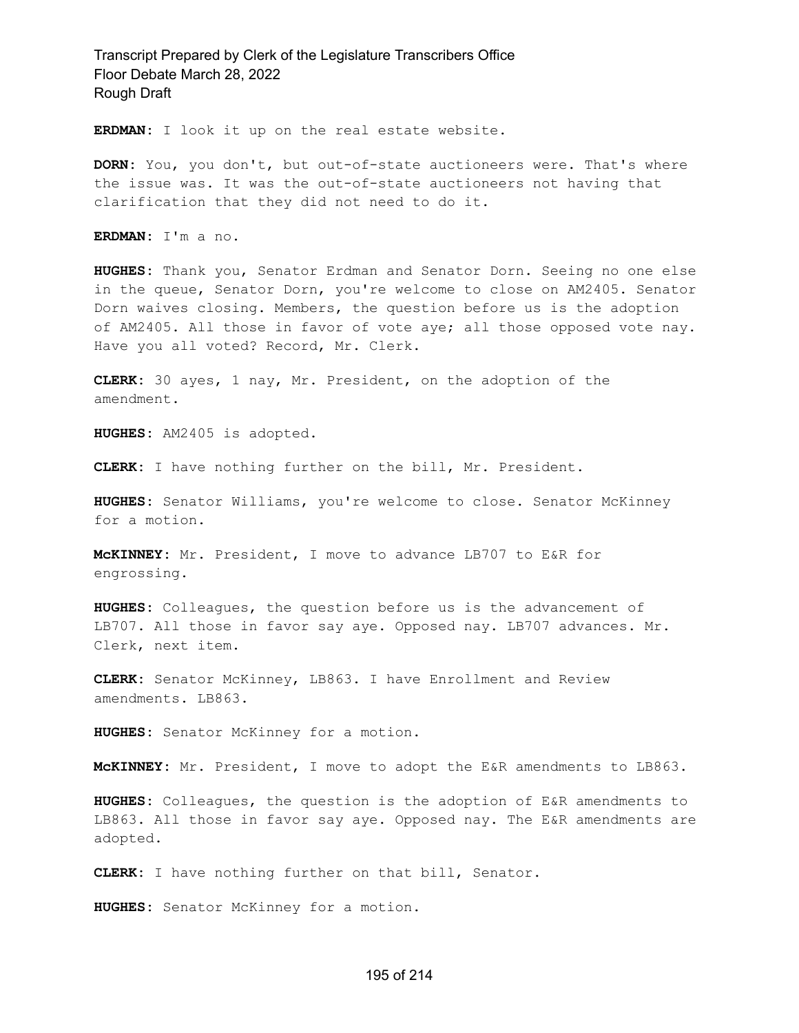**ERDMAN:** I look it up on the real estate website.

**DORN:** You, you don't, but out-of-state auctioneers were. That's where the issue was. It was the out-of-state auctioneers not having that clarification that they did not need to do it.

**ERDMAN:** I'm a no.

**HUGHES:** Thank you, Senator Erdman and Senator Dorn. Seeing no one else in the queue, Senator Dorn, you're welcome to close on AM2405. Senator Dorn waives closing. Members, the question before us is the adoption of AM2405. All those in favor of vote aye; all those opposed vote nay. Have you all voted? Record, Mr. Clerk.

**CLERK:** 30 ayes, 1 nay, Mr. President, on the adoption of the amendment.

**HUGHES:** AM2405 is adopted.

**CLERK:** I have nothing further on the bill, Mr. President.

**HUGHES:** Senator Williams, you're welcome to close. Senator McKinney for a motion.

**McKINNEY:** Mr. President, I move to advance LB707 to E&R for engrossing.

**HUGHES:** Colleagues, the question before us is the advancement of LB707. All those in favor say aye. Opposed nay. LB707 advances. Mr. Clerk, next item.

**CLERK:** Senator McKinney, LB863. I have Enrollment and Review amendments. LB863.

**HUGHES:** Senator McKinney for a motion.

**McKINNEY:** Mr. President, I move to adopt the E&R amendments to LB863.

**HUGHES:** Colleagues, the question is the adoption of E&R amendments to LB863. All those in favor say aye. Opposed nay. The E&R amendments are adopted.

**CLERK:** I have nothing further on that bill, Senator.

**HUGHES:** Senator McKinney for a motion.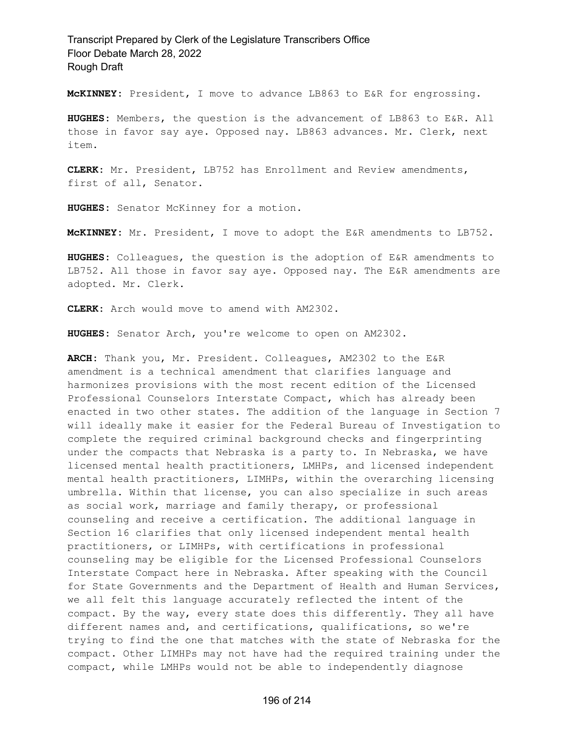**McKINNEY:** President, I move to advance LB863 to E&R for engrossing.

**HUGHES:** Members, the question is the advancement of LB863 to E&R. All those in favor say aye. Opposed nay. LB863 advances. Mr. Clerk, next item.

**CLERK:** Mr. President, LB752 has Enrollment and Review amendments, first of all, Senator.

**HUGHES:** Senator McKinney for a motion.

**McKINNEY:** Mr. President, I move to adopt the E&R amendments to LB752.

**HUGHES:** Colleagues, the question is the adoption of E&R amendments to LB752. All those in favor say aye. Opposed nay. The E&R amendments are adopted. Mr. Clerk.

**CLERK:** Arch would move to amend with AM2302.

**HUGHES:** Senator Arch, you're welcome to open on AM2302.

**ARCH:** Thank you, Mr. President. Colleagues, AM2302 to the E&R amendment is a technical amendment that clarifies language and harmonizes provisions with the most recent edition of the Licensed Professional Counselors Interstate Compact, which has already been enacted in two other states. The addition of the language in Section 7 will ideally make it easier for the Federal Bureau of Investigation to complete the required criminal background checks and fingerprinting under the compacts that Nebraska is a party to. In Nebraska, we have licensed mental health practitioners, LMHPs, and licensed independent mental health practitioners, LIMHPs, within the overarching licensing umbrella. Within that license, you can also specialize in such areas as social work, marriage and family therapy, or professional counseling and receive a certification. The additional language in Section 16 clarifies that only licensed independent mental health practitioners, or LIMHPs, with certifications in professional counseling may be eligible for the Licensed Professional Counselors Interstate Compact here in Nebraska. After speaking with the Council for State Governments and the Department of Health and Human Services, we all felt this language accurately reflected the intent of the compact. By the way, every state does this differently. They all have different names and, and certifications, qualifications, so we're trying to find the one that matches with the state of Nebraska for the compact. Other LIMHPs may not have had the required training under the compact, while LMHPs would not be able to independently diagnose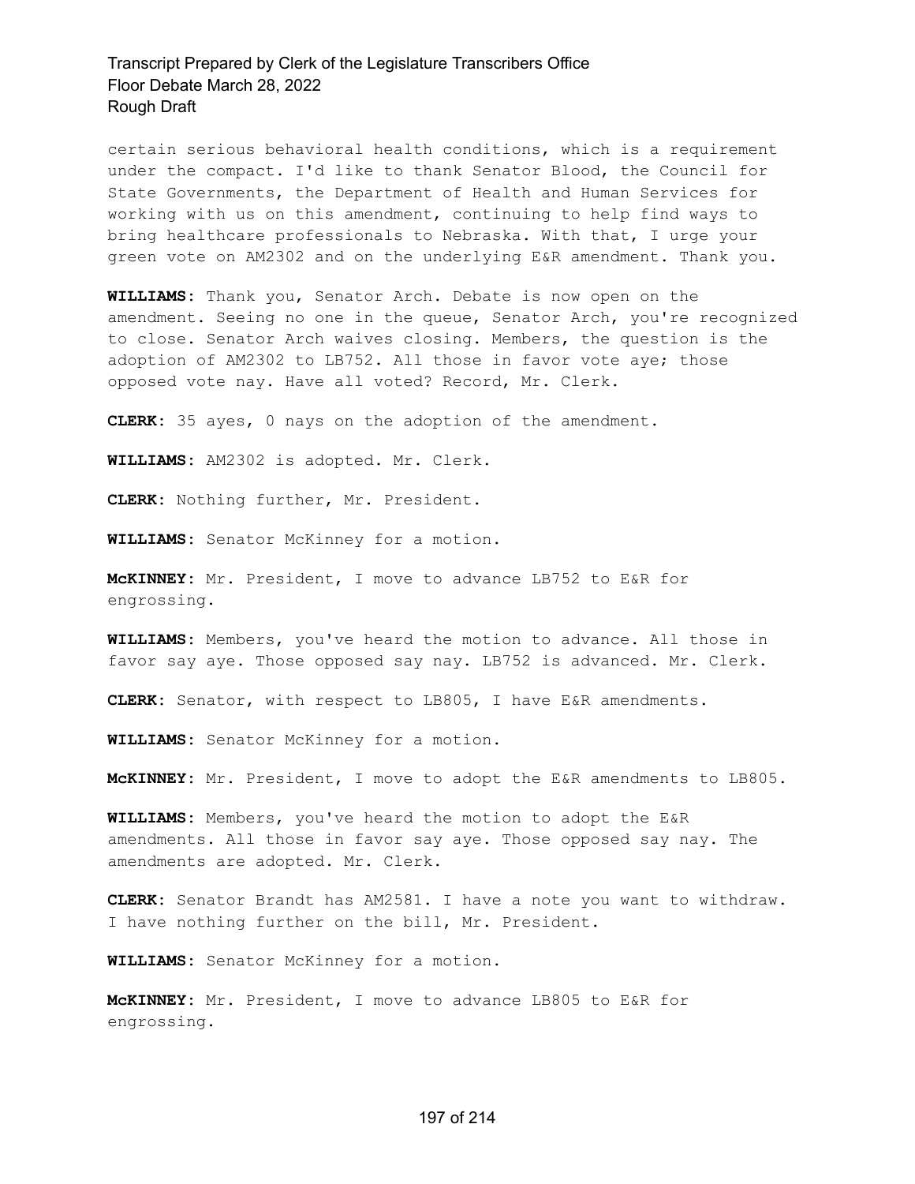certain serious behavioral health conditions, which is a requirement under the compact. I'd like to thank Senator Blood, the Council for State Governments, the Department of Health and Human Services for working with us on this amendment, continuing to help find ways to bring healthcare professionals to Nebraska. With that, I urge your green vote on AM2302 and on the underlying E&R amendment. Thank you.

**WILLIAMS:** Thank you, Senator Arch. Debate is now open on the amendment. Seeing no one in the queue, Senator Arch, you're recognized to close. Senator Arch waives closing. Members, the question is the adoption of AM2302 to LB752. All those in favor vote aye; those opposed vote nay. Have all voted? Record, Mr. Clerk.

**CLERK:** 35 ayes, 0 nays on the adoption of the amendment.

**WILLIAMS:** AM2302 is adopted. Mr. Clerk.

**CLERK:** Nothing further, Mr. President.

**WILLIAMS:** Senator McKinney for a motion.

**McKINNEY:** Mr. President, I move to advance LB752 to E&R for engrossing.

**WILLIAMS:** Members, you've heard the motion to advance. All those in favor say aye. Those opposed say nay. LB752 is advanced. Mr. Clerk.

**CLERK:** Senator, with respect to LB805, I have E&R amendments.

**WILLIAMS:** Senator McKinney for a motion.

**McKINNEY:** Mr. President, I move to adopt the E&R amendments to LB805.

**WILLIAMS:** Members, you've heard the motion to adopt the E&R amendments. All those in favor say aye. Those opposed say nay. The amendments are adopted. Mr. Clerk.

**CLERK:** Senator Brandt has AM2581. I have a note you want to withdraw. I have nothing further on the bill, Mr. President.

**WILLIAMS:** Senator McKinney for a motion.

**McKINNEY:** Mr. President, I move to advance LB805 to E&R for engrossing.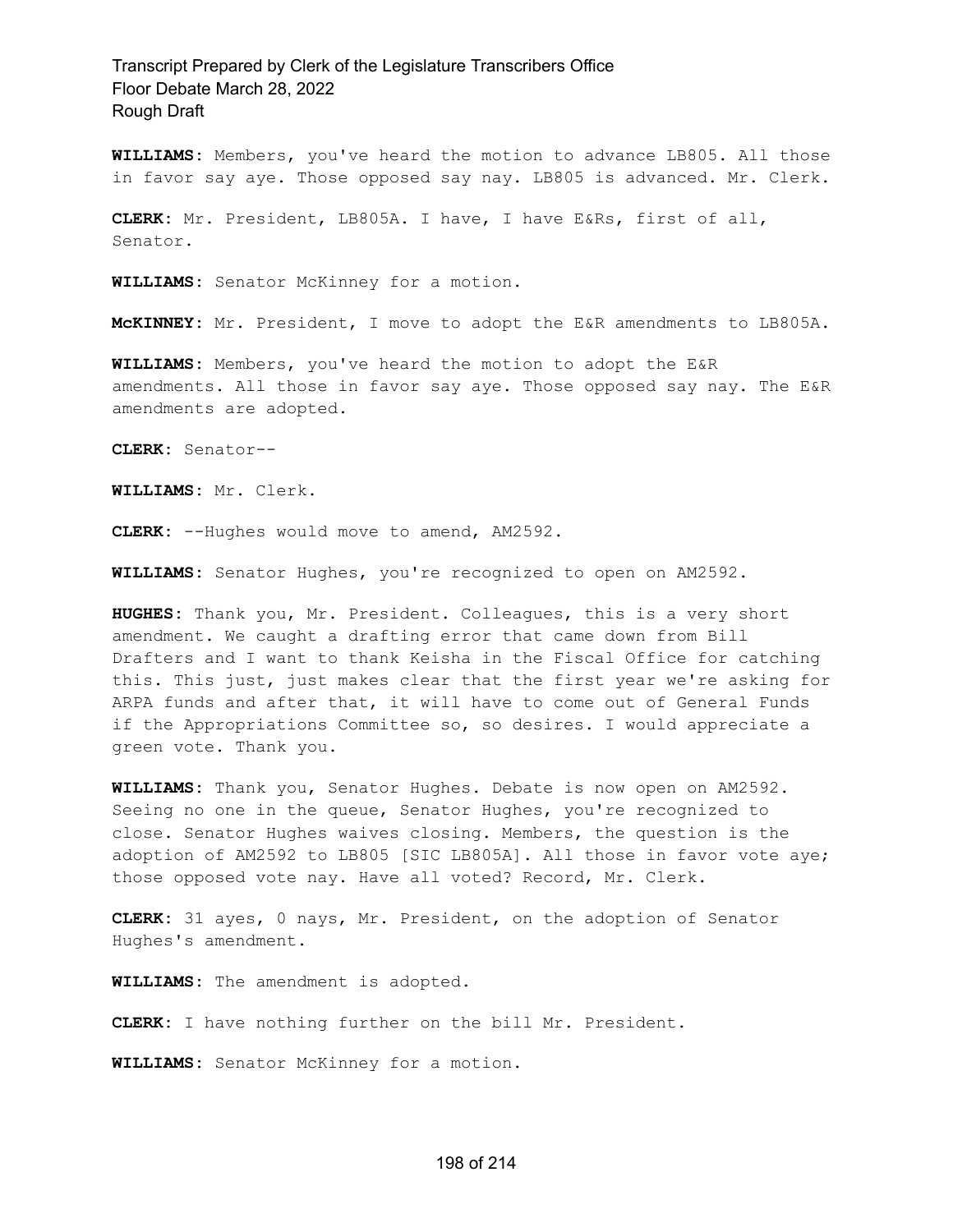**WILLIAMS:** Members, you've heard the motion to advance LB805. All those in favor say aye. Those opposed say nay. LB805 is advanced. Mr. Clerk.

**CLERK:** Mr. President, LB805A. I have, I have E&Rs, first of all, Senator.

**WILLIAMS:** Senator McKinney for a motion.

**McKINNEY:** Mr. President, I move to adopt the E&R amendments to LB805A.

**WILLIAMS:** Members, you've heard the motion to adopt the E&R amendments. All those in favor say aye. Those opposed say nay. The E&R amendments are adopted.

**CLERK:** Senator--

**WILLIAMS:** Mr. Clerk.

**CLERK:** --Hughes would move to amend, AM2592.

**WILLIAMS:** Senator Hughes, you're recognized to open on AM2592.

**HUGHES:** Thank you, Mr. President. Colleagues, this is a very short amendment. We caught a drafting error that came down from Bill Drafters and I want to thank Keisha in the Fiscal Office for catching this. This just, just makes clear that the first year we're asking for ARPA funds and after that, it will have to come out of General Funds if the Appropriations Committee so, so desires. I would appreciate a green vote. Thank you.

**WILLIAMS:** Thank you, Senator Hughes. Debate is now open on AM2592. Seeing no one in the queue, Senator Hughes, you're recognized to close. Senator Hughes waives closing. Members, the question is the adoption of AM2592 to LB805 [SIC LB805A]. All those in favor vote aye; those opposed vote nay. Have all voted? Record, Mr. Clerk.

**CLERK:** 31 ayes, 0 nays, Mr. President, on the adoption of Senator Hughes's amendment.

**WILLIAMS:** The amendment is adopted.

**CLERK:** I have nothing further on the bill Mr. President.

**WILLIAMS:** Senator McKinney for a motion.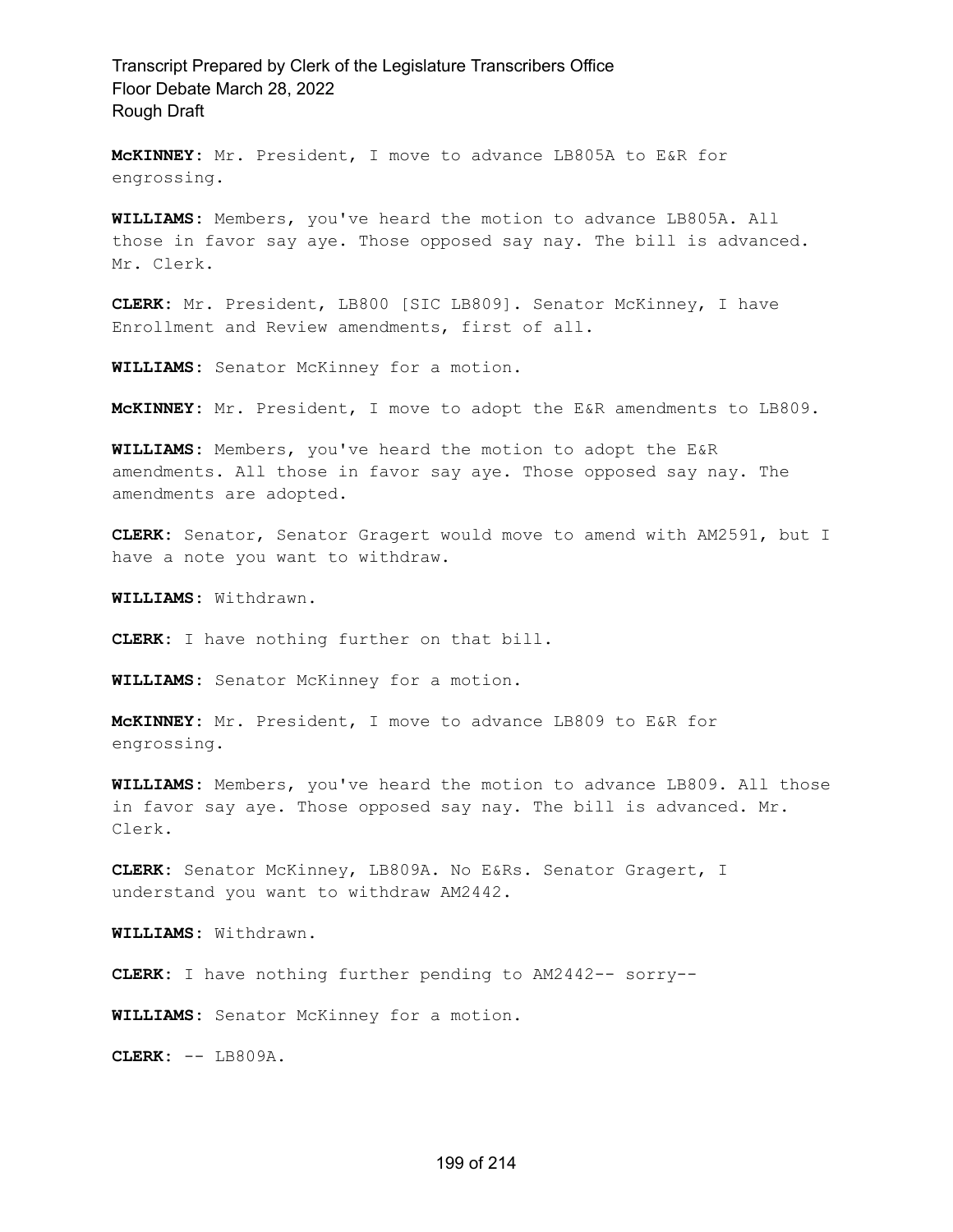**McKINNEY**: Mr. President, I move to advance LB805A to E&R for engrossing.

**WILLIAMS**: Members, you've heard the motion to advance LB805A. All those in favor say aye. Those opposed say nay. The bill is advanced. Mr. Clerk.

**CLERK**: Mr. President, LB800 [SIC LB809]. Senator McKinney, I have Enrollment and Review amendments, first of all.

**WILLIAMS**: Senator McKinney for a motion.

**McKINNEY**: Mr. President, I move to adopt the E&R amendments to LB809.

**WILLIAMS**: Members, you've heard the motion to adopt the E&R amendments. All those in favor say aye. Those opposed say nay. The amendments are adopted.

**CLERK**: Senator, Senator Gragert would move to amend with AM2591, but I have a note you want to withdraw.

**WILLIAMS**: Withdrawn.

**CLERK**: I have nothing further on that bill.

**WILLIAMS**: Senator McKinney for a motion.

**McKINNEY**: Mr. President, I move to advance LB809 to E&R for engrossing.

**WILLIAMS**: Members, you've heard the motion to advance LB809. All those in favor say aye. Those opposed say nay. The bill is advanced. Mr. Clerk.

**CLERK**: Senator McKinney, LB809A. No E&Rs. Senator Gragert, I understand you want to withdraw AM2442.

**WILLIAMS**: Withdrawn.

**CLERK**: I have nothing further pending to AM2442-- sorry--

**WILLIAMS**: Senator McKinney for a motion.

**CLERK**: -- LB809A.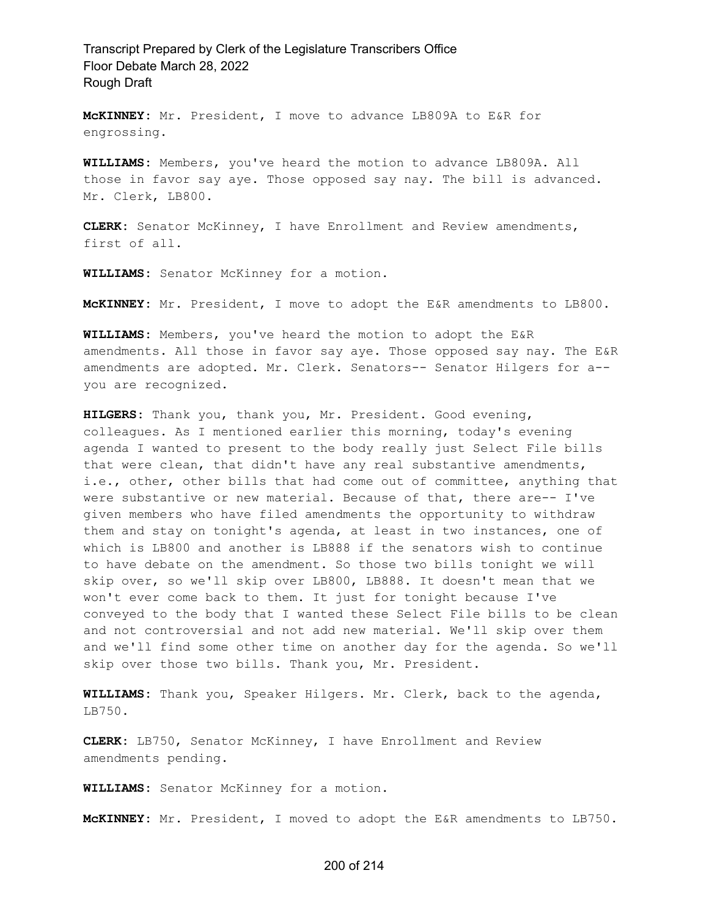**McKINNEY:** Mr. President, I move to advance LB809A to E&R for engrossing.

**WILLIAMS:** Members, you've heard the motion to advance LB809A. All those in favor say aye. Those opposed say nay. The bill is advanced. Mr. Clerk, LB800.

**CLERK:** Senator McKinney, I have Enrollment and Review amendments, first of all.

**WILLIAMS:** Senator McKinney for a motion.

**McKINNEY:** Mr. President, I move to adopt the E&R amendments to LB800.

**WILLIAMS:** Members, you've heard the motion to adopt the E&R amendments. All those in favor say aye. Those opposed say nay. The E&R amendments are adopted. Mr. Clerk. Senators-- Senator Hilgers for a-- you are recognized.

**HILGERS:** Thank you, thank you, Mr. President. Good evening, colleagues. As I mentioned earlier this morning, today's evening agenda I wanted to present to the body really just Select File bills that were clean, that didn't have any real substantive amendments, i.e., other, other bills that had come out of committee, anything that were substantive or new material. Because of that, there are-- I've given members who have filed amendments the opportunity to withdraw them and stay on tonight's agenda, at least in two instances, one of which is LB800 and another is LB888 if the senators wish to continue to have debate on the amendment. So those two bills tonight we will skip over, so we'll skip over LB800, LB888. It doesn't mean that we won't ever come back to them. It just for tonight because I've conveyed to the body that I wanted these Select File bills to be clean and not controversial and not add new material. We'll skip over them and we'll find some other time on another day for the agenda. So we'll skip over those two bills. Thank you, Mr. President.

**WILLIAMS:** Thank you, Speaker Hilgers. Mr. Clerk, back to the agenda, LB750.

**CLERK:** LB750, Senator McKinney, I have Enrollment and Review amendments pending.

**WILLIAMS:** Senator McKinney for a motion.

**McKINNEY:** Mr. President, I moved to adopt the E&R amendments to LB750.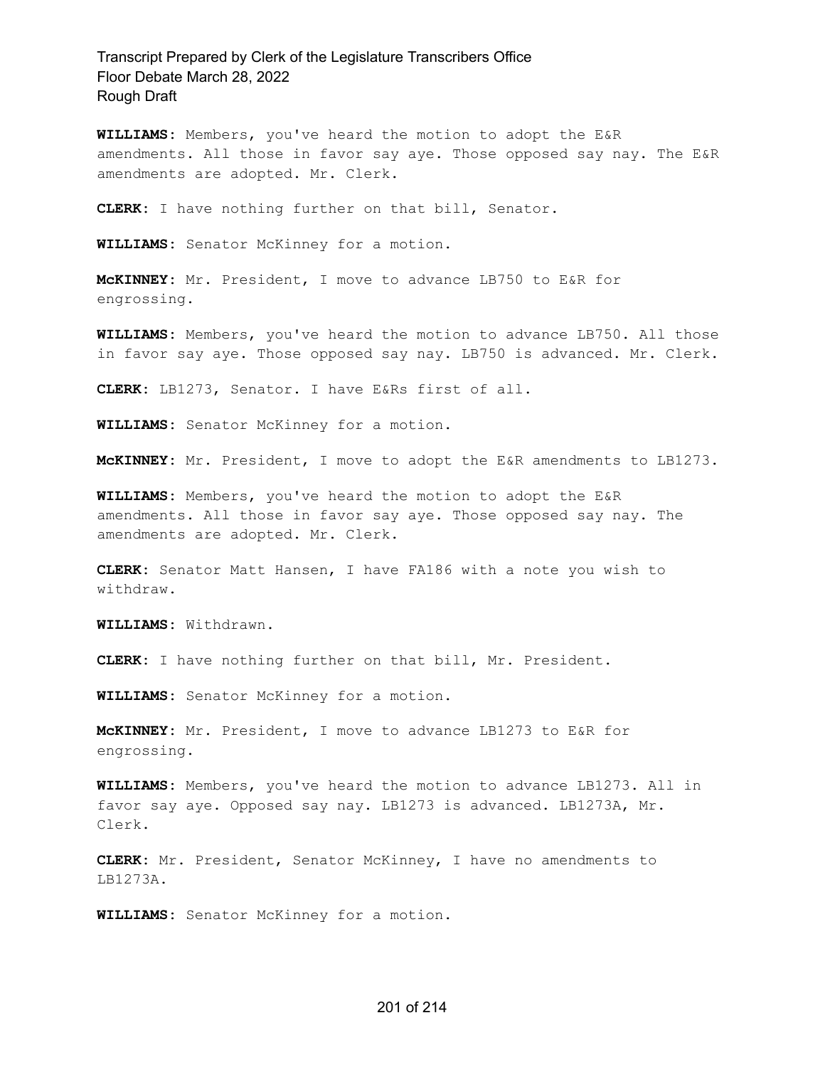**WILLIAMS:** Members, you've heard the motion to adopt the E&R amendments. All those in favor say aye. Those opposed say nay. The E&R amendments are adopted. Mr. Clerk.

**CLERK:** I have nothing further on that bill, Senator.

**WILLIAMS:** Senator McKinney for a motion.

**McKINNEY:** Mr. President, I move to advance LB750 to E&R for engrossing.

**WILLIAMS:** Members, you've heard the motion to advance LB750. All those in favor say aye. Those opposed say nay. LB750 is advanced. Mr. Clerk.

**CLERK:** LB1273, Senator. I have E&Rs first of all.

**WILLIAMS:** Senator McKinney for a motion.

**McKINNEY:** Mr. President, I move to adopt the E&R amendments to LB1273.

**WILLIAMS:** Members, you've heard the motion to adopt the E&R amendments. All those in favor say aye. Those opposed say nay. The amendments are adopted. Mr. Clerk.

**CLERK:** Senator Matt Hansen, I have FA186 with a note you wish to withdraw.

**WILLIAMS:** Withdrawn.

**CLERK:** I have nothing further on that bill, Mr. President.

**WILLIAMS:** Senator McKinney for a motion.

**McKINNEY:** Mr. President, I move to advance LB1273 to E&R for engrossing.

**WILLIAMS:** Members, you've heard the motion to advance LB1273. All in favor say aye. Opposed say nay. LB1273 is advanced. LB1273A, Mr. Clerk.

**CLERK:** Mr. President, Senator McKinney, I have no amendments to LB1273A.

**WILLIAMS:** Senator McKinney for a motion.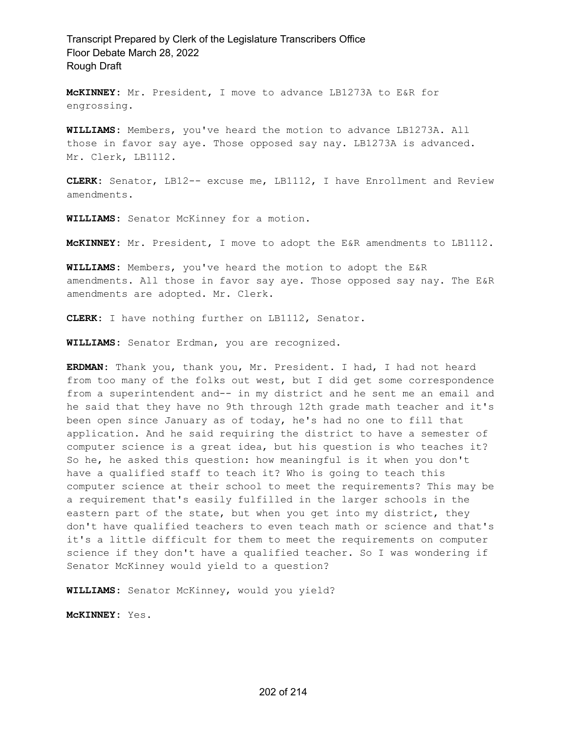**McKINNEY:** Mr. President, I move to advance LB1273A to E&R for engrossing.

**WILLIAMS:** Members, you've heard the motion to advance LB1273A. All those in favor say aye. Those opposed say nay. LB1273A is advanced. Mr. Clerk, LB1112.

**CLERK:** Senator, LB12-- excuse me, LB1112, I have Enrollment and Review amendments.

**WILLIAMS:** Senator McKinney for a motion.

**McKINNEY:** Mr. President, I move to adopt the E&R amendments to LB1112.

**WILLIAMS:** Members, you've heard the motion to adopt the E&R amendments. All those in favor say aye. Those opposed say nay. The E&R amendments are adopted. Mr. Clerk.

**CLERK:** I have nothing further on LB1112, Senator.

**WILLIAMS:** Senator Erdman, you are recognized.

**ERDMAN:** Thank you, thank you, Mr. President. I had, I had not heard from too many of the folks out west, but I did get some correspondence from a superintendent and-- in my district and he sent me an email and he said that they have no 9th through 12th grade math teacher and it's been open since January as of today, he's had no one to fill that application. And he said requiring the district to have a semester of computer science is a great idea, but his question is who teaches it? So he, he asked this question: how meaningful is it when you don't have a qualified staff to teach it? Who is going to teach this computer science at their school to meet the requirements? This may be a requirement that's easily fulfilled in the larger schools in the eastern part of the state, but when you get into my district, they don't have qualified teachers to even teach math or science and that's it's a little difficult for them to meet the requirements on computer science if they don't have a qualified teacher. So I was wondering if Senator McKinney would yield to a question?

**WILLIAMS:** Senator McKinney, would you yield?

**McKINNEY:** Yes.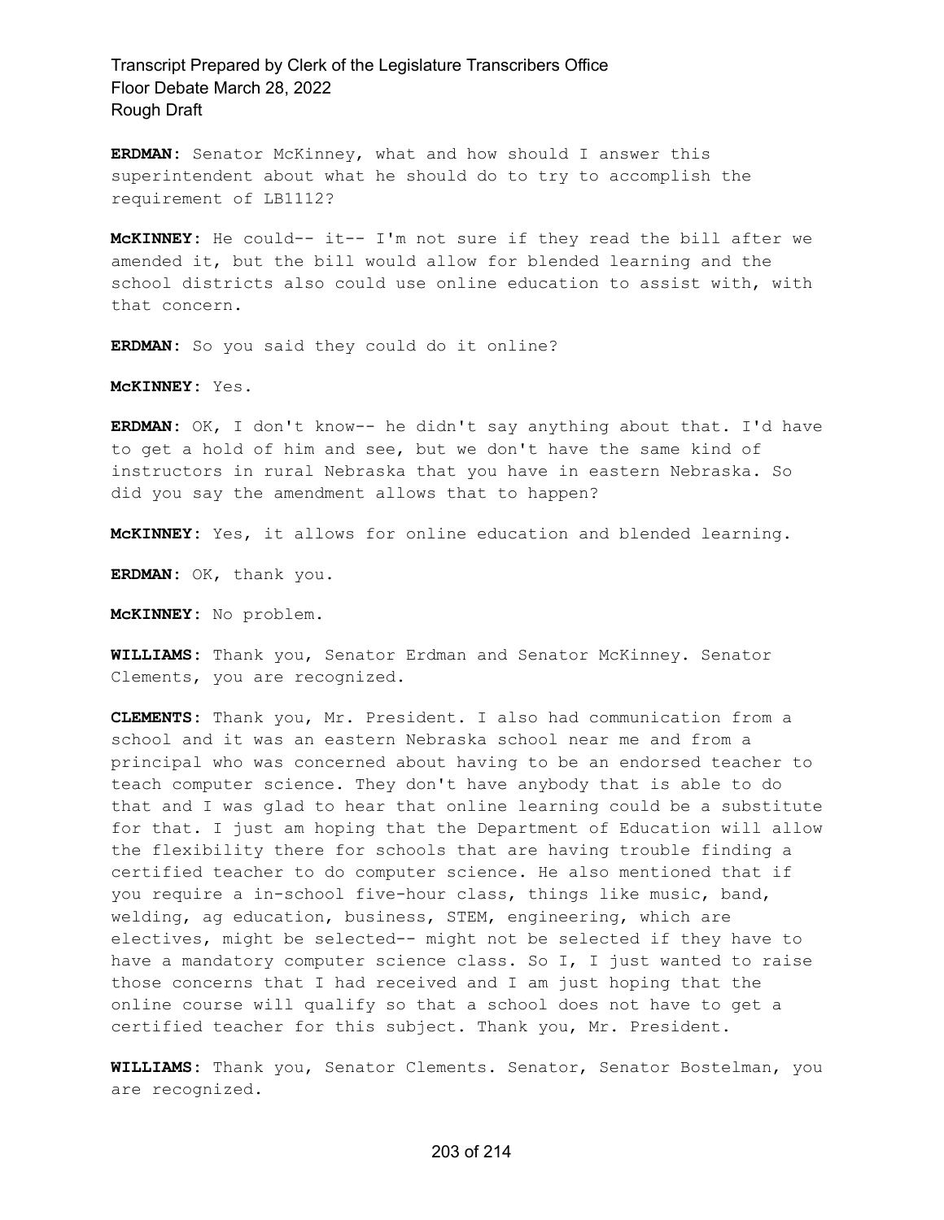**ERDMAN:** Senator McKinney, what and how should I answer this superintendent about what he should do to try to accomplish the requirement of LB1112?

**McKINNEY:** He could-- it-- I'm not sure if they read the bill after we amended it, but the bill would allow for blended learning and the school districts also could use online education to assist with, with that concern.

**ERDMAN:** So you said they could do it online?

**McKINNEY:** Yes.

**ERDMAN:** OK, I don't know-- he didn't say anything about that. I'd have to get a hold of him and see, but we don't have the same kind of instructors in rural Nebraska that you have in eastern Nebraska. So did you say the amendment allows that to happen?

**McKINNEY:** Yes, it allows for online education and blended learning.

**ERDMAN:** OK, thank you.

**McKINNEY:** No problem.

**WILLIAMS:** Thank you, Senator Erdman and Senator McKinney. Senator Clements, you are recognized.

**CLEMENTS:** Thank you, Mr. President. I also had communication from a school and it was an eastern Nebraska school near me and from a principal who was concerned about having to be an endorsed teacher to teach computer science. They don't have anybody that is able to do that and I was glad to hear that online learning could be a substitute for that. I just am hoping that the Department of Education will allow the flexibility there for schools that are having trouble finding a certified teacher to do computer science. He also mentioned that if you require a in-school five-hour class, things like music, band, welding, ag education, business, STEM, engineering, which are electives, might be selected-- might not be selected if they have to have a mandatory computer science class. So I, I just wanted to raise those concerns that I had received and I am just hoping that the online course will qualify so that a school does not have to get a certified teacher for this subject. Thank you, Mr. President.

**WILLIAMS:** Thank you, Senator Clements. Senator, Senator Bostelman, you are recognized.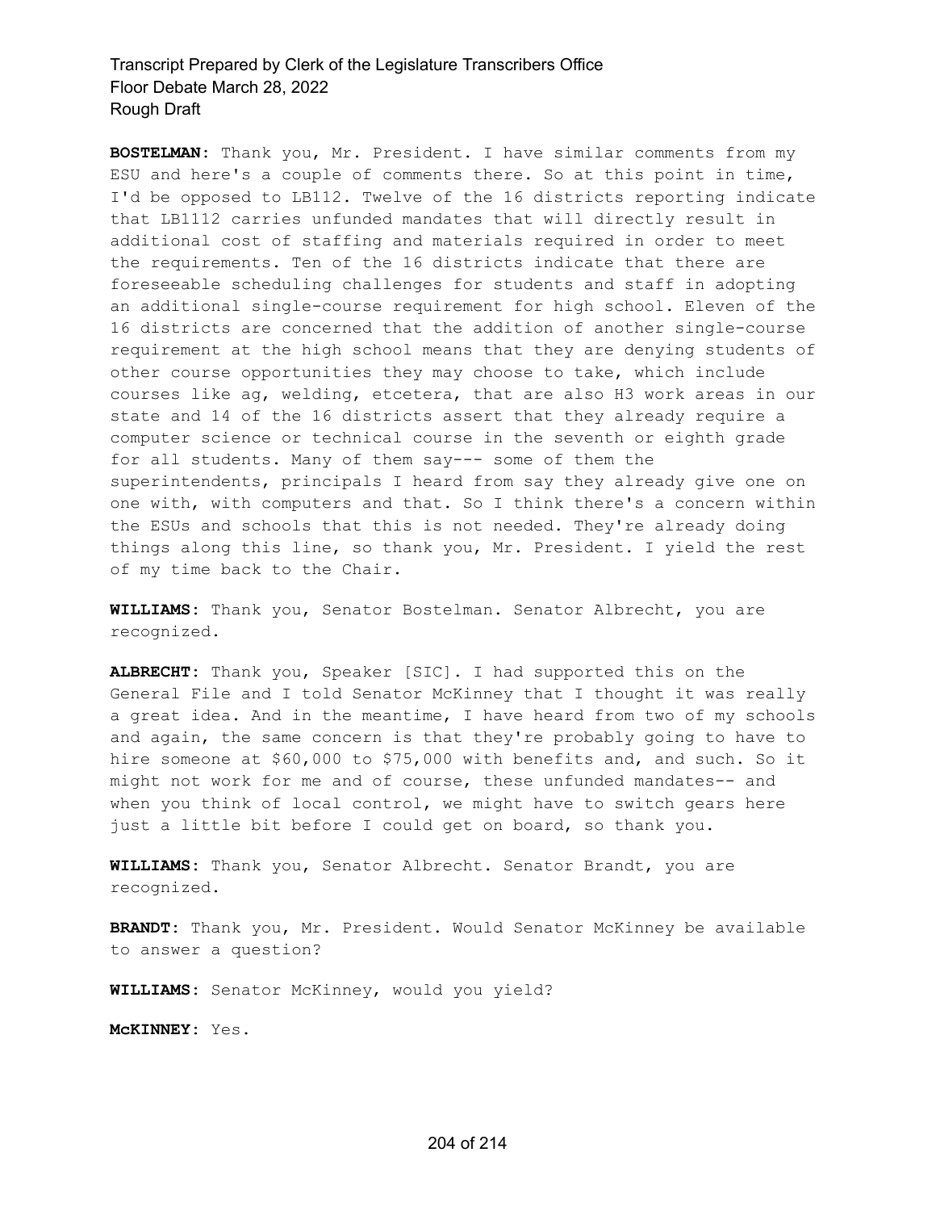**BOSTELMAN:** Thank you, Mr. President. I have similar comments from my ESU and here's a couple of comments there. So at this point in time, I'd be opposed to LB112. Twelve of the 16 districts reporting indicate that LB1112 carries unfunded mandates that will directly result in additional cost of staffing and materials required in order to meet the requirements. Ten of the 16 districts indicate that there are foreseeable scheduling challenges for students and staff in adopting an additional single-course requirement for high school. Eleven of the 16 districts are concerned that the addition of another single-course requirement at the high school means that they are denying students of other course opportunities they may choose to take, which include courses like ag, welding, etcetera, that are also H3 work areas in our state and 14 of the 16 districts assert that they already require a computer science or technical course in the seventh or eighth grade for all students. Many of them say--- some of them the superintendents, principals I heard from say they already give one on one with, with computers and that. So I think there's a concern within the ESUs and schools that this is not needed. They're already doing things along this line, so thank you, Mr. President. I yield the rest of my time back to the Chair.

**WILLIAMS:** Thank you, Senator Bostelman. Senator Albrecht, you are recognized.

**ALBRECHT:** Thank you, Speaker [SIC]. I had supported this on the General File and I told Senator McKinney that I thought it was really a great idea. And in the meantime, I have heard from two of my schools and again, the same concern is that they're probably going to have to hire someone at $60,000 to $75,000 with benefits and, and such. So it might not work for me and of course, these unfunded mandates-- and when you think of local control, we might have to switch gears here just a little bit before I could get on board, so thank you.

**WILLIAMS:** Thank you, Senator Albrecht. Senator Brandt, you are recognized.

**BRANDT:** Thank you, Mr. President. Would Senator McKinney be available to answer a question?

**WILLIAMS:** Senator McKinney, would you yield?

**McKINNEY:** Yes.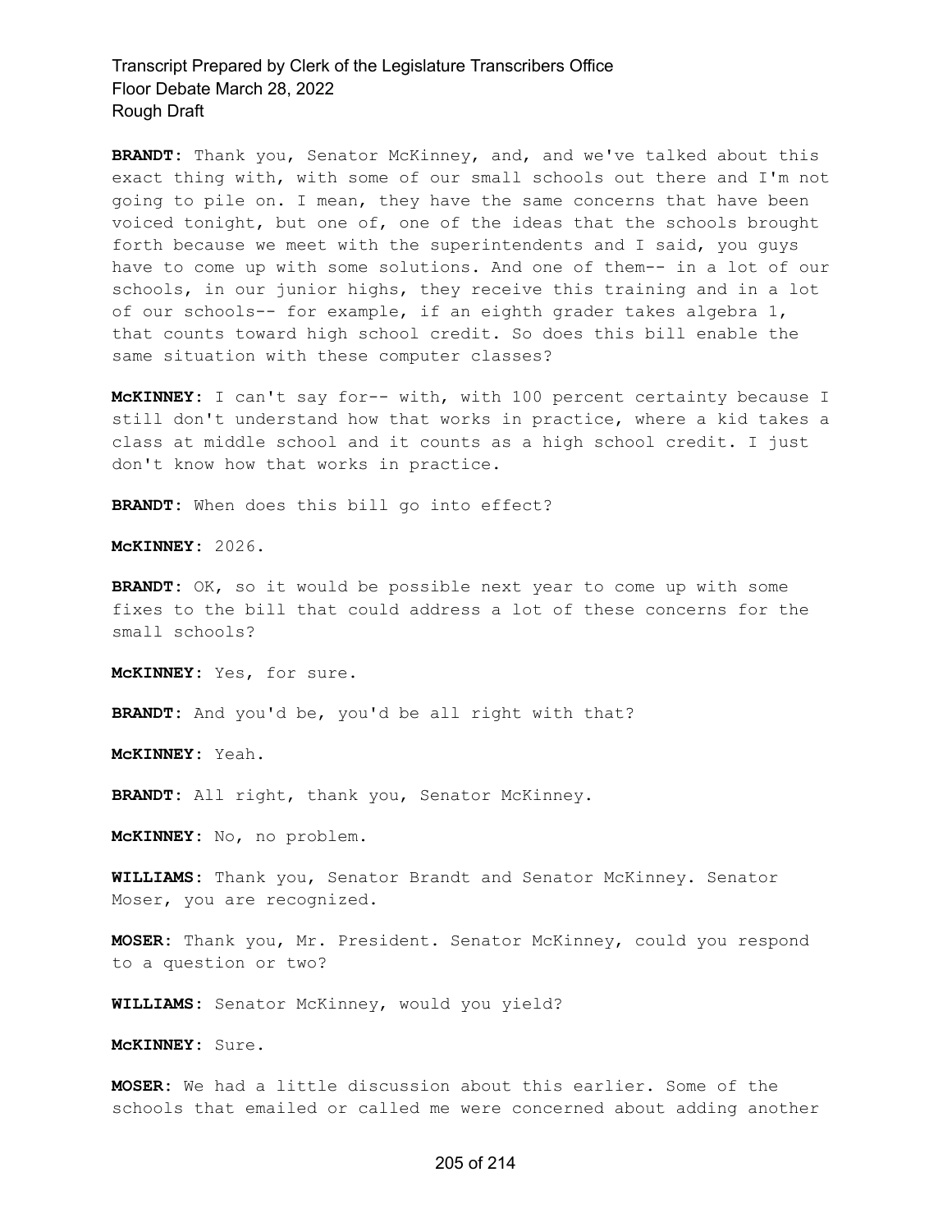**BRANDT:** Thank you, Senator McKinney, and, and we've talked about this exact thing with, with some of our small schools out there and I'm not going to pile on. I mean, they have the same concerns that have been voiced tonight, but one of, one of the ideas that the schools brought forth because we meet with the superintendents and I said, you guys have to come up with some solutions. And one of them-- in a lot of our schools, in our junior highs, they receive this training and in a lot of our schools-- for example, if an eighth grader takes algebra 1, that counts toward high school credit. So does this bill enable the same situation with these computer classes?

**McKINNEY:** I can't say for-- with, with 100 percent certainty because I still don't understand how that works in practice, where a kid takes a class at middle school and it counts as a high school credit. I just don't know how that works in practice.

**BRANDT:** When does this bill go into effect?

**McKINNEY:** 2026.

**BRANDT:** OK, so it would be possible next year to come up with some fixes to the bill that could address a lot of these concerns for the small schools?

**McKINNEY:** Yes, for sure.

**BRANDT:** And you'd be, you'd be all right with that?

**McKINNEY:** Yeah.

**BRANDT:** All right, thank you, Senator McKinney.

**McKINNEY:** No, no problem.

**WILLIAMS:** Thank you, Senator Brandt and Senator McKinney. Senator Moser, you are recognized.

**MOSER:** Thank you, Mr. President. Senator McKinney, could you respond to a question or two?

**WILLIAMS:** Senator McKinney, would you yield?

**McKINNEY:** Sure.

**MOSER:** We had a little discussion about this earlier. Some of the schools that emailed or called me were concerned about adding another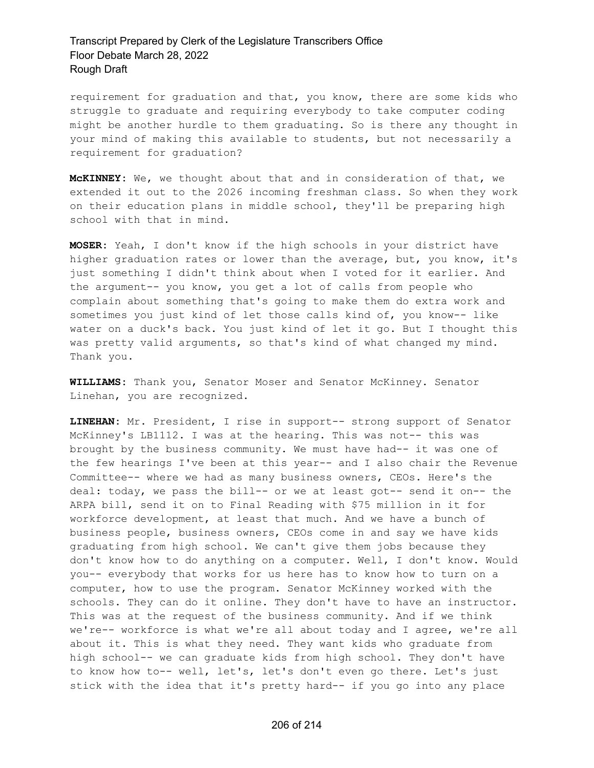requirement for graduation and that, you know, there are some kids who struggle to graduate and requiring everybody to take computer coding might be another hurdle to them graduating. So is there any thought in your mind of making this available to students, but not necessarily a requirement for graduation?

**McKINNEY:** We, we thought about that and in consideration of that, we extended it out to the 2026 incoming freshman class. So when they work on their education plans in middle school, they'll be preparing high school with that in mind.

**MOSER:** Yeah, I don't know if the high schools in your district have higher graduation rates or lower than the average, but, you know, it's just something I didn't think about when I voted for it earlier. And the argument-- you know, you get a lot of calls from people who complain about something that's going to make them do extra work and sometimes you just kind of let those calls kind of, you know-- like water on a duck's back. You just kind of let it go. But I thought this was pretty valid arguments, so that's kind of what changed my mind. Thank you.

**WILLIAMS:** Thank you, Senator Moser and Senator McKinney. Senator Linehan, you are recognized.

**LINEHAN:** Mr. President, I rise in support-- strong support of Senator McKinney's LB1112. I was at the hearing. This was not-- this was brought by the business community. We must have had-- it was one of the few hearings I've been at this year-- and I also chair the Revenue Committee-- where we had as many business owners, CEOs. Here's the deal: today, we pass the bill-- or we at least got-- send it on-- the ARPA bill, send it on to Final Reading with $75 million in it for workforce development, at least that much. And we have a bunch of business people, business owners, CEOs come in and say we have kids graduating from high school. We can't give them jobs because they don't know how to do anything on a computer. Well, I don't know. Would you-- everybody that works for us here has to know how to turn on a computer, how to use the program. Senator McKinney worked with the schools. They can do it online. They don't have to have an instructor. This was at the request of the business community. And if we think we're-- workforce is what we're all about today and I agree, we're all about it. This is what they need. They want kids who graduate from high school-- we can graduate kids from high school. They don't have to know how to-- well, let's, let's don't even go there. Let's just stick with the idea that it's pretty hard-- if you go into any place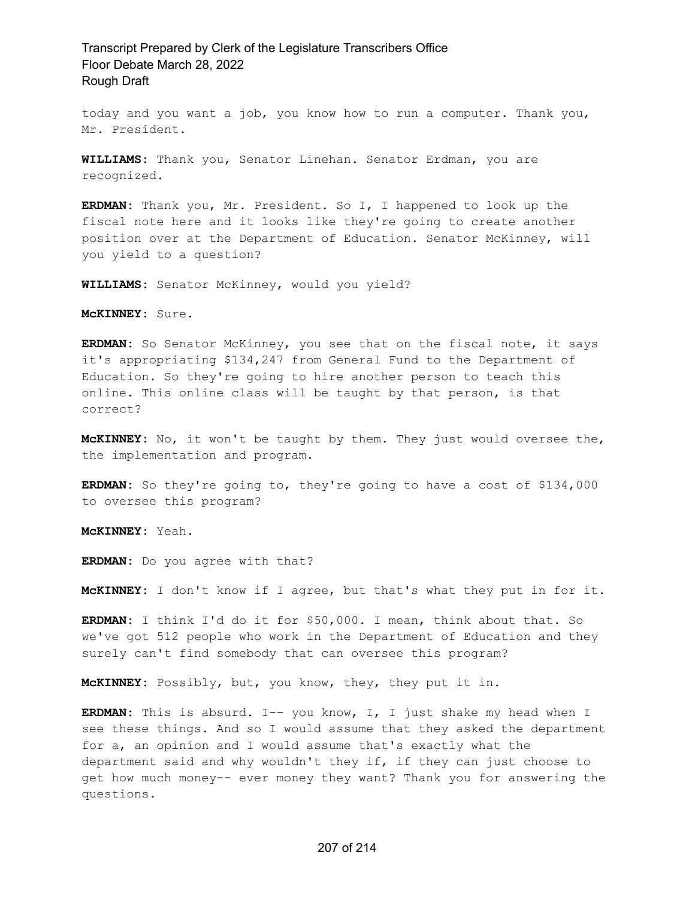today and you want a job, you know how to run a computer. Thank you, Mr. President.

**WILLIAMS:** Thank you, Senator Linehan. Senator Erdman, you are recognized.

**ERDMAN:** Thank you, Mr. President. So I, I happened to look up the fiscal note here and it looks like they're going to create another position over at the Department of Education. Senator McKinney, will you yield to a question?

**WILLIAMS:** Senator McKinney, would you yield?

**McKINNEY:** Sure.

**ERDMAN:** So Senator McKinney, you see that on the fiscal note, it says it's appropriating $134,247 from General Fund to the Department of Education. So they're going to hire another person to teach this online. This online class will be taught by that person, is that correct?

**McKINNEY:** No, it won't be taught by them. They just would oversee the, the implementation and program.

**ERDMAN:** So they're going to, they're going to have a cost of $134,000 to oversee this program?

**McKINNEY:** Yeah.

**ERDMAN:** Do you agree with that?

**McKINNEY:** I don't know if I agree, but that's what they put in for it.

**ERDMAN:** I think I'd do it for $50,000. I mean, think about that. So we've got 512 people who work in the Department of Education and they surely can't find somebody that can oversee this program?

**McKINNEY:** Possibly, but, you know, they, they put it in.

**ERDMAN:** This is absurd. I-- you know, I, I just shake my head when I see these things. And so I would assume that they asked the department for a, an opinion and I would assume that's exactly what the department said and why wouldn't they if, if they can just choose to get how much money-- ever money they want? Thank you for answering the questions.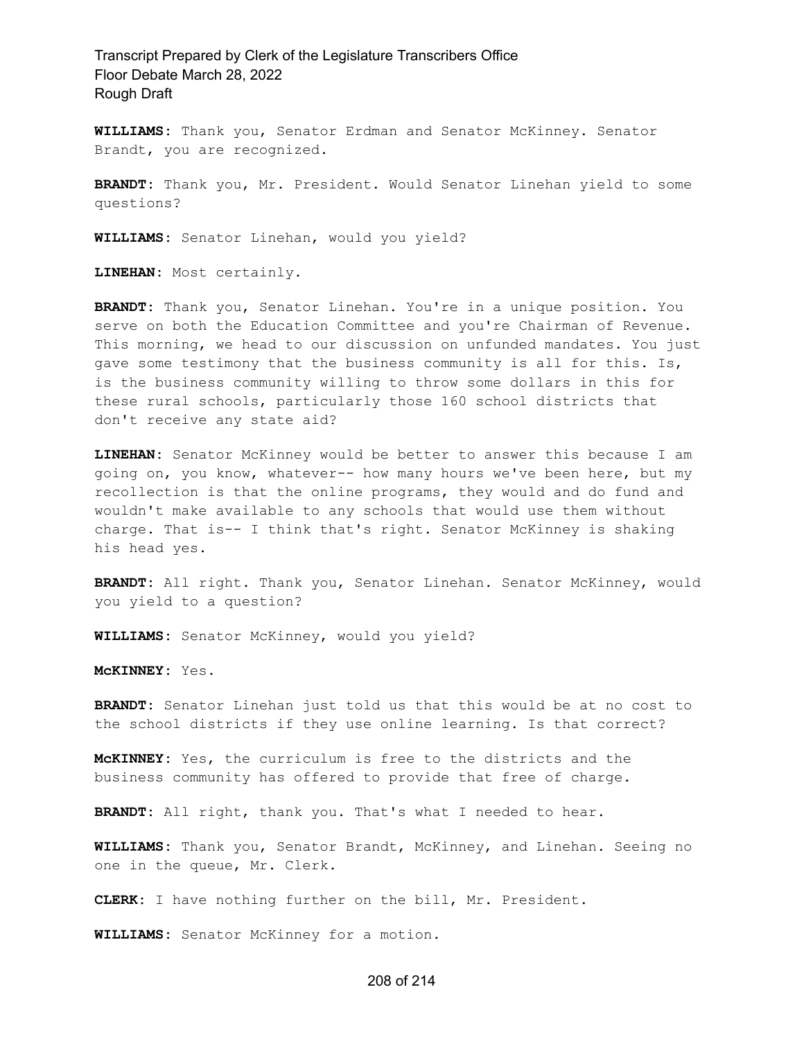**WILLIAMS:** Thank you, Senator Erdman and Senator McKinney. Senator Brandt, you are recognized.

**BRANDT:** Thank you, Mr. President. Would Senator Linehan yield to some questions?

**WILLIAMS:** Senator Linehan, would you yield?

**LINEHAN:** Most certainly.

**BRANDT:** Thank you, Senator Linehan. You're in a unique position. You serve on both the Education Committee and you're Chairman of Revenue. This morning, we head to our discussion on unfunded mandates. You just gave some testimony that the business community is all for this. Is, is the business community willing to throw some dollars in this for these rural schools, particularly those 160 school districts that don't receive any state aid?

**LINEHAN:** Senator McKinney would be better to answer this because I am going on, you know, whatever-- how many hours we've been here, but my recollection is that the online programs, they would and do fund and wouldn't make available to any schools that would use them without charge. That is-- I think that's right. Senator McKinney is shaking his head yes.

**BRANDT:** All right. Thank you, Senator Linehan. Senator McKinney, would you yield to a question?

**WILLIAMS:** Senator McKinney, would you yield?

**McKINNEY:** Yes.

**BRANDT:** Senator Linehan just told us that this would be at no cost to the school districts if they use online learning. Is that correct?

**McKINNEY:** Yes, the curriculum is free to the districts and the business community has offered to provide that free of charge.

**BRANDT:** All right, thank you. That's what I needed to hear.

**WILLIAMS:** Thank you, Senator Brandt, McKinney, and Linehan. Seeing no one in the queue, Mr. Clerk.

**CLERK:** I have nothing further on the bill, Mr. President.

**WILLIAMS:** Senator McKinney for a motion.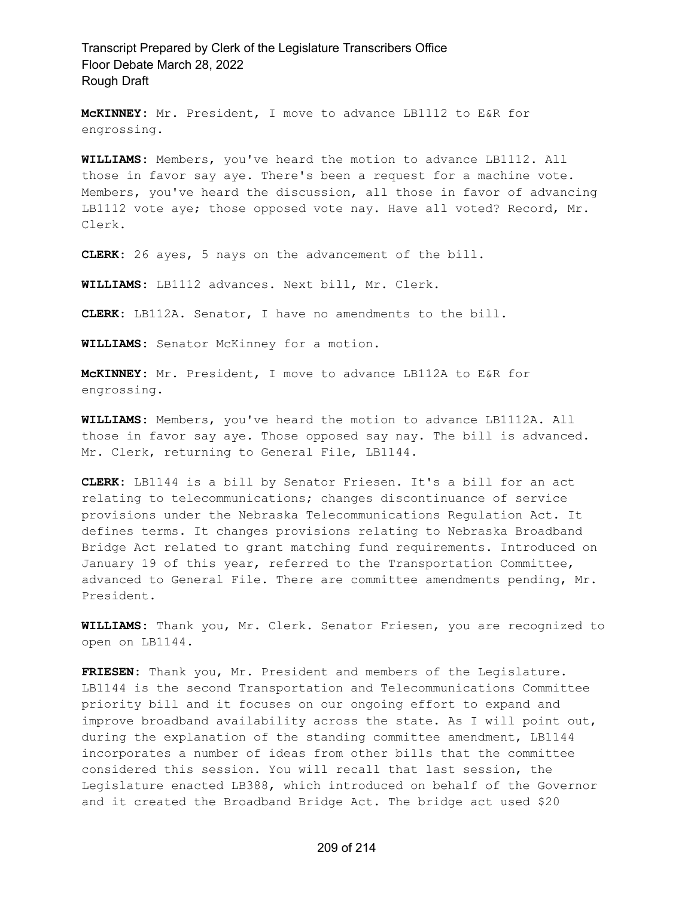**McKINNEY:** Mr. President, I move to advance LB1112 to E&R for engrossing.

**WILLIAMS:** Members, you've heard the motion to advance LB1112. All those in favor say aye. There's been a request for a machine vote. Members, you've heard the discussion, all those in favor of advancing LB1112 vote aye; those opposed vote nay. Have all voted? Record, Mr. Clerk.

**CLERK:** 26 ayes, 5 nays on the advancement of the bill.

**WILLIAMS:** LB1112 advances. Next bill, Mr. Clerk.

**CLERK:** LB112A. Senator, I have no amendments to the bill.

**WILLIAMS:** Senator McKinney for a motion.

**McKINNEY:** Mr. President, I move to advance LB112A to E&R for engrossing.

**WILLIAMS:** Members, you've heard the motion to advance LB1112A. All those in favor say aye. Those opposed say nay. The bill is advanced. Mr. Clerk, returning to General File, LB1144.

**CLERK:** LB1144 is a bill by Senator Friesen. It's a bill for an act relating to telecommunications; changes discontinuance of service provisions under the Nebraska Telecommunications Regulation Act. It defines terms. It changes provisions relating to Nebraska Broadband Bridge Act related to grant matching fund requirements. Introduced on January 19 of this year, referred to the Transportation Committee, advanced to General File. There are committee amendments pending, Mr. President.

**WILLIAMS:** Thank you, Mr. Clerk. Senator Friesen, you are recognized to open on LB1144.

**FRIESEN:** Thank you, Mr. President and members of the Legislature. LB1144 is the second Transportation and Telecommunications Committee priority bill and it focuses on our ongoing effort to expand and improve broadband availability across the state. As I will point out, during the explanation of the standing committee amendment, LB1144 incorporates a number of ideas from other bills that the committee considered this session. You will recall that last session, the Legislature enacted LB388, which introduced on behalf of the Governor and it created the Broadband Bridge Act. The bridge act used $20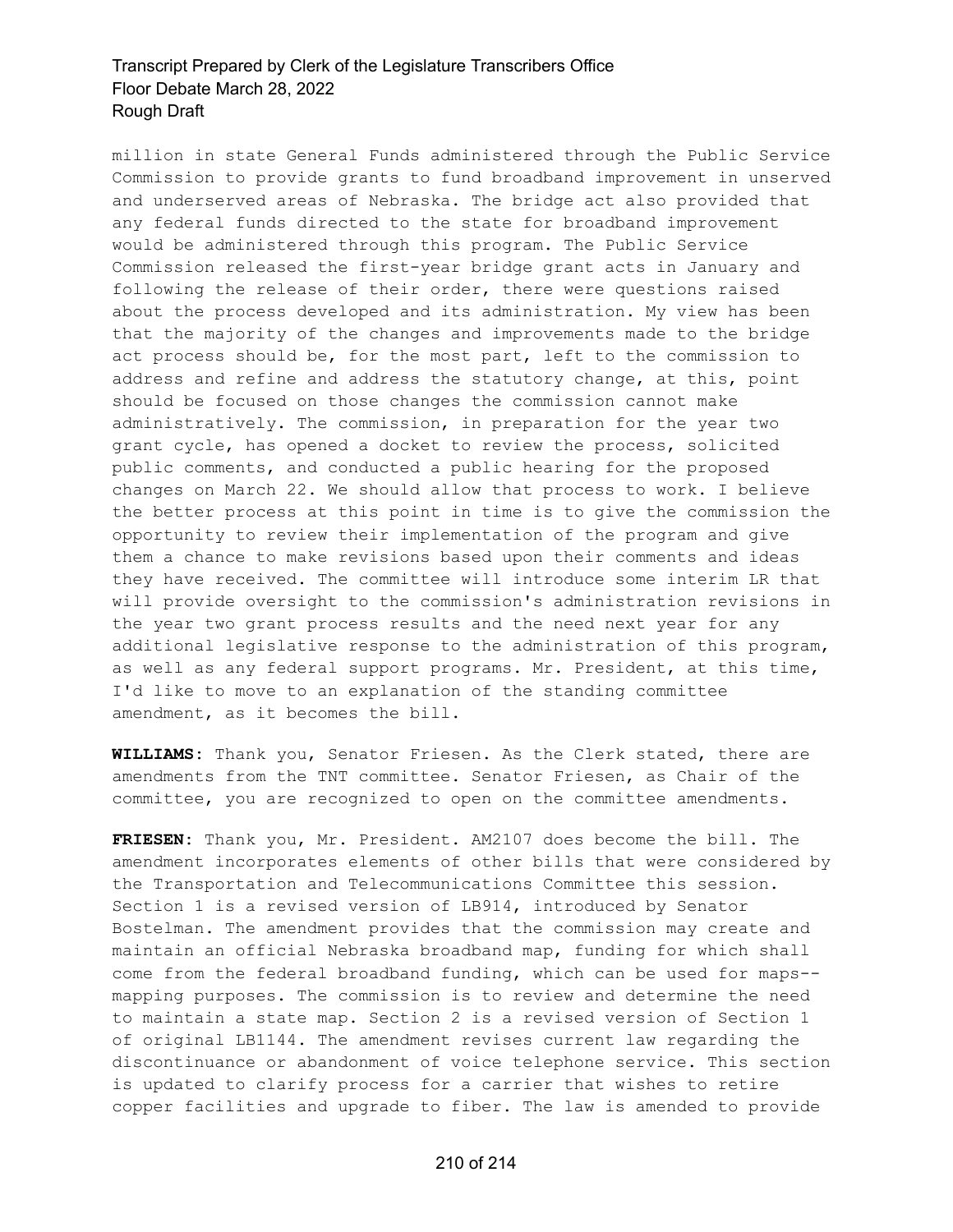million in state General Funds administered through the Public Service Commission to provide grants to fund broadband improvement in unserved and underserved areas of Nebraska. The bridge act also provided that any federal funds directed to the state for broadband improvement would be administered through this program. The Public Service Commission released the first-year bridge grant acts in January and following the release of their order, there were questions raised about the process developed and its administration. My view has been that the majority of the changes and improvements made to the bridge act process should be, for the most part, left to the commission to address and refine and address the statutory change, at this, point should be focused on those changes the commission cannot make administratively. The commission, in preparation for the year two grant cycle, has opened a docket to review the process, solicited public comments, and conducted a public hearing for the proposed changes on March 22. We should allow that process to work. I believe the better process at this point in time is to give the commission the opportunity to review their implementation of the program and give them a chance to make revisions based upon their comments and ideas they have received. The committee will introduce some interim LR that will provide oversight to the commission's administration revisions in the year two grant process results and the need next year for any additional legislative response to the administration of this program, as well as any federal support programs. Mr. President, at this time, I'd like to move to an explanation of the standing committee amendment, as it becomes the bill.

**WILLIAMS:** Thank you, Senator Friesen. As the Clerk stated, there are amendments from the TNT committee. Senator Friesen, as Chair of the committee, you are recognized to open on the committee amendments.

**FRIESEN:** Thank you, Mr. President. AM2107 does become the bill. The amendment incorporates elements of other bills that were considered by the Transportation and Telecommunications Committee this session. Section 1 is a revised version of LB914, introduced by Senator Bostelman. The amendment provides that the commission may create and maintain an official Nebraska broadband map, funding for which shall come from the federal broadband funding, which can be used for maps-- mapping purposes. The commission is to review and determine the need to maintain a state map. Section 2 is a revised version of Section 1 of original LB1144. The amendment revises current law regarding the discontinuance or abandonment of voice telephone service. This section is updated to clarify process for a carrier that wishes to retire copper facilities and upgrade to fiber. The law is amended to provide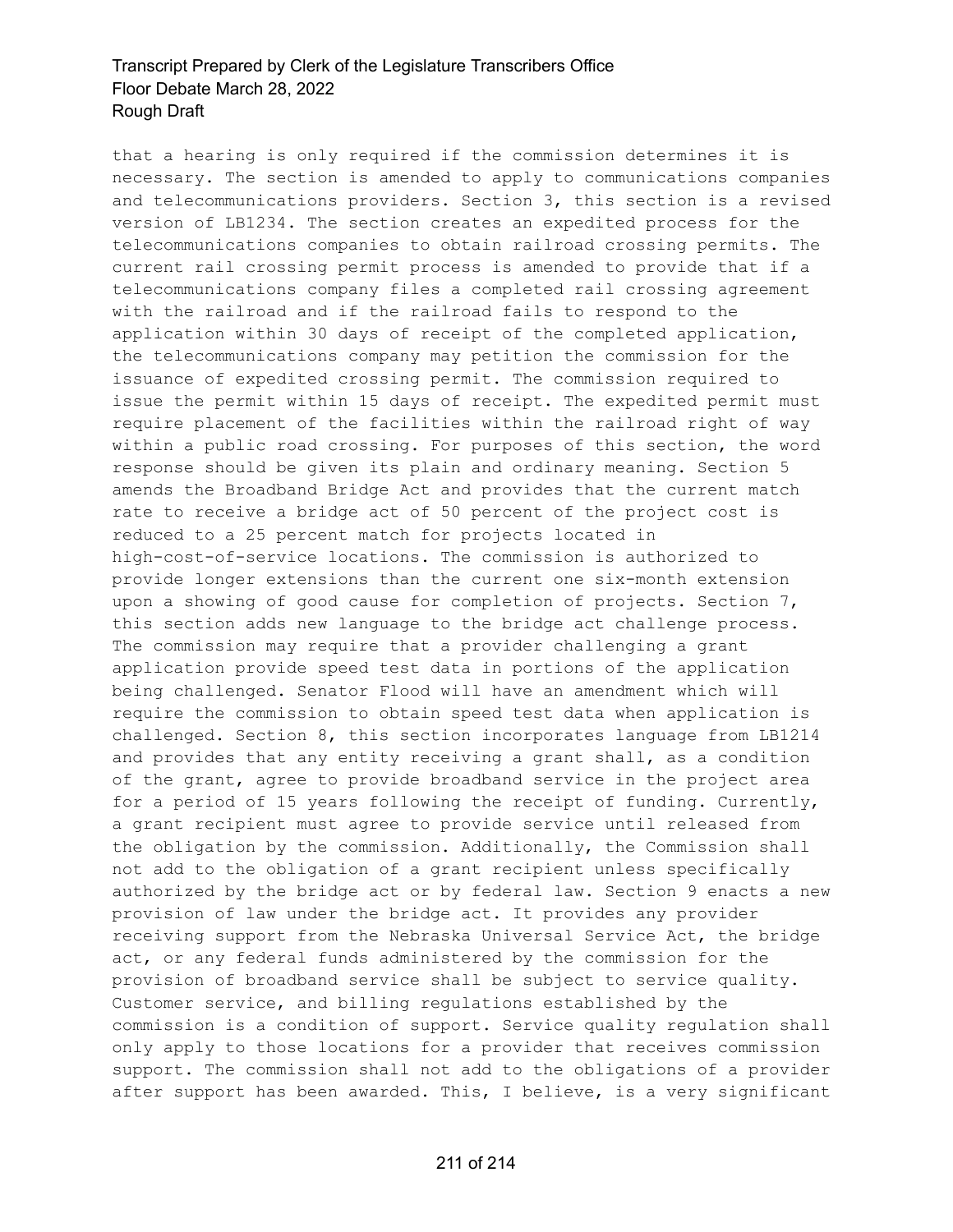that a hearing is only required if the commission determines it is necessary. The section is amended to apply to communications companies and telecommunications providers. Section 3, this section is a revised version of LB1234. The section creates an expedited process for the telecommunications companies to obtain railroad crossing permits. The current rail crossing permit process is amended to provide that if a telecommunications company files a completed rail crossing agreement with the railroad and if the railroad fails to respond to the application within 30 days of receipt of the completed application, the telecommunications company may petition the commission for the issuance of expedited crossing permit. The commission required to issue the permit within 15 days of receipt. The expedited permit must require placement of the facilities within the railroad right of way within a public road crossing. For purposes of this section, the word response should be given its plain and ordinary meaning. Section 5 amends the Broadband Bridge Act and provides that the current match rate to receive a bridge act of 50 percent of the project cost is reduced to a 25 percent match for projects located in high-cost-of-service locations. The commission is authorized to provide longer extensions than the current one six-month extension upon a showing of good cause for completion of projects. Section 7, this section adds new language to the bridge act challenge process. The commission may require that a provider challenging a grant application provide speed test data in portions of the application being challenged. Senator Flood will have an amendment which will require the commission to obtain speed test data when application is challenged. Section 8, this section incorporates language from LB1214 and provides that any entity receiving a grant shall, as a condition of the grant, agree to provide broadband service in the project area for a period of 15 years following the receipt of funding. Currently, a grant recipient must agree to provide service until released from the obligation by the commission. Additionally, the Commission shall not add to the obligation of a grant recipient unless specifically authorized by the bridge act or by federal law. Section 9 enacts a new provision of law under the bridge act. It provides any provider receiving support from the Nebraska Universal Service Act, the bridge act, or any federal funds administered by the commission for the provision of broadband service shall be subject to service quality. Customer service, and billing regulations established by the commission is a condition of support. Service quality regulation shall only apply to those locations for a provider that receives commission support. The commission shall not add to the obligations of a provider after support has been awarded. This, I believe, is a very significant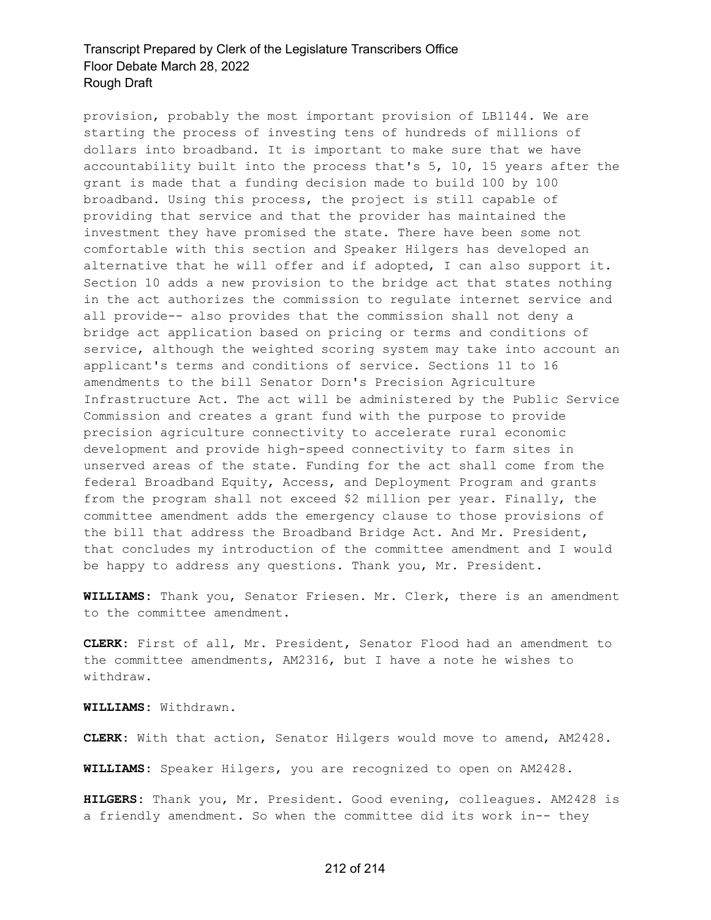provision, probably the most important provision of LB1144. We are starting the process of investing tens of hundreds of millions of dollars into broadband. It is important to make sure that we have accountability built into the process that's 5, 10, 15 years after the grant is made that a funding decision made to build 100 by 100 broadband. Using this process, the project is still capable of providing that service and that the provider has maintained the investment they have promised the state. There have been some not comfortable with this section and Speaker Hilgers has developed an alternative that he will offer and if adopted, I can also support it. Section 10 adds a new provision to the bridge act that states nothing in the act authorizes the commission to regulate internet service and all provide-- also provides that the commission shall not deny a bridge act application based on pricing or terms and conditions of service, although the weighted scoring system may take into account an applicant's terms and conditions of service. Sections 11 to 16 amendments to the bill Senator Dorn's Precision Agriculture Infrastructure Act. The act will be administered by the Public Service Commission and creates a grant fund with the purpose to provide precision agriculture connectivity to accelerate rural economic development and provide high-speed connectivity to farm sites in unserved areas of the state. Funding for the act shall come from the federal Broadband Equity, Access, and Deployment Program and grants from the program shall not exceed $2 million per year. Finally, the committee amendment adds the emergency clause to those provisions of the bill that address the Broadband Bridge Act. And Mr. President, that concludes my introduction of the committee amendment and I would be happy to address any questions. Thank you, Mr. President.

**WILLIAMS:** Thank you, Senator Friesen. Mr. Clerk, there is an amendment to the committee amendment.

**CLERK:** First of all, Mr. President, Senator Flood had an amendment to the committee amendments, AM2316, but I have a note he wishes to withdraw.

**WILLIAMS:** Withdrawn.

**CLERK:** With that action, Senator Hilgers would move to amend, AM2428.

**WILLIAMS:** Speaker Hilgers, you are recognized to open on AM2428.

**HILGERS:** Thank you, Mr. President. Good evening, colleagues. AM2428 is a friendly amendment. So when the committee did its work in-- they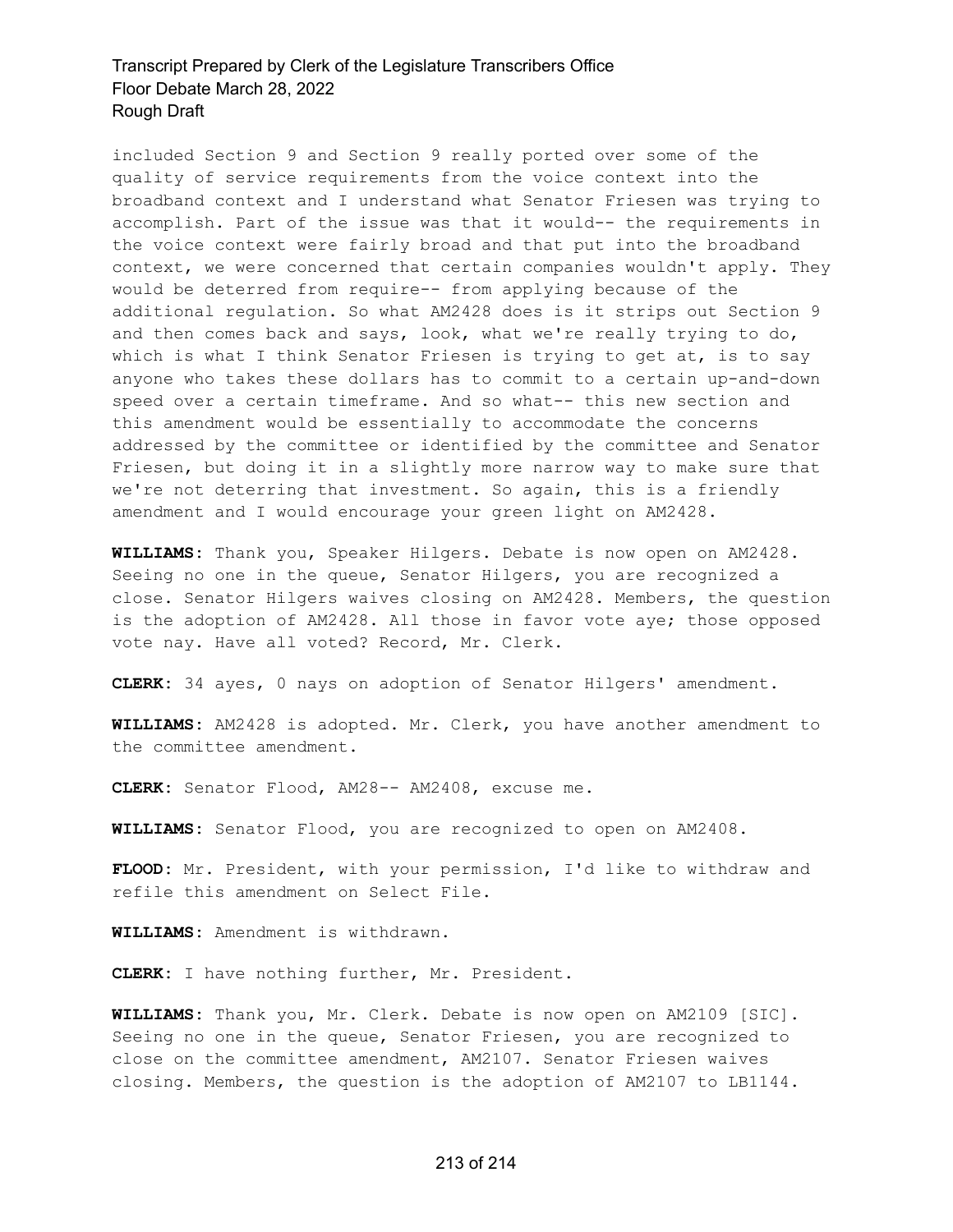included Section 9 and Section 9 really ported over some of the quality of service requirements from the voice context into the broadband context and I understand what Senator Friesen was trying to accomplish. Part of the issue was that it would-- the requirements in the voice context were fairly broad and that put into the broadband context, we were concerned that certain companies wouldn't apply. They would be deterred from require-- from applying because of the additional regulation. So what AM2428 does is it strips out Section 9 and then comes back and says, look, what we're really trying to do, which is what I think Senator Friesen is trying to get at, is to say anyone who takes these dollars has to commit to a certain up-and-down speed over a certain timeframe. And so what-- this new section and this amendment would be essentially to accommodate the concerns addressed by the committee or identified by the committee and Senator Friesen, but doing it in a slightly more narrow way to make sure that we're not deterring that investment. So again, this is a friendly amendment and I would encourage your green light on AM2428.

**WILLIAMS:** Thank you, Speaker Hilgers. Debate is now open on AM2428. Seeing no one in the queue, Senator Hilgers, you are recognized a close. Senator Hilgers waives closing on AM2428. Members, the question is the adoption of AM2428. All those in favor vote aye; those opposed vote nay. Have all voted? Record, Mr. Clerk.

**CLERK:** 34 ayes, 0 nays on adoption of Senator Hilgers' amendment.

**WILLIAMS:** AM2428 is adopted. Mr. Clerk, you have another amendment to the committee amendment.

**CLERK:** Senator Flood, AM28-- AM2408, excuse me.

**WILLIAMS:** Senator Flood, you are recognized to open on AM2408.

**FLOOD:** Mr. President, with your permission, I'd like to withdraw and refile this amendment on Select File.

**WILLIAMS:** Amendment is withdrawn.

**CLERK:** I have nothing further, Mr. President.

**WILLIAMS:** Thank you, Mr. Clerk. Debate is now open on AM2109 [SIC]. Seeing no one in the queue, Senator Friesen, you are recognized to close on the committee amendment, AM2107. Senator Friesen waives closing. Members, the question is the adoption of AM2107 to LB1144.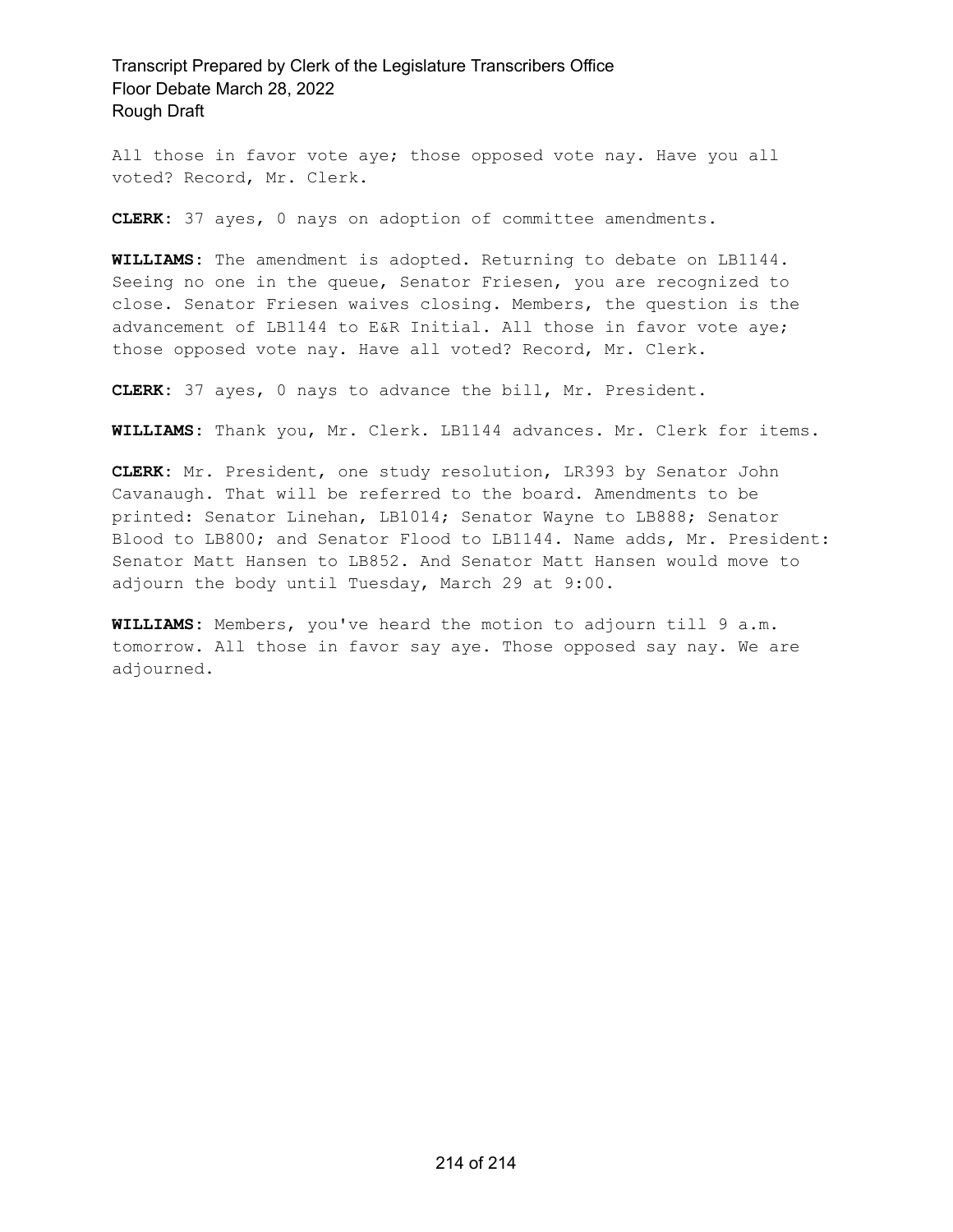All those in favor vote aye; those opposed vote nay. Have you all voted? Record, Mr. Clerk.

**CLERK**: 37 ayes, 0 nays on adoption of committee amendments.

**WILLIAMS**: The amendment is adopted. Returning to debate on LB1144. Seeing no one in the queue, Senator Friesen, you are recognized to close. Senator Friesen waives closing. Members, the question is the advancement of LB1144 to E&R Initial. All those in favor vote aye; those opposed vote nay. Have all voted? Record, Mr. Clerk.

**CLERK**: 37 ayes, 0 nays to advance the bill, Mr. President.

**WILLIAMS**: Thank you, Mr. Clerk. LB1144 advances. Mr. Clerk for items.

**CLERK**: Mr. President, one study resolution, LR393 by Senator John Cavanaugh. That will be referred to the board. Amendments to be printed: Senator Linehan, LB1014; Senator Wayne to LB888; Senator Blood to LB800; and Senator Flood to LB1144. Name adds, Mr. President: Senator Matt Hansen to LB852. And Senator Matt Hansen would move to adjourn the body until Tuesday, March 29 at 9:00.

**WILLIAMS**: Members, you've heard the motion to adjourn till 9 a.m. tomorrow. All those in favor say aye. Those opposed say nay. We are adjourned.